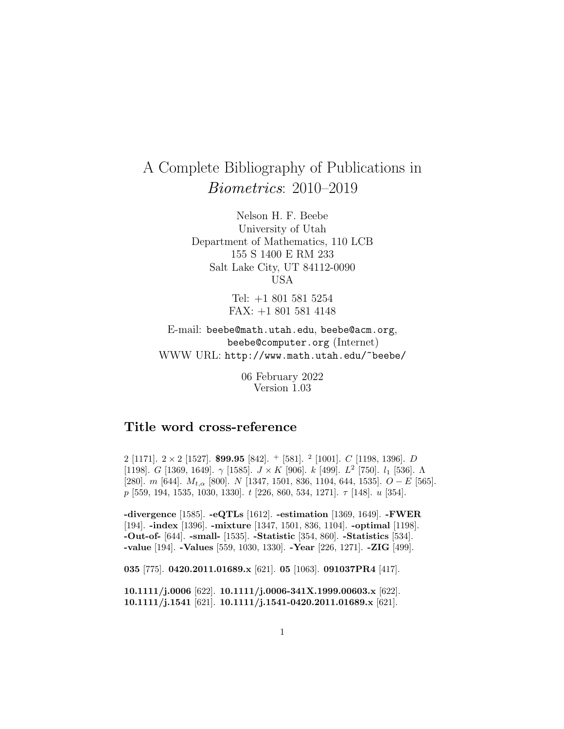# A Complete Bibliography of Publications in *Biometrics*: 2010–2019

Nelson H. F. Beebe
University of Utah
Department of Mathematics, 110 LCB
155 S 1400 E RM 233
Salt Lake City, UT 84112-0090
USA

Tel: +1 801 581 5254
FAX: +1 801 581 4148

E-mail: `beebe@math.utah.edu`, `beebe@acm.org`, `beebe@computer.org` (Internet)
WWW URL: `http://www.math.utah.edu/~beebe/`

06 February 2022
Version 1.03

## Title word cross-reference

2 [1171]. $2 \times 2$ [1527]. **$99.95** [842]. $^{+}$ [581]. $^{2}$ [1001]. $C$ [1198, 1396]. $D$ [1198]. $G$ [1369, 1649]. $\gamma$ [1585]. $J \times K$ [906]. $k$ [499]. $L^2$ [750]. $l_1$ [536]. $\Lambda$ [280]. $m$ [644]. $M_{t,\alpha}$ [800]. $N$ [1347, 1501, 836, 1104, 644, 1535]. $O - E$ [565]. $p$ [559, 194, 1535, 1030, 1330]. $t$ [226, 860, 534, 1271]. $\tau$ [148]. $u$ [354].

**-divergence** [1585]. **-eQTLs** [1612]. **-estimation** [1369, 1649]. **-FWER** [194]. **-index** [1396]. **-mixture** [1347, 1501, 836, 1104]. **-optimal** [1198]. **-Out-of-** [644]. **-small-** [1535]. **-Statistic** [354, 860]. **-Statistics** [534]. **-value** [194]. **-Values** [559, 1030, 1330]. **-Year** [226, 1271]. **-ZIG** [499].

**035** [775]. **0420.2011.01689.x** [621]. **05** [1063]. **091037PR4** [417].

**10.1111/j.0006** [622]. **10.1111/j.0006-341X.1999.00603.x** [622]. **10.1111/j.1541** [621]. **10.1111/j.1541-0420.2011.01689.x** [621].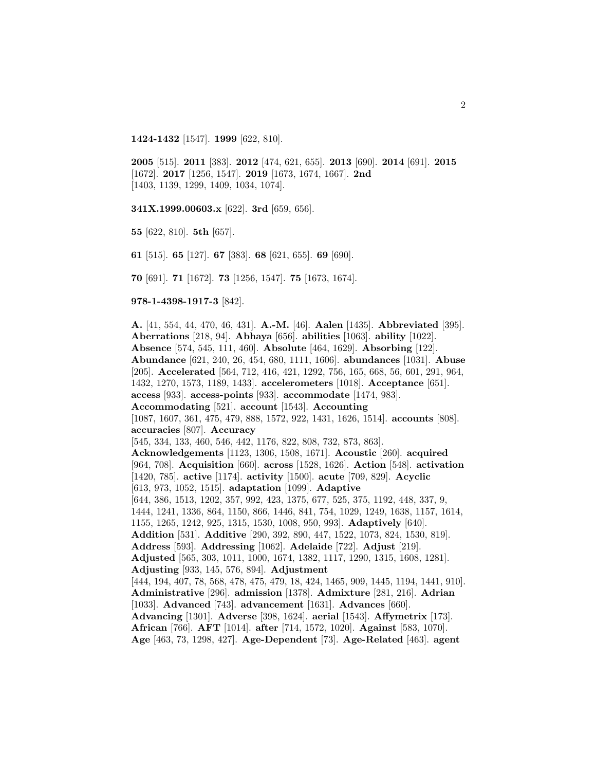**1424-1432** [1547]. **1999** [622, 810].

**2005** [515]. **2011** [383]. **2012** [474, 621, 655]. **2013** [690]. **2014** [691]. **2015** [1672]. **2017** [1256, 1547]. **2019** [1673, 1674, 1667]. **2nd** [1403, 1139, 1299, 1409, 1034, 1074].

**341X.1999.00603.x** [622]. **3rd** [659, 656].

**55** [622, 810]. **5th** [657].

**61** [515]. **65** [127]. **67** [383]. **68** [621, 655]. **69** [690].

**70** [691]. **71** [1672]. **73** [1256, 1547]. **75** [1673, 1674].

**978-1-4398-1917-3** [842].

**A.** [41, 554, 44, 470, 46, 431]. **A.-M.** [46]. **Aalen** [1435]. **Abbreviated** [395]. **Aberrations** [218, 94]. **Abhaya** [656]. **abilities** [1063]. **ability** [1022]. **Absence** [574, 545, 111, 460]. **Absolute** [464, 1629]. **Absorbing** [122]. **Abundance** [621, 240, 26, 454, 680, 1111, 1606]. **abundances** [1031]. **Abuse** [205]. **Accelerated** [564, 712, 416, 421, 1292, 756, 165, 668, 56, 601, 291, 964, 1432, 1270, 1573, 1189, 1433]. **accelerometers** [1018]. **Acceptance** [651]. **access** [933]. **access-points** [933]. **accommodate** [1474, 983]. **Accommodating** [521]. **account** [1543]. **Accounting** [1087, 1607, 361, 475, 479, 888, 1572, 922, 1431, 1626, 1514]. **accounts** [808]. **accuracies** [807]. **Accuracy** [545, 334, 133, 460, 546, 442, 1176, 822, 808, 732, 873, 863]. **Acknowledgements** [1123, 1306, 1508, 1671]. **Acoustic** [260]. **acquired** [964, 708]. **Acquisition** [660]. **across** [1528, 1626]. **Action** [548]. **activation** [1420, 785]. **active** [1174]. **activity** [1500]. **acute** [709, 829]. **Acyclic** [613, 973, 1052, 1515]. **adaptation** [1099]. **Adaptive** [644, 386, 1513, 1202, 357, 992, 423, 1375, 677, 525, 375, 1192, 448, 337, 9, 1444, 1241, 1336, 864, 1150, 866, 1446, 841, 754, 1029, 1249, 1638, 1157, 1614, 1155, 1265, 1242, 925, 1315, 1530, 1008, 950, 993]. **Adaptively** [640]. **Addition** [531]. **Additive** [290, 392, 890, 447, 1522, 1073, 824, 1530, 819]. **Address** [593]. **Addressing** [1062]. **Adelaide** [722]. **Adjust** [219]. **Adjusted** [565, 303, 1011, 1000, 1674, 1382, 1117, 1290, 1315, 1608, 1281]. **Adjusting** [933, 145, 576, 894]. **Adjustment** [444, 194, 407, 78, 568, 478, 475, 479, 18, 424, 1465, 909, 1445, 1194, 1441, 910]. **Administrative** [296]. **admission** [1378]. **Admixture** [281, 216]. **Adrian** [1033]. **Advanced** [743]. **advancement** [1631]. **Advances** [660]. **Advancing** [1301]. **Adverse** [398, 1624]. **aerial** [1543]. **Affymetrix** [173]. **African** [766]. **AFT** [1014]. **after** [714, 1572, 1020]. **Against** [583, 1070]. **Age** [463, 73, 1298, 427]. **Age-Dependent** [73]. **Age-Related** [463]. **agent**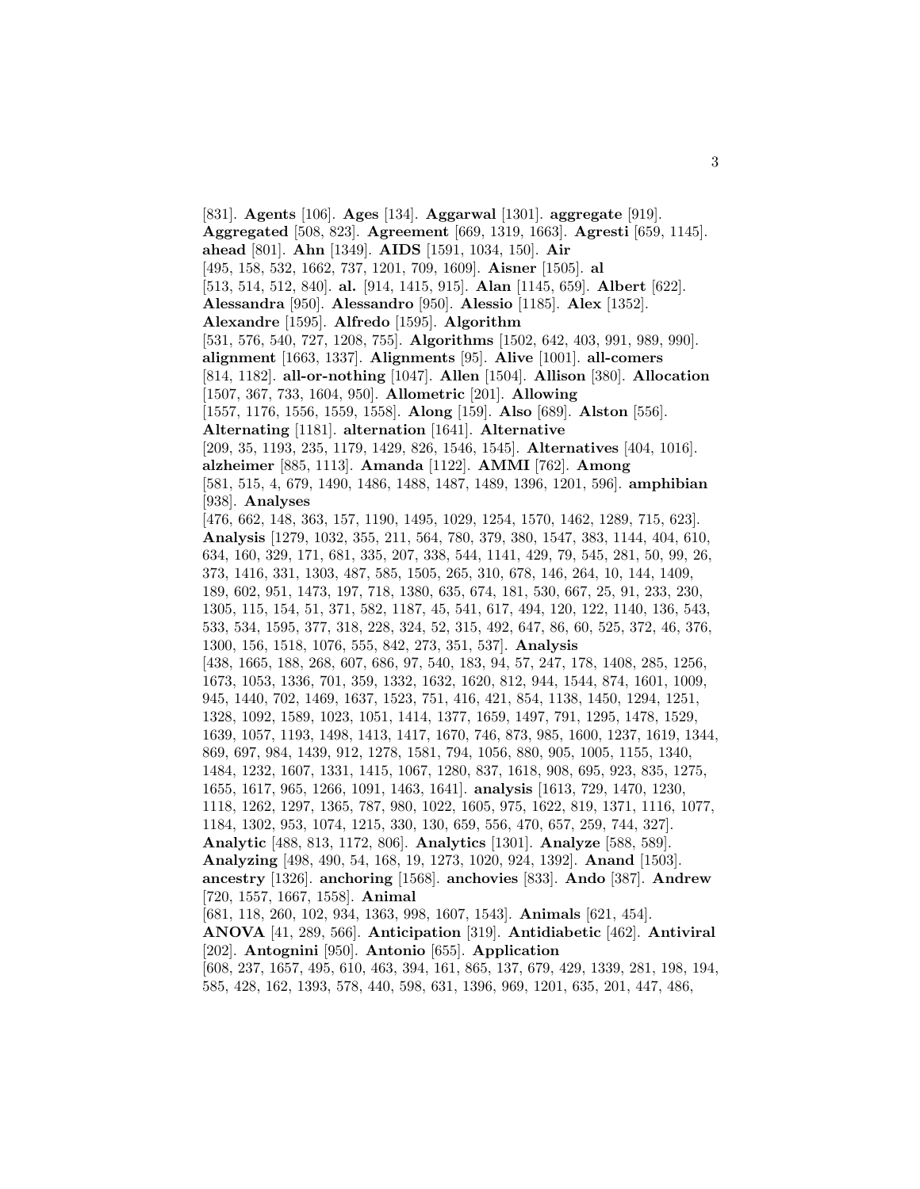[831]. **Agents** [106]. **Ages** [134]. **Aggarwal** [1301]. **aggregate** [919]. **Aggregated** [508, 823]. **Agreement** [669, 1319, 1663]. **Agresti** [659, 1145]. **ahead** [801]. **Ahn** [1349]. **AIDS** [1591, 1034, 150]. **Air** [495, 158, 532, 1662, 737, 1201, 709, 1609]. **Aisner** [1505]. **al** [513, 514, 512, 840]. **al.** [914, 1415, 915]. **Alan** [1145, 659]. **Albert** [622]. **Alessandra** [950]. **Alessandro** [950]. **Alessio** [1185]. **Alex** [1352]. **Alexandre** [1595]. **Alfredo** [1595]. **Algorithm** [531, 576, 540, 727, 1208, 755]. **Algorithms** [1502, 642, 403, 991, 989, 990]. **alignment** [1663, 1337]. **Alignments** [95]. **Alive** [1001]. **all-comers** [814, 1182]. **all-or-nothing** [1047]. **Allen** [1504]. **Allison** [380]. **Allocation** [1507, 367, 733, 1604, 950]. **Allometric** [201]. **Allowing** [1557, 1176, 1556, 1559, 1558]. **Along** [159]. **Also** [689]. **Alston** [556]. **Alternating** [1181]. **alternation** [1641]. **Alternative** [209, 35, 1193, 235, 1179, 1429, 826, 1546, 1545]. **Alternatives** [404, 1016]. **alzheimer** [885, 1113]. **Amanda** [1122]. **AMMI** [762]. **Among** [581, 515, 4, 679, 1490, 1486, 1488, 1487, 1489, 1396, 1201, 596]. **amphibian** [938]. **Analyses** [476, 662, 148, 363, 157, 1190, 1495, 1029, 1254, 1570, 1462, 1289, 715, 623]. **Analysis** [1279, 1032, 355, 211, 564, 780, 379, 380, 1547, 383, 1144, 404, 610, 634, 160, 329, 171, 681, 335, 207, 338, 544, 1141, 429, 79, 545, 281, 50, 99, 26, 373, 1416, 331, 1303, 487, 585, 1505, 265, 310, 678, 146, 264, 10, 144, 1409, 189, 602, 951, 1473, 197, 718, 1380, 635, 674, 181, 530, 667, 25, 91, 233, 230, 1305, 115, 154, 51, 371, 582, 1187, 45, 541, 617, 494, 120, 122, 1140, 136, 543, 533, 534, 1595, 377, 318, 228, 324, 52, 315, 492, 647, 86, 60, 525, 372, 46, 376, 1300, 156, 1518, 1076, 555, 842, 273, 351, 537]. **Analysis** [438, 1665, 188, 268, 607, 686, 97, 540, 183, 94, 57, 247, 178, 1408, 285, 1256, 1673, 1053, 1336, 701, 359, 1332, 1632, 1620, 812, 944, 1544, 874, 1601, 1009, 945, 1440, 702, 1469, 1637, 1523, 751, 416, 421, 854, 1138, 1450, 1294, 1251, 1328, 1092, 1589, 1023, 1051, 1414, 1377, 1659, 1497, 791, 1295, 1478, 1529, 1639, 1057, 1193, 1498, 1413, 1417, 1670, 746, 873, 985, 1600, 1237, 1619, 1344, 869, 697, 984, 1439, 912, 1278, 1581, 794, 1056, 880, 905, 1005, 1155, 1340, 1484, 1232, 1607, 1331, 1415, 1067, 1280, 837, 1618, 908, 695, 923, 835, 1275, 1655, 1617, 965, 1266, 1091, 1463, 1641]. **analysis** [1613, 729, 1470, 1230, 1118, 1262, 1297, 1365, 787, 980, 1022, 1605, 975, 1622, 819, 1371, 1116, 1077, 1184, 1302, 953, 1074, 1215, 330, 130, 659, 556, 470, 657, 259, 744, 327]. **Analytic** [488, 813, 1172, 806]. **Analytics** [1301]. **Analyze** [588, 589]. **Analyzing** [498, 490, 54, 168, 19, 1273, 1020, 924, 1392]. **Anand** [1503]. **ancestry** [1326]. **anchoring** [1568]. **anchovies** [833]. **Ando** [387]. **Andrew** [720, 1557, 1667, 1558]. **Animal** [681, 118, 260, 102, 934, 1363, 998, 1607, 1543]. **Animals** [621, 454]. **ANOVA** [41, 289, 566]. **Anticipation** [319]. **Antidiabetic** [462]. **Antiviral** [202]. **Antognini** [950]. **Antonio** [655]. **Application** [608, 237, 1657, 495, 610, 463, 394, 161, 865, 137, 679, 429, 1339, 281, 198, 194, 585, 428, 162, 1393, 578, 440, 598, 631, 1396, 969, 1201, 635, 201, 447, 486,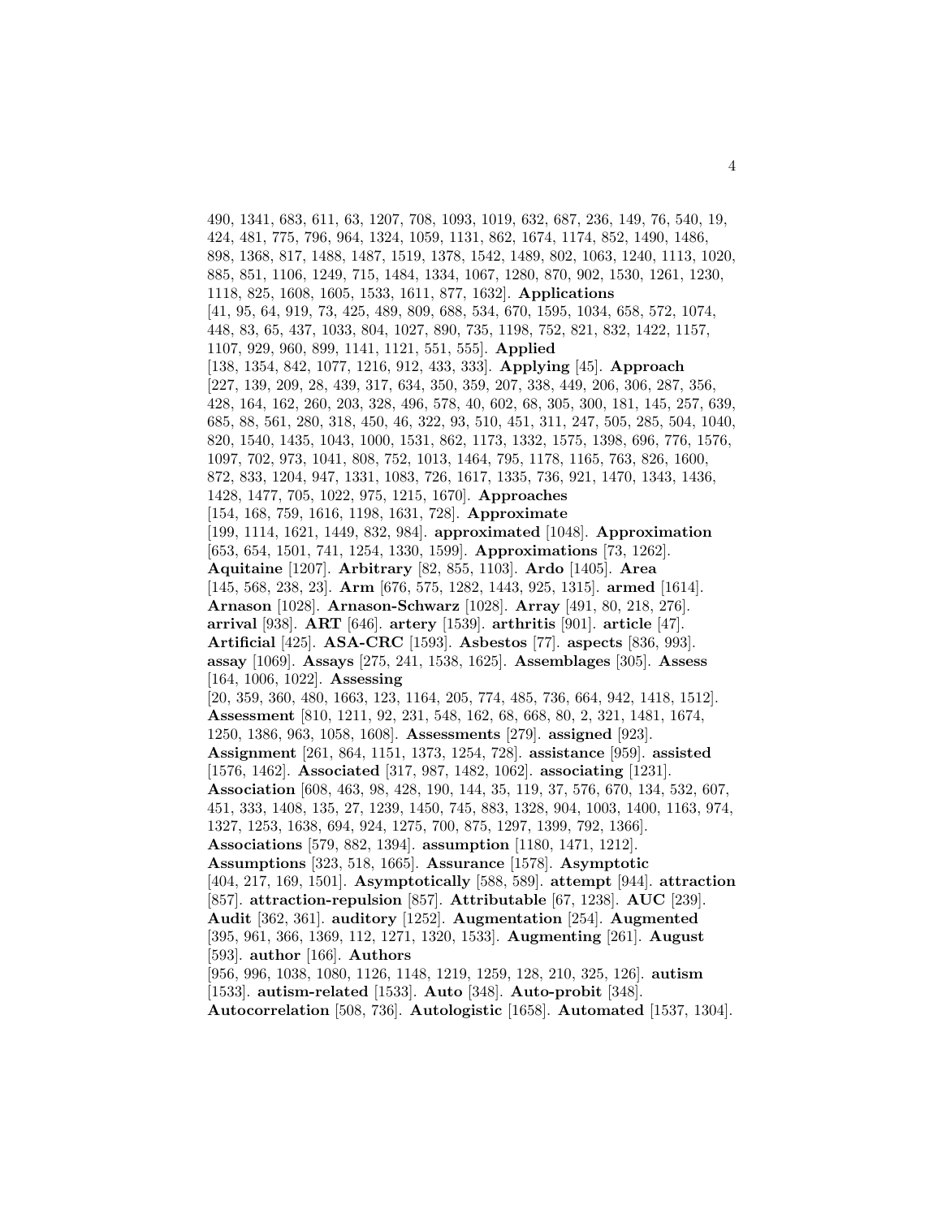490, 1341, 683, 611, 63, 1207, 708, 1093, 1019, 632, 687, 236, 149, 76, 540, 19, 424, 481, 775, 796, 964, 1324, 1059, 1131, 862, 1674, 1174, 852, 1490, 1486, 898, 1368, 817, 1488, 1487, 1519, 1378, 1542, 1489, 802, 1063, 1240, 1113, 1020, 885, 851, 1106, 1249, 715, 1484, 1334, 1067, 1280, 870, 902, 1530, 1261, 1230, 1118, 825, 1608, 1605, 1533, 1611, 877, 1632]. **Applications** [41, 95, 64, 919, 73, 425, 489, 809, 688, 534, 670, 1595, 1034, 658, 572, 1074, 448, 83, 65, 437, 1033, 804, 1027, 890, 735, 1198, 752, 821, 832, 1422, 1157, 1107, 929, 960, 899, 1141, 1121, 551, 555]. **Applied** [138, 1354, 842, 1077, 1216, 912, 433, 333]. **Applying** [45]. **Approach** [227, 139, 209, 28, 439, 317, 634, 350, 359, 207, 338, 449, 206, 306, 287, 356, 428, 164, 162, 260, 203, 328, 496, 578, 40, 602, 68, 305, 300, 181, 145, 257, 639, 685, 88, 561, 280, 318, 450, 46, 322, 93, 510, 451, 311, 247, 505, 285, 504, 1040, 820, 1540, 1435, 1043, 1000, 1531, 862, 1173, 1332, 1575, 1398, 696, 776, 1576, 1097, 702, 973, 1041, 808, 752, 1013, 1464, 795, 1178, 1165, 763, 826, 1600, 872, 833, 1204, 947, 1331, 1083, 726, 1617, 1335, 736, 921, 1470, 1343, 1436, 1428, 1477, 705, 1022, 975, 1215, 1670]. **Approaches** [154, 168, 759, 1616, 1198, 1631, 728]. **Approximate** [199, 1114, 1621, 1449, 832, 984]. **approximated** [1048]. **Approximation** [653, 654, 1501, 741, 1254, 1330, 1599]. **Approximations** [73, 1262]. **Aquitaine** [1207]. **Arbitrary** [82, 855, 1103]. **Ardo** [1405]. **Area** [145, 568, 238, 23]. **Arm** [676, 575, 1282, 1443, 925, 1315]. **armed** [1614]. **Arnason** [1028]. **Arnason-Schwarz** [1028]. **Array** [491, 80, 218, 276]. **arrival** [938]. **ART** [646]. **artery** [1539]. **arthritis** [901]. **article** [47]. **Artificial** [425]. **ASA-CRC** [1593]. **Asbestos** [77]. **aspects** [836, 993]. **assay** [1069]. **Assays** [275, 241, 1538, 1625]. **Assemblages** [305]. **Assess** [164, 1006, 1022]. **Assessing** [20, 359, 360, 480, 1663, 123, 1164, 205, 774, 485, 736, 664, 942, 1418, 1512]. **Assessment** [810, 1211, 92, 231, 548, 162, 68, 668, 80, 2, 321, 1481, 1674, 1250, 1386, 963, 1058, 1608]. **Assessments** [279]. **assigned** [923]. **Assignment** [261, 864, 1151, 1373, 1254, 728]. **assistance** [959]. **assisted** [1576, 1462]. **Associated** [317, 987, 1482, 1062]. **associating** [1231]. **Association** [608, 463, 98, 428, 190, 144, 35, 119, 37, 576, 670, 134, 532, 607, 451, 333, 1408, 135, 27, 1239, 1450, 745, 883, 1328, 904, 1003, 1400, 1163, 974, 1327, 1253, 1638, 694, 924, 1275, 700, 875, 1297, 1399, 792, 1366]. **Associations** [579, 882, 1394]. **assumption** [1180, 1471, 1212]. **Assumptions** [323, 518, 1665]. **Assurance** [1578]. **Asymptotic** [404, 217, 169, 1501]. **Asymptotically** [588, 589]. **attempt** [944]. **attraction** [857]. **attraction-repulsion** [857]. **Attributable** [67, 1238]. **AUC** [239]. **Audit** [362, 361]. **auditory** [1252]. **Augmentation** [254]. **Augmented** [395, 961, 366, 1369, 112, 1271, 1320, 1533]. **Augmenting** [261]. **August** [593]. **author** [166]. **Authors** [956, 996, 1038, 1080, 1126, 1148, 1219, 1259, 128, 210, 325, 126]. **autism** [1533]. **autism-related** [1533]. **Auto** [348]. **Auto-probit** [348]. **Autocorrelation** [508, 736]. **Autologistic** [1658]. **Automated** [1537, 1304].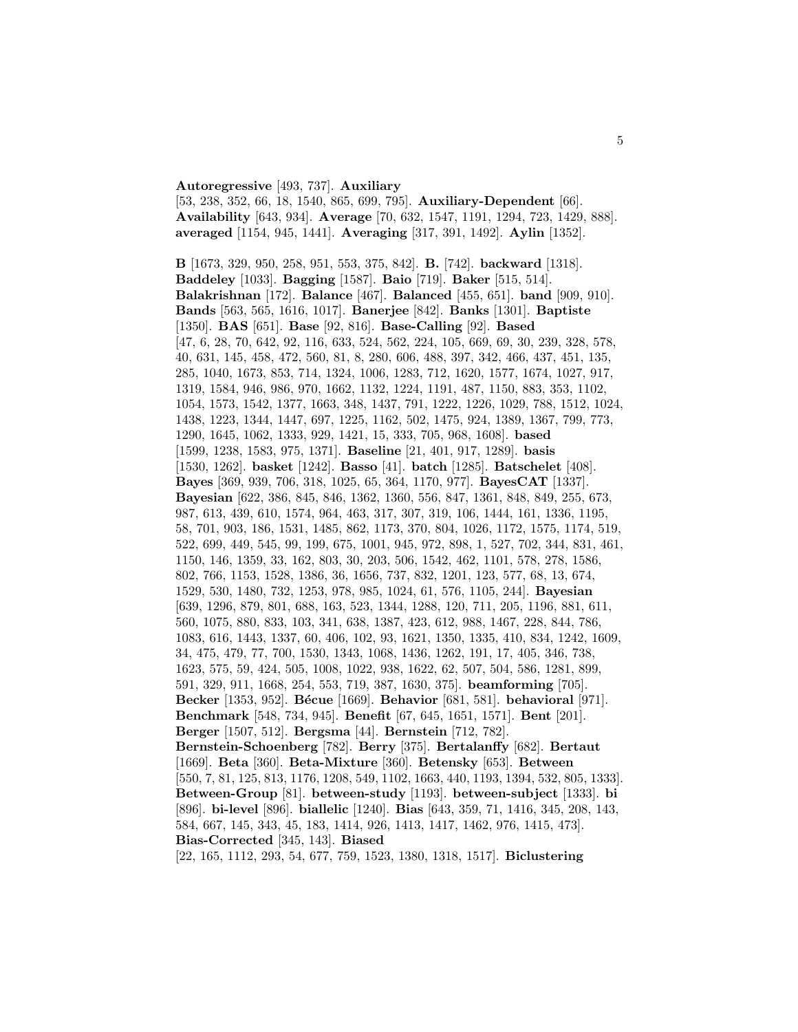**Autoregressive** [493, 737]. **Auxiliary** [53, 238, 352, 66, 18, 1540, 865, 699, 795]. **Auxiliary-Dependent** [66]. **Availability** [643, 934]. **Average** [70, 632, 1547, 1191, 1294, 723, 1429, 888]. **averaged** [1154, 945, 1441]. **Averaging** [317, 391, 1492]. **Aylin** [1352].

**B** [1673, 329, 950, 258, 951, 553, 375, 842]. **B.** [742]. **backward** [1318]. **Baddeley** [1033]. **Bagging** [1587]. **Baio** [719]. **Baker** [515, 514]. **Balakrishnan** [172]. **Balance** [467]. **Balanced** [455, 651]. **band** [909, 910]. **Bands** [563, 565, 1616, 1017]. **Banerjee** [842]. **Banks** [1301]. **Baptiste** [1350]. **BAS** [651]. **Base** [92, 816]. **Base-Calling** [92]. **Based** [47, 6, 28, 70, 642, 92, 116, 633, 524, 562, 224, 105, 669, 69, 30, 239, 328, 578, 40, 631, 145, 458, 472, 560, 81, 8, 280, 606, 488, 397, 342, 466, 437, 451, 135, 285, 1040, 1673, 853, 714, 1324, 1006, 1283, 712, 1620, 1577, 1674, 1027, 917, 1319, 1584, 946, 986, 970, 1662, 1132, 1224, 1191, 487, 1150, 883, 353, 1102, 1054, 1573, 1542, 1377, 1663, 348, 1437, 791, 1222, 1226, 1029, 788, 1512, 1024, 1438, 1223, 1344, 1447, 697, 1225, 1162, 502, 1475, 924, 1389, 1367, 799, 773, 1290, 1645, 1062, 1333, 929, 1421, 15, 333, 705, 968, 1608]. **based** [1599, 1238, 1583, 975, 1371]. **Baseline** [21, 401, 917, 1289]. **basis** [1530, 1262]. **basket** [1242]. **Basso** [41]. **batch** [1285]. **Batschelet** [408]. **Bayes** [369, 939, 706, 318, 1025, 65, 364, 1170, 977]. **BayesCAT** [1337]. **Bayesian** [622, 386, 845, 846, 1362, 1360, 556, 847, 1361, 848, 849, 255, 673, 987, 613, 439, 610, 1574, 964, 463, 317, 307, 319, 106, 1444, 161, 1336, 1195, 58, 701, 903, 186, 1531, 1485, 862, 1173, 370, 804, 1026, 1172, 1575, 1174, 519, 522, 699, 449, 545, 99, 199, 675, 1001, 945, 972, 898, 1, 527, 702, 344, 831, 461, 1150, 146, 1359, 33, 162, 803, 30, 203, 506, 1542, 462, 1101, 578, 278, 1586, 802, 766, 1153, 1528, 1386, 36, 1656, 737, 832, 1201, 123, 577, 68, 13, 674, 1529, 530, 1480, 732, 1253, 978, 985, 1024, 61, 576, 1105, 244]. **Bayesian** [639, 1296, 879, 801, 688, 163, 523, 1344, 1288, 120, 711, 205, 1196, 881, 611, 560, 1075, 880, 833, 103, 341, 638, 1387, 423, 612, 988, 1467, 228, 844, 786, 1083, 616, 1443, 1337, 60, 406, 102, 93, 1621, 1350, 1335, 410, 834, 1242, 1609, 34, 475, 479, 77, 700, 1530, 1343, 1068, 1436, 1262, 191, 17, 405, 346, 738, 1623, 575, 59, 424, 505, 1008, 1022, 938, 1622, 62, 507, 504, 586, 1281, 899, 591, 329, 911, 1668, 254, 553, 719, 387, 1630, 375]. **beamforming** [705]. **Becker** [1353, 952]. **Bécue** [1669]. **Behavior** [681, 581]. **behavioral** [971]. **Benchmark** [548, 734, 945]. **Benefit** [67, 645, 1651, 1571]. **Bent** [201]. **Berger** [1507, 512]. **Bergsma** [44]. **Bernstein** [712, 782]. **Bernstein-Schoenberg** [782]. **Berry** [375]. **Bertalanffy** [682]. **Bertaut** [1669]. **Beta** [360]. **Beta-Mixture** [360]. **Betensky** [653]. **Between** [550, 7, 81, 125, 813, 1176, 1208, 549, 1102, 1663, 440, 1193, 1394, 532, 805, 1333]. **Between-Group** [81]. **between-study** [1193]. **between-subject** [1333]. **bi** [896]. **bi-level** [896]. **biallelic** [1240]. **Bias** [643, 359, 71, 1416, 345, 208, 143, 584, 667, 145, 343, 45, 183, 1414, 926, 1413, 1417, 1462, 976, 1415, 473]. **Bias-Corrected** [345, 143]. **Biased** [22, 165, 1112, 293, 54, 677, 759, 1523, 1380, 1318, 1517]. **Biclustering**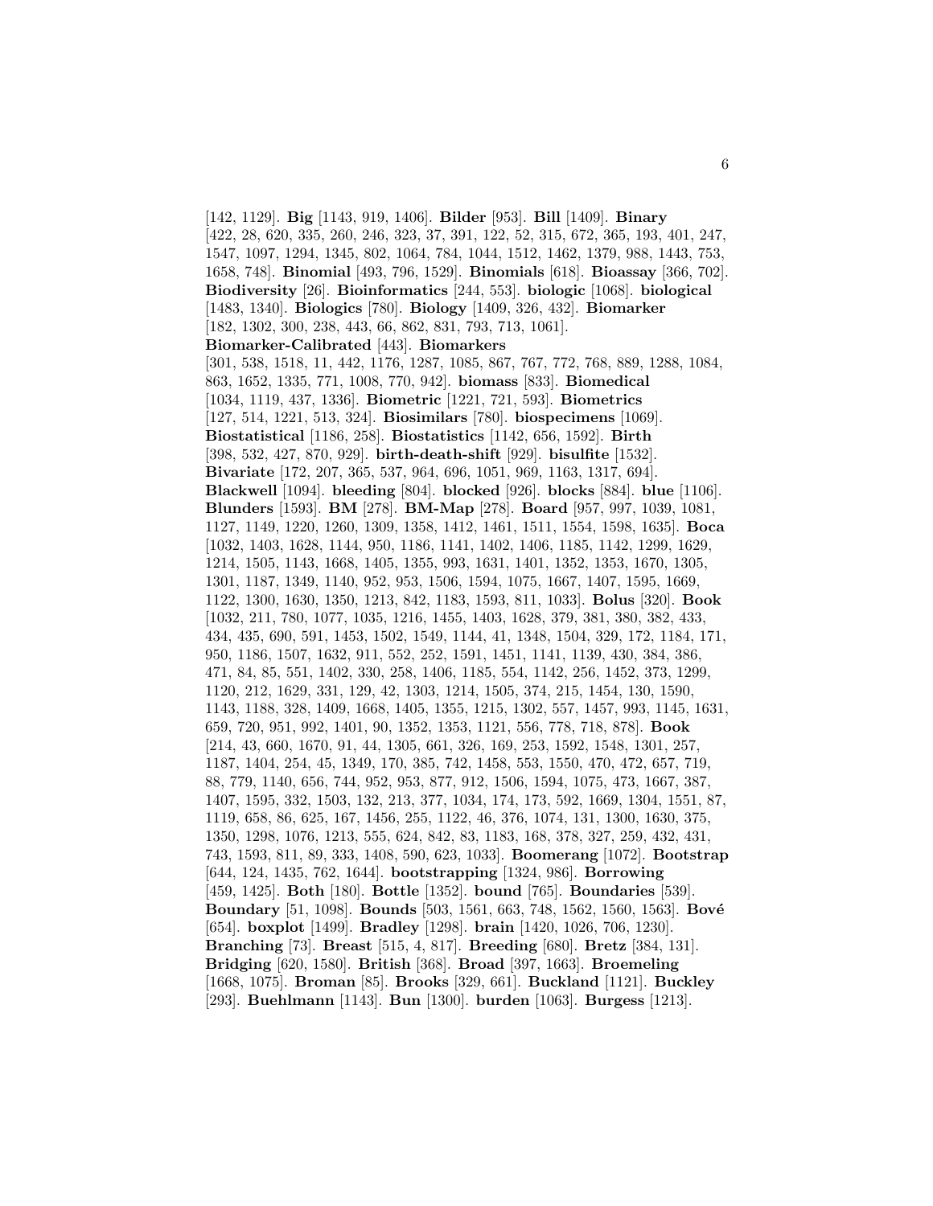[142, 1129]. **Big** [1143, 919, 1406]. **Bilder** [953]. **Bill** [1409]. **Binary** [422, 28, 620, 335, 260, 246, 323, 37, 391, 122, 52, 315, 672, 365, 193, 401, 247, 1547, 1097, 1294, 1345, 802, 1064, 784, 1044, 1512, 1462, 1379, 988, 1443, 753, 1658, 748]. **Binomial** [493, 796, 1529]. **Binomials** [618]. **Bioassay** [366, 702]. **Biodiversity** [26]. **Bioinformatics** [244, 553]. **biologic** [1068]. **biological** [1483, 1340]. **Biologics** [780]. **Biology** [1409, 326, 432]. **Biomarker** [182, 1302, 300, 238, 443, 66, 862, 831, 793, 713, 1061]. **Biomarker-Calibrated** [443]. **Biomarkers** [301, 538, 1518, 11, 442, 1176, 1287, 1085, 867, 767, 772, 768, 889, 1288, 1084, 863, 1652, 1335, 771, 1008, 770, 942]. **biomass** [833]. **Biomedical** [1034, 1119, 437, 1336]. **Biometric** [1221, 721, 593]. **Biometrics** [127, 514, 1221, 513, 324]. **Biosimilars** [780]. **biospecimens** [1069]. **Biostatistical** [1186, 258]. **Biostatistics** [1142, 656, 1592]. **Birth** [398, 532, 427, 870, 929]. **birth-death-shift** [929]. **bisulfite** [1532]. **Bivariate** [172, 207, 365, 537, 964, 696, 1051, 969, 1163, 1317, 694]. **Blackwell** [1094]. **bleeding** [804]. **blocked** [926]. **blocks** [884]. **blue** [1106]. **Blunders** [1593]. **BM** [278]. **BM-Map** [278]. **Board** [957, 997, 1039, 1081, 1127, 1149, 1220, 1260, 1309, 1358, 1412, 1461, 1511, 1554, 1598, 1635]. **Boca** [1032, 1403, 1628, 1144, 950, 1186, 1141, 1402, 1406, 1185, 1142, 1299, 1629, 1214, 1505, 1143, 1668, 1405, 1355, 993, 1631, 1401, 1352, 1353, 1670, 1305, 1301, 1187, 1349, 1140, 952, 953, 1506, 1594, 1075, 1667, 1407, 1595, 1669, 1122, 1300, 1630, 1350, 1213, 842, 1183, 1593, 811, 1033]. **Bolus** [320]. **Book** [1032, 211, 780, 1077, 1035, 1216, 1455, 1403, 1628, 379, 381, 380, 382, 433, 434, 435, 690, 591, 1453, 1502, 1549, 1144, 41, 1348, 1504, 329, 172, 1184, 171, 950, 1186, 1507, 1632, 911, 552, 252, 1591, 1451, 1141, 1139, 430, 384, 386, 471, 84, 85, 551, 1402, 330, 258, 1406, 1185, 554, 1142, 256, 1452, 373, 1299, 1120, 212, 1629, 331, 129, 42, 1303, 1214, 1505, 374, 215, 1454, 130, 1590, 1143, 1188, 328, 1409, 1668, 1405, 1355, 1215, 1302, 557, 1457, 993, 1145, 1631, 659, 720, 951, 992, 1401, 90, 1352, 1353, 1121, 556, 778, 718, 878]. **Book** [214, 43, 660, 1670, 91, 44, 1305, 661, 326, 169, 253, 1592, 1548, 1301, 257, 1187, 1404, 254, 45, 1349, 170, 385, 742, 1458, 553, 1550, 470, 472, 657, 719, 88, 779, 1140, 656, 744, 952, 953, 877, 912, 1506, 1594, 1075, 473, 1667, 387, 1407, 1595, 332, 1503, 132, 213, 377, 1034, 174, 173, 592, 1669, 1304, 1551, 87, 1119, 658, 86, 625, 167, 1456, 255, 1122, 46, 376, 1074, 131, 1300, 1630, 375, 1350, 1298, 1076, 1213, 555, 624, 842, 83, 1183, 168, 378, 327, 259, 432, 431, 743, 1593, 811, 89, 333, 1408, 590, 623, 1033]. **Boomerang** [1072]. **Bootstrap** [644, 124, 1435, 762, 1644]. **bootstrapping** [1324, 986]. **Borrowing** [459, 1425]. **Both** [180]. **Bottle** [1352]. **bound** [765]. **Boundaries** [539]. **Boundary** [51, 1098]. **Bounds** [503, 1561, 663, 748, 1562, 1560, 1563]. **Bové** [654]. **boxplot** [1499]. **Bradley** [1298]. **brain** [1420, 1026, 706, 1230]. **Branching** [73]. **Breast** [515, 4, 817]. **Breeding** [680]. **Bretz** [384, 131]. **Bridging** [620, 1580]. **British** [368]. **Broad** [397, 1663]. **Broemeling** [1668, 1075]. **Broman** [85]. **Brooks** [329, 661]. **Buckland** [1121]. **Buckley** [293]. **Buehlmann** [1143]. **Bun** [1300]. **burden** [1063]. **Burgess** [1213].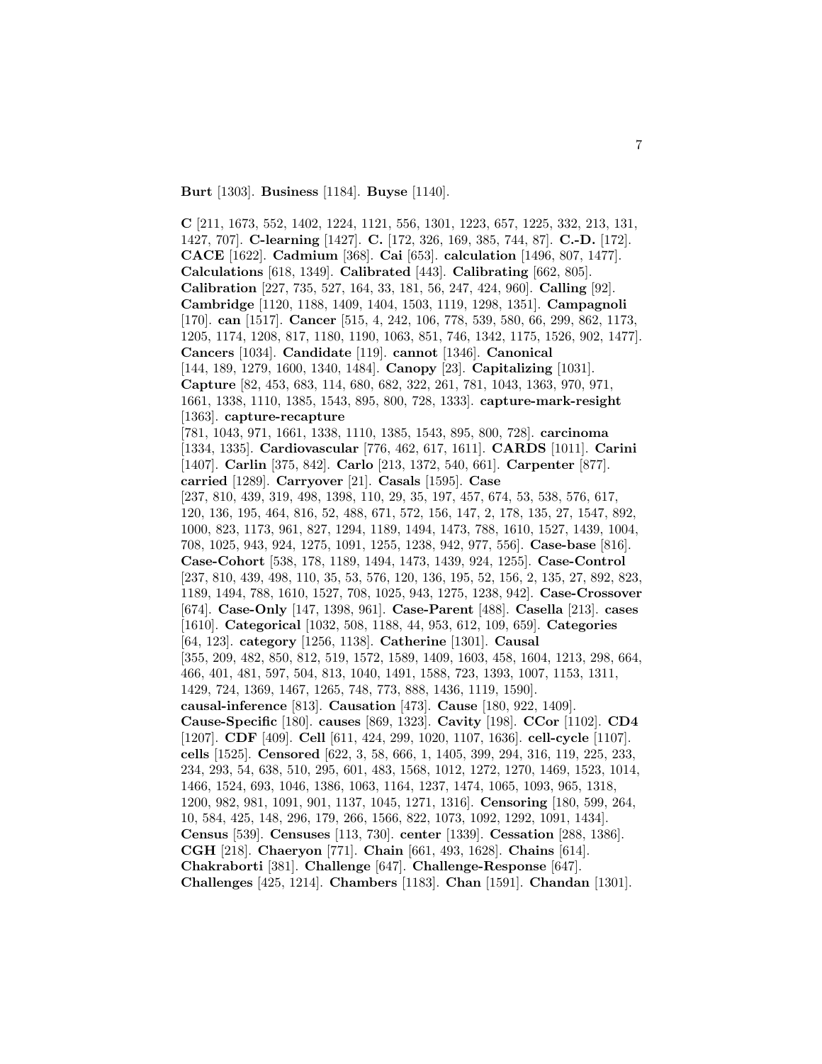**Burt** [1303]. **Business** [1184]. **Buyse** [1140].

**C** [211, 1673, 552, 1402, 1224, 1121, 556, 1301, 1223, 657, 1225, 332, 213, 131, 1427, 707]. **C-learning** [1427]. **C.** [172, 326, 169, 385, 744, 87]. **C.-D.** [172]. **CACE** [1622]. **Cadmium** [368]. **Cai** [653]. **calculation** [1496, 807, 1477]. **Calculations** [618, 1349]. **Calibrated** [443]. **Calibrating** [662, 805]. **Calibration** [227, 735, 527, 164, 33, 181, 56, 247, 424, 960]. **Calling** [92]. **Cambridge** [1120, 1188, 1409, 1404, 1503, 1119, 1298, 1351]. **Campagnoli** [170]. **can** [1517]. **Cancer** [515, 4, 242, 106, 778, 539, 580, 66, 299, 862, 1173, 1205, 1174, 1208, 817, 1180, 1190, 1063, 851, 746, 1342, 1175, 1526, 902, 1477]. **Cancers** [1034]. **Candidate** [119]. **cannot** [1346]. **Canonical** [144, 189, 1279, 1600, 1340, 1484]. **Canopy** [23]. **Capitalizing** [1031]. **Capture** [82, 453, 683, 114, 680, 682, 322, 261, 781, 1043, 1363, 970, 971, 1661, 1338, 1110, 1385, 1543, 895, 800, 728, 1333]. **capture-mark-resight** [1363]. **capture-recapture** [781, 1043, 971, 1661, 1338, 1110, 1385, 1543, 895, 800, 728]. **carcinoma** [1334, 1335]. **Cardiovascular** [776, 462, 617, 1611]. **CARDS** [1011]. **Carini** [1407]. **Carlin** [375, 842]. **Carlo** [213, 1372, 540, 661]. **Carpenter** [877]. **carried** [1289]. **Carryover** [21]. **Casals** [1595]. **Case** [237, 810, 439, 319, 498, 1398, 110, 29, 35, 197, 457, 674, 53, 538, 576, 617, 120, 136, 195, 464, 816, 52, 488, 671, 572, 156, 147, 2, 178, 135, 27, 1547, 892, 1000, 823, 1173, 961, 827, 1294, 1189, 1494, 1473, 788, 1610, 1527, 1439, 1004, 708, 1025, 943, 924, 1275, 1091, 1255, 1238, 942, 977, 556]. **Case-base** [816]. **Case-Cohort** [538, 178, 1189, 1494, 1473, 1439, 924, 1255]. **Case-Control** [237, 810, 439, 498, 110, 35, 53, 576, 120, 136, 195, 52, 156, 2, 135, 27, 892, 823, 1189, 1494, 788, 1610, 1527, 708, 1025, 943, 1275, 1238, 942]. **Case-Crossover** [674]. **Case-Only** [147, 1398, 961]. **Case-Parent** [488]. **Casella** [213]. **cases** [1610]. **Categorical** [1032, 508, 1188, 44, 953, 612, 109, 659]. **Categories** [64, 123]. **category** [1256, 1138]. **Catherine** [1301]. **Causal** [355, 209, 482, 850, 812, 519, 1572, 1589, 1409, 1603, 458, 1604, 1213, 298, 664, 466, 401, 481, 597, 504, 813, 1040, 1491, 1588, 723, 1393, 1007, 1153, 1311, 1429, 724, 1369, 1467, 1265, 748, 773, 888, 1436, 1119, 1590]. **causal-inference** [813]. **Causation** [473]. **Cause** [180, 922, 1409]. **Cause-Specific** [180]. **causes** [869, 1323]. **Cavity** [198]. **CCor** [1102]. **CD4** [1207]. **CDF** [409]. **Cell** [611, 424, 299, 1020, 1107, 1636]. **cell-cycle** [1107]. **cells** [1525]. **Censored** [622, 3, 58, 666, 1, 1405, 399, 294, 316, 119, 225, 233, 234, 293, 54, 638, 510, 295, 601, 483, 1568, 1012, 1272, 1270, 1469, 1523, 1014, 1466, 1524, 693, 1046, 1386, 1063, 1164, 1237, 1474, 1065, 1093, 965, 1318, 1200, 982, 981, 1091, 901, 1137, 1045, 1271, 1316]. **Censoring** [180, 599, 264, 10, 584, 425, 148, 296, 179, 266, 1566, 822, 1073, 1092, 1292, 1091, 1434]. **Census** [539]. **Censuses** [113, 730]. **center** [1339]. **Cessation** [288, 1386]. **CGH** [218]. **Chaeryon** [771]. **Chain** [661, 493, 1628]. **Chains** [614]. **Chakraborti** [381]. **Challenge** [647]. **Challenge-Response** [647]. **Challenges** [425, 1214]. **Chambers** [1183]. **Chan** [1591]. **Chandan** [1301].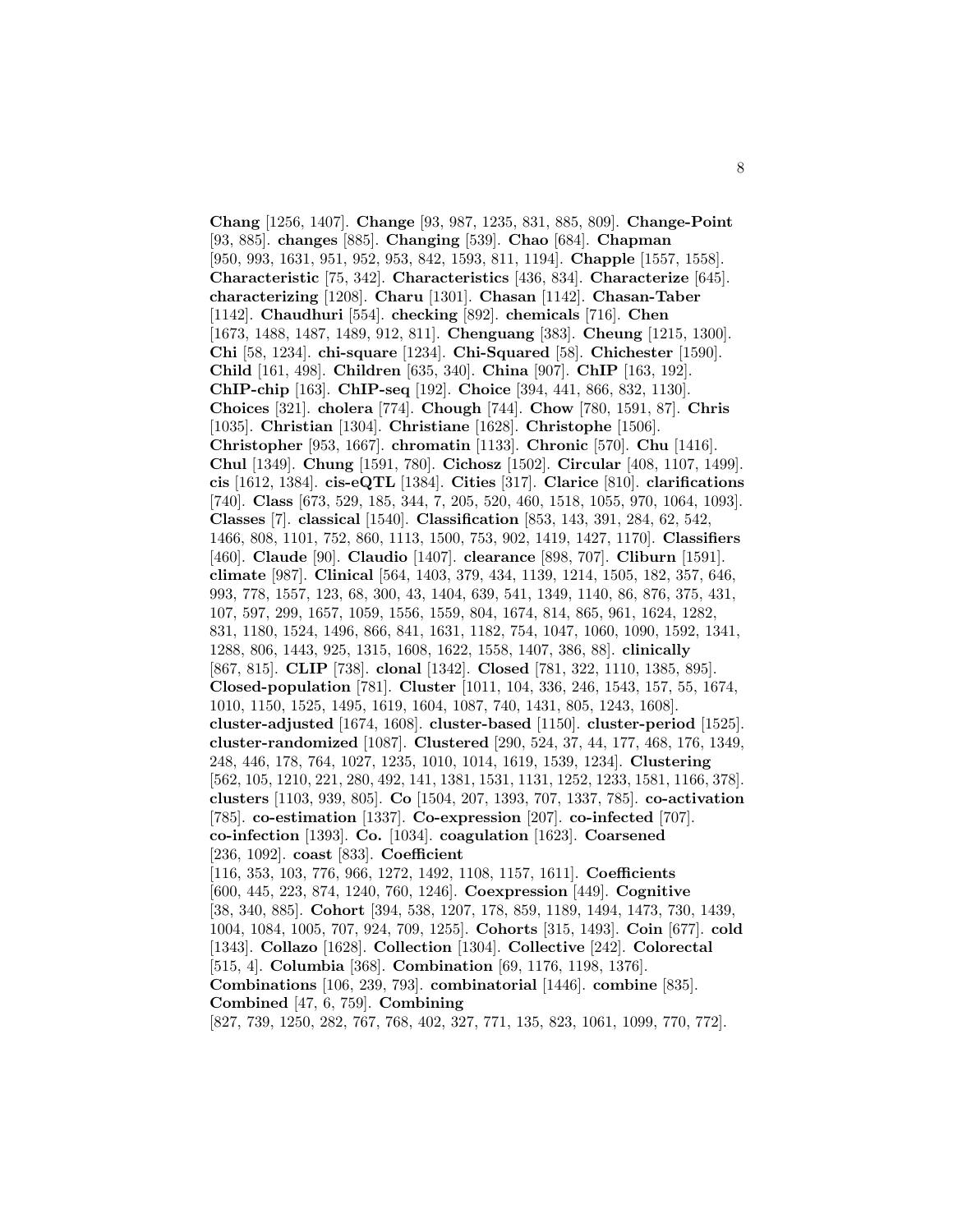**Chang** [1256, 1407]. **Change** [93, 987, 1235, 831, 885, 809]. **Change-Point** [93, 885]. **changes** [885]. **Changing** [539]. **Chao** [684]. **Chapman** [950, 993, 1631, 951, 952, 953, 842, 1593, 811, 1194]. **Chapple** [1557, 1558]. **Characteristic** [75, 342]. **Characteristics** [436, 834]. **Characterize** [645]. **characterizing** [1208]. **Charu** [1301]. **Chasan** [1142]. **Chasan-Taber** [1142]. **Chaudhuri** [554]. **checking** [892]. **chemicals** [716]. **Chen** [1673, 1488, 1487, 1489, 912, 811]. **Chenguang** [383]. **Cheung** [1215, 1300]. **Chi** [58, 1234]. **chi-square** [1234]. **Chi-Squared** [58]. **Chichester** [1590]. **Child** [161, 498]. **Children** [635, 340]. **China** [907]. **ChIP** [163, 192]. **ChIP-chip** [163]. **ChIP-seq** [192]. **Choice** [394, 441, 866, 832, 1130]. **Choices** [321]. **cholera** [774]. **Chough** [744]. **Chow** [780, 1591, 87]. **Chris** [1035]. **Christian** [1304]. **Christiane** [1628]. **Christophe** [1506]. **Christopher** [953, 1667]. **chromatin** [1133]. **Chronic** [570]. **Chu** [1416]. **Chul** [1349]. **Chung** [1591, 780]. **Cichosz** [1502]. **Circular** [408, 1107, 1499]. **cis** [1612, 1384]. **cis-eQTL** [1384]. **Cities** [317]. **Clarice** [810]. **clarifications** [740]. **Class** [673, 529, 185, 344, 7, 205, 520, 460, 1518, 1055, 970, 1064, 1093]. **Classes** [7]. **classical** [1540]. **Classification** [853, 143, 391, 284, 62, 542, 1466, 808, 1101, 752, 860, 1113, 1500, 753, 902, 1419, 1427, 1170]. **Classifiers** [460]. **Claude** [90]. **Claudio** [1407]. **clearance** [898, 707]. **Cliburn** [1591]. **climate** [987]. **Clinical** [564, 1403, 379, 434, 1139, 1214, 1505, 182, 357, 646, 993, 778, 1557, 123, 68, 300, 43, 1404, 639, 541, 1349, 1140, 86, 876, 375, 431, 107, 597, 299, 1657, 1059, 1556, 1559, 804, 1674, 814, 865, 961, 1624, 1282, 831, 1180, 1524, 1496, 866, 841, 1631, 1182, 754, 1047, 1060, 1090, 1592, 1341, 1288, 806, 1443, 925, 1315, 1608, 1622, 1558, 1407, 386, 88]. **clinically** [867, 815]. **CLIP** [738]. **clonal** [1342]. **Closed** [781, 322, 1110, 1385, 895]. **Closed-population** [781]. **Cluster** [1011, 104, 336, 246, 1543, 157, 55, 1674, 1010, 1150, 1525, 1495, 1619, 1604, 1087, 740, 1431, 805, 1243, 1608]. **cluster-adjusted** [1674, 1608]. **cluster-based** [1150]. **cluster-period** [1525]. **cluster-randomized** [1087]. **Clustered** [290, 524, 37, 44, 177, 468, 176, 1349, 248, 446, 178, 764, 1027, 1235, 1010, 1014, 1619, 1539, 1234]. **Clustering** [562, 105, 1210, 221, 280, 492, 141, 1381, 1531, 1131, 1252, 1233, 1581, 1166, 378]. **clusters** [1103, 939, 805]. **Co** [1504, 207, 1393, 707, 1337, 785]. **co-activation** [785]. **co-estimation** [1337]. **Co-expression** [207]. **co-infected** [707]. **co-infection** [1393]. **Co.** [1034]. **coagulation** [1623]. **Coarsened** [236, 1092]. **coast** [833]. **Coefficient** [116, 353, 103, 776, 966, 1272, 1492, 1108, 1157, 1611]. **Coefficients** [600, 445, 223, 874, 1240, 760, 1246]. **Coexpression** [449]. **Cognitive** [38, 340, 885]. **Cohort** [394, 538, 1207, 178, 859, 1189, 1494, 1473, 730, 1439, 1004, 1084, 1005, 707, 924, 709, 1255]. **Cohorts** [315, 1493]. **Coin** [677]. **cold** [1343]. **Collazo** [1628]. **Collection** [1304]. **Collective** [242]. **Colorectal** [515, 4]. **Columbia** [368]. **Combination** [69, 1176, 1198, 1376]. **Combinations** [106, 239, 793]. **combinatorial** [1446]. **combine** [835]. **Combined** [47, 6, 759]. **Combining** [827, 739, 1250, 282, 767, 768, 402, 327, 771, 135, 823, 1061, 1099, 770, 772].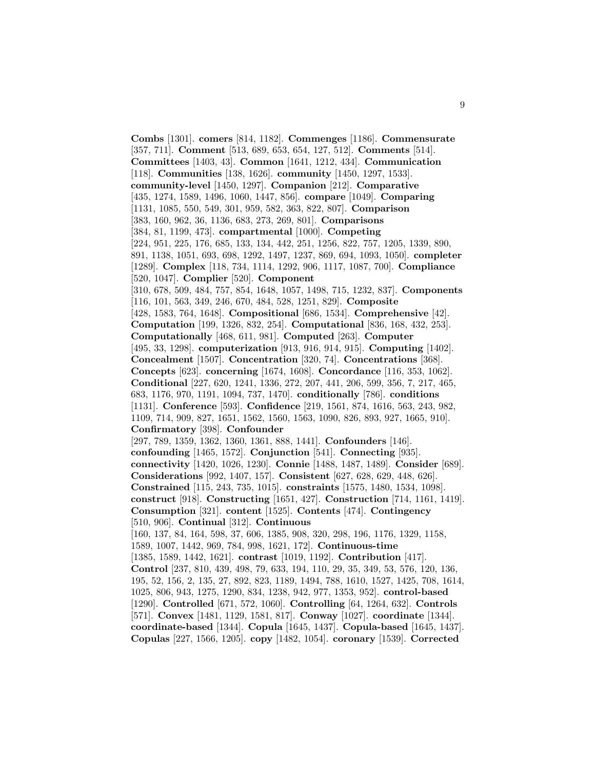**Combs** [1301]. **comers** [814, 1182]. **Commenges** [1186]. **Commensurate** [357, 711]. **Comment** [513, 689, 653, 654, 127, 512]. **Comments** [514]. **Committees** [1403, 43]. **Common** [1641, 1212, 434]. **Communication** [118]. **Communities** [138, 1626]. **community** [1450, 1297, 1533]. **community-level** [1450, 1297]. **Companion** [212]. **Comparative** [435, 1274, 1589, 1496, 1060, 1447, 856]. **compare** [1049]. **Comparing** [1131, 1085, 550, 549, 301, 959, 582, 363, 822, 807]. **Comparison** [383, 160, 962, 36, 1136, 683, 273, 269, 801]. **Comparisons** [384, 81, 1199, 473]. **compartmental** [1000]. **Competing** [224, 951, 225, 176, 685, 133, 134, 442, 251, 1256, 822, 757, 1205, 1339, 890, 891, 1138, 1051, 693, 698, 1292, 1497, 1237, 869, 694, 1093, 1050]. **completer** [1289]. **Complex** [118, 734, 1114, 1292, 906, 1117, 1087, 700]. **Compliance** [520, 1047]. **Complier** [520]. **Component** [310, 678, 509, 484, 757, 854, 1648, 1057, 1498, 715, 1232, 837]. **Components** [116, 101, 563, 349, 246, 670, 484, 528, 1251, 829]. **Composite** [428, 1583, 764, 1648]. **Compositional** [686, 1534]. **Comprehensive** [42]. **Computation** [199, 1326, 832, 254]. **Computational** [836, 168, 432, 253]. **Computationally** [468, 611, 981]. **Computed** [263]. **Computer** [495, 33, 1298]. **computerization** [913, 916, 914, 915]. **Computing** [1402]. **Concealment** [1507]. **Concentration** [320, 74]. **Concentrations** [368]. **Concepts** [623]. **concerning** [1674, 1608]. **Concordance** [116, 353, 1062]. **Conditional** [227, 620, 1241, 1336, 272, 207, 441, 206, 599, 356, 7, 217, 465, 683, 1176, 970, 1191, 1094, 737, 1470]. **conditionally** [786]. **conditions** [1131]. **Conference** [593]. **Confidence** [219, 1561, 874, 1616, 563, 243, 982, 1109, 714, 909, 827, 1651, 1562, 1560, 1563, 1090, 826, 893, 927, 1665, 910]. **Confirmatory** [398]. **Confounder** [297, 789, 1359, 1362, 1360, 1361, 888, 1441]. **Confounders** [146]. **confounding** [1465, 1572]. **Conjunction** [541]. **Connecting** [935]. **connectivity** [1420, 1026, 1230]. **Connie** [1488, 1487, 1489]. **Consider** [689]. **Considerations** [992, 1407, 157]. **Consistent** [627, 628, 629, 448, 626]. **Constrained** [115, 243, 735, 1015]. **constraints** [1575, 1480, 1534, 1098]. **construct** [918]. **Constructing** [1651, 427]. **Construction** [714, 1161, 1419]. **Consumption** [321]. **content** [1525]. **Contents** [474]. **Contingency** [510, 906]. **Continual** [312]. **Continuous** [160, 137, 84, 164, 598, 37, 606, 1385, 908, 320, 298, 196, 1176, 1329, 1158, 1589, 1007, 1442, 969, 784, 998, 1621, 172]. **Continuous-time** [1385, 1589, 1442, 1621]. **contrast** [1019, 1192]. **Contribution** [417]. **Control** [237, 810, 439, 498, 79, 633, 194, 110, 29, 35, 349, 53, 576, 120, 136, 195, 52, 156, 2, 135, 27, 892, 823, 1189, 1494, 788, 1610, 1527, 1425, 708, 1614, 1025, 806, 943, 1275, 1290, 834, 1238, 942, 977, 1353, 952]. **control-based** [1290]. **Controlled** [671, 572, 1060]. **Controlling** [64, 1264, 632]. **Controls** [571]. **Convex** [1481, 1129, 1581, 817]. **Conway** [1027]. **coordinate** [1344]. **coordinate-based** [1344]. **Copula** [1645, 1437]. **Copula-based** [1645, 1437]. **Copulas** [227, 1566, 1205]. **copy** [1482, 1054]. **coronary** [1539]. **Corrected**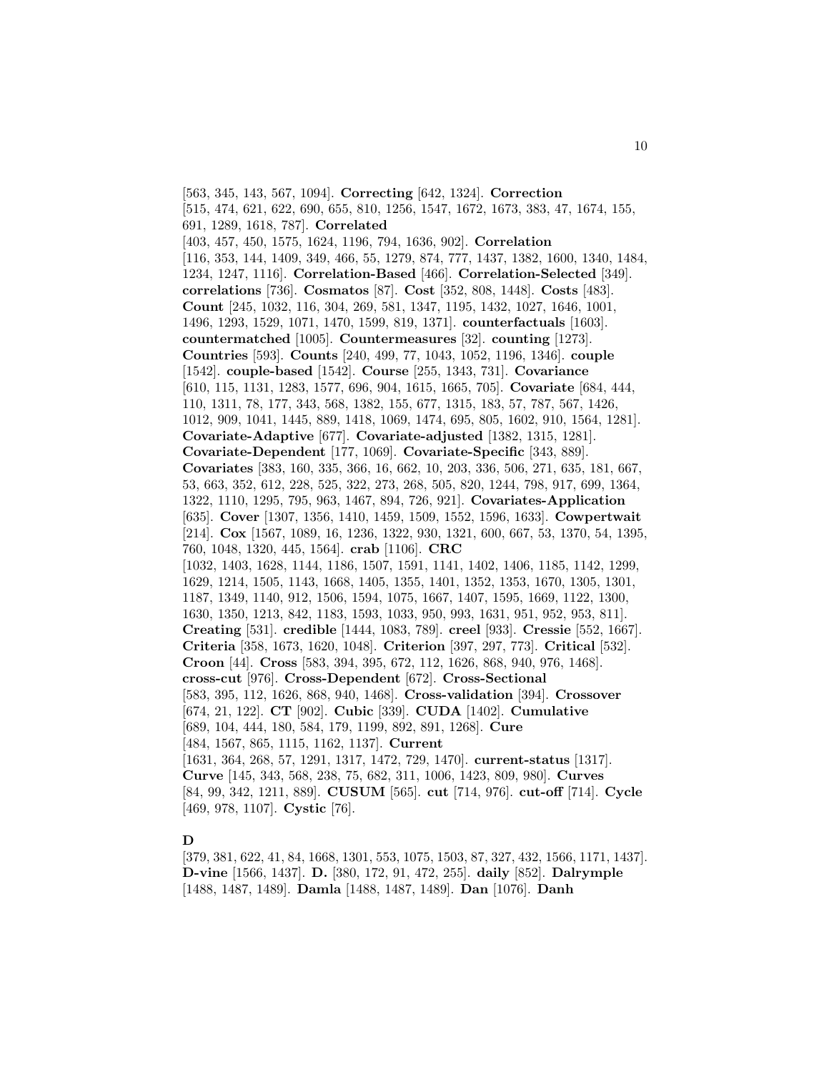[563, 345, 143, 567, 1094]. **Correcting** [642, 1324]. **Correction** [515, 474, 621, 622, 690, 655, 810, 1256, 1547, 1672, 1673, 383, 47, 1674, 155, 691, 1289, 1618, 787]. **Correlated** [403, 457, 450, 1575, 1624, 1196, 794, 1636, 902]. **Correlation** [116, 353, 144, 1409, 349, 466, 55, 1279, 874, 777, 1437, 1382, 1600, 1340, 1484, 1234, 1247, 1116]. **Correlation-Based** [466]. **Correlation-Selected** [349]. **correlations** [736]. **Cosmatos** [87]. **Cost** [352, 808, 1448]. **Costs** [483]. **Count** [245, 1032, 116, 304, 269, 581, 1347, 1195, 1432, 1027, 1646, 1001, 1496, 1293, 1529, 1071, 1470, 1599, 819, 1371]. **counterfactuals** [1603]. **countermatched** [1005]. **Countermeasures** [32]. **counting** [1273]. **Countries** [593]. **Counts** [240, 499, 77, 1043, 1052, 1196, 1346]. **couple** [1542]. **couple-based** [1542]. **Course** [255, 1343, 731]. **Covariance** [610, 115, 1131, 1283, 1577, 696, 904, 1615, 1665, 705]. **Covariate** [684, 444, 110, 1311, 78, 177, 343, 568, 1382, 155, 677, 1315, 183, 57, 787, 567, 1426, 1012, 909, 1041, 1445, 889, 1418, 1069, 1474, 695, 805, 1602, 910, 1564, 1281]. **Covariate-Adaptive** [677]. **Covariate-adjusted** [1382, 1315, 1281]. **Covariate-Dependent** [177, 1069]. **Covariate-Specific** [343, 889]. **Covariates** [383, 160, 335, 366, 16, 662, 10, 203, 336, 506, 271, 635, 181, 667, 53, 663, 352, 612, 228, 525, 322, 273, 268, 505, 820, 1244, 798, 917, 699, 1364, 1322, 1110, 1295, 795, 963, 1467, 894, 726, 921]. **Covariates-Application** [635]. **Cover** [1307, 1356, 1410, 1459, 1509, 1552, 1596, 1633]. **Cowpertwait** [214]. **Cox** [1567, 1089, 16, 1236, 1322, 930, 1321, 600, 667, 53, 1370, 54, 1395, 760, 1048, 1320, 445, 1564]. **crab** [1106]. **CRC** [1032, 1403, 1628, 1144, 1186, 1507, 1591, 1141, 1402, 1406, 1185, 1142, 1299, 1629, 1214, 1505, 1143, 1668, 1405, 1355, 1401, 1352, 1353, 1670, 1305, 1301, 1187, 1349, 1140, 912, 1506, 1594, 1075, 1667, 1407, 1595, 1669, 1122, 1300, 1630, 1350, 1213, 842, 1183, 1593, 1033, 950, 993, 1631, 951, 952, 953, 811]. **Creating** [531]. **credible** [1444, 1083, 789]. **creel** [933]. **Cressie** [552, 1667]. **Criteria** [358, 1673, 1620, 1048]. **Criterion** [397, 297, 773]. **Critical** [532]. **Croon** [44]. **Cross** [583, 394, 395, 672, 112, 1626, 868, 940, 976, 1468]. **cross-cut** [976]. **Cross-Dependent** [672]. **Cross-Sectional** [583, 395, 112, 1626, 868, 940, 1468]. **Cross-validation** [394]. **Crossover** [674, 21, 122]. **CT** [902]. **Cubic** [339]. **CUDA** [1402]. **Cumulative** [689, 104, 444, 180, 584, 179, 1199, 892, 891, 1268]. **Cure** [484, 1567, 865, 1115, 1162, 1137]. **Current** [1631, 364, 268, 57, 1291, 1317, 1472, 729, 1470]. **current-status** [1317]. **Curve** [145, 343, 568, 238, 75, 682, 311, 1006, 1423, 809, 980]. **Curves** [84, 99, 342, 1211, 889]. **CUSUM** [565]. **cut** [714, 976]. **cut-off** [714]. **Cycle** [469, 978, 1107]. **Cystic** [76].

## D

[379, 381, 622, 41, 84, 1668, 1301, 553, 1075, 1503, 87, 327, 432, 1566, 1171, 1437]. **D-vine** [1566, 1437]. **D.** [380, 172, 91, 472, 255]. **daily** [852]. **Dalrymple** [1488, 1487, 1489]. **Damla** [1488, 1487, 1489]. **Dan** [1076]. **Danh**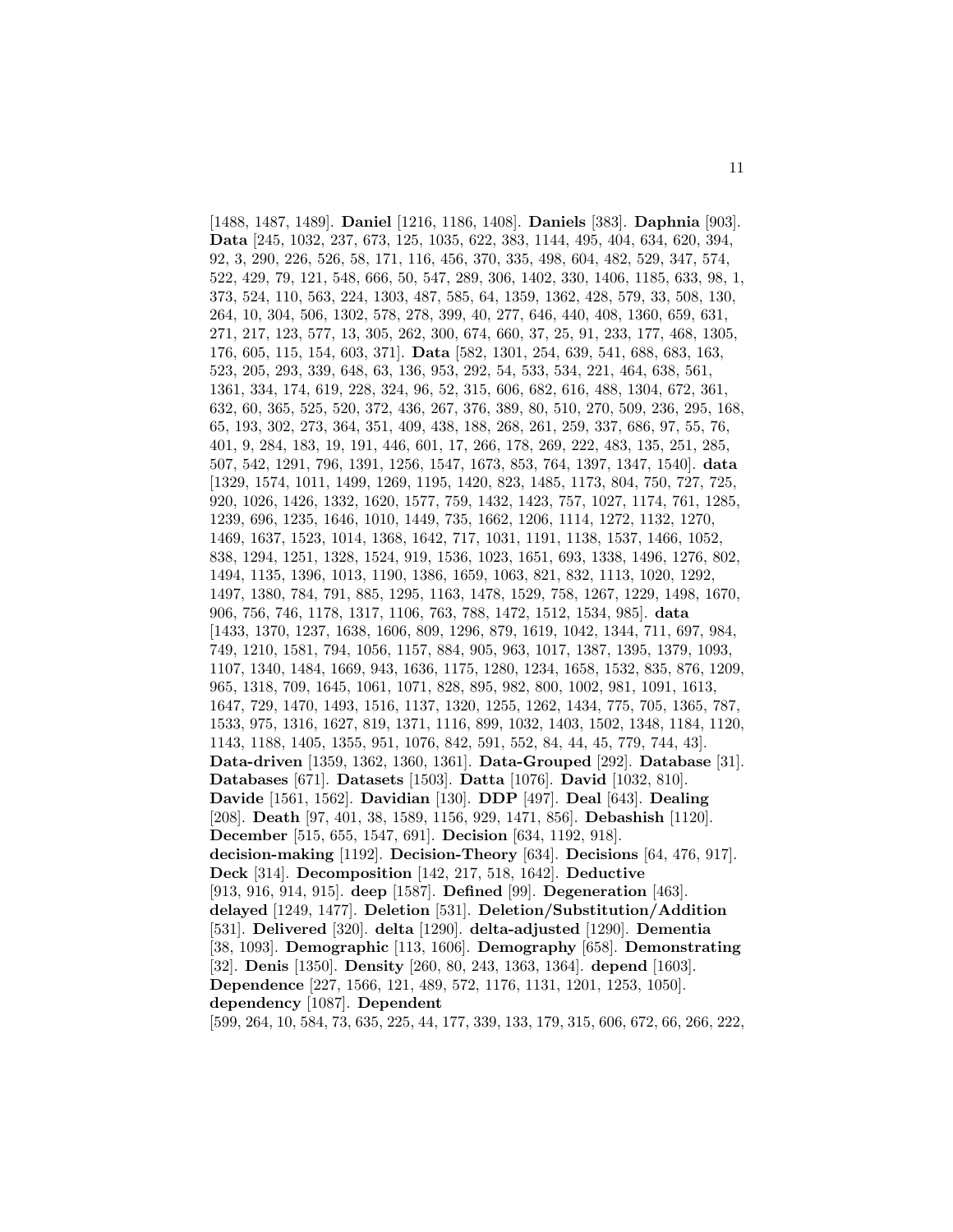[1488, 1487, 1489]. **Daniel** [1216, 1186, 1408]. **Daniels** [383]. **Daphnia** [903]. **Data** [245, 1032, 237, 673, 125, 1035, 622, 383, 1144, 495, 404, 634, 620, 394, 92, 3, 290, 226, 526, 58, 171, 116, 456, 370, 335, 498, 604, 482, 529, 347, 574, 522, 429, 79, 121, 548, 666, 50, 547, 289, 306, 1402, 330, 1406, 1185, 633, 98, 1, 373, 524, 110, 563, 224, 1303, 487, 585, 64, 1359, 1362, 428, 579, 33, 508, 130, 264, 10, 304, 506, 1302, 578, 278, 399, 40, 277, 646, 440, 408, 1360, 659, 631, 271, 217, 123, 577, 13, 305, 262, 300, 674, 660, 37, 25, 91, 233, 177, 468, 1305, 176, 605, 115, 154, 603, 371]. **Data** [582, 1301, 254, 639, 541, 688, 683, 163, 523, 205, 293, 339, 648, 63, 136, 953, 292, 54, 533, 534, 221, 464, 638, 561, 1361, 334, 174, 619, 228, 324, 96, 52, 315, 606, 682, 616, 488, 1304, 672, 361, 632, 60, 365, 525, 520, 372, 436, 267, 376, 389, 80, 510, 270, 509, 236, 295, 168, 65, 193, 302, 273, 364, 351, 409, 438, 188, 268, 261, 259, 337, 686, 97, 55, 76, 401, 9, 284, 183, 19, 191, 446, 601, 17, 266, 178, 269, 222, 483, 135, 251, 285, 507, 542, 1291, 796, 1391, 1256, 1547, 1673, 853, 764, 1397, 1347, 1540]. **data** [1329, 1574, 1011, 1499, 1269, 1195, 1420, 823, 1485, 1173, 804, 750, 727, 725, 920, 1026, 1426, 1332, 1620, 1577, 759, 1432, 1423, 757, 1027, 1174, 761, 1285, 1239, 696, 1235, 1646, 1010, 1449, 735, 1662, 1206, 1114, 1272, 1132, 1270, 1469, 1637, 1523, 1014, 1368, 1642, 717, 1031, 1191, 1138, 1537, 1466, 1052, 838, 1294, 1251, 1328, 1524, 919, 1536, 1023, 1651, 693, 1338, 1496, 1276, 802, 1494, 1135, 1396, 1013, 1190, 1386, 1659, 1063, 821, 832, 1113, 1020, 1292, 1497, 1380, 784, 791, 885, 1295, 1163, 1478, 1529, 758, 1267, 1229, 1498, 1670, 906, 756, 746, 1178, 1317, 1106, 763, 788, 1472, 1512, 1534, 985]. **data** [1433, 1370, 1237, 1638, 1606, 809, 1296, 879, 1619, 1042, 1344, 711, 697, 984, 749, 1210, 1581, 794, 1056, 1157, 884, 905, 963, 1017, 1387, 1395, 1379, 1093, 1107, 1340, 1484, 1669, 943, 1636, 1175, 1280, 1234, 1658, 1532, 835, 876, 1209, 965, 1318, 709, 1645, 1061, 1071, 828, 895, 982, 800, 1002, 981, 1091, 1613, 1647, 729, 1470, 1493, 1516, 1137, 1320, 1255, 1262, 1434, 775, 705, 1365, 787, 1533, 975, 1316, 1627, 819, 1371, 1116, 899, 1032, 1403, 1502, 1348, 1184, 1120, 1143, 1188, 1405, 1355, 951, 1076, 842, 591, 552, 84, 44, 45, 779, 744, 43]. **Data-driven** [1359, 1362, 1360, 1361]. **Data-Grouped** [292]. **Database** [31]. **Databases** [671]. **Datasets** [1503]. **Datta** [1076]. **David** [1032, 810]. **Davide** [1561, 1562]. **Davidian** [130]. **DDP** [497]. **Deal** [643]. **Dealing** [208]. **Death** [97, 401, 38, 1589, 1156, 929, 1471, 856]. **Debashish** [1120]. **December** [515, 655, 1547, 691]. **Decision** [634, 1192, 918]. **decision-making** [1192]. **Decision-Theory** [634]. **Decisions** [64, 476, 917]. **Deck** [314]. **Decomposition** [142, 217, 518, 1642]. **Deductive** [913, 916, 914, 915]. **deep** [1587]. **Defined** [99]. **Degeneration** [463]. **delayed** [1249, 1477]. **Deletion** [531]. **Deletion/Substitution/Addition** [531]. **Delivered** [320]. **delta** [1290]. **delta-adjusted** [1290]. **Dementia** [38, 1093]. **Demographic** [113, 1606]. **Demography** [658]. **Demonstrating** [32]. **Denis** [1350]. **Density** [260, 80, 243, 1363, 1364]. **depend** [1603]. **Dependence** [227, 1566, 121, 489, 572, 1176, 1131, 1201, 1253, 1050]. **dependency** [1087]. **Dependent** [599, 264, 10, 584, 73, 635, 225, 44, 177, 339, 133, 179, 315, 606, 672, 66, 266, 222,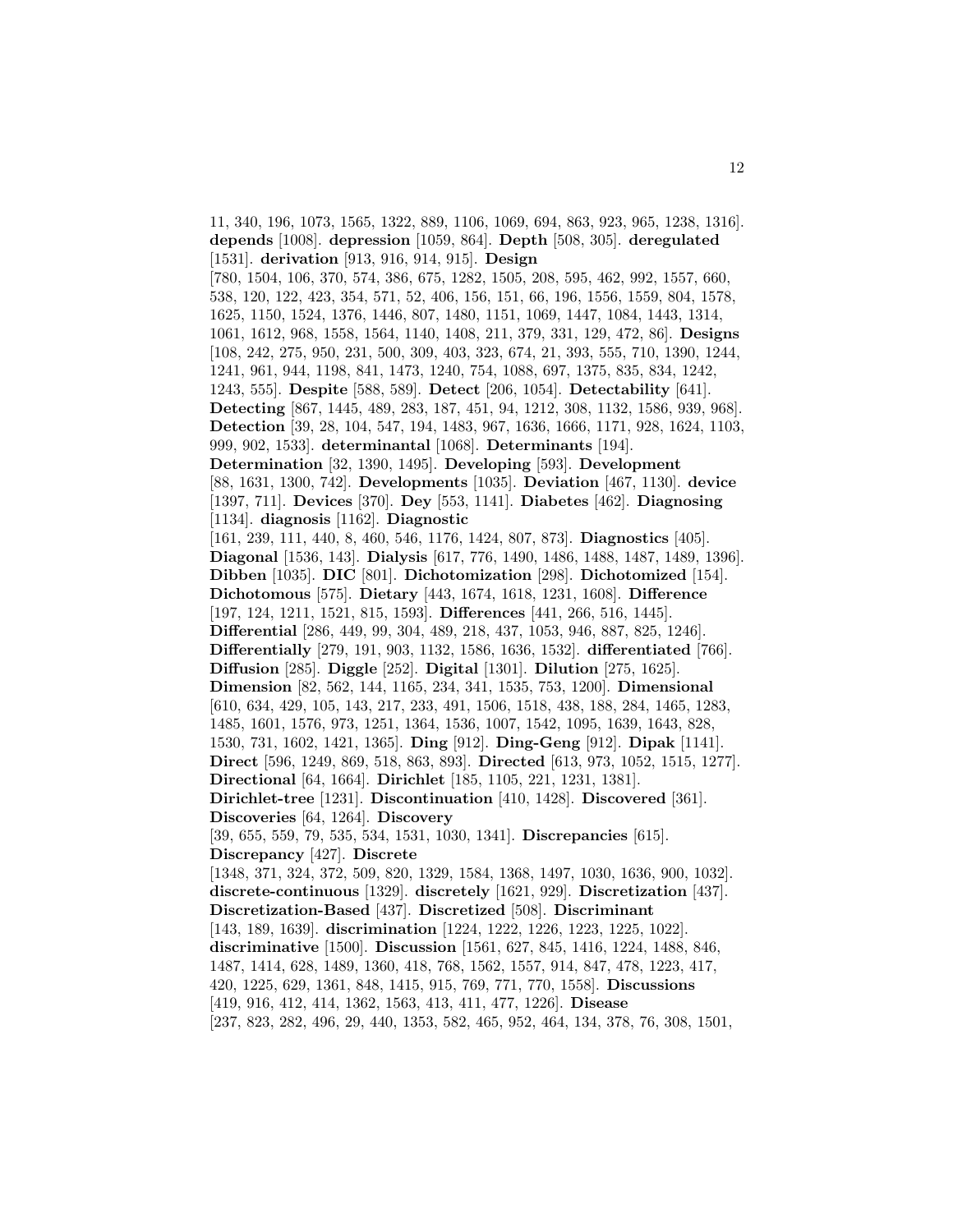11, 340, 196, 1073, 1565, 1322, 889, 1106, 1069, 694, 863, 923, 965, 1238, 1316]. **depends** [1008]. **depression** [1059, 864]. **Depth** [508, 305]. **deregulated** [1531]. **derivation** [913, 916, 914, 915]. **Design** [780, 1504, 106, 370, 574, 386, 675, 1282, 1505, 208, 595, 462, 992, 1557, 660, 538, 120, 122, 423, 354, 571, 52, 406, 156, 151, 66, 196, 1556, 1559, 804, 1578, 1625, 1150, 1524, 1376, 1446, 807, 1480, 1151, 1069, 1447, 1084, 1443, 1314, 1061, 1612, 968, 1558, 1564, 1140, 1408, 211, 379, 331, 129, 472, 86]. **Designs** [108, 242, 275, 950, 231, 500, 309, 403, 323, 674, 21, 393, 555, 710, 1390, 1244, 1241, 961, 944, 1198, 841, 1473, 1240, 754, 1088, 697, 1375, 835, 834, 1242, 1243, 555]. **Despite** [588, 589]. **Detect** [206, 1054]. **Detectability** [641]. **Detecting** [867, 1445, 489, 283, 187, 451, 94, 1212, 308, 1132, 1586, 939, 968]. **Detection** [39, 28, 104, 547, 194, 1483, 967, 1636, 1666, 1171, 928, 1624, 1103, 999, 902, 1533]. **determinantal** [1068]. **Determinants** [194]. **Determination** [32, 1390, 1495]. **Developing** [593]. **Development** [88, 1631, 1300, 742]. **Developments** [1035]. **Deviation** [467, 1130]. **device** [1397, 711]. **Devices** [370]. **Dey** [553, 1141]. **Diabetes** [462]. **Diagnosing** [1134]. **diagnosis** [1162]. **Diagnostic** [161, 239, 111, 440, 8, 460, 546, 1176, 1424, 807, 873]. **Diagnostics** [405]. **Diagonal** [1536, 143]. **Dialysis** [617, 776, 1490, 1486, 1488, 1487, 1489, 1396]. **Dibben** [1035]. **DIC** [801]. **Dichotomization** [298]. **Dichotomized** [154]. **Dichotomous** [575]. **Dietary** [443, 1674, 1618, 1231, 1608]. **Difference** [197, 124, 1211, 1521, 815, 1593]. **Differences** [441, 266, 516, 1445]. **Differential** [286, 449, 99, 304, 489, 218, 437, 1053, 946, 887, 825, 1246]. **Differentially** [279, 191, 903, 1132, 1586, 1636, 1532]. **differentiated** [766]. **Diffusion** [285]. **Diggle** [252]. **Digital** [1301]. **Dilution** [275, 1625]. **Dimension** [82, 562, 144, 1165, 234, 341, 1535, 753, 1200]. **Dimensional** [610, 634, 429, 105, 143, 217, 233, 491, 1506, 1518, 438, 188, 284, 1465, 1283, 1485, 1601, 1576, 973, 1251, 1364, 1536, 1007, 1542, 1095, 1639, 1643, 828, 1530, 731, 1602, 1421, 1365]. **Ding** [912]. **Ding-Geng** [912]. **Dipak** [1141]. **Direct** [596, 1249, 869, 518, 863, 893]. **Directed** [613, 973, 1052, 1515, 1277]. **Directional** [64, 1664]. **Dirichlet** [185, 1105, 221, 1231, 1381]. **Dirichlet-tree** [1231]. **Discontinuation** [410, 1428]. **Discovered** [361]. **Discoveries** [64, 1264]. **Discovery** [39, 655, 559, 79, 535, 534, 1531, 1030, 1341]. **Discrepancies** [615]. **Discrepancy** [427]. **Discrete** [1348, 371, 324, 372, 509, 820, 1329, 1584, 1368, 1497, 1030, 1636, 900, 1032]. **discrete-continuous** [1329]. **discretely** [1621, 929]. **Discretization** [437]. **Discretization-Based** [437]. **Discretized** [508]. **Discriminant** [143, 189, 1639]. **discrimination** [1224, 1222, 1226, 1223, 1225, 1022]. **discriminative** [1500]. **Discussion** [1561, 627, 845, 1416, 1224, 1488, 846, 1487, 1414, 628, 1489, 1360, 418, 768, 1562, 1557, 914, 847, 478, 1223, 417, 420, 1225, 629, 1361, 848, 1415, 915, 769, 771, 770, 1558]. **Discussions** [419, 916, 412, 414, 1362, 1563, 413, 411, 477, 1226]. **Disease** [237, 823, 282, 496, 29, 440, 1353, 582, 465, 952, 464, 134, 378, 76, 308, 1501,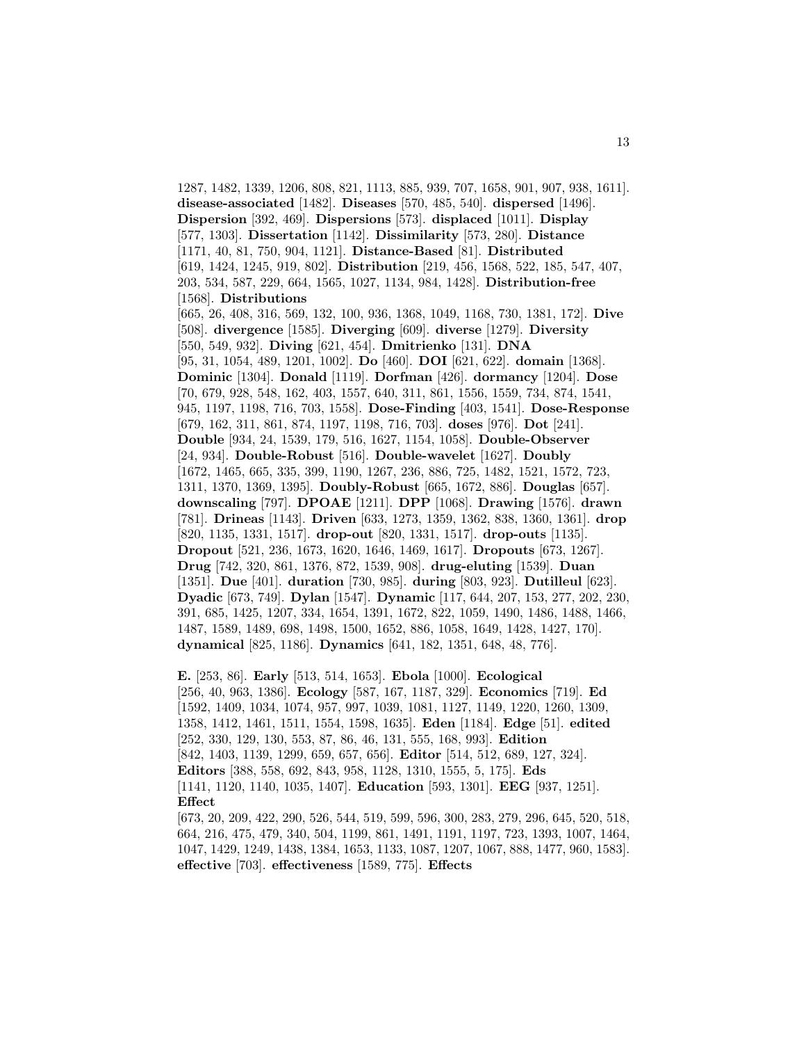1287, 1482, 1339, 1206, 808, 821, 1113, 885, 939, 707, 1658, 901, 907, 938, 1611]. **disease-associated** [1482]. **Diseases** [570, 485, 540]. **dispersed** [1496]. **Dispersion** [392, 469]. **Dispersions** [573]. **displaced** [1011]. **Display** [577, 1303]. **Dissertation** [1142]. **Dissimilarity** [573, 280]. **Distance** [1171, 40, 81, 750, 904, 1121]. **Distance-Based** [81]. **Distributed** [619, 1424, 1245, 919, 802]. **Distribution** [219, 456, 1568, 522, 185, 547, 407, 203, 534, 587, 229, 664, 1565, 1027, 1134, 984, 1428]. **Distribution-free** [1568]. **Distributions** [665, 26, 408, 316, 569, 132, 100, 936, 1368, 1049, 1168, 730, 1381, 172]. **Dive** [508]. **divergence** [1585]. **Diverging** [609]. **diverse** [1279]. **Diversity** [550, 549, 932]. **Diving** [621, 454]. **Dmitrienko** [131]. **DNA** [95, 31, 1054, 489, 1201, 1002]. **Do** [460]. **DOI** [621, 622]. **domain** [1368]. **Dominic** [1304]. **Donald** [1119]. **Dorfman** [426]. **dormancy** [1204]. **Dose** [70, 679, 928, 548, 162, 403, 1557, 640, 311, 861, 1556, 1559, 734, 874, 1541, 945, 1197, 1198, 716, 703, 1558]. **Dose-Finding** [403, 1541]. **Dose-Response** [679, 162, 311, 861, 874, 1197, 1198, 716, 703]. **doses** [976]. **Dot** [241]. **Double** [934, 24, 1539, 179, 516, 1627, 1154, 1058]. **Double-Observer** [24, 934]. **Double-Robust** [516]. **Double-wavelet** [1627]. **Doubly** [1672, 1465, 665, 335, 399, 1190, 1267, 236, 886, 725, 1482, 1521, 1572, 723, 1311, 1370, 1369, 1395]. **Doubly-Robust** [665, 1672, 886]. **Douglas** [657]. **downscaling** [797]. **DPOAE** [1211]. **DPP** [1068]. **Drawing** [1576]. **drawn** [781]. **Drineas** [1143]. **Driven** [633, 1273, 1359, 1362, 838, 1360, 1361]. **drop** [820, 1135, 1331, 1517]. **drop-out** [820, 1331, 1517]. **drop-outs** [1135]. **Dropout** [521, 236, 1673, 1620, 1646, 1469, 1617]. **Dropouts** [673, 1267]. **Drug** [742, 320, 861, 1376, 872, 1539, 908]. **drug-eluting** [1539]. **Duan** [1351]. **Due** [401]. **duration** [730, 985]. **during** [803, 923]. **Dutilleul** [623]. **Dyadic** [673, 749]. **Dylan** [1547]. **Dynamic** [117, 644, 207, 153, 277, 202, 230, 391, 685, 1425, 1207, 334, 1654, 1391, 1672, 822, 1059, 1490, 1486, 1488, 1466, 1487, 1589, 1489, 698, 1498, 1500, 1652, 886, 1058, 1649, 1428, 1427, 170]. **dynamical** [825, 1186]. **Dynamics** [641, 182, 1351, 648, 48, 776].

**E.** [253, 86]. **Early** [513, 514, 1653]. **Ebola** [1000]. **Ecological** [256, 40, 963, 1386]. **Ecology** [587, 167, 1187, 329]. **Economics** [719]. **Ed** [1592, 1409, 1034, 1074, 957, 997, 1039, 1081, 1127, 1149, 1220, 1260, 1309, 1358, 1412, 1461, 1511, 1554, 1598, 1635]. **Eden** [1184]. **Edge** [51]. **edited** [252, 330, 129, 130, 553, 87, 86, 46, 131, 555, 168, 993]. **Edition** [842, 1403, 1139, 1299, 659, 657, 656]. **Editor** [514, 512, 689, 127, 324]. **Editors** [388, 558, 692, 843, 958, 1128, 1310, 1555, 5, 175]. **Eds** [1141, 1120, 1140, 1035, 1407]. **Education** [593, 1301]. **EEG** [937, 1251]. **Effect** [673, 20, 209, 422, 290, 526, 544, 519, 599, 596, 300, 283, 279, 296, 645, 520, 518, 664, 216, 475, 479, 340, 504, 1199, 861, 1491, 1191, 1197, 723, 1393, 1007, 1464, 1047, 1429, 1249, 1438, 1384, 1653, 1133, 1087, 1207, 1067, 888, 1477, 960, 1583]. **effective** [703]. **effectiveness** [1589, 775]. **Effects**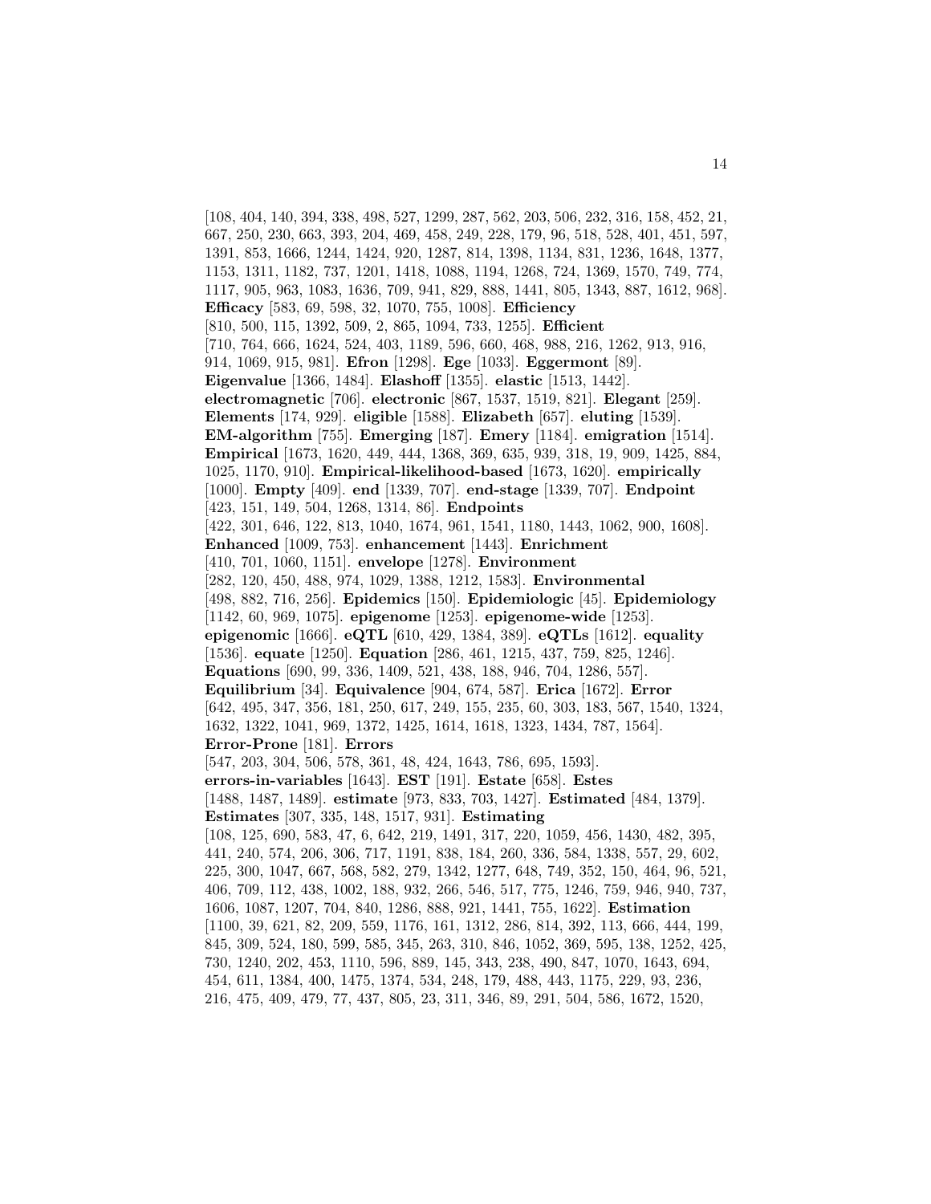[108, 404, 140, 394, 338, 498, 527, 1299, 287, 562, 203, 506, 232, 316, 158, 452, 21, 667, 250, 230, 663, 393, 204, 469, 458, 249, 228, 179, 96, 518, 528, 401, 451, 597, 1391, 853, 1666, 1244, 1424, 920, 1287, 814, 1398, 1134, 831, 1236, 1648, 1377, 1153, 1311, 1182, 737, 1201, 1418, 1088, 1194, 1268, 724, 1369, 1570, 749, 774, 1117, 905, 963, 1083, 1636, 709, 941, 829, 888, 1441, 805, 1343, 887, 1612, 968]. **Efficacy** [583, 69, 598, 32, 1070, 755, 1008]. **Efficiency** [810, 500, 115, 1392, 509, 2, 865, 1094, 733, 1255]. **Efficient** [710, 764, 666, 1624, 524, 403, 1189, 596, 660, 468, 988, 216, 1262, 913, 916, 914, 1069, 915, 981]. **Efron** [1298]. **Ege** [1033]. **Eggermont** [89]. **Eigenvalue** [1366, 1484]. **Elashoff** [1355]. **elastic** [1513, 1442]. **electromagnetic** [706]. **electronic** [867, 1537, 1519, 821]. **Elegant** [259]. **Elements** [174, 929]. **eligible** [1588]. **Elizabeth** [657]. **eluting** [1539]. **EM-algorithm** [755]. **Emerging** [187]. **Emery** [1184]. **emigration** [1514]. **Empirical** [1673, 1620, 449, 444, 1368, 369, 635, 939, 318, 19, 909, 1425, 884, 1025, 1170, 910]. **Empirical-likelihood-based** [1673, 1620]. **empirically** [1000]. **Empty** [409]. **end** [1339, 707]. **end-stage** [1339, 707]. **Endpoint** [423, 151, 149, 504, 1268, 1314, 86]. **Endpoints** [422, 301, 646, 122, 813, 1040, 1674, 961, 1541, 1180, 1443, 1062, 900, 1608]. **Enhanced** [1009, 753]. **enhancement** [1443]. **Enrichment** [410, 701, 1060, 1151]. **envelope** [1278]. **Environment** [282, 120, 450, 488, 974, 1029, 1388, 1212, 1583]. **Environmental** [498, 882, 716, 256]. **Epidemics** [150]. **Epidemiologic** [45]. **Epidemiology** [1142, 60, 969, 1075]. **epigenome** [1253]. **epigenome-wide** [1253]. **epigenomic** [1666]. **eQTL** [610, 429, 1384, 389]. **eQTLs** [1612]. **equality** [1536]. **equate** [1250]. **Equation** [286, 461, 1215, 437, 759, 825, 1246]. **Equations** [690, 99, 336, 1409, 521, 438, 188, 946, 704, 1286, 557]. **Equilibrium** [34]. **Equivalence** [904, 674, 587]. **Erica** [1672]. **Error** [642, 495, 347, 356, 181, 250, 617, 249, 155, 235, 60, 303, 183, 567, 1540, 1324, 1632, 1322, 1041, 969, 1372, 1425, 1614, 1618, 1323, 1434, 787, 1564]. **Error-Prone** [181]. **Errors** [547, 203, 304, 506, 578, 361, 48, 424, 1643, 786, 695, 1593]. **errors-in-variables** [1643]. **EST** [191]. **Estate** [658]. **Estes** [1488, 1487, 1489]. **estimate** [973, 833, 703, 1427]. **Estimated** [484, 1379]. **Estimates** [307, 335, 148, 1517, 931]. **Estimating** [108, 125, 690, 583, 47, 6, 642, 219, 1491, 317, 220, 1059, 456, 1430, 482, 395, 441, 240, 574, 206, 306, 717, 1191, 838, 184, 260, 336, 584, 1338, 557, 29, 602, 225, 300, 1047, 667, 568, 582, 279, 1342, 1277, 648, 749, 352, 150, 464, 96, 521, 406, 709, 112, 438, 1002, 188, 932, 266, 546, 517, 775, 1246, 759, 946, 940, 737, 1606, 1087, 1207, 704, 840, 1286, 888, 921, 1441, 755, 1622]. **Estimation** [1100, 39, 621, 82, 209, 559, 1176, 161, 1312, 286, 814, 392, 113, 666, 444, 199, 845, 309, 524, 180, 599, 585, 345, 263, 310, 846, 1052, 369, 595, 138, 1252, 425, 730, 1240, 202, 453, 1110, 596, 889, 145, 343, 238, 490, 847, 1070, 1643, 694, 454, 611, 1384, 400, 1475, 1374, 534, 248, 179, 488, 443, 1175, 229, 93, 236, 216, 475, 409, 479, 77, 437, 805, 23, 311, 346, 89, 291, 504, 586, 1672, 1520,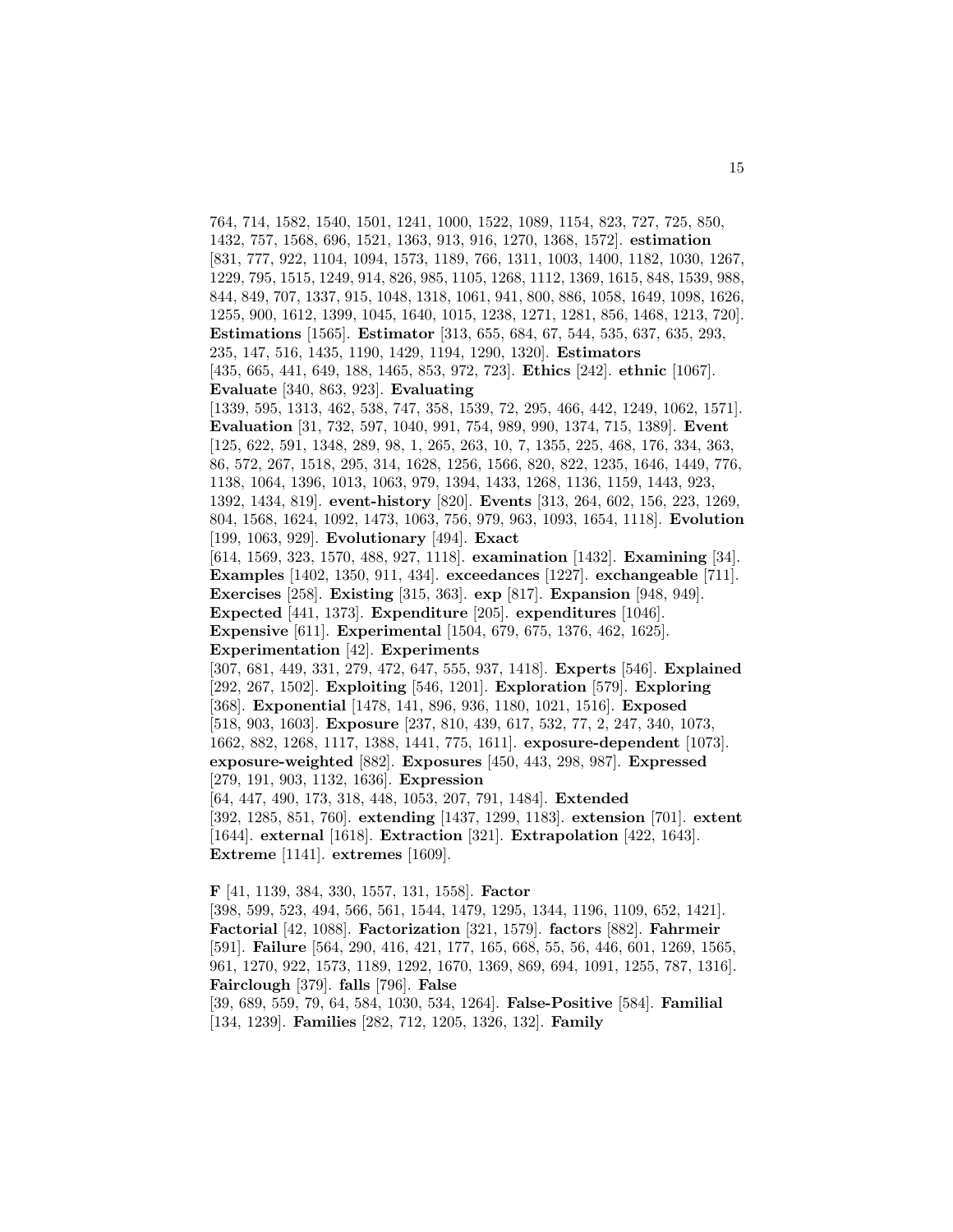764, 714, 1582, 1540, 1501, 1241, 1000, 1522, 1089, 1154, 823, 727, 725, 850, 1432, 757, 1568, 696, 1521, 1363, 913, 916, 1270, 1368, 1572]. **estimation** [831, 777, 922, 1104, 1094, 1573, 1189, 766, 1311, 1003, 1400, 1182, 1030, 1267, 1229, 795, 1515, 1249, 914, 826, 985, 1105, 1268, 1112, 1369, 1615, 848, 1539, 988, 844, 849, 707, 1337, 915, 1048, 1318, 1061, 941, 800, 886, 1058, 1649, 1098, 1626, 1255, 900, 1612, 1399, 1045, 1640, 1015, 1238, 1271, 1281, 856, 1468, 1213, 720]. **Estimations** [1565]. **Estimator** [313, 655, 684, 67, 544, 535, 637, 635, 293, 235, 147, 516, 1435, 1190, 1429, 1194, 1290, 1320]. **Estimators** [435, 665, 441, 649, 188, 1465, 853, 972, 723]. **Ethics** [242]. **ethnic** [1067]. **Evaluate** [340, 863, 923]. **Evaluating** [1339, 595, 1313, 462, 538, 747, 358, 1539, 72, 295, 466, 442, 1249, 1062, 1571]. **Evaluation** [31, 732, 597, 1040, 991, 754, 989, 990, 1374, 715, 1389]. **Event** [125, 622, 591, 1348, 289, 98, 1, 265, 263, 10, 7, 1355, 225, 468, 176, 334, 363, 86, 572, 267, 1518, 295, 314, 1628, 1256, 1566, 820, 822, 1235, 1646, 1449, 776, 1138, 1064, 1396, 1013, 1063, 979, 1394, 1433, 1268, 1136, 1159, 1443, 923, 1392, 1434, 819]. **event-history** [820]. **Events** [313, 264, 602, 156, 223, 1269, 804, 1568, 1624, 1092, 1473, 1063, 756, 979, 963, 1093, 1654, 1118]. **Evolution** [199, 1063, 929]. **Evolutionary** [494]. **Exact** [614, 1569, 323, 1570, 488, 927, 1118]. **examination** [1432]. **Examining** [34]. **Examples** [1402, 1350, 911, 434]. **exceedances** [1227]. **exchangeable** [711]. **Exercises** [258]. **Existing** [315, 363]. **exp** [817]. **Expansion** [948, 949]. **Expected** [441, 1373]. **Expenditure** [205]. **expenditures** [1046]. **Expensive** [611]. **Experimental** [1504, 679, 675, 1376, 462, 1625]. **Experimentation** [42]. **Experiments** [307, 681, 449, 331, 279, 472, 647, 555, 937, 1418]. **Experts** [546]. **Explained** [292, 267, 1502]. **Exploiting** [546, 1201]. **Exploration** [579]. **Exploring** [368]. **Exponential** [1478, 141, 896, 936, 1180, 1021, 1516]. **Exposed** [518, 903, 1603]. **Exposure** [237, 810, 439, 617, 532, 77, 2, 247, 340, 1073, 1662, 882, 1268, 1117, 1388, 1441, 775, 1611]. **exposure-dependent** [1073]. **exposure-weighted** [882]. **Exposures** [450, 443, 298, 987]. **Expressed** [279, 191, 903, 1132, 1636]. **Expression** [64, 447, 490, 173, 318, 448, 1053, 207, 791, 1484]. **Extended** [392, 1285, 851, 760]. **extending** [1437, 1299, 1183]. **extension** [701]. **extent** [1644]. **external** [1618]. **Extraction** [321]. **Extrapolation** [422, 1643]. **Extreme** [1141]. **extremes** [1609].

**F** [41, 1139, 384, 330, 1557, 131, 1558]. **Factor** [398, 599, 523, 494, 566, 561, 1544, 1479, 1295, 1344, 1196, 1109, 652, 1421]. **Factorial** [42, 1088]. **Factorization** [321, 1579]. **factors** [882]. **Fahrmeir** [591]. **Failure** [564, 290, 416, 421, 177, 165, 668, 55, 56, 446, 601, 1269, 1565, 961, 1270, 922, 1573, 1189, 1292, 1670, 1369, 869, 694, 1091, 1255, 787, 1316]. **Fairclough** [379]. **falls** [796]. **False** [39, 689, 559, 79, 64, 584, 1030, 534, 1264]. **False-Positive** [584]. **Familial** [134, 1239]. **Families** [282, 712, 1205, 1326, 132]. **Family**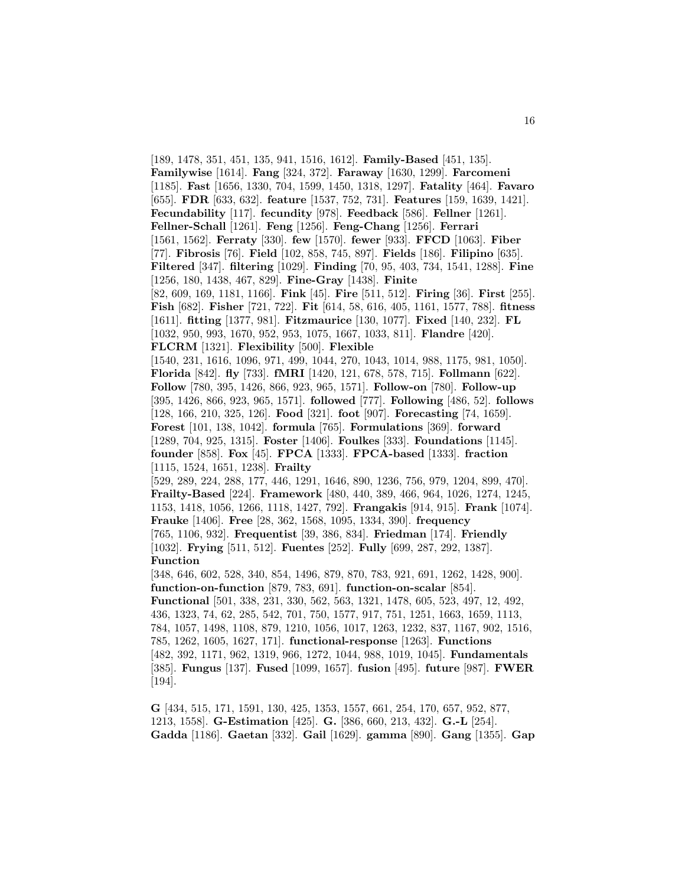[189, 1478, 351, 451, 135, 941, 1516, 1612]. **Family-Based** [451, 135]. **Familywise** [1614]. **Fang** [324, 372]. **Faraway** [1630, 1299]. **Farcomeni** [1185]. **Fast** [1656, 1330, 704, 1599, 1450, 1318, 1297]. **Fatality** [464]. **Favaro** [655]. **FDR** [633, 632]. **feature** [1537, 752, 731]. **Features** [159, 1639, 1421]. **Fecundability** [117]. **fecundity** [978]. **Feedback** [586]. **Fellner** [1261]. **Fellner-Schall** [1261]. **Feng** [1256]. **Feng-Chang** [1256]. **Ferrari** [1561, 1562]. **Ferraty** [330]. **few** [1570]. **fewer** [933]. **FFCD** [1063]. **Fiber** [77]. **Fibrosis** [76]. **Field** [102, 858, 745, 897]. **Fields** [186]. **Filipino** [635]. **Filtered** [347]. **filtering** [1029]. **Finding** [70, 95, 403, 734, 1541, 1288]. **Fine** [1256, 180, 1438, 467, 829]. **Fine-Gray** [1438]. **Finite** [82, 609, 169, 1181, 1166]. **Fink** [45]. **Fire** [511, 512]. **Firing** [36]. **First** [255]. **Fish** [682]. **Fisher** [721, 722]. **Fit** [614, 58, 616, 405, 1161, 1577, 788]. **fitness** [1611]. **fitting** [1377, 981]. **Fitzmaurice** [130, 1077]. **Fixed** [140, 232]. **FL** [1032, 950, 993, 1670, 952, 953, 1075, 1667, 1033, 811]. **Flandre** [420]. **FLCRM** [1321]. **Flexibility** [500]. **Flexible** [1540, 231, 1616, 1096, 971, 499, 1044, 270, 1043, 1014, 988, 1175, 981, 1050]. **Florida** [842]. **fly** [733]. **fMRI** [1420, 121, 678, 578, 715]. **Follmann** [622]. **Follow** [780, 395, 1426, 866, 923, 965, 1571]. **Follow-on** [780]. **Follow-up** [395, 1426, 866, 923, 965, 1571]. **followed** [777]. **Following** [486, 52]. **follows** [128, 166, 210, 325, 126]. **Food** [321]. **foot** [907]. **Forecasting** [74, 1659]. **Forest** [101, 138, 1042]. **formula** [765]. **Formulations** [369]. **forward** [1289, 704, 925, 1315]. **Foster** [1406]. **Foulkes** [333]. **Foundations** [1145]. **founder** [858]. **Fox** [45]. **FPCA** [1333]. **FPCA-based** [1333]. **fraction** [1115, 1524, 1651, 1238]. **Frailty** [529, 289, 224, 288, 177, 446, 1291, 1646, 890, 1236, 756, 979, 1204, 899, 470]. **Frailty-Based** [224]. **Framework** [480, 440, 389, 466, 964, 1026, 1274, 1245, 1153, 1418, 1056, 1266, 1118, 1427, 792]. **Frangakis** [914, 915]. **Frank** [1074]. **Frauke** [1406]. **Free** [28, 362, 1568, 1095, 1334, 390]. **frequency** [765, 1106, 932]. **Frequentist** [39, 386, 834]. **Friedman** [174]. **Friendly** [1032]. **Frying** [511, 512]. **Fuentes** [252]. **Fully** [699, 287, 292, 1387]. **Function** [348, 646, 602, 528, 340, 854, 1496, 879, 870, 783, 921, 691, 1262, 1428, 900]. **function-on-function** [879, 783, 691]. **function-on-scalar** [854]. **Functional** [501, 338, 231, 330, 562, 563, 1321, 1478, 605, 523, 497, 12, 492, 436, 1323, 74, 62, 285, 542, 701, 750, 1577, 917, 751, 1251, 1663, 1659, 1113, 784, 1057, 1498, 1108, 879, 1210, 1056, 1017, 1263, 1232, 837, 1167, 902, 1516, 785, 1262, 1605, 1627, 171]. **functional-response** [1263]. **Functions** [482, 392, 1171, 962, 1319, 966, 1272, 1044, 988, 1019, 1045]. **Fundamentals** [385]. **Fungus** [137]. **Fused** [1099, 1657]. **fusion** [495]. **future** [987]. **FWER** [194].

**G** [434, 515, 171, 1591, 130, 425, 1353, 1557, 661, 254, 170, 657, 952, 877, 1213, 1558]. **G-Estimation** [425]. **G.** [386, 660, 213, 432]. **G.-L** [254]. **Gadda** [1186]. **Gaetan** [332]. **Gail** [1629]. **gamma** [890]. **Gang** [1355]. **Gap**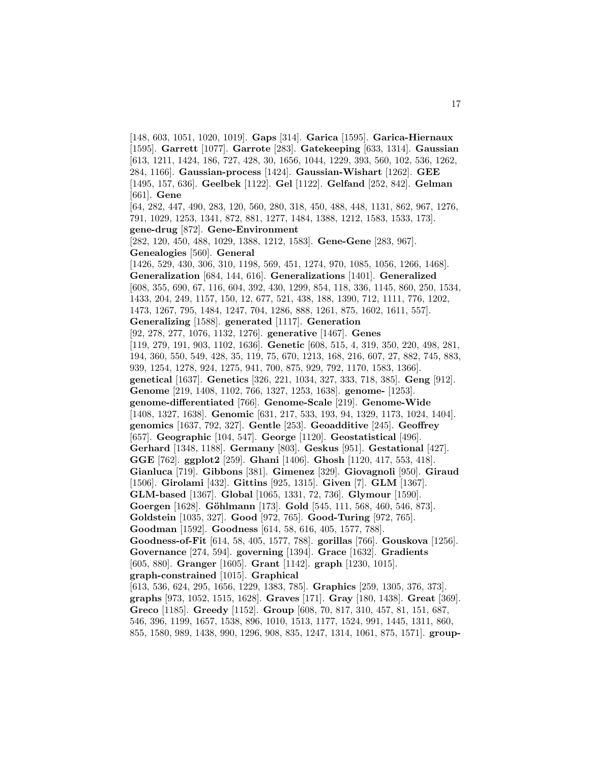[148, 603, 1051, 1020, 1019]. **Gaps** [314]. **Garica** [1595]. **Garica-Hiernaux** [1595]. **Garrett** [1077]. **Garrote** [283]. **Gatekeeping** [633, 1314]. **Gaussian** [613, 1211, 1424, 186, 727, 428, 30, 1656, 1044, 1229, 393, 560, 102, 536, 1262, 284, 1166]. **Gaussian-process** [1424]. **Gaussian-Wishart** [1262]. **GEE** [1495, 157, 636]. **Geelbek** [1122]. **Gel** [1122]. **Gelfand** [252, 842]. **Gelman** [661]. **Gene** [64, 282, 447, 490, 283, 120, 560, 280, 318, 450, 488, 448, 1131, 862, 967, 1276, 791, 1029, 1253, 1341, 872, 881, 1277, 1484, 1388, 1212, 1583, 1533, 173]. **gene-drug** [872]. **Gene-Environment** [282, 120, 450, 488, 1029, 1388, 1212, 1583]. **Gene-Gene** [283, 967]. **Genealogies** [560]. **General** [1426, 529, 430, 306, 310, 1198, 569, 451, 1274, 970, 1085, 1056, 1266, 1468]. **Generalization** [684, 144, 616]. **Generalizations** [1401]. **Generalized** [608, 355, 690, 67, 116, 604, 392, 430, 1299, 854, 118, 336, 1145, 860, 250, 1534, 1433, 204, 249, 1157, 150, 12, 677, 521, 438, 188, 1390, 712, 1111, 776, 1202, 1473, 1267, 795, 1484, 1247, 704, 1286, 888, 1261, 875, 1602, 1611, 557]. **Generalizing** [1588]. **generated** [1117]. **Generation** [92, 278, 277, 1076, 1132, 1276]. **generative** [1467]. **Genes** [119, 279, 191, 903, 1102, 1636]. **Genetic** [608, 515, 4, 319, 350, 220, 498, 281, 194, 360, 550, 549, 428, 35, 119, 75, 670, 1213, 168, 216, 607, 27, 882, 745, 883, 939, 1254, 1278, 924, 1275, 941, 700, 875, 929, 792, 1170, 1583, 1366]. **genetical** [1637]. **Genetics** [326, 221, 1034, 327, 333, 718, 385]. **Geng** [912]. **Genome** [219, 1408, 1102, 766, 1327, 1253, 1638]. **genome-** [1253]. **genome-differentiated** [766]. **Genome-Scale** [219]. **Genome-Wide** [1408, 1327, 1638]. **Genomic** [631, 217, 533, 193, 94, 1329, 1173, 1024, 1404]. **genomics** [1637, 792, 327]. **Gentle** [253]. **Geoadditive** [245]. **Geoffrey** [657]. **Geographic** [104, 547]. **George** [1120]. **Geostatistical** [496]. **Gerhard** [1348, 1188]. **Germany** [803]. **Geskus** [951]. **Gestational** [427]. **GGE** [762]. **ggplot2** [259]. **Ghani** [1406]. **Ghosh** [1120, 417, 553, 418]. **Gianluca** [719]. **Gibbons** [381]. **Gimenez** [329]. **Giovagnoli** [950]. **Giraud** [1506]. **Girolami** [432]. **Gittins** [925, 1315]. **Given** [7]. **GLM** [1367]. **GLM-based** [1367]. **Global** [1065, 1331, 72, 736]. **Glymour** [1590]. **Goergen** [1628]. **Göhlmann** [173]. **Gold** [545, 111, 568, 460, 546, 873]. **Goldstein** [1035, 327]. **Good** [972, 765]. **Good-Turing** [972, 765]. **Goodman** [1592]. **Goodness** [614, 58, 616, 405, 1577, 788]. **Goodness-of-Fit** [614, 58, 405, 1577, 788]. **gorillas** [766]. **Gouskova** [1256]. **Governance** [274, 594]. **governing** [1394]. **Grace** [1632]. **Gradients** [605, 880]. **Granger** [1605]. **Grant** [1142]. **graph** [1230, 1015]. **graph-constrained** [1015]. **Graphical** [613, 536, 624, 295, 1656, 1229, 1383, 785]. **Graphics** [259, 1305, 376, 373]. **graphs** [973, 1052, 1515, 1628]. **Graves** [171]. **Gray** [180, 1438]. **Great** [369]. **Greco** [1185]. **Greedy** [1152]. **Group** [608, 70, 817, 310, 457, 81, 151, 687, 546, 396, 1199, 1657, 1538, 896, 1010, 1513, 1177, 1524, 991, 1445, 1311, 860, 855, 1580, 989, 1438, 990, 1296, 908, 835, 1247, 1314, 1061, 875, 1571]. **group-**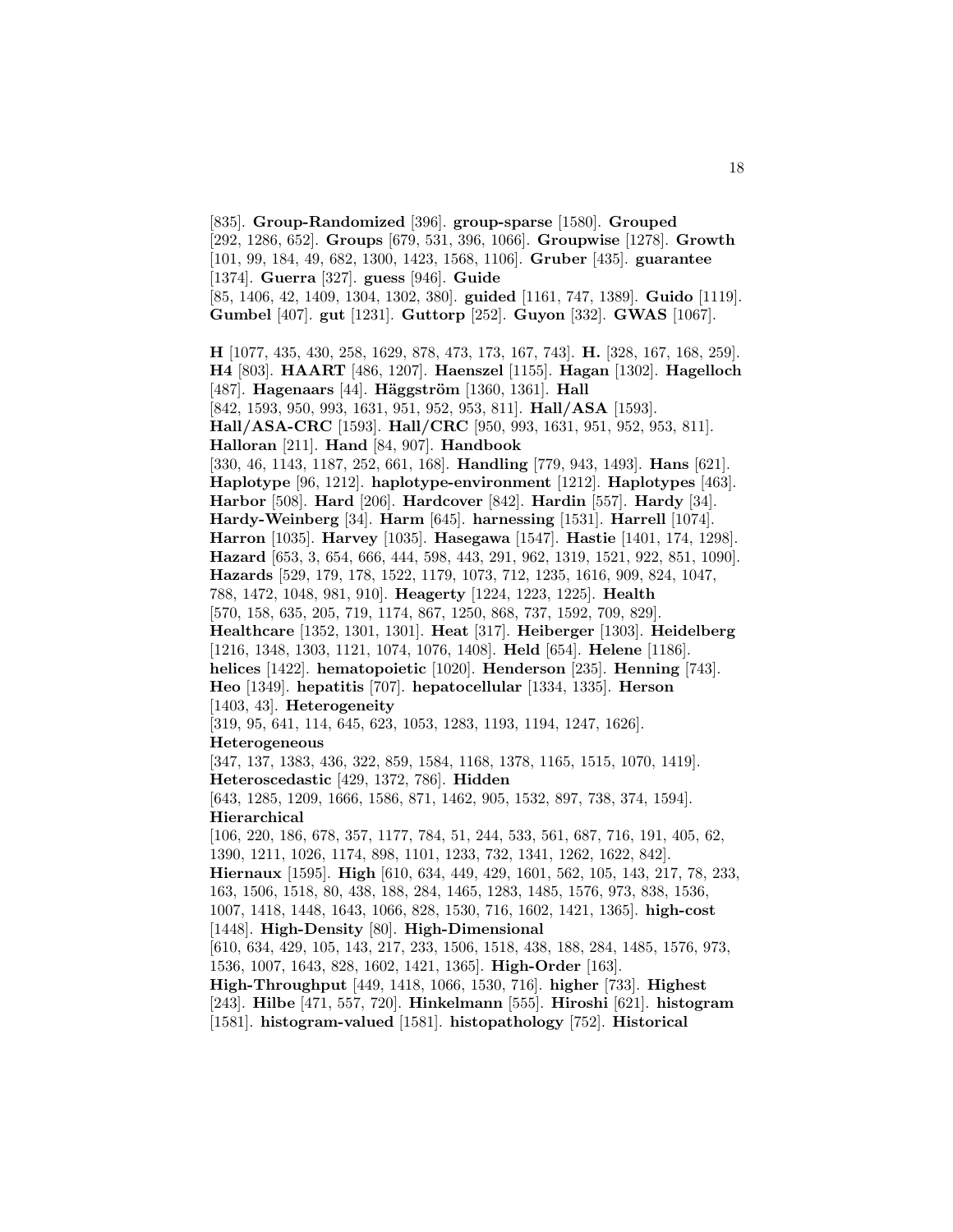[835]. **Group-Randomized** [396]. **group-sparse** [1580]. **Grouped** [292, 1286, 652]. **Groups** [679, 531, 396, 1066]. **Groupwise** [1278]. **Growth** [101, 99, 184, 49, 682, 1300, 1423, 1568, 1106]. **Gruber** [435]. **guarantee** [1374]. **Guerra** [327]. **guess** [946]. **Guide** [85, 1406, 42, 1409, 1304, 1302, 380]. **guided** [1161, 747, 1389]. **Guido** [1119]. **Gumbel** [407]. **gut** [1231]. **Guttorp** [252]. **Guyon** [332]. **GWAS** [1067].

**H** [1077, 435, 430, 258, 1629, 878, 473, 173, 167, 743]. **H.** [328, 167, 168, 259]. **H4** [803]. **HAART** [486, 1207]. **Haenszel** [1155]. **Hagan** [1302]. **Hagelloch** [487]. **Hagenaars** [44]. **Häggström** [1360, 1361]. **Hall** [842, 1593, 950, 993, 1631, 951, 952, 953, 811]. **Hall/ASA** [1593]. **Hall/ASA-CRC** [1593]. **Hall/CRC** [950, 993, 1631, 951, 952, 953, 811]. **Halloran** [211]. **Hand** [84, 907]. **Handbook** [330, 46, 1143, 1187, 252, 661, 168]. **Handling** [779, 943, 1493]. **Hans** [621]. **Haplotype** [96, 1212]. **haplotype-environment** [1212]. **Haplotypes** [463]. **Harbor** [508]. **Hard** [206]. **Hardcover** [842]. **Hardin** [557]. **Hardy** [34]. **Hardy-Weinberg** [34]. **Harm** [645]. **harnessing** [1531]. **Harrell** [1074]. **Harron** [1035]. **Harvey** [1035]. **Hasegawa** [1547]. **Hastie** [1401, 174, 1298]. **Hazard** [653, 3, 654, 666, 444, 598, 443, 291, 962, 1319, 1521, 922, 851, 1090]. **Hazards** [529, 179, 178, 1522, 1179, 1073, 712, 1235, 1616, 909, 824, 1047, 788, 1472, 1048, 981, 910]. **Heagerty** [1224, 1223, 1225]. **Health** [570, 158, 635, 205, 719, 1174, 867, 1250, 868, 737, 1592, 709, 829]. **Healthcare** [1352, 1301, 1301]. **Heat** [317]. **Heiberger** [1303]. **Heidelberg** [1216, 1348, 1303, 1121, 1074, 1076, 1408]. **Held** [654]. **Helene** [1186]. **helices** [1422]. **hematopoietic** [1020]. **Henderson** [235]. **Henning** [743]. **Heo** [1349]. **hepatitis** [707]. **hepatocellular** [1334, 1335]. **Herson** [1403, 43]. **Heterogeneity** [319, 95, 641, 114, 645, 623, 1053, 1283, 1193, 1194, 1247, 1626]. **Heterogeneous** [347, 137, 1383, 436, 322, 859, 1584, 1168, 1378, 1165, 1515, 1070, 1419]. **Heteroscedastic** [429, 1372, 786]. **Hidden** [643, 1285, 1209, 1666, 1586, 871, 1462, 905, 1532, 897, 738, 374, 1594]. **Hierarchical** [106, 220, 186, 678, 357, 1177, 784, 51, 244, 533, 561, 687, 716, 191, 405, 62, 1390, 1211, 1026, 1174, 898, 1101, 1233, 732, 1341, 1262, 1622, 842]. **Hiernaux** [1595]. **High** [610, 634, 449, 429, 1601, 562, 105, 143, 217, 78, 233, 163, 1506, 1518, 80, 438, 188, 284, 1465, 1283, 1485, 1576, 973, 838, 1536, 1007, 1418, 1448, 1643, 1066, 828, 1530, 716, 1602, 1421, 1365]. **high-cost** [1448]. **High-Density** [80]. **High-Dimensional** [610, 634, 429, 105, 143, 217, 233, 1506, 1518, 438, 188, 284, 1485, 1576, 973, 1536, 1007, 1643, 828, 1602, 1421, 1365]. **High-Order** [163]. **High-Throughput** [449, 1418, 1066, 1530, 716]. **higher** [733]. **Highest** [243]. **Hilbe** [471, 557, 720]. **Hinkelmann** [555]. **Hiroshi** [621]. **histogram** [1581]. **histogram-valued** [1581]. **histopathology** [752]. **Historical**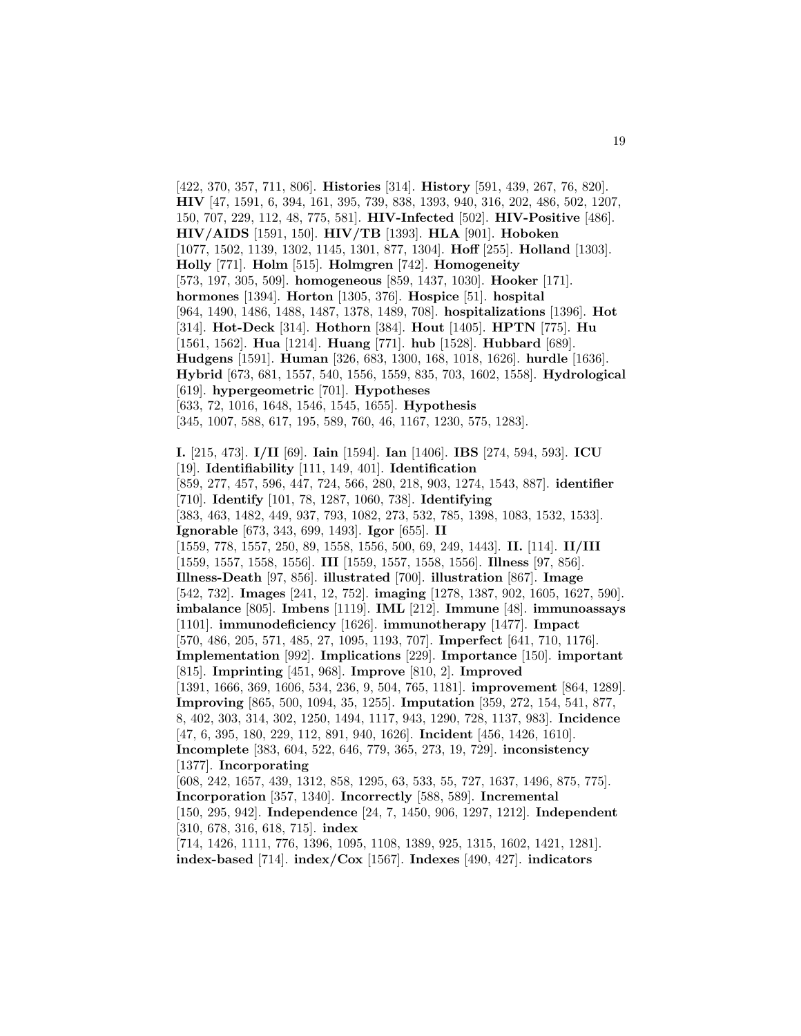[422, 370, 357, 711, 806]. **Histories** [314]. **History** [591, 439, 267, 76, 820]. **HIV** [47, 1591, 6, 394, 161, 395, 739, 838, 1393, 940, 316, 202, 486, 502, 1207, 150, 707, 229, 112, 48, 775, 581]. **HIV-Infected** [502]. **HIV-Positive** [486]. **HIV/AIDS** [1591, 150]. **HIV/TB** [1393]. **HLA** [901]. **Hoboken** [1077, 1502, 1139, 1302, 1145, 1301, 877, 1304]. **Hoff** [255]. **Holland** [1303]. **Holly** [771]. **Holm** [515]. **Holmgren** [742]. **Homogeneity** [573, 197, 305, 509]. **homogeneous** [859, 1437, 1030]. **Hooker** [171]. **hormones** [1394]. **Horton** [1305, 376]. **Hospice** [51]. **hospital** [964, 1490, 1486, 1488, 1487, 1378, 1489, 708]. **hospitalizations** [1396]. **Hot** [314]. **Hot-Deck** [314]. **Hothorn** [384]. **Hout** [1405]. **HPTN** [775]. **Hu** [1561, 1562]. **Hua** [1214]. **Huang** [771]. **hub** [1528]. **Hubbard** [689]. **Hudgens** [1591]. **Human** [326, 683, 1300, 168, 1018, 1626]. **hurdle** [1636]. **Hybrid** [673, 681, 1557, 540, 1556, 1559, 835, 703, 1602, 1558]. **Hydrological** [619]. **hypergeometric** [701]. **Hypotheses** [633, 72, 1016, 1648, 1546, 1545, 1655]. **Hypothesis** [345, 1007, 588, 617, 195, 589, 760, 46, 1167, 1230, 575, 1283].

**I.** [215, 473]. **I/II** [69]. **Iain** [1594]. **Ian** [1406]. **IBS** [274, 594, 593]. **ICU** [19]. **Identifiability** [111, 149, 401]. **Identification** [859, 277, 457, 596, 447, 724, 566, 280, 218, 903, 1274, 1543, 887]. **identifier** [710]. **Identify** [101, 78, 1287, 1060, 738]. **Identifying** [383, 463, 1482, 449, 937, 793, 1082, 273, 532, 785, 1398, 1083, 1532, 1533]. **Ignorable** [673, 343, 699, 1493]. **Igor** [655]. **II** [1559, 778, 1557, 250, 89, 1558, 1556, 500, 69, 249, 1443]. **II.** [114]. **II/III** [1559, 1557, 1558, 1556]. **III** [1559, 1557, 1558, 1556]. **Illness** [97, 856]. **Illness-Death** [97, 856]. **illustrated** [700]. **illustration** [867]. **Image** [542, 732]. **Images** [241, 12, 752]. **imaging** [1278, 1387, 902, 1605, 1627, 590]. **imbalance** [805]. **Imbens** [1119]. **IML** [212]. **Immune** [48]. **immunoassays** [1101]. **immunodeficiency** [1626]. **immunotherapy** [1477]. **Impact** [570, 486, 205, 571, 485, 27, 1095, 1193, 707]. **Imperfect** [641, 710, 1176]. **Implementation** [992]. **Implications** [229]. **Importance** [150]. **important** [815]. **Imprinting** [451, 968]. **Improve** [810, 2]. **Improved** [1391, 1666, 369, 1606, 534, 236, 9, 504, 765, 1181]. **improvement** [864, 1289]. **Improving** [865, 500, 1094, 35, 1255]. **Imputation** [359, 272, 154, 541, 877, 8, 402, 303, 314, 302, 1250, 1494, 1117, 943, 1290, 728, 1137, 983]. **Incidence** [47, 6, 395, 180, 229, 112, 891, 940, 1626]. **Incident** [456, 1426, 1610]. **Incomplete** [383, 604, 522, 646, 779, 365, 273, 19, 729]. **inconsistency** [1377]. **Incorporating** [608, 242, 1657, 439, 1312, 858, 1295, 63, 533, 55, 727, 1637, 1496, 875, 775]. **Incorporation** [357, 1340]. **Incorrectly** [588, 589]. **Incremental** [150, 295, 942]. **Independence** [24, 7, 1450, 906, 1297, 1212]. **Independent** [310, 678, 316, 618, 715]. **index** [714, 1426, 1111, 776, 1396, 1095, 1108, 1389, 925, 1315, 1602, 1421, 1281]. **index-based** [714]. **index/Cox** [1567]. **Indexes** [490, 427]. **indicators**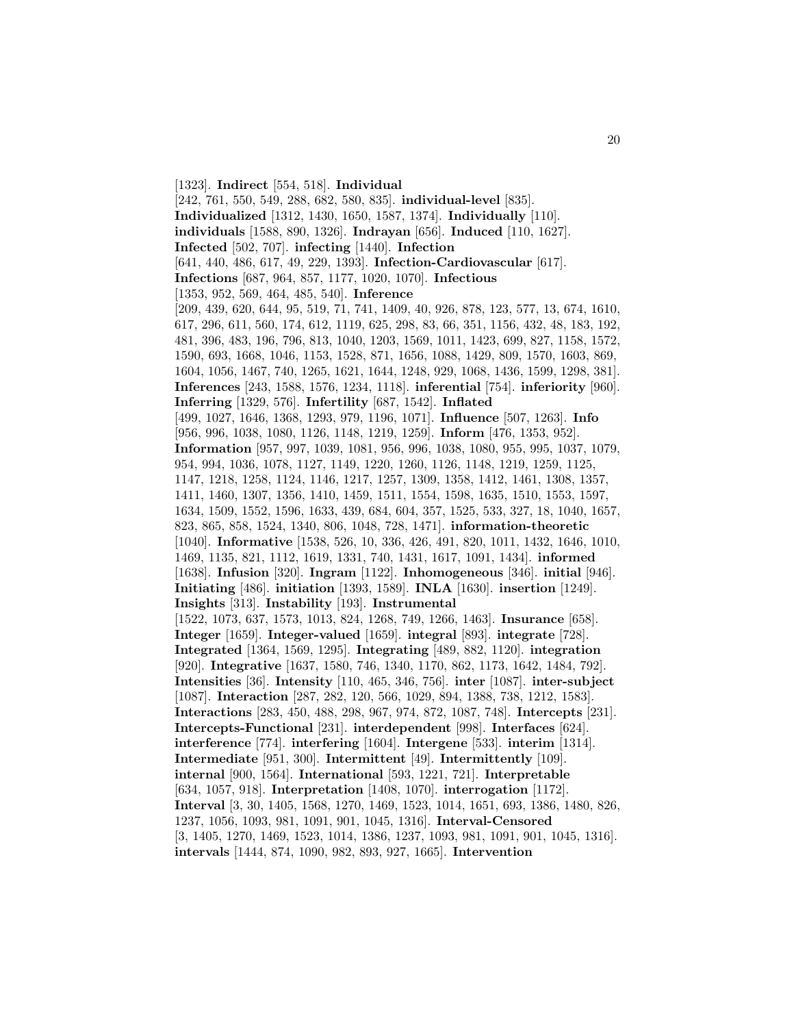[1323]. **Indirect** [554, 518]. **Individual** [242, 761, 550, 549, 288, 682, 580, 835]. **individual-level** [835]. **Individualized** [1312, 1430, 1650, 1587, 1374]. **Individually** [110]. **individuals** [1588, 890, 1326]. **Indrayan** [656]. **Induced** [110, 1627]. **Infected** [502, 707]. **infecting** [1440]. **Infection** [641, 440, 486, 617, 49, 229, 1393]. **Infection-Cardiovascular** [617]. **Infections** [687, 964, 857, 1177, 1020, 1070]. **Infectious** [1353, 952, 569, 464, 485, 540]. **Inference** [209, 439, 620, 644, 95, 519, 71, 741, 1409, 40, 926, 878, 123, 577, 13, 674, 1610, 617, 296, 611, 560, 174, 612, 1119, 625, 298, 83, 66, 351, 1156, 432, 48, 183, 192, 481, 396, 483, 196, 796, 813, 1040, 1203, 1569, 1011, 1423, 699, 827, 1158, 1572, 1590, 693, 1668, 1046, 1153, 1528, 871, 1656, 1088, 1429, 809, 1570, 1603, 869, 1604, 1056, 1467, 740, 1265, 1621, 1644, 1248, 929, 1068, 1436, 1599, 1298, 381]. **Inferences** [243, 1588, 1576, 1234, 1118]. **inferential** [754]. **inferiority** [960]. **Inferring** [1329, 576]. **Infertility** [687, 1542]. **Inflated** [499, 1027, 1646, 1368, 1293, 979, 1196, 1071]. **Influence** [507, 1263]. **Info** [956, 996, 1038, 1080, 1126, 1148, 1219, 1259]. **Inform** [476, 1353, 952]. **Information** [957, 997, 1039, 1081, 956, 996, 1038, 1080, 955, 995, 1037, 1079, 954, 994, 1036, 1078, 1127, 1149, 1220, 1260, 1126, 1148, 1219, 1259, 1125, 1147, 1218, 1258, 1124, 1146, 1217, 1257, 1309, 1358, 1412, 1461, 1308, 1357, 1411, 1460, 1307, 1356, 1410, 1459, 1511, 1554, 1598, 1635, 1510, 1553, 1597, 1634, 1509, 1552, 1596, 1633, 439, 684, 604, 357, 1525, 533, 327, 18, 1040, 1657, 823, 865, 858, 1524, 1340, 806, 1048, 728, 1471]. **information-theoretic** [1040]. **Informative** [1538, 526, 10, 336, 426, 491, 820, 1011, 1432, 1646, 1010, 1469, 1135, 821, 1112, 1619, 1331, 740, 1431, 1617, 1091, 1434]. **informed** [1638]. **Infusion** [320]. **Ingram** [1122]. **Inhomogeneous** [346]. **initial** [946]. **Initiating** [486]. **initiation** [1393, 1589]. **INLA** [1630]. **insertion** [1249]. **Insights** [313]. **Instability** [193]. **Instrumental** [1522, 1073, 637, 1573, 1013, 824, 1268, 749, 1266, 1463]. **Insurance** [658]. **Integer** [1659]. **Integer-valued** [1659]. **integral** [893]. **integrate** [728]. **Integrated** [1364, 1569, 1295]. **Integrating** [489, 882, 1120]. **integration** [920]. **Integrative** [1637, 1580, 746, 1340, 1170, 862, 1173, 1642, 1484, 792]. **Intensities** [36]. **Intensity** [110, 465, 346, 756]. **inter** [1087]. **inter-subject** [1087]. **Interaction** [287, 282, 120, 566, 1029, 894, 1388, 738, 1212, 1583]. **Interactions** [283, 450, 488, 298, 967, 974, 872, 1087, 748]. **Intercepts** [231]. **Intercepts-Functional** [231]. **interdependent** [998]. **Interfaces** [624]. **interference** [774]. **interfering** [1604]. **Intergene** [533]. **interim** [1314]. **Intermediate** [951, 300]. **Intermittent** [49]. **Intermittently** [109]. **internal** [900, 1564]. **International** [593, 1221, 721]. **Interpretable** [634, 1057, 918]. **Interpretation** [1408, 1070]. **interrogation** [1172]. **Interval** [3, 30, 1405, 1568, 1270, 1469, 1523, 1014, 1651, 693, 1386, 1480, 826, 1237, 1056, 1093, 981, 1091, 901, 1045, 1316]. **Interval-Censored** [3, 1405, 1270, 1469, 1523, 1014, 1386, 1237, 1093, 981, 1091, 901, 1045, 1316]. **intervals** [1444, 874, 1090, 982, 893, 927, 1665]. **Intervention**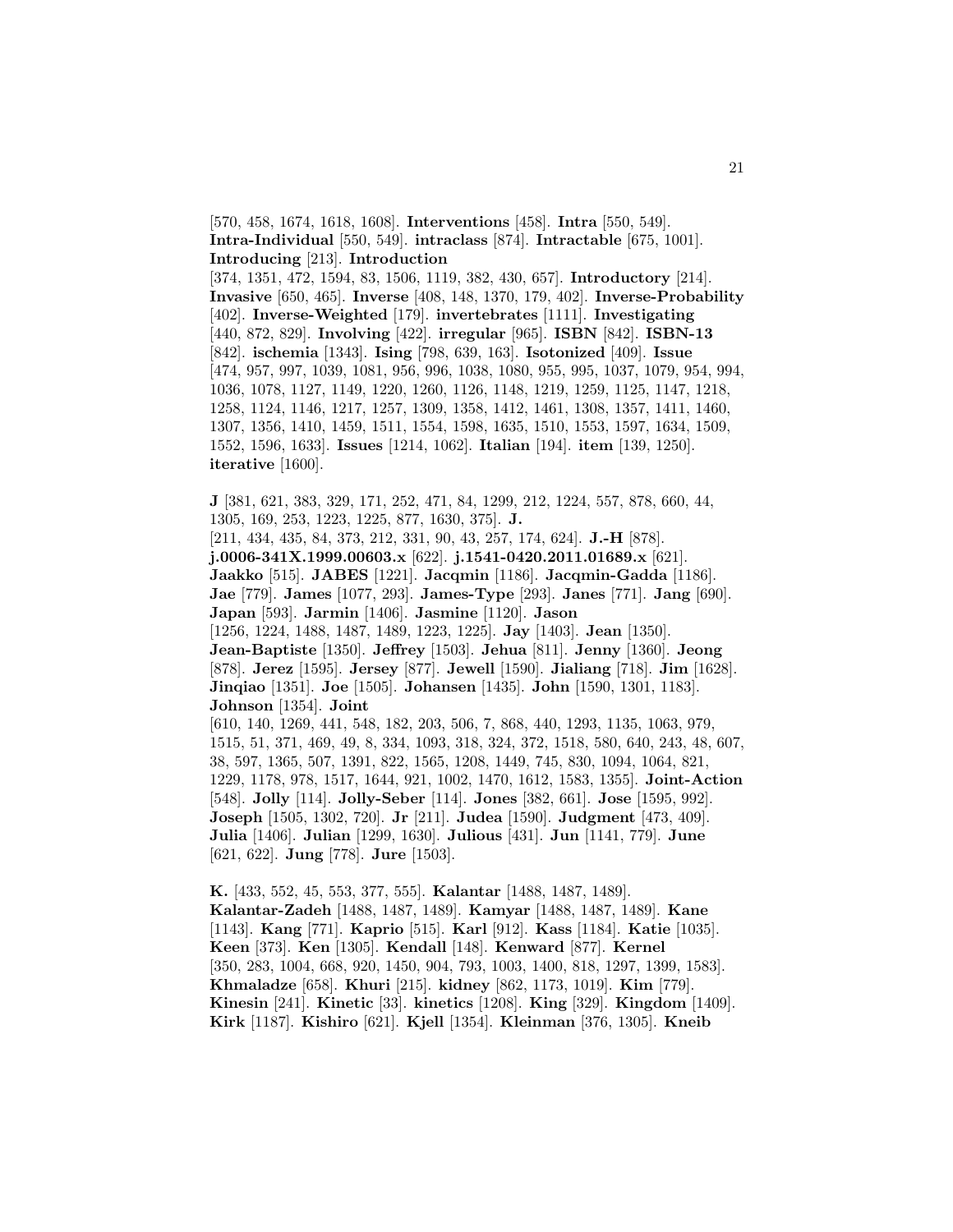[570, 458, 1674, 1618, 1608]. **Interventions** [458]. **Intra** [550, 549]. **Intra-Individual** [550, 549]. **intraclass** [874]. **Intractable** [675, 1001]. **Introducing** [213]. **Introduction** [374, 1351, 472, 1594, 83, 1506, 1119, 382, 430, 657]. **Introductory** [214]. **Invasive** [650, 465]. **Inverse** [408, 148, 1370, 179, 402]. **Inverse-Probability** [402]. **Inverse-Weighted** [179]. **invertebrates** [1111]. **Investigating** [440, 872, 829]. **Involving** [422]. **irregular** [965]. **ISBN** [842]. **ISBN-13** [842]. **ischemia** [1343]. **Ising** [798, 639, 163]. **Isotonized** [409]. **Issue** [474, 957, 997, 1039, 1081, 956, 996, 1038, 1080, 955, 995, 1037, 1079, 954, 994, 1036, 1078, 1127, 1149, 1220, 1260, 1126, 1148, 1219, 1259, 1125, 1147, 1218, 1258, 1124, 1146, 1217, 1257, 1309, 1358, 1412, 1461, 1308, 1357, 1411, 1460, 1307, 1356, 1410, 1459, 1511, 1554, 1598, 1635, 1510, 1553, 1597, 1634, 1509, 1552, 1596, 1633]. **Issues** [1214, 1062]. **Italian** [194]. **item** [139, 1250]. **iterative** [1600].

**J** [381, 621, 383, 329, 171, 252, 471, 84, 1299, 212, 1224, 557, 878, 660, 44, 1305, 169, 253, 1223, 1225, 877, 1630, 375]. **J.** [211, 434, 435, 84, 373, 212, 331, 90, 43, 257, 174, 624]. **J.-H** [878]. **j.0006-341X.1999.00603.x** [622]. **j.1541-0420.2011.01689.x** [621]. **Jaakko** [515]. **JABES** [1221]. **Jacqmin** [1186]. **Jacqmin-Gadda** [1186]. **Jae** [779]. **James** [1077, 293]. **James-Type** [293]. **Janes** [771]. **Jang** [690]. **Japan** [593]. **Jarmin** [1406]. **Jasmine** [1120]. **Jason** [1256, 1224, 1488, 1487, 1489, 1223, 1225]. **Jay** [1403]. **Jean** [1350]. **Jean-Baptiste** [1350]. **Jeffrey** [1503]. **Jehua** [811]. **Jenny** [1360]. **Jeong** [878]. **Jerez** [1595]. **Jersey** [877]. **Jewell** [1590]. **Jialiang** [718]. **Jim** [1628]. **Jinqiao** [1351]. **Joe** [1505]. **Johansen** [1435]. **John** [1590, 1301, 1183]. **Johnson** [1354]. **Joint** [610, 140, 1269, 441, 548, 182, 203, 506, 7, 868, 440, 1293, 1135, 1063, 979, 1515, 51, 371, 469, 49, 8, 334, 1093, 318, 324, 372, 1518, 580, 640, 243, 48, 607, 38, 597, 1365, 507, 1391, 822, 1565, 1208, 1449, 745, 830, 1094, 1064, 821, 1229, 1178, 978, 1517, 1644, 921, 1002, 1470, 1612, 1583, 1355]. **Joint-Action** [548]. **Jolly** [114]. **Jolly-Seber** [114]. **Jones** [382, 661]. **Jose** [1595, 992]. **Joseph** [1505, 1302, 720]. **Jr** [211]. **Judea** [1590]. **Judgment** [473, 409]. **Julia** [1406]. **Julian** [1299, 1630]. **Julious** [431]. **Jun** [1141, 779]. **June** [621, 622]. **Jung** [778]. **Jure** [1503].

**K.** [433, 552, 45, 553, 377, 555]. **Kalantar** [1488, 1487, 1489]. **Kalantar-Zadeh** [1488, 1487, 1489]. **Kamyar** [1488, 1487, 1489]. **Kane** [1143]. **Kang** [771]. **Kaprio** [515]. **Karl** [912]. **Kass** [1184]. **Katie** [1035]. **Keen** [373]. **Ken** [1305]. **Kendall** [148]. **Kenward** [877]. **Kernel** [350, 283, 1004, 668, 920, 1450, 904, 793, 1003, 1400, 818, 1297, 1399, 1583]. **Khmaladze** [658]. **Khuri** [215]. **kidney** [862, 1173, 1019]. **Kim** [779]. **Kinesin** [241]. **Kinetic** [33]. **kinetics** [1208]. **King** [329]. **Kingdom** [1409]. **Kirk** [1187]. **Kishiro** [621]. **Kjell** [1354]. **Kleinman** [376, 1305]. **Kneib**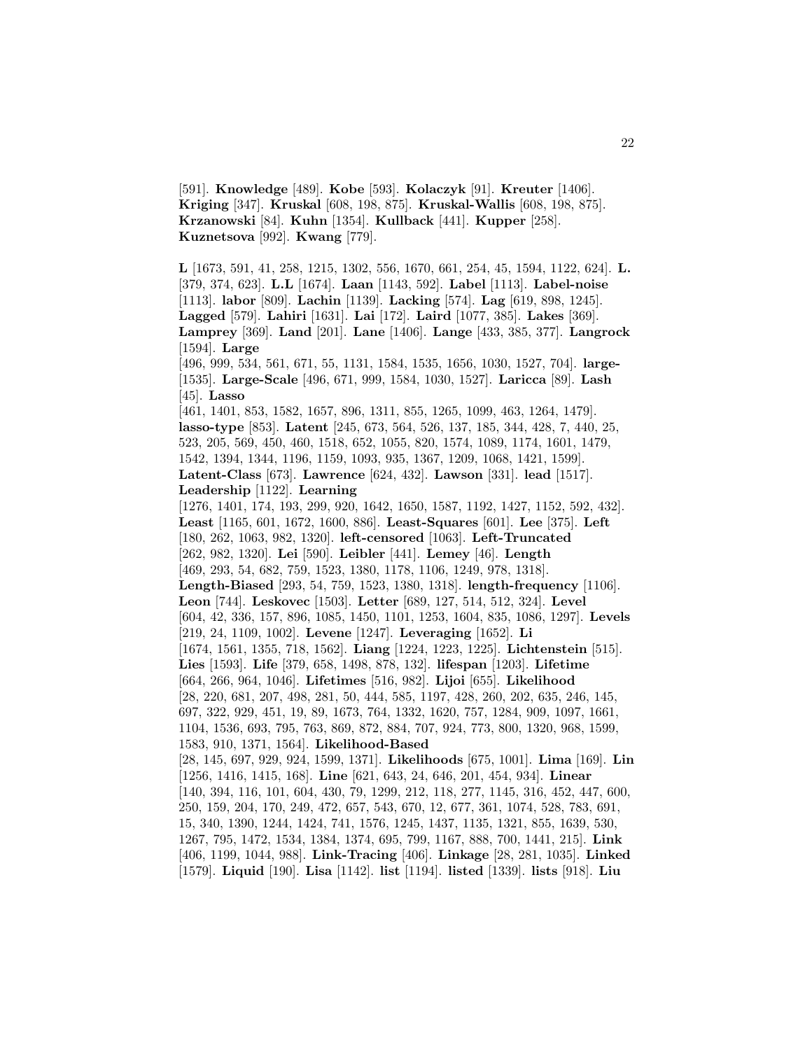[591]. **Knowledge** [489]. **Kobe** [593]. **Kolaczyk** [91]. **Kreuter** [1406]. **Kriging** [347]. **Kruskal** [608, 198, 875]. **Kruskal-Wallis** [608, 198, 875]. **Krzanowski** [84]. **Kuhn** [1354]. **Kullback** [441]. **Kupper** [258]. **Kuznetsova** [992]. **Kwang** [779].

**L** [1673, 591, 41, 258, 1215, 1302, 556, 1670, 661, 254, 45, 1594, 1122, 624]. **L.** [379, 374, 623]. **L.L** [1674]. **Laan** [1143, 592]. **Label** [1113]. **Label-noise** [1113]. **labor** [809]. **Lachin** [1139]. **Lacking** [574]. **Lag** [619, 898, 1245]. **Lagged** [579]. **Lahiri** [1631]. **Lai** [172]. **Laird** [1077, 385]. **Lakes** [369]. **Lamprey** [369]. **Land** [201]. **Lane** [1406]. **Lange** [433, 385, 377]. **Langrock** [1594]. **Large** [496, 999, 534, 561, 671, 55, 1131, 1584, 1535, 1656, 1030, 1527, 704]. **large-** [1535]. **Large-Scale** [496, 671, 999, 1584, 1030, 1527]. **Laricca** [89]. **Lash** [45]. **Lasso** [461, 1401, 853, 1582, 1657, 896, 1311, 855, 1265, 1099, 463, 1264, 1479]. **lasso-type** [853]. **Latent** [245, 673, 564, 526, 137, 185, 344, 428, 7, 440, 25, 523, 205, 569, 450, 460, 1518, 652, 1055, 820, 1574, 1089, 1174, 1601, 1479, 1542, 1394, 1344, 1196, 1159, 1093, 935, 1367, 1209, 1068, 1421, 1599]. **Latent-Class** [673]. **Lawrence** [624, 432]. **Lawson** [331]. **lead** [1517]. **Leadership** [1122]. **Learning** [1276, 1401, 174, 193, 299, 920, 1642, 1650, 1587, 1192, 1427, 1152, 592, 432]. **Least** [1165, 601, 1672, 1600, 886]. **Least-Squares** [601]. **Lee** [375]. **Left** [180, 262, 1063, 982, 1320]. **left-censored** [1063]. **Left-Truncated** [262, 982, 1320]. **Lei** [590]. **Leibler** [441]. **Lemey** [46]. **Length** [469, 293, 54, 682, 759, 1523, 1380, 1178, 1106, 1249, 978, 1318]. **Length-Biased** [293, 54, 759, 1523, 1380, 1318]. **length-frequency** [1106]. **Leon** [744]. **Leskovec** [1503]. **Letter** [689, 127, 514, 512, 324]. **Level** [604, 42, 336, 157, 896, 1085, 1450, 1101, 1253, 1604, 835, 1086, 1297]. **Levels** [219, 24, 1109, 1002]. **Levene** [1247]. **Leveraging** [1652]. **Li** [1674, 1561, 1355, 718, 1562]. **Liang** [1224, 1223, 1225]. **Lichtenstein** [515]. **Lies** [1593]. **Life** [379, 658, 1498, 878, 132]. **lifespan** [1203]. **Lifetime** [664, 266, 964, 1046]. **Lifetimes** [516, 982]. **Lijoi** [655]. **Likelihood** [28, 220, 681, 207, 498, 281, 50, 444, 585, 1197, 428, 260, 202, 635, 246, 145, 697, 322, 929, 451, 19, 89, 1673, 764, 1332, 1620, 757, 1284, 909, 1097, 1661, 1104, 1536, 693, 795, 763, 869, 872, 884, 707, 924, 773, 800, 1320, 968, 1599, 1583, 910, 1371, 1564]. **Likelihood-Based** [28, 145, 697, 929, 924, 1599, 1371]. **Likelihoods** [675, 1001]. **Lima** [169]. **Lin** [1256, 1416, 1415, 168]. **Line** [621, 643, 24, 646, 201, 454, 934]. **Linear** [140, 394, 116, 101, 604, 430, 79, 1299, 212, 118, 277, 1145, 316, 452, 447, 600, 250, 159, 204, 170, 249, 472, 657, 543, 670, 12, 677, 361, 1074, 528, 783, 691, 15, 340, 1390, 1244, 1424, 741, 1576, 1245, 1437, 1135, 1321, 855, 1639, 530, 1267, 795, 1472, 1534, 1384, 1374, 695, 799, 1167, 888, 700, 1441, 215]. **Link** [406, 1199, 1044, 988]. **Link-Tracing** [406]. **Linkage** [28, 281, 1035]. **Linked** [1579]. **Liquid** [190]. **Lisa** [1142]. **list** [1194]. **listed** [1339]. **lists** [918]. **Liu**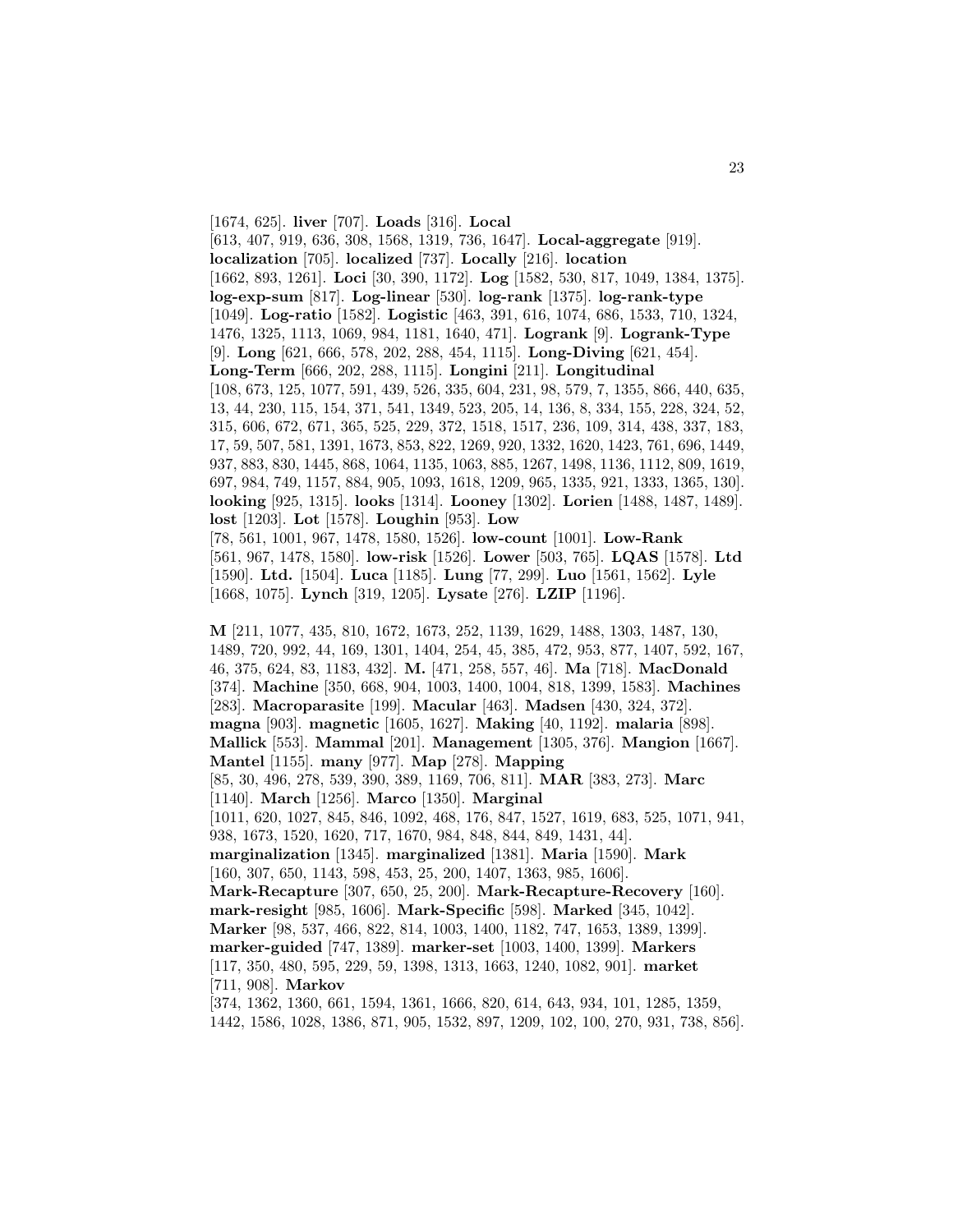[1674, 625]. **liver** [707]. **Loads** [316]. **Local** [613, 407, 919, 636, 308, 1568, 1319, 736, 1647]. **Local-aggregate** [919]. **localization** [705]. **localized** [737]. **Locally** [216]. **location** [1662, 893, 1261]. **Loci** [30, 390, 1172]. **Log** [1582, 530, 817, 1049, 1384, 1375]. **log-exp-sum** [817]. **Log-linear** [530]. **log-rank** [1375]. **log-rank-type** [1049]. **Log-ratio** [1582]. **Logistic** [463, 391, 616, 1074, 686, 1533, 710, 1324, 1476, 1325, 1113, 1069, 984, 1181, 1640, 471]. **Logrank** [9]. **Logrank-Type** [9]. **Long** [621, 666, 578, 202, 288, 454, 1115]. **Long-Diving** [621, 454]. **Long-Term** [666, 202, 288, 1115]. **Longini** [211]. **Longitudinal** [108, 673, 125, 1077, 591, 439, 526, 335, 604, 231, 98, 579, 7, 1355, 866, 440, 635, 13, 44, 230, 115, 154, 371, 541, 1349, 523, 205, 14, 136, 8, 334, 155, 228, 324, 52, 315, 606, 672, 671, 365, 525, 229, 372, 1518, 1517, 236, 109, 314, 438, 337, 183, 17, 59, 507, 581, 1391, 1673, 853, 822, 1269, 920, 1332, 1620, 1423, 761, 696, 1449, 937, 883, 830, 1445, 868, 1064, 1135, 1063, 885, 1267, 1498, 1136, 1112, 809, 1619, 697, 984, 749, 1157, 884, 905, 1093, 1618, 1209, 965, 1335, 921, 1333, 1365, 130]. **looking** [925, 1315]. **looks** [1314]. **Looney** [1302]. **Lorien** [1488, 1487, 1489]. **lost** [1203]. **Lot** [1578]. **Loughin** [953]. **Low** [78, 561, 1001, 967, 1478, 1580, 1526]. **low-count** [1001]. **Low-Rank** [561, 967, 1478, 1580]. **low-risk** [1526]. **Lower** [503, 765]. **LQAS** [1578]. **Ltd** [1590]. **Ltd.** [1504]. **Luca** [1185]. **Lung** [77, 299]. **Luo** [1561, 1562]. **Lyle** [1668, 1075]. **Lynch** [319, 1205]. **Lysate** [276]. **LZIP** [1196].

**M** [211, 1077, 435, 810, 1672, 1673, 252, 1139, 1629, 1488, 1303, 1487, 130, 1489, 720, 992, 44, 169, 1301, 1404, 254, 45, 385, 472, 953, 877, 1407, 592, 167, 46, 375, 624, 83, 1183, 432]. **M.** [471, 258, 557, 46]. **Ma** [718]. **MacDonald** [374]. **Machine** [350, 668, 904, 1003, 1400, 1004, 818, 1399, 1583]. **Machines** [283]. **Macroparasite** [199]. **Macular** [463]. **Madsen** [430, 324, 372]. **magna** [903]. **magnetic** [1605, 1627]. **Making** [40, 1192]. **malaria** [898]. **Mallick** [553]. **Mammal** [201]. **Management** [1305, 376]. **Mangion** [1667]. **Mantel** [1155]. **many** [977]. **Map** [278]. **Mapping** [85, 30, 496, 278, 539, 390, 389, 1169, 706, 811]. **MAR** [383, 273]. **Marc** [1140]. **March** [1256]. **Marco** [1350]. **Marginal** [1011, 620, 1027, 845, 846, 1092, 468, 176, 847, 1527, 1619, 683, 525, 1071, 941, 938, 1673, 1520, 1620, 717, 1670, 984, 848, 844, 849, 1431, 44]. **marginalization** [1345]. **marginalized** [1381]. **Maria** [1590]. **Mark** [160, 307, 650, 1143, 598, 453, 25, 200, 1407, 1363, 985, 1606]. **Mark-Recapture** [307, 650, 25, 200]. **Mark-Recapture-Recovery** [160]. **mark-resight** [985, 1606]. **Mark-Specific** [598]. **Marked** [345, 1042]. **Marker** [98, 537, 466, 822, 814, 1003, 1400, 1182, 747, 1653, 1389, 1399]. **marker-guided** [747, 1389]. **marker-set** [1003, 1400, 1399]. **Markers** [117, 350, 480, 595, 229, 59, 1398, 1313, 1663, 1240, 1082, 901]. **market** [711, 908]. **Markov** [374, 1362, 1360, 661, 1594, 1361, 1666, 820, 614, 643, 934, 101, 1285, 1359, 1442, 1586, 1028, 1386, 871, 905, 1532, 897, 1209, 102, 100, 270, 931, 738, 856].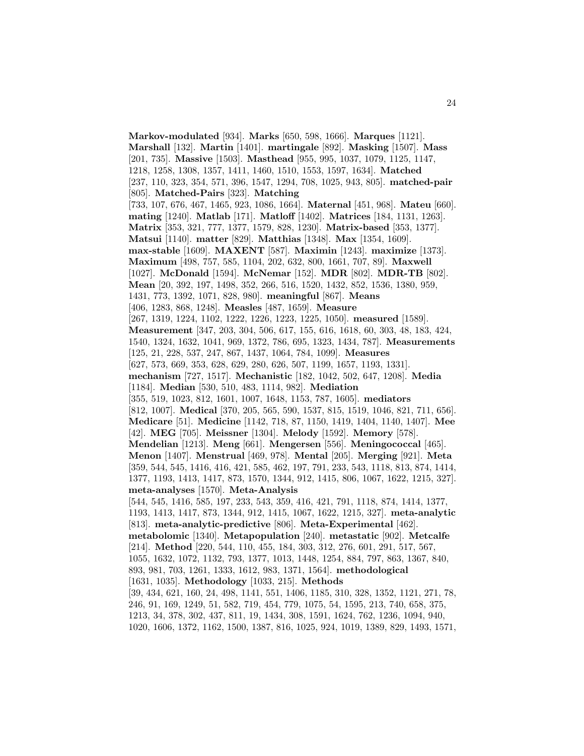**Markov-modulated** [934]. **Marks** [650, 598, 1666]. **Marques** [1121]. **Marshall** [132]. **Martin** [1401]. **martingale** [892]. **Masking** [1507]. **Mass** [201, 735]. **Massive** [1503]. **Masthead** [955, 995, 1037, 1079, 1125, 1147, 1218, 1258, 1308, 1357, 1411, 1460, 1510, 1553, 1597, 1634]. **Matched** [237, 110, 323, 354, 571, 396, 1547, 1294, 708, 1025, 943, 805]. **matched-pair** [805]. **Matched-Pairs** [323]. **Matching** [733, 107, 676, 467, 1465, 923, 1086, 1664]. **Maternal** [451, 968]. **Mateu** [660]. **mating** [1240]. **Matlab** [171]. **Matloff** [1402]. **Matrices** [184, 1131, 1263]. **Matrix** [353, 321, 777, 1377, 1579, 828, 1230]. **Matrix-based** [353, 1377]. **Matsui** [1140]. **matter** [829]. **Matthias** [1348]. **Max** [1354, 1609]. **max-stable** [1609]. **MAXENT** [587]. **Maximin** [1243]. **maximize** [1373]. **Maximum** [498, 757, 585, 1104, 202, 632, 800, 1661, 707, 89]. **Maxwell** [1027]. **McDonald** [1594]. **McNemar** [152]. **MDR** [802]. **MDR-TB** [802]. **Mean** [20, 392, 197, 1498, 352, 266, 516, 1520, 1432, 852, 1536, 1380, 959, 1431, 773, 1392, 1071, 828, 980]. **meaningful** [867]. **Means** [406, 1283, 868, 1248]. **Measles** [487, 1659]. **Measure** [267, 1319, 1224, 1102, 1222, 1226, 1223, 1225, 1050]. **measured** [1589]. **Measurement** [347, 203, 304, 506, 617, 155, 616, 1618, 60, 303, 48, 183, 424, 1540, 1324, 1632, 1041, 969, 1372, 786, 695, 1323, 1434, 787]. **Measurements** [125, 21, 228, 537, 247, 867, 1437, 1064, 784, 1099]. **Measures** [627, 573, 669, 353, 628, 629, 280, 626, 507, 1199, 1657, 1193, 1331]. **mechanism** [727, 1517]. **Mechanistic** [182, 1042, 502, 647, 1208]. **Media** [1184]. **Median** [530, 510, 483, 1114, 982]. **Mediation** [355, 519, 1023, 812, 1601, 1007, 1648, 1153, 787, 1605]. **mediators** [812, 1007]. **Medical** [370, 205, 565, 590, 1537, 815, 1519, 1046, 821, 711, 656]. **Medicare** [51]. **Medicine** [1142, 718, 87, 1150, 1419, 1404, 1140, 1407]. **Mee** [42]. **MEG** [705]. **Meissner** [1304]. **Melody** [1592]. **Memory** [578]. **Mendelian** [1213]. **Meng** [661]. **Mengersen** [556]. **Meningococcal** [465]. **Menon** [1407]. **Menstrual** [469, 978]. **Mental** [205]. **Merging** [921]. **Meta** [359, 544, 545, 1416, 416, 421, 585, 462, 197, 791, 233, 543, 1118, 813, 874, 1414, 1377, 1193, 1413, 1417, 873, 1570, 1344, 912, 1415, 806, 1067, 1622, 1215, 327]. **meta-analyses** [1570]. **Meta-Analysis** [544, 545, 1416, 585, 197, 233, 543, 359, 416, 421, 791, 1118, 874, 1414, 1377, 1193, 1413, 1417, 873, 1344, 912, 1415, 1067, 1622, 1215, 327]. **meta-analytic** [813]. **meta-analytic-predictive** [806]. **Meta-Experimental** [462]. **metabolomic** [1340]. **Metapopulation** [240]. **metastatic** [902]. **Metcalfe** [214]. **Method** [220, 544, 110, 455, 184, 303, 312, 276, 601, 291, 517, 567, 1055, 1632, 1072, 1132, 793, 1377, 1013, 1448, 1254, 884, 797, 863, 1367, 840, 893, 981, 703, 1261, 1333, 1612, 983, 1371, 1564]. **methodological** [1631, 1035]. **Methodology** [1033, 215]. **Methods** [39, 434, 621, 160, 24, 498, 1141, 551, 1406, 1185, 310, 328, 1352, 1121, 271, 78, 246, 91, 169, 1249, 51, 582, 719, 454, 779, 1075, 54, 1595, 213, 740, 658, 375, 1213, 34, 378, 302, 437, 811, 19, 1434, 308, 1591, 1624, 762, 1236, 1094, 940, 1020, 1606, 1372, 1162, 1500, 1387, 816, 1025, 924, 1019, 1389, 829, 1493, 1571,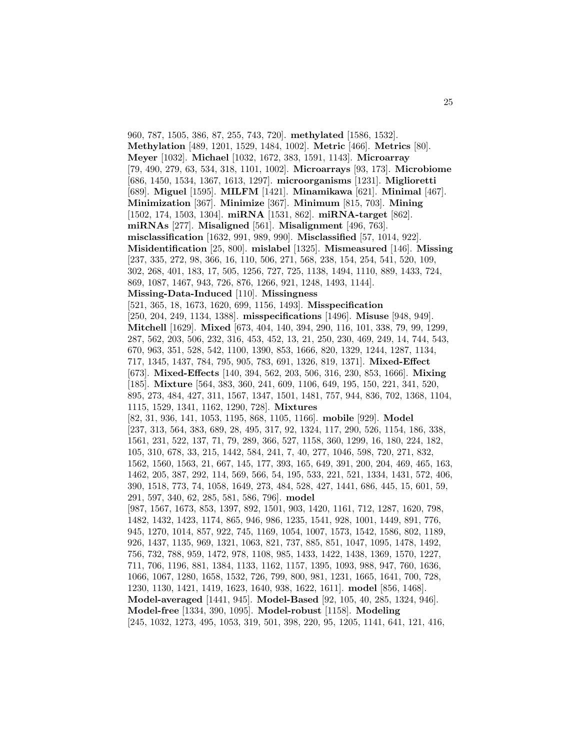960, 787, 1505, 386, 87, 255, 743, 720]. **methylated** [1586, 1532]. **Methylation** [489, 1201, 1529, 1484, 1002]. **Metric** [466]. **Metrics** [80]. **Meyer** [1032]. **Michael** [1032, 1672, 383, 1591, 1143]. **Microarray** [79, 490, 279, 63, 534, 318, 1101, 1002]. **Microarrays** [93, 173]. **Microbiome** [686, 1450, 1534, 1367, 1613, 1297]. **microorganisms** [1231]. **Miglioretti** [689]. **Miguel** [1595]. **MILFM** [1421]. **Minamikawa** [621]. **Minimal** [467]. **Minimization** [367]. **Minimize** [367]. **Minimum** [815, 703]. **Mining** [1502, 174, 1503, 1304]. **miRNA** [1531, 862]. **miRNA-target** [862]. **miRNAs** [277]. **Misaligned** [561]. **Misalignment** [496, 763]. **misclassification** [1632, 991, 989, 990]. **Misclassified** [57, 1014, 922]. **Misidentification** [25, 800]. **mislabel** [1325]. **Mismeasured** [146]. **Missing** [237, 335, 272, 98, 366, 16, 110, 506, 271, 568, 238, 154, 254, 541, 520, 109, 302, 268, 401, 183, 17, 505, 1256, 727, 725, 1138, 1494, 1110, 889, 1433, 724, 869, 1087, 1467, 943, 726, 876, 1266, 921, 1248, 1493, 1144]. **Missing-Data-Induced** [110]. **Missingness** [521, 365, 18, 1673, 1620, 699, 1156, 1493]. **Misspecification** [250, 204, 249, 1134, 1388]. **misspecifications** [1496]. **Misuse** [948, 949]. **Mitchell** [1629]. **Mixed** [673, 404, 140, 394, 290, 116, 101, 338, 79, 99, 1299, 287, 562, 203, 506, 232, 316, 453, 452, 13, 21, 250, 230, 469, 249, 14, 744, 543, 670, 963, 351, 528, 542, 1100, 1390, 853, 1666, 820, 1329, 1244, 1287, 1134, 717, 1345, 1437, 784, 795, 905, 783, 691, 1326, 819, 1371]. **Mixed-Effect** [673]. **Mixed-Effects** [140, 394, 562, 203, 506, 316, 230, 853, 1666]. **Mixing** [185]. **Mixture** [564, 383, 360, 241, 609, 1106, 649, 195, 150, 221, 341, 520, 895, 273, 484, 427, 311, 1567, 1347, 1501, 1481, 757, 944, 836, 702, 1368, 1104, 1115, 1529, 1341, 1162, 1290, 728]. **Mixtures** [82, 31, 936, 141, 1053, 1195, 868, 1105, 1166]. **mobile** [929]. **Model** [237, 313, 564, 383, 689, 28, 495, 317, 92, 1324, 117, 290, 526, 1154, 186, 338, 1561, 231, 522, 137, 71, 79, 289, 366, 527, 1158, 360, 1299, 16, 180, 224, 182, 105, 310, 678, 33, 215, 1442, 584, 241, 7, 40, 277, 1046, 598, 720, 271, 832, 1562, 1560, 1563, 21, 667, 145, 177, 393, 165, 649, 391, 200, 204, 469, 465, 163, 1462, 205, 387, 292, 114, 569, 566, 54, 195, 533, 221, 521, 1334, 1431, 572, 406, 390, 1518, 773, 74, 1058, 1649, 273, 484, 528, 427, 1441, 686, 445, 15, 601, 59, 291, 597, 340, 62, 285, 581, 586, 796]. **model** [987, 1567, 1673, 853, 1397, 892, 1501, 903, 1420, 1161, 712, 1287, 1620, 798, 1482, 1432, 1423, 1174, 865, 946, 986, 1235, 1541, 928, 1001, 1449, 891, 776, 945, 1270, 1014, 857, 922, 745, 1169, 1054, 1007, 1573, 1542, 1586, 802, 1189, 926, 1437, 1135, 969, 1321, 1063, 821, 737, 885, 851, 1047, 1095, 1478, 1492, 756, 732, 788, 959, 1472, 978, 1108, 985, 1433, 1422, 1438, 1369, 1570, 1227, 711, 706, 1196, 881, 1384, 1133, 1162, 1157, 1395, 1093, 988, 947, 760, 1636, 1066, 1067, 1280, 1658, 1532, 726, 799, 800, 981, 1231, 1665, 1641, 700, 728, 1230, 1130, 1421, 1419, 1623, 1640, 938, 1622, 1611]. **model** [856, 1468]. **Model-averaged** [1441, 945]. **Model-Based** [92, 105, 40, 285, 1324, 946]. **Model-free** [1334, 390, 1095]. **Model-robust** [1158]. **Modeling** [245, 1032, 1273, 495, 1053, 319, 501, 398, 220, 95, 1205, 1141, 641, 121, 416,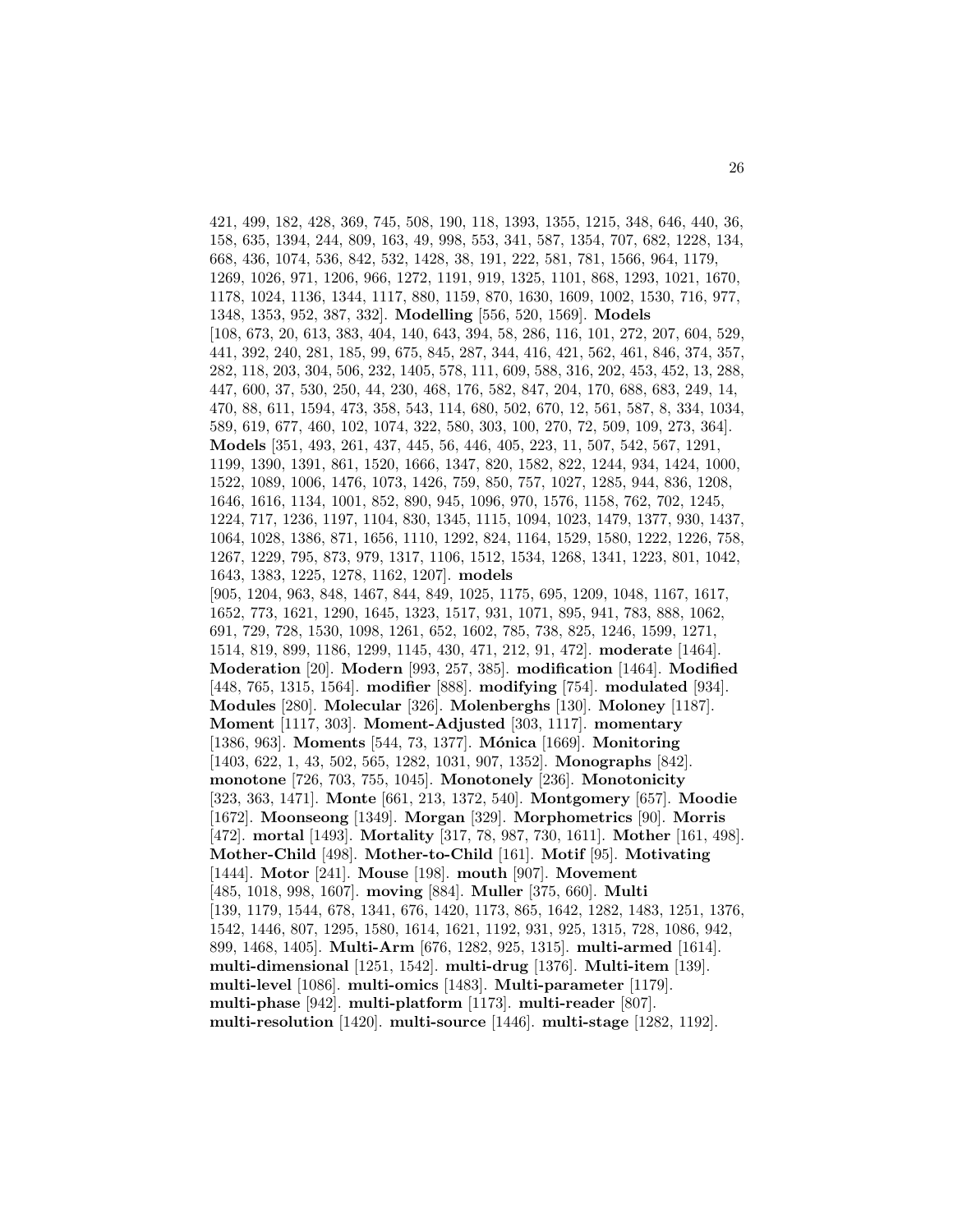421, 499, 182, 428, 369, 745, 508, 190, 118, 1393, 1355, 1215, 348, 646, 440, 36, 158, 635, 1394, 244, 809, 163, 49, 998, 553, 341, 587, 1354, 707, 682, 1228, 134, 668, 436, 1074, 536, 842, 532, 1428, 38, 191, 222, 581, 781, 1566, 964, 1179, 1269, 1026, 971, 1206, 966, 1272, 1191, 919, 1325, 1101, 868, 1293, 1021, 1670, 1178, 1024, 1136, 1344, 1117, 880, 1159, 870, 1630, 1609, 1002, 1530, 716, 977, 1348, 1353, 952, 387, 332]. **Modelling** [556, 520, 1569]. **Models** [108, 673, 20, 613, 383, 404, 140, 643, 394, 58, 286, 116, 101, 272, 207, 604, 529, 441, 392, 240, 281, 185, 99, 675, 845, 287, 344, 416, 421, 562, 461, 846, 374, 357, 282, 118, 203, 304, 506, 232, 1405, 578, 111, 609, 588, 316, 202, 453, 452, 13, 288, 447, 600, 37, 530, 250, 44, 230, 468, 176, 582, 847, 204, 170, 688, 683, 249, 14, 470, 88, 611, 1594, 473, 358, 543, 114, 680, 502, 670, 12, 561, 587, 8, 334, 1034, 589, 619, 677, 460, 102, 1074, 322, 580, 303, 100, 270, 72, 509, 109, 273, 364]. **Models** [351, 493, 261, 437, 445, 56, 446, 405, 223, 11, 507, 542, 567, 1291, 1199, 1390, 1391, 861, 1520, 1666, 1347, 820, 1582, 822, 1244, 934, 1424, 1000, 1522, 1089, 1006, 1476, 1073, 1426, 759, 850, 757, 1027, 1285, 944, 836, 1208, 1646, 1616, 1134, 1001, 852, 890, 945, 1096, 970, 1576, 1158, 762, 702, 1245, 1224, 717, 1236, 1197, 1104, 830, 1345, 1115, 1094, 1023, 1479, 1377, 930, 1437, 1064, 1028, 1386, 871, 1656, 1110, 1292, 824, 1164, 1529, 1580, 1222, 1226, 758, 1267, 1229, 795, 873, 979, 1317, 1106, 1512, 1534, 1268, 1341, 1223, 801, 1042, 1643, 1383, 1225, 1278, 1162, 1207]. **models** [905, 1204, 963, 848, 1467, 844, 849, 1025, 1175, 695, 1209, 1048, 1167, 1617, 1652, 773, 1621, 1290, 1645, 1323, 1517, 931, 1071, 895, 941, 783, 888, 1062, 691, 729, 728, 1530, 1098, 1261, 652, 1602, 785, 738, 825, 1246, 1599, 1271, 1514, 819, 899, 1186, 1299, 1145, 430, 471, 212, 91, 472]. **moderate** [1464]. **Moderation** [20]. **Modern** [993, 257, 385]. **modification** [1464]. **Modified** [448, 765, 1315, 1564]. **modifier** [888]. **modifying** [754]. **modulated** [934]. **Modules** [280]. **Molecular** [326]. **Molenberghs** [130]. **Moloney** [1187]. **Moment** [1117, 303]. **Moment-Adjusted** [303, 1117]. **momentary** [1386, 963]. **Moments** [544, 73, 1377]. **Mónica** [1669]. **Monitoring** [1403, 622, 1, 43, 502, 565, 1282, 1031, 907, 1352]. **Monographs** [842]. **monotone** [726, 703, 755, 1045]. **Monotonely** [236]. **Monotonicity** [323, 363, 1471]. **Monte** [661, 213, 1372, 540]. **Montgomery** [657]. **Moodie** [1672]. **Moonseong** [1349]. **Morgan** [329]. **Morphometrics** [90]. **Morris** [472]. **mortal** [1493]. **Mortality** [317, 78, 987, 730, 1611]. **Mother** [161, 498]. **Mother-Child** [498]. **Mother-to-Child** [161]. **Motif** [95]. **Motivating** [1444]. **Motor** [241]. **Mouse** [198]. **mouth** [907]. **Movement** [485, 1018, 998, 1607]. **moving** [884]. **Muller** [375, 660]. **Multi** [139, 1179, 1544, 678, 1341, 676, 1420, 1173, 865, 1642, 1282, 1483, 1251, 1376, 1542, 1446, 807, 1295, 1580, 1614, 1621, 1192, 931, 925, 1315, 728, 1086, 942, 899, 1468, 1405]. **Multi-Arm** [676, 1282, 925, 1315]. **multi-armed** [1614]. **multi-dimensional** [1251, 1542]. **multi-drug** [1376]. **Multi-item** [139]. **multi-level** [1086]. **multi-omics** [1483]. **Multi-parameter** [1179]. **multi-phase** [942]. **multi-platform** [1173]. **multi-reader** [807]. **multi-resolution** [1420]. **multi-source** [1446]. **multi-stage** [1282, 1192].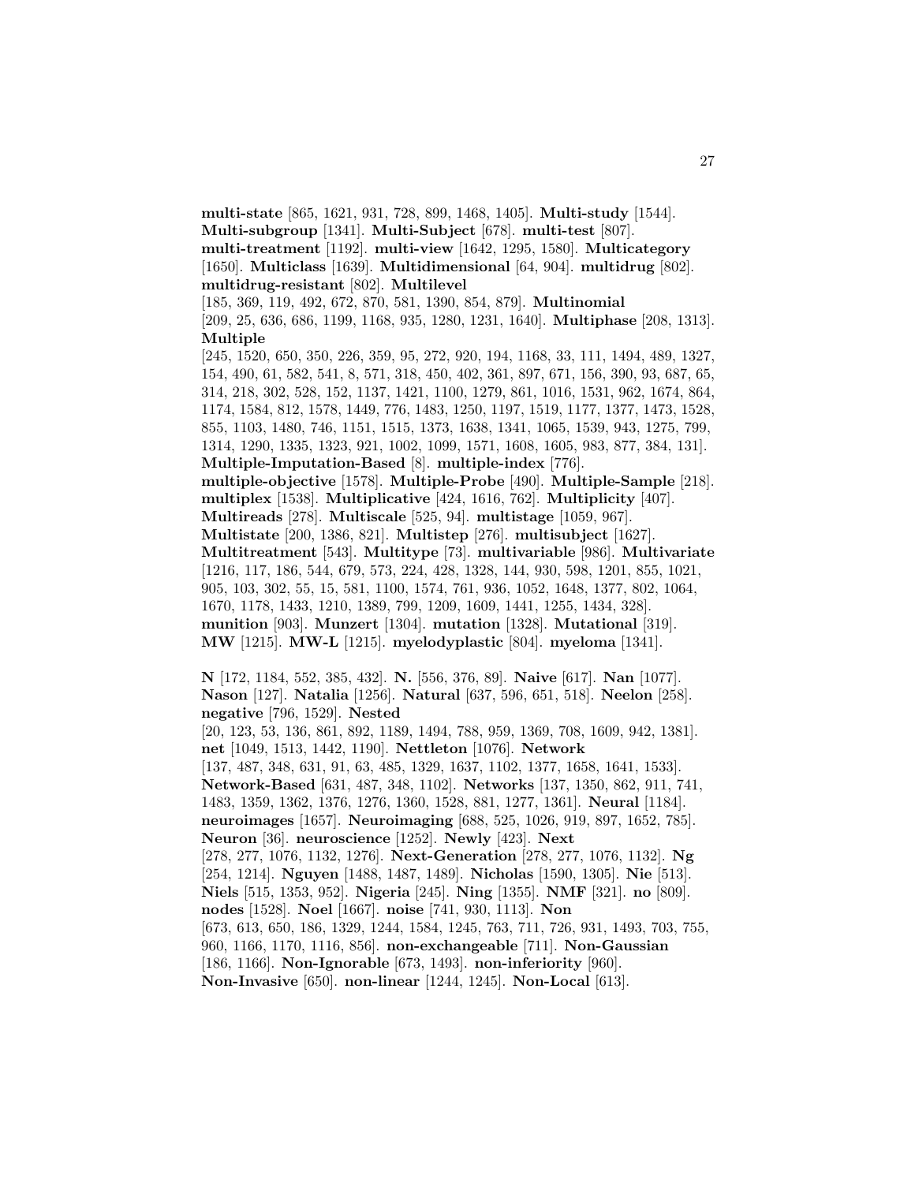**multi-state** [865, 1621, 931, 728, 899, 1468, 1405]. **Multi-study** [1544]. **Multi-subgroup** [1341]. **Multi-Subject** [678]. **multi-test** [807]. **multi-treatment** [1192]. **multi-view** [1642, 1295, 1580]. **Multicategory** [1650]. **Multiclass** [1639]. **Multidimensional** [64, 904]. **multidrug** [802]. **multidrug-resistant** [802]. **Multilevel** [185, 369, 119, 492, 672, 870, 581, 1390, 854, 879]. **Multinomial** [209, 25, 636, 686, 1199, 1168, 935, 1280, 1231, 1640]. **Multiphase** [208, 1313]. **Multiple** [245, 1520, 650, 350, 226, 359, 95, 272, 920, 194, 1168, 33, 111, 1494, 489, 1327, 154, 490, 61, 582, 541, 8, 571, 318, 450, 402, 361, 897, 671, 156, 390, 93, 687, 65, 314, 218, 302, 528, 152, 1137, 1421, 1100, 1279, 861, 1016, 1531, 962, 1674, 864, 1174, 1584, 812, 1578, 1449, 776, 1483, 1250, 1197, 1519, 1177, 1377, 1473, 1528, 855, 1103, 1480, 746, 1151, 1515, 1373, 1638, 1341, 1065, 1539, 943, 1275, 799, 1314, 1290, 1335, 1323, 921, 1002, 1099, 1571, 1608, 1605, 983, 877, 384, 131]. **Multiple-Imputation-Based** [8]. **multiple-index** [776]. **multiple-objective** [1578]. **Multiple-Probe** [490]. **Multiple-Sample** [218]. **multiplex** [1538]. **Multiplicative** [424, 1616, 762]. **Multiplicity** [407]. **Multireads** [278]. **Multiscale** [525, 94]. **multistage** [1059, 967]. **Multistate** [200, 1386, 821]. **Multistep** [276]. **multisubject** [1627]. **Multitreatment** [543]. **Multitype** [73]. **multivariable** [986]. **Multivariate** [1216, 117, 186, 544, 679, 573, 224, 428, 1328, 144, 930, 598, 1201, 855, 1021, 905, 103, 302, 55, 15, 581, 1100, 1574, 761, 936, 1052, 1648, 1377, 802, 1064, 1670, 1178, 1433, 1210, 1389, 799, 1209, 1609, 1441, 1255, 1434, 328]. **munition** [903]. **Munzert** [1304]. **mutation** [1328]. **Mutational** [319]. **MW** [1215]. **MW-L** [1215]. **myelodyplastic** [804]. **myeloma** [1341].

**N** [172, 1184, 552, 385, 432]. **N.** [556, 376, 89]. **Naive** [617]. **Nan** [1077]. **Nason** [127]. **Natalia** [1256]. **Natural** [637, 596, 651, 518]. **Neelon** [258]. **negative** [796, 1529]. **Nested** [20, 123, 53, 136, 861, 892, 1189, 1494, 788, 959, 1369, 708, 1609, 942, 1381]. **net** [1049, 1513, 1442, 1190]. **Nettleton** [1076]. **Network** [137, 487, 348, 631, 91, 63, 485, 1329, 1637, 1102, 1377, 1658, 1641, 1533]. **Network-Based** [631, 487, 348, 1102]. **Networks** [137, 1350, 862, 911, 741, 1483, 1359, 1362, 1376, 1276, 1360, 1528, 881, 1277, 1361]. **Neural** [1184]. **neuroimages** [1657]. **Neuroimaging** [688, 525, 1026, 919, 897, 1652, 785]. **Neuron** [36]. **neuroscience** [1252]. **Newly** [423]. **Next** [278, 277, 1076, 1132, 1276]. **Next-Generation** [278, 277, 1076, 1132]. **Ng** [254, 1214]. **Nguyen** [1488, 1487, 1489]. **Nicholas** [1590, 1305]. **Nie** [513]. **Niels** [515, 1353, 952]. **Nigeria** [245]. **Ning** [1355]. **NMF** [321]. **no** [809]. **nodes** [1528]. **Noel** [1667]. **noise** [741, 930, 1113]. **Non** [673, 613, 650, 186, 1329, 1244, 1584, 1245, 763, 711, 726, 931, 1493, 703, 755, 960, 1166, 1170, 1116, 856]. **non-exchangeable** [711]. **Non-Gaussian** [186, 1166]. **Non-Ignorable** [673, 1493]. **non-inferiority** [960]. **Non-Invasive** [650]. **non-linear** [1244, 1245]. **Non-Local** [613].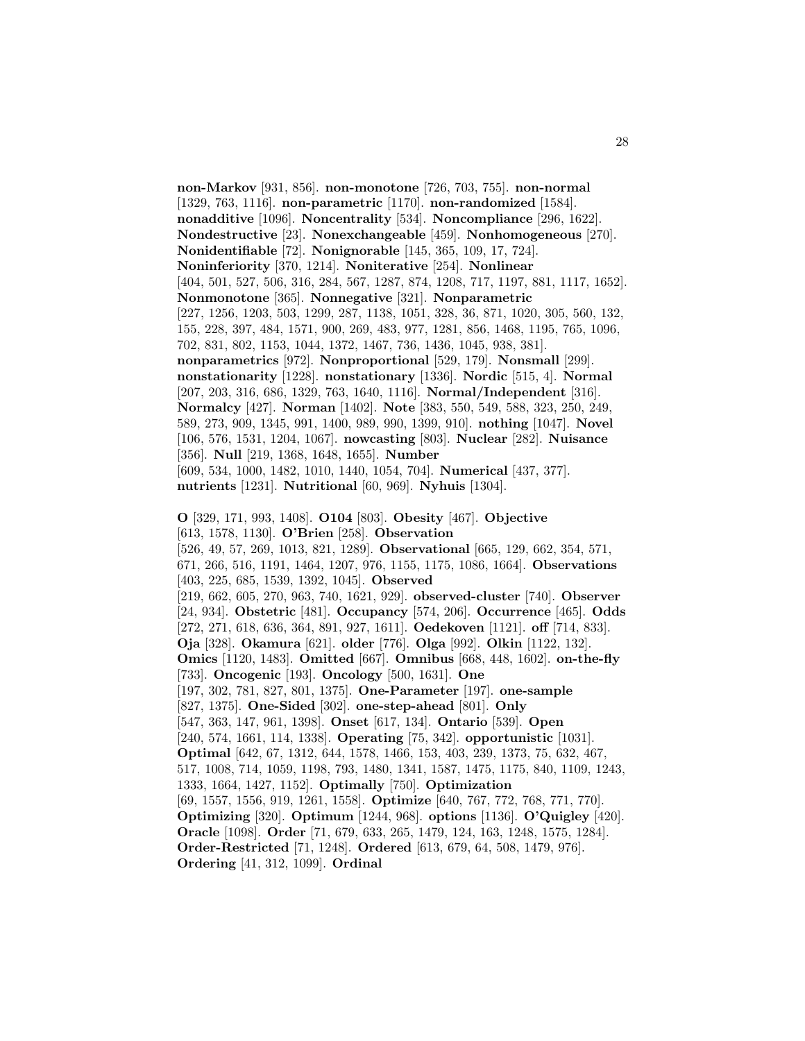**non-Markov** [931, 856]. **non-monotone** [726, 703, 755]. **non-normal** [1329, 763, 1116]. **non-parametric** [1170]. **non-randomized** [1584]. **nonadditive** [1096]. **Noncentrality** [534]. **Noncompliance** [296, 1622]. **Nondestructive** [23]. **Nonexchangeable** [459]. **Nonhomogeneous** [270]. **Nonidentifiable** [72]. **Nonignorable** [145, 365, 109, 17, 724]. **Noninferiority** [370, 1214]. **Noniterative** [254]. **Nonlinear** [404, 501, 527, 506, 316, 284, 567, 1287, 874, 1208, 717, 1197, 881, 1117, 1652]. **Nonmonotone** [365]. **Nonnegative** [321]. **Nonparametric** [227, 1256, 1203, 503, 1299, 287, 1138, 1051, 328, 36, 871, 1020, 305, 560, 132, 155, 228, 397, 484, 1571, 900, 269, 483, 977, 1281, 856, 1468, 1195, 765, 1096, 702, 831, 802, 1153, 1044, 1372, 1467, 736, 1436, 1045, 938, 381]. **nonparametrics** [972]. **Nonproportional** [529, 179]. **Nonsmall** [299]. **nonstationarity** [1228]. **nonstationary** [1336]. **Nordic** [515, 4]. **Normal** [207, 203, 316, 686, 1329, 763, 1640, 1116]. **Normal/Independent** [316]. **Normalcy** [427]. **Norman** [1402]. **Note** [383, 550, 549, 588, 323, 250, 249, 589, 273, 909, 1345, 991, 1400, 989, 990, 1399, 910]. **nothing** [1047]. **Novel** [106, 576, 1531, 1204, 1067]. **nowcasting** [803]. **Nuclear** [282]. **Nuisance** [356]. **Null** [219, 1368, 1648, 1655]. **Number** [609, 534, 1000, 1482, 1010, 1440, 1054, 704]. **Numerical** [437, 377]. **nutrients** [1231]. **Nutritional** [60, 969]. **Nyhuis** [1304].

**O** [329, 171, 993, 1408]. **O104** [803]. **Obesity** [467]. **Objective** [613, 1578, 1130]. **O'Brien** [258]. **Observation** [526, 49, 57, 269, 1013, 821, 1289]. **Observational** [665, 129, 662, 354, 571, 671, 266, 516, 1191, 1464, 1207, 976, 1155, 1175, 1086, 1664]. **Observations** [403, 225, 685, 1539, 1392, 1045]. **Observed** [219, 662, 605, 270, 963, 740, 1621, 929]. **observed-cluster** [740]. **Observer** [24, 934]. **Obstetric** [481]. **Occupancy** [574, 206]. **Occurrence** [465]. **Odds** [272, 271, 618, 636, 364, 891, 927, 1611]. **Oedekoven** [1121]. **off** [714, 833]. **Oja** [328]. **Okamura** [621]. **older** [776]. **Olga** [992]. **Olkin** [1122, 132]. **Omics** [1120, 1483]. **Omitted** [667]. **Omnibus** [668, 448, 1602]. **on-the-fly** [733]. **Oncogenic** [193]. **Oncology** [500, 1631]. **One** [197, 302, 781, 827, 801, 1375]. **One-Parameter** [197]. **one-sample** [827, 1375]. **One-Sided** [302]. **one-step-ahead** [801]. **Only** [547, 363, 147, 961, 1398]. **Onset** [617, 134]. **Ontario** [539]. **Open** [240, 574, 1661, 114, 1338]. **Operating** [75, 342]. **opportunistic** [1031]. **Optimal** [642, 67, 1312, 644, 1578, 1466, 153, 403, 239, 1373, 75, 632, 467, 517, 1008, 714, 1059, 1198, 793, 1480, 1341, 1587, 1475, 1175, 840, 1109, 1243, 1333, 1664, 1427, 1152]. **Optimally** [750]. **Optimization** [69, 1557, 1556, 919, 1261, 1558]. **Optimize** [640, 767, 772, 768, 771, 770]. **Optimizing** [320]. **Optimum** [1244, 968]. **options** [1136]. **O'Quigley** [420]. **Oracle** [1098]. **Order** [71, 679, 633, 265, 1479, 124, 163, 1248, 1575, 1284]. **Order-Restricted** [71, 1248]. **Ordered** [613, 679, 64, 508, 1479, 976]. **Ordering** [41, 312, 1099]. **Ordinal**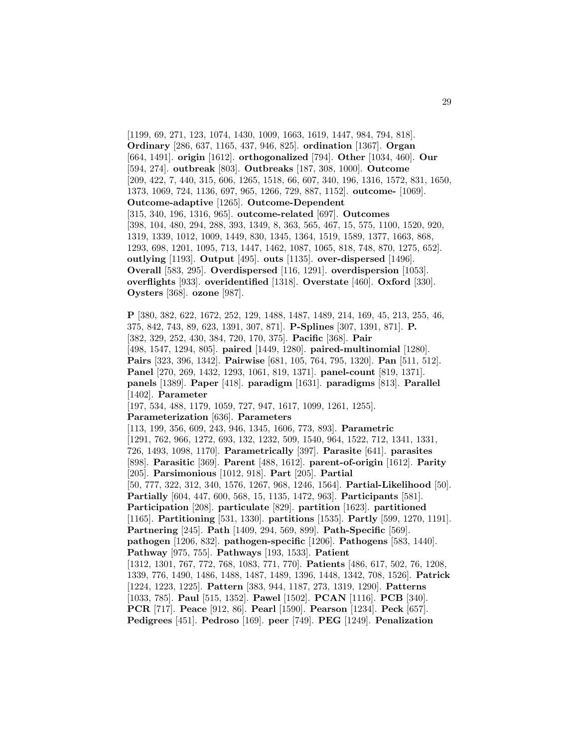[1199, 69, 271, 123, 1074, 1430, 1009, 1663, 1619, 1447, 984, 794, 818]. **Ordinary** [286, 637, 1165, 437, 946, 825]. **ordination** [1367]. **Organ** [664, 1491]. **origin** [1612]. **orthogonalized** [794]. **Other** [1034, 460]. **Our** [594, 274]. **outbreak** [803]. **Outbreaks** [187, 308, 1000]. **Outcome** [209, 422, 7, 440, 315, 606, 1265, 1518, 66, 607, 340, 196, 1316, 1572, 831, 1650, 1373, 1069, 724, 1136, 697, 965, 1266, 729, 887, 1152]. **outcome-** [1069]. **Outcome-adaptive** [1265]. **Outcome-Dependent** [315, 340, 196, 1316, 965]. **outcome-related** [697]. **Outcomes** [398, 104, 480, 294, 288, 393, 1349, 8, 363, 565, 467, 15, 575, 1100, 1520, 920, 1319, 1339, 1012, 1009, 1449, 830, 1345, 1364, 1519, 1589, 1377, 1663, 868, 1293, 698, 1201, 1095, 713, 1447, 1462, 1087, 1065, 818, 748, 870, 1275, 652]. **outlying** [1193]. **Output** [495]. **outs** [1135]. **over-dispersed** [1496]. **Overall** [583, 295]. **Overdispersed** [116, 1291]. **overdispersion** [1053]. **overflights** [933]. **overidentified** [1318]. **Overstate** [460]. **Oxford** [330]. **Oysters** [368]. **ozone** [987].

**P** [380, 382, 622, 1672, 252, 129, 1488, 1487, 1489, 214, 169, 45, 213, 255, 46, 375, 842, 743, 89, 623, 1391, 307, 871]. **P-Splines** [307, 1391, 871]. **P.** [382, 329, 252, 430, 384, 720, 170, 375]. **Pacific** [368]. **Pair** [498, 1547, 1294, 805]. **paired** [1449, 1280]. **paired-multinomial** [1280]. **Pairs** [323, 396, 1342]. **Pairwise** [681, 105, 764, 795, 1320]. **Pan** [511, 512]. **Panel** [270, 269, 1432, 1293, 1061, 819, 1371]. **panel-count** [819, 1371]. **panels** [1389]. **Paper** [418]. **paradigm** [1631]. **paradigms** [813]. **Parallel** [1402]. **Parameter** [197, 534, 488, 1179, 1059, 727, 947, 1617, 1099, 1261, 1255]. **Parameterization** [636]. **Parameters** [113, 199, 356, 609, 243, 946, 1345, 1606, 773, 893]. **Parametric** [1291, 762, 966, 1272, 693, 132, 1232, 509, 1540, 964, 1522, 712, 1341, 1331, 726, 1493, 1098, 1170]. **Parametrically** [397]. **Parasite** [641]. **parasites** [898]. **Parasitic** [369]. **Parent** [488, 1612]. **parent-of-origin** [1612]. **Parity** [205]. **Parsimonious** [1012, 918]. **Part** [205]. **Partial** [50, 777, 322, 312, 340, 1576, 1267, 968, 1246, 1564]. **Partial-Likelihood** [50]. **Partially** [604, 447, 600, 568, 15, 1135, 1472, 963]. **Participants** [581]. **Participation** [208]. **particulate** [829]. **partition** [1623]. **partitioned** [1165]. **Partitioning** [531, 1330]. **partitions** [1535]. **Partly** [599, 1270, 1191]. **Partnering** [245]. **Path** [1409, 294, 569, 899]. **Path-Specific** [569]. **pathogen** [1206, 832]. **pathogen-specific** [1206]. **Pathogens** [583, 1440]. **Pathway** [975, 755]. **Pathways** [193, 1533]. **Patient** [1312, 1301, 767, 772, 768, 1083, 771, 770]. **Patients** [486, 617, 502, 76, 1208, 1339, 776, 1490, 1486, 1488, 1487, 1489, 1396, 1448, 1342, 708, 1526]. **Patrick** [1224, 1223, 1225]. **Pattern** [383, 944, 1187, 273, 1319, 1290]. **Patterns** [1033, 785]. **Paul** [515, 1352]. **Pawel** [1502]. **PCAN** [1116]. **PCB** [340]. **PCR** [717]. **Peace** [912, 86]. **Pearl** [1590]. **Pearson** [1234]. **Peck** [657]. **Pedigrees** [451]. **Pedroso** [169]. **peer** [749]. **PEG** [1249]. **Penalization**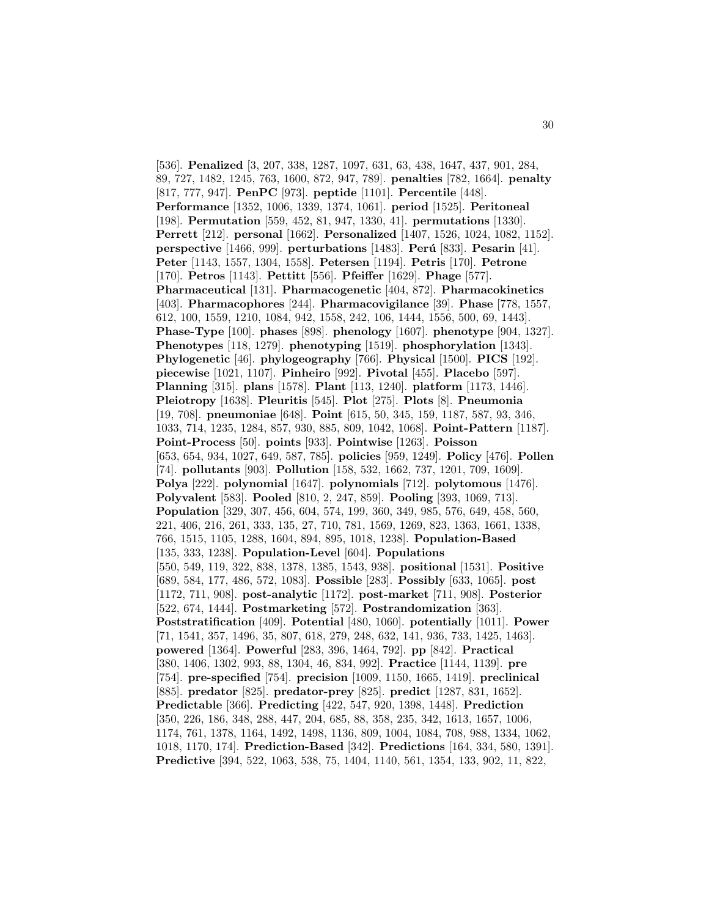[536]. **Penalized** [3, 207, 338, 1287, 1097, 631, 63, 438, 1647, 437, 901, 284, 89, 727, 1482, 1245, 763, 1600, 872, 947, 789]. **penalties** [782, 1664]. **penalty** [817, 777, 947]. **PenPC** [973]. **peptide** [1101]. **Percentile** [448]. **Performance** [1352, 1006, 1339, 1374, 1061]. **period** [1525]. **Peritoneal** [198]. **Permutation** [559, 452, 81, 947, 1330, 41]. **permutations** [1330]. **Perrett** [212]. **personal** [1662]. **Personalized** [1407, 1526, 1024, 1082, 1152]. **perspective** [1466, 999]. **perturbations** [1483]. **Perú** [833]. **Pesarin** [41]. **Peter** [1143, 1557, 1304, 1558]. **Petersen** [1194]. **Petris** [170]. **Petrone** [170]. **Petros** [1143]. **Pettitt** [556]. **Pfeiffer** [1629]. **Phage** [577]. **Pharmaceutical** [131]. **Pharmacogenetic** [404, 872]. **Pharmacokinetics** [403]. **Pharmacophores** [244]. **Pharmacovigilance** [39]. **Phase** [778, 1557, 612, 100, 1559, 1210, 1084, 942, 1558, 242, 106, 1444, 1556, 500, 69, 1443]. **Phase-Type** [100]. **phases** [898]. **phenology** [1607]. **phenotype** [904, 1327]. **Phenotypes** [118, 1279]. **phenotyping** [1519]. **phosphorylation** [1343]. **Phylogenetic** [46]. **phylogeography** [766]. **Physical** [1500]. **PICS** [192]. **piecewise** [1021, 1107]. **Pinheiro** [992]. **Pivotal** [455]. **Placebo** [597]. **Planning** [315]. **plans** [1578]. **Plant** [113, 1240]. **platform** [1173, 1446]. **Pleiotropy** [1638]. **Pleuritis** [545]. **Plot** [275]. **Plots** [8]. **Pneumonia** [19, 708]. **pneumoniae** [648]. **Point** [615, 50, 345, 159, 1187, 587, 93, 346, 1033, 714, 1235, 1284, 857, 930, 885, 809, 1042, 1068]. **Point-Pattern** [1187]. **Point-Process** [50]. **points** [933]. **Pointwise** [1263]. **Poisson** [653, 654, 934, 1027, 649, 587, 785]. **policies** [959, 1249]. **Policy** [476]. **Pollen** [74]. **pollutants** [903]. **Pollution** [158, 532, 1662, 737, 1201, 709, 1609]. **Polya** [222]. **polynomial** [1647]. **polynomials** [712]. **polytomous** [1476]. **Polyvalent** [583]. **Pooled** [810, 2, 247, 859]. **Pooling** [393, 1069, 713]. **Population** [329, 307, 456, 604, 574, 199, 360, 349, 985, 576, 649, 458, 560, 221, 406, 216, 261, 333, 135, 27, 710, 781, 1569, 1269, 823, 1363, 1661, 1338, 766, 1515, 1105, 1288, 1604, 894, 895, 1018, 1238]. **Population-Based** [135, 333, 1238]. **Population-Level** [604]. **Populations** [550, 549, 119, 322, 838, 1378, 1385, 1543, 938]. **positional** [1531]. **Positive** [689, 584, 177, 486, 572, 1083]. **Possible** [283]. **Possibly** [633, 1065]. **post** [1172, 711, 908]. **post-analytic** [1172]. **post-market** [711, 908]. **Posterior** [522, 674, 1444]. **Postmarketing** [572]. **Postrandomization** [363]. **Poststratification** [409]. **Potential** [480, 1060]. **potentially** [1011]. **Power** [71, 1541, 357, 1496, 35, 807, 618, 279, 248, 632, 141, 936, 733, 1425, 1463]. **powered** [1364]. **Powerful** [283, 396, 1464, 792]. **pp** [842]. **Practical** [380, 1406, 1302, 993, 88, 1304, 46, 834, 992]. **Practice** [1144, 1139]. **pre** [754]. **pre-specified** [754]. **precision** [1009, 1150, 1665, 1419]. **preclinical** [885]. **predator** [825]. **predator-prey** [825]. **predict** [1287, 831, 1652]. **Predictable** [366]. **Predicting** [422, 547, 920, 1398, 1448]. **Prediction** [350, 226, 186, 348, 288, 447, 204, 685, 88, 358, 235, 342, 1613, 1657, 1006, 1174, 761, 1378, 1164, 1492, 1498, 1136, 809, 1004, 1084, 708, 988, 1334, 1062, 1018, 1170, 174]. **Prediction-Based** [342]. **Predictions** [164, 334, 580, 1391]. **Predictive** [394, 522, 1063, 538, 75, 1404, 1140, 561, 1354, 133, 902, 11, 822,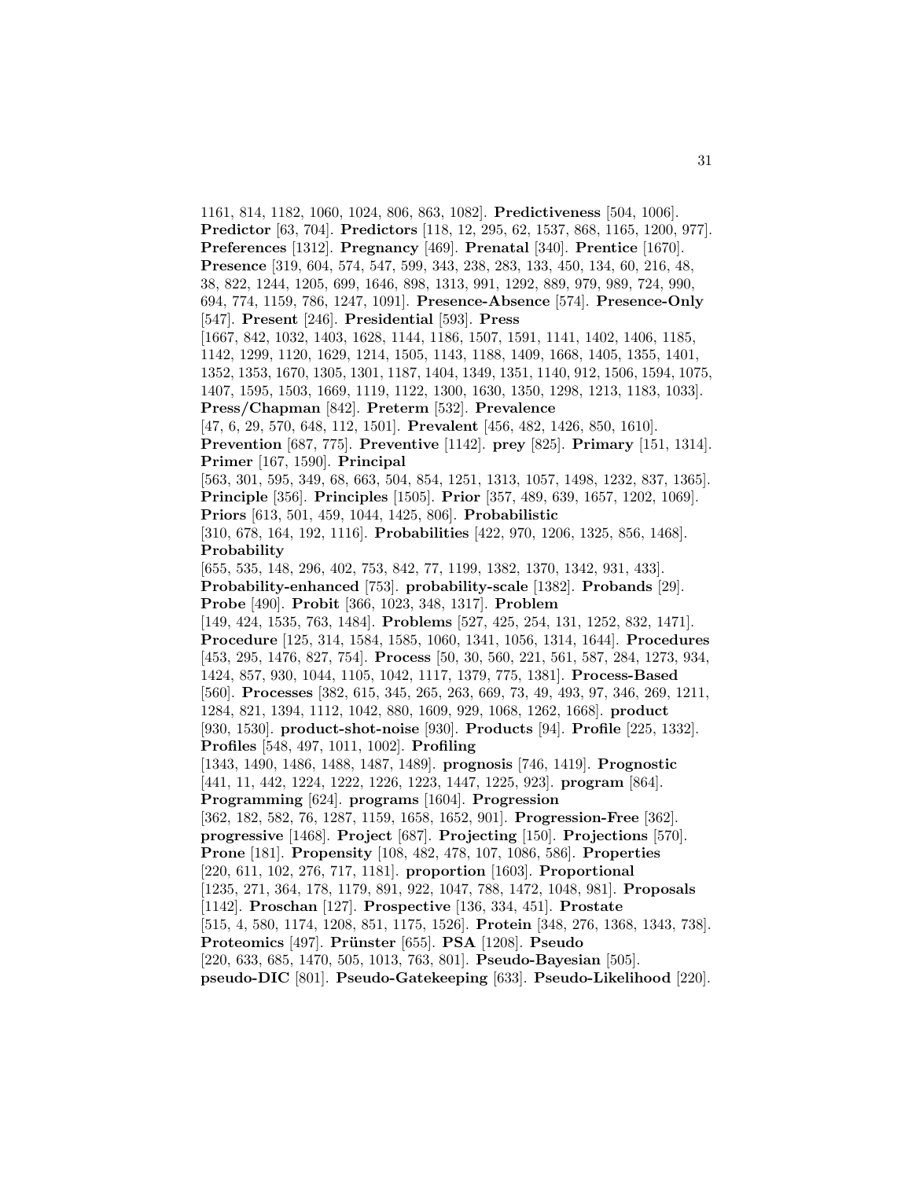1161, 814, 1182, 1060, 1024, 806, 863, 1082]. **Predictiveness** [504, 1006]. **Predictor** [63, 704]. **Predictors** [118, 12, 295, 62, 1537, 868, 1165, 1200, 977]. **Preferences** [1312]. **Pregnancy** [469]. **Prenatal** [340]. **Prentice** [1670]. **Presence** [319, 604, 574, 547, 599, 343, 238, 283, 133, 450, 134, 60, 216, 48, 38, 822, 1244, 1205, 699, 1646, 898, 1313, 991, 1292, 889, 979, 989, 724, 990, 694, 774, 1159, 786, 1247, 1091]. **Presence-Absence** [574]. **Presence-Only** [547]. **Present** [246]. **Presidential** [593]. **Press** [1667, 842, 1032, 1403, 1628, 1144, 1186, 1507, 1591, 1141, 1402, 1406, 1185, 1142, 1299, 1120, 1629, 1214, 1505, 1143, 1188, 1409, 1668, 1405, 1355, 1401, 1352, 1353, 1670, 1305, 1301, 1187, 1404, 1349, 1351, 1140, 912, 1506, 1594, 1075, 1407, 1595, 1503, 1669, 1119, 1122, 1300, 1630, 1350, 1298, 1213, 1183, 1033]. **Press/Chapman** [842]. **Preterm** [532]. **Prevalence** [47, 6, 29, 570, 648, 112, 1501]. **Prevalent** [456, 482, 1426, 850, 1610]. **Prevention** [687, 775]. **Preventive** [1142]. **prey** [825]. **Primary** [151, 1314]. **Primer** [167, 1590]. **Principal** [563, 301, 595, 349, 68, 663, 504, 854, 1251, 1313, 1057, 1498, 1232, 837, 1365]. **Principle** [356]. **Principles** [1505]. **Prior** [357, 489, 639, 1657, 1202, 1069]. **Priors** [613, 501, 459, 1044, 1425, 806]. **Probabilistic** [310, 678, 164, 192, 1116]. **Probabilities** [422, 970, 1206, 1325, 856, 1468]. **Probability** [655, 535, 148, 296, 402, 753, 842, 77, 1199, 1382, 1370, 1342, 931, 433]. **Probability-enhanced** [753]. **probability-scale** [1382]. **Probands** [29]. **Probe** [490]. **Probit** [366, 1023, 348, 1317]. **Problem** [149, 424, 1535, 763, 1484]. **Problems** [527, 425, 254, 131, 1252, 832, 1471]. **Procedure** [125, 314, 1584, 1585, 1060, 1341, 1056, 1314, 1644]. **Procedures** [453, 295, 1476, 827, 754]. **Process** [50, 30, 560, 221, 561, 587, 284, 1273, 934, 1424, 857, 930, 1044, 1105, 1042, 1117, 1379, 775, 1381]. **Process-Based** [560]. **Processes** [382, 615, 345, 265, 263, 669, 73, 49, 493, 97, 346, 269, 1211, 1284, 821, 1394, 1112, 1042, 880, 1609, 929, 1068, 1262, 1668]. **product** [930, 1530]. **product-shot-noise** [930]. **Products** [94]. **Profile** [225, 1332]. **Profiles** [548, 497, 1011, 1002]. **Profiling** [1343, 1490, 1486, 1488, 1487, 1489]. **prognosis** [746, 1419]. **Prognostic** [441, 11, 442, 1224, 1222, 1226, 1223, 1447, 1225, 923]. **program** [864]. **Programming** [624]. **programs** [1604]. **Progression** [362, 182, 582, 76, 1287, 1159, 1658, 1652, 901]. **Progression-Free** [362]. **progressive** [1468]. **Project** [687]. **Projecting** [150]. **Projections** [570]. **Prone** [181]. **Propensity** [108, 482, 478, 107, 1086, 586]. **Properties** [220, 611, 102, 276, 717, 1181]. **proportion** [1603]. **Proportional** [1235, 271, 364, 178, 1179, 891, 922, 1047, 788, 1472, 1048, 981]. **Proposals** [1142]. **Proschan** [127]. **Prospective** [136, 334, 451]. **Prostate** [515, 4, 580, 1174, 1208, 851, 1175, 1526]. **Protein** [348, 276, 1368, 1343, 738]. **Proteomics** [497]. **Prünster** [655]. **PSA** [1208]. **Pseudo** [220, 633, 685, 1470, 505, 1013, 763, 801]. **Pseudo-Bayesian** [505]. **pseudo-DIC** [801]. **Pseudo-Gatekeeping** [633]. **Pseudo-Likelihood** [220].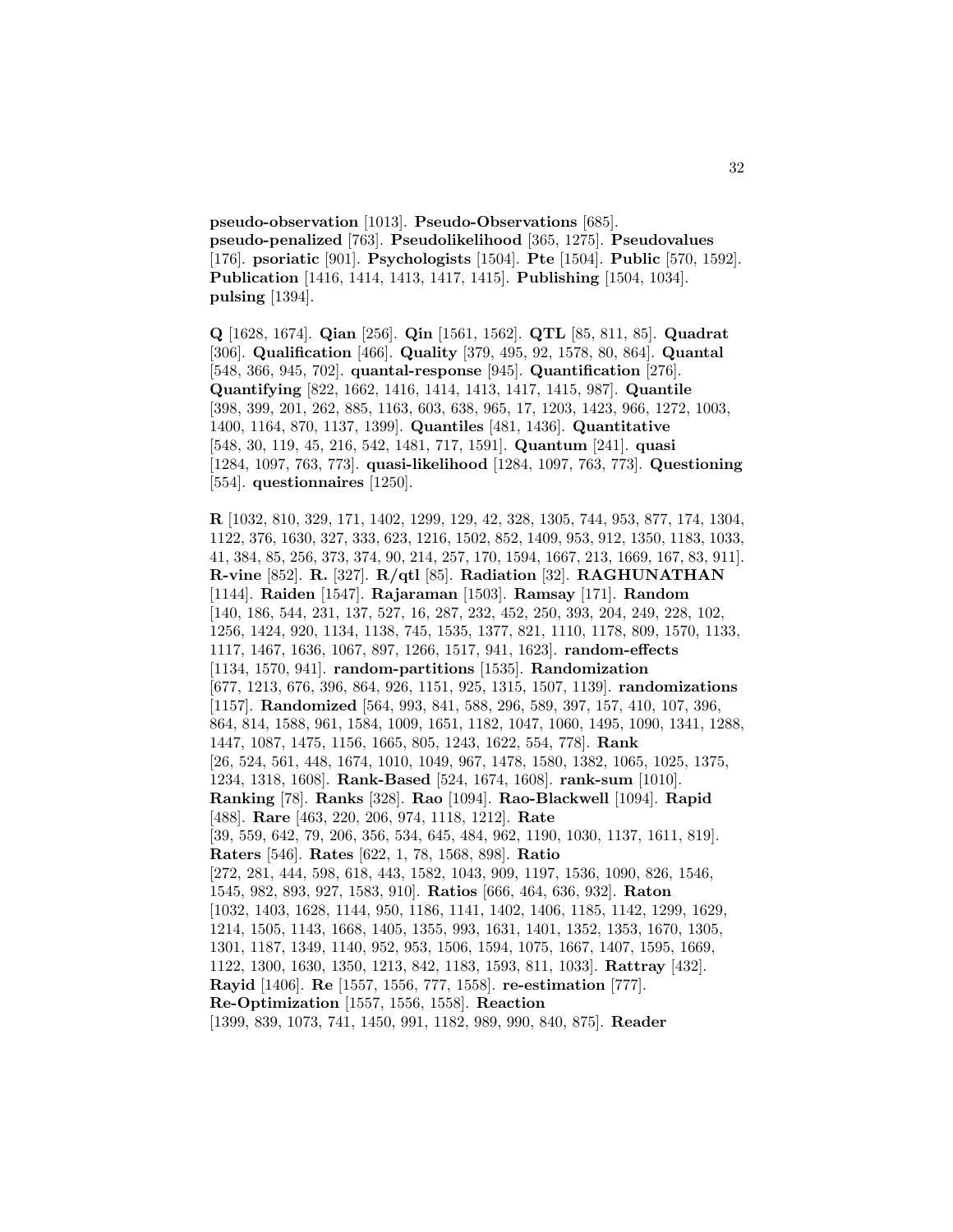**pseudo-observation** [1013]. **Pseudo-Observations** [685]. **pseudo-penalized** [763]. **Pseudolikelihood** [365, 1275]. **Pseudovalues** [176]. **psoriatic** [901]. **Psychologists** [1504]. **Pte** [1504]. **Public** [570, 1592]. **Publication** [1416, 1414, 1413, 1417, 1415]. **Publishing** [1504, 1034]. **pulsing** [1394].

**Q** [1628, 1674]. **Qian** [256]. **Qin** [1561, 1562]. **QTL** [85, 811, 85]. **Quadrat** [306]. **Qualification** [466]. **Quality** [379, 495, 92, 1578, 80, 864]. **Quantal** [548, 366, 945, 702]. **quantal-response** [945]. **Quantification** [276]. **Quantifying** [822, 1662, 1416, 1414, 1413, 1417, 1415, 987]. **Quantile** [398, 399, 201, 262, 885, 1163, 603, 638, 965, 17, 1203, 1423, 966, 1272, 1003, 1400, 1164, 870, 1137, 1399]. **Quantiles** [481, 1436]. **Quantitative** [548, 30, 119, 45, 216, 542, 1481, 717, 1591]. **Quantum** [241]. **quasi** [1284, 1097, 763, 773]. **quasi-likelihood** [1284, 1097, 763, 773]. **Questioning** [554]. **questionnaires** [1250].

**R** [1032, 810, 329, 171, 1402, 1299, 129, 42, 328, 1305, 744, 953, 877, 174, 1304, 1122, 376, 1630, 327, 333, 623, 1216, 1502, 852, 1409, 953, 912, 1350, 1183, 1033, 41, 384, 85, 256, 373, 374, 90, 214, 257, 170, 1594, 1667, 213, 1669, 167, 83, 911]. **R-vine** [852]. **R.** [327]. **R/qtl** [85]. **Radiation** [32]. **RAGHUNATHAN** [1144]. **Raiden** [1547]. **Rajaraman** [1503]. **Ramsay** [171]. **Random** [140, 186, 544, 231, 137, 527, 16, 287, 232, 452, 250, 393, 204, 249, 228, 102, 1256, 1424, 920, 1134, 1138, 745, 1535, 1377, 821, 1110, 1178, 809, 1570, 1133, 1117, 1467, 1636, 1067, 897, 1266, 1517, 941, 1623]. **random-effects** [1134, 1570, 941]. **random-partitions** [1535]. **Randomization** [677, 1213, 676, 396, 864, 926, 1151, 925, 1315, 1507, 1139]. **randomizations** [1157]. **Randomized** [564, 993, 841, 588, 296, 589, 397, 157, 410, 107, 396, 864, 814, 1588, 961, 1584, 1009, 1651, 1182, 1047, 1060, 1495, 1090, 1341, 1288, 1447, 1087, 1475, 1156, 1665, 805, 1243, 1622, 554, 778]. **Rank** [26, 524, 561, 448, 1674, 1010, 1049, 967, 1478, 1580, 1382, 1065, 1025, 1375, 1234, 1318, 1608]. **Rank-Based** [524, 1674, 1608]. **rank-sum** [1010]. **Ranking** [78]. **Ranks** [328]. **Rao** [1094]. **Rao-Blackwell** [1094]. **Rapid** [488]. **Rare** [463, 220, 206, 974, 1118, 1212]. **Rate** [39, 559, 642, 79, 206, 356, 534, 645, 484, 962, 1190, 1030, 1137, 1611, 819]. **Raters** [546]. **Rates** [622, 1, 78, 1568, 898]. **Ratio** [272, 281, 444, 598, 618, 443, 1582, 1043, 909, 1197, 1536, 1090, 826, 1546, 1545, 982, 893, 927, 1583, 910]. **Ratios** [666, 464, 636, 932]. **Raton** [1032, 1403, 1628, 1144, 950, 1186, 1141, 1402, 1406, 1185, 1142, 1299, 1629, 1214, 1505, 1143, 1668, 1405, 1355, 993, 1631, 1401, 1352, 1353, 1670, 1305, 1301, 1187, 1349, 1140, 952, 953, 1506, 1594, 1075, 1667, 1407, 1595, 1669, 1122, 1300, 1630, 1350, 1213, 842, 1183, 1593, 811, 1033]. **Rattray** [432]. **Rayid** [1406]. **Re** [1557, 1556, 777, 1558]. **re-estimation** [777]. **Re-Optimization** [1557, 1556, 1558]. **Reaction** [1399, 839, 1073, 741, 1450, 991, 1182, 989, 990, 840, 875]. **Reader**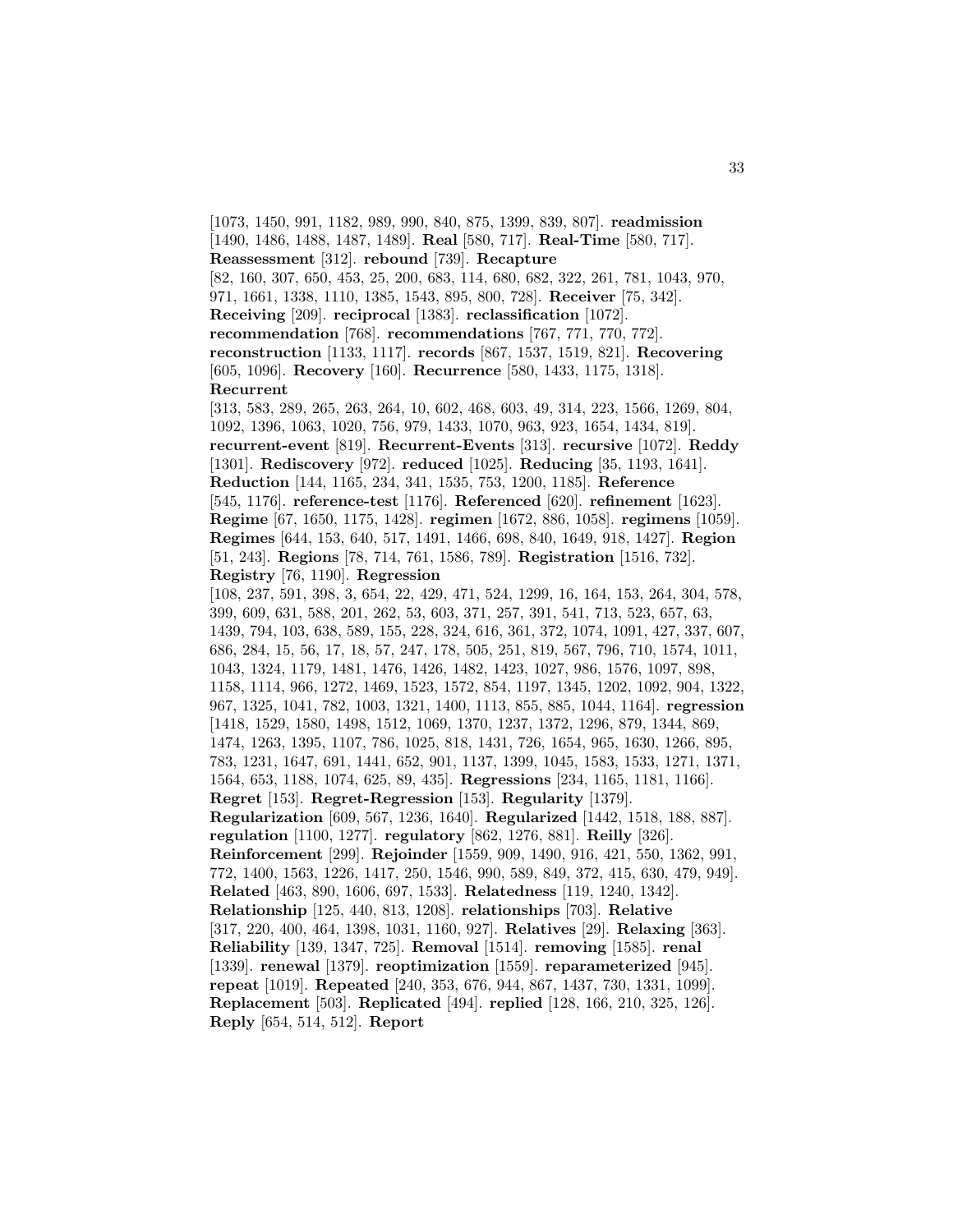[1073, 1450, 991, 1182, 989, 990, 840, 875, 1399, 839, 807]. **readmission** [1490, 1486, 1488, 1487, 1489]. **Real** [580, 717]. **Real-Time** [580, 717]. **Reassessment** [312]. **rebound** [739]. **Recapture** [82, 160, 307, 650, 453, 25, 200, 683, 114, 680, 682, 322, 261, 781, 1043, 970, 971, 1661, 1338, 1110, 1385, 1543, 895, 800, 728]. **Receiver** [75, 342]. **Receiving** [209]. **reciprocal** [1383]. **reclassification** [1072]. **recommendation** [768]. **recommendations** [767, 771, 770, 772]. **reconstruction** [1133, 1117]. **records** [867, 1537, 1519, 821]. **Recovering** [605, 1096]. **Recovery** [160]. **Recurrence** [580, 1433, 1175, 1318]. **Recurrent** [313, 583, 289, 265, 263, 264, 10, 602, 468, 603, 49, 314, 223, 1566, 1269, 804, 1092, 1396, 1063, 1020, 756, 979, 1433, 1070, 963, 923, 1654, 1434, 819]. **recurrent-event** [819]. **Recurrent-Events** [313]. **recursive** [1072]. **Reddy** [1301]. **Rediscovery** [972]. **reduced** [1025]. **Reducing** [35, 1193, 1641]. **Reduction** [144, 1165, 234, 341, 1535, 753, 1200, 1185]. **Reference** [545, 1176]. **reference-test** [1176]. **Referenced** [620]. **refinement** [1623]. **Regime** [67, 1650, 1175, 1428]. **regimen** [1672, 886, 1058]. **regimens** [1059]. **Regimes** [644, 153, 640, 517, 1491, 1466, 698, 840, 1649, 918, 1427]. **Region** [51, 243]. **Regions** [78, 714, 761, 1586, 789]. **Registration** [1516, 732]. **Registry** [76, 1190]. **Regression** [108, 237, 591, 398, 3, 654, 22, 429, 471, 524, 1299, 16, 164, 153, 264, 304, 578, 399, 609, 631, 588, 201, 262, 53, 603, 371, 257, 391, 541, 713, 523, 657, 63, 1439, 794, 103, 638, 589, 155, 228, 324, 616, 361, 372, 1074, 1091, 427, 337, 607, 686, 284, 15, 56, 17, 18, 57, 247, 178, 505, 251, 819, 567, 796, 710, 1574, 1011, 1043, 1324, 1179, 1481, 1476, 1426, 1482, 1423, 1027, 986, 1576, 1097, 898, 1158, 1114, 966, 1272, 1469, 1523, 1572, 854, 1197, 1345, 1202, 1092, 904, 1322, 967, 1325, 1041, 782, 1003, 1321, 1400, 1113, 855, 885, 1044, 1164]. **regression** [1418, 1529, 1580, 1498, 1512, 1069, 1370, 1237, 1372, 1296, 879, 1344, 869, 1474, 1263, 1395, 1107, 786, 1025, 818, 1431, 726, 1654, 965, 1630, 1266, 895, 783, 1231, 1647, 691, 1441, 652, 901, 1137, 1399, 1045, 1583, 1533, 1271, 1371, 1564, 653, 1188, 1074, 625, 89, 435]. **Regressions** [234, 1165, 1181, 1166]. **Regret** [153]. **Regret-Regression** [153]. **Regularity** [1379]. **Regularization** [609, 567, 1236, 1640]. **Regularized** [1442, 1518, 188, 887]. **regulation** [1100, 1277]. **regulatory** [862, 1276, 881]. **Reilly** [326]. **Reinforcement** [299]. **Rejoinder** [1559, 909, 1490, 916, 421, 550, 1362, 991, 772, 1400, 1563, 1226, 1417, 250, 1546, 990, 589, 849, 372, 415, 630, 479, 949]. **Related** [463, 890, 1606, 697, 1533]. **Relatedness** [119, 1240, 1342]. **Relationship** [125, 440, 813, 1208]. **relationships** [703]. **Relative** [317, 220, 400, 464, 1398, 1031, 1160, 927]. **Relatives** [29]. **Relaxing** [363]. **Reliability** [139, 1347, 725]. **Removal** [1514]. **removing** [1585]. **renal** [1339]. **renewal** [1379]. **reoptimization** [1559]. **reparameterized** [945]. **repeat** [1019]. **Repeated** [240, 353, 676, 944, 867, 1437, 730, 1331, 1099]. **Replacement** [503]. **Replicated** [494]. **replied** [128, 166, 210, 325, 126]. **Reply** [654, 514, 512]. **Report**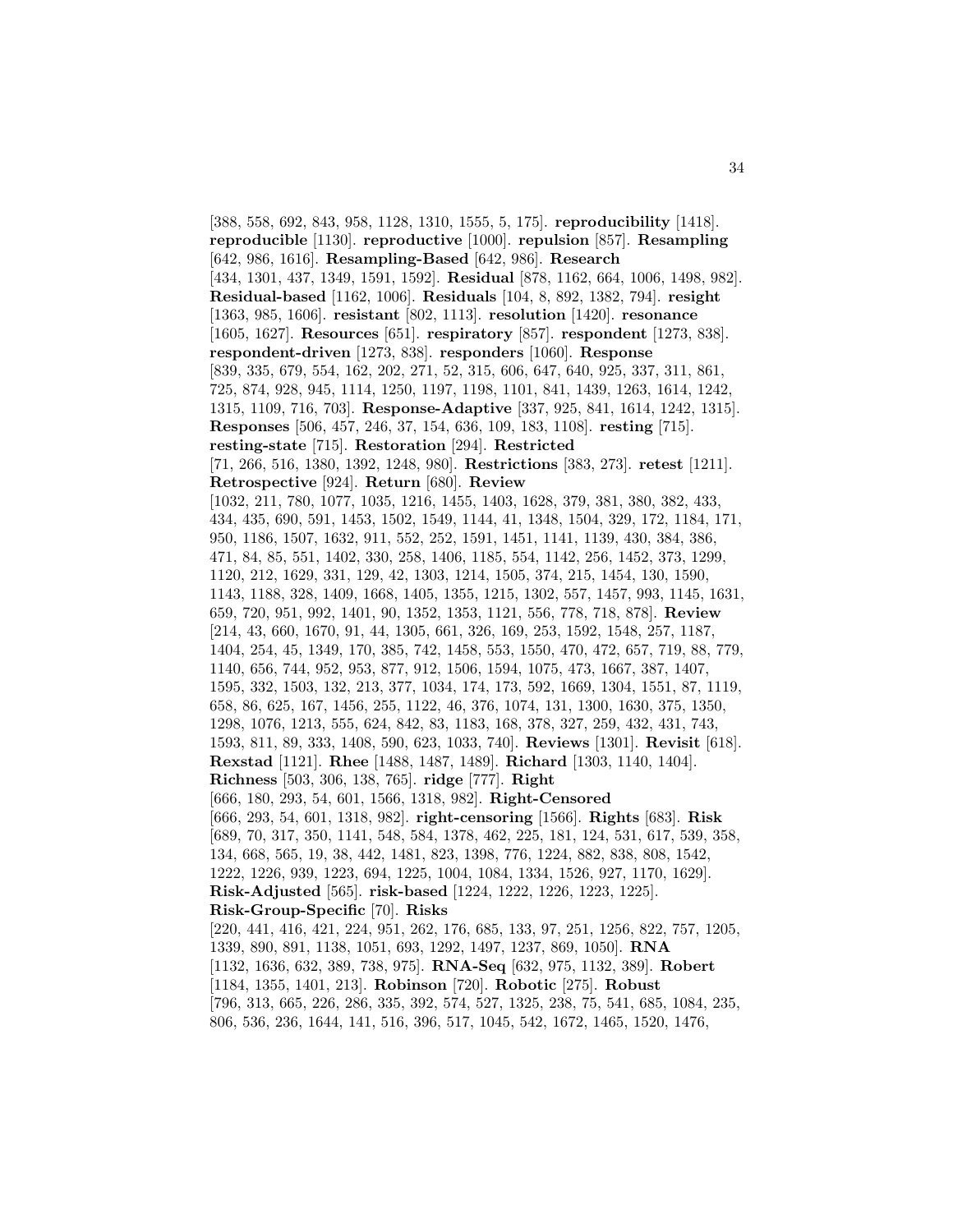[388, 558, 692, 843, 958, 1128, 1310, 1555, 5, 175]. **reproducibility** [1418]. **reproducible** [1130]. **reproductive** [1000]. **repulsion** [857]. **Resampling** [642, 986, 1616]. **Resampling-Based** [642, 986]. **Research** [434, 1301, 437, 1349, 1591, 1592]. **Residual** [878, 1162, 664, 1006, 1498, 982]. **Residual-based** [1162, 1006]. **Residuals** [104, 8, 892, 1382, 794]. **resight** [1363, 985, 1606]. **resistant** [802, 1113]. **resolution** [1420]. **resonance** [1605, 1627]. **Resources** [651]. **respiratory** [857]. **respondent** [1273, 838]. **respondent-driven** [1273, 838]. **responders** [1060]. **Response** [839, 335, 679, 554, 162, 202, 271, 52, 315, 606, 647, 640, 925, 337, 311, 861, 725, 874, 928, 945, 1114, 1250, 1197, 1198, 1101, 841, 1439, 1263, 1614, 1242, 1315, 1109, 716, 703]. **Response-Adaptive** [337, 925, 841, 1614, 1242, 1315]. **Responses** [506, 457, 246, 37, 154, 636, 109, 183, 1108]. **resting** [715]. **resting-state** [715]. **Restoration** [294]. **Restricted** [71, 266, 516, 1380, 1392, 1248, 980]. **Restrictions** [383, 273]. **retest** [1211]. **Retrospective** [924]. **Return** [680]. **Review** [1032, 211, 780, 1077, 1035, 1216, 1455, 1403, 1628, 379, 381, 380, 382, 433, 434, 435, 690, 591, 1453, 1502, 1549, 1144, 41, 1348, 1504, 329, 172, 1184, 171, 950, 1186, 1507, 1632, 911, 552, 252, 1591, 1451, 1141, 1139, 430, 384, 386, 471, 84, 85, 551, 1402, 330, 258, 1406, 1185, 554, 1142, 256, 1452, 373, 1299, 1120, 212, 1629, 331, 129, 42, 1303, 1214, 1505, 374, 215, 1454, 130, 1590, 1143, 1188, 328, 1409, 1668, 1405, 1355, 1215, 1302, 557, 1457, 993, 1145, 1631, 659, 720, 951, 992, 1401, 90, 1352, 1353, 1121, 556, 778, 718, 878]. **Review** [214, 43, 660, 1670, 91, 44, 1305, 661, 326, 169, 253, 1592, 1548, 257, 1187, 1404, 254, 45, 1349, 170, 385, 742, 1458, 553, 1550, 470, 472, 657, 719, 88, 779, 1140, 656, 744, 952, 953, 877, 912, 1506, 1594, 1075, 473, 1667, 387, 1407, 1595, 332, 1503, 132, 213, 377, 1034, 174, 173, 592, 1669, 1304, 1551, 87, 1119, 658, 86, 625, 167, 1456, 255, 1122, 46, 376, 1074, 131, 1300, 1630, 375, 1350, 1298, 1076, 1213, 555, 624, 842, 83, 1183, 168, 378, 327, 259, 432, 431, 743, 1593, 811, 89, 333, 1408, 590, 623, 1033, 740]. **Reviews** [1301]. **Revisit** [618]. **Rexstad** [1121]. **Rhee** [1488, 1487, 1489]. **Richard** [1303, 1140, 1404]. **Richness** [503, 306, 138, 765]. **ridge** [777]. **Right** [666, 180, 293, 54, 601, 1566, 1318, 982]. **Right-Censored** [666, 293, 54, 601, 1318, 982]. **right-censoring** [1566]. **Rights** [683]. **Risk** [689, 70, 317, 350, 1141, 548, 584, 1378, 462, 225, 181, 124, 531, 617, 539, 358, 134, 668, 565, 19, 38, 442, 1481, 823, 1398, 776, 1224, 882, 838, 808, 1542, 1222, 1226, 939, 1223, 694, 1225, 1004, 1084, 1334, 1526, 927, 1170, 1629]. **Risk-Adjusted** [565]. **risk-based** [1224, 1222, 1226, 1223, 1225]. **Risk-Group-Specific** [70]. **Risks** [220, 441, 416, 421, 224, 951, 262, 176, 685, 133, 97, 251, 1256, 822, 757, 1205, 1339, 890, 891, 1138, 1051, 693, 1292, 1497, 1237, 869, 1050]. **RNA** [1132, 1636, 632, 389, 738, 975]. **RNA-Seq** [632, 975, 1132, 389]. **Robert** [1184, 1355, 1401, 213]. **Robinson** [720]. **Robotic** [275]. **Robust** [796, 313, 665, 226, 286, 335, 392, 574, 527, 1325, 238, 75, 541, 685, 1084, 235, 806, 536, 236, 1644, 141, 516, 396, 517, 1045, 542, 1672, 1465, 1520, 1476,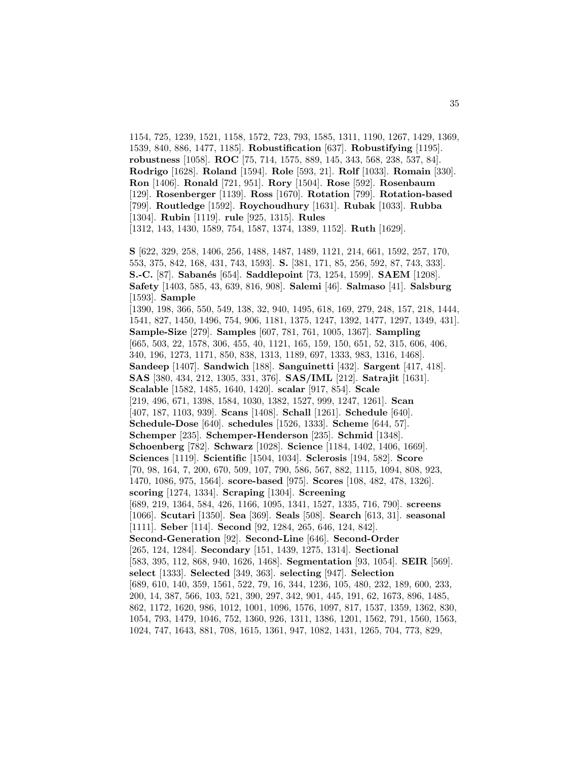1154, 725, 1239, 1521, 1158, 1572, 723, 793, 1585, 1311, 1190, 1267, 1429, 1369, 1539, 840, 886, 1477, 1185]. **Robustification** [637]. **Robustifying** [1195]. **robustness** [1058]. **ROC** [75, 714, 1575, 889, 145, 343, 568, 238, 537, 84]. **Rodrigo** [1628]. **Roland** [1594]. **Role** [593, 21]. **Rolf** [1033]. **Romain** [330]. **Ron** [1406]. **Ronald** [721, 951]. **Rory** [1504]. **Rose** [592]. **Rosenbaum** [129]. **Rosenberger** [1139]. **Ross** [1670]. **Rotation** [799]. **Rotation-based** [799]. **Routledge** [1592]. **Roychoudhury** [1631]. **Rubak** [1033]. **Rubba** [1304]. **Rubin** [1119]. **rule** [925, 1315]. **Rules** [1312, 143, 1430, 1589, 754, 1587, 1374, 1389, 1152]. **Ruth** [1629].

**S** [622, 329, 258, 1406, 256, 1488, 1487, 1489, 1121, 214, 661, 1592, 257, 170, 553, 375, 842, 168, 431, 743, 1593]. **S.** [381, 171, 85, 256, 592, 87, 743, 333]. **S.-C.** [87]. **Sabanés** [654]. **Saddlepoint** [73, 1254, 1599]. **SAEM** [1208]. **Safety** [1403, 585, 43, 639, 816, 908]. **Salemi** [46]. **Salmaso** [41]. **Salsburg** [1593]. **Sample** [1390, 198, 366, 550, 549, 138, 32, 940, 1495, 618, 169, 279, 248, 157, 218, 1444, 1541, 827, 1450, 1496, 754, 906, 1181, 1375, 1247, 1392, 1477, 1297, 1349, 431]. **Sample-Size** [279]. **Samples** [607, 781, 761, 1005, 1367]. **Sampling** [665, 503, 22, 1578, 306, 455, 40, 1121, 165, 159, 150, 651, 52, 315, 606, 406, 340, 196, 1273, 1171, 850, 838, 1313, 1189, 697, 1333, 983, 1316, 1468]. **Sandeep** [1407]. **Sandwich** [188]. **Sanguinetti** [432]. **Sargent** [417, 418]. **SAS** [380, 434, 212, 1305, 331, 376]. **SAS/IML** [212]. **Satrajit** [1631]. **Scalable** [1582, 1485, 1640, 1420]. **scalar** [917, 854]. **Scale** [219, 496, 671, 1398, 1584, 1030, 1382, 1527, 999, 1247, 1261]. **Scan** [407, 187, 1103, 939]. **Scans** [1408]. **Schall** [1261]. **Schedule** [640]. **Schedule-Dose** [640]. **schedules** [1526, 1333]. **Scheme** [644, 57]. **Schemper** [235]. **Schemper-Henderson** [235]. **Schmid** [1348]. **Schoenberg** [782]. **Schwarz** [1028]. **Science** [1184, 1402, 1406, 1669]. **Sciences** [1119]. **Scientific** [1504, 1034]. **Sclerosis** [194, 582]. **Score** [70, 98, 164, 7, 200, 670, 509, 107, 790, 586, 567, 882, 1115, 1094, 808, 923, 1470, 1086, 975, 1564]. **score-based** [975]. **Scores** [108, 482, 478, 1326]. **scoring** [1274, 1334]. **Scraping** [1304]. **Screening** [689, 219, 1364, 584, 426, 1166, 1095, 1341, 1527, 1335, 716, 790]. **screens** [1066]. **Scutari** [1350]. **Sea** [369]. **Seals** [508]. **Search** [613, 31]. **seasonal** [1111]. **Seber** [114]. **Second** [92, 1284, 265, 646, 124, 842]. **Second-Generation** [92]. **Second-Line** [646]. **Second-Order** [265, 124, 1284]. **Secondary** [151, 1439, 1275, 1314]. **Sectional** [583, 395, 112, 868, 940, 1626, 1468]. **Segmentation** [93, 1054]. **SEIR** [569]. **select** [1333]. **Selected** [349, 363]. **selecting** [947]. **Selection** [689, 610, 140, 359, 1561, 522, 79, 16, 344, 1236, 105, 480, 232, 189, 600, 233, 200, 14, 387, 566, 103, 521, 390, 297, 342, 901, 445, 191, 62, 1673, 896, 1485, 862, 1172, 1620, 986, 1012, 1001, 1096, 1576, 1097, 817, 1537, 1359, 1362, 830, 1054, 793, 1479, 1046, 752, 1360, 926, 1311, 1386, 1201, 1562, 791, 1560, 1563, 1024, 747, 1643, 881, 708, 1615, 1361, 947, 1082, 1431, 1265, 704, 773, 829,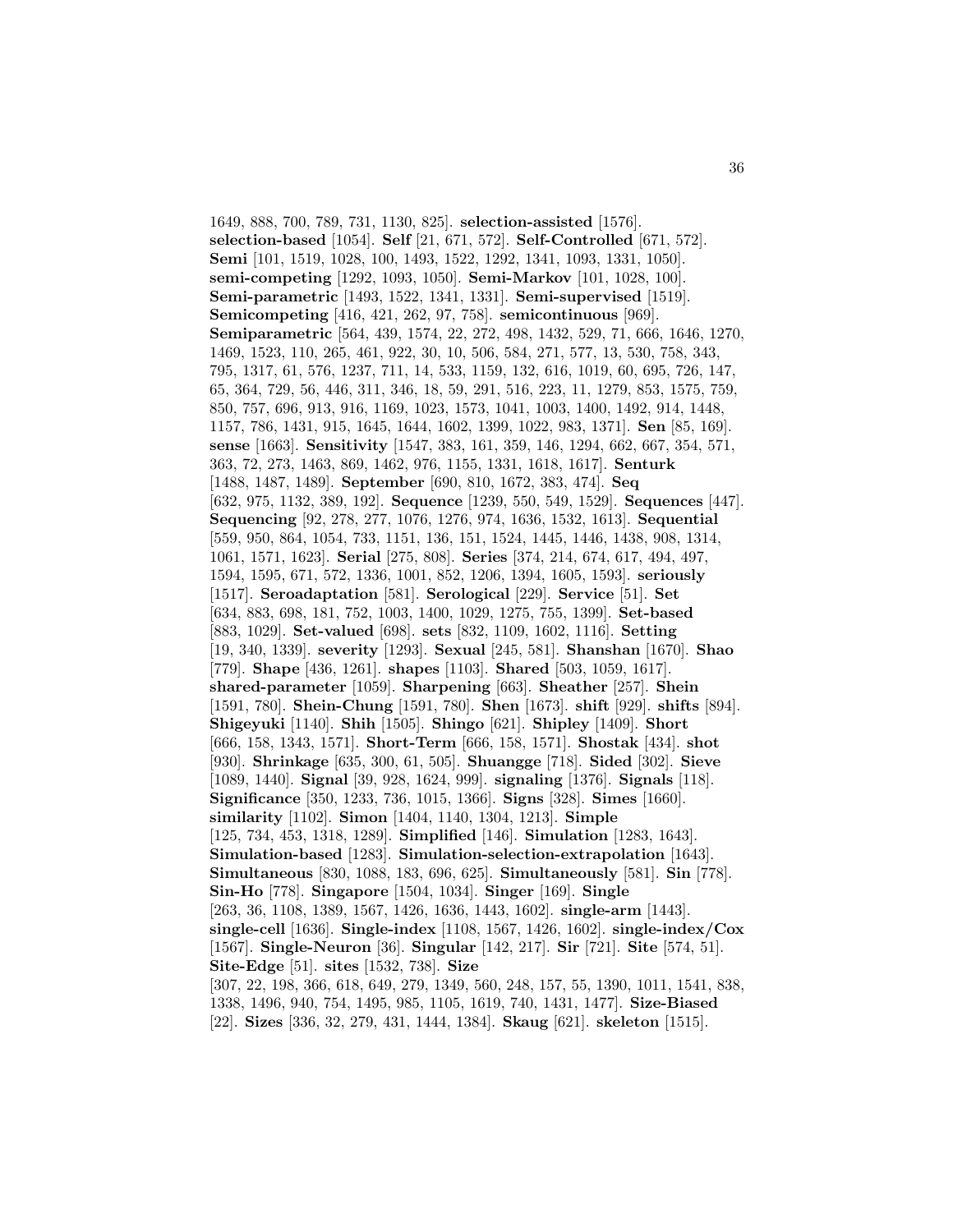1649, 888, 700, 789, 731, 1130, 825]. **selection-assisted** [1576]. **selection-based** [1054]. **Self** [21, 671, 572]. **Self-Controlled** [671, 572]. **Semi** [101, 1519, 1028, 100, 1493, 1522, 1292, 1341, 1093, 1331, 1050]. **semi-competing** [1292, 1093, 1050]. **Semi-Markov** [101, 1028, 100]. **Semi-parametric** [1493, 1522, 1341, 1331]. **Semi-supervised** [1519]. **Semicompeting** [416, 421, 262, 97, 758]. **semicontinuous** [969]. **Semiparametric** [564, 439, 1574, 22, 272, 498, 1432, 529, 71, 666, 1646, 1270, 1469, 1523, 110, 265, 461, 922, 30, 10, 506, 584, 271, 577, 13, 530, 758, 343, 795, 1317, 61, 576, 1237, 711, 14, 533, 1159, 132, 616, 1019, 60, 695, 726, 147, 65, 364, 729, 56, 446, 311, 346, 18, 59, 291, 516, 223, 11, 1279, 853, 1575, 759, 850, 757, 696, 913, 916, 1169, 1023, 1573, 1041, 1003, 1400, 1492, 914, 1448, 1157, 786, 1431, 915, 1645, 1644, 1602, 1399, 1022, 983, 1371]. **Sen** [85, 169]. **sense** [1663]. **Sensitivity** [1547, 383, 161, 359, 146, 1294, 662, 667, 354, 571, 363, 72, 273, 1463, 869, 1462, 976, 1155, 1331, 1618, 1617]. **Senturk** [1488, 1487, 1489]. **September** [690, 810, 1672, 383, 474]. **Seq** [632, 975, 1132, 389, 192]. **Sequence** [1239, 550, 549, 1529]. **Sequences** [447]. **Sequencing** [92, 278, 277, 1076, 1276, 974, 1636, 1532, 1613]. **Sequential** [559, 950, 864, 1054, 733, 1151, 136, 151, 1524, 1445, 1446, 1438, 908, 1314, 1061, 1571, 1623]. **Serial** [275, 808]. **Series** [374, 214, 674, 617, 494, 497, 1594, 1595, 671, 572, 1336, 1001, 852, 1206, 1394, 1605, 1593]. **seriously** [1517]. **Seroadaptation** [581]. **Serological** [229]. **Service** [51]. **Set** [634, 883, 698, 181, 752, 1003, 1400, 1029, 1275, 755, 1399]. **Set-based** [883, 1029]. **Set-valued** [698]. **sets** [832, 1109, 1602, 1116]. **Setting** [19, 340, 1339]. **severity** [1293]. **Sexual** [245, 581]. **Shanshan** [1670]. **Shao** [779]. **Shape** [436, 1261]. **shapes** [1103]. **Shared** [503, 1059, 1617]. **shared-parameter** [1059]. **Sharpening** [663]. **Sheather** [257]. **Shein** [1591, 780]. **Shein-Chung** [1591, 780]. **Shen** [1673]. **shift** [929]. **shifts** [894]. **Shigeyuki** [1140]. **Shih** [1505]. **Shingo** [621]. **Shipley** [1409]. **Short** [666, 158, 1343, 1571]. **Short-Term** [666, 158, 1571]. **Shostak** [434]. **shot** [930]. **Shrinkage** [635, 300, 61, 505]. **Shuangge** [718]. **Sided** [302]. **Sieve** [1089, 1440]. **Signal** [39, 928, 1624, 999]. **signaling** [1376]. **Signals** [118]. **Significance** [350, 1233, 736, 1015, 1366]. **Signs** [328]. **Simes** [1660]. **similarity** [1102]. **Simon** [1404, 1140, 1304, 1213]. **Simple** [125, 734, 453, 1318, 1289]. **Simplified** [146]. **Simulation** [1283, 1643]. **Simulation-based** [1283]. **Simulation-selection-extrapolation** [1643]. **Simultaneous** [830, 1088, 183, 696, 625]. **Simultaneously** [581]. **Sin** [778]. **Sin-Ho** [778]. **Singapore** [1504, 1034]. **Singer** [169]. **Single** [263, 36, 1108, 1389, 1567, 1426, 1636, 1443, 1602]. **single-arm** [1443]. **single-cell** [1636]. **Single-index** [1108, 1567, 1426, 1602]. **single-index/Cox** [1567]. **Single-Neuron** [36]. **Singular** [142, 217]. **Sir** [721]. **Site** [574, 51]. **Site-Edge** [51]. **sites** [1532, 738]. **Size** [307, 22, 198, 366, 618, 649, 279, 1349, 560, 248, 157, 55, 1390, 1011, 1541, 838, 1338, 1496, 940, 754, 1495, 985, 1105, 1619, 740, 1431, 1477]. **Size-Biased** [22]. **Sizes** [336, 32, 279, 431, 1444, 1384]. **Skaug** [621]. **skeleton** [1515].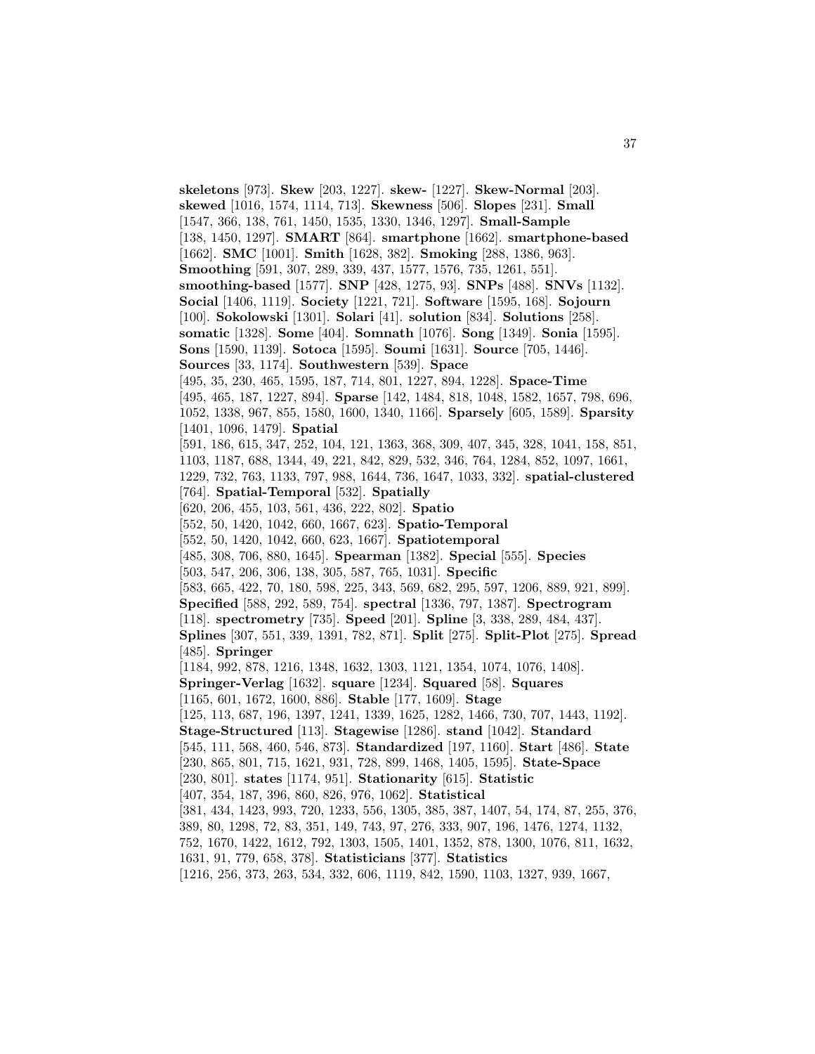**skeletons** [973]. **Skew** [203, 1227]. **skew-** [1227]. **Skew-Normal** [203]. **skewed** [1016, 1574, 1114, 713]. **Skewness** [506]. **Slopes** [231]. **Small** [1547, 366, 138, 761, 1450, 1535, 1330, 1346, 1297]. **Small-Sample** [138, 1450, 1297]. **SMART** [864]. **smartphone** [1662]. **smartphone-based** [1662]. **SMC** [1001]. **Smith** [1628, 382]. **Smoking** [288, 1386, 963]. **Smoothing** [591, 307, 289, 339, 437, 1577, 1576, 735, 1261, 551]. **smoothing-based** [1577]. **SNP** [428, 1275, 93]. **SNPs** [488]. **SNVs** [1132]. **Social** [1406, 1119]. **Society** [1221, 721]. **Software** [1595, 168]. **Sojourn** [100]. **Sokolowski** [1301]. **Solari** [41]. **solution** [834]. **Solutions** [258]. **somatic** [1328]. **Some** [404]. **Somnath** [1076]. **Song** [1349]. **Sonia** [1595]. **Sons** [1590, 1139]. **Sotoca** [1595]. **Soumi** [1631]. **Source** [705, 1446]. **Sources** [33, 1174]. **Southwestern** [539]. **Space** [495, 35, 230, 465, 1595, 187, 714, 801, 1227, 894, 1228]. **Space-Time** [495, 465, 187, 1227, 894]. **Sparse** [142, 1484, 818, 1048, 1582, 1657, 798, 696, 1052, 1338, 967, 855, 1580, 1600, 1340, 1166]. **Sparsely** [605, 1589]. **Sparsity** [1401, 1096, 1479]. **Spatial** [591, 186, 615, 347, 252, 104, 121, 1363, 368, 309, 407, 345, 328, 1041, 158, 851, 1103, 1187, 688, 1344, 49, 221, 842, 829, 532, 346, 764, 1284, 852, 1097, 1661, 1229, 732, 763, 1133, 797, 988, 1644, 736, 1647, 1033, 332]. **spatial-clustered** [764]. **Spatial-Temporal** [532]. **Spatially** [620, 206, 455, 103, 561, 436, 222, 802]. **Spatio** [552, 50, 1420, 1042, 660, 1667, 623]. **Spatio-Temporal** [552, 50, 1420, 1042, 660, 623, 1667]. **Spatiotemporal** [485, 308, 706, 880, 1645]. **Spearman** [1382]. **Special** [555]. **Species** [503, 547, 206, 306, 138, 305, 587, 765, 1031]. **Specific** [583, 665, 422, 70, 180, 598, 225, 343, 569, 682, 295, 597, 1206, 889, 921, 899]. **Specified** [588, 292, 589, 754]. **spectral** [1336, 797, 1387]. **Spectrogram** [118]. **spectrometry** [735]. **Speed** [201]. **Spline** [3, 338, 289, 484, 437]. **Splines** [307, 551, 339, 1391, 782, 871]. **Split** [275]. **Split-Plot** [275]. **Spread** [485]. **Springer** [1184, 992, 878, 1216, 1348, 1632, 1303, 1121, 1354, 1074, 1076, 1408]. **Springer-Verlag** [1632]. **square** [1234]. **Squared** [58]. **Squares** [1165, 601, 1672, 1600, 886]. **Stable** [177, 1609]. **Stage** [125, 113, 687, 196, 1397, 1241, 1339, 1625, 1282, 1466, 730, 707, 1443, 1192]. **Stage-Structured** [113]. **Stagewise** [1286]. **stand** [1042]. **Standard** [545, 111, 568, 460, 546, 873]. **Standardized** [197, 1160]. **Start** [486]. **State** [230, 865, 801, 715, 1621, 931, 728, 899, 1468, 1405, 1595]. **State-Space** [230, 801]. **states** [1174, 951]. **Stationarity** [615]. **Statistic** [407, 354, 187, 396, 860, 826, 976, 1062]. **Statistical** [381, 434, 1423, 993, 720, 1233, 556, 1305, 385, 387, 1407, 54, 174, 87, 255, 376, 389, 80, 1298, 72, 83, 351, 149, 743, 97, 276, 333, 907, 196, 1476, 1274, 1132, 752, 1670, 1422, 1612, 792, 1303, 1505, 1401, 1352, 878, 1300, 1076, 811, 1632, 1631, 91, 779, 658, 378]. **Statisticians** [377]. **Statistics** [1216, 256, 373, 263, 534, 332, 606, 1119, 842, 1590, 1103, 1327, 939, 1667,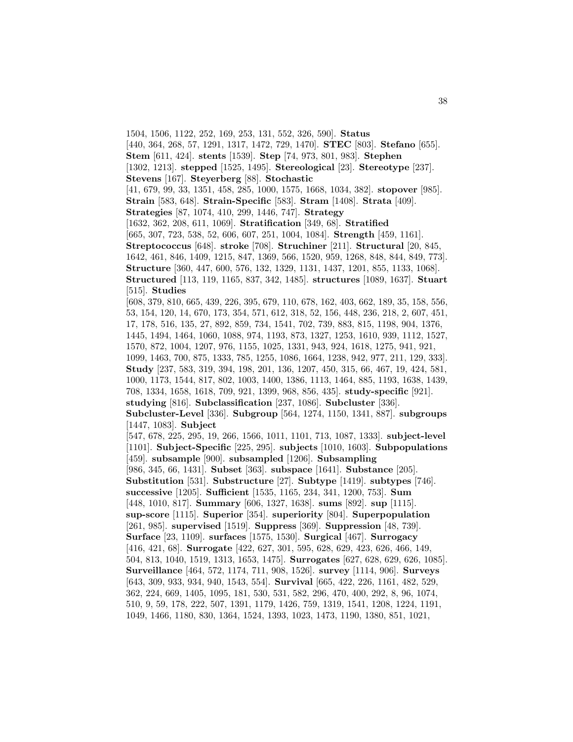1504, 1506, 1122, 252, 169, 253, 131, 552, 326, 590]. **Status** [440, 364, 268, 57, 1291, 1317, 1472, 729, 1470]. **STEC** [803]. **Stefano** [655]. **Stem** [611, 424]. **stents** [1539]. **Step** [74, 973, 801, 983]. **Stephen** [1302, 1213]. **stepped** [1525, 1495]. **Stereological** [23]. **Stereotype** [237]. **Stevens** [167]. **Steyerberg** [88]. **Stochastic** [41, 679, 99, 33, 1351, 458, 285, 1000, 1575, 1668, 1034, 382]. **stopover** [985]. **Strain** [583, 648]. **Strain-Specific** [583]. **Stram** [1408]. **Strata** [409]. **Strategies** [87, 1074, 410, 299, 1446, 747]. **Strategy** [1632, 362, 208, 611, 1069]. **Stratification** [349, 68]. **Stratified** [665, 307, 723, 538, 52, 606, 607, 251, 1004, 1084]. **Strength** [459, 1161]. **Streptococcus** [648]. **stroke** [708]. **Struchiner** [211]. **Structural** [20, 845, 1642, 461, 846, 1409, 1215, 847, 1369, 566, 1520, 959, 1268, 848, 844, 849, 773]. **Structure** [360, 447, 600, 576, 132, 1329, 1131, 1437, 1201, 855, 1133, 1068]. **Structured** [113, 119, 1165, 837, 342, 1485]. **structures** [1089, 1637]. **Stuart** [515]. **Studies** [608, 379, 810, 665, 439, 226, 395, 679, 110, 678, 162, 403, 662, 189, 35, 158, 556, 53, 154, 120, 14, 670, 173, 354, 571, 612, 318, 52, 156, 448, 236, 218, 2, 607, 451, 17, 178, 516, 135, 27, 892, 859, 734, 1541, 702, 739, 883, 815, 1198, 904, 1376, 1445, 1494, 1464, 1060, 1088, 974, 1193, 873, 1327, 1253, 1610, 939, 1112, 1527, 1570, 872, 1004, 1207, 976, 1155, 1025, 1331, 943, 924, 1618, 1275, 941, 921, 1099, 1463, 700, 875, 1333, 785, 1255, 1086, 1664, 1238, 942, 977, 211, 129, 333]. **Study** [237, 583, 319, 394, 198, 201, 136, 1207, 450, 315, 66, 467, 19, 424, 581, 1000, 1173, 1544, 817, 802, 1003, 1400, 1386, 1113, 1464, 885, 1193, 1638, 1439, 708, 1334, 1658, 1618, 709, 921, 1399, 968, 856, 435]. **study-specific** [921]. **studying** [816]. **Subclassification** [237, 1086]. **Subcluster** [336]. **Subcluster-Level** [336]. **Subgroup** [564, 1274, 1150, 1341, 887]. **subgroups** [1447, 1083]. **Subject** [547, 678, 225, 295, 19, 266, 1566, 1011, 1101, 713, 1087, 1333]. **subject-level** [1101]. **Subject-Specific** [225, 295]. **subjects** [1010, 1603]. **Subpopulations** [459]. **subsample** [900]. **subsampled** [1206]. **Subsampling** [986, 345, 66, 1431]. **Subset** [363]. **subspace** [1641]. **Substance** [205]. **Substitution** [531]. **Substructure** [27]. **Subtype** [1419]. **subtypes** [746]. **successive** [1205]. **Sufficient** [1535, 1165, 234, 341, 1200, 753]. **Sum** [448, 1010, 817]. **Summary** [606, 1327, 1638]. **sums** [892]. **sup** [1115]. **sup-score** [1115]. **Superior** [354]. **superiority** [804]. **Superpopulation** [261, 985]. **supervised** [1519]. **Suppress** [369]. **Suppression** [48, 739]. **Surface** [23, 1109]. **surfaces** [1575, 1530]. **Surgical** [467]. **Surrogacy** [416, 421, 68]. **Surrogate** [422, 627, 301, 595, 628, 629, 423, 626, 466, 149, 504, 813, 1040, 1519, 1313, 1653, 1475]. **Surrogates** [627, 628, 629, 626, 1085]. **Surveillance** [464, 572, 1174, 711, 908, 1526]. **survey** [1114, 906]. **Surveys** [643, 309, 933, 934, 940, 1543, 554]. **Survival** [665, 422, 226, 1161, 482, 529, 362, 224, 669, 1405, 1095, 181, 530, 531, 582, 296, 470, 400, 292, 8, 96, 1074, 510, 9, 59, 178, 222, 507, 1391, 1179, 1426, 759, 1319, 1541, 1208, 1224, 1191, 1049, 1466, 1180, 830, 1364, 1524, 1393, 1023, 1473, 1190, 1380, 851, 1021,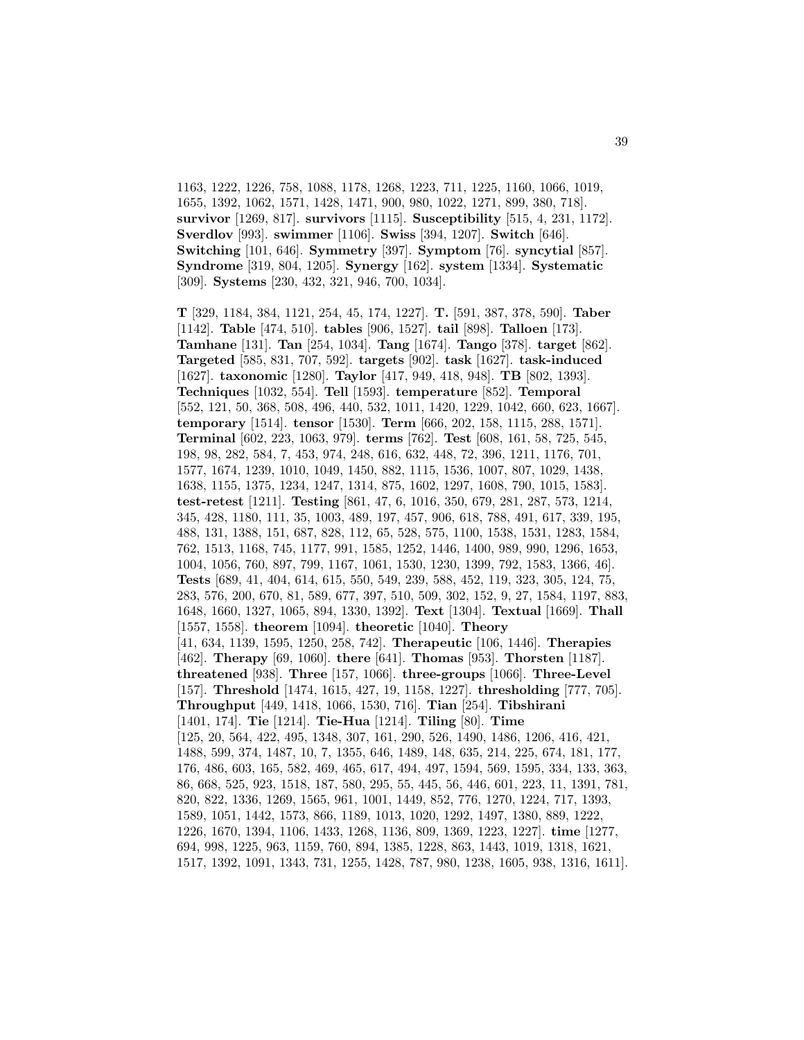1163, 1222, 1226, 758, 1088, 1178, 1268, 1223, 711, 1225, 1160, 1066, 1019, 1655, 1392, 1062, 1571, 1428, 1471, 900, 980, 1022, 1271, 899, 380, 718]. **survivor** [1269, 817]. **survivors** [1115]. **Susceptibility** [515, 4, 231, 1172]. **Sverdlov** [993]. **swimmer** [1106]. **Swiss** [394, 1207]. **Switch** [646]. **Switching** [101, 646]. **Symmetry** [397]. **Symptom** [76]. **syncytial** [857]. **Syndrome** [319, 804, 1205]. **Synergy** [162]. **system** [1334]. **Systematic** [309]. **Systems** [230, 432, 321, 946, 700, 1034].

**T** [329, 1184, 384, 1121, 254, 45, 174, 1227]. **T.** [591, 387, 378, 590]. **Taber** [1142]. **Table** [474, 510]. **tables** [906, 1527]. **tail** [898]. **Talloen** [173]. **Tamhane** [131]. **Tan** [254, 1034]. **Tang** [1674]. **Tango** [378]. **target** [862]. **Targeted** [585, 831, 707, 592]. **targets** [902]. **task** [1627]. **task-induced** [1627]. **taxonomic** [1280]. **Taylor** [417, 949, 418, 948]. **TB** [802, 1393]. **Techniques** [1032, 554]. **Tell** [1593]. **temperature** [852]. **Temporal** [552, 121, 50, 368, 508, 496, 440, 532, 1011, 1420, 1229, 1042, 660, 623, 1667]. **temporary** [1514]. **tensor** [1530]. **Term** [666, 202, 158, 1115, 288, 1571]. **Terminal** [602, 223, 1063, 979]. **terms** [762]. **Test** [608, 161, 58, 725, 545, 198, 98, 282, 584, 7, 453, 974, 248, 616, 632, 448, 72, 396, 1211, 1176, 701, 1577, 1674, 1239, 1010, 1049, 1450, 882, 1115, 1536, 1007, 807, 1029, 1438, 1638, 1155, 1375, 1234, 1247, 1314, 875, 1602, 1297, 1608, 790, 1015, 1583]. **test-retest** [1211]. **Testing** [861, 47, 6, 1016, 350, 679, 281, 287, 573, 1214, 345, 428, 1180, 111, 35, 1003, 489, 197, 457, 906, 618, 788, 491, 617, 339, 195, 488, 131, 1388, 151, 687, 828, 112, 65, 528, 575, 1100, 1538, 1531, 1283, 1584, 762, 1513, 1168, 745, 1177, 991, 1585, 1252, 1446, 1400, 989, 990, 1296, 1653, 1004, 1056, 760, 897, 799, 1167, 1061, 1530, 1230, 1399, 792, 1583, 1366, 46]. **Tests** [689, 41, 404, 614, 615, 550, 549, 239, 588, 452, 119, 323, 305, 124, 75, 283, 576, 200, 670, 81, 589, 677, 397, 510, 509, 302, 152, 9, 27, 1584, 1197, 883, 1648, 1660, 1327, 1065, 894, 1330, 1392]. **Text** [1304]. **Textual** [1669]. **Thall** [1557, 1558]. **theorem** [1094]. **theoretic** [1040]. **Theory** [41, 634, 1139, 1595, 1250, 258, 742]. **Therapeutic** [106, 1446]. **Therapies** [462]. **Therapy** [69, 1060]. **there** [641]. **Thomas** [953]. **Thorsten** [1187]. **threatened** [938]. **Three** [157, 1066]. **three-groups** [1066]. **Three-Level** [157]. **Threshold** [1474, 1615, 427, 19, 1158, 1227]. **thresholding** [777, 705]. **Throughput** [449, 1418, 1066, 1530, 716]. **Tian** [254]. **Tibshirani** [1401, 174]. **Tie** [1214]. **Tie-Hua** [1214]. **Tiling** [80]. **Time** [125, 20, 564, 422, 495, 1348, 307, 161, 290, 526, 1490, 1486, 1206, 416, 421, 1488, 599, 374, 1487, 10, 7, 1355, 646, 1489, 148, 635, 214, 225, 674, 181, 177, 176, 486, 603, 165, 582, 469, 465, 617, 494, 497, 1594, 569, 1595, 334, 133, 363, 86, 668, 525, 923, 1518, 187, 580, 295, 55, 445, 56, 446, 601, 223, 11, 1391, 781, 820, 822, 1336, 1269, 1565, 961, 1001, 1449, 852, 776, 1270, 1224, 717, 1393, 1589, 1051, 1442, 1573, 866, 1189, 1013, 1020, 1292, 1497, 1380, 889, 1222, 1226, 1670, 1394, 1106, 1433, 1268, 1136, 809, 1369, 1223, 1227]. **time** [1277, 694, 998, 1225, 963, 1159, 760, 894, 1385, 1228, 863, 1443, 1019, 1318, 1621, 1517, 1392, 1091, 1343, 731, 1255, 1428, 787, 980, 1238, 1605, 938, 1316, 1611].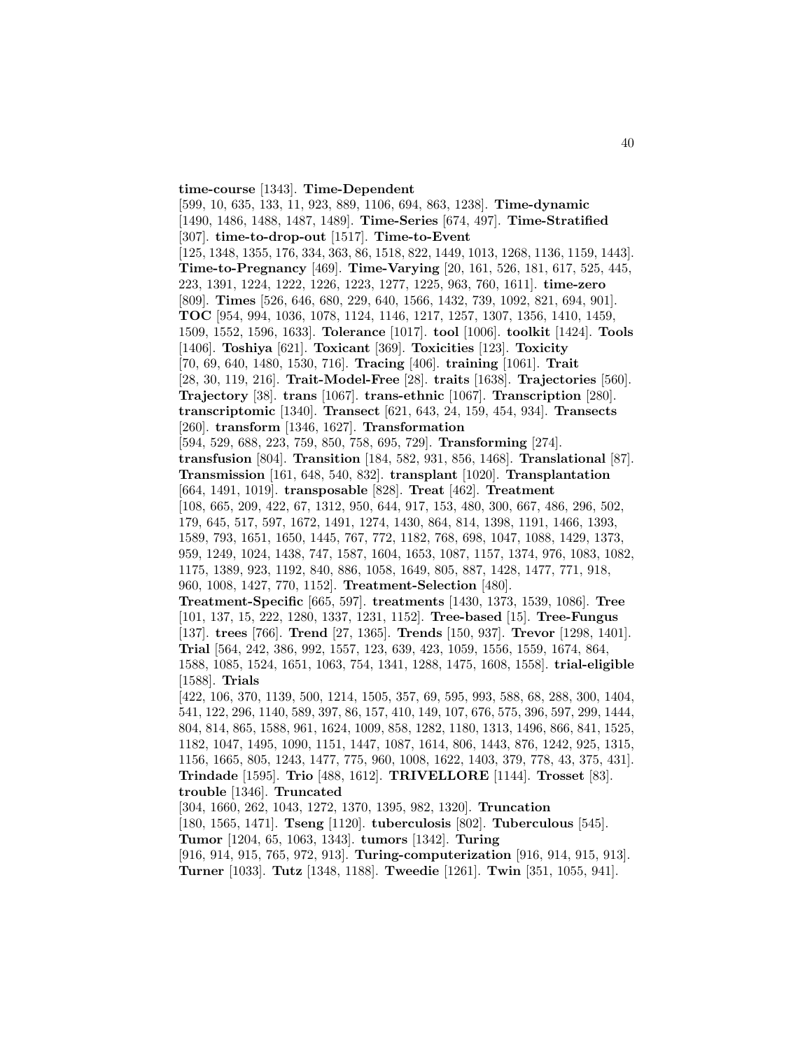**time-course** [1343]. **Time-Dependent** [599, 10, 635, 133, 11, 923, 889, 1106, 694, 863, 1238]. **Time-dynamic** [1490, 1486, 1488, 1487, 1489]. **Time-Series** [674, 497]. **Time-Stratified** [307]. **time-to-drop-out** [1517]. **Time-to-Event** [125, 1348, 1355, 176, 334, 363, 86, 1518, 822, 1449, 1013, 1268, 1136, 1159, 1443]. **Time-to-Pregnancy** [469]. **Time-Varying** [20, 161, 526, 181, 617, 525, 445, 223, 1391, 1224, 1222, 1226, 1223, 1277, 1225, 963, 760, 1611]. **time-zero** [809]. **Times** [526, 646, 680, 229, 640, 1566, 1432, 739, 1092, 821, 694, 901]. **TOC** [954, 994, 1036, 1078, 1124, 1146, 1217, 1257, 1307, 1356, 1410, 1459, 1509, 1552, 1596, 1633]. **Tolerance** [1017]. **tool** [1006]. **toolkit** [1424]. **Tools** [1406]. **Toshiya** [621]. **Toxicant** [369]. **Toxicities** [123]. **Toxicity** [70, 69, 640, 1480, 1530, 716]. **Tracing** [406]. **training** [1061]. **Trait** [28, 30, 119, 216]. **Trait-Model-Free** [28]. **traits** [1638]. **Trajectories** [560]. **Trajectory** [38]. **trans** [1067]. **trans-ethnic** [1067]. **Transcription** [280]. **transcriptomic** [1340]. **Transect** [621, 643, 24, 159, 454, 934]. **Transects** [260]. **transform** [1346, 1627]. **Transformation** [594, 529, 688, 223, 759, 850, 758, 695, 729]. **Transforming** [274]. **transfusion** [804]. **Transition** [184, 582, 931, 856, 1468]. **Translational** [87]. **Transmission** [161, 648, 540, 832]. **transplant** [1020]. **Transplantation** [664, 1491, 1019]. **transposable** [828]. **Treat** [462]. **Treatment** [108, 665, 209, 422, 67, 1312, 950, 644, 917, 153, 480, 300, 667, 486, 296, 502, 179, 645, 517, 597, 1672, 1491, 1274, 1430, 864, 814, 1398, 1191, 1466, 1393, 1589, 793, 1651, 1650, 1445, 767, 772, 1182, 768, 698, 1047, 1088, 1429, 1373, 959, 1249, 1024, 1438, 747, 1587, 1604, 1653, 1087, 1157, 1374, 976, 1083, 1082, 1175, 1389, 923, 1192, 840, 886, 1058, 1649, 805, 887, 1428, 1477, 771, 918, 960, 1008, 1427, 770, 1152]. **Treatment-Selection** [480]. **Treatment-Specific** [665, 597]. **treatments** [1430, 1373, 1539, 1086]. **Tree** [101, 137, 15, 222, 1280, 1337, 1231, 1152]. **Tree-based** [15]. **Tree-Fungus** [137]. **trees** [766]. **Trend** [27, 1365]. **Trends** [150, 937]. **Trevor** [1298, 1401]. **Trial** [564, 242, 386, 992, 1557, 123, 639, 423, 1059, 1556, 1559, 1674, 864, 1588, 1085, 1524, 1651, 1063, 754, 1341, 1288, 1475, 1608, 1558]. **trial-eligible** [1588]. **Trials** [422, 106, 370, 1139, 500, 1214, 1505, 357, 69, 595, 993, 588, 68, 288, 300, 1404, 541, 122, 296, 1140, 589, 397, 86, 157, 410, 149, 107, 676, 575, 396, 597, 299, 1444, 804, 814, 865, 1588, 961, 1624, 1009, 858, 1282, 1180, 1313, 1496, 866, 841, 1525, 1182, 1047, 1495, 1090, 1151, 1447, 1087, 1614, 806, 1443, 876, 1242, 925, 1315, 1156, 1665, 805, 1243, 1477, 775, 960, 1008, 1622, 1403, 379, 778, 43, 375, 431]. **Trindade** [1595]. **Trio** [488, 1612]. **TRIVELLORE** [1144]. **Trosset** [83]. **trouble** [1346]. **Truncated** [304, 1660, 262, 1043, 1272, 1370, 1395, 982, 1320]. **Truncation** [180, 1565, 1471]. **Tseng** [1120]. **tuberculosis** [802]. **Tuberculous** [545]. **Tumor** [1204, 65, 1063, 1343]. **tumors** [1342]. **Turing** [916, 914, 915, 765, 972, 913]. **Turing-computerization** [916, 914, 915, 913]. **Turner** [1033]. **Tutz** [1348, 1188]. **Tweedie** [1261]. **Twin** [351, 1055, 941].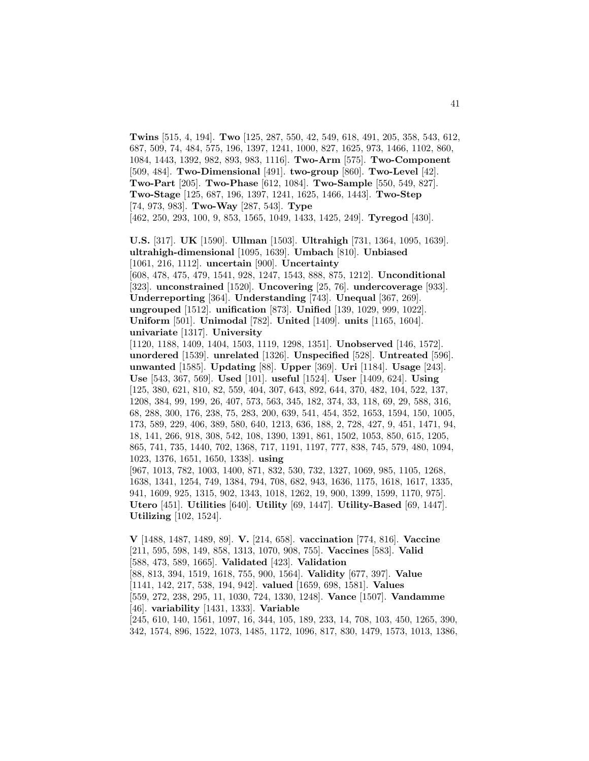**Twins** [515, 4, 194]. **Two** [125, 287, 550, 42, 549, 618, 491, 205, 358, 543, 612, 687, 509, 74, 484, 575, 196, 1397, 1241, 1000, 827, 1625, 973, 1466, 1102, 860, 1084, 1443, 1392, 982, 893, 983, 1116]. **Two-Arm** [575]. **Two-Component** [509, 484]. **Two-Dimensional** [491]. **two-group** [860]. **Two-Level** [42]. **Two-Part** [205]. **Two-Phase** [612, 1084]. **Two-Sample** [550, 549, 827]. **Two-Stage** [125, 687, 196, 1397, 1241, 1625, 1466, 1443]. **Two-Step** [74, 973, 983]. **Two-Way** [287, 543]. **Type** [462, 250, 293, 100, 9, 853, 1565, 1049, 1433, 1425, 249]. **Tyregod** [430].

**U.S.** [317]. **UK** [1590]. **Ullman** [1503]. **Ultrahigh** [731, 1364, 1095, 1639]. **ultrahigh-dimensional** [1095, 1639]. **Umbach** [810]. **Unbiased** [1061, 216, 1112]. **uncertain** [900]. **Uncertainty** [608, 478, 475, 479, 1541, 928, 1247, 1543, 888, 875, 1212]. **Unconditional** [323]. **unconstrained** [1520]. **Uncovering** [25, 76]. **undercoverage** [933]. **Underreporting** [364]. **Understanding** [743]. **Unequal** [367, 269]. **ungrouped** [1512]. **unification** [873]. **Unified** [139, 1029, 999, 1022]. **Uniform** [501]. **Unimodal** [782]. **United** [1409]. **units** [1165, 1604]. **univariate** [1317]. **University** [1120, 1188, 1409, 1404, 1503, 1119, 1298, 1351]. **Unobserved** [146, 1572]. **unordered** [1539]. **unrelated** [1326]. **Unspecified** [528]. **Untreated** [596]. **unwanted** [1585]. **Updating** [88]. **Upper** [369]. **Uri** [1184]. **Usage** [243]. **Use** [543, 367, 569]. **Used** [101]. **useful** [1524]. **User** [1409, 624]. **Using** [125, 380, 621, 810, 82, 559, 404, 307, 643, 892, 644, 370, 482, 104, 522, 137, 1208, 384, 99, 199, 26, 407, 573, 563, 345, 182, 374, 33, 118, 69, 29, 588, 316, 68, 288, 300, 176, 238, 75, 283, 200, 639, 541, 454, 352, 1653, 1594, 150, 1005, 173, 589, 229, 406, 389, 580, 640, 1213, 636, 188, 2, 728, 427, 9, 451, 1471, 94, 18, 141, 266, 918, 308, 542, 108, 1390, 1391, 861, 1502, 1053, 850, 615, 1205, 865, 741, 735, 1440, 702, 1368, 717, 1191, 1197, 777, 838, 745, 579, 480, 1094, 1023, 1376, 1651, 1650, 1338]. **using** [967, 1013, 782, 1003, 1400, 871, 832, 530, 732, 1327, 1069, 985, 1105, 1268, 1638, 1341, 1254, 749, 1384, 794, 708, 682, 943, 1636, 1175, 1618, 1617, 1335, 941, 1609, 925, 1315, 902, 1343, 1018, 1262, 19, 900, 1399, 1599, 1170, 975]. **Utero** [451]. **Utilities** [640]. **Utility** [69, 1447]. **Utility-Based** [69, 1447]. **Utilizing** [102, 1524].

**V** [1488, 1487, 1489, 89]. **V.** [214, 658]. **vaccination** [774, 816]. **Vaccine** [211, 595, 598, 149, 858, 1313, 1070, 908, 755]. **Vaccines** [583]. **Valid** [588, 473, 589, 1665]. **Validated** [423]. **Validation** [88, 813, 394, 1519, 1618, 755, 900, 1564]. **Validity** [677, 397]. **Value** [1141, 142, 217, 538, 194, 942]. **valued** [1659, 698, 1581]. **Values** [559, 272, 238, 295, 11, 1030, 724, 1330, 1248]. **Vance** [1507]. **Vandamme** [46]. **variability** [1431, 1333]. **Variable** [245, 610, 140, 1561, 1097, 16, 344, 105, 189, 233, 14, 708, 103, 450, 1265, 390, 342, 1574, 896, 1522, 1073, 1485, 1172, 1096, 817, 830, 1479, 1573, 1013, 1386,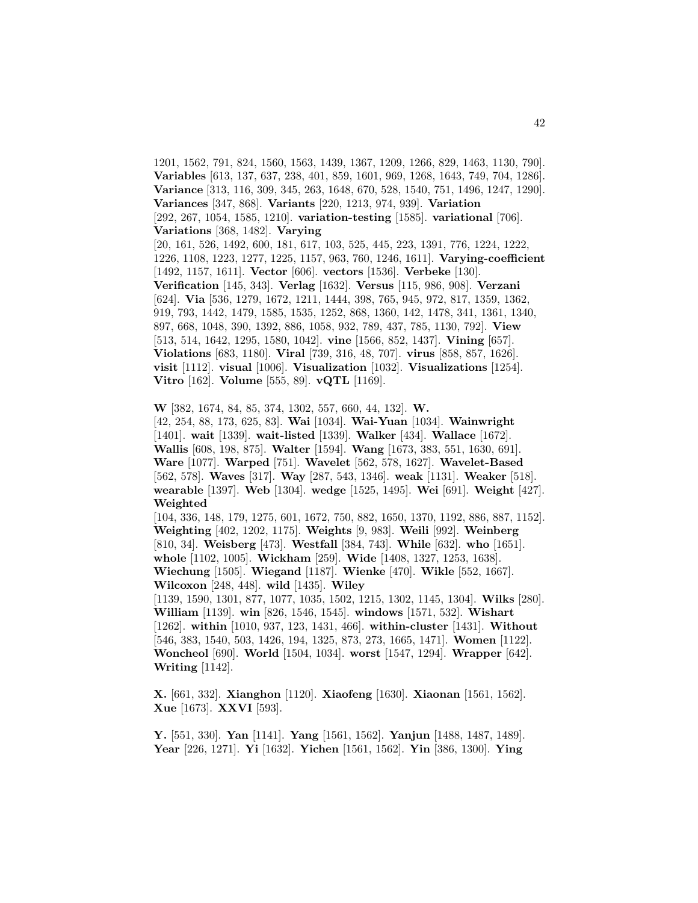1201, 1562, 791, 824, 1560, 1563, 1439, 1367, 1209, 1266, 829, 1463, 1130, 790]. **Variables** [613, 137, 637, 238, 401, 859, 1601, 969, 1268, 1643, 749, 704, 1286]. **Variance** [313, 116, 309, 345, 263, 1648, 670, 528, 1540, 751, 1496, 1247, 1290]. **Variances** [347, 868]. **Variants** [220, 1213, 974, 939]. **Variation** [292, 267, 1054, 1585, 1210]. **variation-testing** [1585]. **variational** [706]. **Variations** [368, 1482]. **Varying** [20, 161, 526, 1492, 600, 181, 617, 103, 525, 445, 223, 1391, 776, 1224, 1222, 1226, 1108, 1223, 1277, 1225, 1157, 963, 760, 1246, 1611]. **Varying-coefficient** [1492, 1157, 1611]. **Vector** [606]. **vectors** [1536]. **Verbeke** [130]. **Verification** [145, 343]. **Verlag** [1632]. **Versus** [115, 986, 908]. **Verzani** [624]. **Via** [536, 1279, 1672, 1211, 1444, 398, 765, 945, 972, 817, 1359, 1362, 919, 793, 1442, 1479, 1585, 1535, 1252, 868, 1360, 142, 1478, 341, 1361, 1340, 897, 668, 1048, 390, 1392, 886, 1058, 932, 789, 437, 785, 1130, 792]. **View** [513, 514, 1642, 1295, 1580, 1042]. **vine** [1566, 852, 1437]. **Vining** [657]. **Violations** [683, 1180]. **Viral** [739, 316, 48, 707]. **virus** [858, 857, 1626]. **visit** [1112]. **visual** [1006]. **Visualization** [1032]. **Visualizations** [1254]. **Vitro** [162]. **Volume** [555, 89]. **vQTL** [1169].

**W** [382, 1674, 84, 85, 374, 1302, 557, 660, 44, 132]. **W.** [42, 254, 88, 173, 625, 83]. **Wai** [1034]. **Wai-Yuan** [1034]. **Wainwright** [1401]. **wait** [1339]. **wait-listed** [1339]. **Walker** [434]. **Wallace** [1672]. **Wallis** [608, 198, 875]. **Walter** [1594]. **Wang** [1673, 383, 551, 1630, 691]. **Ware** [1077]. **Warped** [751]. **Wavelet** [562, 578, 1627]. **Wavelet-Based** [562, 578]. **Waves** [317]. **Way** [287, 543, 1346]. **weak** [1131]. **Weaker** [518]. **wearable** [1397]. **Web** [1304]. **wedge** [1525, 1495]. **Wei** [691]. **Weight** [427]. **Weighted** [104, 336, 148, 179, 1275, 601, 1672, 750, 882, 1650, 1370, 1192, 886, 887, 1152]. **Weighting** [402, 1202, 1175]. **Weights** [9, 983]. **Weili** [992]. **Weinberg** [810, 34]. **Weisberg** [473]. **Westfall** [384, 743]. **While** [632]. **who** [1651]. **whole** [1102, 1005]. **Wickham** [259]. **Wide** [1408, 1327, 1253, 1638]. **Wiechung** [1505]. **Wiegand** [1187]. **Wienke** [470]. **Wikle** [552, 1667]. **Wilcoxon** [248, 448]. **wild** [1435]. **Wiley** [1139, 1590, 1301, 877, 1077, 1035, 1502, 1215, 1302, 1145, 1304]. **Wilks** [280]. **William** [1139]. **win** [826, 1546, 1545]. **windows** [1571, 532]. **Wishart** [1262]. **within** [1010, 937, 123, 1431, 466]. **within-cluster** [1431]. **Without** [546, 383, 1540, 503, 1426, 194, 1325, 873, 273, 1665, 1471]. **Women** [1122]. **Woncheol** [690]. **World** [1504, 1034]. **worst** [1547, 1294]. **Wrapper** [642]. **Writing** [1142].

**X.** [661, 332]. **Xianghon** [1120]. **Xiaofeng** [1630]. **Xiaonan** [1561, 1562]. **Xue** [1673]. **XXVI** [593].

**Y.** [551, 330]. **Yan** [1141]. **Yang** [1561, 1562]. **Yanjun** [1488, 1487, 1489]. **Year** [226, 1271]. **Yi** [1632]. **Yichen** [1561, 1562]. **Yin** [386, 1300]. **Ying**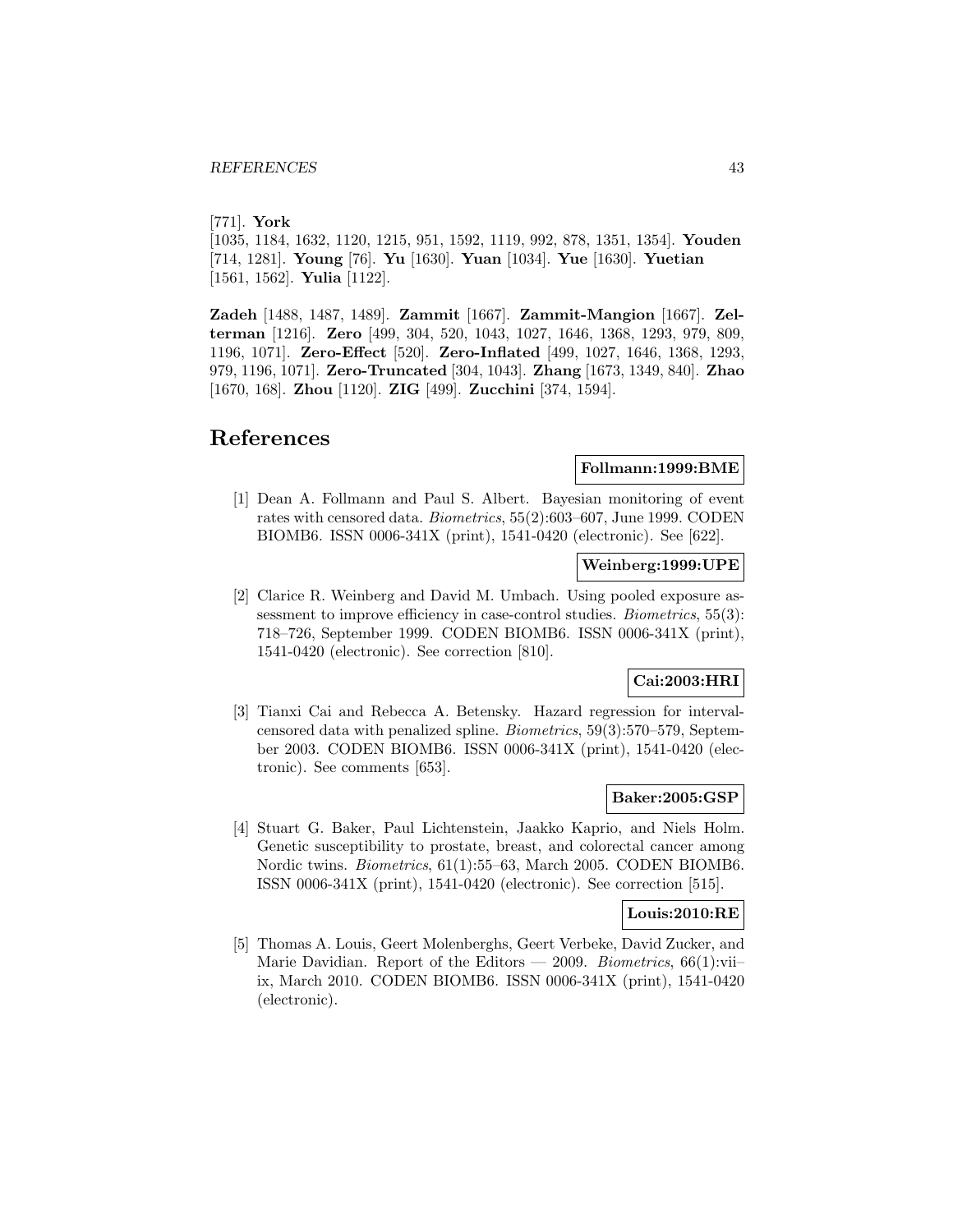[771]. **York** [1035, 1184, 1632, 1120, 1215, 951, 1592, 1119, 992, 878, 1351, 1354]. **Youden** [714, 1281]. **Young** [76]. **Yu** [1630]. **Yuan** [1034]. **Yue** [1630]. **Yuetian** [1561, 1562]. **Yulia** [1122].

**Zadeh** [1488, 1487, 1489]. **Zammit** [1667]. **Zammit-Mangion** [1667]. **Zelterman** [1216]. **Zero** [499, 304, 520, 1043, 1027, 1646, 1368, 1293, 979, 809, 1196, 1071]. **Zero-Effect** [520]. **Zero-Inflated** [499, 1027, 1646, 1368, 1293, 979, 1196, 1071]. **Zero-Truncated** [304, 1043]. **Zhang** [1673, 1349, 840]. **Zhao** [1670, 168]. **Zhou** [1120]. **ZIG** [499]. **Zucchini** [374, 1594].

# References

**Follmann:1999:BME**

[1] Dean A. Follmann and Paul S. Albert. Bayesian monitoring of event rates with censored data. *Biometrics*, 55(2):603–607, June 1999. CODEN BIOMB6. ISSN 0006-341X (print), 1541-0420 (electronic). See [622].

**Weinberg:1999:UPE**

[2] Clarice R. Weinberg and David M. Umbach. Using pooled exposure assessment to improve efficiency in case-control studies. *Biometrics*, 55(3): 718–726, September 1999. CODEN BIOMB6. ISSN 0006-341X (print), 1541-0420 (electronic). See correction [810].

**Cai:2003:HRI**

[3] Tianxi Cai and Rebecca A. Betensky. Hazard regression for interval-censored data with penalized spline. *Biometrics*, 59(3):570–579, September 2003. CODEN BIOMB6. ISSN 0006-341X (print), 1541-0420 (electronic). See comments [653].

**Baker:2005:GSP**

[4] Stuart G. Baker, Paul Lichtenstein, Jaakko Kaprio, and Niels Holm. Genetic susceptibility to prostate, breast, and colorectal cancer among Nordic twins. *Biometrics*, 61(1):55–63, March 2005. CODEN BIOMB6. ISSN 0006-341X (print), 1541-0420 (electronic). See correction [515].

**Louis:2010:RE**

[5] Thomas A. Louis, Geert Molenberghs, Geert Verbeke, David Zucker, and Marie Davidian. Report of the Editors — 2009. *Biometrics*, 66(1):vii–ix, March 2010. CODEN BIOMB6. ISSN 0006-341X (print), 1541-0420 (electronic).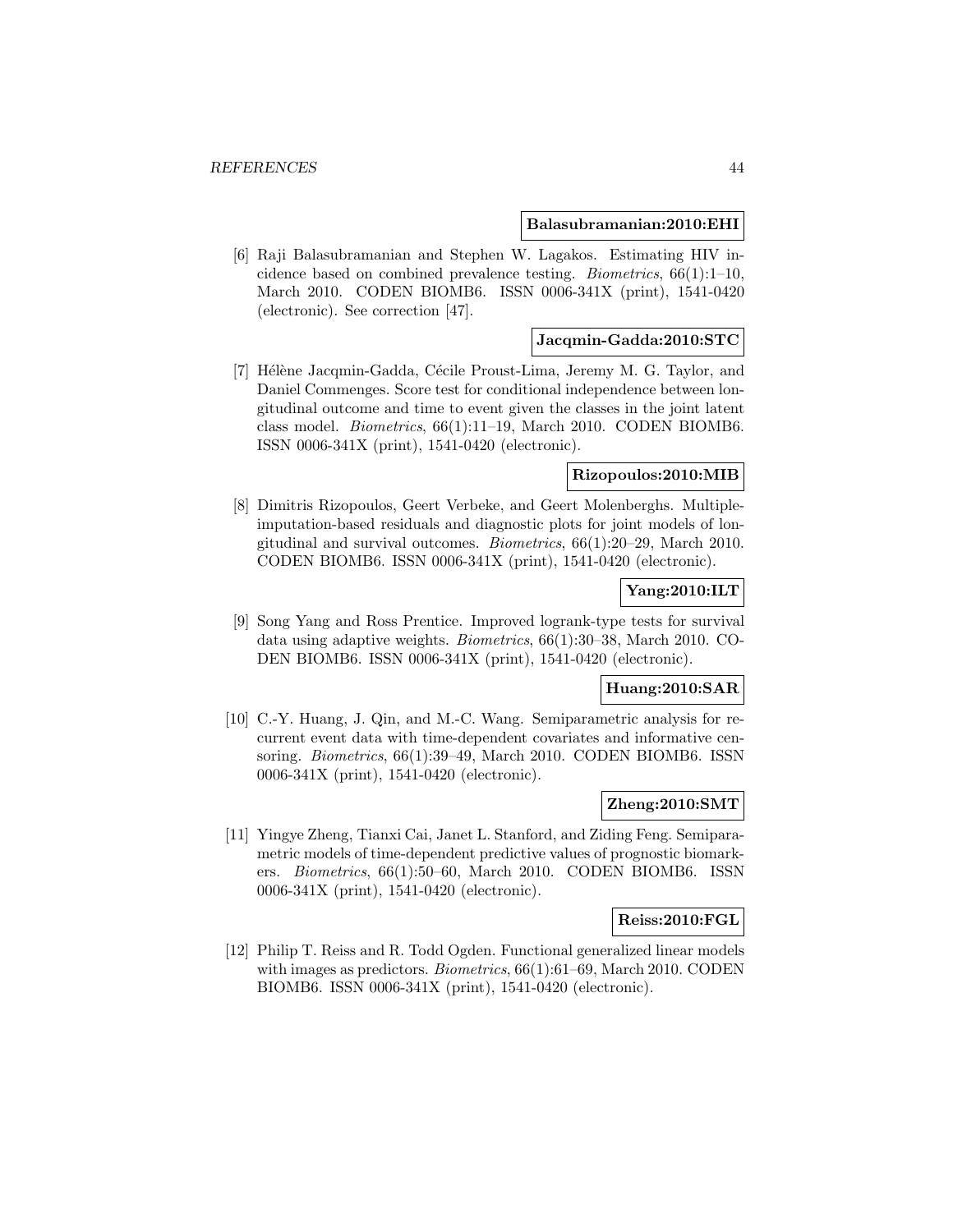**Balasubramanian:2010:EHI**

[6] Raji Balasubramanian and Stephen W. Lagakos. Estimating HIV incidence based on combined prevalence testing. *Biometrics*, 66(1):1–10, March 2010. CODEN BIOMB6. ISSN 0006-341X (print), 1541-0420 (electronic). See correction [47].

**Jacqmin-Gadda:2010:STC**

[7] Hélène Jacqmin-Gadda, Cécile Proust-Lima, Jeremy M. G. Taylor, and Daniel Commenges. Score test for conditional independence between longitudinal outcome and time to event given the classes in the joint latent class model. *Biometrics*, 66(1):11–19, March 2010. CODEN BIOMB6. ISSN 0006-341X (print), 1541-0420 (electronic).

**Rizopoulos:2010:MIB**

[8] Dimitris Rizopoulos, Geert Verbeke, and Geert Molenberghs. Multiple-imputation-based residuals and diagnostic plots for joint models of longitudinal and survival outcomes. *Biometrics*, 66(1):20–29, March 2010. CODEN BIOMB6. ISSN 0006-341X (print), 1541-0420 (electronic).

**Yang:2010:ILT**

[9] Song Yang and Ross Prentice. Improved logrank-type tests for survival data using adaptive weights. *Biometrics*, 66(1):30–38, March 2010. CODEN BIOMB6. ISSN 0006-341X (print), 1541-0420 (electronic).

**Huang:2010:SAR**

[10] C.-Y. Huang, J. Qin, and M.-C. Wang. Semiparametric analysis for recurrent event data with time-dependent covariates and informative censoring. *Biometrics*, 66(1):39–49, March 2010. CODEN BIOMB6. ISSN 0006-341X (print), 1541-0420 (electronic).

**Zheng:2010:SMT**

[11] Yingye Zheng, Tianxi Cai, Janet L. Stanford, and Ziding Feng. Semiparametric models of time-dependent predictive values of prognostic biomarkers. *Biometrics*, 66(1):50–60, March 2010. CODEN BIOMB6. ISSN 0006-341X (print), 1541-0420 (electronic).

**Reiss:2010:FGL**

[12] Philip T. Reiss and R. Todd Ogden. Functional generalized linear models with images as predictors. *Biometrics*, 66(1):61–69, March 2010. CODEN BIOMB6. ISSN 0006-341X (print), 1541-0420 (electronic).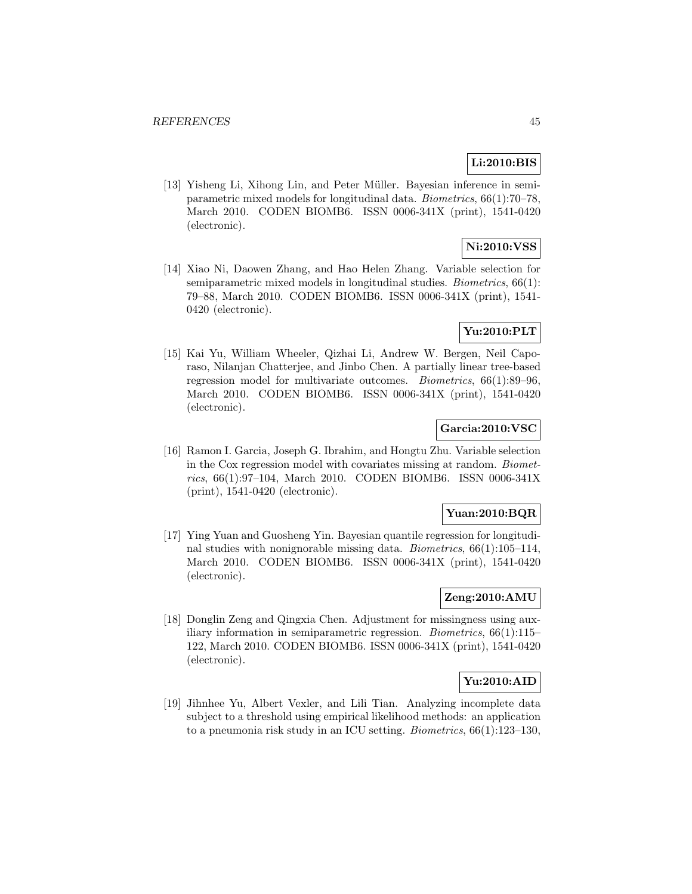**Li:2010:BIS**

[13] Yisheng Li, Xihong Lin, and Peter Müller. Bayesian inference in semiparametric mixed models for longitudinal data. *Biometrics*, 66(1):70–78, March 2010. CODEN BIOMB6. ISSN 0006-341X (print), 1541-0420 (electronic).

**Ni:2010:VSS**

[14] Xiao Ni, Daowen Zhang, and Hao Helen Zhang. Variable selection for semiparametric mixed models in longitudinal studies. *Biometrics*, 66(1): 79–88, March 2010. CODEN BIOMB6. ISSN 0006-341X (print), 1541-0420 (electronic).

**Yu:2010:PLT**

[15] Kai Yu, William Wheeler, Qizhai Li, Andrew W. Bergen, Neil Caporaso, Nilanjan Chatterjee, and Jinbo Chen. A partially linear tree-based regression model for multivariate outcomes. *Biometrics*, 66(1):89–96, March 2010. CODEN BIOMB6. ISSN 0006-341X (print), 1541-0420 (electronic).

**Garcia:2010:VSC**

[16] Ramon I. Garcia, Joseph G. Ibrahim, and Hongtu Zhu. Variable selection in the Cox regression model with covariates missing at random. *Biometrics*, 66(1):97–104, March 2010. CODEN BIOMB6. ISSN 0006-341X (print), 1541-0420 (electronic).

**Yuan:2010:BQR**

[17] Ying Yuan and Guosheng Yin. Bayesian quantile regression for longitudinal studies with nonignorable missing data. *Biometrics*, 66(1):105–114, March 2010. CODEN BIOMB6. ISSN 0006-341X (print), 1541-0420 (electronic).

**Zeng:2010:AMU**

[18] Donglin Zeng and Qingxia Chen. Adjustment for missingness using auxiliary information in semiparametric regression. *Biometrics*, 66(1):115–122, March 2010. CODEN BIOMB6. ISSN 0006-341X (print), 1541-0420 (electronic).

**Yu:2010:AID**

[19] Jihnhee Yu, Albert Vexler, and Lili Tian. Analyzing incomplete data subject to a threshold using empirical likelihood methods: an application to a pneumonia risk study in an ICU setting. *Biometrics*, 66(1):123–130,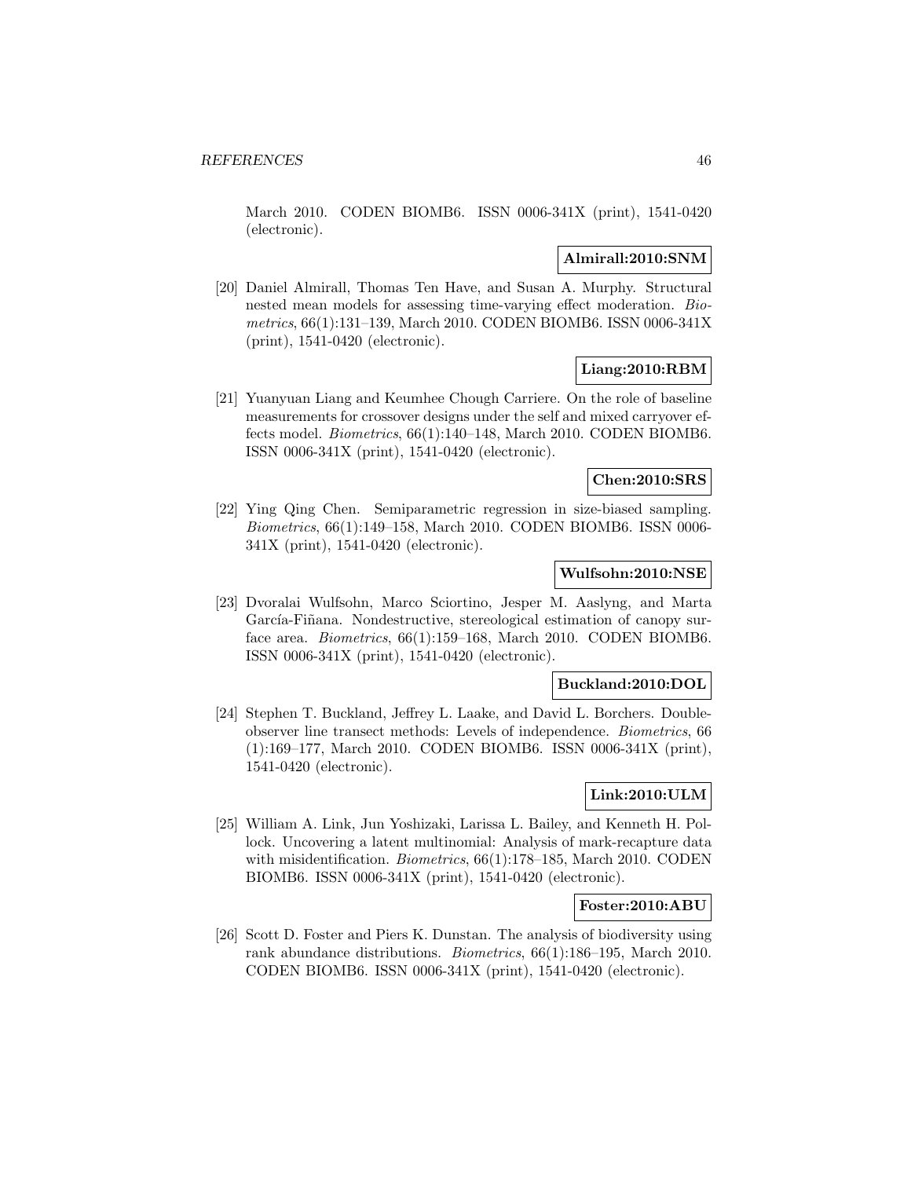March 2010. CODEN BIOMB6. ISSN 0006-341X (print), 1541-0420 (electronic).

**Almirall:2010:SNM**

[20] Daniel Almirall, Thomas Ten Have, and Susan A. Murphy. Structural nested mean models for assessing time-varying effect moderation. *Biometrics*, 66(1):131–139, March 2010. CODEN BIOMB6. ISSN 0006-341X (print), 1541-0420 (electronic).

**Liang:2010:RBM**

[21] Yuanyuan Liang and Keumhee Chough Carriere. On the role of baseline measurements for crossover designs under the self and mixed carryover effects model. *Biometrics*, 66(1):140–148, March 2010. CODEN BIOMB6. ISSN 0006-341X (print), 1541-0420 (electronic).

**Chen:2010:SRS**

[22] Ying Qing Chen. Semiparametric regression in size-biased sampling. *Biometrics*, 66(1):149–158, March 2010. CODEN BIOMB6. ISSN 0006-341X (print), 1541-0420 (electronic).

**Wulfsohn:2010:NSE**

[23] Dvoralai Wulfsohn, Marco Sciortino, Jesper M. Aaslyng, and Marta García-Fiñana. Nondestructive, stereological estimation of canopy surface area. *Biometrics*, 66(1):159–168, March 2010. CODEN BIOMB6. ISSN 0006-341X (print), 1541-0420 (electronic).

**Buckland:2010:DOL**

[24] Stephen T. Buckland, Jeffrey L. Laake, and David L. Borchers. Double-observer line transect methods: Levels of independence. *Biometrics*, 66 (1):169–177, March 2010. CODEN BIOMB6. ISSN 0006-341X (print), 1541-0420 (electronic).

**Link:2010:ULM**

[25] William A. Link, Jun Yoshizaki, Larissa L. Bailey, and Kenneth H. Pollock. Uncovering a latent multinomial: Analysis of mark-recapture data with misidentification. *Biometrics*, 66(1):178–185, March 2010. CODEN BIOMB6. ISSN 0006-341X (print), 1541-0420 (electronic).

**Foster:2010:ABU**

[26] Scott D. Foster and Piers K. Dunstan. The analysis of biodiversity using rank abundance distributions. *Biometrics*, 66(1):186–195, March 2010. CODEN BIOMB6. ISSN 0006-341X (print), 1541-0420 (electronic).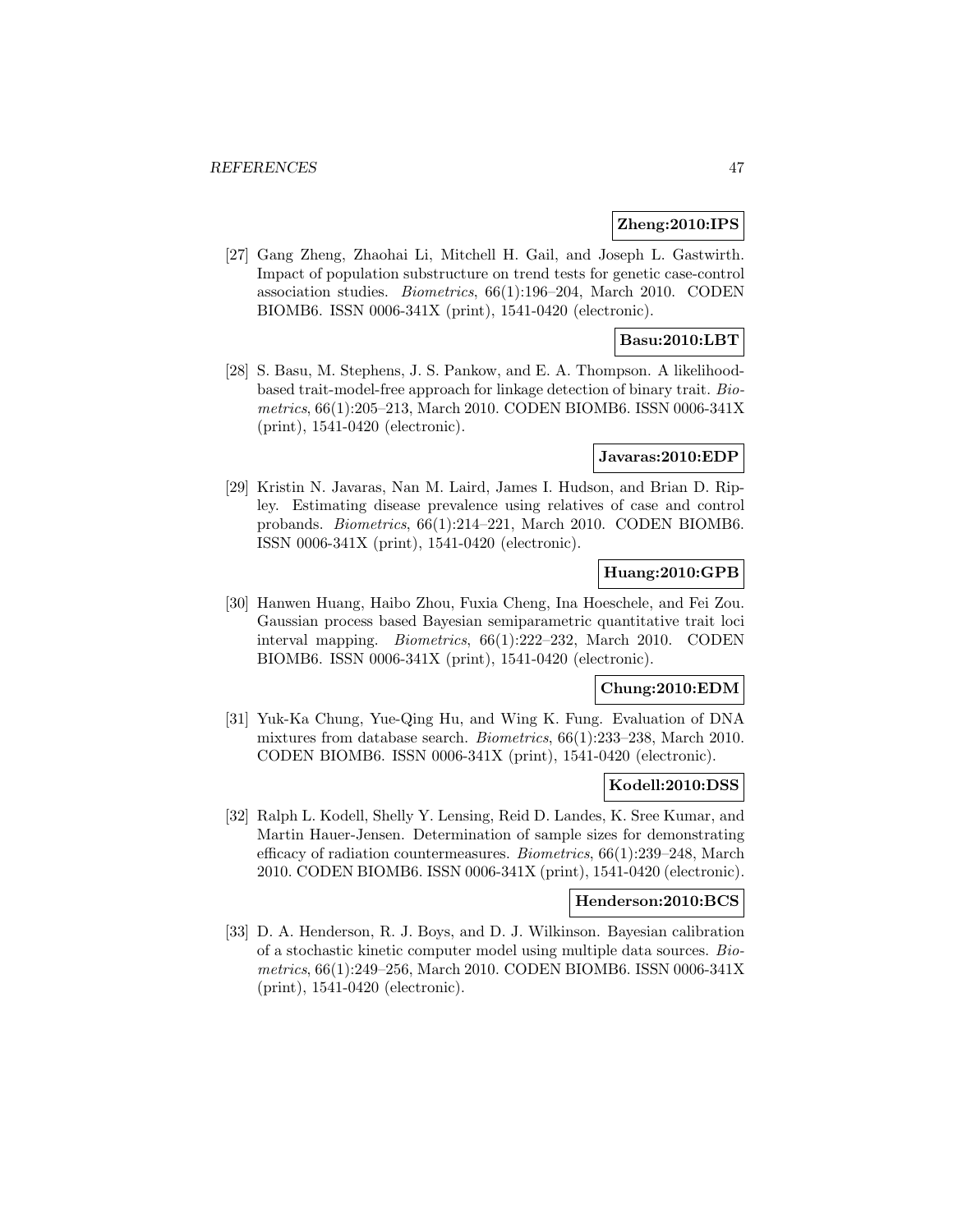**Zheng:2010:IPS**

[27] Gang Zheng, Zhaohai Li, Mitchell H. Gail, and Joseph L. Gastwirth. Impact of population substructure on trend tests for genetic case-control association studies. *Biometrics*, 66(1):196–204, March 2010. CODEN BIOMB6. ISSN 0006-341X (print), 1541-0420 (electronic).

**Basu:2010:LBT**

[28] S. Basu, M. Stephens, J. S. Pankow, and E. A. Thompson. A likelihood-based trait-model-free approach for linkage detection of binary trait. *Biometrics*, 66(1):205–213, March 2010. CODEN BIOMB6. ISSN 0006-341X (print), 1541-0420 (electronic).

**Javaras:2010:EDP**

[29] Kristin N. Javaras, Nan M. Laird, James I. Hudson, and Brian D. Ripley. Estimating disease prevalence using relatives of case and control probands. *Biometrics*, 66(1):214–221, March 2010. CODEN BIOMB6. ISSN 0006-341X (print), 1541-0420 (electronic).

**Huang:2010:GPB**

[30] Hanwen Huang, Haibo Zhou, Fuxia Cheng, Ina Hoeschele, and Fei Zou. Gaussian process based Bayesian semiparametric quantitative trait loci interval mapping. *Biometrics*, 66(1):222–232, March 2010. CODEN BIOMB6. ISSN 0006-341X (print), 1541-0420 (electronic).

**Chung:2010:EDM**

[31] Yuk-Ka Chung, Yue-Qing Hu, and Wing K. Fung. Evaluation of DNA mixtures from database search. *Biometrics*, 66(1):233–238, March 2010. CODEN BIOMB6. ISSN 0006-341X (print), 1541-0420 (electronic).

**Kodell:2010:DSS**

[32] Ralph L. Kodell, Shelly Y. Lensing, Reid D. Landes, K. Sree Kumar, and Martin Hauer-Jensen. Determination of sample sizes for demonstrating efficacy of radiation countermeasures. *Biometrics*, 66(1):239–248, March 2010. CODEN BIOMB6. ISSN 0006-341X (print), 1541-0420 (electronic).

**Henderson:2010:BCS**

[33] D. A. Henderson, R. J. Boys, and D. J. Wilkinson. Bayesian calibration of a stochastic kinetic computer model using multiple data sources. *Biometrics*, 66(1):249–256, March 2010. CODEN BIOMB6. ISSN 0006-341X (print), 1541-0420 (electronic).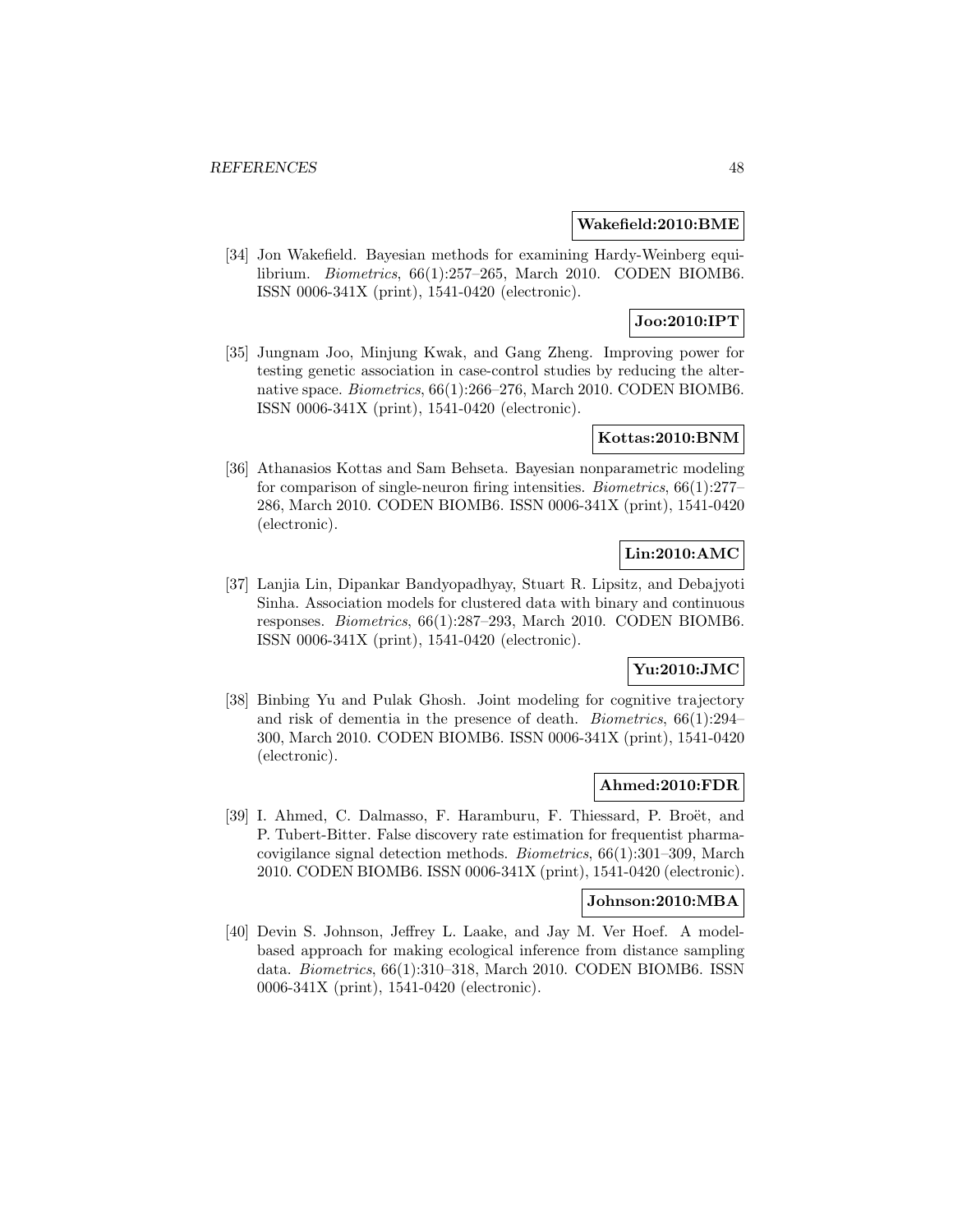**Wakefield:2010:BME**

[34] Jon Wakefield. Bayesian methods for examining Hardy-Weinberg equilibrium. *Biometrics*, 66(1):257–265, March 2010. CODEN BIOMB6. ISSN 0006-341X (print), 1541-0420 (electronic).

**Joo:2010:IPT**

[35] Jungnam Joo, Minjung Kwak, and Gang Zheng. Improving power for testing genetic association in case-control studies by reducing the alternative space. *Biometrics*, 66(1):266–276, March 2010. CODEN BIOMB6. ISSN 0006-341X (print), 1541-0420 (electronic).

**Kottas:2010:BNM**

[36] Athanasios Kottas and Sam Behseta. Bayesian nonparametric modeling for comparison of single-neuron firing intensities. *Biometrics*, 66(1):277–286, March 2010. CODEN BIOMB6. ISSN 0006-341X (print), 1541-0420 (electronic).

**Lin:2010:AMC**

[37] Lanjia Lin, Dipankar Bandyopadhyay, Stuart R. Lipsitz, and Debajyoti Sinha. Association models for clustered data with binary and continuous responses. *Biometrics*, 66(1):287–293, March 2010. CODEN BIOMB6. ISSN 0006-341X (print), 1541-0420 (electronic).

**Yu:2010:JMC**

[38] Binbing Yu and Pulak Ghosh. Joint modeling for cognitive trajectory and risk of dementia in the presence of death. *Biometrics*, 66(1):294–300, March 2010. CODEN BIOMB6. ISSN 0006-341X (print), 1541-0420 (electronic).

**Ahmed:2010:FDR**

[39] I. Ahmed, C. Dalmasso, F. Haramburu, F. Thiessard, P. Broët, and P. Tubert-Bitter. False discovery rate estimation for frequentist pharmacovigilance signal detection methods. *Biometrics*, 66(1):301–309, March 2010. CODEN BIOMB6. ISSN 0006-341X (print), 1541-0420 (electronic).

**Johnson:2010:MBA**

[40] Devin S. Johnson, Jeffrey L. Laake, and Jay M. Ver Hoef. A model-based approach for making ecological inference from distance sampling data. *Biometrics*, 66(1):310–318, March 2010. CODEN BIOMB6. ISSN 0006-341X (print), 1541-0420 (electronic).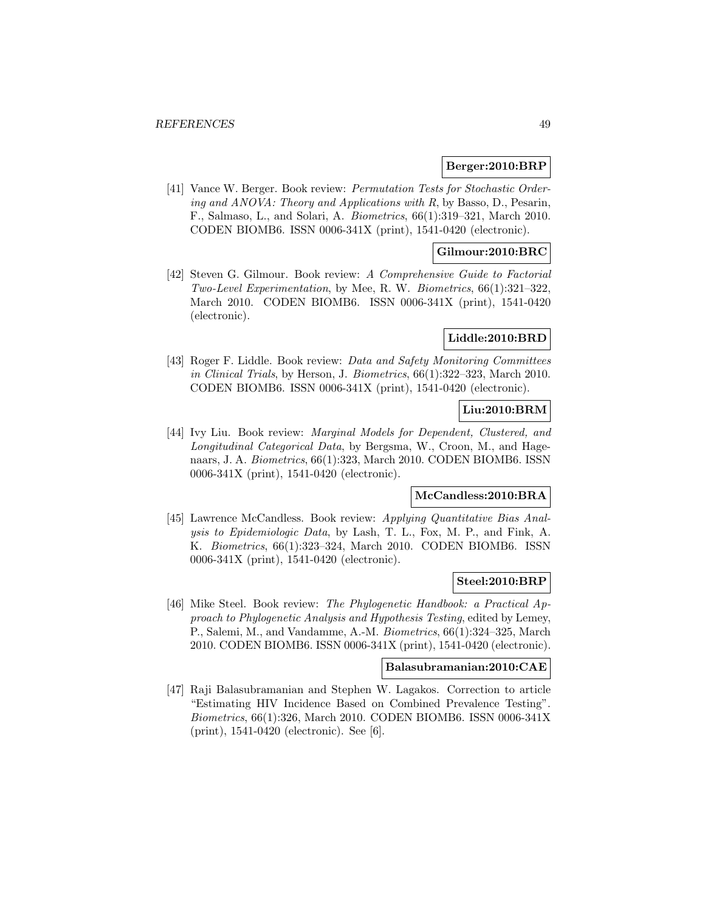**Berger:2010:BRP**

[41] Vance W. Berger. Book review: *Permutation Tests for Stochastic Ordering and ANOVA: Theory and Applications with R*, by Basso, D., Pesarin, F., Salmaso, L., and Solari, A. *Biometrics*, 66(1):319–321, March 2010. CODEN BIOMB6. ISSN 0006-341X (print), 1541-0420 (electronic).

**Gilmour:2010:BRC**

[42] Steven G. Gilmour. Book review: *A Comprehensive Guide to Factorial Two-Level Experimentation*, by Mee, R. W. *Biometrics*, 66(1):321–322, March 2010. CODEN BIOMB6. ISSN 0006-341X (print), 1541-0420 (electronic).

**Liddle:2010:BRD**

[43] Roger F. Liddle. Book review: *Data and Safety Monitoring Committees in Clinical Trials*, by Herson, J. *Biometrics*, 66(1):322–323, March 2010. CODEN BIOMB6. ISSN 0006-341X (print), 1541-0420 (electronic).

**Liu:2010:BRM**

[44] Ivy Liu. Book review: *Marginal Models for Dependent, Clustered, and Longitudinal Categorical Data*, by Bergsma, W., Croon, M., and Hagenaars, J. A. *Biometrics*, 66(1):323, March 2010. CODEN BIOMB6. ISSN 0006-341X (print), 1541-0420 (electronic).

**McCandless:2010:BRA**

[45] Lawrence McCandless. Book review: *Applying Quantitative Bias Analysis to Epidemiologic Data*, by Lash, T. L., Fox, M. P., and Fink, A. K. *Biometrics*, 66(1):323–324, March 2010. CODEN BIOMB6. ISSN 0006-341X (print), 1541-0420 (electronic).

**Steel:2010:BRP**

[46] Mike Steel. Book review: *The Phylogenetic Handbook: a Practical Approach to Phylogenetic Analysis and Hypothesis Testing*, edited by Lemey, P., Salemi, M., and Vandamme, A.-M. *Biometrics*, 66(1):324–325, March 2010. CODEN BIOMB6. ISSN 0006-341X (print), 1541-0420 (electronic).

**Balasubramanian:2010:CAE**

[47] Raji Balasubramanian and Stephen W. Lagakos. Correction to article "Estimating HIV Incidence Based on Combined Prevalence Testing". *Biometrics*, 66(1):326, March 2010. CODEN BIOMB6. ISSN 0006-341X (print), 1541-0420 (electronic). See [6].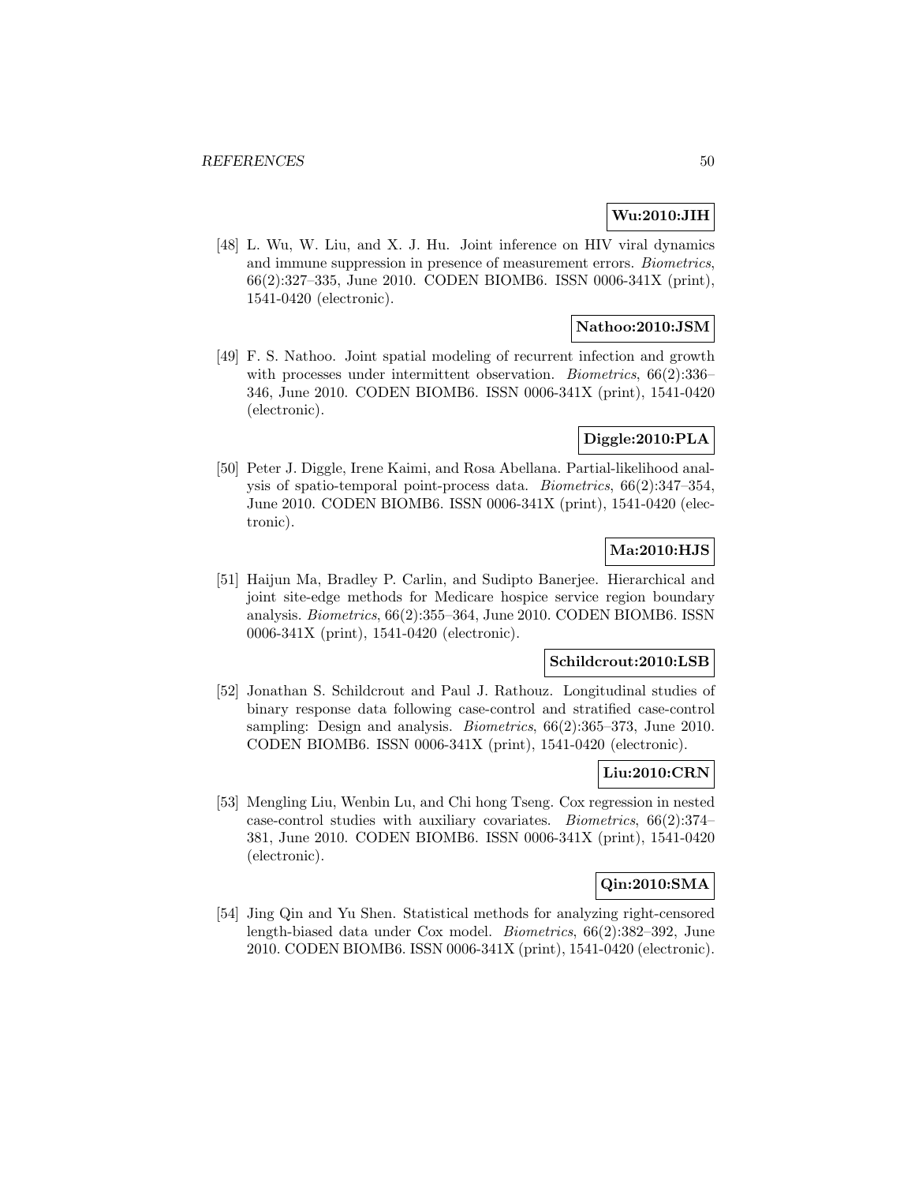**Wu:2010:JIH**

[48] L. Wu, W. Liu, and X. J. Hu. Joint inference on HIV viral dynamics and immune suppression in presence of measurement errors. *Biometrics*, 66(2):327–335, June 2010. CODEN BIOMB6. ISSN 0006-341X (print), 1541-0420 (electronic).

**Nathoo:2010:JSM**

[49] F. S. Nathoo. Joint spatial modeling of recurrent infection and growth with processes under intermittent observation. *Biometrics*, 66(2):336–346, June 2010. CODEN BIOMB6. ISSN 0006-341X (print), 1541-0420 (electronic).

**Diggle:2010:PLA**

[50] Peter J. Diggle, Irene Kaimi, and Rosa Abellana. Partial-likelihood analysis of spatio-temporal point-process data. *Biometrics*, 66(2):347–354, June 2010. CODEN BIOMB6. ISSN 0006-341X (print), 1541-0420 (electronic).

**Ma:2010:HJS**

[51] Haijun Ma, Bradley P. Carlin, and Sudipto Banerjee. Hierarchical and joint site-edge methods for Medicare hospice service region boundary analysis. *Biometrics*, 66(2):355–364, June 2010. CODEN BIOMB6. ISSN 0006-341X (print), 1541-0420 (electronic).

**Schildcrout:2010:LSB**

[52] Jonathan S. Schildcrout and Paul J. Rathouz. Longitudinal studies of binary response data following case-control and stratified case-control sampling: Design and analysis. *Biometrics*, 66(2):365–373, June 2010. CODEN BIOMB6. ISSN 0006-341X (print), 1541-0420 (electronic).

**Liu:2010:CRN**

[53] Mengling Liu, Wenbin Lu, and Chi hong Tseng. Cox regression in nested case-control studies with auxiliary covariates. *Biometrics*, 66(2):374–381, June 2010. CODEN BIOMB6. ISSN 0006-341X (print), 1541-0420 (electronic).

**Qin:2010:SMA**

[54] Jing Qin and Yu Shen. Statistical methods for analyzing right-censored length-biased data under Cox model. *Biometrics*, 66(2):382–392, June 2010. CODEN BIOMB6. ISSN 0006-341X (print), 1541-0420 (electronic).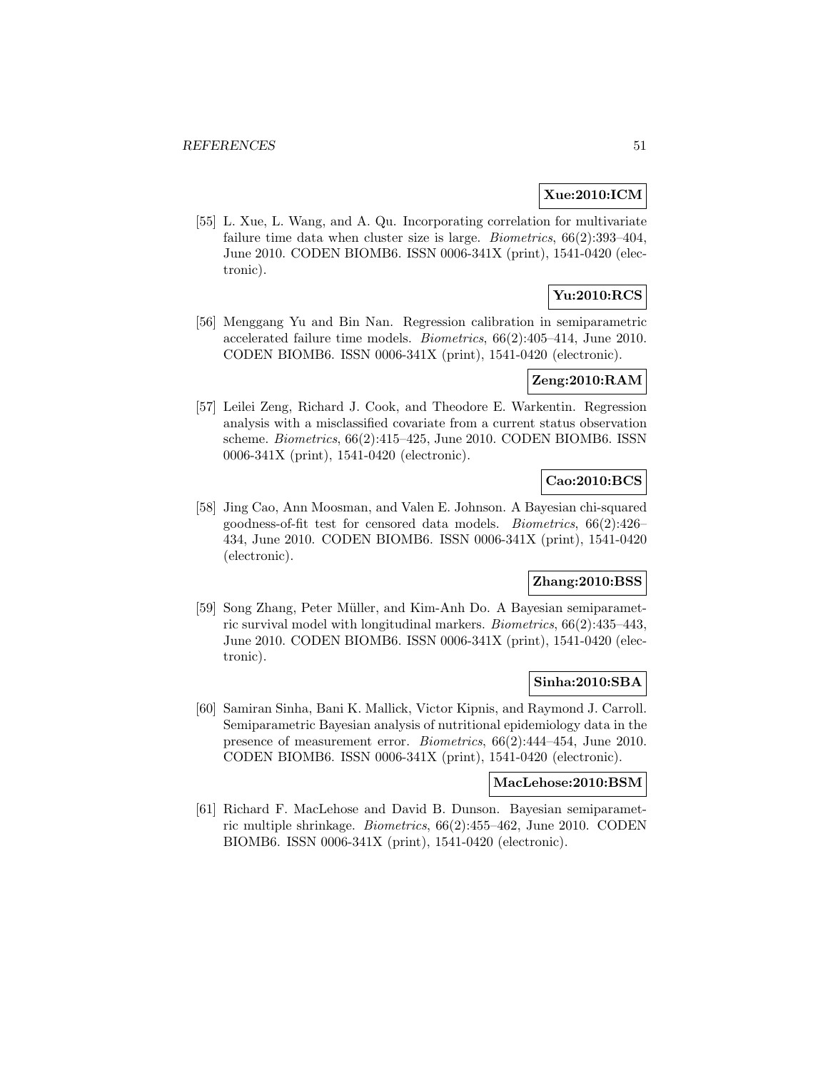**Xue:2010:ICM**

[55] L. Xue, L. Wang, and A. Qu. Incorporating correlation for multivariate failure time data when cluster size is large. *Biometrics*, 66(2):393–404, June 2010. CODEN BIOMB6. ISSN 0006-341X (print), 1541-0420 (electronic).

**Yu:2010:RCS**

[56] Menggang Yu and Bin Nan. Regression calibration in semiparametric accelerated failure time models. *Biometrics*, 66(2):405–414, June 2010. CODEN BIOMB6. ISSN 0006-341X (print), 1541-0420 (electronic).

**Zeng:2010:RAM**

[57] Leilei Zeng, Richard J. Cook, and Theodore E. Warkentin. Regression analysis with a misclassified covariate from a current status observation scheme. *Biometrics*, 66(2):415–425, June 2010. CODEN BIOMB6. ISSN 0006-341X (print), 1541-0420 (electronic).

**Cao:2010:BCS**

[58] Jing Cao, Ann Moosman, and Valen E. Johnson. A Bayesian chi-squared goodness-of-fit test for censored data models. *Biometrics*, 66(2):426–434, June 2010. CODEN BIOMB6. ISSN 0006-341X (print), 1541-0420 (electronic).

**Zhang:2010:BSS**

[59] Song Zhang, Peter Müller, and Kim-Anh Do. A Bayesian semiparametric survival model with longitudinal markers. *Biometrics*, 66(2):435–443, June 2010. CODEN BIOMB6. ISSN 0006-341X (print), 1541-0420 (electronic).

**Sinha:2010:SBA**

[60] Samiran Sinha, Bani K. Mallick, Victor Kipnis, and Raymond J. Carroll. Semiparametric Bayesian analysis of nutritional epidemiology data in the presence of measurement error. *Biometrics*, 66(2):444–454, June 2010. CODEN BIOMB6. ISSN 0006-341X (print), 1541-0420 (electronic).

**MacLehose:2010:BSM**

[61] Richard F. MacLehose and David B. Dunson. Bayesian semiparametric multiple shrinkage. *Biometrics*, 66(2):455–462, June 2010. CODEN BIOMB6. ISSN 0006-341X (print), 1541-0420 (electronic).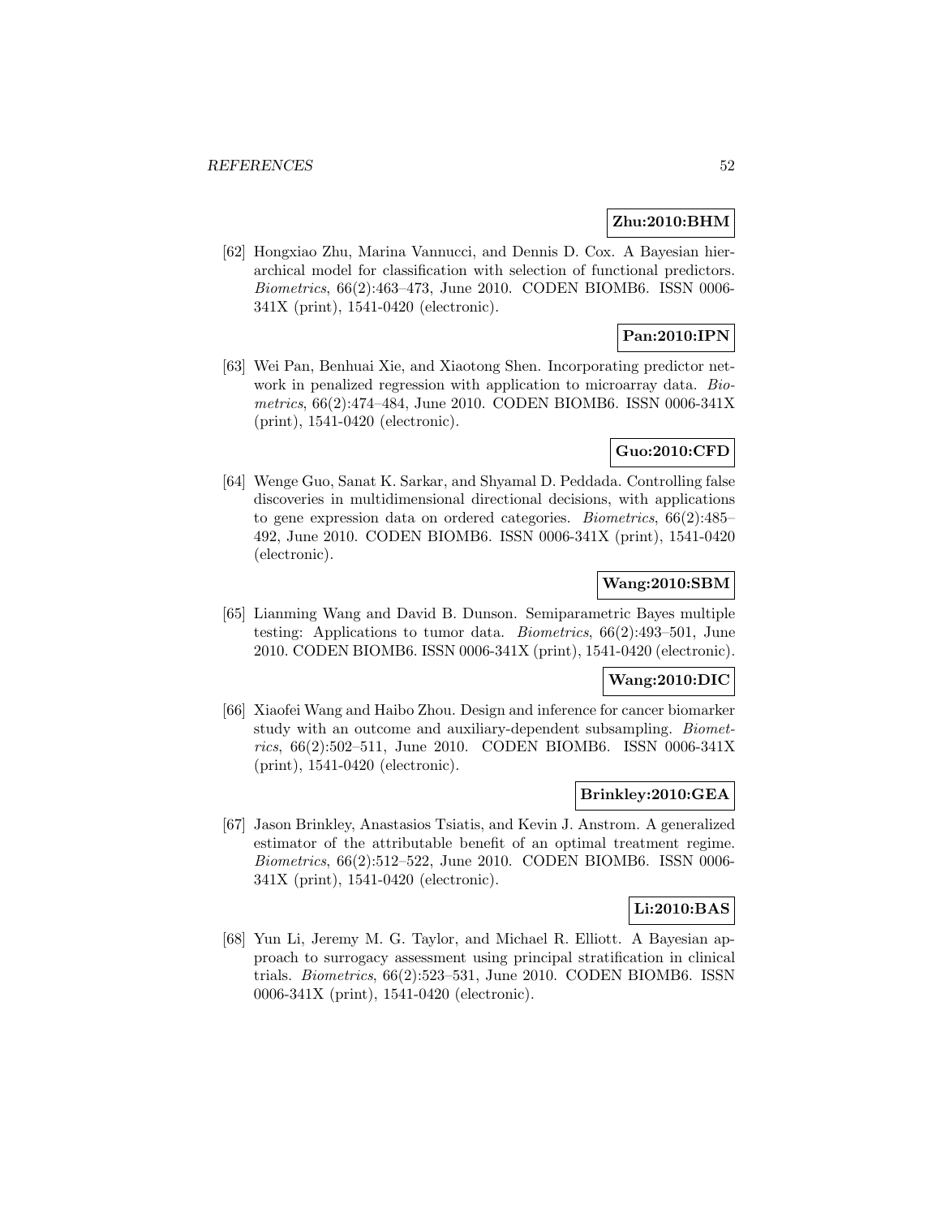**Zhu:2010:BHM**

[62] Hongxiao Zhu, Marina Vannucci, and Dennis D. Cox. A Bayesian hierarchical model for classification with selection of functional predictors. *Biometrics*, 66(2):463–473, June 2010. CODEN BIOMB6. ISSN 0006-341X (print), 1541-0420 (electronic).

**Pan:2010:IPN**

[63] Wei Pan, Benhuai Xie, and Xiaotong Shen. Incorporating predictor network in penalized regression with application to microarray data. *Biometrics*, 66(2):474–484, June 2010. CODEN BIOMB6. ISSN 0006-341X (print), 1541-0420 (electronic).

**Guo:2010:CFD**

[64] Wenge Guo, Sanat K. Sarkar, and Shyamal D. Peddada. Controlling false discoveries in multidimensional directional decisions, with applications to gene expression data on ordered categories. *Biometrics*, 66(2):485–492, June 2010. CODEN BIOMB6. ISSN 0006-341X (print), 1541-0420 (electronic).

**Wang:2010:SBM**

[65] Lianming Wang and David B. Dunson. Semiparametric Bayes multiple testing: Applications to tumor data. *Biometrics*, 66(2):493–501, June 2010. CODEN BIOMB6. ISSN 0006-341X (print), 1541-0420 (electronic).

**Wang:2010:DIC**

[66] Xiaofei Wang and Haibo Zhou. Design and inference for cancer biomarker study with an outcome and auxiliary-dependent subsampling. *Biometrics*, 66(2):502–511, June 2010. CODEN BIOMB6. ISSN 0006-341X (print), 1541-0420 (electronic).

**Brinkley:2010:GEA**

[67] Jason Brinkley, Anastasios Tsiatis, and Kevin J. Anstrom. A generalized estimator of the attributable benefit of an optimal treatment regime. *Biometrics*, 66(2):512–522, June 2010. CODEN BIOMB6. ISSN 0006-341X (print), 1541-0420 (electronic).

**Li:2010:BAS**

[68] Yun Li, Jeremy M. G. Taylor, and Michael R. Elliott. A Bayesian approach to surrogacy assessment using principal stratification in clinical trials. *Biometrics*, 66(2):523–531, June 2010. CODEN BIOMB6. ISSN 0006-341X (print), 1541-0420 (electronic).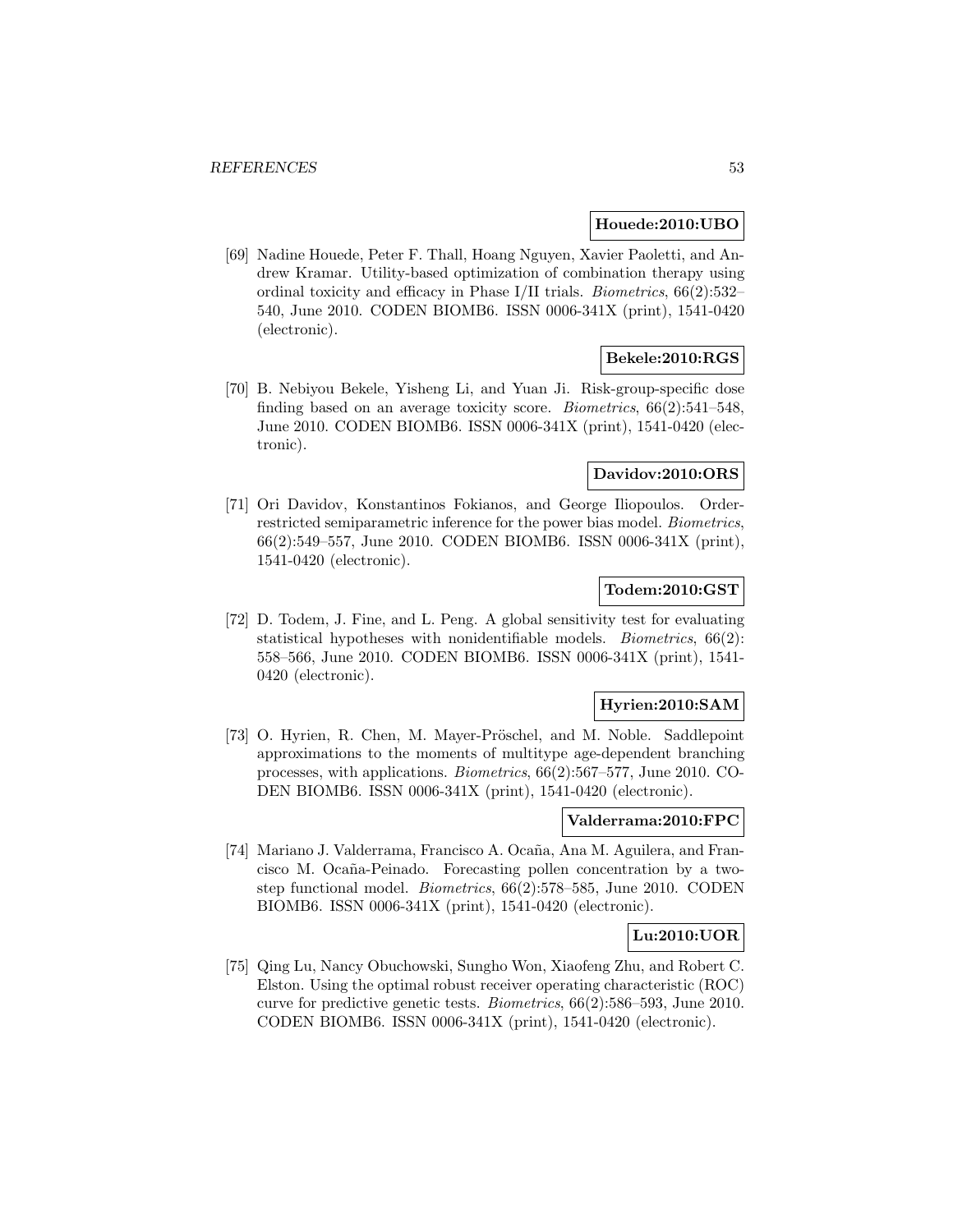**Houede:2010:UBO**

[69] Nadine Houede, Peter F. Thall, Hoang Nguyen, Xavier Paoletti, and Andrew Kramar. Utility-based optimization of combination therapy using ordinal toxicity and efficacy in Phase I/II trials. *Biometrics*, 66(2):532–540, June 2010. CODEN BIOMB6. ISSN 0006-341X (print), 1541-0420 (electronic).

**Bekele:2010:RGS**

[70] B. Nebiyou Bekele, Yisheng Li, and Yuan Ji. Risk-group-specific dose finding based on an average toxicity score. *Biometrics*, 66(2):541–548, June 2010. CODEN BIOMB6. ISSN 0006-341X (print), 1541-0420 (electronic).

**Davidov:2010:ORS**

[71] Ori Davidov, Konstantinos Fokianos, and George Iliopoulos. Order-restricted semiparametric inference for the power bias model. *Biometrics*, 66(2):549–557, June 2010. CODEN BIOMB6. ISSN 0006-341X (print), 1541-0420 (electronic).

**Todem:2010:GST**

[72] D. Todem, J. Fine, and L. Peng. A global sensitivity test for evaluating statistical hypotheses with nonidentifiable models. *Biometrics*, 66(2): 558–566, June 2010. CODEN BIOMB6. ISSN 0006-341X (print), 1541-0420 (electronic).

**Hyrien:2010:SAM**

[73] O. Hyrien, R. Chen, M. Mayer-Pröschel, and M. Noble. Saddlepoint approximations to the moments of multitype age-dependent branching processes, with applications. *Biometrics*, 66(2):567–577, June 2010. CODEN BIOMB6. ISSN 0006-341X (print), 1541-0420 (electronic).

**Valderrama:2010:FPC**

[74] Mariano J. Valderrama, Francisco A. Ocaña, Ana M. Aguilera, and Francisco M. Ocaña-Peinado. Forecasting pollen concentration by a two-step functional model. *Biometrics*, 66(2):578–585, June 2010. CODEN BIOMB6. ISSN 0006-341X (print), 1541-0420 (electronic).

**Lu:2010:UOR**

[75] Qing Lu, Nancy Obuchowski, Sungho Won, Xiaofeng Zhu, and Robert C. Elston. Using the optimal robust receiver operating characteristic (ROC) curve for predictive genetic tests. *Biometrics*, 66(2):586–593, June 2010. CODEN BIOMB6. ISSN 0006-341X (print), 1541-0420 (electronic).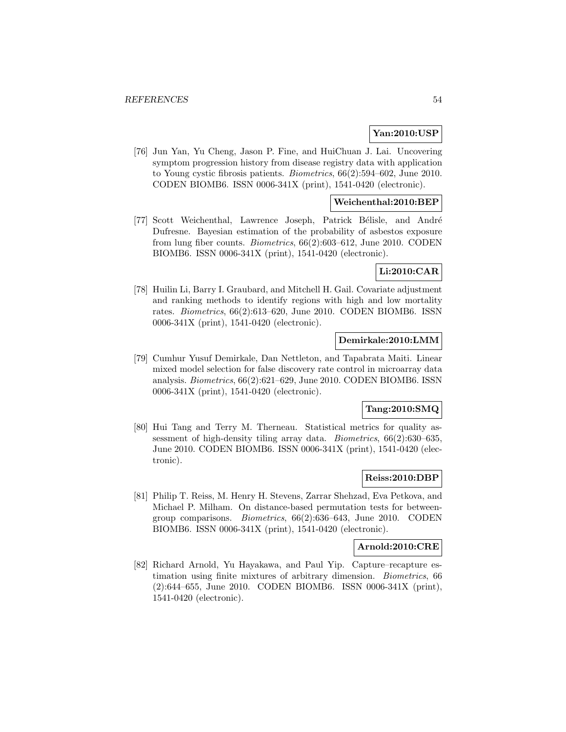**Yan:2010:USP**

[76] Jun Yan, Yu Cheng, Jason P. Fine, and HuiChuan J. Lai. Uncovering symptom progression history from disease registry data with application to Young cystic fibrosis patients. *Biometrics*, 66(2):594–602, June 2010. CODEN BIOMB6. ISSN 0006-341X (print), 1541-0420 (electronic).

**Weichenthal:2010:BEP**

[77] Scott Weichenthal, Lawrence Joseph, Patrick Bélisle, and André Dufresne. Bayesian estimation of the probability of asbestos exposure from lung fiber counts. *Biometrics*, 66(2):603–612, June 2010. CODEN BIOMB6. ISSN 0006-341X (print), 1541-0420 (electronic).

**Li:2010:CAR**

[78] Huilin Li, Barry I. Graubard, and Mitchell H. Gail. Covariate adjustment and ranking methods to identify regions with high and low mortality rates. *Biometrics*, 66(2):613–620, June 2010. CODEN BIOMB6. ISSN 0006-341X (print), 1541-0420 (electronic).

**Demirkale:2010:LMM**

[79] Cumhur Yusuf Demirkale, Dan Nettleton, and Tapabrata Maiti. Linear mixed model selection for false discovery rate control in microarray data analysis. *Biometrics*, 66(2):621–629, June 2010. CODEN BIOMB6. ISSN 0006-341X (print), 1541-0420 (electronic).

**Tang:2010:SMQ**

[80] Hui Tang and Terry M. Therneau. Statistical metrics for quality assessment of high-density tiling array data. *Biometrics*, 66(2):630–635, June 2010. CODEN BIOMB6. ISSN 0006-341X (print), 1541-0420 (electronic).

**Reiss:2010:DBP**

[81] Philip T. Reiss, M. Henry H. Stevens, Zarrar Shehzad, Eva Petkova, and Michael P. Milham. On distance-based permutation tests for between-group comparisons. *Biometrics*, 66(2):636–643, June 2010. CODEN BIOMB6. ISSN 0006-341X (print), 1541-0420 (electronic).

**Arnold:2010:CRE**

[82] Richard Arnold, Yu Hayakawa, and Paul Yip. Capture–recapture estimation using finite mixtures of arbitrary dimension. *Biometrics*, 66 (2):644–655, June 2010. CODEN BIOMB6. ISSN 0006-341X (print), 1541-0420 (electronic).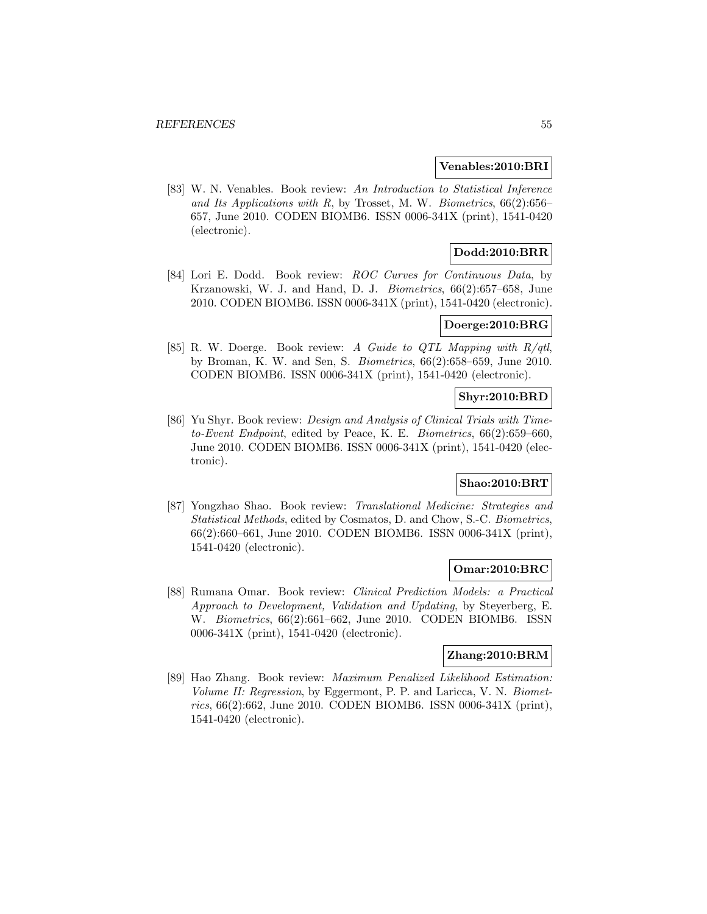**Venables:2010:BRI**

[83] W. N. Venables. Book review: *An Introduction to Statistical Inference and Its Applications with R*, by Trosset, M. W. *Biometrics*, 66(2):656–657, June 2010. CODEN BIOMB6. ISSN 0006-341X (print), 1541-0420 (electronic).

**Dodd:2010:BRR**

[84] Lori E. Dodd. Book review: *ROC Curves for Continuous Data*, by Krzanowski, W. J. and Hand, D. J. *Biometrics*, 66(2):657–658, June 2010. CODEN BIOMB6. ISSN 0006-341X (print), 1541-0420 (electronic).

**Doerge:2010:BRG**

[85] R. W. Doerge. Book review: *A Guide to QTL Mapping with R/qtl*, by Broman, K. W. and Sen, S. *Biometrics*, 66(2):658–659, June 2010. CODEN BIOMB6. ISSN 0006-341X (print), 1541-0420 (electronic).

**Shyr:2010:BRD**

[86] Yu Shyr. Book review: *Design and Analysis of Clinical Trials with Time-to-Event Endpoint*, edited by Peace, K. E. *Biometrics*, 66(2):659–660, June 2010. CODEN BIOMB6. ISSN 0006-341X (print), 1541-0420 (electronic).

**Shao:2010:BRT**

[87] Yongzhao Shao. Book review: *Translational Medicine: Strategies and Statistical Methods*, edited by Cosmatos, D. and Chow, S.-C. *Biometrics*, 66(2):660–661, June 2010. CODEN BIOMB6. ISSN 0006-341X (print), 1541-0420 (electronic).

**Omar:2010:BRC**

[88] Rumana Omar. Book review: *Clinical Prediction Models: a Practical Approach to Development, Validation and Updating*, by Steyerberg, E. W. *Biometrics*, 66(2):661–662, June 2010. CODEN BIOMB6. ISSN 0006-341X (print), 1541-0420 (electronic).

**Zhang:2010:BRM**

[89] Hao Zhang. Book review: *Maximum Penalized Likelihood Estimation: Volume II: Regression*, by Eggermont, P. P. and Laricca, V. N. *Biometrics*, 66(2):662, June 2010. CODEN BIOMB6. ISSN 0006-341X (print), 1541-0420 (electronic).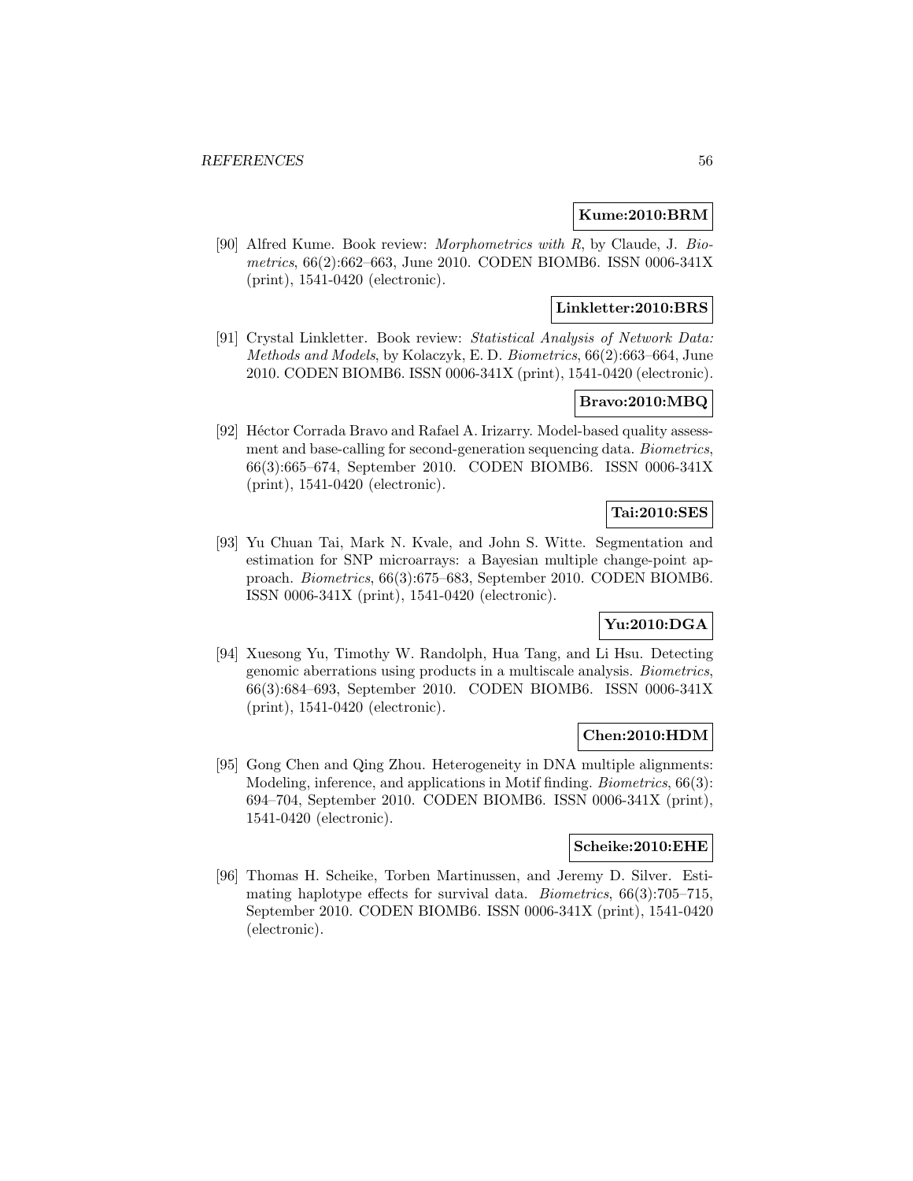**Kume:2010:BRM**

[90] Alfred Kume. Book review: *Morphometrics with R*, by Claude, J. *Biometrics*, 66(2):662–663, June 2010. CODEN BIOMB6. ISSN 0006-341X (print), 1541-0420 (electronic).

**Linkletter:2010:BRS**

[91] Crystal Linkletter. Book review: *Statistical Analysis of Network Data: Methods and Models*, by Kolaczyk, E. D. *Biometrics*, 66(2):663–664, June 2010. CODEN BIOMB6. ISSN 0006-341X (print), 1541-0420 (electronic).

**Bravo:2010:MBQ**

[92] Héctor Corrada Bravo and Rafael A. Irizarry. Model-based quality assessment and base-calling for second-generation sequencing data. *Biometrics*, 66(3):665–674, September 2010. CODEN BIOMB6. ISSN 0006-341X (print), 1541-0420 (electronic).

**Tai:2010:SES**

[93] Yu Chuan Tai, Mark N. Kvale, and John S. Witte. Segmentation and estimation for SNP microarrays: a Bayesian multiple change-point approach. *Biometrics*, 66(3):675–683, September 2010. CODEN BIOMB6. ISSN 0006-341X (print), 1541-0420 (electronic).

**Yu:2010:DGA**

[94] Xuesong Yu, Timothy W. Randolph, Hua Tang, and Li Hsu. Detecting genomic aberrations using products in a multiscale analysis. *Biometrics*, 66(3):684–693, September 2010. CODEN BIOMB6. ISSN 0006-341X (print), 1541-0420 (electronic).

**Chen:2010:HDM**

[95] Gong Chen and Qing Zhou. Heterogeneity in DNA multiple alignments: Modeling, inference, and applications in Motif finding. *Biometrics*, 66(3): 694–704, September 2010. CODEN BIOMB6. ISSN 0006-341X (print), 1541-0420 (electronic).

**Scheike:2010:EHE**

[96] Thomas H. Scheike, Torben Martinussen, and Jeremy D. Silver. Estimating haplotype effects for survival data. *Biometrics*, 66(3):705–715, September 2010. CODEN BIOMB6. ISSN 0006-341X (print), 1541-0420 (electronic).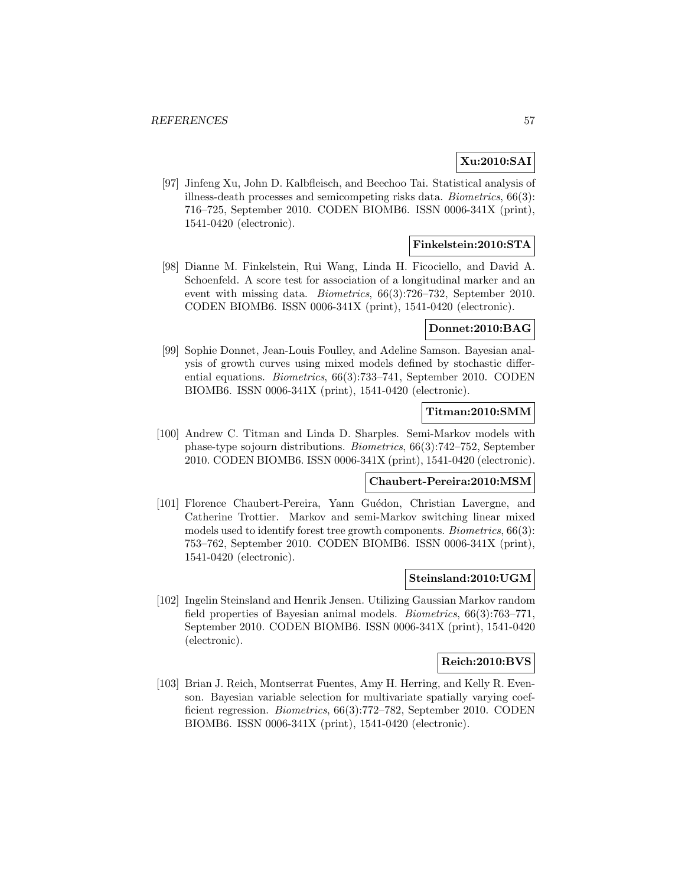**Xu:2010:SAI**

[97] Jinfeng Xu, John D. Kalbfleisch, and Beechoo Tai. Statistical analysis of illness-death processes and semicompeting risks data. *Biometrics*, 66(3): 716–725, September 2010. CODEN BIOMB6. ISSN 0006-341X (print), 1541-0420 (electronic).

**Finkelstein:2010:STA**

[98] Dianne M. Finkelstein, Rui Wang, Linda H. Ficociello, and David A. Schoenfeld. A score test for association of a longitudinal marker and an event with missing data. *Biometrics*, 66(3):726–732, September 2010. CODEN BIOMB6. ISSN 0006-341X (print), 1541-0420 (electronic).

**Donnet:2010:BAG**

[99] Sophie Donnet, Jean-Louis Foulley, and Adeline Samson. Bayesian analysis of growth curves using mixed models defined by stochastic differential equations. *Biometrics*, 66(3):733–741, September 2010. CODEN BIOMB6. ISSN 0006-341X (print), 1541-0420 (electronic).

**Titman:2010:SMM**

[100] Andrew C. Titman and Linda D. Sharples. Semi-Markov models with phase-type sojourn distributions. *Biometrics*, 66(3):742–752, September 2010. CODEN BIOMB6. ISSN 0006-341X (print), 1541-0420 (electronic).

**Chaubert-Pereira:2010:MSM**

[101] Florence Chaubert-Pereira, Yann Guédon, Christian Lavergne, and Catherine Trottier. Markov and semi-Markov switching linear mixed models used to identify forest tree growth components. *Biometrics*, 66(3): 753–762, September 2010. CODEN BIOMB6. ISSN 0006-341X (print), 1541-0420 (electronic).

**Steinsland:2010:UGM**

[102] Ingelin Steinsland and Henrik Jensen. Utilizing Gaussian Markov random field properties of Bayesian animal models. *Biometrics*, 66(3):763–771, September 2010. CODEN BIOMB6. ISSN 0006-341X (print), 1541-0420 (electronic).

**Reich:2010:BVS**

[103] Brian J. Reich, Montserrat Fuentes, Amy H. Herring, and Kelly R. Evenson. Bayesian variable selection for multivariate spatially varying coefficient regression. *Biometrics*, 66(3):772–782, September 2010. CODEN BIOMB6. ISSN 0006-341X (print), 1541-0420 (electronic).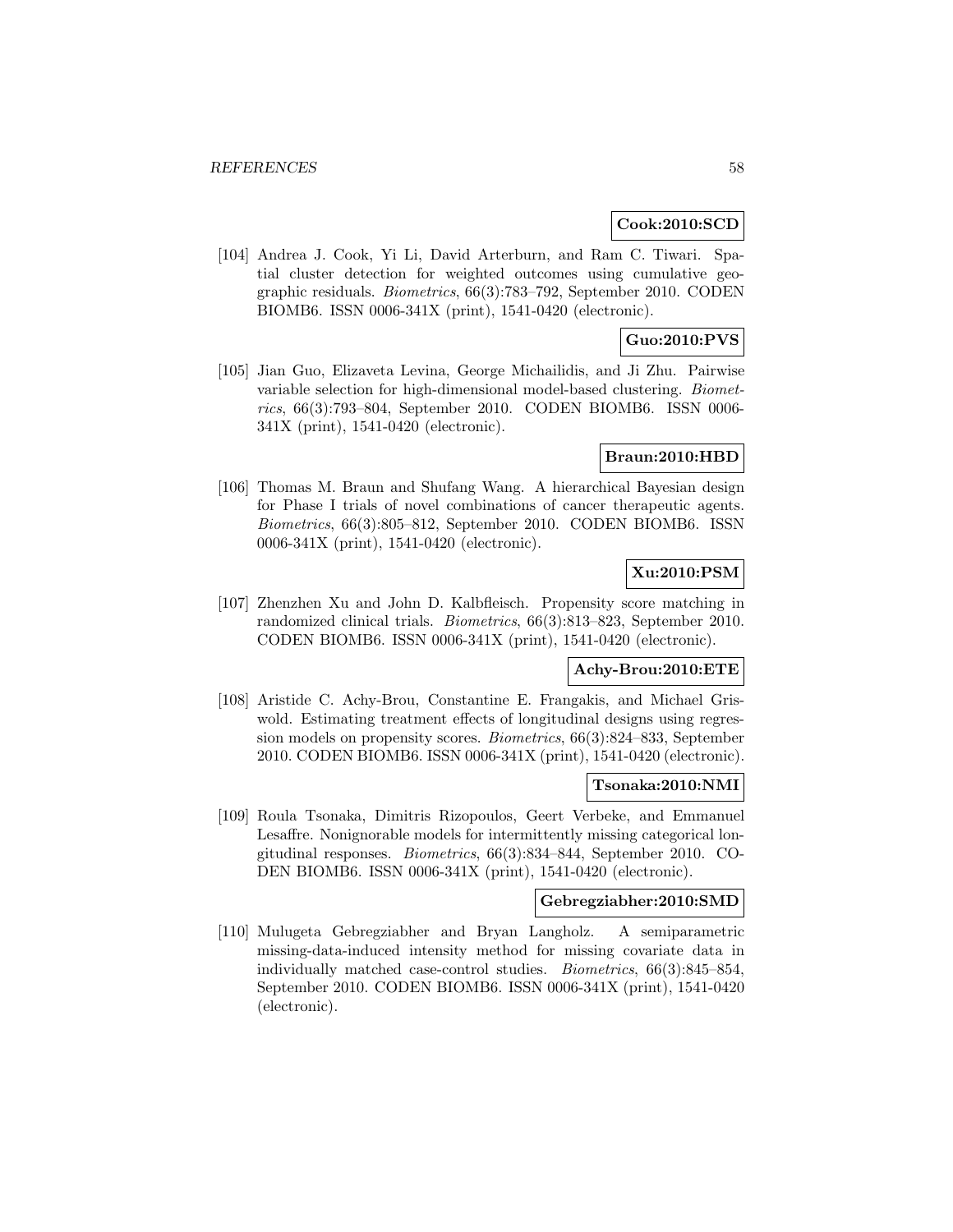**Cook:2010:SCD**

[104] Andrea J. Cook, Yi Li, David Arterburn, and Ram C. Tiwari. Spatial cluster detection for weighted outcomes using cumulative geographic residuals. *Biometrics*, 66(3):783–792, September 2010. CODEN BIOMB6. ISSN 0006-341X (print), 1541-0420 (electronic).

**Guo:2010:PVS**

[105] Jian Guo, Elizaveta Levina, George Michailidis, and Ji Zhu. Pairwise variable selection for high-dimensional model-based clustering. *Biometrics*, 66(3):793–804, September 2010. CODEN BIOMB6. ISSN 0006-341X (print), 1541-0420 (electronic).

**Braun:2010:HBD**

[106] Thomas M. Braun and Shufang Wang. A hierarchical Bayesian design for Phase I trials of novel combinations of cancer therapeutic agents. *Biometrics*, 66(3):805–812, September 2010. CODEN BIOMB6. ISSN 0006-341X (print), 1541-0420 (electronic).

**Xu:2010:PSM**

[107] Zhenzhen Xu and John D. Kalbfleisch. Propensity score matching in randomized clinical trials. *Biometrics*, 66(3):813–823, September 2010. CODEN BIOMB6. ISSN 0006-341X (print), 1541-0420 (electronic).

**Achy-Brou:2010:ETE**

[108] Aristide C. Achy-Brou, Constantine E. Frangakis, and Michael Griswold. Estimating treatment effects of longitudinal designs using regression models on propensity scores. *Biometrics*, 66(3):824–833, September 2010. CODEN BIOMB6. ISSN 0006-341X (print), 1541-0420 (electronic).

**Tsonaka:2010:NMI**

[109] Roula Tsonaka, Dimitris Rizopoulos, Geert Verbeke, and Emmanuel Lesaffre. Nonignorable models for intermittently missing categorical longitudinal responses. *Biometrics*, 66(3):834–844, September 2010. CODEN BIOMB6. ISSN 0006-341X (print), 1541-0420 (electronic).

**Gebregziabher:2010:SMD**

[110] Mulugeta Gebregziabher and Bryan Langholz. A semiparametric missing-data-induced intensity method for missing covariate data in individually matched case-control studies. *Biometrics*, 66(3):845–854, September 2010. CODEN BIOMB6. ISSN 0006-341X (print), 1541-0420 (electronic).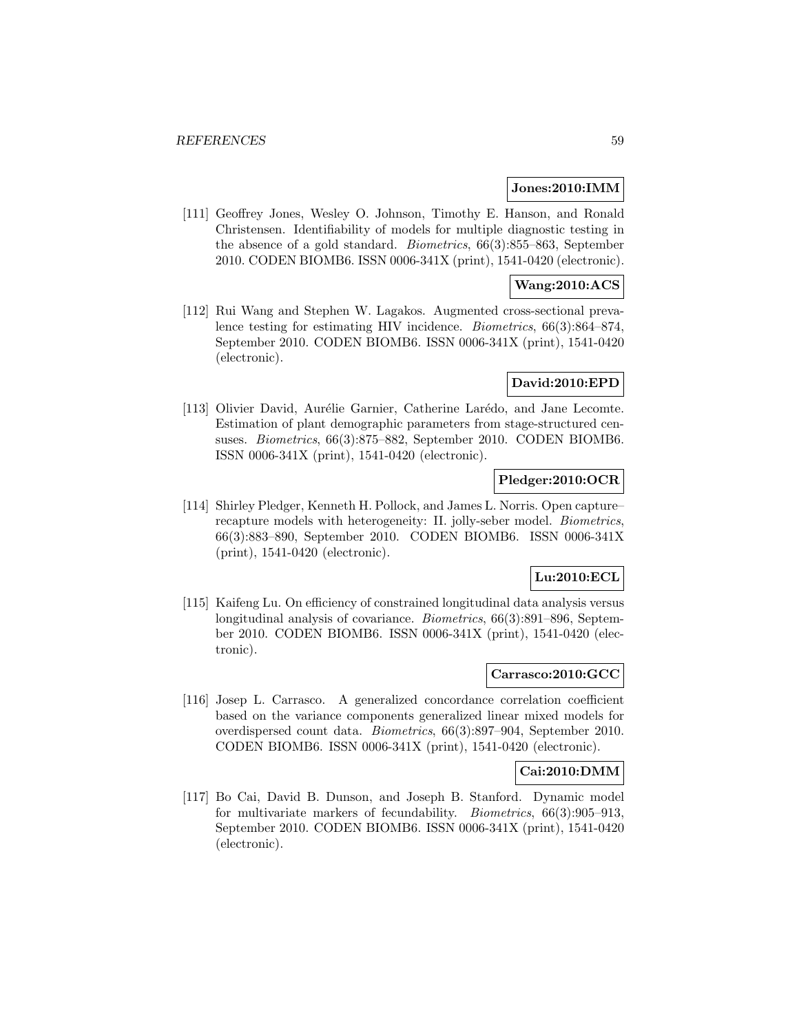**Jones:2010:IMM**

[111] Geoffrey Jones, Wesley O. Johnson, Timothy E. Hanson, and Ronald Christensen. Identifiability of models for multiple diagnostic testing in the absence of a gold standard. *Biometrics*, 66(3):855–863, September 2010. CODEN BIOMB6. ISSN 0006-341X (print), 1541-0420 (electronic).

**Wang:2010:ACS**

[112] Rui Wang and Stephen W. Lagakos. Augmented cross-sectional prevalence testing for estimating HIV incidence. *Biometrics*, 66(3):864–874, September 2010. CODEN BIOMB6. ISSN 0006-341X (print), 1541-0420 (electronic).

**David:2010:EPD**

[113] Olivier David, Aurélie Garnier, Catherine Larédo, and Jane Lecomte. Estimation of plant demographic parameters from stage-structured censuses. *Biometrics*, 66(3):875–882, September 2010. CODEN BIOMB6. ISSN 0006-341X (print), 1541-0420 (electronic).

**Pledger:2010:OCR**

[114] Shirley Pledger, Kenneth H. Pollock, and James L. Norris. Open capture–recapture models with heterogeneity: II. jolly-seber model. *Biometrics*, 66(3):883–890, September 2010. CODEN BIOMB6. ISSN 0006-341X (print), 1541-0420 (electronic).

**Lu:2010:ECL**

[115] Kaifeng Lu. On efficiency of constrained longitudinal data analysis versus longitudinal analysis of covariance. *Biometrics*, 66(3):891–896, September 2010. CODEN BIOMB6. ISSN 0006-341X (print), 1541-0420 (electronic).

**Carrasco:2010:GCC**

[116] Josep L. Carrasco. A generalized concordance correlation coefficient based on the variance components generalized linear mixed models for overdispersed count data. *Biometrics*, 66(3):897–904, September 2010. CODEN BIOMB6. ISSN 0006-341X (print), 1541-0420 (electronic).

**Cai:2010:DMM**

[117] Bo Cai, David B. Dunson, and Joseph B. Stanford. Dynamic model for multivariate markers of fecundability. *Biometrics*, 66(3):905–913, September 2010. CODEN BIOMB6. ISSN 0006-341X (print), 1541-0420 (electronic).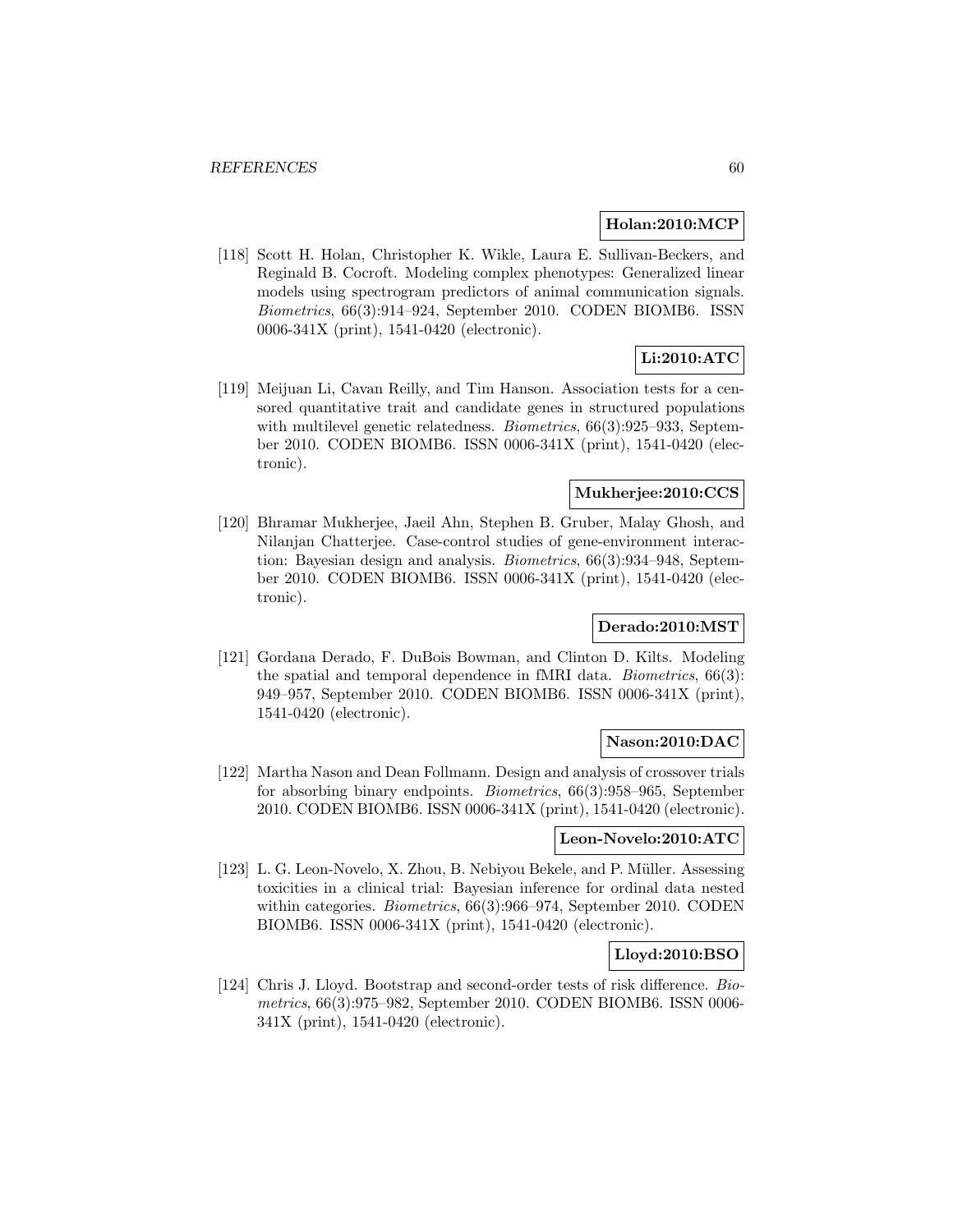**Holan:2010:MCP**

[118] Scott H. Holan, Christopher K. Wikle, Laura E. Sullivan-Beckers, and Reginald B. Cocroft. Modeling complex phenotypes: Generalized linear models using spectrogram predictors of animal communication signals. *Biometrics*, 66(3):914–924, September 2010. CODEN BIOMB6. ISSN 0006-341X (print), 1541-0420 (electronic).

**Li:2010:ATC**

[119] Meijuan Li, Cavan Reilly, and Tim Hanson. Association tests for a censored quantitative trait and candidate genes in structured populations with multilevel genetic relatedness. *Biometrics*, 66(3):925–933, September 2010. CODEN BIOMB6. ISSN 0006-341X (print), 1541-0420 (electronic).

**Mukherjee:2010:CCS**

[120] Bhramar Mukherjee, Jaeil Ahn, Stephen B. Gruber, Malay Ghosh, and Nilanjan Chatterjee. Case-control studies of gene-environment interaction: Bayesian design and analysis. *Biometrics*, 66(3):934–948, September 2010. CODEN BIOMB6. ISSN 0006-341X (print), 1541-0420 (electronic).

**Derado:2010:MST**

[121] Gordana Derado, F. DuBois Bowman, and Clinton D. Kilts. Modeling the spatial and temporal dependence in fMRI data. *Biometrics*, 66(3):949–957, September 2010. CODEN BIOMB6. ISSN 0006-341X (print), 1541-0420 (electronic).

**Nason:2010:DAC**

[122] Martha Nason and Dean Follmann. Design and analysis of crossover trials for absorbing binary endpoints. *Biometrics*, 66(3):958–965, September 2010. CODEN BIOMB6. ISSN 0006-341X (print), 1541-0420 (electronic).

**Leon-Novelo:2010:ATC**

[123] L. G. Leon-Novelo, X. Zhou, B. Nebiyou Bekele, and P. Müller. Assessing toxicities in a clinical trial: Bayesian inference for ordinal data nested within categories. *Biometrics*, 66(3):966–974, September 2010. CODEN BIOMB6. ISSN 0006-341X (print), 1541-0420 (electronic).

**Lloyd:2010:BSO**

[124] Chris J. Lloyd. Bootstrap and second-order tests of risk difference. *Biometrics*, 66(3):975–982, September 2010. CODEN BIOMB6. ISSN 0006-341X (print), 1541-0420 (electronic).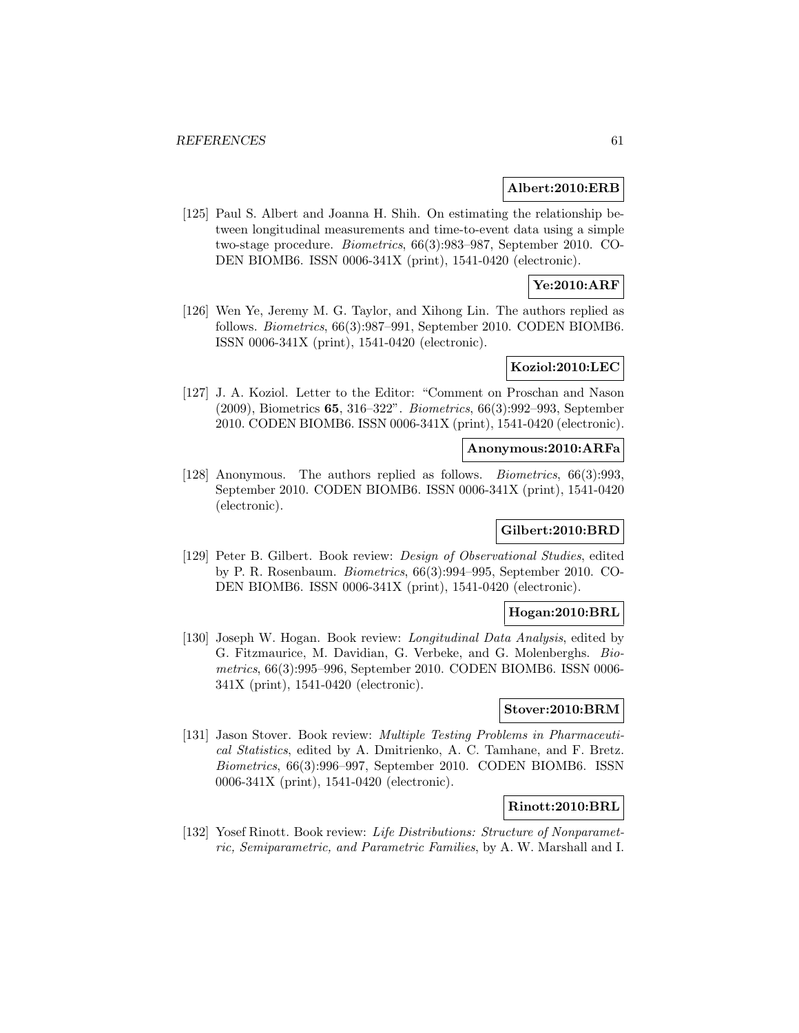**Albert:2010:ERB**

[125] Paul S. Albert and Joanna H. Shih. On estimating the relationship between longitudinal measurements and time-to-event data using a simple two-stage procedure. *Biometrics*, 66(3):983–987, September 2010. CODEN BIOMB6. ISSN 0006-341X (print), 1541-0420 (electronic).

**Ye:2010:ARF**

[126] Wen Ye, Jeremy M. G. Taylor, and Xihong Lin. The authors replied as follows. *Biometrics*, 66(3):987–991, September 2010. CODEN BIOMB6. ISSN 0006-341X (print), 1541-0420 (electronic).

**Koziol:2010:LEC**

[127] J. A. Koziol. Letter to the Editor: "Comment on Proschan and Nason (2009), Biometrics **65**, 316–322". *Biometrics*, 66(3):992–993, September 2010. CODEN BIOMB6. ISSN 0006-341X (print), 1541-0420 (electronic).

**Anonymous:2010:ARFa**

[128] Anonymous. The authors replied as follows. *Biometrics*, 66(3):993, September 2010. CODEN BIOMB6. ISSN 0006-341X (print), 1541-0420 (electronic).

**Gilbert:2010:BRD**

[129] Peter B. Gilbert. Book review: *Design of Observational Studies*, edited by P. R. Rosenbaum. *Biometrics*, 66(3):994–995, September 2010. CODEN BIOMB6. ISSN 0006-341X (print), 1541-0420 (electronic).

**Hogan:2010:BRL**

[130] Joseph W. Hogan. Book review: *Longitudinal Data Analysis*, edited by G. Fitzmaurice, M. Davidian, G. Verbeke, and G. Molenberghs. *Biometrics*, 66(3):995–996, September 2010. CODEN BIOMB6. ISSN 0006-341X (print), 1541-0420 (electronic).

**Stover:2010:BRM**

[131] Jason Stover. Book review: *Multiple Testing Problems in Pharmaceutical Statistics*, edited by A. Dmitrienko, A. C. Tamhane, and F. Bretz. *Biometrics*, 66(3):996–997, September 2010. CODEN BIOMB6. ISSN 0006-341X (print), 1541-0420 (electronic).

**Rinott:2010:BRL**

[132] Yosef Rinott. Book review: *Life Distributions: Structure of Nonparametric, Semiparametric, and Parametric Families*, by A. W. Marshall and I.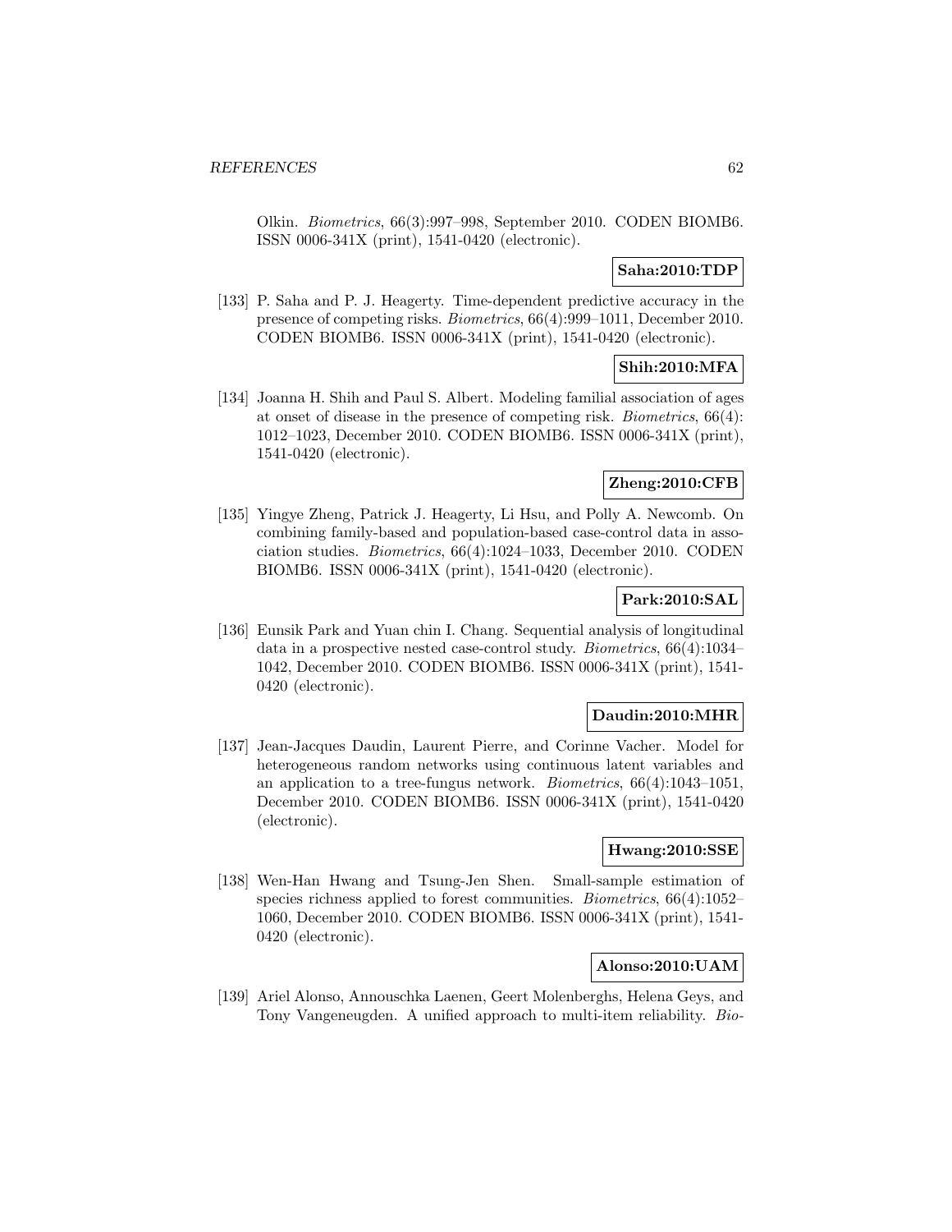Olkin. *Biometrics*, 66(3):997–998, September 2010. CODEN BIOMB6. ISSN 0006-341X (print), 1541-0420 (electronic).

**Saha:2010:TDP**

[133] P. Saha and P. J. Heagerty. Time-dependent predictive accuracy in the presence of competing risks. *Biometrics*, 66(4):999–1011, December 2010. CODEN BIOMB6. ISSN 0006-341X (print), 1541-0420 (electronic).

**Shih:2010:MFA**

[134] Joanna H. Shih and Paul S. Albert. Modeling familial association of ages at onset of disease in the presence of competing risk. *Biometrics*, 66(4): 1012–1023, December 2010. CODEN BIOMB6. ISSN 0006-341X (print), 1541-0420 (electronic).

**Zheng:2010:CFB**

[135] Yingye Zheng, Patrick J. Heagerty, Li Hsu, and Polly A. Newcomb. On combining family-based and population-based case-control data in association studies. *Biometrics*, 66(4):1024–1033, December 2010. CODEN BIOMB6. ISSN 0006-341X (print), 1541-0420 (electronic).

**Park:2010:SAL**

[136] Eunsik Park and Yuan chin I. Chang. Sequential analysis of longitudinal data in a prospective nested case-control study. *Biometrics*, 66(4):1034–1042, December 2010. CODEN BIOMB6. ISSN 0006-341X (print), 1541-0420 (electronic).

**Daudin:2010:MHR**

[137] Jean-Jacques Daudin, Laurent Pierre, and Corinne Vacher. Model for heterogeneous random networks using continuous latent variables and an application to a tree-fungus network. *Biometrics*, 66(4):1043–1051, December 2010. CODEN BIOMB6. ISSN 0006-341X (print), 1541-0420 (electronic).

**Hwang:2010:SSE**

[138] Wen-Han Hwang and Tsung-Jen Shen. Small-sample estimation of species richness applied to forest communities. *Biometrics*, 66(4):1052–1060, December 2010. CODEN BIOMB6. ISSN 0006-341X (print), 1541-0420 (electronic).

**Alonso:2010:UAM**

[139] Ariel Alonso, Annouschka Laenen, Geert Molenberghs, Helena Geys, and Tony Vangeneugden. A unified approach to multi-item reliability. *Bio-*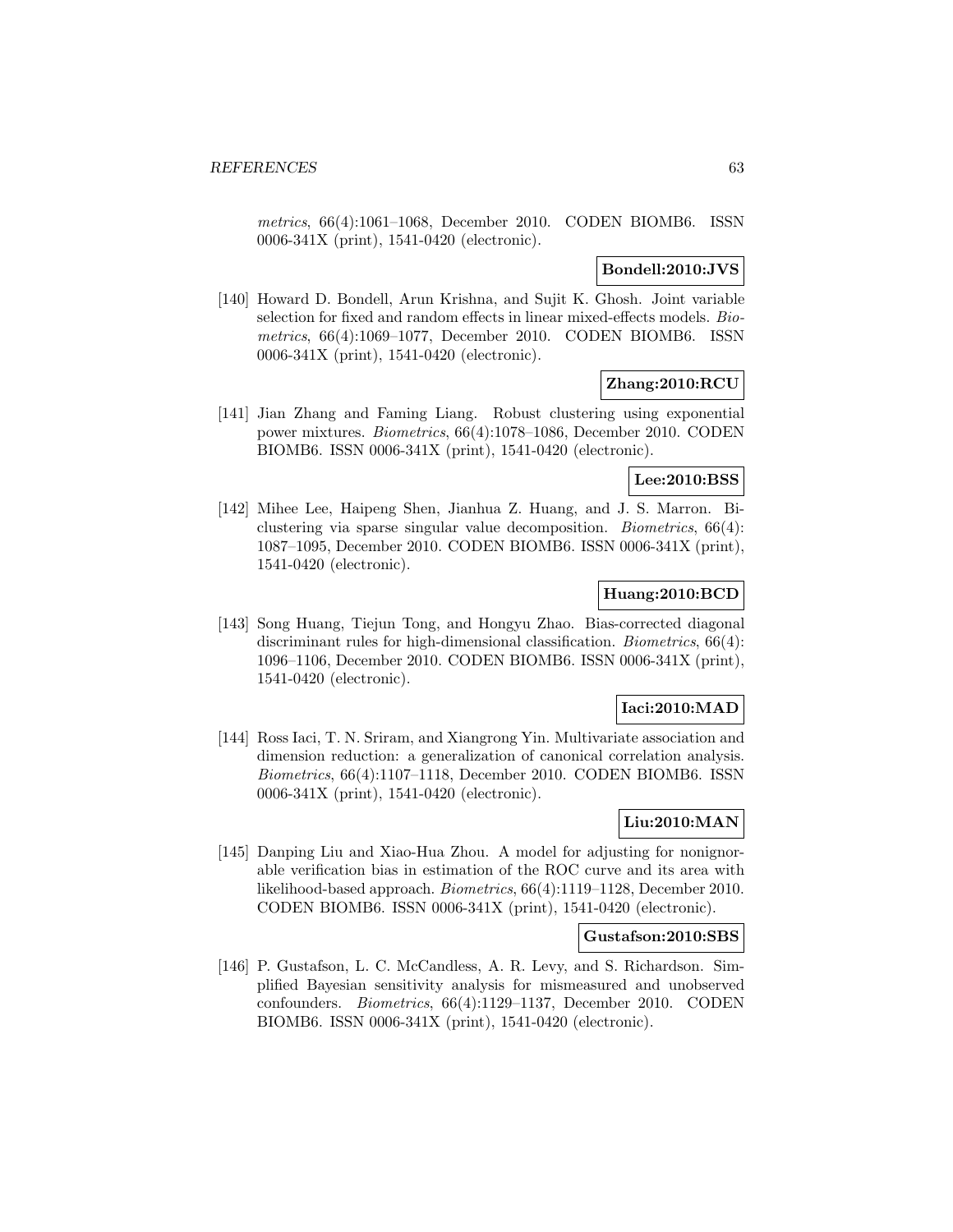*metrics*, 66(4):1061–1068, December 2010. CODEN BIOMB6. ISSN 0006-341X (print), 1541-0420 (electronic).

**Bondell:2010:JVS**

[140] Howard D. Bondell, Arun Krishna, and Sujit K. Ghosh. Joint variable selection for fixed and random effects in linear mixed-effects models. *Biometrics*, 66(4):1069–1077, December 2010. CODEN BIOMB6. ISSN 0006-341X (print), 1541-0420 (electronic).

**Zhang:2010:RCU**

[141] Jian Zhang and Faming Liang. Robust clustering using exponential power mixtures. *Biometrics*, 66(4):1078–1086, December 2010. CODEN BIOMB6. ISSN 0006-341X (print), 1541-0420 (electronic).

**Lee:2010:BSS**

[142] Mihee Lee, Haipeng Shen, Jianhua Z. Huang, and J. S. Marron. Biclustering via sparse singular value decomposition. *Biometrics*, 66(4): 1087–1095, December 2010. CODEN BIOMB6. ISSN 0006-341X (print), 1541-0420 (electronic).

**Huang:2010:BCD**

[143] Song Huang, Tiejun Tong, and Hongyu Zhao. Bias-corrected diagonal discriminant rules for high-dimensional classification. *Biometrics*, 66(4): 1096–1106, December 2010. CODEN BIOMB6. ISSN 0006-341X (print), 1541-0420 (electronic).

**Iaci:2010:MAD**

[144] Ross Iaci, T. N. Sriram, and Xiangrong Yin. Multivariate association and dimension reduction: a generalization of canonical correlation analysis. *Biometrics*, 66(4):1107–1118, December 2010. CODEN BIOMB6. ISSN 0006-341X (print), 1541-0420 (electronic).

**Liu:2010:MAN**

[145] Danping Liu and Xiao-Hua Zhou. A model for adjusting for nonignorable verification bias in estimation of the ROC curve and its area with likelihood-based approach. *Biometrics*, 66(4):1119–1128, December 2010. CODEN BIOMB6. ISSN 0006-341X (print), 1541-0420 (electronic).

**Gustafson:2010:SBS**

[146] P. Gustafson, L. C. McCandless, A. R. Levy, and S. Richardson. Simplified Bayesian sensitivity analysis for mismeasured and unobserved confounders. *Biometrics*, 66(4):1129–1137, December 2010. CODEN BIOMB6. ISSN 0006-341X (print), 1541-0420 (electronic).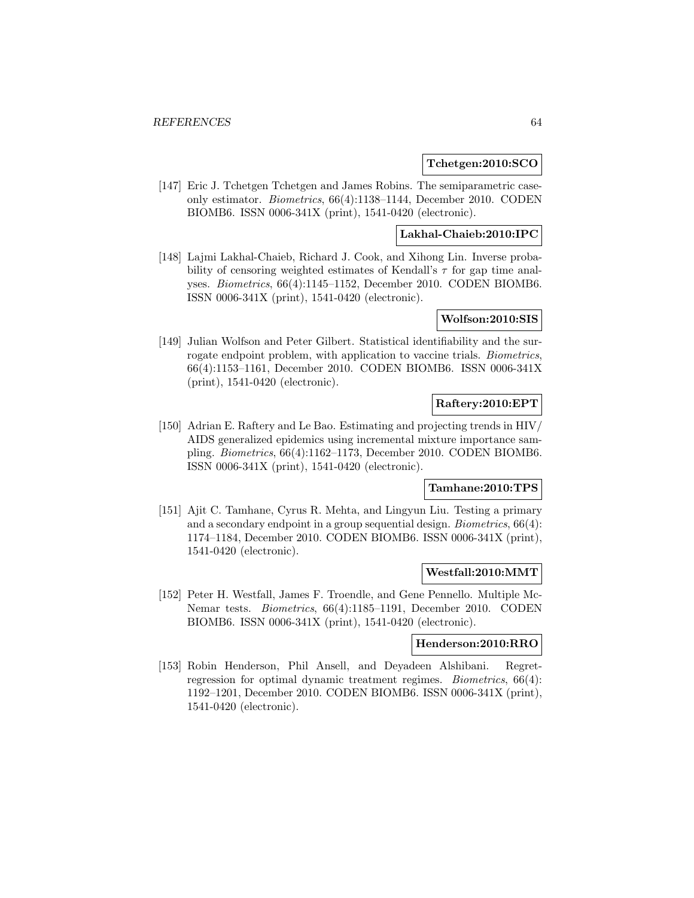**Tchetgen:2010:SCO**

[147] Eric J. Tchetgen Tchetgen and James Robins. The semiparametric case-only estimator. *Biometrics*, 66(4):1138–1144, December 2010. CODEN BIOMB6. ISSN 0006-341X (print), 1541-0420 (electronic).

**Lakhal-Chaieb:2010:IPC**

[148] Lajmi Lakhal-Chaieb, Richard J. Cook, and Xihong Lin. Inverse probability of censoring weighted estimates of Kendall's $\tau$ for gap time analyses. *Biometrics*, 66(4):1145–1152, December 2010. CODEN BIOMB6. ISSN 0006-341X (print), 1541-0420 (electronic).

**Wolfson:2010:SIS**

[149] Julian Wolfson and Peter Gilbert. Statistical identifiability and the surrogate endpoint problem, with application to vaccine trials. *Biometrics*, 66(4):1153–1161, December 2010. CODEN BIOMB6. ISSN 0006-341X (print), 1541-0420 (electronic).

**Raftery:2010:EPT**

[150] Adrian E. Raftery and Le Bao. Estimating and projecting trends in HIV/AIDS generalized epidemics using incremental mixture importance sampling. *Biometrics*, 66(4):1162–1173, December 2010. CODEN BIOMB6. ISSN 0006-341X (print), 1541-0420 (electronic).

**Tamhane:2010:TPS**

[151] Ajit C. Tamhane, Cyrus R. Mehta, and Lingyun Liu. Testing a primary and a secondary endpoint in a group sequential design. *Biometrics*, 66(4):1174–1184, December 2010. CODEN BIOMB6. ISSN 0006-341X (print), 1541-0420 (electronic).

**Westfall:2010:MMT**

[152] Peter H. Westfall, James F. Troendle, and Gene Pennello. Multiple McNemar tests. *Biometrics*, 66(4):1185–1191, December 2010. CODEN BIOMB6. ISSN 0006-341X (print), 1541-0420 (electronic).

**Henderson:2010:RRO**

[153] Robin Henderson, Phil Ansell, and Deyadeen Alshibani. Regret-regression for optimal dynamic treatment regimes. *Biometrics*, 66(4):1192–1201, December 2010. CODEN BIOMB6. ISSN 0006-341X (print), 1541-0420 (electronic).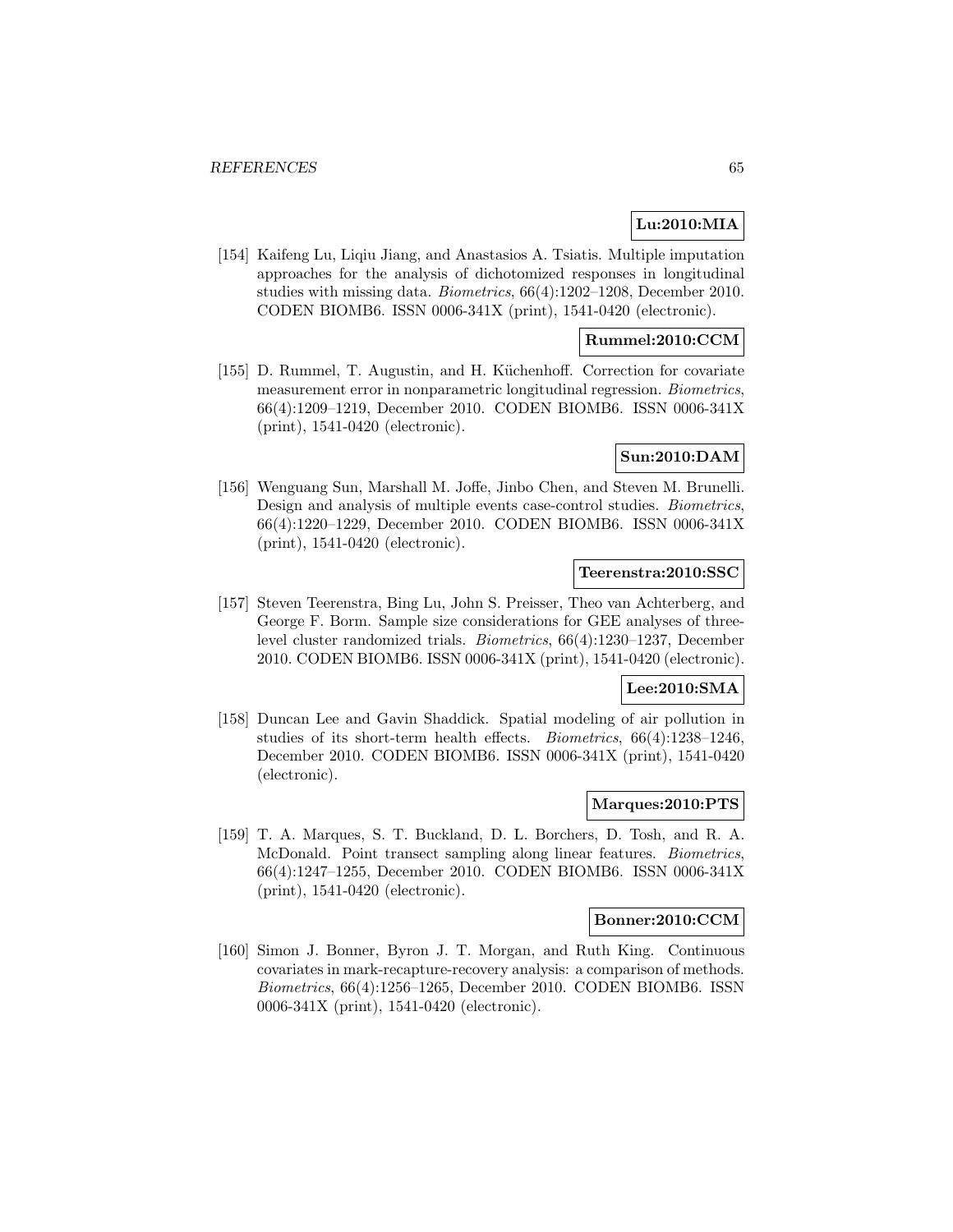**Lu:2010:MIA**

[154] Kaifeng Lu, Liqiu Jiang, and Anastasios A. Tsiatis. Multiple imputation approaches for the analysis of dichotomized responses in longitudinal studies with missing data. *Biometrics*, 66(4):1202–1208, December 2010. CODEN BIOMB6. ISSN 0006-341X (print), 1541-0420 (electronic).

**Rummel:2010:CCM**

[155] D. Rummel, T. Augustin, and H. Küchenhoff. Correction for covariate measurement error in nonparametric longitudinal regression. *Biometrics*, 66(4):1209–1219, December 2010. CODEN BIOMB6. ISSN 0006-341X (print), 1541-0420 (electronic).

**Sun:2010:DAM**

[156] Wenguang Sun, Marshall M. Joffe, Jinbo Chen, and Steven M. Brunelli. Design and analysis of multiple events case-control studies. *Biometrics*, 66(4):1220–1229, December 2010. CODEN BIOMB6. ISSN 0006-341X (print), 1541-0420 (electronic).

**Teerenstra:2010:SSC**

[157] Steven Teerenstra, Bing Lu, John S. Preisser, Theo van Achterberg, and George F. Borm. Sample size considerations for GEE analyses of three-level cluster randomized trials. *Biometrics*, 66(4):1230–1237, December 2010. CODEN BIOMB6. ISSN 0006-341X (print), 1541-0420 (electronic).

**Lee:2010:SMA**

[158] Duncan Lee and Gavin Shaddick. Spatial modeling of air pollution in studies of its short-term health effects. *Biometrics*, 66(4):1238–1246, December 2010. CODEN BIOMB6. ISSN 0006-341X (print), 1541-0420 (electronic).

**Marques:2010:PTS**

[159] T. A. Marques, S. T. Buckland, D. L. Borchers, D. Tosh, and R. A. McDonald. Point transect sampling along linear features. *Biometrics*, 66(4):1247–1255, December 2010. CODEN BIOMB6. ISSN 0006-341X (print), 1541-0420 (electronic).

**Bonner:2010:CCM**

[160] Simon J. Bonner, Byron J. T. Morgan, and Ruth King. Continuous covariates in mark-recapture-recovery analysis: a comparison of methods. *Biometrics*, 66(4):1256–1265, December 2010. CODEN BIOMB6. ISSN 0006-341X (print), 1541-0420 (electronic).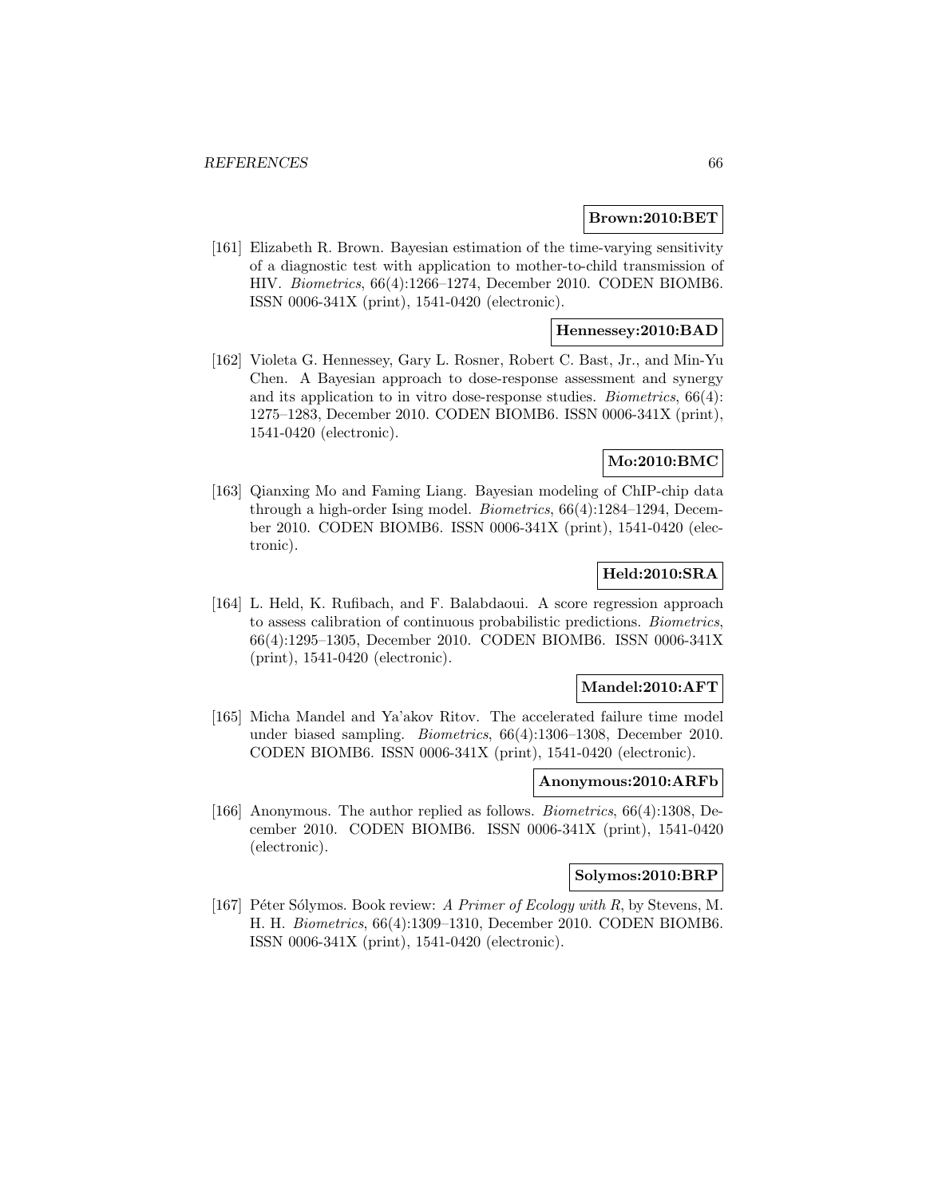**Brown:2010:BET**

[161] Elizabeth R. Brown. Bayesian estimation of the time-varying sensitivity of a diagnostic test with application to mother-to-child transmission of HIV. *Biometrics*, 66(4):1266–1274, December 2010. CODEN BIOMB6. ISSN 0006-341X (print), 1541-0420 (electronic).

**Hennessey:2010:BAD**

[162] Violeta G. Hennessey, Gary L. Rosner, Robert C. Bast, Jr., and Min-Yu Chen. A Bayesian approach to dose-response assessment and synergy and its application to in vitro dose-response studies. *Biometrics*, 66(4): 1275–1283, December 2010. CODEN BIOMB6. ISSN 0006-341X (print), 1541-0420 (electronic).

**Mo:2010:BMC**

[163] Qianxing Mo and Faming Liang. Bayesian modeling of ChIP-chip data through a high-order Ising model. *Biometrics*, 66(4):1284–1294, December 2010. CODEN BIOMB6. ISSN 0006-341X (print), 1541-0420 (electronic).

**Held:2010:SRA**

[164] L. Held, K. Rufibach, and F. Balabdaoui. A score regression approach to assess calibration of continuous probabilistic predictions. *Biometrics*, 66(4):1295–1305, December 2010. CODEN BIOMB6. ISSN 0006-341X (print), 1541-0420 (electronic).

**Mandel:2010:AFT**

[165] Micha Mandel and Ya'akov Ritov. The accelerated failure time model under biased sampling. *Biometrics*, 66(4):1306–1308, December 2010. CODEN BIOMB6. ISSN 0006-341X (print), 1541-0420 (electronic).

**Anonymous:2010:ARFb**

[166] Anonymous. The author replied as follows. *Biometrics*, 66(4):1308, December 2010. CODEN BIOMB6. ISSN 0006-341X (print), 1541-0420 (electronic).

**Solymos:2010:BRP**

[167] Péter Sólymos. Book review: *A Primer of Ecology with R*, by Stevens, M. H. H. *Biometrics*, 66(4):1309–1310, December 2010. CODEN BIOMB6. ISSN 0006-341X (print), 1541-0420 (electronic).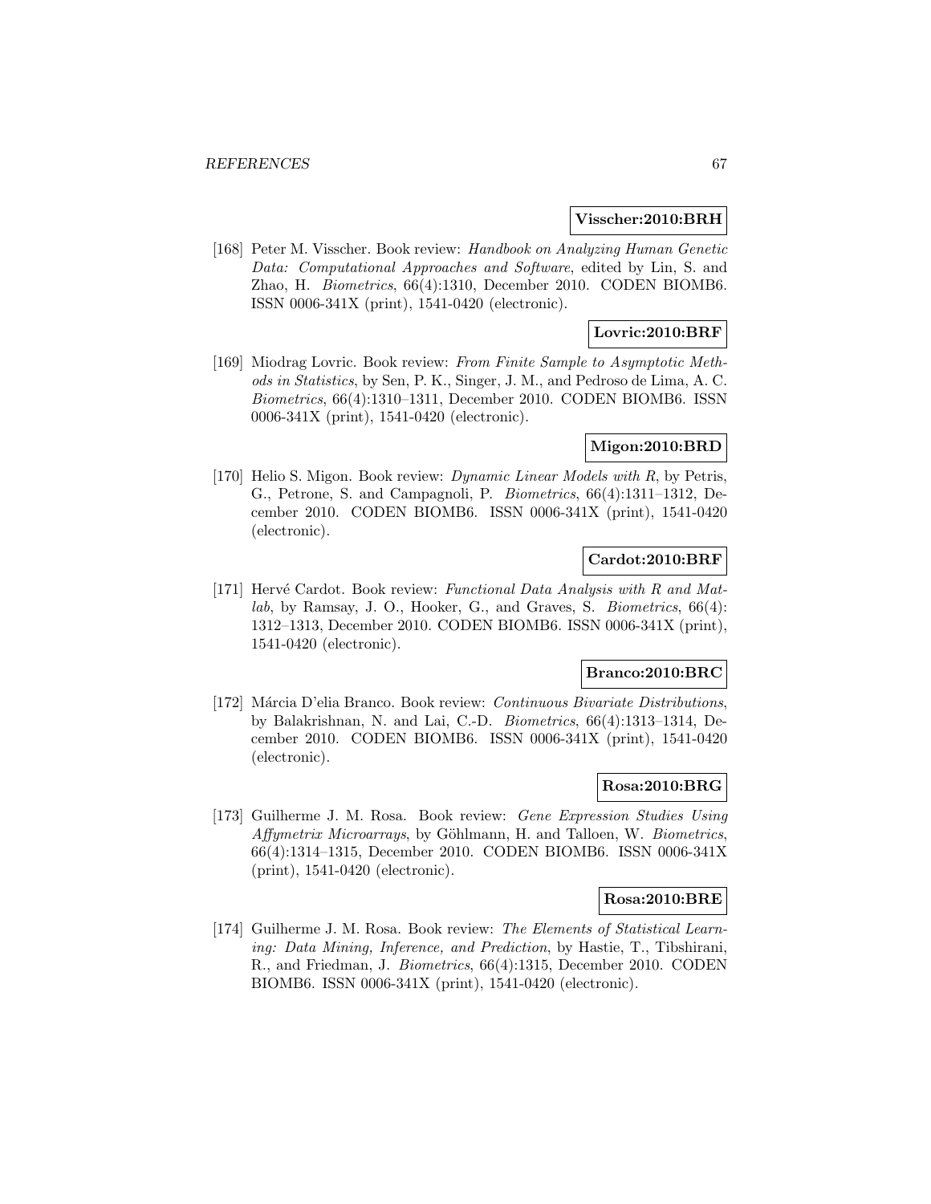**Visscher:2010:BRH**

[168] Peter M. Visscher. Book review: *Handbook on Analyzing Human Genetic Data: Computational Approaches and Software*, edited by Lin, S. and Zhao, H. *Biometrics*, 66(4):1310, December 2010. CODEN BIOMB6. ISSN 0006-341X (print), 1541-0420 (electronic).

**Lovric:2010:BRF**

[169] Miodrag Lovric. Book review: *From Finite Sample to Asymptotic Methods in Statistics*, by Sen, P. K., Singer, J. M., and Pedroso de Lima, A. C. *Biometrics*, 66(4):1310–1311, December 2010. CODEN BIOMB6. ISSN 0006-341X (print), 1541-0420 (electronic).

**Migon:2010:BRD**

[170] Helio S. Migon. Book review: *Dynamic Linear Models with R*, by Petris, G., Petrone, S. and Campagnoli, P. *Biometrics*, 66(4):1311–1312, December 2010. CODEN BIOMB6. ISSN 0006-341X (print), 1541-0420 (electronic).

**Cardot:2010:BRF**

[171] Hervé Cardot. Book review: *Functional Data Analysis with R and Matlab*, by Ramsay, J. O., Hooker, G., and Graves, S. *Biometrics*, 66(4): 1312–1313, December 2010. CODEN BIOMB6. ISSN 0006-341X (print), 1541-0420 (electronic).

**Branco:2010:BRC**

[172] Márcia D'elia Branco. Book review: *Continuous Bivariate Distributions*, by Balakrishnan, N. and Lai, C.-D. *Biometrics*, 66(4):1313–1314, December 2010. CODEN BIOMB6. ISSN 0006-341X (print), 1541-0420 (electronic).

**Rosa:2010:BRG**

[173] Guilherme J. M. Rosa. Book review: *Gene Expression Studies Using Affymetrix Microarrays*, by Göhlmann, H. and Talloen, W. *Biometrics*, 66(4):1314–1315, December 2010. CODEN BIOMB6. ISSN 0006-341X (print), 1541-0420 (electronic).

**Rosa:2010:BRE**

[174] Guilherme J. M. Rosa. Book review: *The Elements of Statistical Learning: Data Mining, Inference, and Prediction*, by Hastie, T., Tibshirani, R., and Friedman, J. *Biometrics*, 66(4):1315, December 2010. CODEN BIOMB6. ISSN 0006-341X (print), 1541-0420 (electronic).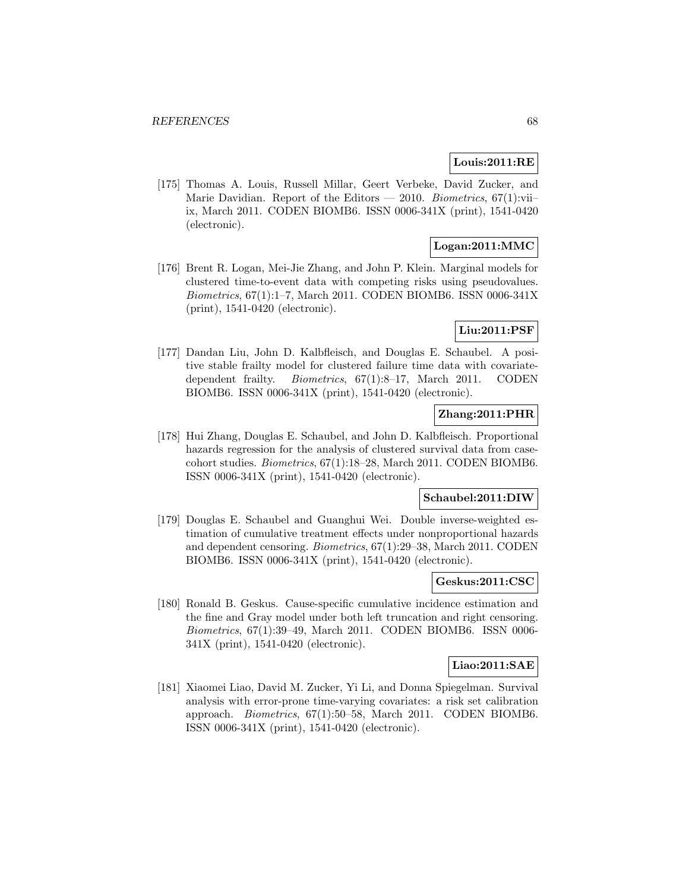**Louis:2011:RE**

[175] Thomas A. Louis, Russell Millar, Geert Verbeke, David Zucker, and Marie Davidian. Report of the Editors — 2010. *Biometrics*, 67(1):vii–ix, March 2011. CODEN BIOMB6. ISSN 0006-341X (print), 1541-0420 (electronic).

**Logan:2011:MMC**

[176] Brent R. Logan, Mei-Jie Zhang, and John P. Klein. Marginal models for clustered time-to-event data with competing risks using pseudovalues. *Biometrics*, 67(1):1–7, March 2011. CODEN BIOMB6. ISSN 0006-341X (print), 1541-0420 (electronic).

**Liu:2011:PSF**

[177] Dandan Liu, John D. Kalbfleisch, and Douglas E. Schaubel. A positive stable frailty model for clustered failure time data with covariate-dependent frailty. *Biometrics*, 67(1):8–17, March 2011. CODEN BIOMB6. ISSN 0006-341X (print), 1541-0420 (electronic).

**Zhang:2011:PHR**

[178] Hui Zhang, Douglas E. Schaubel, and John D. Kalbfleisch. Proportional hazards regression for the analysis of clustered survival data from case-cohort studies. *Biometrics*, 67(1):18–28, March 2011. CODEN BIOMB6. ISSN 0006-341X (print), 1541-0420 (electronic).

**Schaubel:2011:DIW**

[179] Douglas E. Schaubel and Guanghui Wei. Double inverse-weighted estimation of cumulative treatment effects under nonproportional hazards and dependent censoring. *Biometrics*, 67(1):29–38, March 2011. CODEN BIOMB6. ISSN 0006-341X (print), 1541-0420 (electronic).

**Geskus:2011:CSC**

[180] Ronald B. Geskus. Cause-specific cumulative incidence estimation and the fine and Gray model under both left truncation and right censoring. *Biometrics*, 67(1):39–49, March 2011. CODEN BIOMB6. ISSN 0006-341X (print), 1541-0420 (electronic).

**Liao:2011:SAE**

[181] Xiaomei Liao, David M. Zucker, Yi Li, and Donna Spiegelman. Survival analysis with error-prone time-varying covariates: a risk set calibration approach. *Biometrics*, 67(1):50–58, March 2011. CODEN BIOMB6. ISSN 0006-341X (print), 1541-0420 (electronic).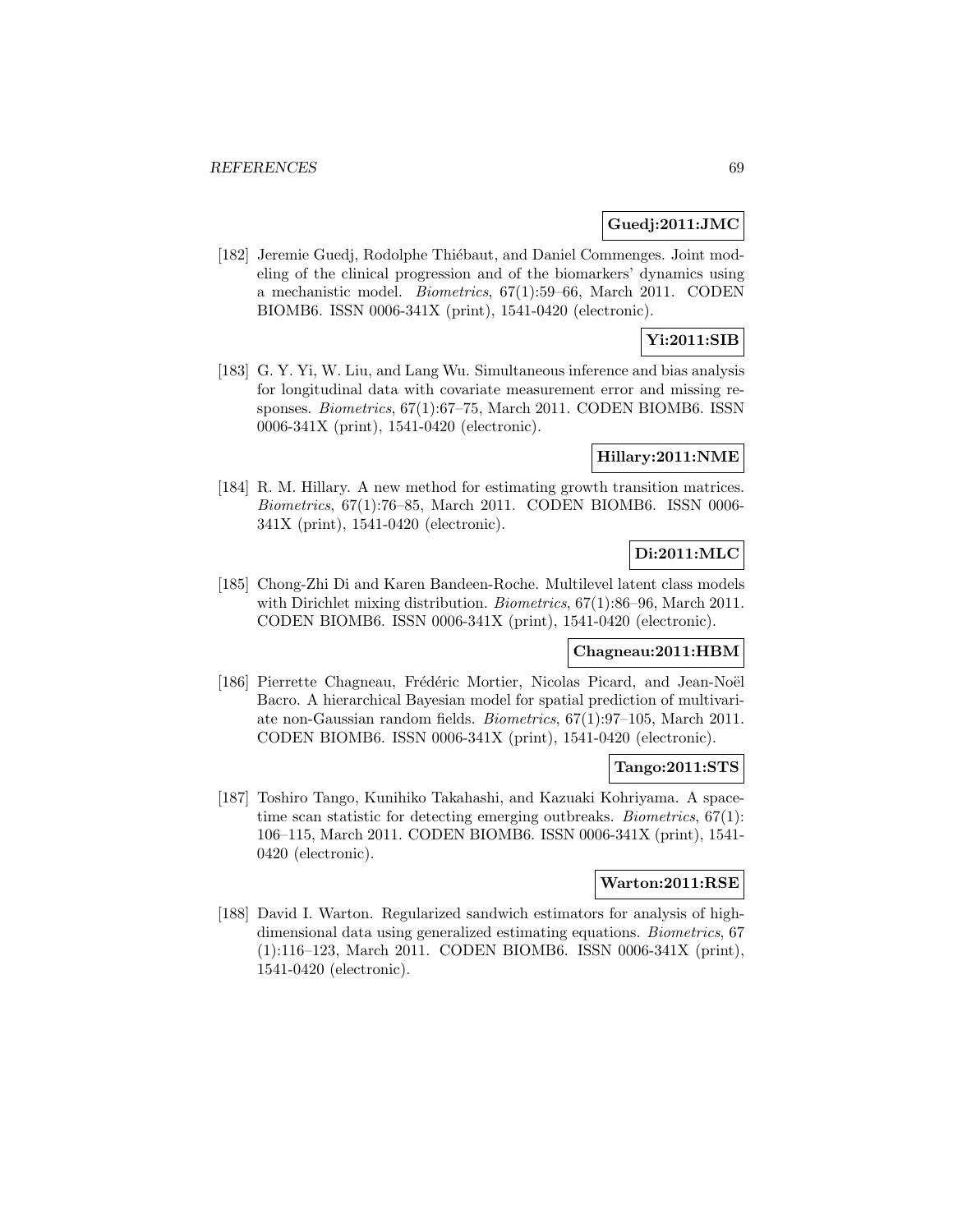**Guedj:2011:JMC**

[182] Jeremie Guedj, Rodolphe Thiébaut, and Daniel Commenges. Joint modeling of the clinical progression and of the biomarkers' dynamics using a mechanistic model. *Biometrics*, 67(1):59–66, March 2011. CODEN BIOMB6. ISSN 0006-341X (print), 1541-0420 (electronic).

**Yi:2011:SIB**

[183] G. Y. Yi, W. Liu, and Lang Wu. Simultaneous inference and bias analysis for longitudinal data with covariate measurement error and missing responses. *Biometrics*, 67(1):67–75, March 2011. CODEN BIOMB6. ISSN 0006-341X (print), 1541-0420 (electronic).

**Hillary:2011:NME**

[184] R. M. Hillary. A new method for estimating growth transition matrices. *Biometrics*, 67(1):76–85, March 2011. CODEN BIOMB6. ISSN 0006-341X (print), 1541-0420 (electronic).

**Di:2011:MLC**

[185] Chong-Zhi Di and Karen Bandeen-Roche. Multilevel latent class models with Dirichlet mixing distribution. *Biometrics*, 67(1):86–96, March 2011. CODEN BIOMB6. ISSN 0006-341X (print), 1541-0420 (electronic).

**Chagneau:2011:HBM**

[186] Pierrette Chagneau, Frédéric Mortier, Nicolas Picard, and Jean-Noël Bacro. A hierarchical Bayesian model for spatial prediction of multivariate non-Gaussian random fields. *Biometrics*, 67(1):97–105, March 2011. CODEN BIOMB6. ISSN 0006-341X (print), 1541-0420 (electronic).

**Tango:2011:STS**

[187] Toshiro Tango, Kunihiko Takahashi, and Kazuaki Kohriyama. A space-time scan statistic for detecting emerging outbreaks. *Biometrics*, 67(1): 106–115, March 2011. CODEN BIOMB6. ISSN 0006-341X (print), 1541-0420 (electronic).

**Warton:2011:RSE**

[188] David I. Warton. Regularized sandwich estimators for analysis of high-dimensional data using generalized estimating equations. *Biometrics*, 67 (1):116–123, March 2011. CODEN BIOMB6. ISSN 0006-341X (print), 1541-0420 (electronic).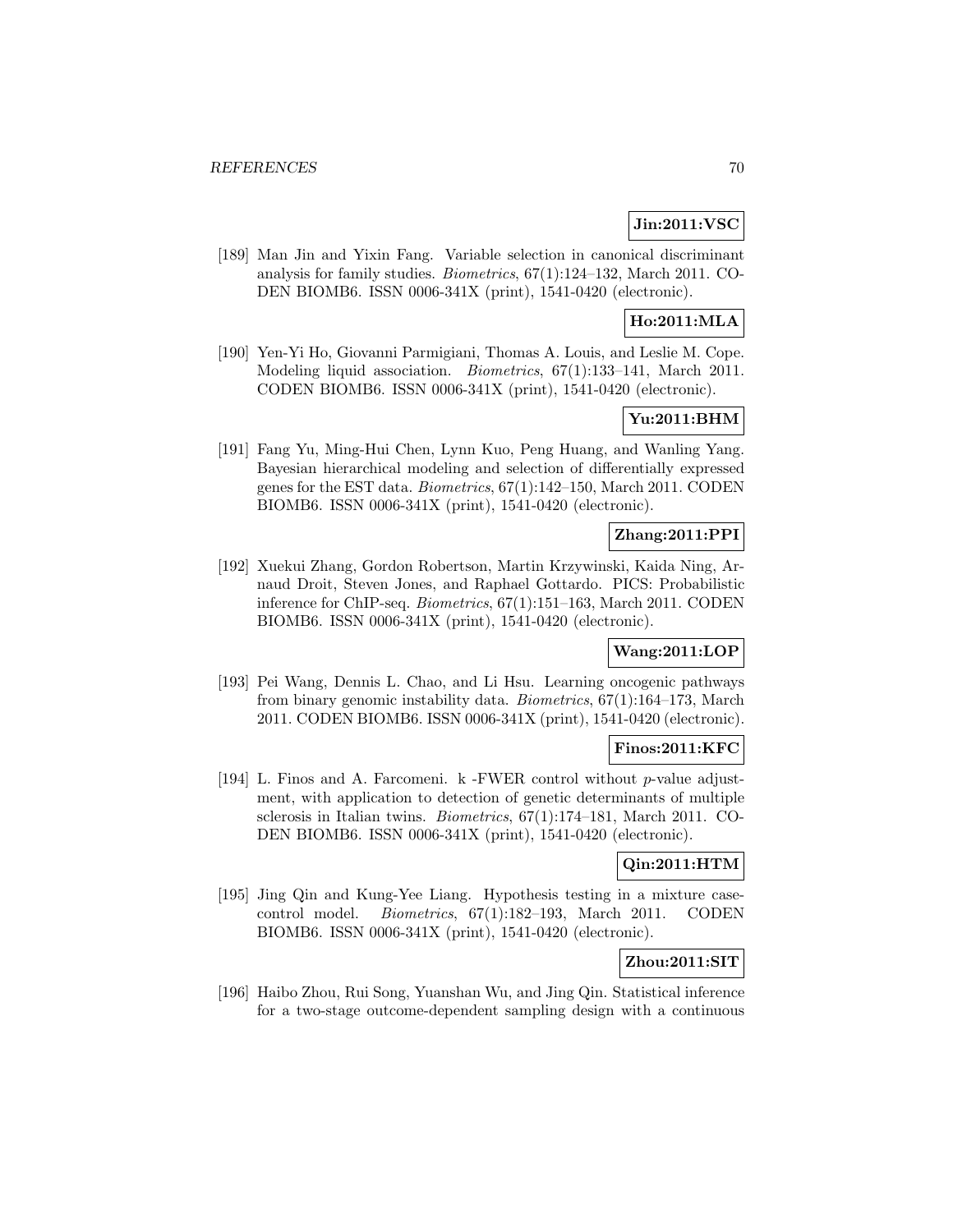**Jin:2011:VSC**

[189] Man Jin and Yixin Fang. Variable selection in canonical discriminant analysis for family studies. *Biometrics*, 67(1):124–132, March 2011. CODEN BIOMB6. ISSN 0006-341X (print), 1541-0420 (electronic).

**Ho:2011:MLA**

[190] Yen-Yi Ho, Giovanni Parmigiani, Thomas A. Louis, and Leslie M. Cope. Modeling liquid association. *Biometrics*, 67(1):133–141, March 2011. CODEN BIOMB6. ISSN 0006-341X (print), 1541-0420 (electronic).

**Yu:2011:BHM**

[191] Fang Yu, Ming-Hui Chen, Lynn Kuo, Peng Huang, and Wanling Yang. Bayesian hierarchical modeling and selection of differentially expressed genes for the EST data. *Biometrics*, 67(1):142–150, March 2011. CODEN BIOMB6. ISSN 0006-341X (print), 1541-0420 (electronic).

**Zhang:2011:PPI**

[192] Xuekui Zhang, Gordon Robertson, Martin Krzywinski, Kaida Ning, Arnaud Droit, Steven Jones, and Raphael Gottardo. PICS: Probabilistic inference for ChIP-seq. *Biometrics*, 67(1):151–163, March 2011. CODEN BIOMB6. ISSN 0006-341X (print), 1541-0420 (electronic).

**Wang:2011:LOP**

[193] Pei Wang, Dennis L. Chao, and Li Hsu. Learning oncogenic pathways from binary genomic instability data. *Biometrics*, 67(1):164–173, March 2011. CODEN BIOMB6. ISSN 0006-341X (print), 1541-0420 (electronic).

**Finos:2011:KFC**

[194] L. Finos and A. Farcomeni. k -FWER control without *p*-value adjustment, with application to detection of genetic determinants of multiple sclerosis in Italian twins. *Biometrics*, 67(1):174–181, March 2011. CODEN BIOMB6. ISSN 0006-341X (print), 1541-0420 (electronic).

**Qin:2011:HTM**

[195] Jing Qin and Kung-Yee Liang. Hypothesis testing in a mixture case-control model. *Biometrics*, 67(1):182–193, March 2011. CODEN BIOMB6. ISSN 0006-341X (print), 1541-0420 (electronic).

**Zhou:2011:SIT**

[196] Haibo Zhou, Rui Song, Yuanshan Wu, and Jing Qin. Statistical inference for a two-stage outcome-dependent sampling design with a continuous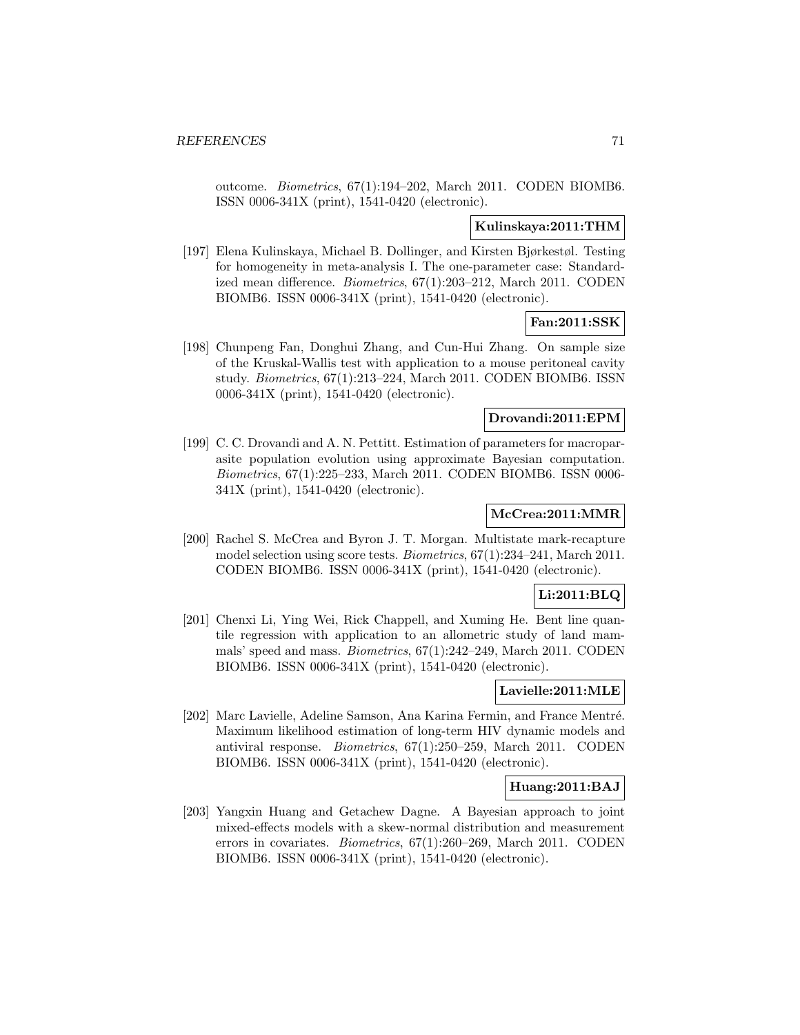outcome. *Biometrics*, 67(1):194–202, March 2011. CODEN BIOMB6. ISSN 0006-341X (print), 1541-0420 (electronic).

**Kulinskaya:2011:THM**

[197] Elena Kulinskaya, Michael B. Dollinger, and Kirsten Bjørkestøl. Testing for homogeneity in meta-analysis I. The one-parameter case: Standardized mean difference. *Biometrics*, 67(1):203–212, March 2011. CODEN BIOMB6. ISSN 0006-341X (print), 1541-0420 (electronic).

**Fan:2011:SSK**

[198] Chunpeng Fan, Donghui Zhang, and Cun-Hui Zhang. On sample size of the Kruskal-Wallis test with application to a mouse peritoneal cavity study. *Biometrics*, 67(1):213–224, March 2011. CODEN BIOMB6. ISSN 0006-341X (print), 1541-0420 (electronic).

**Drovandi:2011:EPM**

[199] C. C. Drovandi and A. N. Pettitt. Estimation of parameters for macroparasite population evolution using approximate Bayesian computation. *Biometrics*, 67(1):225–233, March 2011. CODEN BIOMB6. ISSN 0006-341X (print), 1541-0420 (electronic).

**McCrea:2011:MMR**

[200] Rachel S. McCrea and Byron J. T. Morgan. Multistate mark-recapture model selection using score tests. *Biometrics*, 67(1):234–241, March 2011. CODEN BIOMB6. ISSN 0006-341X (print), 1541-0420 (electronic).

**Li:2011:BLQ**

[201] Chenxi Li, Ying Wei, Rick Chappell, and Xuming He. Bent line quantile regression with application to an allometric study of land mammals' speed and mass. *Biometrics*, 67(1):242–249, March 2011. CODEN BIOMB6. ISSN 0006-341X (print), 1541-0420 (electronic).

**Lavielle:2011:MLE**

[202] Marc Lavielle, Adeline Samson, Ana Karina Fermin, and France Mentré. Maximum likelihood estimation of long-term HIV dynamic models and antiviral response. *Biometrics*, 67(1):250–259, March 2011. CODEN BIOMB6. ISSN 0006-341X (print), 1541-0420 (electronic).

**Huang:2011:BAJ**

[203] Yangxin Huang and Getachew Dagne. A Bayesian approach to joint mixed-effects models with a skew-normal distribution and measurement errors in covariates. *Biometrics*, 67(1):260–269, March 2011. CODEN BIOMB6. ISSN 0006-341X (print), 1541-0420 (electronic).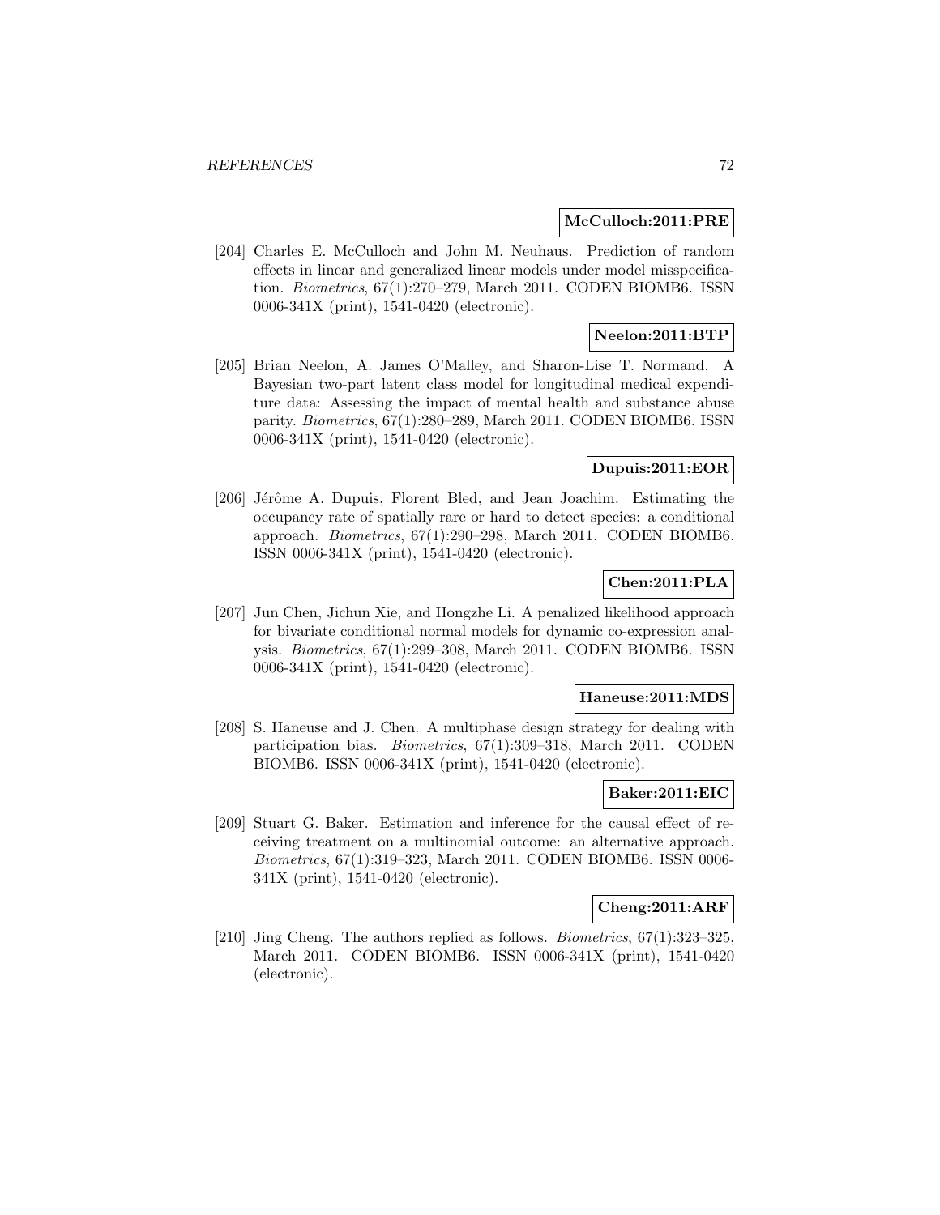**McCulloch:2011:PRE**

[204] Charles E. McCulloch and John M. Neuhaus. Prediction of random effects in linear and generalized linear models under model misspecification. *Biometrics*, 67(1):270–279, March 2011. CODEN BIOMB6. ISSN 0006-341X (print), 1541-0420 (electronic).

**Neelon:2011:BTP**

[205] Brian Neelon, A. James O'Malley, and Sharon-Lise T. Normand. A Bayesian two-part latent class model for longitudinal medical expenditure data: Assessing the impact of mental health and substance abuse parity. *Biometrics*, 67(1):280–289, March 2011. CODEN BIOMB6. ISSN 0006-341X (print), 1541-0420 (electronic).

**Dupuis:2011:EOR**

[206] Jérôme A. Dupuis, Florent Bled, and Jean Joachim. Estimating the occupancy rate of spatially rare or hard to detect species: a conditional approach. *Biometrics*, 67(1):290–298, March 2011. CODEN BIOMB6. ISSN 0006-341X (print), 1541-0420 (electronic).

**Chen:2011:PLA**

[207] Jun Chen, Jichun Xie, and Hongzhe Li. A penalized likelihood approach for bivariate conditional normal models for dynamic co-expression analysis. *Biometrics*, 67(1):299–308, March 2011. CODEN BIOMB6. ISSN 0006-341X (print), 1541-0420 (electronic).

**Haneuse:2011:MDS**

[208] S. Haneuse and J. Chen. A multiphase design strategy for dealing with participation bias. *Biometrics*, 67(1):309–318, March 2011. CODEN BIOMB6. ISSN 0006-341X (print), 1541-0420 (electronic).

**Baker:2011:EIC**

[209] Stuart G. Baker. Estimation and inference for the causal effect of receiving treatment on a multinomial outcome: an alternative approach. *Biometrics*, 67(1):319–323, March 2011. CODEN BIOMB6. ISSN 0006-341X (print), 1541-0420 (electronic).

**Cheng:2011:ARF**

[210] Jing Cheng. The authors replied as follows. *Biometrics*, 67(1):323–325, March 2011. CODEN BIOMB6. ISSN 0006-341X (print), 1541-0420 (electronic).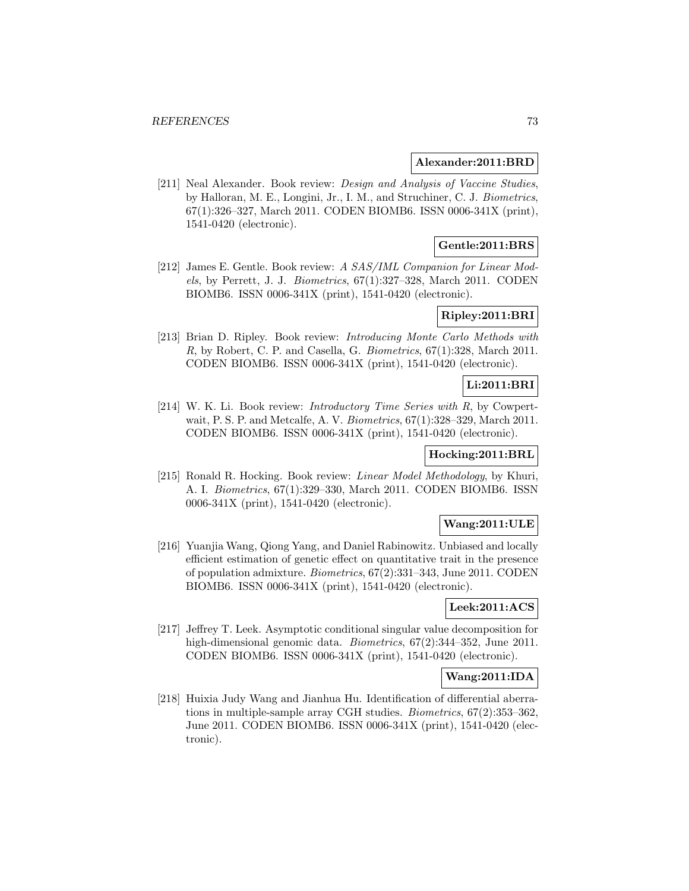**Alexander:2011:BRD**

[211] Neal Alexander. Book review: *Design and Analysis of Vaccine Studies*, by Halloran, M. E., Longini, Jr., I. M., and Struchiner, C. J. *Biometrics*, 67(1):326–327, March 2011. CODEN BIOMB6. ISSN 0006-341X (print), 1541-0420 (electronic).

**Gentle:2011:BRS**

[212] James E. Gentle. Book review: *A SAS/IML Companion for Linear Models*, by Perrett, J. J. *Biometrics*, 67(1):327–328, March 2011. CODEN BIOMB6. ISSN 0006-341X (print), 1541-0420 (electronic).

**Ripley:2011:BRI**

[213] Brian D. Ripley. Book review: *Introducing Monte Carlo Methods with R*, by Robert, C. P. and Casella, G. *Biometrics*, 67(1):328, March 2011. CODEN BIOMB6. ISSN 0006-341X (print), 1541-0420 (electronic).

**Li:2011:BRI**

[214] W. K. Li. Book review: *Introductory Time Series with R*, by Cowpertwait, P. S. P. and Metcalfe, A. V. *Biometrics*, 67(1):328–329, March 2011. CODEN BIOMB6. ISSN 0006-341X (print), 1541-0420 (electronic).

**Hocking:2011:BRL**

[215] Ronald R. Hocking. Book review: *Linear Model Methodology*, by Khuri, A. I. *Biometrics*, 67(1):329–330, March 2011. CODEN BIOMB6. ISSN 0006-341X (print), 1541-0420 (electronic).

**Wang:2011:ULE**

[216] Yuanjia Wang, Qiong Yang, and Daniel Rabinowitz. Unbiased and locally efficient estimation of genetic effect on quantitative trait in the presence of population admixture. *Biometrics*, 67(2):331–343, June 2011. CODEN BIOMB6. ISSN 0006-341X (print), 1541-0420 (electronic).

**Leek:2011:ACS**

[217] Jeffrey T. Leek. Asymptotic conditional singular value decomposition for high-dimensional genomic data. *Biometrics*, 67(2):344–352, June 2011. CODEN BIOMB6. ISSN 0006-341X (print), 1541-0420 (electronic).

**Wang:2011:IDA**

[218] Huixia Judy Wang and Jianhua Hu. Identification of differential aberrations in multiple-sample array CGH studies. *Biometrics*, 67(2):353–362, June 2011. CODEN BIOMB6. ISSN 0006-341X (print), 1541-0420 (electronic).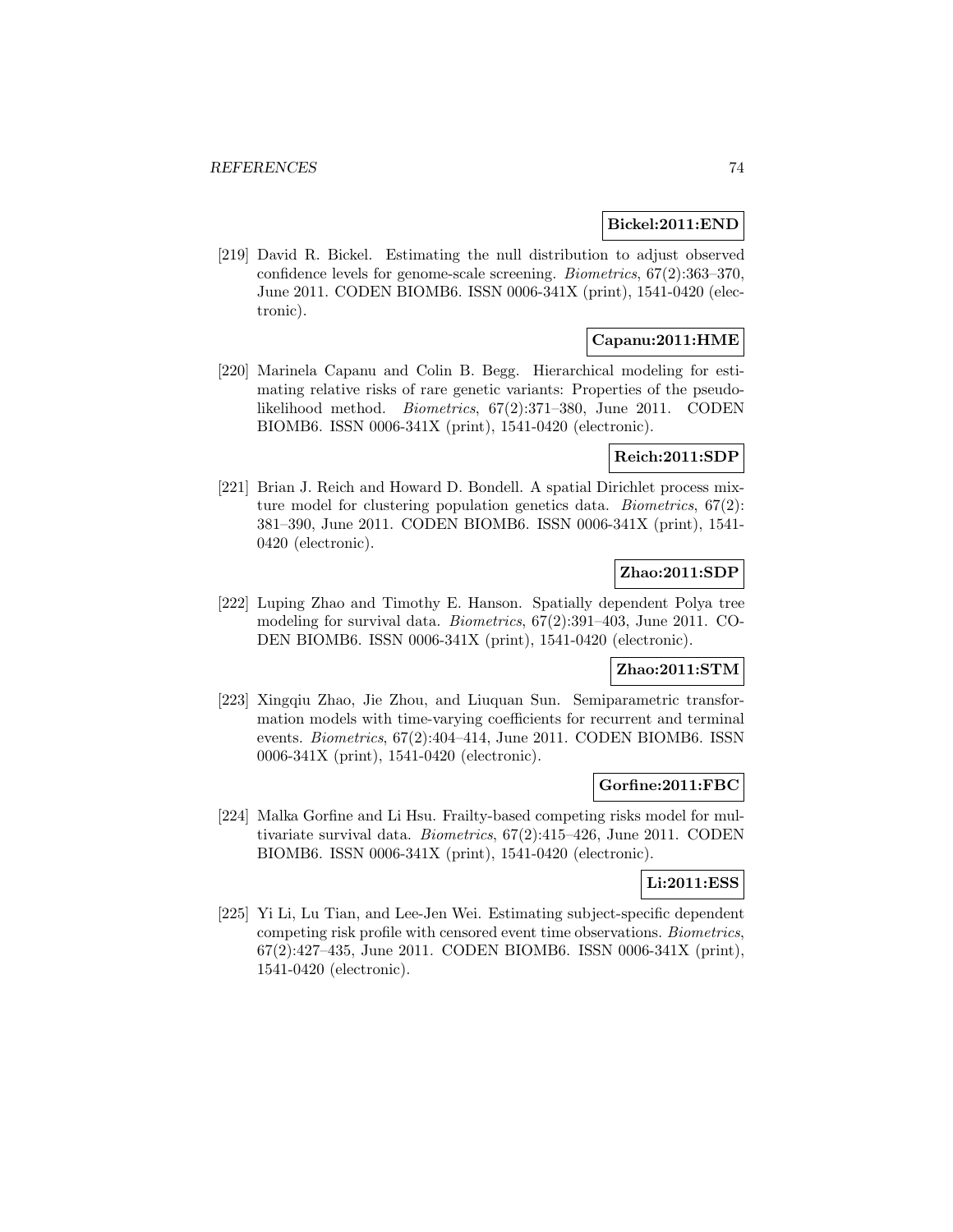**Bickel:2011:END**

[219] David R. Bickel. Estimating the null distribution to adjust observed confidence levels for genome-scale screening. *Biometrics*, 67(2):363–370, June 2011. CODEN BIOMB6. ISSN 0006-341X (print), 1541-0420 (electronic).

**Capanu:2011:HME**

[220] Marinela Capanu and Colin B. Begg. Hierarchical modeling for estimating relative risks of rare genetic variants: Properties of the pseudo-likelihood method. *Biometrics*, 67(2):371–380, June 2011. CODEN BIOMB6. ISSN 0006-341X (print), 1541-0420 (electronic).

**Reich:2011:SDP**

[221] Brian J. Reich and Howard D. Bondell. A spatial Dirichlet process mixture model for clustering population genetics data. *Biometrics*, 67(2): 381–390, June 2011. CODEN BIOMB6. ISSN 0006-341X (print), 1541-0420 (electronic).

**Zhao:2011:SDP**

[222] Luping Zhao and Timothy E. Hanson. Spatially dependent Polya tree modeling for survival data. *Biometrics*, 67(2):391–403, June 2011. CODEN BIOMB6. ISSN 0006-341X (print), 1541-0420 (electronic).

**Zhao:2011:STM**

[223] Xingqiu Zhao, Jie Zhou, and Liuquan Sun. Semiparametric transformation models with time-varying coefficients for recurrent and terminal events. *Biometrics*, 67(2):404–414, June 2011. CODEN BIOMB6. ISSN 0006-341X (print), 1541-0420 (electronic).

**Gorfine:2011:FBC**

[224] Malka Gorfine and Li Hsu. Frailty-based competing risks model for multivariate survival data. *Biometrics*, 67(2):415–426, June 2011. CODEN BIOMB6. ISSN 0006-341X (print), 1541-0420 (electronic).

**Li:2011:ESS**

[225] Yi Li, Lu Tian, and Lee-Jen Wei. Estimating subject-specific dependent competing risk profile with censored event time observations. *Biometrics*, 67(2):427–435, June 2011. CODEN BIOMB6. ISSN 0006-341X (print), 1541-0420 (electronic).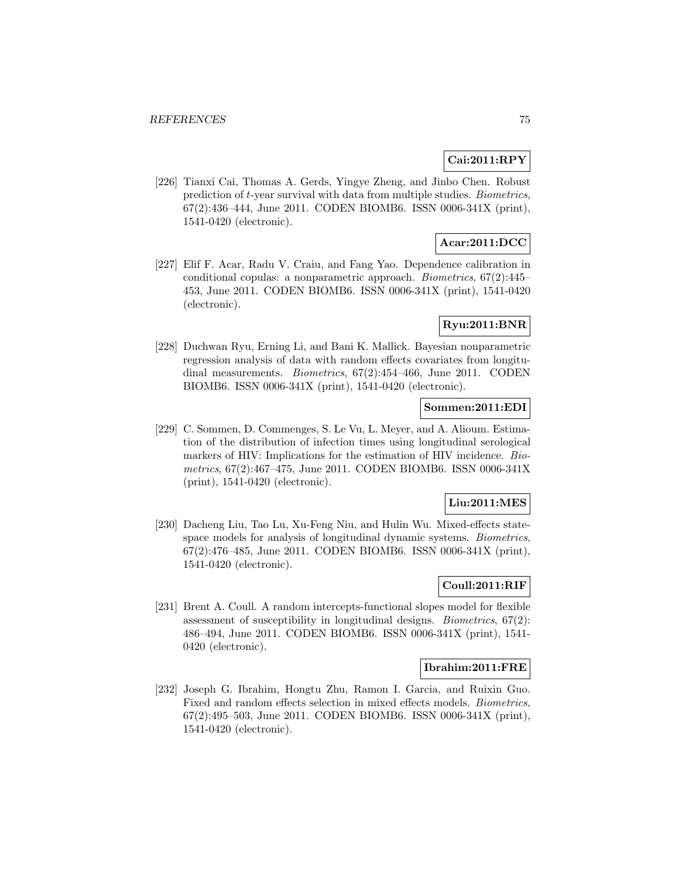**Cai:2011:RPY**

[226] Tianxi Cai, Thomas A. Gerds, Yingye Zheng, and Jinbo Chen. Robust prediction of $t$-year survival with data from multiple studies. *Biometrics*, 67(2):436–444, June 2011. CODEN BIOMB6. ISSN 0006-341X (print), 1541-0420 (electronic).

**Acar:2011:DCC**

[227] Elif F. Acar, Radu V. Craiu, and Fang Yao. Dependence calibration in conditional copulas: a nonparametric approach. *Biometrics*, 67(2):445–453, June 2011. CODEN BIOMB6. ISSN 0006-341X (print), 1541-0420 (electronic).

**Ryu:2011:BNR**

[228] Duchwan Ryu, Erning Li, and Bani K. Mallick. Bayesian nonparametric regression analysis of data with random effects covariates from longitudinal measurements. *Biometrics*, 67(2):454–466, June 2011. CODEN BIOMB6. ISSN 0006-341X (print), 1541-0420 (electronic).

**Sommen:2011:EDI**

[229] C. Sommen, D. Commenges, S. Le Vu, L. Meyer, and A. Alioum. Estimation of the distribution of infection times using longitudinal serological markers of HIV: Implications for the estimation of HIV incidence. *Biometrics*, 67(2):467–475, June 2011. CODEN BIOMB6. ISSN 0006-341X (print), 1541-0420 (electronic).

**Liu:2011:MES**

[230] Dacheng Liu, Tao Lu, Xu-Feng Niu, and Hulin Wu. Mixed-effects state-space models for analysis of longitudinal dynamic systems. *Biometrics*, 67(2):476–485, June 2011. CODEN BIOMB6. ISSN 0006-341X (print), 1541-0420 (electronic).

**Coull:2011:RIF**

[231] Brent A. Coull. A random intercepts-functional slopes model for flexible assessment of susceptibility in longitudinal designs. *Biometrics*, 67(2): 486–494, June 2011. CODEN BIOMB6. ISSN 0006-341X (print), 1541-0420 (electronic).

**Ibrahim:2011:FRE**

[232] Joseph G. Ibrahim, Hongtu Zhu, Ramon I. Garcia, and Ruixin Guo. Fixed and random effects selection in mixed effects models. *Biometrics*, 67(2):495–503, June 2011. CODEN BIOMB6. ISSN 0006-341X (print), 1541-0420 (electronic).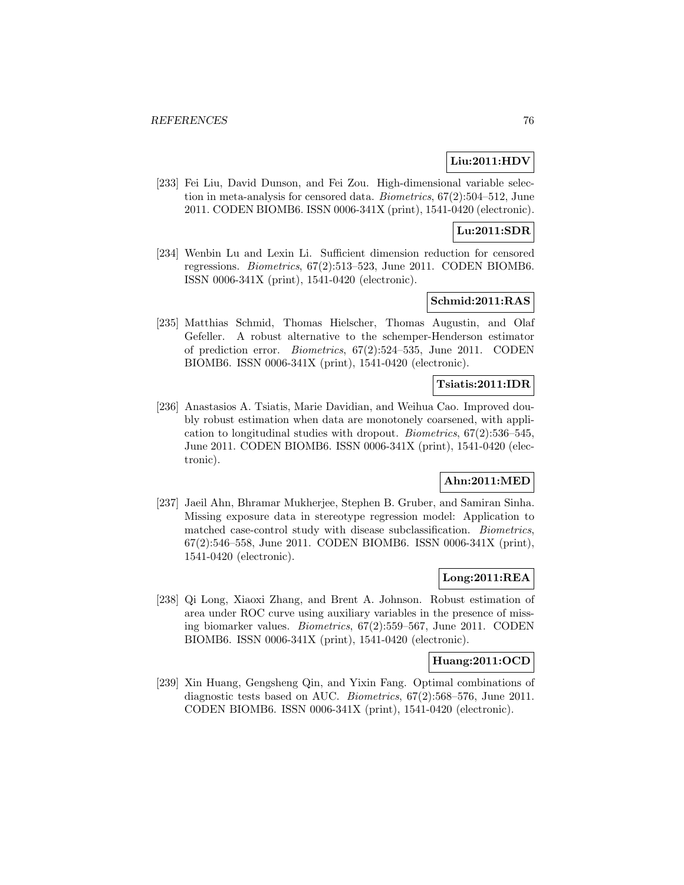**Liu:2011:HDV**

[233] Fei Liu, David Dunson, and Fei Zou. High-dimensional variable selection in meta-analysis for censored data. *Biometrics*, 67(2):504–512, June 2011. CODEN BIOMB6. ISSN 0006-341X (print), 1541-0420 (electronic).

**Lu:2011:SDR**

[234] Wenbin Lu and Lexin Li. Sufficient dimension reduction for censored regressions. *Biometrics*, 67(2):513–523, June 2011. CODEN BIOMB6. ISSN 0006-341X (print), 1541-0420 (electronic).

**Schmid:2011:RAS**

[235] Matthias Schmid, Thomas Hielscher, Thomas Augustin, and Olaf Gefeller. A robust alternative to the schemper-Henderson estimator of prediction error. *Biometrics*, 67(2):524–535, June 2011. CODEN BIOMB6. ISSN 0006-341X (print), 1541-0420 (electronic).

**Tsiatis:2011:IDR**

[236] Anastasios A. Tsiatis, Marie Davidian, and Weihua Cao. Improved doubly robust estimation when data are monotonely coarsened, with application to longitudinal studies with dropout. *Biometrics*, 67(2):536–545, June 2011. CODEN BIOMB6. ISSN 0006-341X (print), 1541-0420 (electronic).

**Ahn:2011:MED**

[237] Jaeil Ahn, Bhramar Mukherjee, Stephen B. Gruber, and Samiran Sinha. Missing exposure data in stereotype regression model: Application to matched case-control study with disease subclassification. *Biometrics*, 67(2):546–558, June 2011. CODEN BIOMB6. ISSN 0006-341X (print), 1541-0420 (electronic).

**Long:2011:REA**

[238] Qi Long, Xiaoxi Zhang, and Brent A. Johnson. Robust estimation of area under ROC curve using auxiliary variables in the presence of missing biomarker values. *Biometrics*, 67(2):559–567, June 2011. CODEN BIOMB6. ISSN 0006-341X (print), 1541-0420 (electronic).

**Huang:2011:OCD**

[239] Xin Huang, Gengsheng Qin, and Yixin Fang. Optimal combinations of diagnostic tests based on AUC. *Biometrics*, 67(2):568–576, June 2011. CODEN BIOMB6. ISSN 0006-341X (print), 1541-0420 (electronic).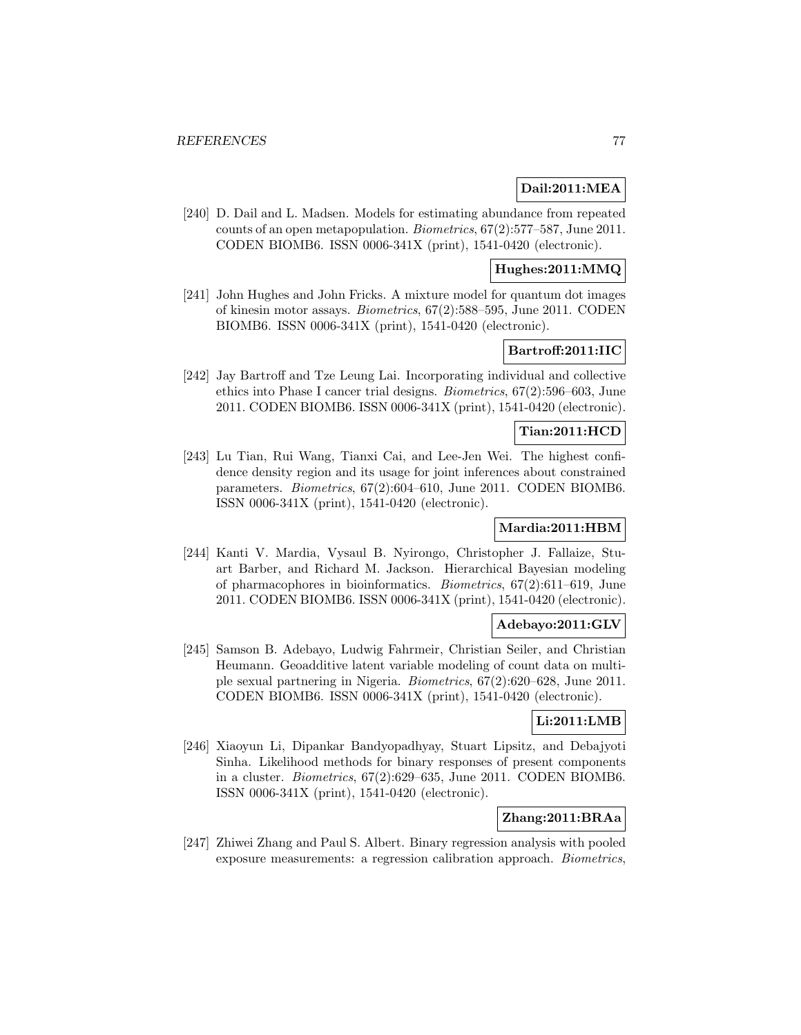**Dail:2011:MEA**

[240] D. Dail and L. Madsen. Models for estimating abundance from repeated counts of an open metapopulation. *Biometrics*, 67(2):577–587, June 2011. CODEN BIOMB6. ISSN 0006-341X (print), 1541-0420 (electronic).

**Hughes:2011:MMQ**

[241] John Hughes and John Fricks. A mixture model for quantum dot images of kinesin motor assays. *Biometrics*, 67(2):588–595, June 2011. CODEN BIOMB6. ISSN 0006-341X (print), 1541-0420 (electronic).

**Bartroff:2011:IIC**

[242] Jay Bartroff and Tze Leung Lai. Incorporating individual and collective ethics into Phase I cancer trial designs. *Biometrics*, 67(2):596–603, June 2011. CODEN BIOMB6. ISSN 0006-341X (print), 1541-0420 (electronic).

**Tian:2011:HCD**

[243] Lu Tian, Rui Wang, Tianxi Cai, and Lee-Jen Wei. The highest confidence density region and its usage for joint inferences about constrained parameters. *Biometrics*, 67(2):604–610, June 2011. CODEN BIOMB6. ISSN 0006-341X (print), 1541-0420 (electronic).

**Mardia:2011:HBM**

[244] Kanti V. Mardia, Vysaul B. Nyirongo, Christopher J. Fallaize, Stuart Barber, and Richard M. Jackson. Hierarchical Bayesian modeling of pharmacophores in bioinformatics. *Biometrics*, 67(2):611–619, June 2011. CODEN BIOMB6. ISSN 0006-341X (print), 1541-0420 (electronic).

**Adebayo:2011:GLV**

[245] Samson B. Adebayo, Ludwig Fahrmeir, Christian Seiler, and Christian Heumann. Geoadditive latent variable modeling of count data on multiple sexual partnering in Nigeria. *Biometrics*, 67(2):620–628, June 2011. CODEN BIOMB6. ISSN 0006-341X (print), 1541-0420 (electronic).

**Li:2011:LMB**

[246] Xiaoyun Li, Dipankar Bandyopadhyay, Stuart Lipsitz, and Debajyoti Sinha. Likelihood methods for binary responses of present components in a cluster. *Biometrics*, 67(2):629–635, June 2011. CODEN BIOMB6. ISSN 0006-341X (print), 1541-0420 (electronic).

**Zhang:2011:BRAa**

[247] Zhiwei Zhang and Paul S. Albert. Binary regression analysis with pooled exposure measurements: a regression calibration approach. *Biometrics*,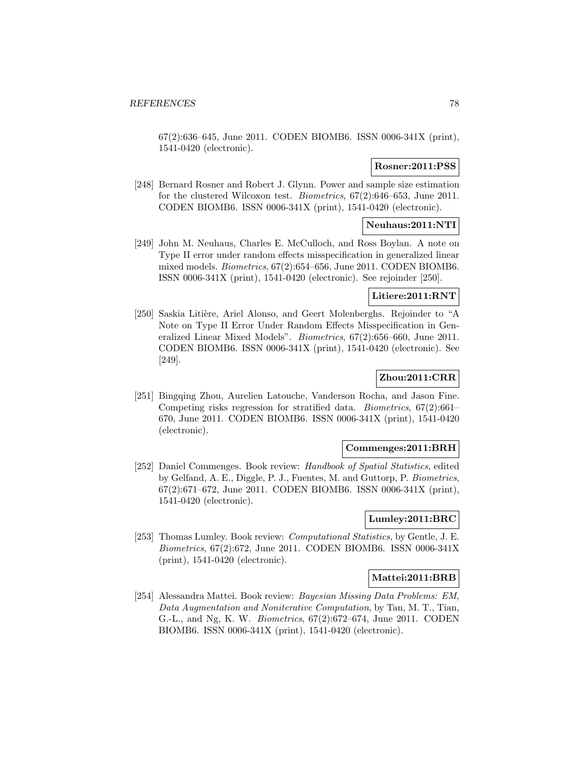67(2):636–645, June 2011. CODEN BIOMB6. ISSN 0006-341X (print), 1541-0420 (electronic).

**Rosner:2011:PSS**

[248] Bernard Rosner and Robert J. Glynn. Power and sample size estimation for the clustered Wilcoxon test. *Biometrics*, 67(2):646–653, June 2011. CODEN BIOMB6. ISSN 0006-341X (print), 1541-0420 (electronic).

**Neuhaus:2011:NTI**

[249] John M. Neuhaus, Charles E. McCulloch, and Ross Boylan. A note on Type II error under random effects misspecification in generalized linear mixed models. *Biometrics*, 67(2):654–656, June 2011. CODEN BIOMB6. ISSN 0006-341X (print), 1541-0420 (electronic). See rejoinder [250].

**Litiere:2011:RNT**

[250] Saskia Litière, Ariel Alonso, and Geert Molenberghs. Rejoinder to "A Note on Type II Error Under Random Effects Misspecification in Generalized Linear Mixed Models". *Biometrics*, 67(2):656–660, June 2011. CODEN BIOMB6. ISSN 0006-341X (print), 1541-0420 (electronic). See [249].

**Zhou:2011:CRR**

[251] Bingqing Zhou, Aurelien Latouche, Vanderson Rocha, and Jason Fine. Competing risks regression for stratified data. *Biometrics*, 67(2):661–670, June 2011. CODEN BIOMB6. ISSN 0006-341X (print), 1541-0420 (electronic).

**Commenges:2011:BRH**

[252] Daniel Commenges. Book review: *Handbook of Spatial Statistics*, edited by Gelfand, A. E., Diggle, P. J., Fuentes, M. and Guttorp, P. *Biometrics*, 67(2):671–672, June 2011. CODEN BIOMB6. ISSN 0006-341X (print), 1541-0420 (electronic).

**Lumley:2011:BRC**

[253] Thomas Lumley. Book review: *Computational Statistics*, by Gentle, J. E. *Biometrics*, 67(2):672, June 2011. CODEN BIOMB6. ISSN 0006-341X (print), 1541-0420 (electronic).

**Mattei:2011:BRB**

[254] Alessandra Mattei. Book review: *Bayesian Missing Data Problems: EM, Data Augmentation and Noniterative Computation*, by Tan, M. T., Tian, G.-L., and Ng, K. W. *Biometrics*, 67(2):672–674, June 2011. CODEN BIOMB6. ISSN 0006-341X (print), 1541-0420 (electronic).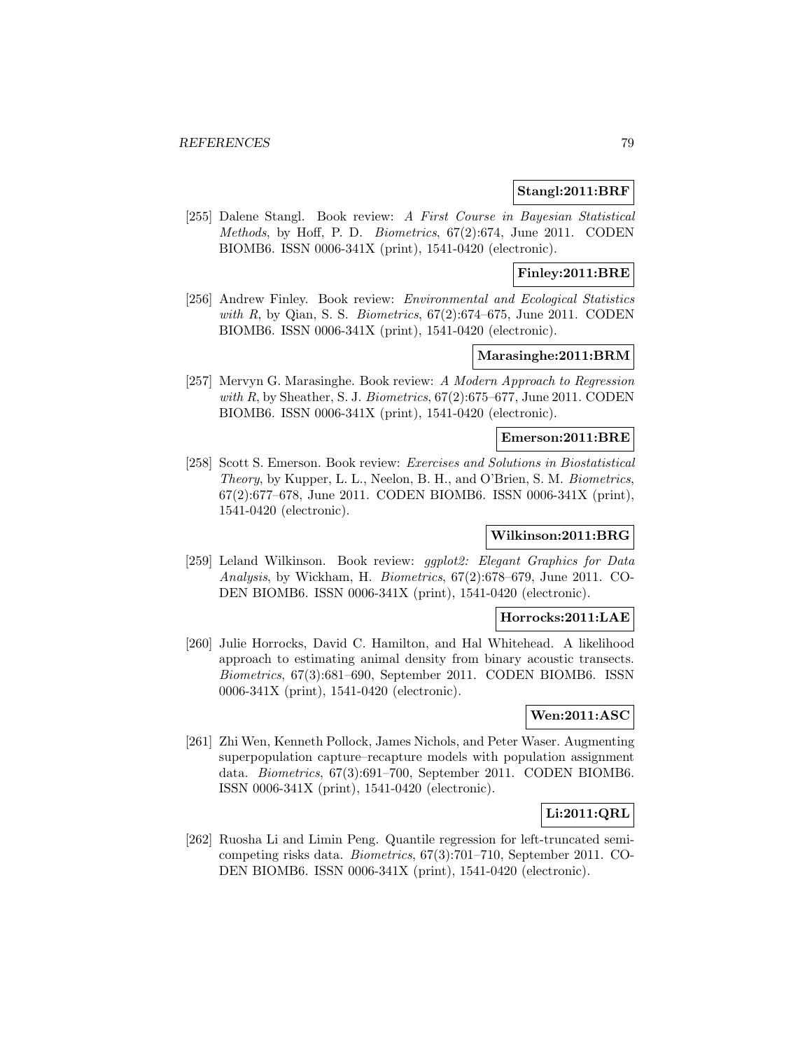**Stangl:2011:BRF**

[255] Dalene Stangl. Book review: *A First Course in Bayesian Statistical Methods*, by Hoff, P. D. *Biometrics*, 67(2):674, June 2011. CODEN BIOMB6. ISSN 0006-341X (print), 1541-0420 (electronic).

**Finley:2011:BRE**

[256] Andrew Finley. Book review: *Environmental and Ecological Statistics with R*, by Qian, S. S. *Biometrics*, 67(2):674–675, June 2011. CODEN BIOMB6. ISSN 0006-341X (print), 1541-0420 (electronic).

**Marasinghe:2011:BRM**

[257] Mervyn G. Marasinghe. Book review: *A Modern Approach to Regression with R*, by Sheather, S. J. *Biometrics*, 67(2):675–677, June 2011. CODEN BIOMB6. ISSN 0006-341X (print), 1541-0420 (electronic).

**Emerson:2011:BRE**

[258] Scott S. Emerson. Book review: *Exercises and Solutions in Biostatistical Theory*, by Kupper, L. L., Neelon, B. H., and O'Brien, S. M. *Biometrics*, 67(2):677–678, June 2011. CODEN BIOMB6. ISSN 0006-341X (print), 1541-0420 (electronic).

**Wilkinson:2011:BRG**

[259] Leland Wilkinson. Book review: *ggplot2: Elegant Graphics for Data Analysis*, by Wickham, H. *Biometrics*, 67(2):678–679, June 2011. CODEN BIOMB6. ISSN 0006-341X (print), 1541-0420 (electronic).

**Horrocks:2011:LAE**

[260] Julie Horrocks, David C. Hamilton, and Hal Whitehead. A likelihood approach to estimating animal density from binary acoustic transects. *Biometrics*, 67(3):681–690, September 2011. CODEN BIOMB6. ISSN 0006-341X (print), 1541-0420 (electronic).

**Wen:2011:ASC**

[261] Zhi Wen, Kenneth Pollock, James Nichols, and Peter Waser. Augmenting superpopulation capture–recapture models with population assignment data. *Biometrics*, 67(3):691–700, September 2011. CODEN BIOMB6. ISSN 0006-341X (print), 1541-0420 (electronic).

**Li:2011:QRL**

[262] Ruosha Li and Limin Peng. Quantile regression for left-truncated semi-competing risks data. *Biometrics*, 67(3):701–710, September 2011. CODEN BIOMB6. ISSN 0006-341X (print), 1541-0420 (electronic).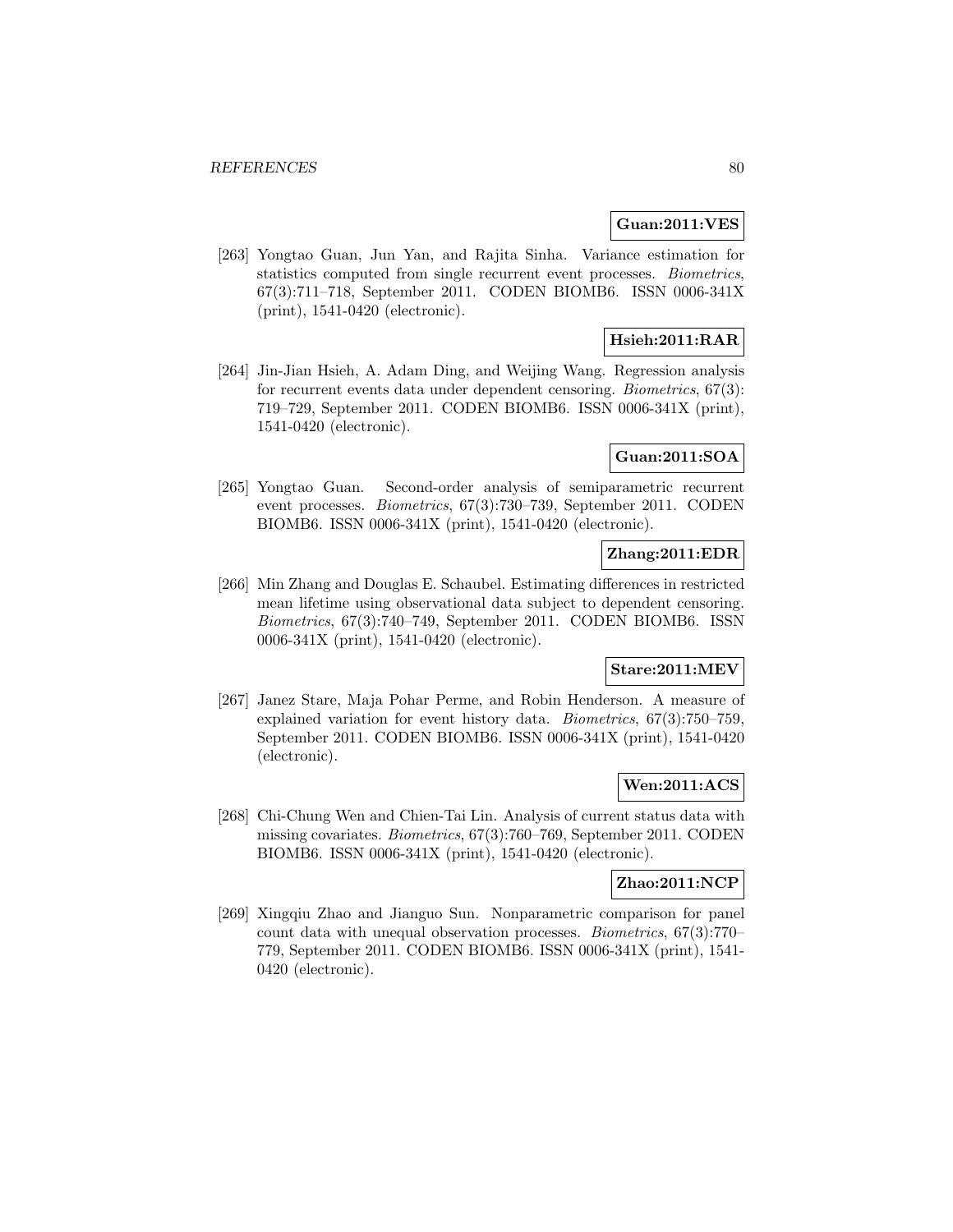**Guan:2011:VES**

[263] Yongtao Guan, Jun Yan, and Rajita Sinha. Variance estimation for statistics computed from single recurrent event processes. *Biometrics*, 67(3):711–718, September 2011. CODEN BIOMB6. ISSN 0006-341X (print), 1541-0420 (electronic).

**Hsieh:2011:RAR**

[264] Jin-Jian Hsieh, A. Adam Ding, and Weijing Wang. Regression analysis for recurrent events data under dependent censoring. *Biometrics*, 67(3): 719–729, September 2011. CODEN BIOMB6. ISSN 0006-341X (print), 1541-0420 (electronic).

**Guan:2011:SOA**

[265] Yongtao Guan. Second-order analysis of semiparametric recurrent event processes. *Biometrics*, 67(3):730–739, September 2011. CODEN BIOMB6. ISSN 0006-341X (print), 1541-0420 (electronic).

**Zhang:2011:EDR**

[266] Min Zhang and Douglas E. Schaubel. Estimating differences in restricted mean lifetime using observational data subject to dependent censoring. *Biometrics*, 67(3):740–749, September 2011. CODEN BIOMB6. ISSN 0006-341X (print), 1541-0420 (electronic).

**Stare:2011:MEV**

[267] Janez Stare, Maja Pohar Perme, and Robin Henderson. A measure of explained variation for event history data. *Biometrics*, 67(3):750–759, September 2011. CODEN BIOMB6. ISSN 0006-341X (print), 1541-0420 (electronic).

**Wen:2011:ACS**

[268] Chi-Chung Wen and Chien-Tai Lin. Analysis of current status data with missing covariates. *Biometrics*, 67(3):760–769, September 2011. CODEN BIOMB6. ISSN 0006-341X (print), 1541-0420 (electronic).

**Zhao:2011:NCP**

[269] Xingqiu Zhao and Jianguo Sun. Nonparametric comparison for panel count data with unequal observation processes. *Biometrics*, 67(3):770–779, September 2011. CODEN BIOMB6. ISSN 0006-341X (print), 1541-0420 (electronic).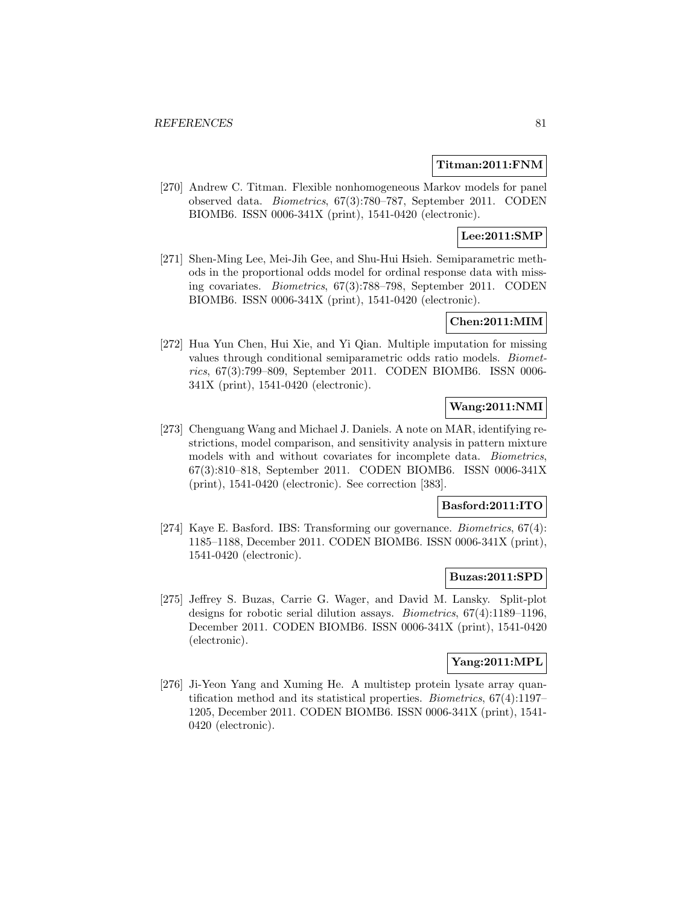**Titman:2011:FNM**

[270] Andrew C. Titman. Flexible nonhomogeneous Markov models for panel observed data. *Biometrics*, 67(3):780–787, September 2011. CODEN BIOMB6. ISSN 0006-341X (print), 1541-0420 (electronic).

**Lee:2011:SMP**

[271] Shen-Ming Lee, Mei-Jih Gee, and Shu-Hui Hsieh. Semiparametric methods in the proportional odds model for ordinal response data with missing covariates. *Biometrics*, 67(3):788–798, September 2011. CODEN BIOMB6. ISSN 0006-341X (print), 1541-0420 (electronic).

**Chen:2011:MIM**

[272] Hua Yun Chen, Hui Xie, and Yi Qian. Multiple imputation for missing values through conditional semiparametric odds ratio models. *Biometrics*, 67(3):799–809, September 2011. CODEN BIOMB6. ISSN 0006-341X (print), 1541-0420 (electronic).

**Wang:2011:NMI**

[273] Chenguang Wang and Michael J. Daniels. A note on MAR, identifying restrictions, model comparison, and sensitivity analysis in pattern mixture models with and without covariates for incomplete data. *Biometrics*, 67(3):810–818, September 2011. CODEN BIOMB6. ISSN 0006-341X (print), 1541-0420 (electronic). See correction [383].

**Basford:2011:ITO**

[274] Kaye E. Basford. IBS: Transforming our governance. *Biometrics*, 67(4): 1185–1188, December 2011. CODEN BIOMB6. ISSN 0006-341X (print), 1541-0420 (electronic).

**Buzas:2011:SPD**

[275] Jeffrey S. Buzas, Carrie G. Wager, and David M. Lansky. Split-plot designs for robotic serial dilution assays. *Biometrics*, 67(4):1189–1196, December 2011. CODEN BIOMB6. ISSN 0006-341X (print), 1541-0420 (electronic).

**Yang:2011:MPL**

[276] Ji-Yeon Yang and Xuming He. A multistep protein lysate array quantification method and its statistical properties. *Biometrics*, 67(4):1197–1205, December 2011. CODEN BIOMB6. ISSN 0006-341X (print), 1541-0420 (electronic).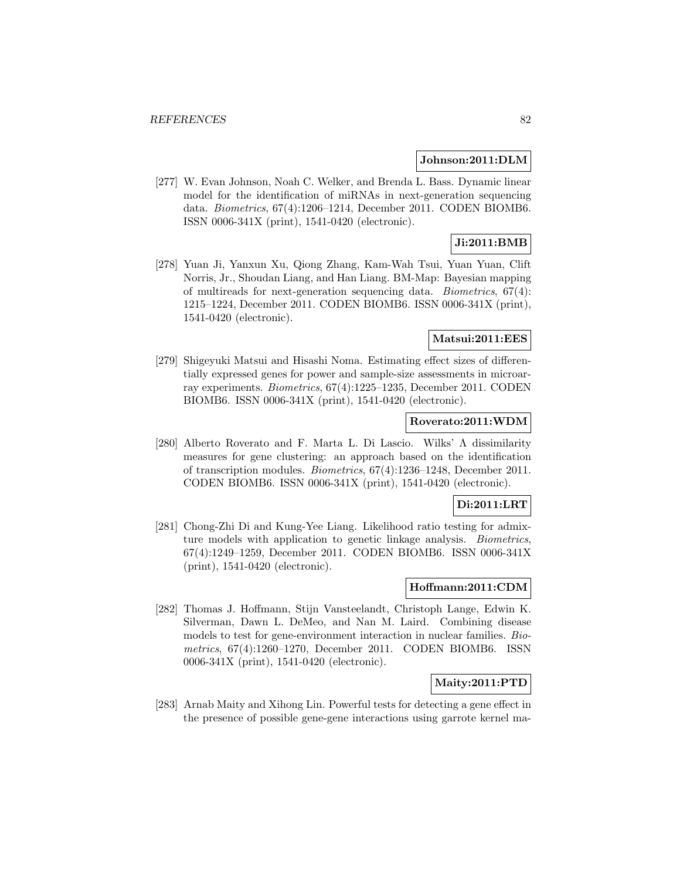**Johnson:2011:DLM**

[277] W. Evan Johnson, Noah C. Welker, and Brenda L. Bass. Dynamic linear model for the identification of miRNAs in next-generation sequencing data. *Biometrics*, 67(4):1206–1214, December 2011. CODEN BIOMB6. ISSN 0006-341X (print), 1541-0420 (electronic).

**Ji:2011:BMB**

[278] Yuan Ji, Yanxun Xu, Qiong Zhang, Kam-Wah Tsui, Yuan Yuan, Clift Norris, Jr., Shoudan Liang, and Han Liang. BM-Map: Bayesian mapping of multireads for next-generation sequencing data. *Biometrics*, 67(4): 1215–1224, December 2011. CODEN BIOMB6. ISSN 0006-341X (print), 1541-0420 (electronic).

**Matsui:2011:EES**

[279] Shigeyuki Matsui and Hisashi Noma. Estimating effect sizes of differentially expressed genes for power and sample-size assessments in microarray experiments. *Biometrics*, 67(4):1225–1235, December 2011. CODEN BIOMB6. ISSN 0006-341X (print), 1541-0420 (electronic).

**Roverato:2011:WDM**

[280] Alberto Roverato and F. Marta L. Di Lascio. Wilks' $\Lambda$ dissimilarity measures for gene clustering: an approach based on the identification of transcription modules. *Biometrics*, 67(4):1236–1248, December 2011. CODEN BIOMB6. ISSN 0006-341X (print), 1541-0420 (electronic).

**Di:2011:LRT**

[281] Chong-Zhi Di and Kung-Yee Liang. Likelihood ratio testing for admixture models with application to genetic linkage analysis. *Biometrics*, 67(4):1249–1259, December 2011. CODEN BIOMB6. ISSN 0006-341X (print), 1541-0420 (electronic).

**Hoffmann:2011:CDM**

[282] Thomas J. Hoffmann, Stijn Vansteelandt, Christoph Lange, Edwin K. Silverman, Dawn L. DeMeo, and Nan M. Laird. Combining disease models to test for gene-environment interaction in nuclear families. *Biometrics*, 67(4):1260–1270, December 2011. CODEN BIOMB6. ISSN 0006-341X (print), 1541-0420 (electronic).

**Maity:2011:PTD**

[283] Arnab Maity and Xihong Lin. Powerful tests for detecting a gene effect in the presence of possible gene-gene interactions using garrote kernel ma-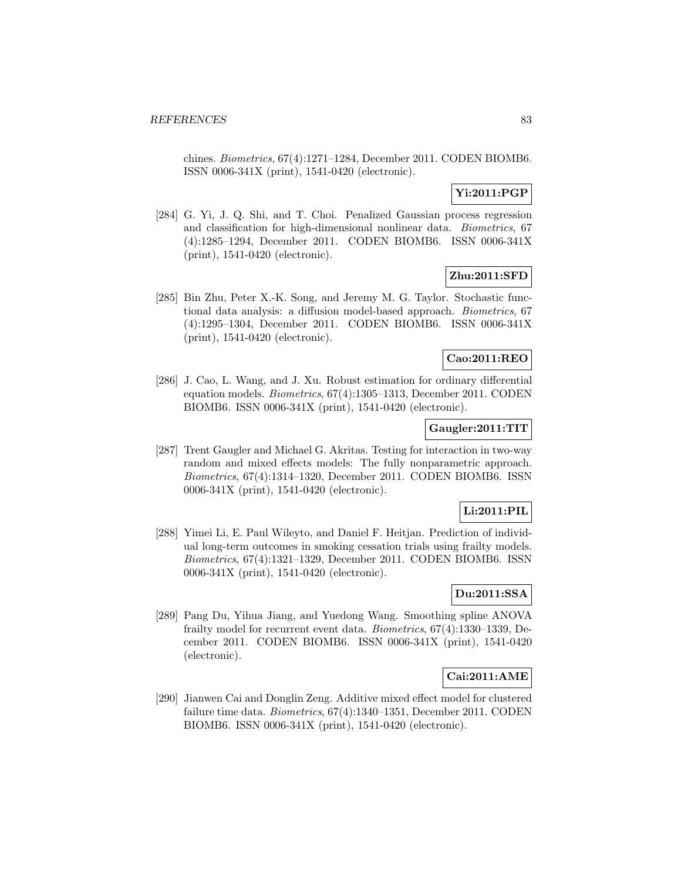chines. *Biometrics*, 67(4):1271–1284, December 2011. CODEN BIOMB6. ISSN 0006-341X (print), 1541-0420 (electronic).

**Yi:2011:PGP**

[284] G. Yi, J. Q. Shi, and T. Choi. Penalized Gaussian process regression and classification for high-dimensional nonlinear data. *Biometrics*, 67 (4):1285–1294, December 2011. CODEN BIOMB6. ISSN 0006-341X (print), 1541-0420 (electronic).

**Zhu:2011:SFD**

[285] Bin Zhu, Peter X.-K. Song, and Jeremy M. G. Taylor. Stochastic functional data analysis: a diffusion model-based approach. *Biometrics*, 67 (4):1295–1304, December 2011. CODEN BIOMB6. ISSN 0006-341X (print), 1541-0420 (electronic).

**Cao:2011:REO**

[286] J. Cao, L. Wang, and J. Xu. Robust estimation for ordinary differential equation models. *Biometrics*, 67(4):1305–1313, December 2011. CODEN BIOMB6. ISSN 0006-341X (print), 1541-0420 (electronic).

**Gaugler:2011:TIT**

[287] Trent Gaugler and Michael G. Akritas. Testing for interaction in two-way random and mixed effects models: The fully nonparametric approach. *Biometrics*, 67(4):1314–1320, December 2011. CODEN BIOMB6. ISSN 0006-341X (print), 1541-0420 (electronic).

**Li:2011:PIL**

[288] Yimei Li, E. Paul Wileyto, and Daniel F. Heitjan. Prediction of individual long-term outcomes in smoking cessation trials using frailty models. *Biometrics*, 67(4):1321–1329, December 2011. CODEN BIOMB6. ISSN 0006-341X (print), 1541-0420 (electronic).

**Du:2011:SSA**

[289] Pang Du, Yihua Jiang, and Yuedong Wang. Smoothing spline ANOVA frailty model for recurrent event data. *Biometrics*, 67(4):1330–1339, December 2011. CODEN BIOMB6. ISSN 0006-341X (print), 1541-0420 (electronic).

**Cai:2011:AME**

[290] Jianwen Cai and Donglin Zeng. Additive mixed effect model for clustered failure time data. *Biometrics*, 67(4):1340–1351, December 2011. CODEN BIOMB6. ISSN 0006-341X (print), 1541-0420 (electronic).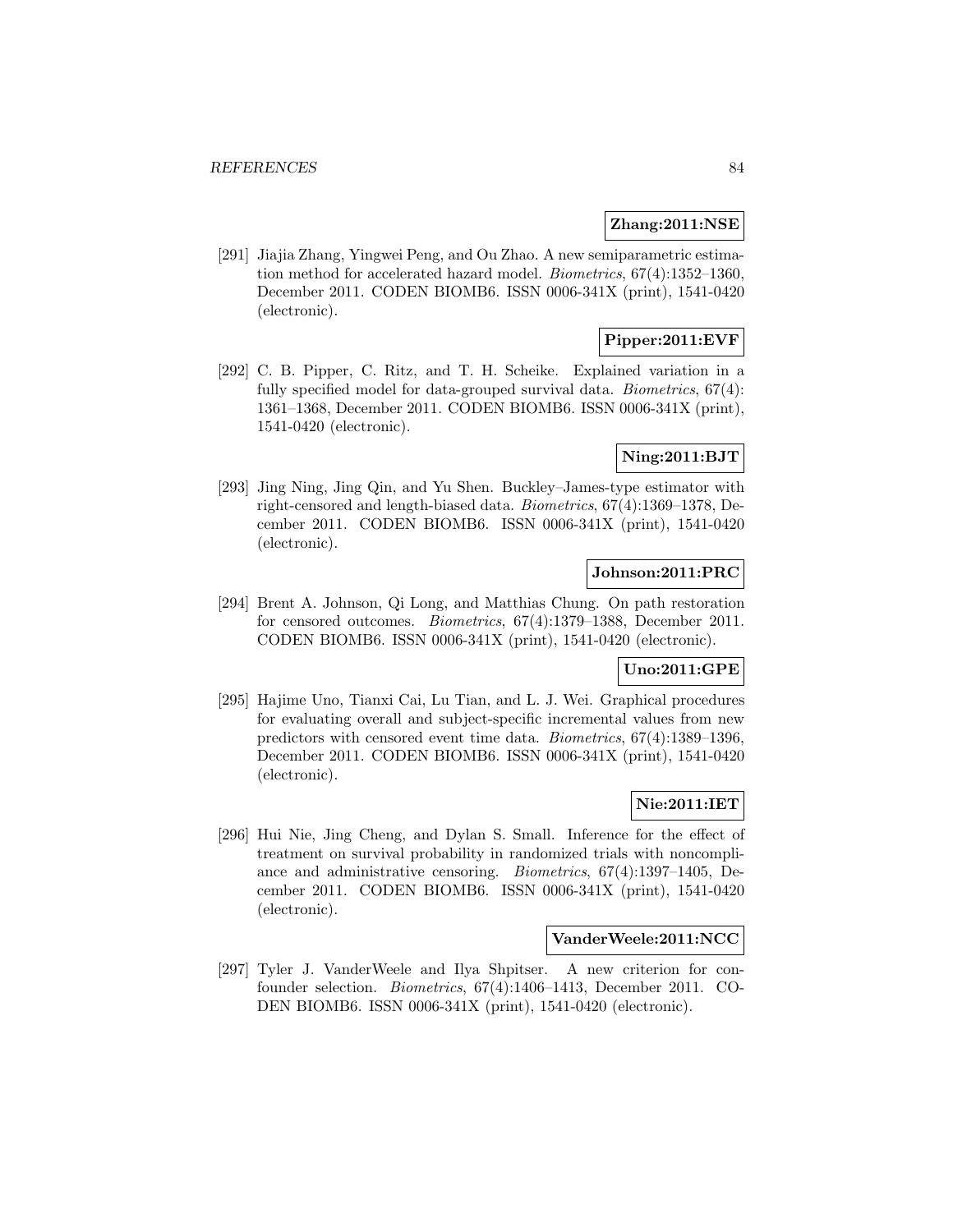**Zhang:2011:NSE**

[291] Jiajia Zhang, Yingwei Peng, and Ou Zhao. A new semiparametric estimation method for accelerated hazard model. *Biometrics*, 67(4):1352–1360, December 2011. CODEN BIOMB6. ISSN 0006-341X (print), 1541-0420 (electronic).

**Pipper:2011:EVF**

[292] C. B. Pipper, C. Ritz, and T. H. Scheike. Explained variation in a fully specified model for data-grouped survival data. *Biometrics*, 67(4): 1361–1368, December 2011. CODEN BIOMB6. ISSN 0006-341X (print), 1541-0420 (electronic).

**Ning:2011:BJT**

[293] Jing Ning, Jing Qin, and Yu Shen. Buckley–James-type estimator with right-censored and length-biased data. *Biometrics*, 67(4):1369–1378, December 2011. CODEN BIOMB6. ISSN 0006-341X (print), 1541-0420 (electronic).

**Johnson:2011:PRC**

[294] Brent A. Johnson, Qi Long, and Matthias Chung. On path restoration for censored outcomes. *Biometrics*, 67(4):1379–1388, December 2011. CODEN BIOMB6. ISSN 0006-341X (print), 1541-0420 (electronic).

**Uno:2011:GPE**

[295] Hajime Uno, Tianxi Cai, Lu Tian, and L. J. Wei. Graphical procedures for evaluating overall and subject-specific incremental values from new predictors with censored event time data. *Biometrics*, 67(4):1389–1396, December 2011. CODEN BIOMB6. ISSN 0006-341X (print), 1541-0420 (electronic).

**Nie:2011:IET**

[296] Hui Nie, Jing Cheng, and Dylan S. Small. Inference for the effect of treatment on survival probability in randomized trials with noncompliance and administrative censoring. *Biometrics*, 67(4):1397–1405, December 2011. CODEN BIOMB6. ISSN 0006-341X (print), 1541-0420 (electronic).

**VanderWeele:2011:NCC**

[297] Tyler J. VanderWeele and Ilya Shpitser. A new criterion for confounder selection. *Biometrics*, 67(4):1406–1413, December 2011. CODEN BIOMB6. ISSN 0006-341X (print), 1541-0420 (electronic).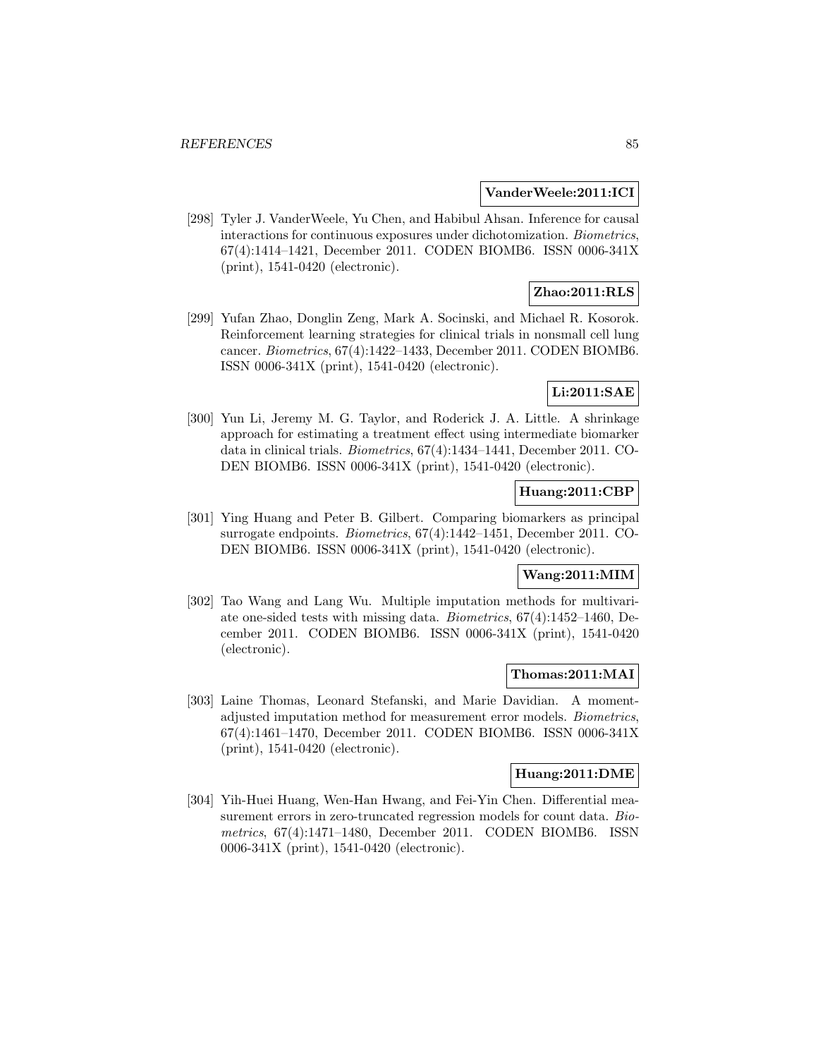**VanderWeele:2011:ICI**

[298] Tyler J. VanderWeele, Yu Chen, and Habibul Ahsan. Inference for causal interactions for continuous exposures under dichotomization. *Biometrics*, 67(4):1414–1421, December 2011. CODEN BIOMB6. ISSN 0006-341X (print), 1541-0420 (electronic).

**Zhao:2011:RLS**

[299] Yufan Zhao, Donglin Zeng, Mark A. Socinski, and Michael R. Kosorok. Reinforcement learning strategies for clinical trials in nonsmall cell lung cancer. *Biometrics*, 67(4):1422–1433, December 2011. CODEN BIOMB6. ISSN 0006-341X (print), 1541-0420 (electronic).

**Li:2011:SAE**

[300] Yun Li, Jeremy M. G. Taylor, and Roderick J. A. Little. A shrinkage approach for estimating a treatment effect using intermediate biomarker data in clinical trials. *Biometrics*, 67(4):1434–1441, December 2011. CODEN BIOMB6. ISSN 0006-341X (print), 1541-0420 (electronic).

**Huang:2011:CBP**

[301] Ying Huang and Peter B. Gilbert. Comparing biomarkers as principal surrogate endpoints. *Biometrics*, 67(4):1442–1451, December 2011. CODEN BIOMB6. ISSN 0006-341X (print), 1541-0420 (electronic).

**Wang:2011:MIM**

[302] Tao Wang and Lang Wu. Multiple imputation methods for multivariate one-sided tests with missing data. *Biometrics*, 67(4):1452–1460, December 2011. CODEN BIOMB6. ISSN 0006-341X (print), 1541-0420 (electronic).

**Thomas:2011:MAI**

[303] Laine Thomas, Leonard Stefanski, and Marie Davidian. A moment-adjusted imputation method for measurement error models. *Biometrics*, 67(4):1461–1470, December 2011. CODEN BIOMB6. ISSN 0006-341X (print), 1541-0420 (electronic).

**Huang:2011:DME**

[304] Yih-Huei Huang, Wen-Han Hwang, and Fei-Yin Chen. Differential measurement errors in zero-truncated regression models for count data. *Biometrics*, 67(4):1471–1480, December 2011. CODEN BIOMB6. ISSN 0006-341X (print), 1541-0420 (electronic).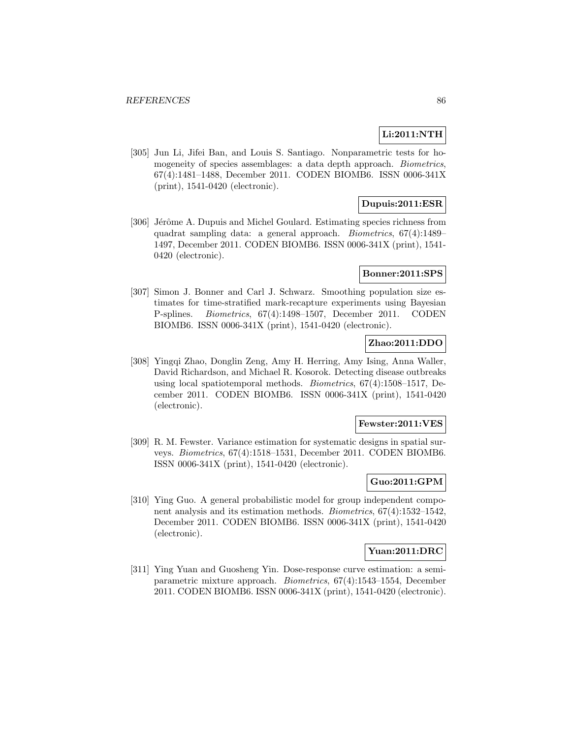**Li:2011:NTH**

[305] Jun Li, Jifei Ban, and Louis S. Santiago. Nonparametric tests for homogeneity of species assemblages: a data depth approach. *Biometrics*, 67(4):1481–1488, December 2011. CODEN BIOMB6. ISSN 0006-341X (print), 1541-0420 (electronic).

**Dupuis:2011:ESR**

[306] Jérôme A. Dupuis and Michel Goulard. Estimating species richness from quadrat sampling data: a general approach. *Biometrics*, 67(4):1489–1497, December 2011. CODEN BIOMB6. ISSN 0006-341X (print), 1541-0420 (electronic).

**Bonner:2011:SPS**

[307] Simon J. Bonner and Carl J. Schwarz. Smoothing population size estimates for time-stratified mark-recapture experiments using Bayesian P-splines. *Biometrics*, 67(4):1498–1507, December 2011. CODEN BIOMB6. ISSN 0006-341X (print), 1541-0420 (electronic).

**Zhao:2011:DDO**

[308] Yingqi Zhao, Donglin Zeng, Amy H. Herring, Amy Ising, Anna Waller, David Richardson, and Michael R. Kosorok. Detecting disease outbreaks using local spatiotemporal methods. *Biometrics*, 67(4):1508–1517, December 2011. CODEN BIOMB6. ISSN 0006-341X (print), 1541-0420 (electronic).

**Fewster:2011:VES**

[309] R. M. Fewster. Variance estimation for systematic designs in spatial surveys. *Biometrics*, 67(4):1518–1531, December 2011. CODEN BIOMB6. ISSN 0006-341X (print), 1541-0420 (electronic).

**Guo:2011:GPM**

[310] Ying Guo. A general probabilistic model for group independent component analysis and its estimation methods. *Biometrics*, 67(4):1532–1542, December 2011. CODEN BIOMB6. ISSN 0006-341X (print), 1541-0420 (electronic).

**Yuan:2011:DRC**

[311] Ying Yuan and Guosheng Yin. Dose-response curve estimation: a semiparametric mixture approach. *Biometrics*, 67(4):1543–1554, December 2011. CODEN BIOMB6. ISSN 0006-341X (print), 1541-0420 (electronic).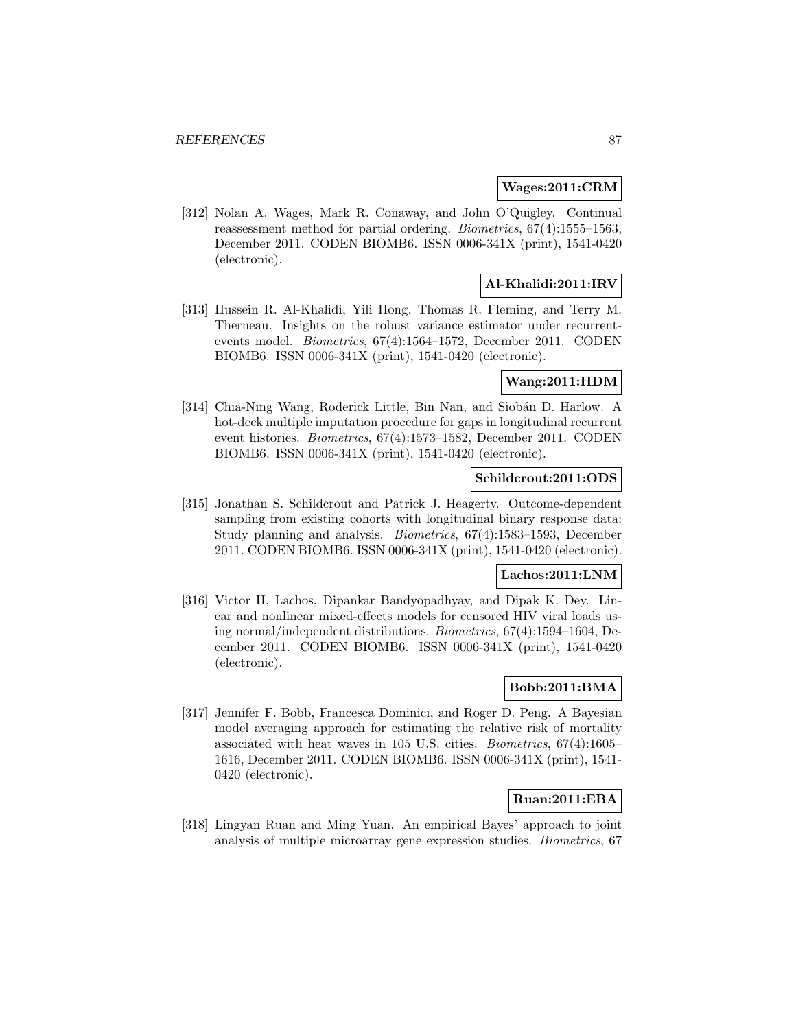**Wages:2011:CRM**

[312] Nolan A. Wages, Mark R. Conaway, and John O'Quigley. Continual reassessment method for partial ordering. *Biometrics*, 67(4):1555–1563, December 2011. CODEN BIOMB6. ISSN 0006-341X (print), 1541-0420 (electronic).

**Al-Khalidi:2011:IRV**

[313] Hussein R. Al-Khalidi, Yili Hong, Thomas R. Fleming, and Terry M. Therneau. Insights on the robust variance estimator under recurrent-events model. *Biometrics*, 67(4):1564–1572, December 2011. CODEN BIOMB6. ISSN 0006-341X (print), 1541-0420 (electronic).

**Wang:2011:HDM**

[314] Chia-Ning Wang, Roderick Little, Bin Nan, and Siobán D. Harlow. A hot-deck multiple imputation procedure for gaps in longitudinal recurrent event histories. *Biometrics*, 67(4):1573–1582, December 2011. CODEN BIOMB6. ISSN 0006-341X (print), 1541-0420 (electronic).

**Schildcrout:2011:ODS**

[315] Jonathan S. Schildcrout and Patrick J. Heagerty. Outcome-dependent sampling from existing cohorts with longitudinal binary response data: Study planning and analysis. *Biometrics*, 67(4):1583–1593, December 2011. CODEN BIOMB6. ISSN 0006-341X (print), 1541-0420 (electronic).

**Lachos:2011:LNM**

[316] Victor H. Lachos, Dipankar Bandyopadhyay, and Dipak K. Dey. Linear and nonlinear mixed-effects models for censored HIV viral loads using normal/independent distributions. *Biometrics*, 67(4):1594–1604, December 2011. CODEN BIOMB6. ISSN 0006-341X (print), 1541-0420 (electronic).

**Bobb:2011:BMA**

[317] Jennifer F. Bobb, Francesca Dominici, and Roger D. Peng. A Bayesian model averaging approach for estimating the relative risk of mortality associated with heat waves in 105 U.S. cities. *Biometrics*, 67(4):1605–1616, December 2011. CODEN BIOMB6. ISSN 0006-341X (print), 1541-0420 (electronic).

**Ruan:2011:EBA**

[318] Lingyan Ruan and Ming Yuan. An empirical Bayes' approach to joint analysis of multiple microarray gene expression studies. *Biometrics*, 67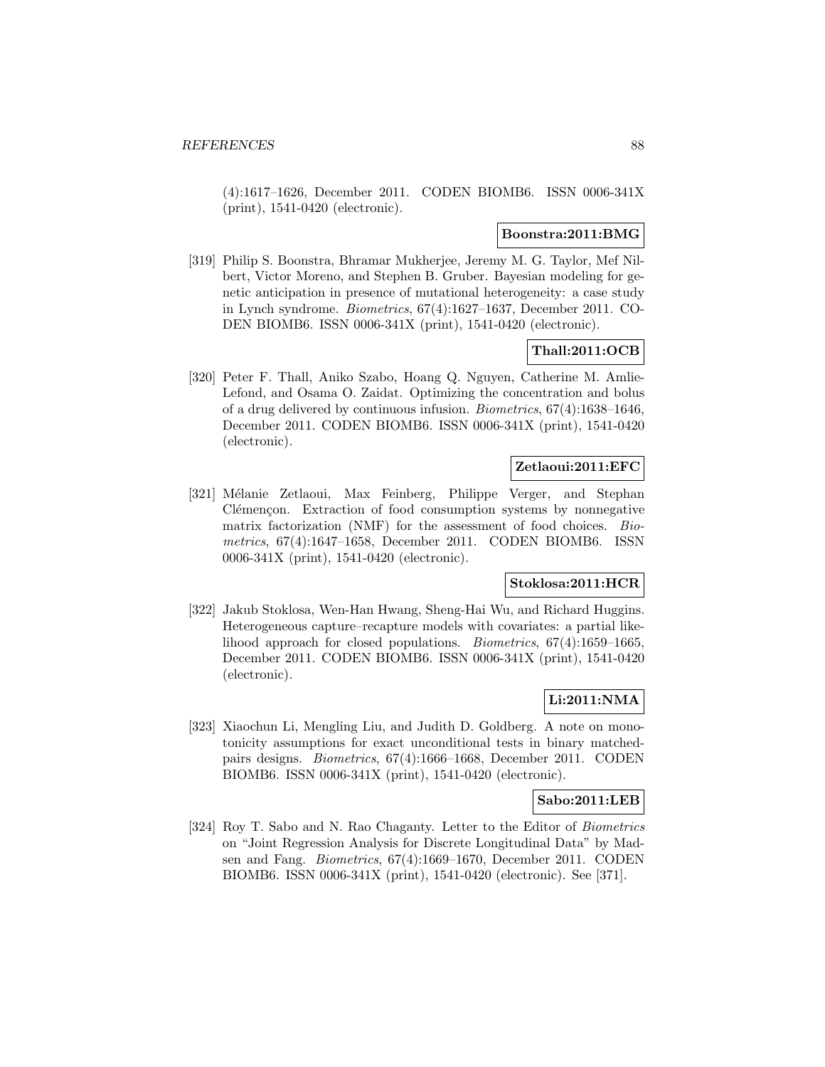(4):1617–1626, December 2011. CODEN BIOMB6. ISSN 0006-341X (print), 1541-0420 (electronic).

**Boonstra:2011:BMG**

[319] Philip S. Boonstra, Bhramar Mukherjee, Jeremy M. G. Taylor, Mef Nilbert, Victor Moreno, and Stephen B. Gruber. Bayesian modeling for genetic anticipation in presence of mutational heterogeneity: a case study in Lynch syndrome. *Biometrics*, 67(4):1627–1637, December 2011. CODEN BIOMB6. ISSN 0006-341X (print), 1541-0420 (electronic).

**Thall:2011:OCB**

[320] Peter F. Thall, Aniko Szabo, Hoang Q. Nguyen, Catherine M. Amlie-Lefond, and Osama O. Zaidat. Optimizing the concentration and bolus of a drug delivered by continuous infusion. *Biometrics*, 67(4):1638–1646, December 2011. CODEN BIOMB6. ISSN 0006-341X (print), 1541-0420 (electronic).

**Zetlaoui:2011:EFC**

[321] Mélanie Zetlaoui, Max Feinberg, Philippe Verger, and Stephan Clémençon. Extraction of food consumption systems by nonnegative matrix factorization (NMF) for the assessment of food choices. *Biometrics*, 67(4):1647–1658, December 2011. CODEN BIOMB6. ISSN 0006-341X (print), 1541-0420 (electronic).

**Stoklosa:2011:HCR**

[322] Jakub Stoklosa, Wen-Han Hwang, Sheng-Hai Wu, and Richard Huggins. Heterogeneous capture–recapture models with covariates: a partial likelihood approach for closed populations. *Biometrics*, 67(4):1659–1665, December 2011. CODEN BIOMB6. ISSN 0006-341X (print), 1541-0420 (electronic).

**Li:2011:NMA**

[323] Xiaochun Li, Mengling Liu, and Judith D. Goldberg. A note on monotonicity assumptions for exact unconditional tests in binary matched-pairs designs. *Biometrics*, 67(4):1666–1668, December 2011. CODEN BIOMB6. ISSN 0006-341X (print), 1541-0420 (electronic).

**Sabo:2011:LEB**

[324] Roy T. Sabo and N. Rao Chaganty. Letter to the Editor of *Biometrics* on "Joint Regression Analysis for Discrete Longitudinal Data" by Madsen and Fang. *Biometrics*, 67(4):1669–1670, December 2011. CODEN BIOMB6. ISSN 0006-341X (print), 1541-0420 (electronic). See [371].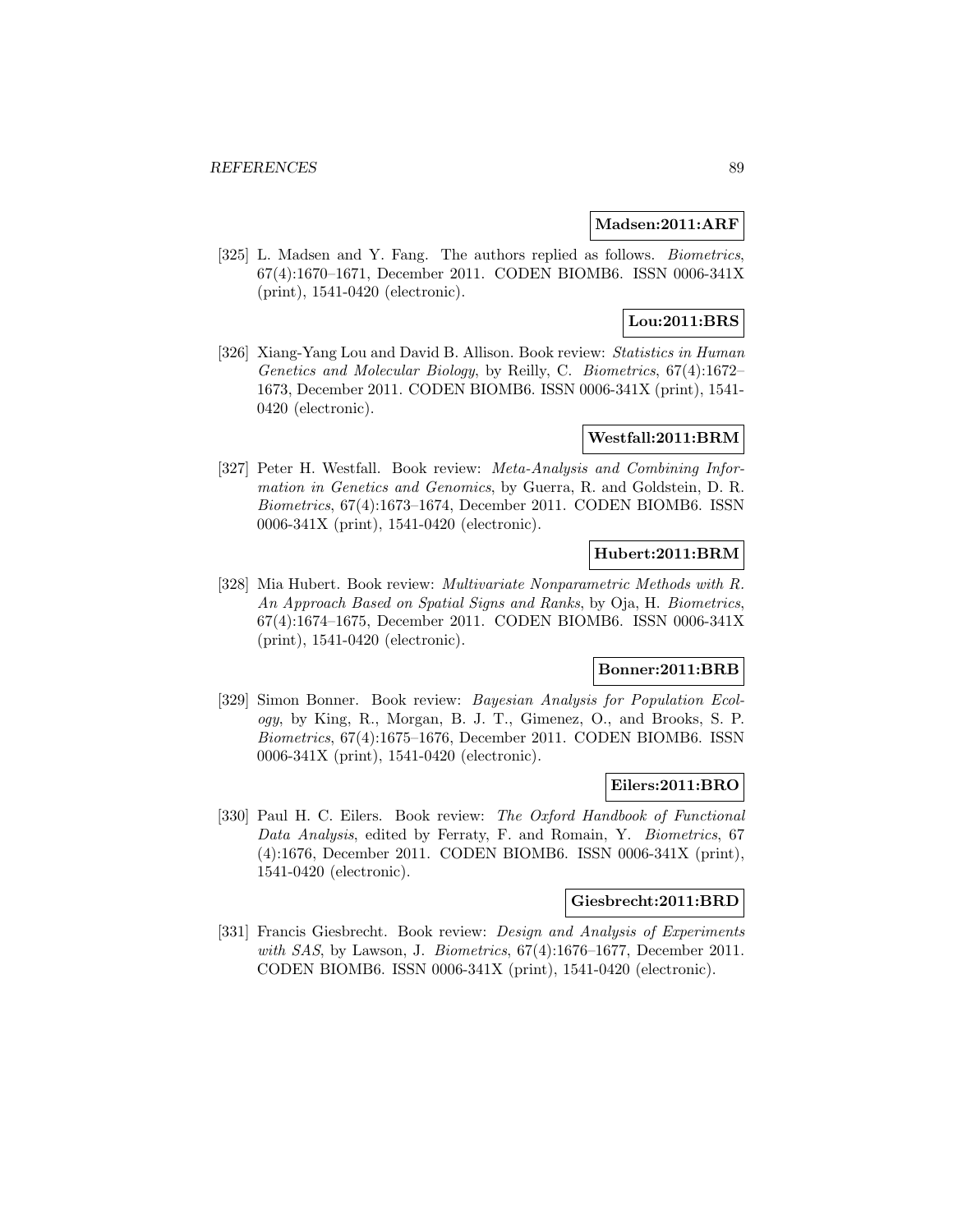**Madsen:2011:ARF**

[325] L. Madsen and Y. Fang. The authors replied as follows. *Biometrics*, 67(4):1670–1671, December 2011. CODEN BIOMB6. ISSN 0006-341X (print), 1541-0420 (electronic).

**Lou:2011:BRS**

[326] Xiang-Yang Lou and David B. Allison. Book review: *Statistics in Human Genetics and Molecular Biology*, by Reilly, C. *Biometrics*, 67(4):1672–1673, December 2011. CODEN BIOMB6. ISSN 0006-341X (print), 1541-0420 (electronic).

**Westfall:2011:BRM**

[327] Peter H. Westfall. Book review: *Meta-Analysis and Combining Information in Genetics and Genomics*, by Guerra, R. and Goldstein, D. R. *Biometrics*, 67(4):1673–1674, December 2011. CODEN BIOMB6. ISSN 0006-341X (print), 1541-0420 (electronic).

**Hubert:2011:BRM**

[328] Mia Hubert. Book review: *Multivariate Nonparametric Methods with R. An Approach Based on Spatial Signs and Ranks*, by Oja, H. *Biometrics*, 67(4):1674–1675, December 2011. CODEN BIOMB6. ISSN 0006-341X (print), 1541-0420 (electronic).

**Bonner:2011:BRB**

[329] Simon Bonner. Book review: *Bayesian Analysis for Population Ecology*, by King, R., Morgan, B. J. T., Gimenez, O., and Brooks, S. P. *Biometrics*, 67(4):1675–1676, December 2011. CODEN BIOMB6. ISSN 0006-341X (print), 1541-0420 (electronic).

**Eilers:2011:BRO**

[330] Paul H. C. Eilers. Book review: *The Oxford Handbook of Functional Data Analysis*, edited by Ferraty, F. and Romain, Y. *Biometrics*, 67 (4):1676, December 2011. CODEN BIOMB6. ISSN 0006-341X (print), 1541-0420 (electronic).

**Giesbrecht:2011:BRD**

[331] Francis Giesbrecht. Book review: *Design and Analysis of Experiments with SAS*, by Lawson, J. *Biometrics*, 67(4):1676–1677, December 2011. CODEN BIOMB6. ISSN 0006-341X (print), 1541-0420 (electronic).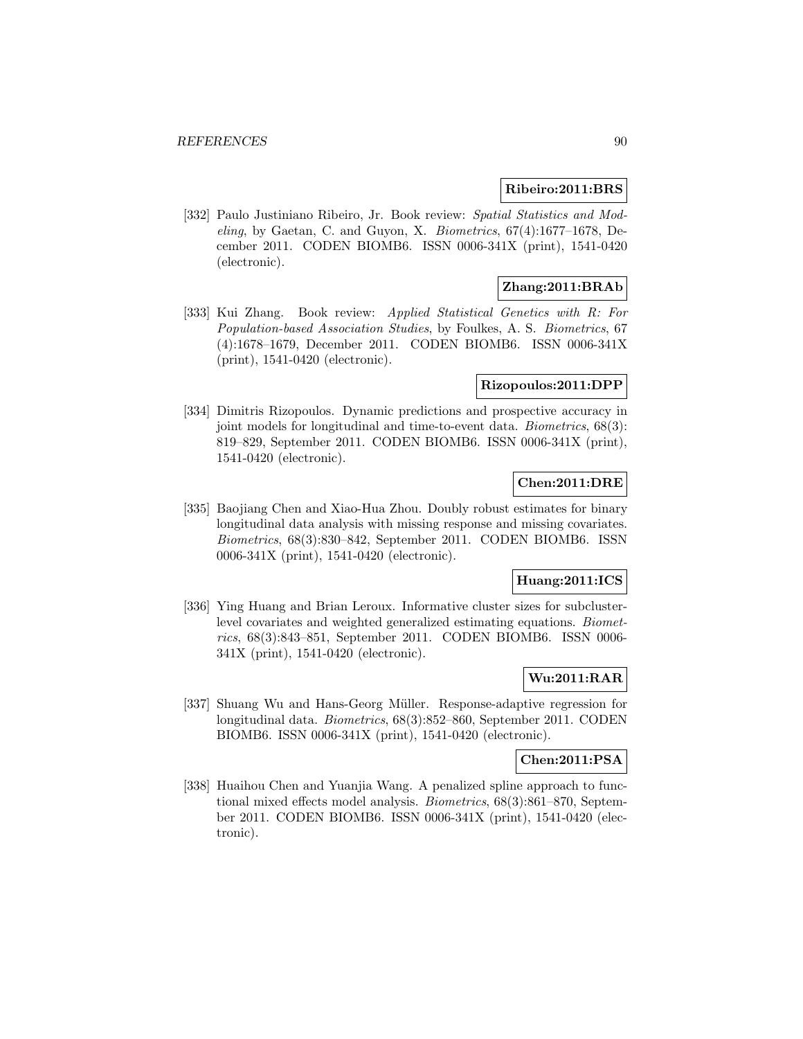**Ribeiro:2011:BRS**

[332] Paulo Justiniano Ribeiro, Jr. Book review: *Spatial Statistics and Modeling*, by Gaetan, C. and Guyon, X. *Biometrics*, 67(4):1677–1678, December 2011. CODEN BIOMB6. ISSN 0006-341X (print), 1541-0420 (electronic).

**Zhang:2011:BRAb**

[333] Kui Zhang. Book review: *Applied Statistical Genetics with R: For Population-based Association Studies*, by Foulkes, A. S. *Biometrics*, 67 (4):1678–1679, December 2011. CODEN BIOMB6. ISSN 0006-341X (print), 1541-0420 (electronic).

**Rizopoulos:2011:DPP**

[334] Dimitris Rizopoulos. Dynamic predictions and prospective accuracy in joint models for longitudinal and time-to-event data. *Biometrics*, 68(3): 819–829, September 2011. CODEN BIOMB6. ISSN 0006-341X (print), 1541-0420 (electronic).

**Chen:2011:DRE**

[335] Baojiang Chen and Xiao-Hua Zhou. Doubly robust estimates for binary longitudinal data analysis with missing response and missing covariates. *Biometrics*, 68(3):830–842, September 2011. CODEN BIOMB6. ISSN 0006-341X (print), 1541-0420 (electronic).

**Huang:2011:ICS**

[336] Ying Huang and Brian Leroux. Informative cluster sizes for subcluster-level covariates and weighted generalized estimating equations. *Biometrics*, 68(3):843–851, September 2011. CODEN BIOMB6. ISSN 0006-341X (print), 1541-0420 (electronic).

**Wu:2011:RAR**

[337] Shuang Wu and Hans-Georg Müller. Response-adaptive regression for longitudinal data. *Biometrics*, 68(3):852–860, September 2011. CODEN BIOMB6. ISSN 0006-341X (print), 1541-0420 (electronic).

**Chen:2011:PSA**

[338] Huaihou Chen and Yuanjia Wang. A penalized spline approach to functional mixed effects model analysis. *Biometrics*, 68(3):861–870, September 2011. CODEN BIOMB6. ISSN 0006-341X (print), 1541-0420 (electronic).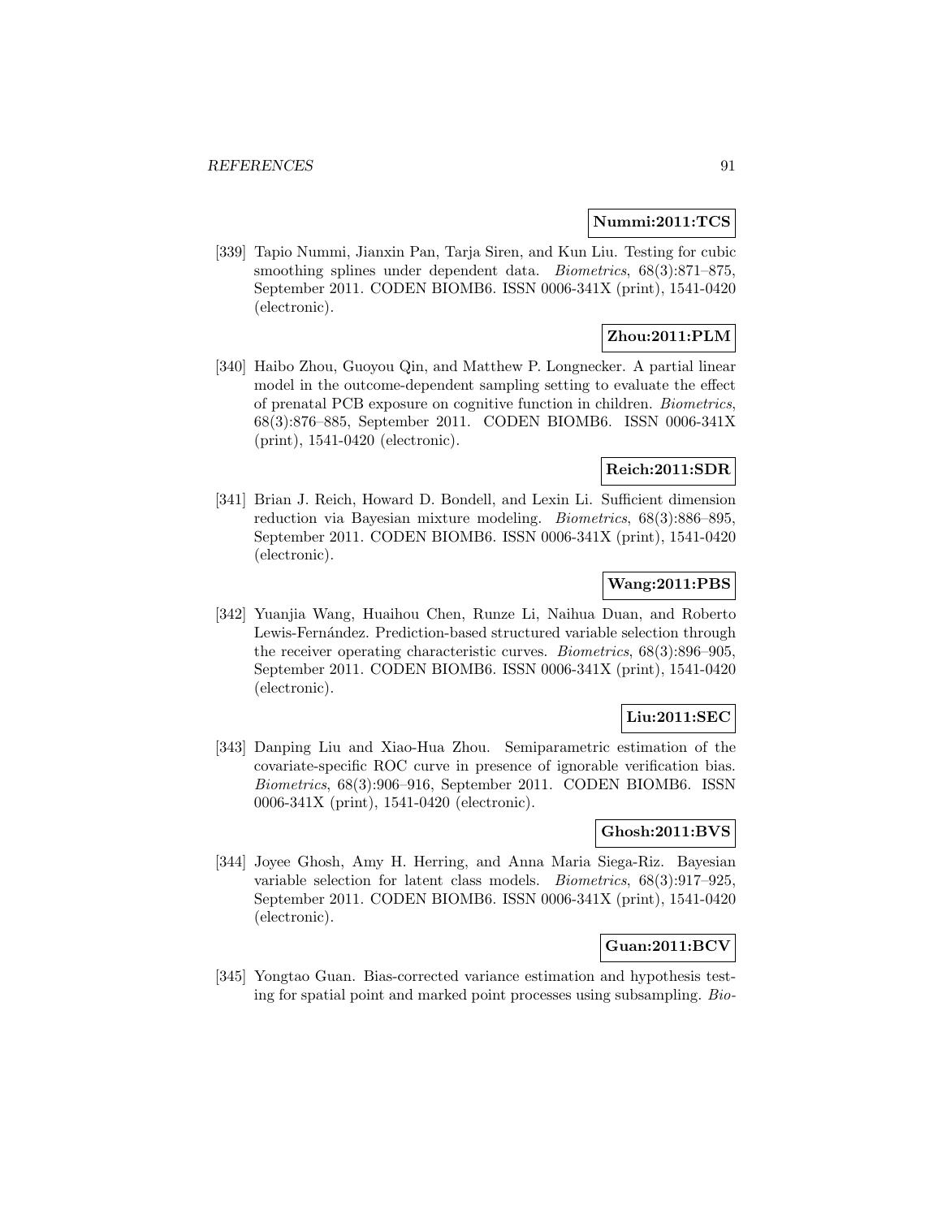**Nummi:2011:TCS**

[339] Tapio Nummi, Jianxin Pan, Tarja Siren, and Kun Liu. Testing for cubic smoothing splines under dependent data. *Biometrics*, 68(3):871–875, September 2011. CODEN BIOMB6. ISSN 0006-341X (print), 1541-0420 (electronic).

**Zhou:2011:PLM**

[340] Haibo Zhou, Guoyou Qin, and Matthew P. Longnecker. A partial linear model in the outcome-dependent sampling setting to evaluate the effect of prenatal PCB exposure on cognitive function in children. *Biometrics*, 68(3):876–885, September 2011. CODEN BIOMB6. ISSN 0006-341X (print), 1541-0420 (electronic).

**Reich:2011:SDR**

[341] Brian J. Reich, Howard D. Bondell, and Lexin Li. Sufficient dimension reduction via Bayesian mixture modeling. *Biometrics*, 68(3):886–895, September 2011. CODEN BIOMB6. ISSN 0006-341X (print), 1541-0420 (electronic).

**Wang:2011:PBS**

[342] Yuanjia Wang, Huaihou Chen, Runze Li, Naihua Duan, and Roberto Lewis-Fernández. Prediction-based structured variable selection through the receiver operating characteristic curves. *Biometrics*, 68(3):896–905, September 2011. CODEN BIOMB6. ISSN 0006-341X (print), 1541-0420 (electronic).

**Liu:2011:SEC**

[343] Danping Liu and Xiao-Hua Zhou. Semiparametric estimation of the covariate-specific ROC curve in presence of ignorable verification bias. *Biometrics*, 68(3):906–916, September 2011. CODEN BIOMB6. ISSN 0006-341X (print), 1541-0420 (electronic).

**Ghosh:2011:BVS**

[344] Joyee Ghosh, Amy H. Herring, and Anna Maria Siega-Riz. Bayesian variable selection for latent class models. *Biometrics*, 68(3):917–925, September 2011. CODEN BIOMB6. ISSN 0006-341X (print), 1541-0420 (electronic).

**Guan:2011:BCV**

[345] Yongtao Guan. Bias-corrected variance estimation and hypothesis testing for spatial point and marked point processes using subsampling. *Bio-*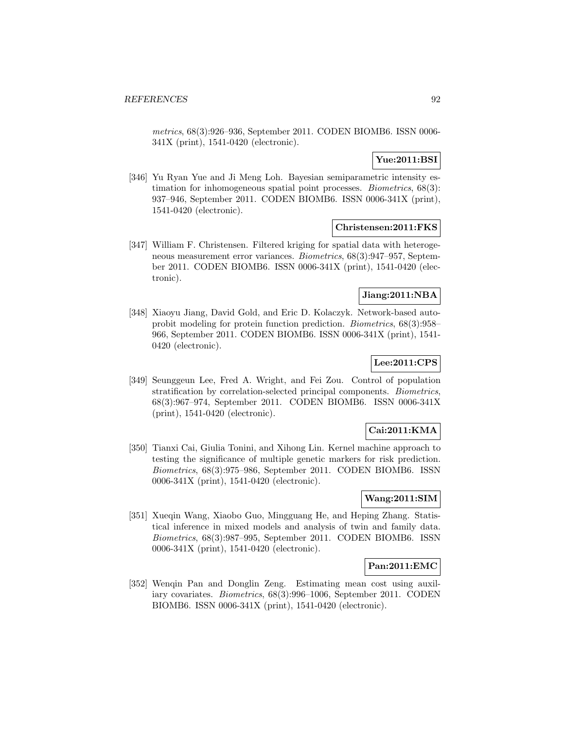*metrics*, 68(3):926–936, September 2011. CODEN BIOMB6. ISSN 0006-341X (print), 1541-0420 (electronic).

**Yue:2011:BSI**

[346] Yu Ryan Yue and Ji Meng Loh. Bayesian semiparametric intensity estimation for inhomogeneous spatial point processes. *Biometrics*, 68(3): 937–946, September 2011. CODEN BIOMB6. ISSN 0006-341X (print), 1541-0420 (electronic).

**Christensen:2011:FKS**

[347] William F. Christensen. Filtered kriging for spatial data with heterogeneous measurement error variances. *Biometrics*, 68(3):947–957, September 2011. CODEN BIOMB6. ISSN 0006-341X (print), 1541-0420 (electronic).

**Jiang:2011:NBA**

[348] Xiaoyu Jiang, David Gold, and Eric D. Kolaczyk. Network-based autoprobit modeling for protein function prediction. *Biometrics*, 68(3):958–966, September 2011. CODEN BIOMB6. ISSN 0006-341X (print), 1541-0420 (electronic).

**Lee:2011:CPS**

[349] Seunggeun Lee, Fred A. Wright, and Fei Zou. Control of population stratification by correlation-selected principal components. *Biometrics*, 68(3):967–974, September 2011. CODEN BIOMB6. ISSN 0006-341X (print), 1541-0420 (electronic).

**Cai:2011:KMA**

[350] Tianxi Cai, Giulia Tonini, and Xihong Lin. Kernel machine approach to testing the significance of multiple genetic markers for risk prediction. *Biometrics*, 68(3):975–986, September 2011. CODEN BIOMB6. ISSN 0006-341X (print), 1541-0420 (electronic).

**Wang:2011:SIM**

[351] Xueqin Wang, Xiaobo Guo, Mingguang He, and Heping Zhang. Statistical inference in mixed models and analysis of twin and family data. *Biometrics*, 68(3):987–995, September 2011. CODEN BIOMB6. ISSN 0006-341X (print), 1541-0420 (electronic).

**Pan:2011:EMC**

[352] Wenqin Pan and Donglin Zeng. Estimating mean cost using auxiliary covariates. *Biometrics*, 68(3):996–1006, September 2011. CODEN BIOMB6. ISSN 0006-341X (print), 1541-0420 (electronic).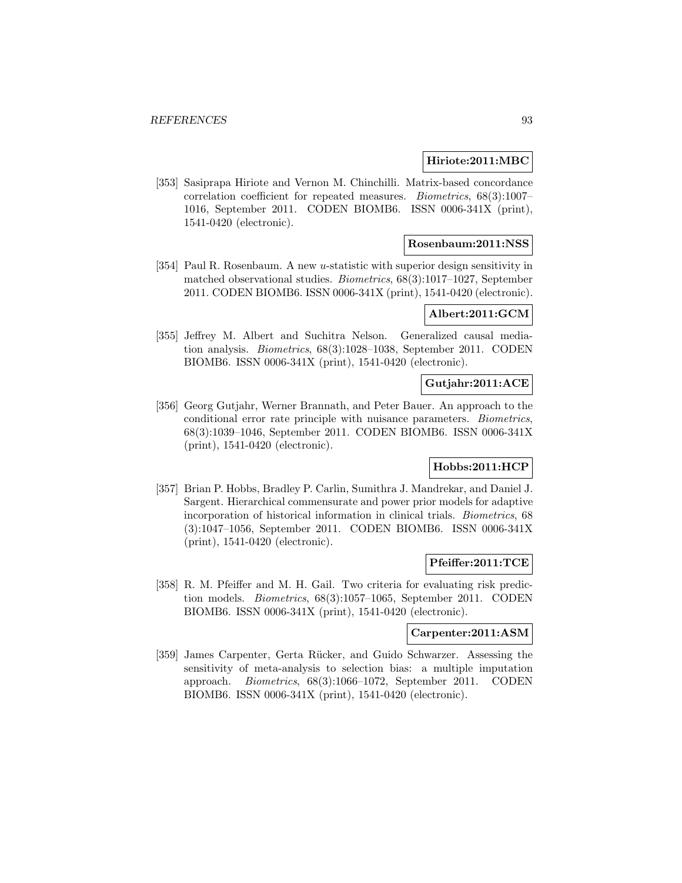**Hiriote:2011:MBC**

[353] Sasiprapa Hiriote and Vernon M. Chinchilli. Matrix-based concordance correlation coefficient for repeated measures. *Biometrics*, 68(3):1007–1016, September 2011. CODEN BIOMB6. ISSN 0006-341X (print), 1541-0420 (electronic).

**Rosenbaum:2011:NSS**

[354] Paul R. Rosenbaum. A new *u*-statistic with superior design sensitivity in matched observational studies. *Biometrics*, 68(3):1017–1027, September 2011. CODEN BIOMB6. ISSN 0006-341X (print), 1541-0420 (electronic).

**Albert:2011:GCM**

[355] Jeffrey M. Albert and Suchitra Nelson. Generalized causal mediation analysis. *Biometrics*, 68(3):1028–1038, September 2011. CODEN BIOMB6. ISSN 0006-341X (print), 1541-0420 (electronic).

**Gutjahr:2011:ACE**

[356] Georg Gutjahr, Werner Brannath, and Peter Bauer. An approach to the conditional error rate principle with nuisance parameters. *Biometrics*, 68(3):1039–1046, September 2011. CODEN BIOMB6. ISSN 0006-341X (print), 1541-0420 (electronic).

**Hobbs:2011:HCP**

[357] Brian P. Hobbs, Bradley P. Carlin, Sumithra J. Mandrekar, and Daniel J. Sargent. Hierarchical commensurate and power prior models for adaptive incorporation of historical information in clinical trials. *Biometrics*, 68 (3):1047–1056, September 2011. CODEN BIOMB6. ISSN 0006-341X (print), 1541-0420 (electronic).

**Pfeiffer:2011:TCE**

[358] R. M. Pfeiffer and M. H. Gail. Two criteria for evaluating risk prediction models. *Biometrics*, 68(3):1057–1065, September 2011. CODEN BIOMB6. ISSN 0006-341X (print), 1541-0420 (electronic).

**Carpenter:2011:ASM**

[359] James Carpenter, Gerta Rücker, and Guido Schwarzer. Assessing the sensitivity of meta-analysis to selection bias: a multiple imputation approach. *Biometrics*, 68(3):1066–1072, September 2011. CODEN BIOMB6. ISSN 0006-341X (print), 1541-0420 (electronic).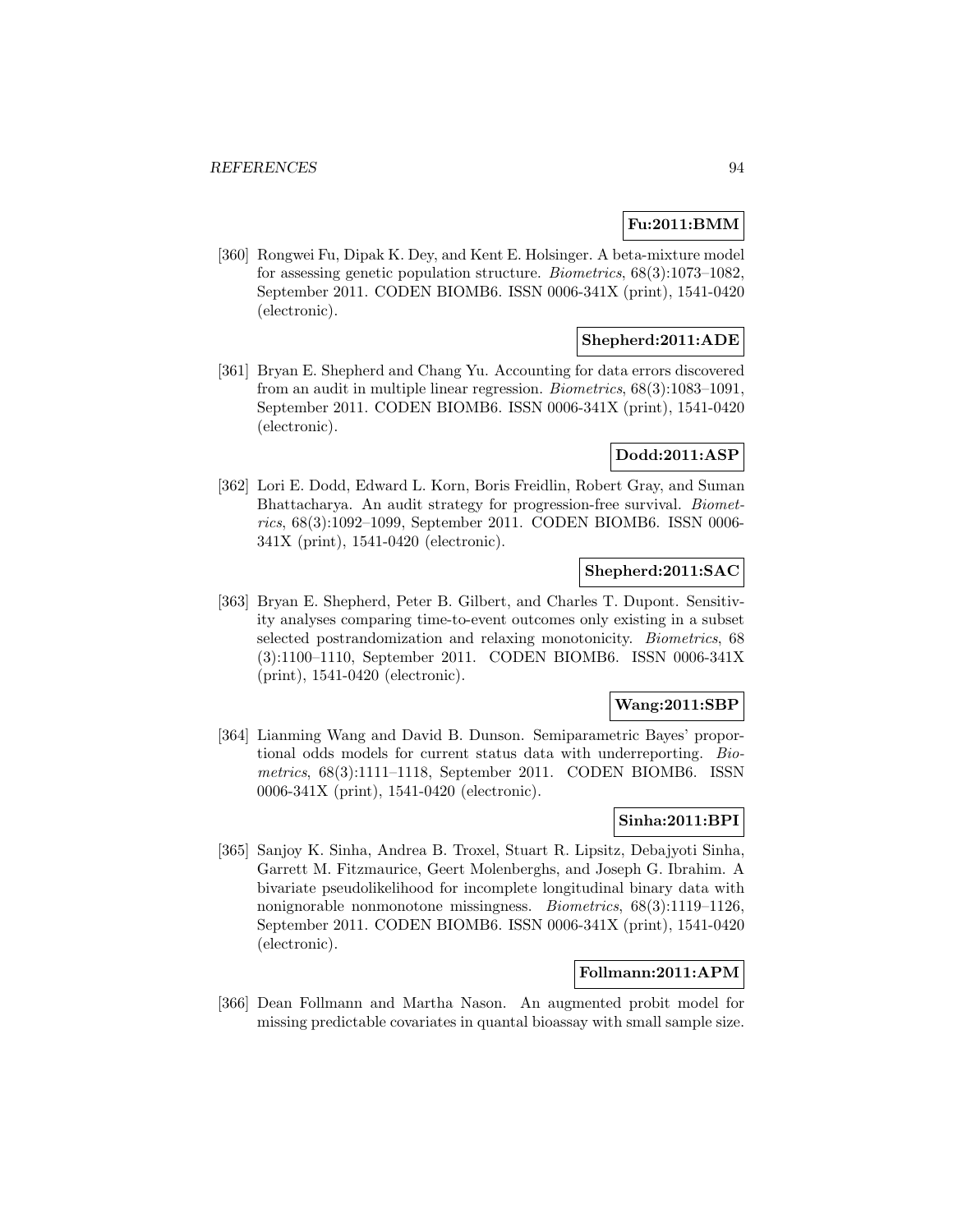**Fu:2011:BMM**

[360] Rongwei Fu, Dipak K. Dey, and Kent E. Holsinger. A beta-mixture model for assessing genetic population structure. *Biometrics*, 68(3):1073–1082, September 2011. CODEN BIOMB6. ISSN 0006-341X (print), 1541-0420 (electronic).

**Shepherd:2011:ADE**

[361] Bryan E. Shepherd and Chang Yu. Accounting for data errors discovered from an audit in multiple linear regression. *Biometrics*, 68(3):1083–1091, September 2011. CODEN BIOMB6. ISSN 0006-341X (print), 1541-0420 (electronic).

**Dodd:2011:ASP**

[362] Lori E. Dodd, Edward L. Korn, Boris Freidlin, Robert Gray, and Suman Bhattacharya. An audit strategy for progression-free survival. *Biometrics*, 68(3):1092–1099, September 2011. CODEN BIOMB6. ISSN 0006-341X (print), 1541-0420 (electronic).

**Shepherd:2011:SAC**

[363] Bryan E. Shepherd, Peter B. Gilbert, and Charles T. Dupont. Sensitivity analyses comparing time-to-event outcomes only existing in a subset selected postrandomization and relaxing monotonicity. *Biometrics*, 68 (3):1100–1110, September 2011. CODEN BIOMB6. ISSN 0006-341X (print), 1541-0420 (electronic).

**Wang:2011:SBP**

[364] Lianming Wang and David B. Dunson. Semiparametric Bayes' proportional odds models for current status data with underreporting. *Biometrics*, 68(3):1111–1118, September 2011. CODEN BIOMB6. ISSN 0006-341X (print), 1541-0420 (electronic).

**Sinha:2011:BPI**

[365] Sanjoy K. Sinha, Andrea B. Troxel, Stuart R. Lipsitz, Debajyoti Sinha, Garrett M. Fitzmaurice, Geert Molenberghs, and Joseph G. Ibrahim. A bivariate pseudolikelihood for incomplete longitudinal binary data with nonignorable nonmonotone missingness. *Biometrics*, 68(3):1119–1126, September 2011. CODEN BIOMB6. ISSN 0006-341X (print), 1541-0420 (electronic).

**Follmann:2011:APM**

[366] Dean Follmann and Martha Nason. An augmented probit model for missing predictable covariates in quantal bioassay with small sample size.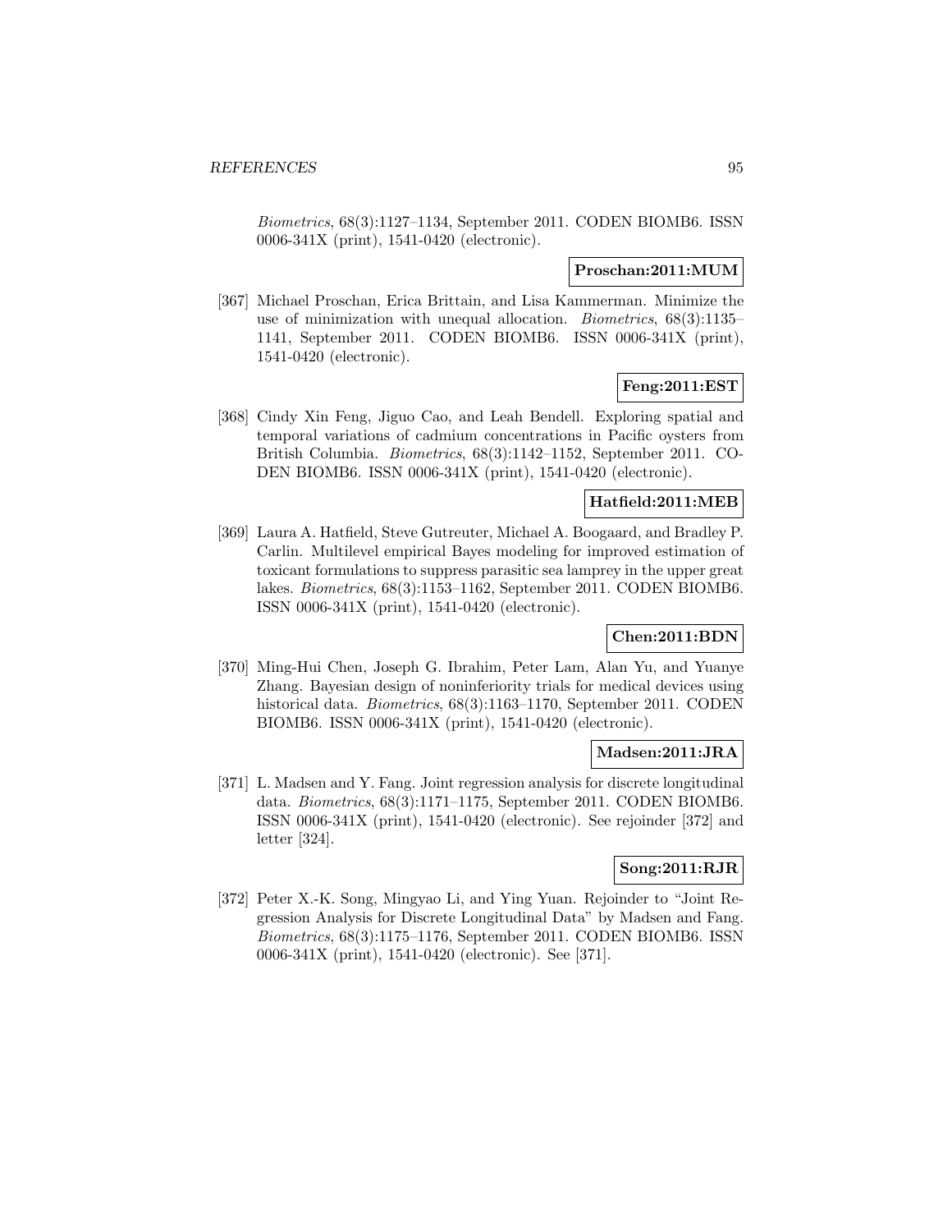*Biometrics*, 68(3):1127–1134, September 2011. CODEN BIOMB6. ISSN 0006-341X (print), 1541-0420 (electronic).

**Proschan:2011:MUM**

[367] Michael Proschan, Erica Brittain, and Lisa Kammerman. Minimize the use of minimization with unequal allocation. *Biometrics*, 68(3):1135–1141, September 2011. CODEN BIOMB6. ISSN 0006-341X (print), 1541-0420 (electronic).

**Feng:2011:EST**

[368] Cindy Xin Feng, Jiguo Cao, and Leah Bendell. Exploring spatial and temporal variations of cadmium concentrations in Pacific oysters from British Columbia. *Biometrics*, 68(3):1142–1152, September 2011. CODEN BIOMB6. ISSN 0006-341X (print), 1541-0420 (electronic).

**Hatfield:2011:MEB**

[369] Laura A. Hatfield, Steve Gutreuter, Michael A. Boogaard, and Bradley P. Carlin. Multilevel empirical Bayes modeling for improved estimation of toxicant formulations to suppress parasitic sea lamprey in the upper great lakes. *Biometrics*, 68(3):1153–1162, September 2011. CODEN BIOMB6. ISSN 0006-341X (print), 1541-0420 (electronic).

**Chen:2011:BDN**

[370] Ming-Hui Chen, Joseph G. Ibrahim, Peter Lam, Alan Yu, and Yuanye Zhang. Bayesian design of noninferiority trials for medical devices using historical data. *Biometrics*, 68(3):1163–1170, September 2011. CODEN BIOMB6. ISSN 0006-341X (print), 1541-0420 (electronic).

**Madsen:2011:JRA**

[371] L. Madsen and Y. Fang. Joint regression analysis for discrete longitudinal data. *Biometrics*, 68(3):1171–1175, September 2011. CODEN BIOMB6. ISSN 0006-341X (print), 1541-0420 (electronic). See rejoinder [372] and letter [324].

**Song:2011:RJR**

[372] Peter X.-K. Song, Mingyao Li, and Ying Yuan. Rejoinder to "Joint Regression Analysis for Discrete Longitudinal Data" by Madsen and Fang. *Biometrics*, 68(3):1175–1176, September 2011. CODEN BIOMB6. ISSN 0006-341X (print), 1541-0420 (electronic). See [371].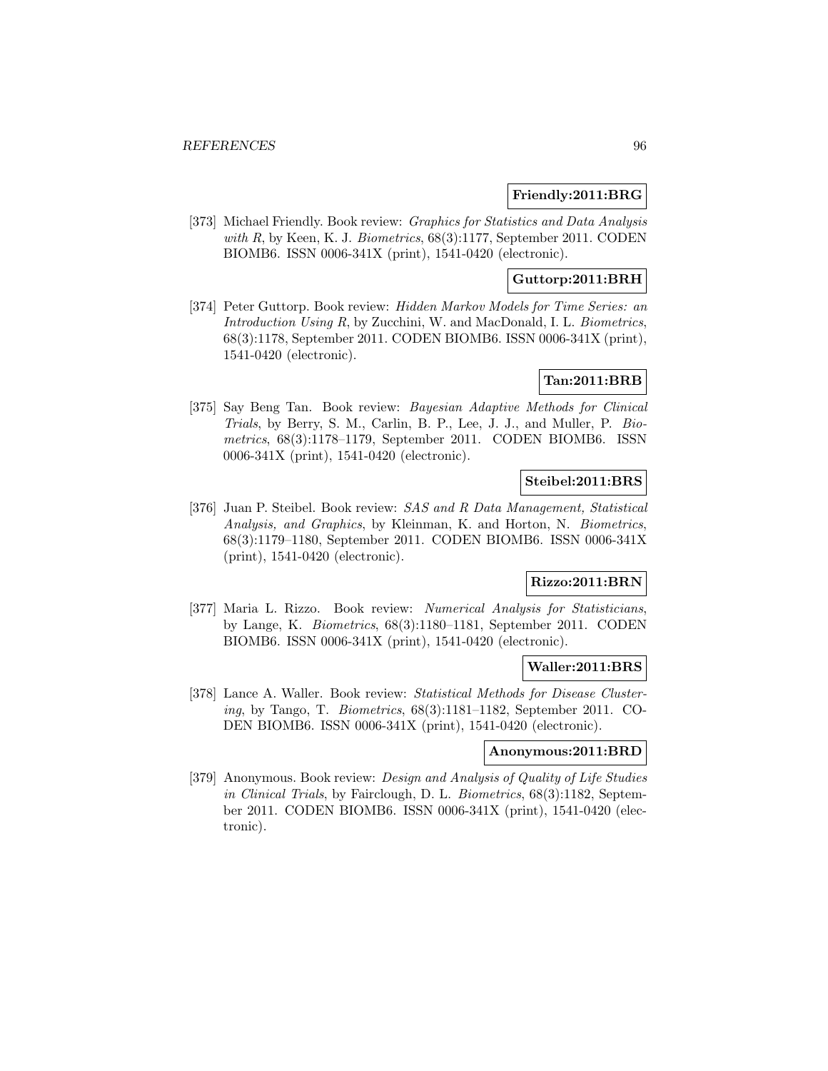**Friendly:2011:BRG**

[373] Michael Friendly. Book review: *Graphics for Statistics and Data Analysis with R*, by Keen, K. J. *Biometrics*, 68(3):1177, September 2011. CODEN BIOMB6. ISSN 0006-341X (print), 1541-0420 (electronic).

**Guttorp:2011:BRH**

[374] Peter Guttorp. Book review: *Hidden Markov Models for Time Series: an Introduction Using R*, by Zucchini, W. and MacDonald, I. L. *Biometrics*, 68(3):1178, September 2011. CODEN BIOMB6. ISSN 0006-341X (print), 1541-0420 (electronic).

**Tan:2011:BRB**

[375] Say Beng Tan. Book review: *Bayesian Adaptive Methods for Clinical Trials*, by Berry, S. M., Carlin, B. P., Lee, J. J., and Muller, P. *Biometrics*, 68(3):1178–1179, September 2011. CODEN BIOMB6. ISSN 0006-341X (print), 1541-0420 (electronic).

**Steibel:2011:BRS**

[376] Juan P. Steibel. Book review: *SAS and R Data Management, Statistical Analysis, and Graphics*, by Kleinman, K. and Horton, N. *Biometrics*, 68(3):1179–1180, September 2011. CODEN BIOMB6. ISSN 0006-341X (print), 1541-0420 (electronic).

**Rizzo:2011:BRN**

[377] Maria L. Rizzo. Book review: *Numerical Analysis for Statisticians*, by Lange, K. *Biometrics*, 68(3):1180–1181, September 2011. CODEN BIOMB6. ISSN 0006-341X (print), 1541-0420 (electronic).

**Waller:2011:BRS**

[378] Lance A. Waller. Book review: *Statistical Methods for Disease Clustering*, by Tango, T. *Biometrics*, 68(3):1181–1182, September 2011. CODEN BIOMB6. ISSN 0006-341X (print), 1541-0420 (electronic).

**Anonymous:2011:BRD**

[379] Anonymous. Book review: *Design and Analysis of Quality of Life Studies in Clinical Trials*, by Fairclough, D. L. *Biometrics*, 68(3):1182, September 2011. CODEN BIOMB6. ISSN 0006-341X (print), 1541-0420 (electronic).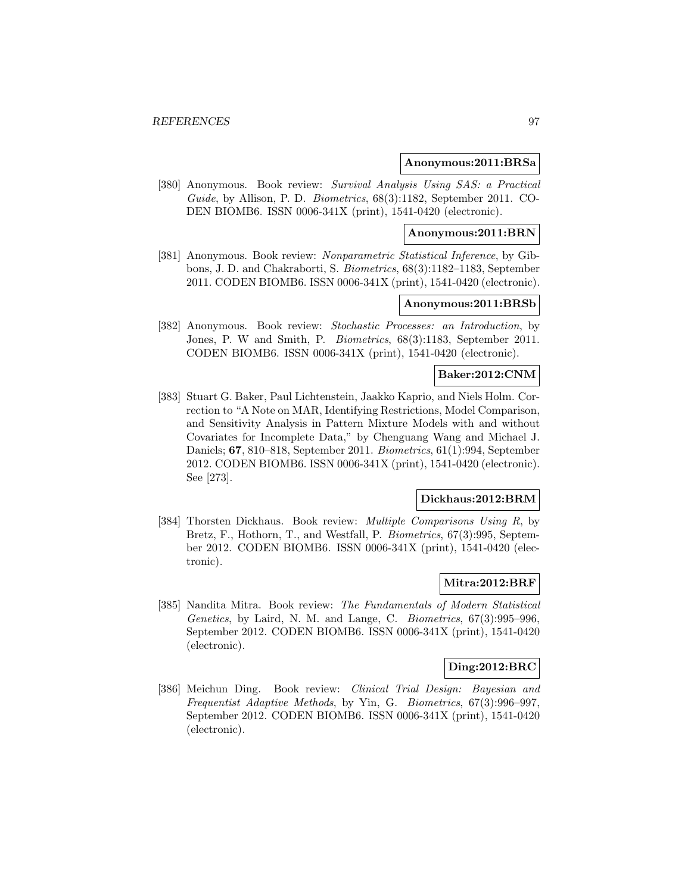**Anonymous:2011:BRSa**

[380] Anonymous. Book review: *Survival Analysis Using SAS: a Practical Guide*, by Allison, P. D. *Biometrics*, 68(3):1182, September 2011. CODEN BIOMB6. ISSN 0006-341X (print), 1541-0420 (electronic).

**Anonymous:2011:BRN**

[381] Anonymous. Book review: *Nonparametric Statistical Inference*, by Gibbons, J. D. and Chakraborti, S. *Biometrics*, 68(3):1182–1183, September 2011. CODEN BIOMB6. ISSN 0006-341X (print), 1541-0420 (electronic).

**Anonymous:2011:BRSb**

[382] Anonymous. Book review: *Stochastic Processes: an Introduction*, by Jones, P. W and Smith, P. *Biometrics*, 68(3):1183, September 2011. CODEN BIOMB6. ISSN 0006-341X (print), 1541-0420 (electronic).

**Baker:2012:CNM**

[383] Stuart G. Baker, Paul Lichtenstein, Jaakko Kaprio, and Niels Holm. Correction to "A Note on MAR, Identifying Restrictions, Model Comparison, and Sensitivity Analysis in Pattern Mixture Models with and without Covariates for Incomplete Data," by Chenguang Wang and Michael J. Daniels; **67**, 810–818, September 2011. *Biometrics*, 61(1):994, September 2012. CODEN BIOMB6. ISSN 0006-341X (print), 1541-0420 (electronic). See [273].

**Dickhaus:2012:BRM**

[384] Thorsten Dickhaus. Book review: *Multiple Comparisons Using R*, by Bretz, F., Hothorn, T., and Westfall, P. *Biometrics*, 67(3):995, September 2012. CODEN BIOMB6. ISSN 0006-341X (print), 1541-0420 (electronic).

**Mitra:2012:BRF**

[385] Nandita Mitra. Book review: *The Fundamentals of Modern Statistical Genetics*, by Laird, N. M. and Lange, C. *Biometrics*, 67(3):995–996, September 2012. CODEN BIOMB6. ISSN 0006-341X (print), 1541-0420 (electronic).

**Ding:2012:BRC**

[386] Meichun Ding. Book review: *Clinical Trial Design: Bayesian and Frequentist Adaptive Methods*, by Yin, G. *Biometrics*, 67(3):996–997, September 2012. CODEN BIOMB6. ISSN 0006-341X (print), 1541-0420 (electronic).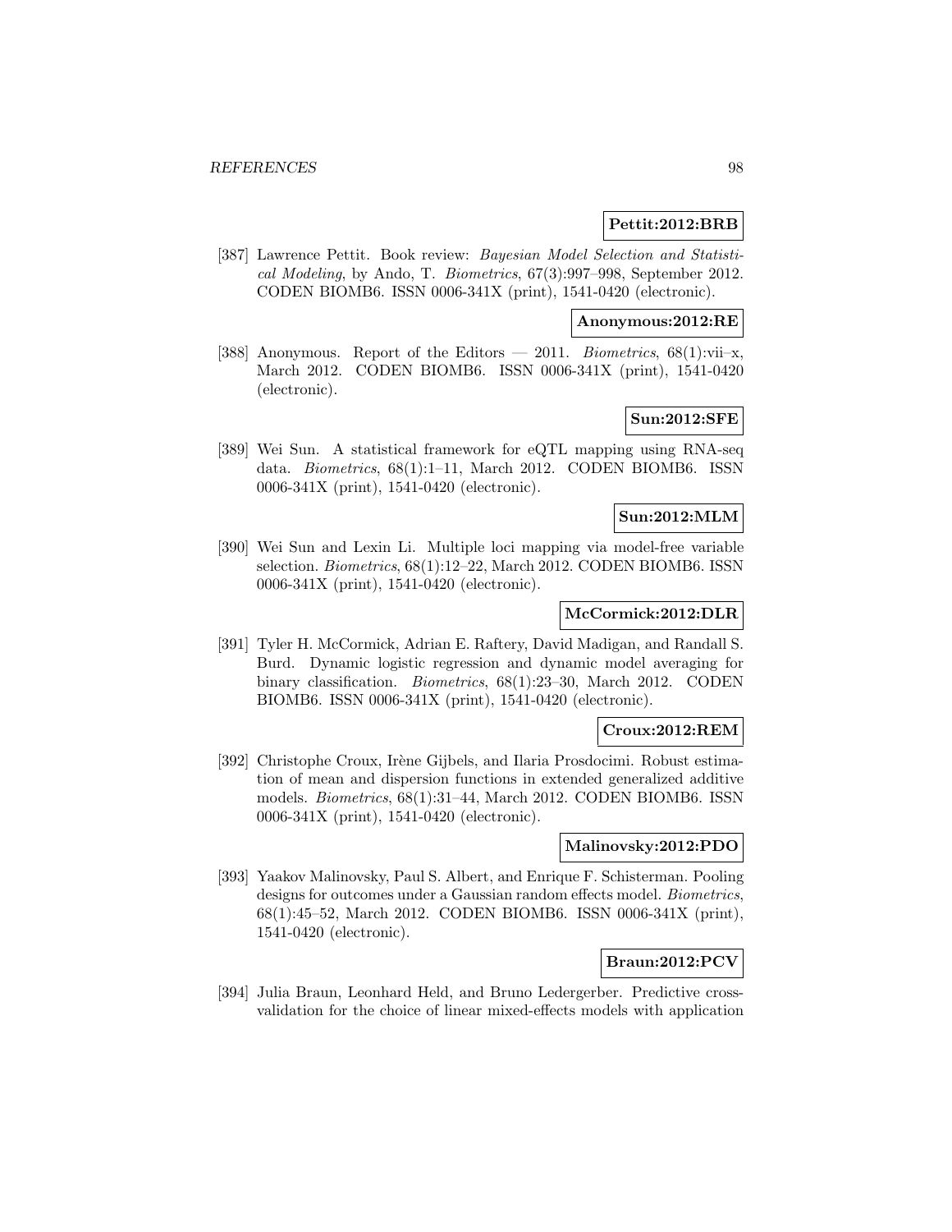**Pettit:2012:BRB**

[387] Lawrence Pettit. Book review: *Bayesian Model Selection and Statistical Modeling*, by Ando, T. *Biometrics*, 67(3):997–998, September 2012. CODEN BIOMB6. ISSN 0006-341X (print), 1541-0420 (electronic).

**Anonymous:2012:RE**

[388] Anonymous. Report of the Editors — 2011. *Biometrics*, 68(1):vii–x, March 2012. CODEN BIOMB6. ISSN 0006-341X (print), 1541-0420 (electronic).

**Sun:2012:SFE**

[389] Wei Sun. A statistical framework for eQTL mapping using RNA-seq data. *Biometrics*, 68(1):1–11, March 2012. CODEN BIOMB6. ISSN 0006-341X (print), 1541-0420 (electronic).

**Sun:2012:MLM**

[390] Wei Sun and Lexin Li. Multiple loci mapping via model-free variable selection. *Biometrics*, 68(1):12–22, March 2012. CODEN BIOMB6. ISSN 0006-341X (print), 1541-0420 (electronic).

**McCormick:2012:DLR**

[391] Tyler H. McCormick, Adrian E. Raftery, David Madigan, and Randall S. Burd. Dynamic logistic regression and dynamic model averaging for binary classification. *Biometrics*, 68(1):23–30, March 2012. CODEN BIOMB6. ISSN 0006-341X (print), 1541-0420 (electronic).

**Croux:2012:REM**

[392] Christophe Croux, Irène Gijbels, and Ilaria Prosdocimi. Robust estimation of mean and dispersion functions in extended generalized additive models. *Biometrics*, 68(1):31–44, March 2012. CODEN BIOMB6. ISSN 0006-341X (print), 1541-0420 (electronic).

**Malinovsky:2012:PDO**

[393] Yaakov Malinovsky, Paul S. Albert, and Enrique F. Schisterman. Pooling designs for outcomes under a Gaussian random effects model. *Biometrics*, 68(1):45–52, March 2012. CODEN BIOMB6. ISSN 0006-341X (print), 1541-0420 (electronic).

**Braun:2012:PCV**

[394] Julia Braun, Leonhard Held, and Bruno Ledergerber. Predictive cross-validation for the choice of linear mixed-effects models with application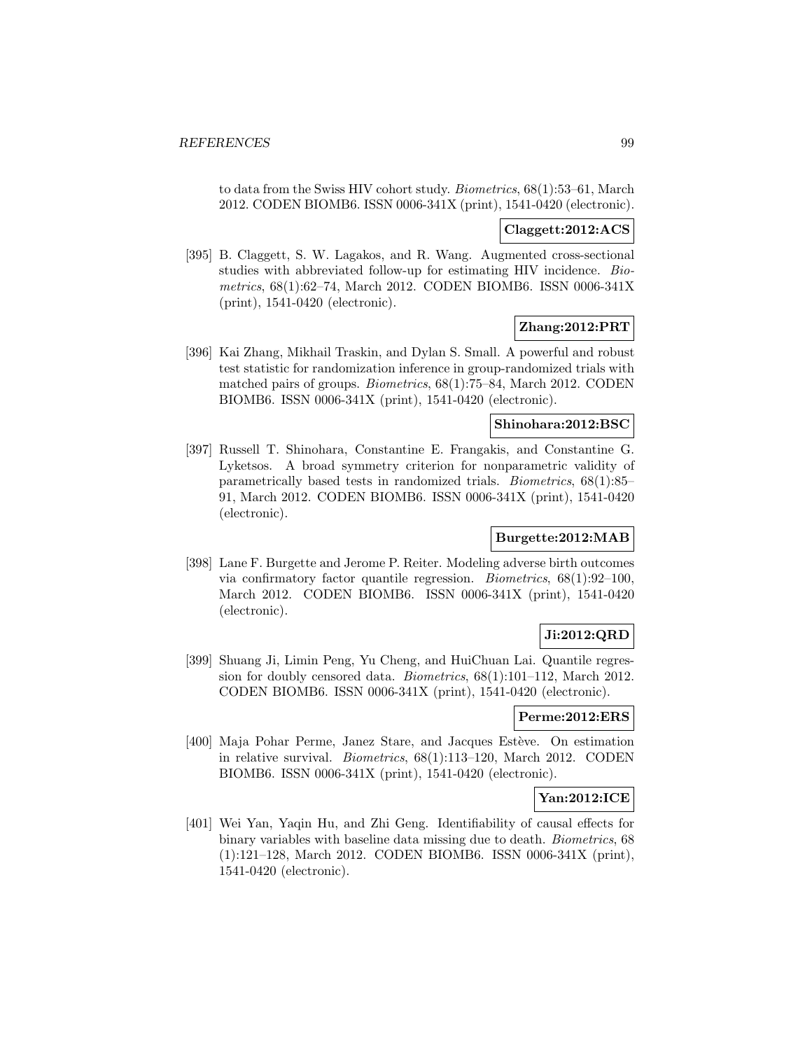to data from the Swiss HIV cohort study. *Biometrics*, 68(1):53–61, March 2012. CODEN BIOMB6. ISSN 0006-341X (print), 1541-0420 (electronic).

**Claggett:2012:ACS**

[395] B. Claggett, S. W. Lagakos, and R. Wang. Augmented cross-sectional studies with abbreviated follow-up for estimating HIV incidence. *Biometrics*, 68(1):62–74, March 2012. CODEN BIOMB6. ISSN 0006-341X (print), 1541-0420 (electronic).

**Zhang:2012:PRT**

[396] Kai Zhang, Mikhail Traskin, and Dylan S. Small. A powerful and robust test statistic for randomization inference in group-randomized trials with matched pairs of groups. *Biometrics*, 68(1):75–84, March 2012. CODEN BIOMB6. ISSN 0006-341X (print), 1541-0420 (electronic).

**Shinohara:2012:BSC**

[397] Russell T. Shinohara, Constantine E. Frangakis, and Constantine G. Lyketsos. A broad symmetry criterion for nonparametric validity of parametrically based tests in randomized trials. *Biometrics*, 68(1):85–91, March 2012. CODEN BIOMB6. ISSN 0006-341X (print), 1541-0420 (electronic).

**Burgette:2012:MAB**

[398] Lane F. Burgette and Jerome P. Reiter. Modeling adverse birth outcomes via confirmatory factor quantile regression. *Biometrics*, 68(1):92–100, March 2012. CODEN BIOMB6. ISSN 0006-341X (print), 1541-0420 (electronic).

**Ji:2012:QRD**

[399] Shuang Ji, Limin Peng, Yu Cheng, and HuiChuan Lai. Quantile regression for doubly censored data. *Biometrics*, 68(1):101–112, March 2012. CODEN BIOMB6. ISSN 0006-341X (print), 1541-0420 (electronic).

**Perme:2012:ERS**

[400] Maja Pohar Perme, Janez Stare, and Jacques Estève. On estimation in relative survival. *Biometrics*, 68(1):113–120, March 2012. CODEN BIOMB6. ISSN 0006-341X (print), 1541-0420 (electronic).

**Yan:2012:ICE**

[401] Wei Yan, Yaqin Hu, and Zhi Geng. Identifiability of causal effects for binary variables with baseline data missing due to death. *Biometrics*, 68 (1):121–128, March 2012. CODEN BIOMB6. ISSN 0006-341X (print), 1541-0420 (electronic).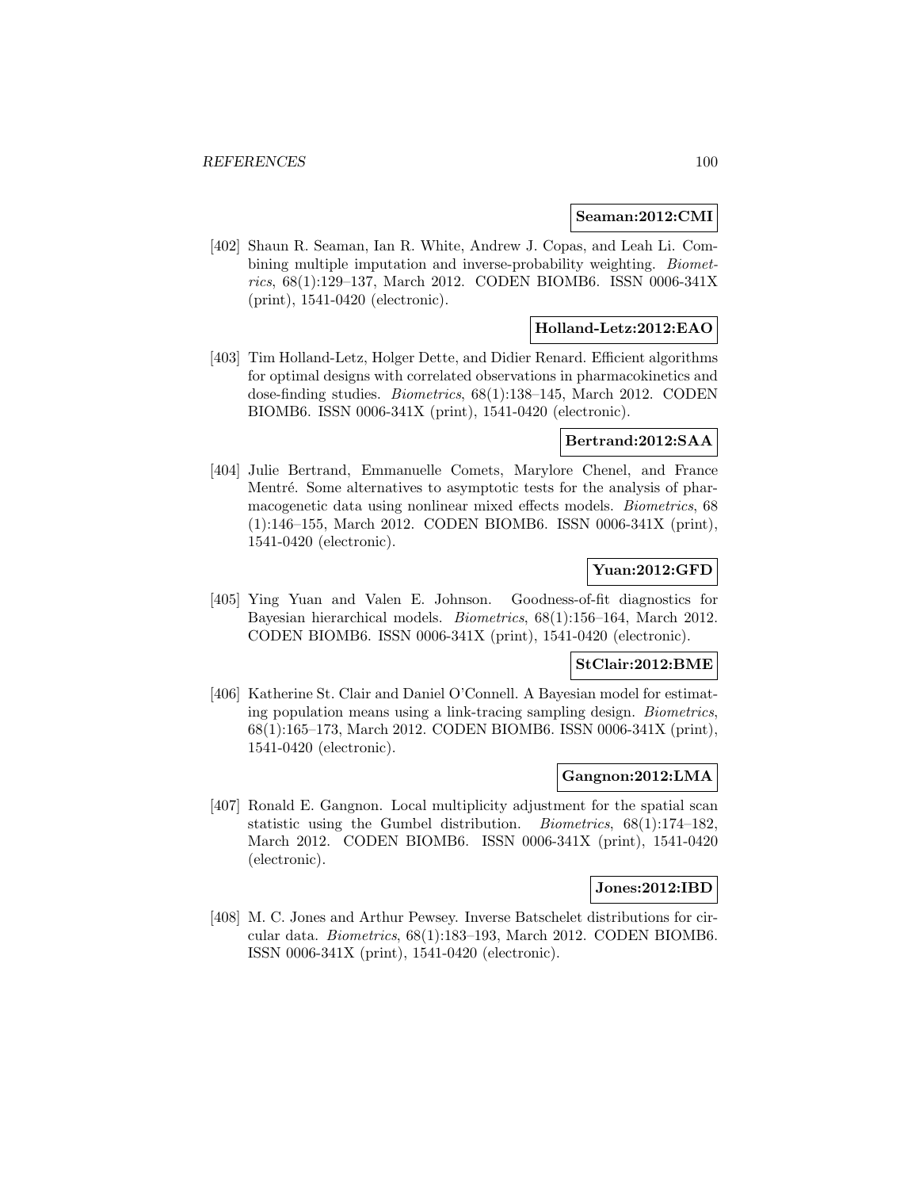**Seaman:2012:CMI**

[402] Shaun R. Seaman, Ian R. White, Andrew J. Copas, and Leah Li. Combining multiple imputation and inverse-probability weighting. *Biometrics*, 68(1):129–137, March 2012. CODEN BIOMB6. ISSN 0006-341X (print), 1541-0420 (electronic).

**Holland-Letz:2012:EAO**

[403] Tim Holland-Letz, Holger Dette, and Didier Renard. Efficient algorithms for optimal designs with correlated observations in pharmacokinetics and dose-finding studies. *Biometrics*, 68(1):138–145, March 2012. CODEN BIOMB6. ISSN 0006-341X (print), 1541-0420 (electronic).

**Bertrand:2012:SAA**

[404] Julie Bertrand, Emmanuelle Comets, Marylore Chenel, and France Mentré. Some alternatives to asymptotic tests for the analysis of pharmacogenetic data using nonlinear mixed effects models. *Biometrics*, 68 (1):146–155, March 2012. CODEN BIOMB6. ISSN 0006-341X (print), 1541-0420 (electronic).

**Yuan:2012:GFD**

[405] Ying Yuan and Valen E. Johnson. Goodness-of-fit diagnostics for Bayesian hierarchical models. *Biometrics*, 68(1):156–164, March 2012. CODEN BIOMB6. ISSN 0006-341X (print), 1541-0420 (electronic).

**StClair:2012:BME**

[406] Katherine St. Clair and Daniel O'Connell. A Bayesian model for estimating population means using a link-tracing sampling design. *Biometrics*, 68(1):165–173, March 2012. CODEN BIOMB6. ISSN 0006-341X (print), 1541-0420 (electronic).

**Gangnon:2012:LMA**

[407] Ronald E. Gangnon. Local multiplicity adjustment for the spatial scan statistic using the Gumbel distribution. *Biometrics*, 68(1):174–182, March 2012. CODEN BIOMB6. ISSN 0006-341X (print), 1541-0420 (electronic).

**Jones:2012:IBD**

[408] M. C. Jones and Arthur Pewsey. Inverse Batschelet distributions for circular data. *Biometrics*, 68(1):183–193, March 2012. CODEN BIOMB6. ISSN 0006-341X (print), 1541-0420 (electronic).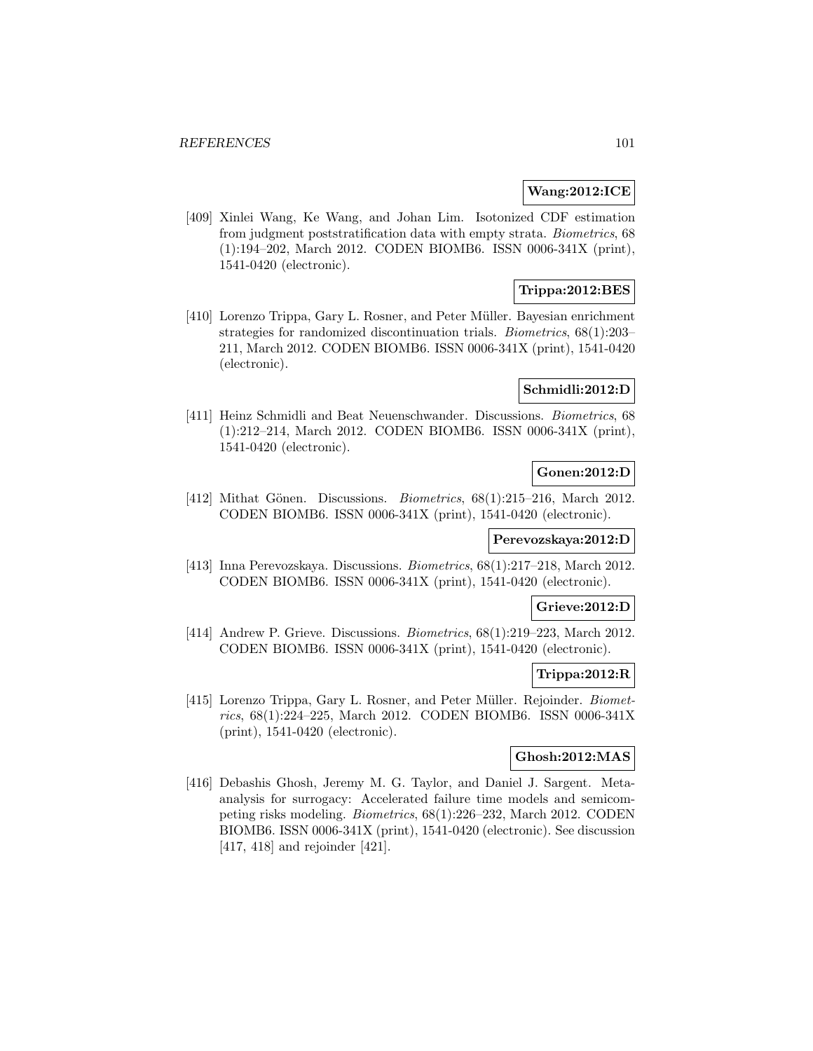**Wang:2012:ICE**

[409] Xinlei Wang, Ke Wang, and Johan Lim. Isotonized CDF estimation from judgment poststratification data with empty strata. *Biometrics*, 68 (1):194–202, March 2012. CODEN BIOMB6. ISSN 0006-341X (print), 1541-0420 (electronic).

**Trippa:2012:BES**

[410] Lorenzo Trippa, Gary L. Rosner, and Peter Müller. Bayesian enrichment strategies for randomized discontinuation trials. *Biometrics*, 68(1):203–211, March 2012. CODEN BIOMB6. ISSN 0006-341X (print), 1541-0420 (electronic).

**Schmidli:2012:D**

[411] Heinz Schmidli and Beat Neuenschwander. Discussions. *Biometrics*, 68 (1):212–214, March 2012. CODEN BIOMB6. ISSN 0006-341X (print), 1541-0420 (electronic).

**Gonen:2012:D**

[412] Mithat Gönen. Discussions. *Biometrics*, 68(1):215–216, March 2012. CODEN BIOMB6. ISSN 0006-341X (print), 1541-0420 (electronic).

**Perevozskaya:2012:D**

[413] Inna Perevozskaya. Discussions. *Biometrics*, 68(1):217–218, March 2012. CODEN BIOMB6. ISSN 0006-341X (print), 1541-0420 (electronic).

**Grieve:2012:D**

[414] Andrew P. Grieve. Discussions. *Biometrics*, 68(1):219–223, March 2012. CODEN BIOMB6. ISSN 0006-341X (print), 1541-0420 (electronic).

**Trippa:2012:R**

[415] Lorenzo Trippa, Gary L. Rosner, and Peter Müller. Rejoinder. *Biometrics*, 68(1):224–225, March 2012. CODEN BIOMB6. ISSN 0006-341X (print), 1541-0420 (electronic).

**Ghosh:2012:MAS**

[416] Debashis Ghosh, Jeremy M. G. Taylor, and Daniel J. Sargent. Meta-analysis for surrogacy: Accelerated failure time models and semicompeting risks modeling. *Biometrics*, 68(1):226–232, March 2012. CODEN BIOMB6. ISSN 0006-341X (print), 1541-0420 (electronic). See discussion [417, 418] and rejoinder [421].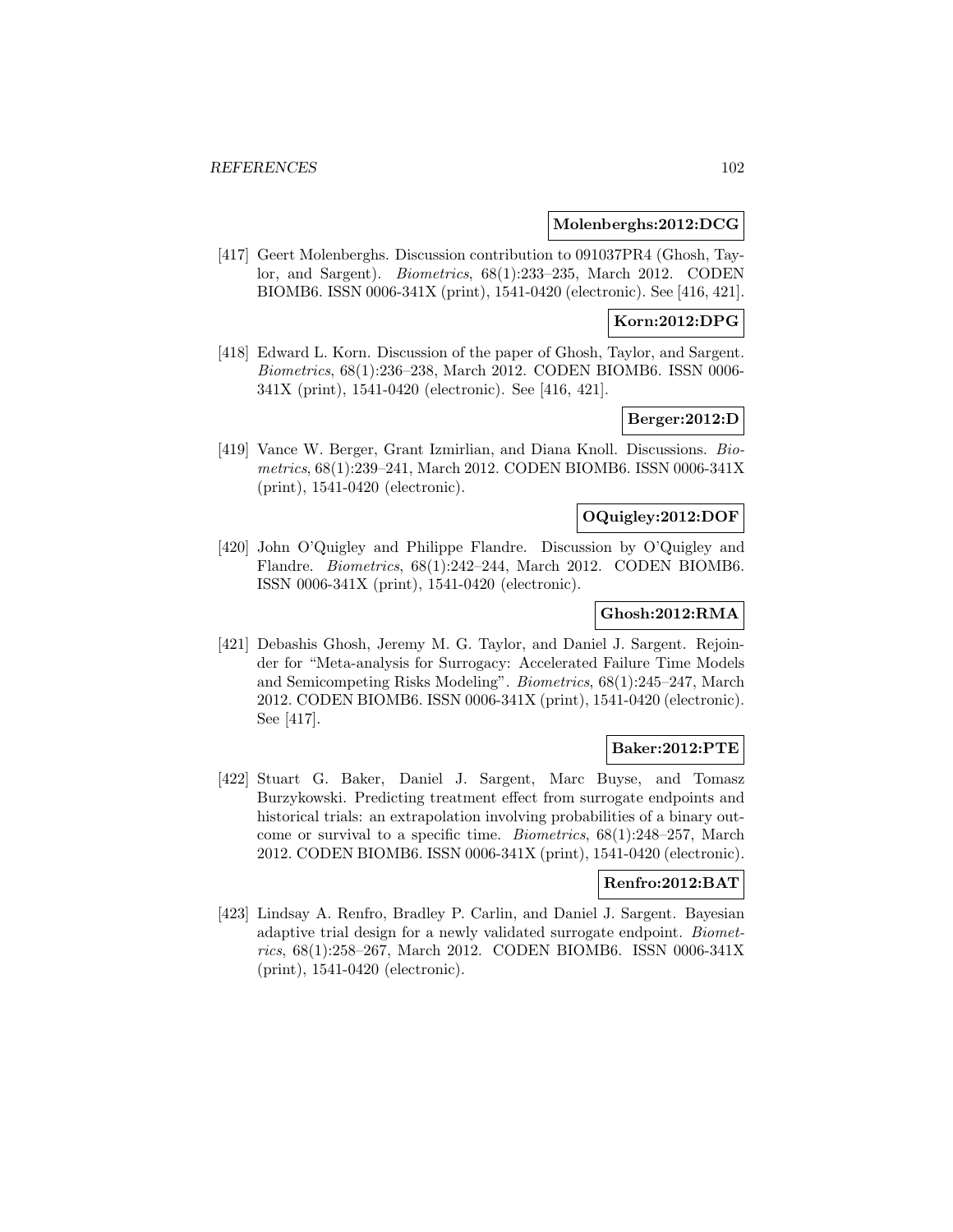**Molenberghs:2012:DCG**

[417] Geert Molenberghs. Discussion contribution to 091037PR4 (Ghosh, Taylor, and Sargent). *Biometrics*, 68(1):233–235, March 2012. CODEN BIOMB6. ISSN 0006-341X (print), 1541-0420 (electronic). See [416, 421].

**Korn:2012:DPG**

[418] Edward L. Korn. Discussion of the paper of Ghosh, Taylor, and Sargent. *Biometrics*, 68(1):236–238, March 2012. CODEN BIOMB6. ISSN 0006-341X (print), 1541-0420 (electronic). See [416, 421].

**Berger:2012:D**

[419] Vance W. Berger, Grant Izmirlian, and Diana Knoll. Discussions. *Biometrics*, 68(1):239–241, March 2012. CODEN BIOMB6. ISSN 0006-341X (print), 1541-0420 (electronic).

**OQuigley:2012:DOF**

[420] John O'Quigley and Philippe Flandre. Discussion by O'Quigley and Flandre. *Biometrics*, 68(1):242–244, March 2012. CODEN BIOMB6. ISSN 0006-341X (print), 1541-0420 (electronic).

**Ghosh:2012:RMA**

[421] Debashis Ghosh, Jeremy M. G. Taylor, and Daniel J. Sargent. Rejoinder for "Meta-analysis for Surrogacy: Accelerated Failure Time Models and Semicompeting Risks Modeling". *Biometrics*, 68(1):245–247, March 2012. CODEN BIOMB6. ISSN 0006-341X (print), 1541-0420 (electronic). See [417].

**Baker:2012:PTE**

[422] Stuart G. Baker, Daniel J. Sargent, Marc Buyse, and Tomasz Burzykowski. Predicting treatment effect from surrogate endpoints and historical trials: an extrapolation involving probabilities of a binary outcome or survival to a specific time. *Biometrics*, 68(1):248–257, March 2012. CODEN BIOMB6. ISSN 0006-341X (print), 1541-0420 (electronic).

**Renfro:2012:BAT**

[423] Lindsay A. Renfro, Bradley P. Carlin, and Daniel J. Sargent. Bayesian adaptive trial design for a newly validated surrogate endpoint. *Biometrics*, 68(1):258–267, March 2012. CODEN BIOMB6. ISSN 0006-341X (print), 1541-0420 (electronic).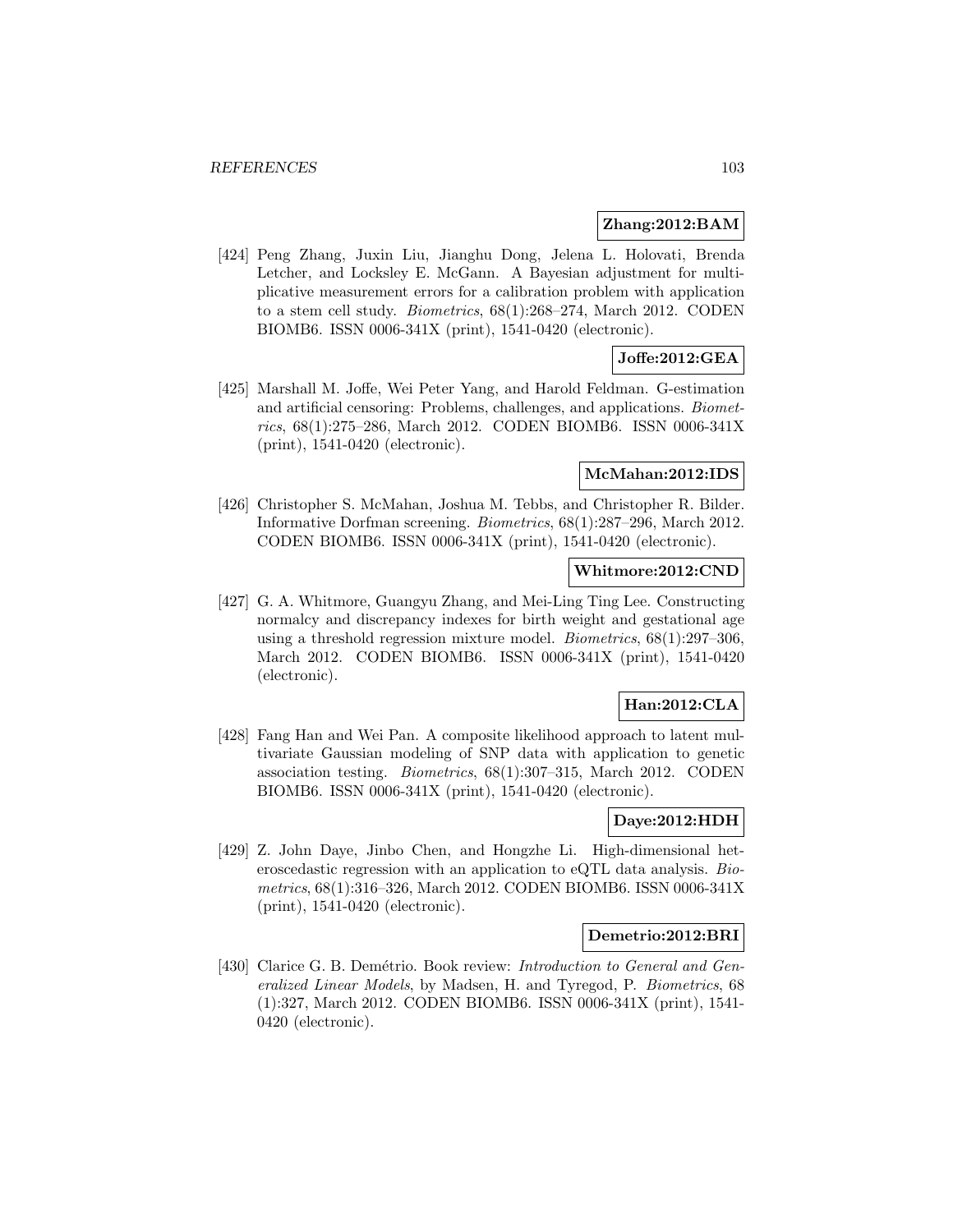**Zhang:2012:BAM**

[424] Peng Zhang, Juxin Liu, Jianghu Dong, Jelena L. Holovati, Brenda Letcher, and Locksley E. McGann. A Bayesian adjustment for multiplicative measurement errors for a calibration problem with application to a stem cell study. *Biometrics*, 68(1):268–274, March 2012. CODEN BIOMB6. ISSN 0006-341X (print), 1541-0420 (electronic).

**Joffe:2012:GEA**

[425] Marshall M. Joffe, Wei Peter Yang, and Harold Feldman. G-estimation and artificial censoring: Problems, challenges, and applications. *Biometrics*, 68(1):275–286, March 2012. CODEN BIOMB6. ISSN 0006-341X (print), 1541-0420 (electronic).

**McMahan:2012:IDS**

[426] Christopher S. McMahan, Joshua M. Tebbs, and Christopher R. Bilder. Informative Dorfman screening. *Biometrics*, 68(1):287–296, March 2012. CODEN BIOMB6. ISSN 0006-341X (print), 1541-0420 (electronic).

**Whitmore:2012:CND**

[427] G. A. Whitmore, Guangyu Zhang, and Mei-Ling Ting Lee. Constructing normalcy and discrepancy indexes for birth weight and gestational age using a threshold regression mixture model. *Biometrics*, 68(1):297–306, March 2012. CODEN BIOMB6. ISSN 0006-341X (print), 1541-0420 (electronic).

**Han:2012:CLA**

[428] Fang Han and Wei Pan. A composite likelihood approach to latent multivariate Gaussian modeling of SNP data with application to genetic association testing. *Biometrics*, 68(1):307–315, March 2012. CODEN BIOMB6. ISSN 0006-341X (print), 1541-0420 (electronic).

**Daye:2012:HDH**

[429] Z. John Daye, Jinbo Chen, and Hongzhe Li. High-dimensional heteroscedastic regression with an application to eQTL data analysis. *Biometrics*, 68(1):316–326, March 2012. CODEN BIOMB6. ISSN 0006-341X (print), 1541-0420 (electronic).

**Demetrio:2012:BRI**

[430] Clarice G. B. Demétrio. Book review: *Introduction to General and Generalized Linear Models*, by Madsen, H. and Tyregod, P. *Biometrics*, 68 (1):327, March 2012. CODEN BIOMB6. ISSN 0006-341X (print), 1541-0420 (electronic).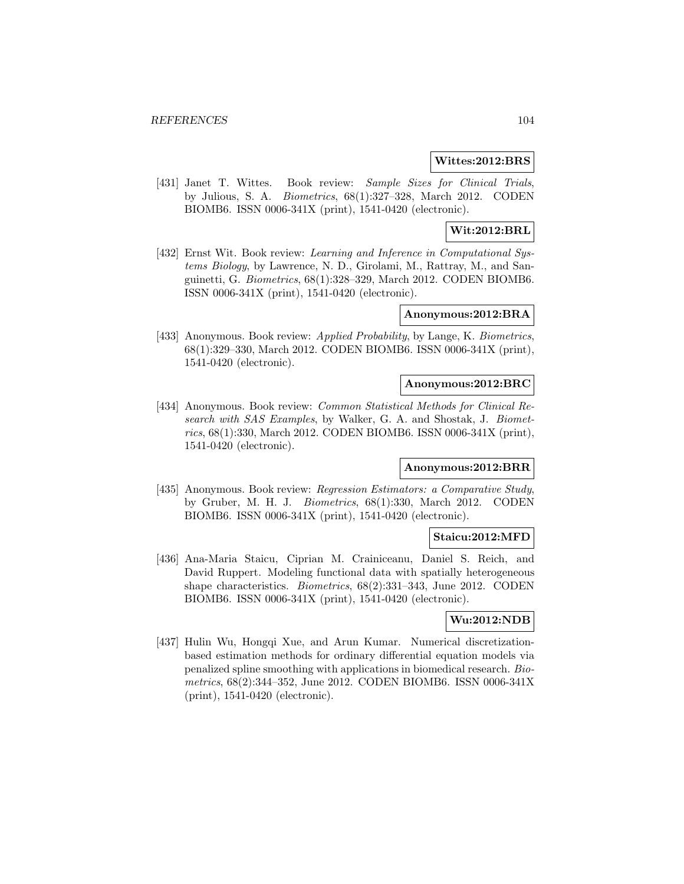**Wittes:2012:BRS**

[431] Janet T. Wittes. Book review: *Sample Sizes for Clinical Trials*, by Julious, S. A. *Biometrics*, 68(1):327–328, March 2012. CODEN BIOMB6. ISSN 0006-341X (print), 1541-0420 (electronic).

**Wit:2012:BRL**

[432] Ernst Wit. Book review: *Learning and Inference in Computational Systems Biology*, by Lawrence, N. D., Girolami, M., Rattray, M., and Sanguinetti, G. *Biometrics*, 68(1):328–329, March 2012. CODEN BIOMB6. ISSN 0006-341X (print), 1541-0420 (electronic).

**Anonymous:2012:BRA**

[433] Anonymous. Book review: *Applied Probability*, by Lange, K. *Biometrics*, 68(1):329–330, March 2012. CODEN BIOMB6. ISSN 0006-341X (print), 1541-0420 (electronic).

**Anonymous:2012:BRC**

[434] Anonymous. Book review: *Common Statistical Methods for Clinical Research with SAS Examples*, by Walker, G. A. and Shostak, J. *Biometrics*, 68(1):330, March 2012. CODEN BIOMB6. ISSN 0006-341X (print), 1541-0420 (electronic).

**Anonymous:2012:BRR**

[435] Anonymous. Book review: *Regression Estimators: a Comparative Study*, by Gruber, M. H. J. *Biometrics*, 68(1):330, March 2012. CODEN BIOMB6. ISSN 0006-341X (print), 1541-0420 (electronic).

**Staicu:2012:MFD**

[436] Ana-Maria Staicu, Ciprian M. Crainiceanu, Daniel S. Reich, and David Ruppert. Modeling functional data with spatially heterogeneous shape characteristics. *Biometrics*, 68(2):331–343, June 2012. CODEN BIOMB6. ISSN 0006-341X (print), 1541-0420 (electronic).

**Wu:2012:NDB**

[437] Hulin Wu, Hongqi Xue, and Arun Kumar. Numerical discretization-based estimation methods for ordinary differential equation models via penalized spline smoothing with applications in biomedical research. *Biometrics*, 68(2):344–352, June 2012. CODEN BIOMB6. ISSN 0006-341X (print), 1541-0420 (electronic).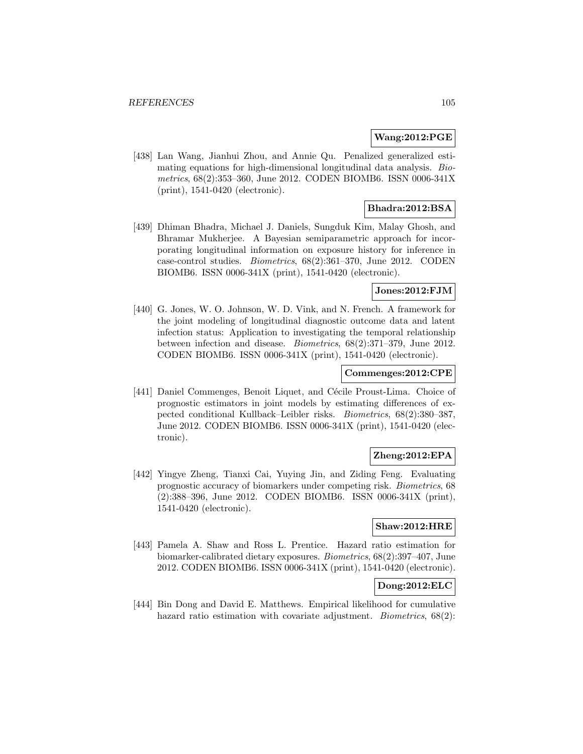**Wang:2012:PGE**

[438] Lan Wang, Jianhui Zhou, and Annie Qu. Penalized generalized estimating equations for high-dimensional longitudinal data analysis. *Biometrics*, 68(2):353–360, June 2012. CODEN BIOMB6. ISSN 0006-341X (print), 1541-0420 (electronic).

**Bhadra:2012:BSA**

[439] Dhiman Bhadra, Michael J. Daniels, Sungduk Kim, Malay Ghosh, and Bhramar Mukherjee. A Bayesian semiparametric approach for incorporating longitudinal information on exposure history for inference in case-control studies. *Biometrics*, 68(2):361–370, June 2012. CODEN BIOMB6. ISSN 0006-341X (print), 1541-0420 (electronic).

**Jones:2012:FJM**

[440] G. Jones, W. O. Johnson, W. D. Vink, and N. French. A framework for the joint modeling of longitudinal diagnostic outcome data and latent infection status: Application to investigating the temporal relationship between infection and disease. *Biometrics*, 68(2):371–379, June 2012. CODEN BIOMB6. ISSN 0006-341X (print), 1541-0420 (electronic).

**Commenges:2012:CPE**

[441] Daniel Commenges, Benoit Liquet, and Cécile Proust-Lima. Choice of prognostic estimators in joint models by estimating differences of expected conditional Kullback–Leibler risks. *Biometrics*, 68(2):380–387, June 2012. CODEN BIOMB6. ISSN 0006-341X (print), 1541-0420 (electronic).

**Zheng:2012:EPA**

[442] Yingye Zheng, Tianxi Cai, Yuying Jin, and Ziding Feng. Evaluating prognostic accuracy of biomarkers under competing risk. *Biometrics*, 68 (2):388–396, June 2012. CODEN BIOMB6. ISSN 0006-341X (print), 1541-0420 (electronic).

**Shaw:2012:HRE**

[443] Pamela A. Shaw and Ross L. Prentice. Hazard ratio estimation for biomarker-calibrated dietary exposures. *Biometrics*, 68(2):397–407, June 2012. CODEN BIOMB6. ISSN 0006-341X (print), 1541-0420 (electronic).

**Dong:2012:ELC**

[444] Bin Dong and David E. Matthews. Empirical likelihood for cumulative hazard ratio estimation with covariate adjustment. *Biometrics*, 68(2):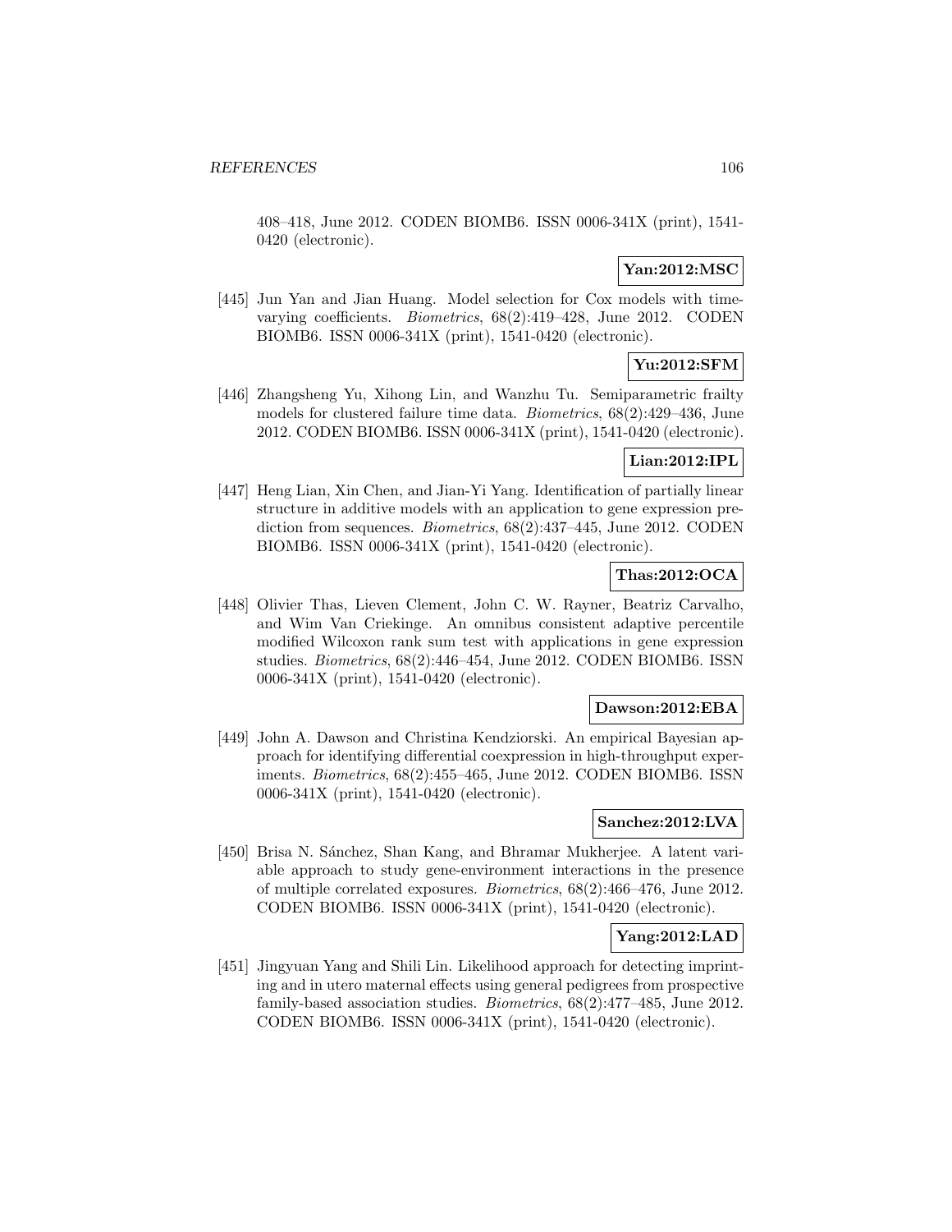408–418, June 2012. CODEN BIOMB6. ISSN 0006-341X (print), 1541-0420 (electronic).

**Yan:2012:MSC**

[445] Jun Yan and Jian Huang. Model selection for Cox models with time-varying coefficients. *Biometrics*, 68(2):419–428, June 2012. CODEN BIOMB6. ISSN 0006-341X (print), 1541-0420 (electronic).

**Yu:2012:SFM**

[446] Zhangsheng Yu, Xihong Lin, and Wanzhu Tu. Semiparametric frailty models for clustered failure time data. *Biometrics*, 68(2):429–436, June 2012. CODEN BIOMB6. ISSN 0006-341X (print), 1541-0420 (electronic).

**Lian:2012:IPL**

[447] Heng Lian, Xin Chen, and Jian-Yi Yang. Identification of partially linear structure in additive models with an application to gene expression prediction from sequences. *Biometrics*, 68(2):437–445, June 2012. CODEN BIOMB6. ISSN 0006-341X (print), 1541-0420 (electronic).

**Thas:2012:OCA**

[448] Olivier Thas, Lieven Clement, John C. W. Rayner, Beatriz Carvalho, and Wim Van Criekinge. An omnibus consistent adaptive percentile modified Wilcoxon rank sum test with applications in gene expression studies. *Biometrics*, 68(2):446–454, June 2012. CODEN BIOMB6. ISSN 0006-341X (print), 1541-0420 (electronic).

**Dawson:2012:EBA**

[449] John A. Dawson and Christina Kendziorski. An empirical Bayesian approach for identifying differential coexpression in high-throughput experiments. *Biometrics*, 68(2):455–465, June 2012. CODEN BIOMB6. ISSN 0006-341X (print), 1541-0420 (electronic).

**Sanchez:2012:LVA**

[450] Brisa N. Sánchez, Shan Kang, and Bhramar Mukherjee. A latent variable approach to study gene-environment interactions in the presence of multiple correlated exposures. *Biometrics*, 68(2):466–476, June 2012. CODEN BIOMB6. ISSN 0006-341X (print), 1541-0420 (electronic).

**Yang:2012:LAD**

[451] Jingyuan Yang and Shili Lin. Likelihood approach for detecting imprinting and in utero maternal effects using general pedigrees from prospective family-based association studies. *Biometrics*, 68(2):477–485, June 2012. CODEN BIOMB6. ISSN 0006-341X (print), 1541-0420 (electronic).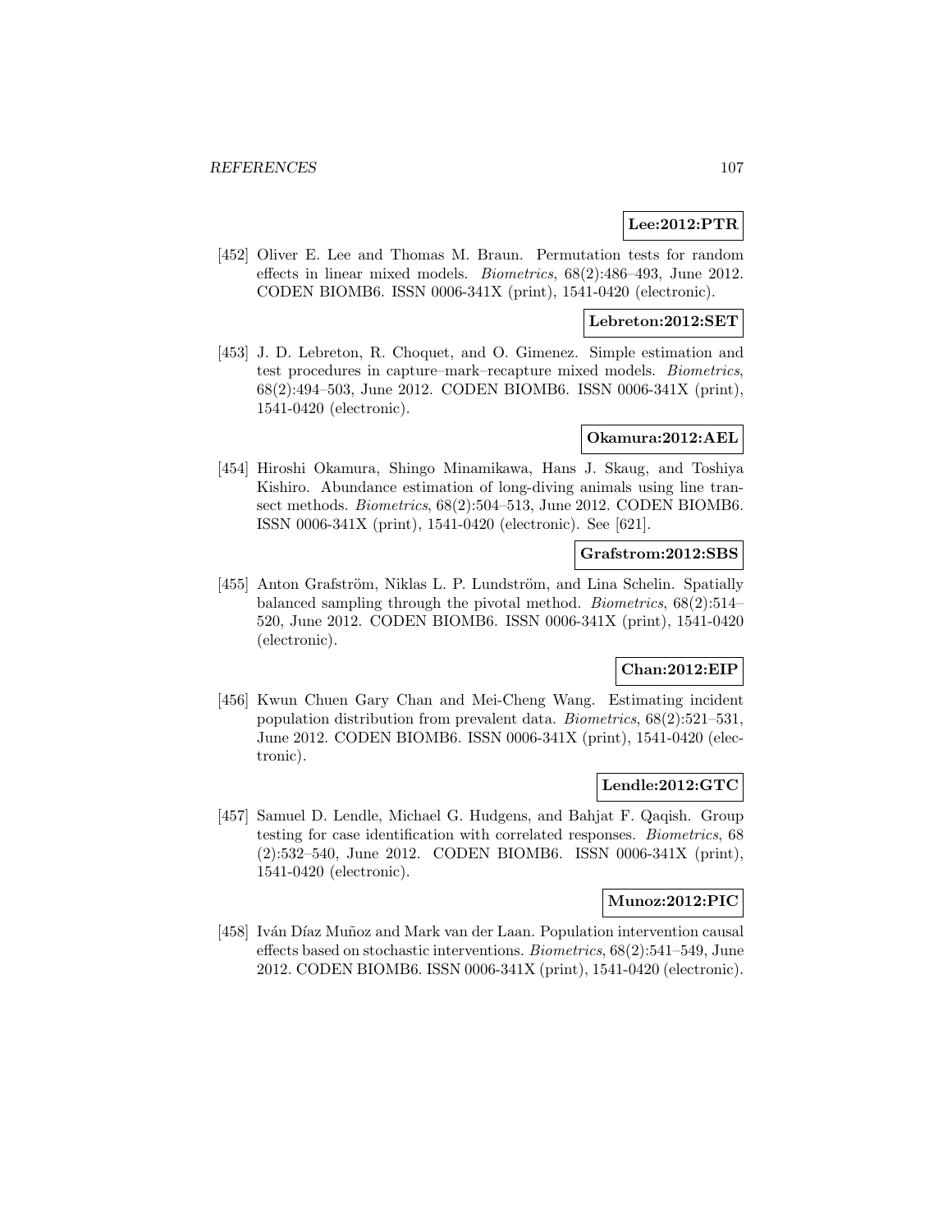**Lee:2012:PTR**

[452] Oliver E. Lee and Thomas M. Braun. Permutation tests for random effects in linear mixed models. *Biometrics*, 68(2):486–493, June 2012. CODEN BIOMB6. ISSN 0006-341X (print), 1541-0420 (electronic).

**Lebreton:2012:SET**

[453] J. D. Lebreton, R. Choquet, and O. Gimenez. Simple estimation and test procedures in capture–mark–recapture mixed models. *Biometrics*, 68(2):494–503, June 2012. CODEN BIOMB6. ISSN 0006-341X (print), 1541-0420 (electronic).

**Okamura:2012:AEL**

[454] Hiroshi Okamura, Shingo Minamikawa, Hans J. Skaug, and Toshiya Kishiro. Abundance estimation of long-diving animals using line transect methods. *Biometrics*, 68(2):504–513, June 2012. CODEN BIOMB6. ISSN 0006-341X (print), 1541-0420 (electronic). See [621].

**Grafstrom:2012:SBS**

[455] Anton Grafström, Niklas L. P. Lundström, and Lina Schelin. Spatially balanced sampling through the pivotal method. *Biometrics*, 68(2):514–520, June 2012. CODEN BIOMB6. ISSN 0006-341X (print), 1541-0420 (electronic).

**Chan:2012:EIP**

[456] Kwun Chuen Gary Chan and Mei-Cheng Wang. Estimating incident population distribution from prevalent data. *Biometrics*, 68(2):521–531, June 2012. CODEN BIOMB6. ISSN 0006-341X (print), 1541-0420 (electronic).

**Lendle:2012:GTC**

[457] Samuel D. Lendle, Michael G. Hudgens, and Bahjat F. Qaqish. Group testing for case identification with correlated responses. *Biometrics*, 68 (2):532–540, June 2012. CODEN BIOMB6. ISSN 0006-341X (print), 1541-0420 (electronic).

**Munoz:2012:PIC**

[458] Iván Díaz Muñoz and Mark van der Laan. Population intervention causal effects based on stochastic interventions. *Biometrics*, 68(2):541–549, June 2012. CODEN BIOMB6. ISSN 0006-341X (print), 1541-0420 (electronic).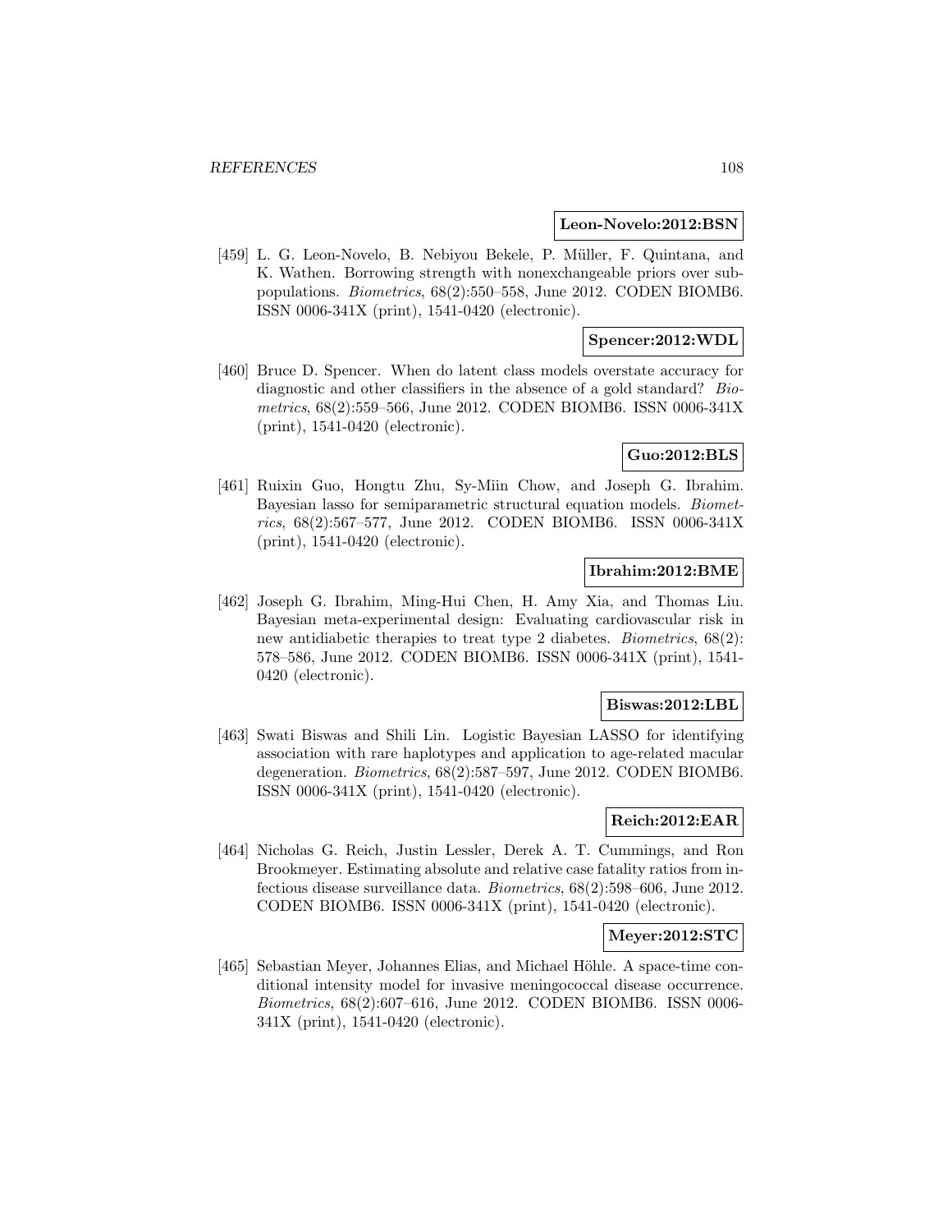**Leon-Novelo:2012:BSN**

[459] L. G. Leon-Novelo, B. Nebiyou Bekele, P. Müller, F. Quintana, and K. Wathen. Borrowing strength with nonexchangeable priors over subpopulations. *Biometrics*, 68(2):550–558, June 2012. CODEN BIOMB6. ISSN 0006-341X (print), 1541-0420 (electronic).

**Spencer:2012:WDL**

[460] Bruce D. Spencer. When do latent class models overstate accuracy for diagnostic and other classifiers in the absence of a gold standard? *Biometrics*, 68(2):559–566, June 2012. CODEN BIOMB6. ISSN 0006-341X (print), 1541-0420 (electronic).

**Guo:2012:BLS**

[461] Ruixin Guo, Hongtu Zhu, Sy-Miin Chow, and Joseph G. Ibrahim. Bayesian lasso for semiparametric structural equation models. *Biometrics*, 68(2):567–577, June 2012. CODEN BIOMB6. ISSN 0006-341X (print), 1541-0420 (electronic).

**Ibrahim:2012:BME**

[462] Joseph G. Ibrahim, Ming-Hui Chen, H. Amy Xia, and Thomas Liu. Bayesian meta-experimental design: Evaluating cardiovascular risk in new antidiabetic therapies to treat type 2 diabetes. *Biometrics*, 68(2): 578–586, June 2012. CODEN BIOMB6. ISSN 0006-341X (print), 1541-0420 (electronic).

**Biswas:2012:LBL**

[463] Swati Biswas and Shili Lin. Logistic Bayesian LASSO for identifying association with rare haplotypes and application to age-related macular degeneration. *Biometrics*, 68(2):587–597, June 2012. CODEN BIOMB6. ISSN 0006-341X (print), 1541-0420 (electronic).

**Reich:2012:EAR**

[464] Nicholas G. Reich, Justin Lessler, Derek A. T. Cummings, and Ron Brookmeyer. Estimating absolute and relative case fatality ratios from infectious disease surveillance data. *Biometrics*, 68(2):598–606, June 2012. CODEN BIOMB6. ISSN 0006-341X (print), 1541-0420 (electronic).

**Meyer:2012:STC**

[465] Sebastian Meyer, Johannes Elias, and Michael Höhle. A space-time conditional intensity model for invasive meningococcal disease occurrence. *Biometrics*, 68(2):607–616, June 2012. CODEN BIOMB6. ISSN 0006-341X (print), 1541-0420 (electronic).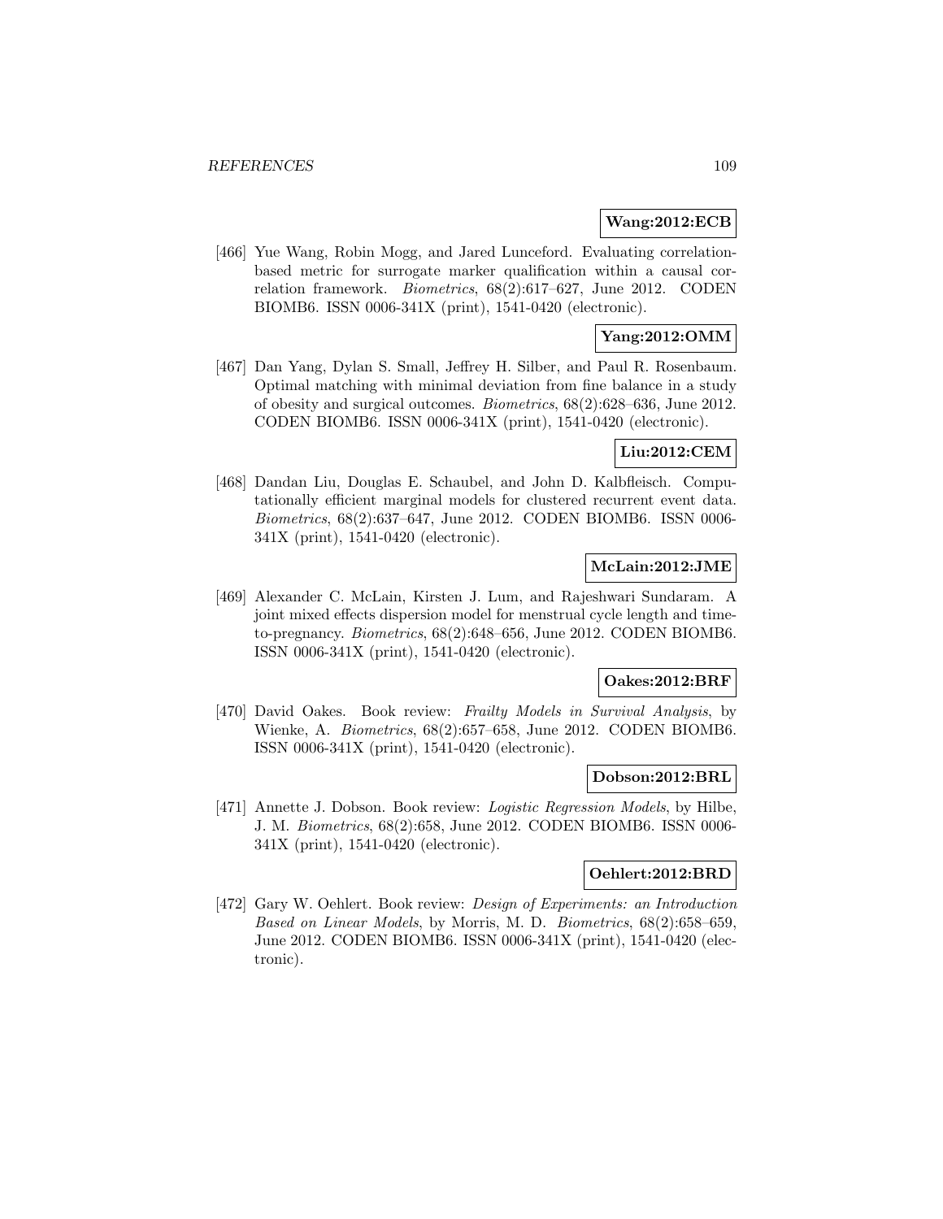**Wang:2012:ECB**

[466] Yue Wang, Robin Mogg, and Jared Lunceford. Evaluating correlation-based metric for surrogate marker qualification within a causal correlation framework. *Biometrics*, 68(2):617–627, June 2012. CODEN BIOMB6. ISSN 0006-341X (print), 1541-0420 (electronic).

**Yang:2012:OMM**

[467] Dan Yang, Dylan S. Small, Jeffrey H. Silber, and Paul R. Rosenbaum. Optimal matching with minimal deviation from fine balance in a study of obesity and surgical outcomes. *Biometrics*, 68(2):628–636, June 2012. CODEN BIOMB6. ISSN 0006-341X (print), 1541-0420 (electronic).

**Liu:2012:CEM**

[468] Dandan Liu, Douglas E. Schaubel, and John D. Kalbfleisch. Computationally efficient marginal models for clustered recurrent event data. *Biometrics*, 68(2):637–647, June 2012. CODEN BIOMB6. ISSN 0006-341X (print), 1541-0420 (electronic).

**McLain:2012:JME**

[469] Alexander C. McLain, Kirsten J. Lum, and Rajeshwari Sundaram. A joint mixed effects dispersion model for menstrual cycle length and time-to-pregnancy. *Biometrics*, 68(2):648–656, June 2012. CODEN BIOMB6. ISSN 0006-341X (print), 1541-0420 (electronic).

**Oakes:2012:BRF**

[470] David Oakes. Book review: *Frailty Models in Survival Analysis*, by Wienke, A. *Biometrics*, 68(2):657–658, June 2012. CODEN BIOMB6. ISSN 0006-341X (print), 1541-0420 (electronic).

**Dobson:2012:BRL**

[471] Annette J. Dobson. Book review: *Logistic Regression Models*, by Hilbe, J. M. *Biometrics*, 68(2):658, June 2012. CODEN BIOMB6. ISSN 0006-341X (print), 1541-0420 (electronic).

**Oehlert:2012:BRD**

[472] Gary W. Oehlert. Book review: *Design of Experiments: an Introduction Based on Linear Models*, by Morris, M. D. *Biometrics*, 68(2):658–659, June 2012. CODEN BIOMB6. ISSN 0006-341X (print), 1541-0420 (electronic).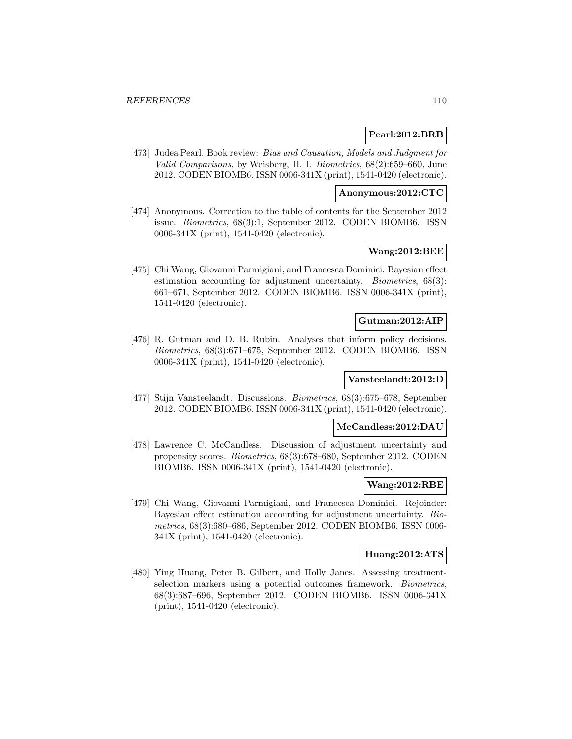**Pearl:2012:BRB**

[473] Judea Pearl. Book review: *Bias and Causation, Models and Judgment for Valid Comparisons*, by Weisberg, H. I. *Biometrics*, 68(2):659–660, June 2012. CODEN BIOMB6. ISSN 0006-341X (print), 1541-0420 (electronic).

**Anonymous:2012:CTC**

[474] Anonymous. Correction to the table of contents for the September 2012 issue. *Biometrics*, 68(3):1, September 2012. CODEN BIOMB6. ISSN 0006-341X (print), 1541-0420 (electronic).

**Wang:2012:BEE**

[475] Chi Wang, Giovanni Parmigiani, and Francesca Dominici. Bayesian effect estimation accounting for adjustment uncertainty. *Biometrics*, 68(3): 661–671, September 2012. CODEN BIOMB6. ISSN 0006-341X (print), 1541-0420 (electronic).

**Gutman:2012:AIP**

[476] R. Gutman and D. B. Rubin. Analyses that inform policy decisions. *Biometrics*, 68(3):671–675, September 2012. CODEN BIOMB6. ISSN 0006-341X (print), 1541-0420 (electronic).

**Vansteelandt:2012:D**

[477] Stijn Vansteelandt. Discussions. *Biometrics*, 68(3):675–678, September 2012. CODEN BIOMB6. ISSN 0006-341X (print), 1541-0420 (electronic).

**McCandless:2012:DAU**

[478] Lawrence C. McCandless. Discussion of adjustment uncertainty and propensity scores. *Biometrics*, 68(3):678–680, September 2012. CODEN BIOMB6. ISSN 0006-341X (print), 1541-0420 (electronic).

**Wang:2012:RBE**

[479] Chi Wang, Giovanni Parmigiani, and Francesca Dominici. Rejoinder: Bayesian effect estimation accounting for adjustment uncertainty. *Biometrics*, 68(3):680–686, September 2012. CODEN BIOMB6. ISSN 0006-341X (print), 1541-0420 (electronic).

**Huang:2012:ATS**

[480] Ying Huang, Peter B. Gilbert, and Holly Janes. Assessing treatment-selection markers using a potential outcomes framework. *Biometrics*, 68(3):687–696, September 2012. CODEN BIOMB6. ISSN 0006-341X (print), 1541-0420 (electronic).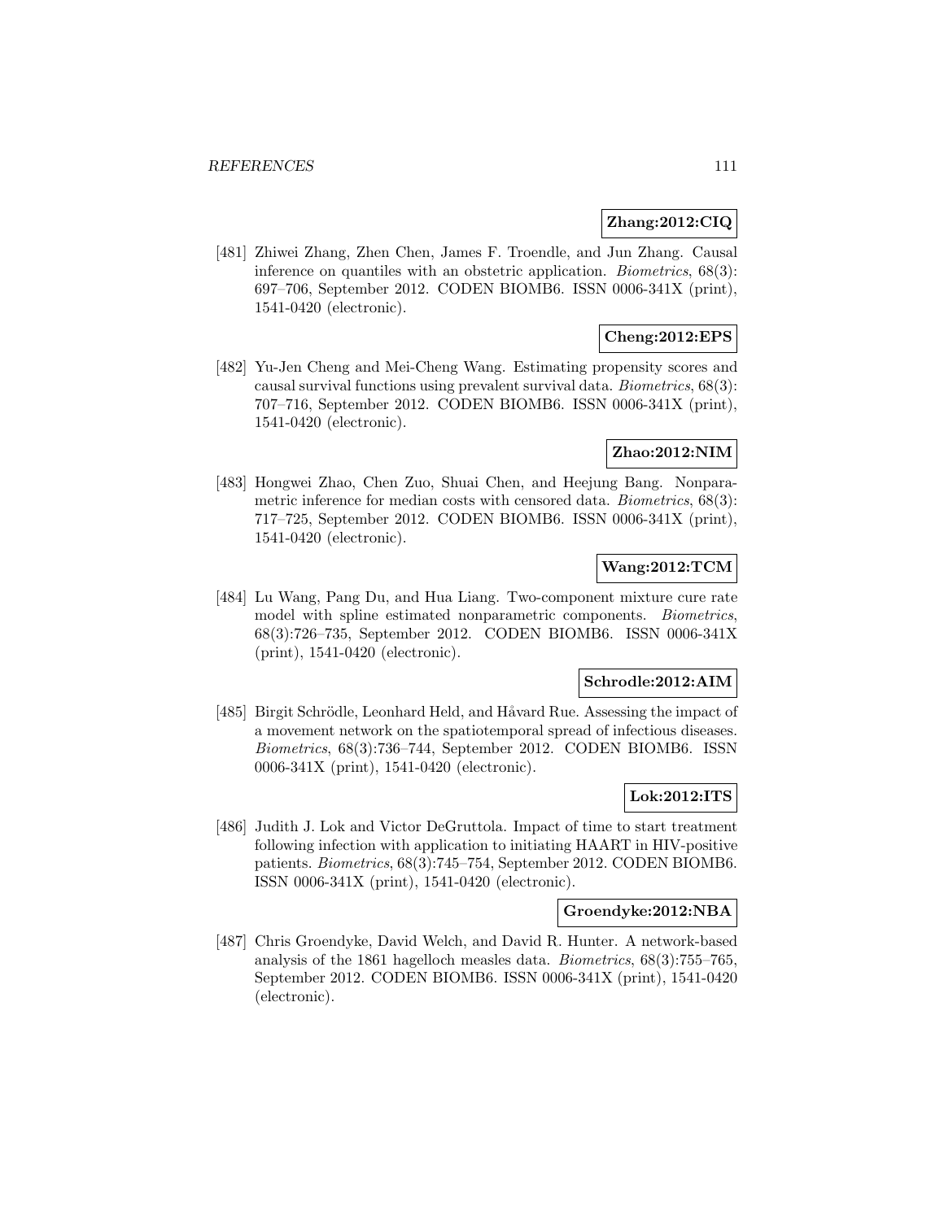**Zhang:2012:CIQ**

[481] Zhiwei Zhang, Zhen Chen, James F. Troendle, and Jun Zhang. Causal inference on quantiles with an obstetric application. *Biometrics*, 68(3): 697–706, September 2012. CODEN BIOMB6. ISSN 0006-341X (print), 1541-0420 (electronic).

**Cheng:2012:EPS**

[482] Yu-Jen Cheng and Mei-Cheng Wang. Estimating propensity scores and causal survival functions using prevalent survival data. *Biometrics*, 68(3): 707–716, September 2012. CODEN BIOMB6. ISSN 0006-341X (print), 1541-0420 (electronic).

**Zhao:2012:NIM**

[483] Hongwei Zhao, Chen Zuo, Shuai Chen, and Heejung Bang. Nonparametric inference for median costs with censored data. *Biometrics*, 68(3): 717–725, September 2012. CODEN BIOMB6. ISSN 0006-341X (print), 1541-0420 (electronic).

**Wang:2012:TCM**

[484] Lu Wang, Pang Du, and Hua Liang. Two-component mixture cure rate model with spline estimated nonparametric components. *Biometrics*, 68(3):726–735, September 2012. CODEN BIOMB6. ISSN 0006-341X (print), 1541-0420 (electronic).

**Schrodle:2012:AIM**

[485] Birgit Schrödle, Leonhard Held, and Håvard Rue. Assessing the impact of a movement network on the spatiotemporal spread of infectious diseases. *Biometrics*, 68(3):736–744, September 2012. CODEN BIOMB6. ISSN 0006-341X (print), 1541-0420 (electronic).

**Lok:2012:ITS**

[486] Judith J. Lok and Victor DeGruttola. Impact of time to start treatment following infection with application to initiating HAART in HIV-positive patients. *Biometrics*, 68(3):745–754, September 2012. CODEN BIOMB6. ISSN 0006-341X (print), 1541-0420 (electronic).

**Groendyke:2012:NBA**

[487] Chris Groendyke, David Welch, and David R. Hunter. A network-based analysis of the 1861 hagelloch measles data. *Biometrics*, 68(3):755–765, September 2012. CODEN BIOMB6. ISSN 0006-341X (print), 1541-0420 (electronic).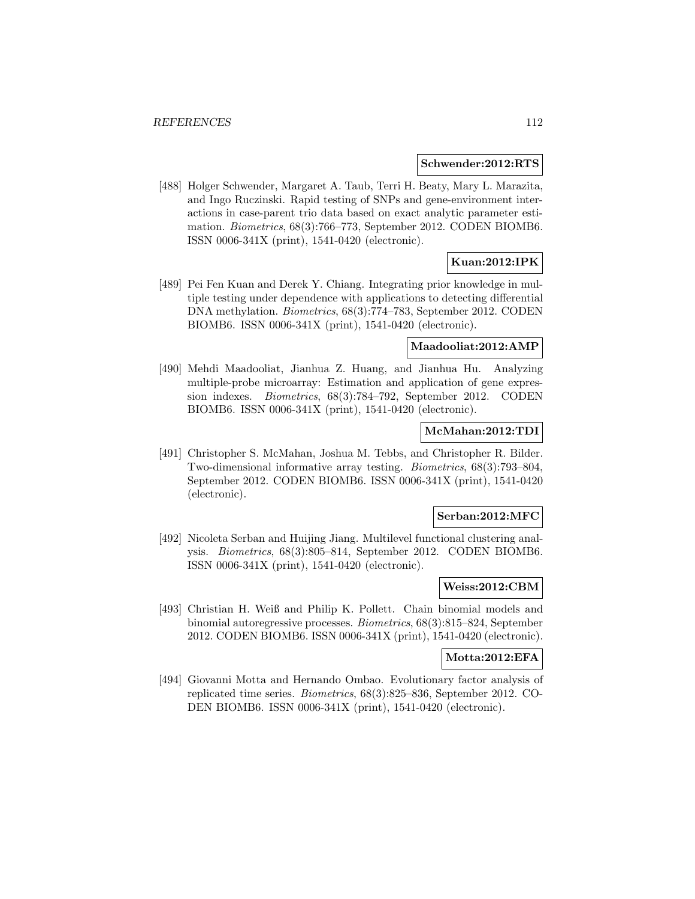**Schwender:2012:RTS**

[488] Holger Schwender, Margaret A. Taub, Terri H. Beaty, Mary L. Marazita, and Ingo Ruczinski. Rapid testing of SNPs and gene-environment interactions in case-parent trio data based on exact analytic parameter estimation. *Biometrics*, 68(3):766–773, September 2012. CODEN BIOMB6. ISSN 0006-341X (print), 1541-0420 (electronic).

**Kuan:2012:IPK**

[489] Pei Fen Kuan and Derek Y. Chiang. Integrating prior knowledge in multiple testing under dependence with applications to detecting differential DNA methylation. *Biometrics*, 68(3):774–783, September 2012. CODEN BIOMB6. ISSN 0006-341X (print), 1541-0420 (electronic).

**Maadooliat:2012:AMP**

[490] Mehdi Maadooliat, Jianhua Z. Huang, and Jianhua Hu. Analyzing multiple-probe microarray: Estimation and application of gene expression indexes. *Biometrics*, 68(3):784–792, September 2012. CODEN BIOMB6. ISSN 0006-341X (print), 1541-0420 (electronic).

**McMahan:2012:TDI**

[491] Christopher S. McMahan, Joshua M. Tebbs, and Christopher R. Bilder. Two-dimensional informative array testing. *Biometrics*, 68(3):793–804, September 2012. CODEN BIOMB6. ISSN 0006-341X (print), 1541-0420 (electronic).

**Serban:2012:MFC**

[492] Nicoleta Serban and Huijing Jiang. Multilevel functional clustering analysis. *Biometrics*, 68(3):805–814, September 2012. CODEN BIOMB6. ISSN 0006-341X (print), 1541-0420 (electronic).

**Weiss:2012:CBM**

[493] Christian H. Weiß and Philip K. Pollett. Chain binomial models and binomial autoregressive processes. *Biometrics*, 68(3):815–824, September 2012. CODEN BIOMB6. ISSN 0006-341X (print), 1541-0420 (electronic).

**Motta:2012:EFA**

[494] Giovanni Motta and Hernando Ombao. Evolutionary factor analysis of replicated time series. *Biometrics*, 68(3):825–836, September 2012. CODEN BIOMB6. ISSN 0006-341X (print), 1541-0420 (electronic).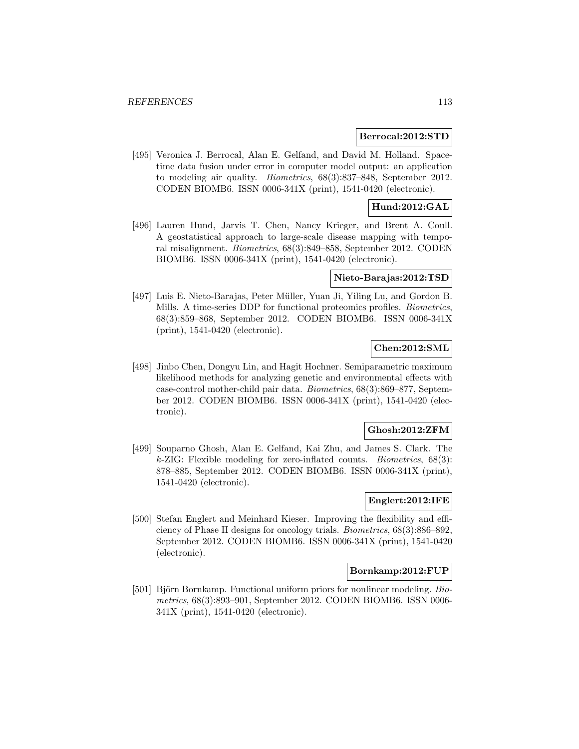**Berrocal:2012:STD**

[495] Veronica J. Berrocal, Alan E. Gelfand, and David M. Holland. Space-time data fusion under error in computer model output: an application to modeling air quality. *Biometrics*, 68(3):837–848, September 2012. CODEN BIOMB6. ISSN 0006-341X (print), 1541-0420 (electronic).

**Hund:2012:GAL**

[496] Lauren Hund, Jarvis T. Chen, Nancy Krieger, and Brent A. Coull. A geostatistical approach to large-scale disease mapping with temporal misalignment. *Biometrics*, 68(3):849–858, September 2012. CODEN BIOMB6. ISSN 0006-341X (print), 1541-0420 (electronic).

**Nieto-Barajas:2012:TSD**

[497] Luis E. Nieto-Barajas, Peter Müller, Yuan Ji, Yiling Lu, and Gordon B. Mills. A time-series DDP for functional proteomics profiles. *Biometrics*, 68(3):859–868, September 2012. CODEN BIOMB6. ISSN 0006-341X (print), 1541-0420 (electronic).

**Chen:2012:SML**

[498] Jinbo Chen, Dongyu Lin, and Hagit Hochner. Semiparametric maximum likelihood methods for analyzing genetic and environmental effects with case-control mother-child pair data. *Biometrics*, 68(3):869–877, September 2012. CODEN BIOMB6. ISSN 0006-341X (print), 1541-0420 (electronic).

**Ghosh:2012:ZFM**

[499] Souparno Ghosh, Alan E. Gelfand, Kai Zhu, and James S. Clark. The $k$-ZIG: Flexible modeling for zero-inflated counts. *Biometrics*, 68(3): 878–885, September 2012. CODEN BIOMB6. ISSN 0006-341X (print), 1541-0420 (electronic).

**Englert:2012:IFE**

[500] Stefan Englert and Meinhard Kieser. Improving the flexibility and efficiency of Phase II designs for oncology trials. *Biometrics*, 68(3):886–892, September 2012. CODEN BIOMB6. ISSN 0006-341X (print), 1541-0420 (electronic).

**Bornkamp:2012:FUP**

[501] Björn Bornkamp. Functional uniform priors for nonlinear modeling. *Biometrics*, 68(3):893–901, September 2012. CODEN BIOMB6. ISSN 0006-341X (print), 1541-0420 (electronic).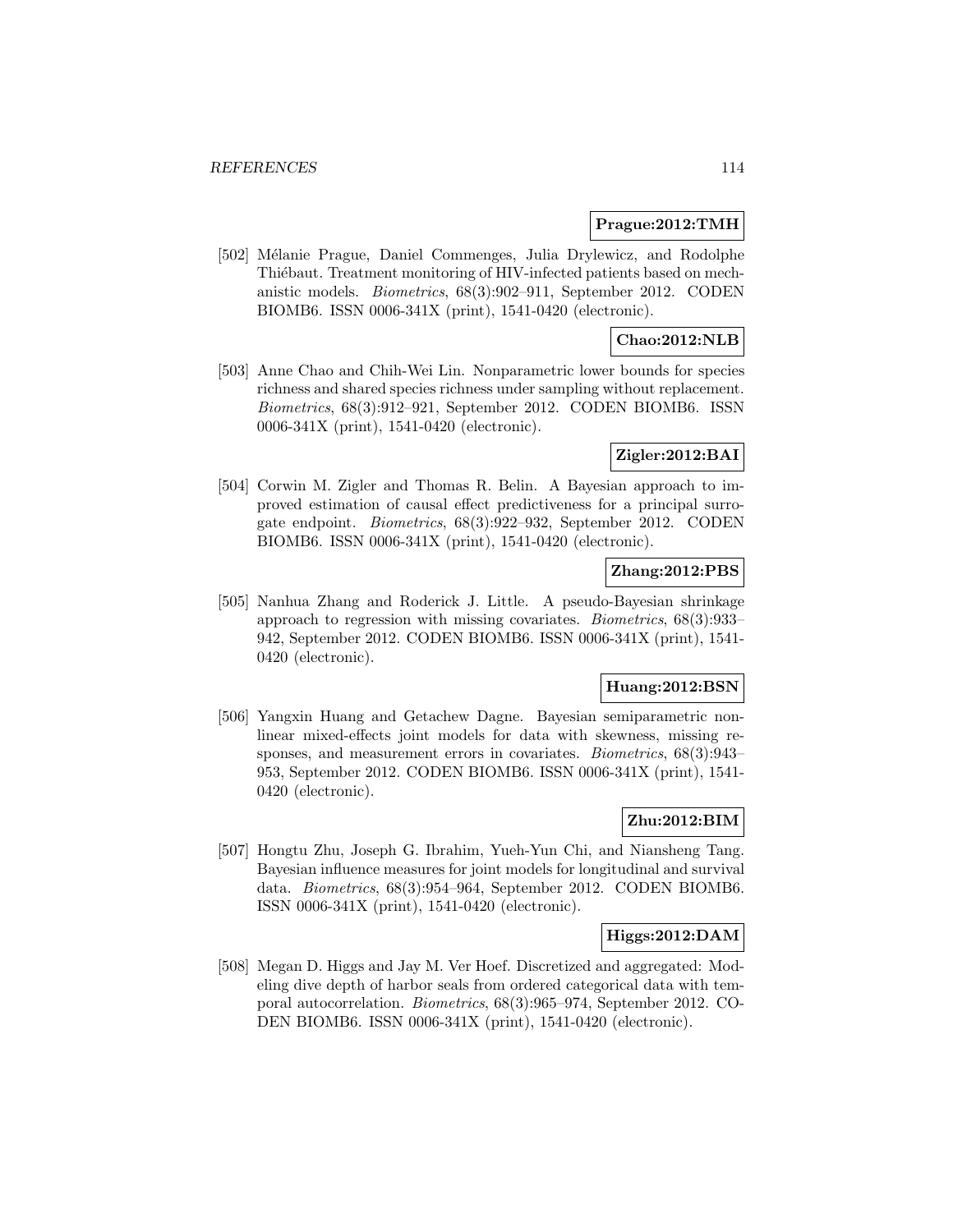**Prague:2012:TMH**

[502] Mélanie Prague, Daniel Commenges, Julia Drylewicz, and Rodolphe Thiébaut. Treatment monitoring of HIV-infected patients based on mechanistic models. *Biometrics*, 68(3):902–911, September 2012. CODEN BIOMB6. ISSN 0006-341X (print), 1541-0420 (electronic).

**Chao:2012:NLB**

[503] Anne Chao and Chih-Wei Lin. Nonparametric lower bounds for species richness and shared species richness under sampling without replacement. *Biometrics*, 68(3):912–921, September 2012. CODEN BIOMB6. ISSN 0006-341X (print), 1541-0420 (electronic).

**Zigler:2012:BAI**

[504] Corwin M. Zigler and Thomas R. Belin. A Bayesian approach to improved estimation of causal effect predictiveness for a principal surrogate endpoint. *Biometrics*, 68(3):922–932, September 2012. CODEN BIOMB6. ISSN 0006-341X (print), 1541-0420 (electronic).

**Zhang:2012:PBS**

[505] Nanhua Zhang and Roderick J. Little. A pseudo-Bayesian shrinkage approach to regression with missing covariates. *Biometrics*, 68(3):933–942, September 2012. CODEN BIOMB6. ISSN 0006-341X (print), 1541-0420 (electronic).

**Huang:2012:BSN**

[506] Yangxin Huang and Getachew Dagne. Bayesian semiparametric nonlinear mixed-effects joint models for data with skewness, missing responses, and measurement errors in covariates. *Biometrics*, 68(3):943–953, September 2012. CODEN BIOMB6. ISSN 0006-341X (print), 1541-0420 (electronic).

**Zhu:2012:BIM**

[507] Hongtu Zhu, Joseph G. Ibrahim, Yueh-Yun Chi, and Niansheng Tang. Bayesian influence measures for joint models for longitudinal and survival data. *Biometrics*, 68(3):954–964, September 2012. CODEN BIOMB6. ISSN 0006-341X (print), 1541-0420 (electronic).

**Higgs:2012:DAM**

[508] Megan D. Higgs and Jay M. Ver Hoef. Discretized and aggregated: Modeling dive depth of harbor seals from ordered categorical data with temporal autocorrelation. *Biometrics*, 68(3):965–974, September 2012. CODEN BIOMB6. ISSN 0006-341X (print), 1541-0420 (electronic).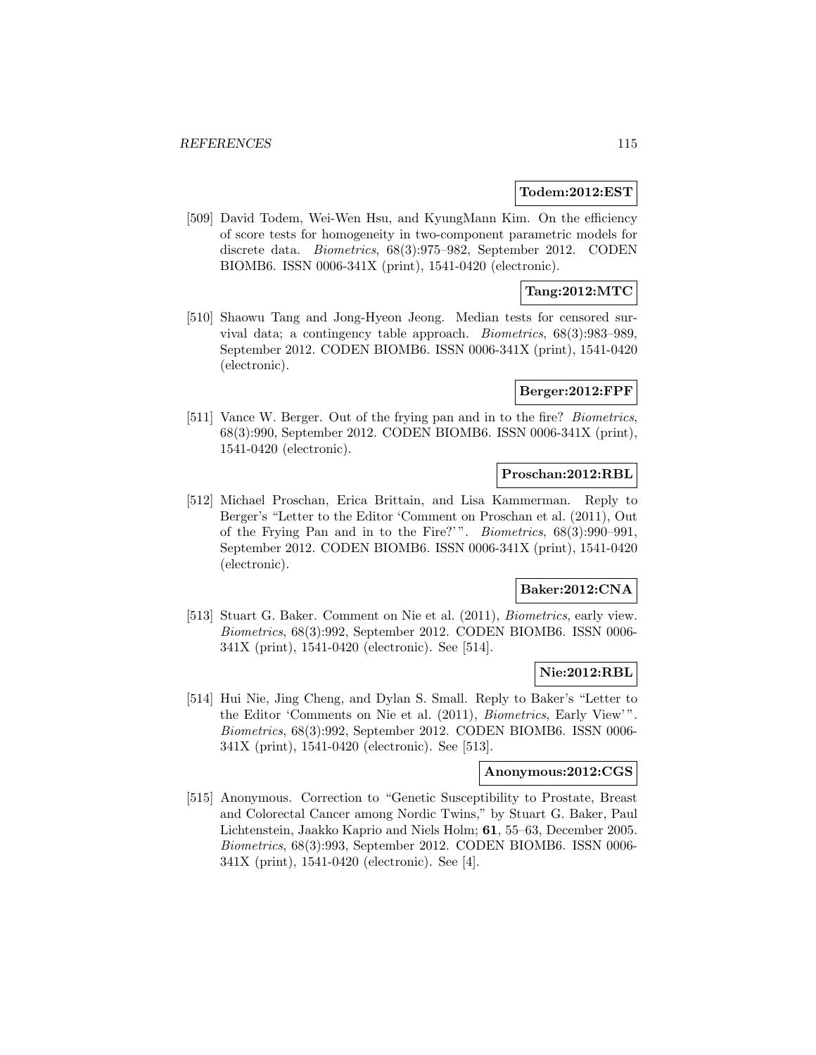**Todem:2012:EST**

[509] David Todem, Wei-Wen Hsu, and KyungMann Kim. On the efficiency of score tests for homogeneity in two-component parametric models for discrete data. *Biometrics*, 68(3):975–982, September 2012. CODEN BIOMB6. ISSN 0006-341X (print), 1541-0420 (electronic).

**Tang:2012:MTC**

[510] Shaowu Tang and Jong-Hyeon Jeong. Median tests for censored survival data; a contingency table approach. *Biometrics*, 68(3):983–989, September 2012. CODEN BIOMB6. ISSN 0006-341X (print), 1541-0420 (electronic).

**Berger:2012:FPF**

[511] Vance W. Berger. Out of the frying pan and in to the fire? *Biometrics*, 68(3):990, September 2012. CODEN BIOMB6. ISSN 0006-341X (print), 1541-0420 (electronic).

**Proschan:2012:RBL**

[512] Michael Proschan, Erica Brittain, and Lisa Kammerman. Reply to Berger's "Letter to the Editor 'Comment on Proschan et al. (2011), Out of the Frying Pan and in to the Fire?' ". *Biometrics*, 68(3):990–991, September 2012. CODEN BIOMB6. ISSN 0006-341X (print), 1541-0420 (electronic).

**Baker:2012:CNA**

[513] Stuart G. Baker. Comment on Nie et al. (2011), *Biometrics*, early view. *Biometrics*, 68(3):992, September 2012. CODEN BIOMB6. ISSN 0006-341X (print), 1541-0420 (electronic). See [514].

**Nie:2012:RBL**

[514] Hui Nie, Jing Cheng, and Dylan S. Small. Reply to Baker's "Letter to the Editor 'Comments on Nie et al. (2011), *Biometrics*, Early View' ". *Biometrics*, 68(3):992, September 2012. CODEN BIOMB6. ISSN 0006-341X (print), 1541-0420 (electronic). See [513].

**Anonymous:2012:CGS**

[515] Anonymous. Correction to "Genetic Susceptibility to Prostate, Breast and Colorectal Cancer among Nordic Twins," by Stuart G. Baker, Paul Lichtenstein, Jaakko Kaprio and Niels Holm; **61**, 55–63, December 2005. *Biometrics*, 68(3):993, September 2012. CODEN BIOMB6. ISSN 0006-341X (print), 1541-0420 (electronic). See [4].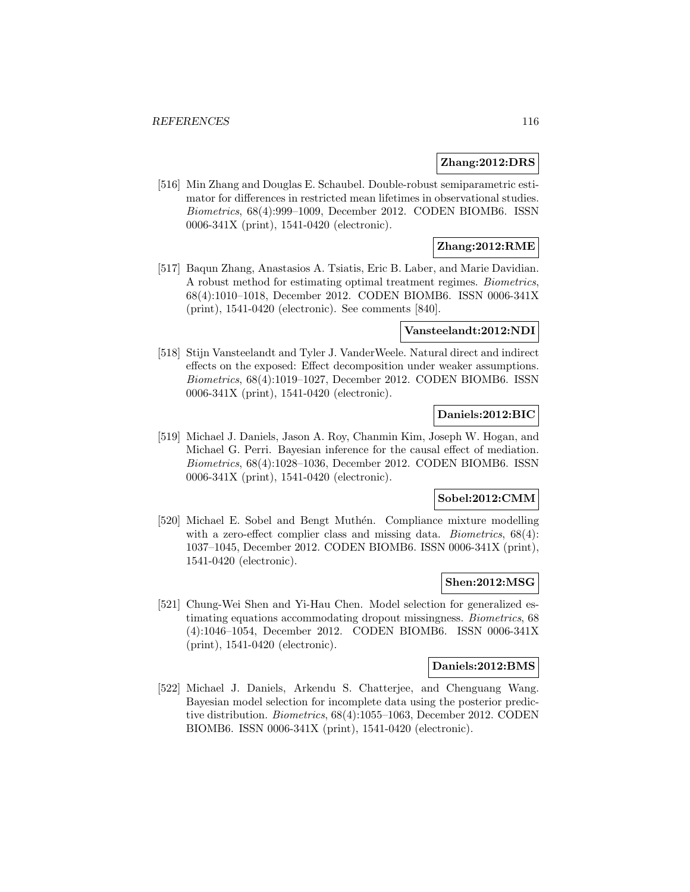**Zhang:2012:DRS**

[516] Min Zhang and Douglas E. Schaubel. Double-robust semiparametric estimator for differences in restricted mean lifetimes in observational studies. *Biometrics*, 68(4):999–1009, December 2012. CODEN BIOMB6. ISSN 0006-341X (print), 1541-0420 (electronic).

**Zhang:2012:RME**

[517] Baqun Zhang, Anastasios A. Tsiatis, Eric B. Laber, and Marie Davidian. A robust method for estimating optimal treatment regimes. *Biometrics*, 68(4):1010–1018, December 2012. CODEN BIOMB6. ISSN 0006-341X (print), 1541-0420 (electronic). See comments [840].

**Vansteelandt:2012:NDI**

[518] Stijn Vansteelandt and Tyler J. VanderWeele. Natural direct and indirect effects on the exposed: Effect decomposition under weaker assumptions. *Biometrics*, 68(4):1019–1027, December 2012. CODEN BIOMB6. ISSN 0006-341X (print), 1541-0420 (electronic).

**Daniels:2012:BIC**

[519] Michael J. Daniels, Jason A. Roy, Chanmin Kim, Joseph W. Hogan, and Michael G. Perri. Bayesian inference for the causal effect of mediation. *Biometrics*, 68(4):1028–1036, December 2012. CODEN BIOMB6. ISSN 0006-341X (print), 1541-0420 (electronic).

**Sobel:2012:CMM**

[520] Michael E. Sobel and Bengt Muthén. Compliance mixture modelling with a zero-effect complier class and missing data. *Biometrics*, 68(4): 1037–1045, December 2012. CODEN BIOMB6. ISSN 0006-341X (print), 1541-0420 (electronic).

**Shen:2012:MSG**

[521] Chung-Wei Shen and Yi-Hau Chen. Model selection for generalized estimating equations accommodating dropout missingness. *Biometrics*, 68 (4):1046–1054, December 2012. CODEN BIOMB6. ISSN 0006-341X (print), 1541-0420 (electronic).

**Daniels:2012:BMS**

[522] Michael J. Daniels, Arkendu S. Chatterjee, and Chenguang Wang. Bayesian model selection for incomplete data using the posterior predictive distribution. *Biometrics*, 68(4):1055–1063, December 2012. CODEN BIOMB6. ISSN 0006-341X (print), 1541-0420 (electronic).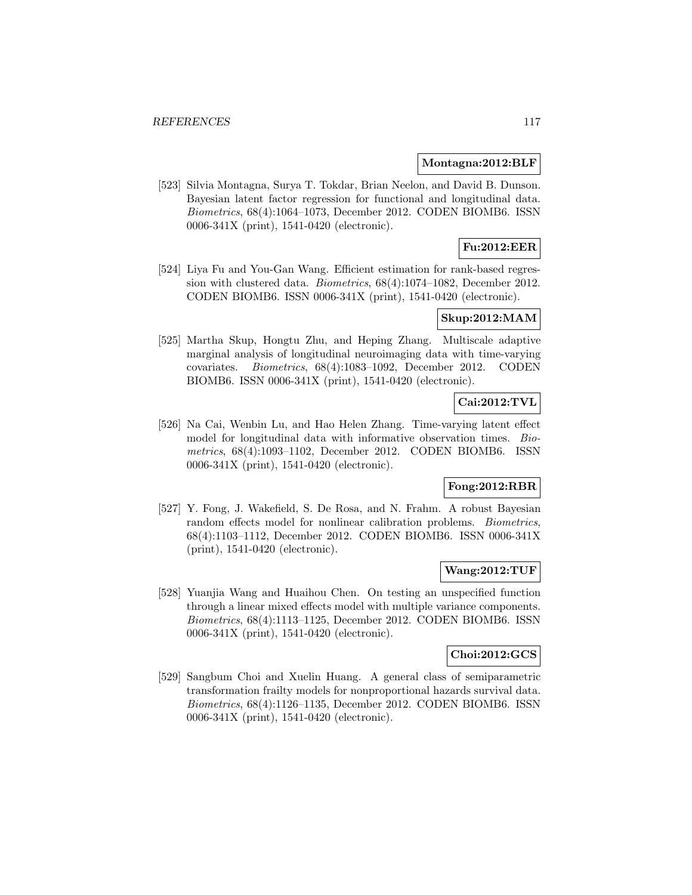**Montagna:2012:BLF**

[523] Silvia Montagna, Surya T. Tokdar, Brian Neelon, and David B. Dunson. Bayesian latent factor regression for functional and longitudinal data. *Biometrics*, 68(4):1064–1073, December 2012. CODEN BIOMB6. ISSN 0006-341X (print), 1541-0420 (electronic).

**Fu:2012:EER**

[524] Liya Fu and You-Gan Wang. Efficient estimation for rank-based regression with clustered data. *Biometrics*, 68(4):1074–1082, December 2012. CODEN BIOMB6. ISSN 0006-341X (print), 1541-0420 (electronic).

**Skup:2012:MAM**

[525] Martha Skup, Hongtu Zhu, and Heping Zhang. Multiscale adaptive marginal analysis of longitudinal neuroimaging data with time-varying covariates. *Biometrics*, 68(4):1083–1092, December 2012. CODEN BIOMB6. ISSN 0006-341X (print), 1541-0420 (electronic).

**Cai:2012:TVL**

[526] Na Cai, Wenbin Lu, and Hao Helen Zhang. Time-varying latent effect model for longitudinal data with informative observation times. *Biometrics*, 68(4):1093–1102, December 2012. CODEN BIOMB6. ISSN 0006-341X (print), 1541-0420 (electronic).

**Fong:2012:RBR**

[527] Y. Fong, J. Wakefield, S. De Rosa, and N. Frahm. A robust Bayesian random effects model for nonlinear calibration problems. *Biometrics*, 68(4):1103–1112, December 2012. CODEN BIOMB6. ISSN 0006-341X (print), 1541-0420 (electronic).

**Wang:2012:TUF**

[528] Yuanjia Wang and Huaihou Chen. On testing an unspecified function through a linear mixed effects model with multiple variance components. *Biometrics*, 68(4):1113–1125, December 2012. CODEN BIOMB6. ISSN 0006-341X (print), 1541-0420 (electronic).

**Choi:2012:GCS**

[529] Sangbum Choi and Xuelin Huang. A general class of semiparametric transformation frailty models for nonproportional hazards survival data. *Biometrics*, 68(4):1126–1135, December 2012. CODEN BIOMB6. ISSN 0006-341X (print), 1541-0420 (electronic).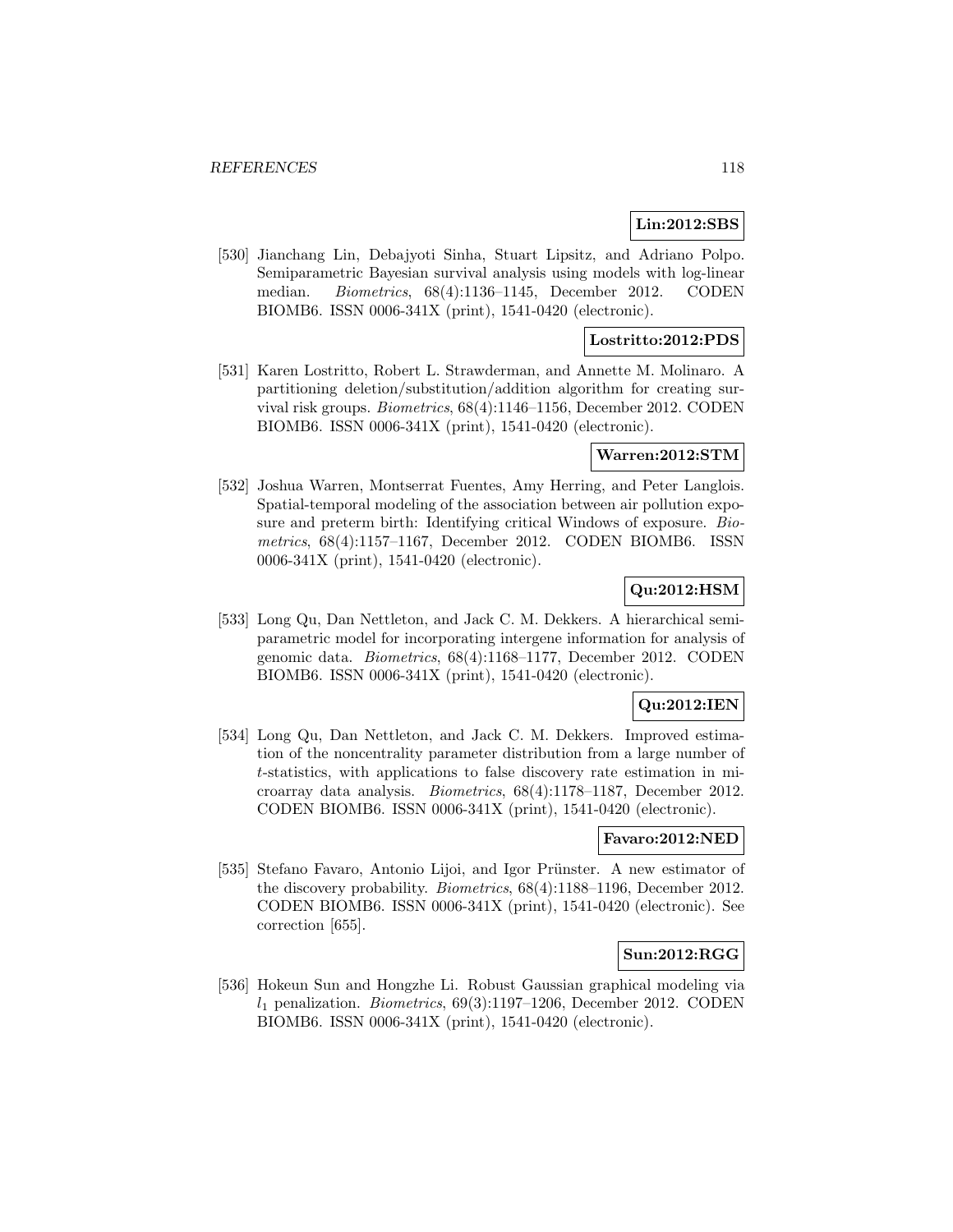**Lin:2012:SBS**

[530] Jianchang Lin, Debajyoti Sinha, Stuart Lipsitz, and Adriano Polpo. Semiparametric Bayesian survival analysis using models with log-linear median. *Biometrics*, 68(4):1136–1145, December 2012. CODEN BIOMB6. ISSN 0006-341X (print), 1541-0420 (electronic).

**Lostritto:2012:PDS**

[531] Karen Lostritto, Robert L. Strawderman, and Annette M. Molinaro. A partitioning deletion/substitution/addition algorithm for creating survival risk groups. *Biometrics*, 68(4):1146–1156, December 2012. CODEN BIOMB6. ISSN 0006-341X (print), 1541-0420 (electronic).

**Warren:2012:STM**

[532] Joshua Warren, Montserrat Fuentes, Amy Herring, and Peter Langlois. Spatial-temporal modeling of the association between air pollution exposure and preterm birth: Identifying critical Windows of exposure. *Biometrics*, 68(4):1157–1167, December 2012. CODEN BIOMB6. ISSN 0006-341X (print), 1541-0420 (electronic).

**Qu:2012:HSM**

[533] Long Qu, Dan Nettleton, and Jack C. M. Dekkers. A hierarchical semiparametric model for incorporating intergene information for analysis of genomic data. *Biometrics*, 68(4):1168–1177, December 2012. CODEN BIOMB6. ISSN 0006-341X (print), 1541-0420 (electronic).

**Qu:2012:IEN**

[534] Long Qu, Dan Nettleton, and Jack C. M. Dekkers. Improved estimation of the noncentrality parameter distribution from a large number of $t$-statistics, with applications to false discovery rate estimation in microarray data analysis. *Biometrics*, 68(4):1178–1187, December 2012. CODEN BIOMB6. ISSN 0006-341X (print), 1541-0420 (electronic).

**Favaro:2012:NED**

[535] Stefano Favaro, Antonio Lijoi, and Igor Prünster. A new estimator of the discovery probability. *Biometrics*, 68(4):1188–1196, December 2012. CODEN BIOMB6. ISSN 0006-341X (print), 1541-0420 (electronic). See correction [655].

**Sun:2012:RGG**

[536] Hokeun Sun and Hongzhe Li. Robust Gaussian graphical modeling via $l_1$ penalization. *Biometrics*, 69(3):1197–1206, December 2012. CODEN BIOMB6. ISSN 0006-341X (print), 1541-0420 (electronic).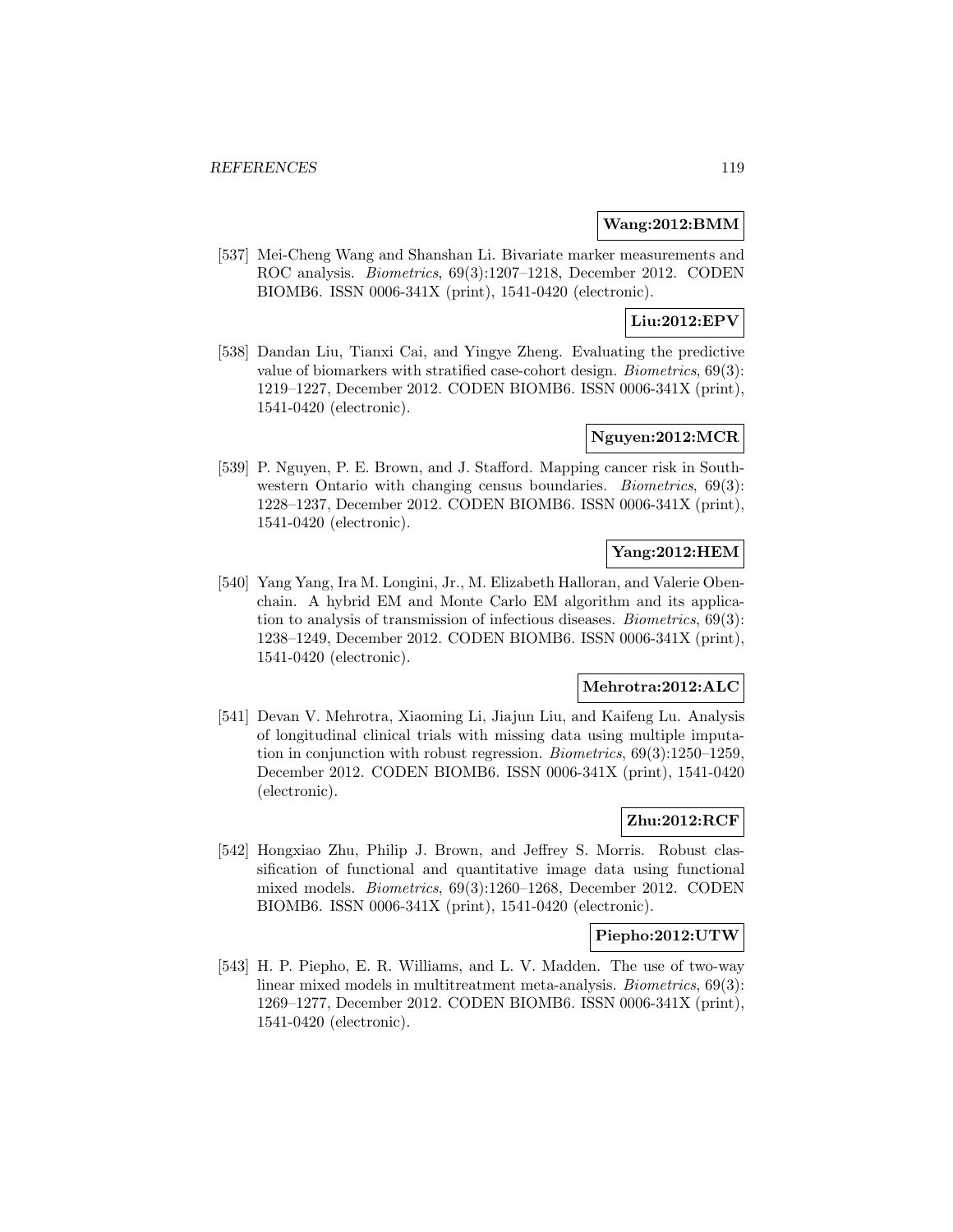**Wang:2012:BMM**

[537] Mei-Cheng Wang and Shanshan Li. Bivariate marker measurements and ROC analysis. *Biometrics*, 69(3):1207–1218, December 2012. CODEN BIOMB6. ISSN 0006-341X (print), 1541-0420 (electronic).

**Liu:2012:EPV**

[538] Dandan Liu, Tianxi Cai, and Yingye Zheng. Evaluating the predictive value of biomarkers with stratified case-cohort design. *Biometrics*, 69(3): 1219–1227, December 2012. CODEN BIOMB6. ISSN 0006-341X (print), 1541-0420 (electronic).

**Nguyen:2012:MCR**

[539] P. Nguyen, P. E. Brown, and J. Stafford. Mapping cancer risk in Southwestern Ontario with changing census boundaries. *Biometrics*, 69(3): 1228–1237, December 2012. CODEN BIOMB6. ISSN 0006-341X (print), 1541-0420 (electronic).

**Yang:2012:HEM**

[540] Yang Yang, Ira M. Longini, Jr., M. Elizabeth Halloran, and Valerie Obenchain. A hybrid EM and Monte Carlo EM algorithm and its application to analysis of transmission of infectious diseases. *Biometrics*, 69(3): 1238–1249, December 2012. CODEN BIOMB6. ISSN 0006-341X (print), 1541-0420 (electronic).

**Mehrotra:2012:ALC**

[541] Devan V. Mehrotra, Xiaoming Li, Jiajun Liu, and Kaifeng Lu. Analysis of longitudinal clinical trials with missing data using multiple imputation in conjunction with robust regression. *Biometrics*, 69(3):1250–1259, December 2012. CODEN BIOMB6. ISSN 0006-341X (print), 1541-0420 (electronic).

**Zhu:2012:RCF**

[542] Hongxiao Zhu, Philip J. Brown, and Jeffrey S. Morris. Robust classification of functional and quantitative image data using functional mixed models. *Biometrics*, 69(3):1260–1268, December 2012. CODEN BIOMB6. ISSN 0006-341X (print), 1541-0420 (electronic).

**Piepho:2012:UTW**

[543] H. P. Piepho, E. R. Williams, and L. V. Madden. The use of two-way linear mixed models in multitreatment meta-analysis. *Biometrics*, 69(3): 1269–1277, December 2012. CODEN BIOMB6. ISSN 0006-341X (print), 1541-0420 (electronic).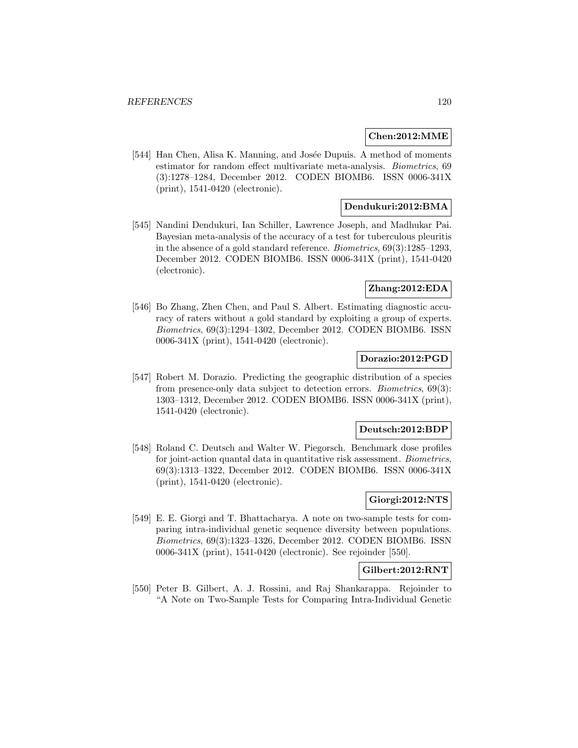**Chen:2012:MME**

[544] Han Chen, Alisa K. Manning, and Josée Dupuis. A method of moments estimator for random effect multivariate meta-analysis. *Biometrics*, 69 (3):1278–1284, December 2012. CODEN BIOMB6. ISSN 0006-341X (print), 1541-0420 (electronic).

**Dendukuri:2012:BMA**

[545] Nandini Dendukuri, Ian Schiller, Lawrence Joseph, and Madhukar Pai. Bayesian meta-analysis of the accuracy of a test for tuberculous pleuritis in the absence of a gold standard reference. *Biometrics*, 69(3):1285–1293, December 2012. CODEN BIOMB6. ISSN 0006-341X (print), 1541-0420 (electronic).

**Zhang:2012:EDA**

[546] Bo Zhang, Zhen Chen, and Paul S. Albert. Estimating diagnostic accuracy of raters without a gold standard by exploiting a group of experts. *Biometrics*, 69(3):1294–1302, December 2012. CODEN BIOMB6. ISSN 0006-341X (print), 1541-0420 (electronic).

**Dorazio:2012:PGD**

[547] Robert M. Dorazio. Predicting the geographic distribution of a species from presence-only data subject to detection errors. *Biometrics*, 69(3): 1303–1312, December 2012. CODEN BIOMB6. ISSN 0006-341X (print), 1541-0420 (electronic).

**Deutsch:2012:BDP**

[548] Roland C. Deutsch and Walter W. Piegorsch. Benchmark dose profiles for joint-action quantal data in quantitative risk assessment. *Biometrics*, 69(3):1313–1322, December 2012. CODEN BIOMB6. ISSN 0006-341X (print), 1541-0420 (electronic).

**Giorgi:2012:NTS**

[549] E. E. Giorgi and T. Bhattacharya. A note on two-sample tests for comparing intra-individual genetic sequence diversity between populations. *Biometrics*, 69(3):1323–1326, December 2012. CODEN BIOMB6. ISSN 0006-341X (print), 1541-0420 (electronic). See rejoinder [550].

**Gilbert:2012:RNT**

[550] Peter B. Gilbert, A. J. Rossini, and Raj Shankarappa. Rejoinder to "A Note on Two-Sample Tests for Comparing Intra-Individual Genetic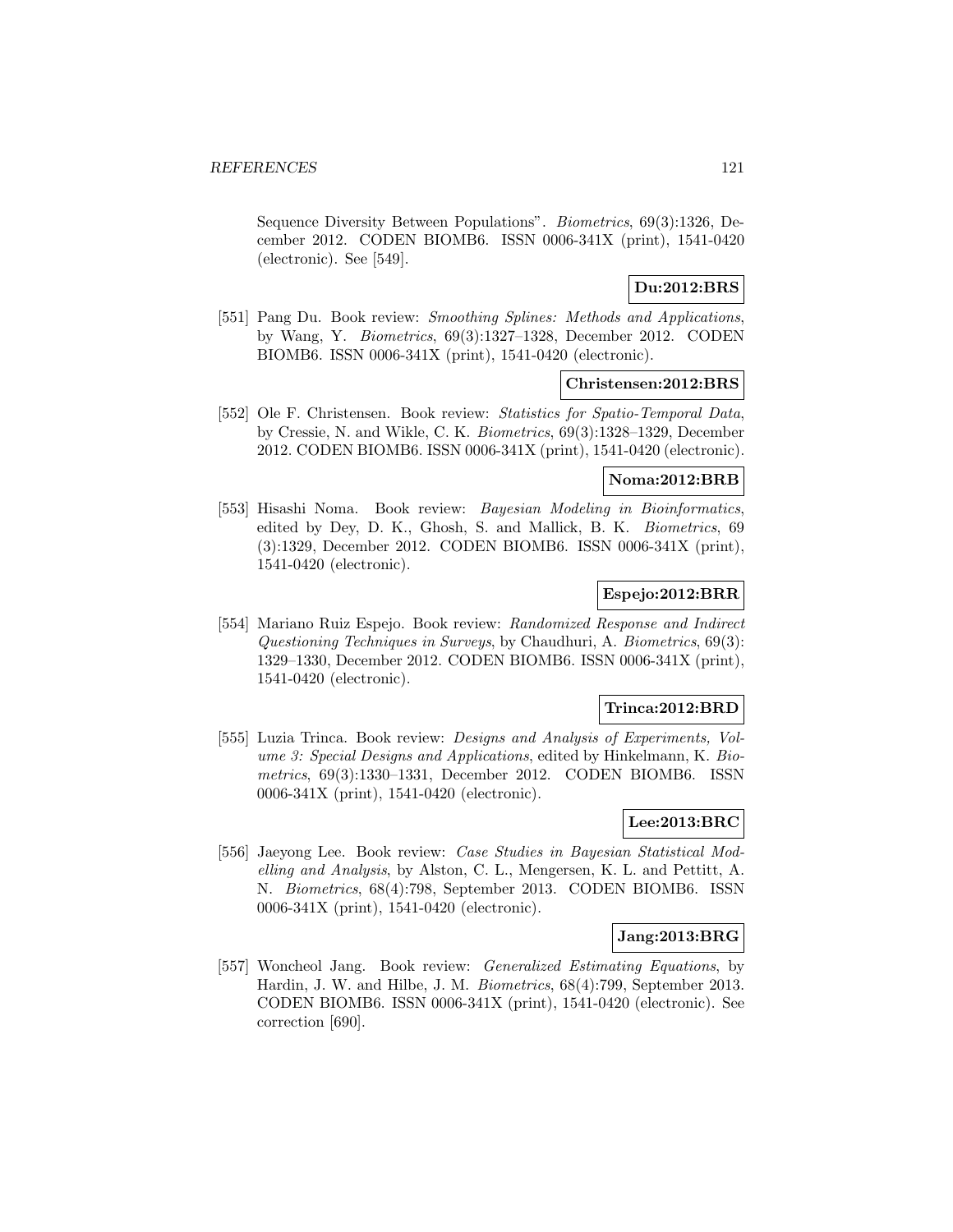Sequence Diversity Between Populations". *Biometrics*, 69(3):1326, December 2012. CODEN BIOMB6. ISSN 0006-341X (print), 1541-0420 (electronic). See [549].

**Du:2012:BRS**

[551] Pang Du. Book review: *Smoothing Splines: Methods and Applications*, by Wang, Y. *Biometrics*, 69(3):1327–1328, December 2012. CODEN BIOMB6. ISSN 0006-341X (print), 1541-0420 (electronic).

**Christensen:2012:BRS**

[552] Ole F. Christensen. Book review: *Statistics for Spatio-Temporal Data*, by Cressie, N. and Wikle, C. K. *Biometrics*, 69(3):1328–1329, December 2012. CODEN BIOMB6. ISSN 0006-341X (print), 1541-0420 (electronic).

**Noma:2012:BRB**

[553] Hisashi Noma. Book review: *Bayesian Modeling in Bioinformatics*, edited by Dey, D. K., Ghosh, S. and Mallick, B. K. *Biometrics*, 69 (3):1329, December 2012. CODEN BIOMB6. ISSN 0006-341X (print), 1541-0420 (electronic).

**Espejo:2012:BRR**

[554] Mariano Ruiz Espejo. Book review: *Randomized Response and Indirect Questioning Techniques in Surveys*, by Chaudhuri, A. *Biometrics*, 69(3): 1329–1330, December 2012. CODEN BIOMB6. ISSN 0006-341X (print), 1541-0420 (electronic).

**Trinca:2012:BRD**

[555] Luzia Trinca. Book review: *Designs and Analysis of Experiments, Volume 3: Special Designs and Applications*, edited by Hinkelmann, K. *Biometrics*, 69(3):1330–1331, December 2012. CODEN BIOMB6. ISSN 0006-341X (print), 1541-0420 (electronic).

**Lee:2013:BRC**

[556] Jaeyong Lee. Book review: *Case Studies in Bayesian Statistical Modelling and Analysis*, by Alston, C. L., Mengersen, K. L. and Pettitt, A. N. *Biometrics*, 68(4):798, September 2013. CODEN BIOMB6. ISSN 0006-341X (print), 1541-0420 (electronic).

**Jang:2013:BRG**

[557] Woncheol Jang. Book review: *Generalized Estimating Equations*, by Hardin, J. W. and Hilbe, J. M. *Biometrics*, 68(4):799, September 2013. CODEN BIOMB6. ISSN 0006-341X (print), 1541-0420 (electronic). See correction [690].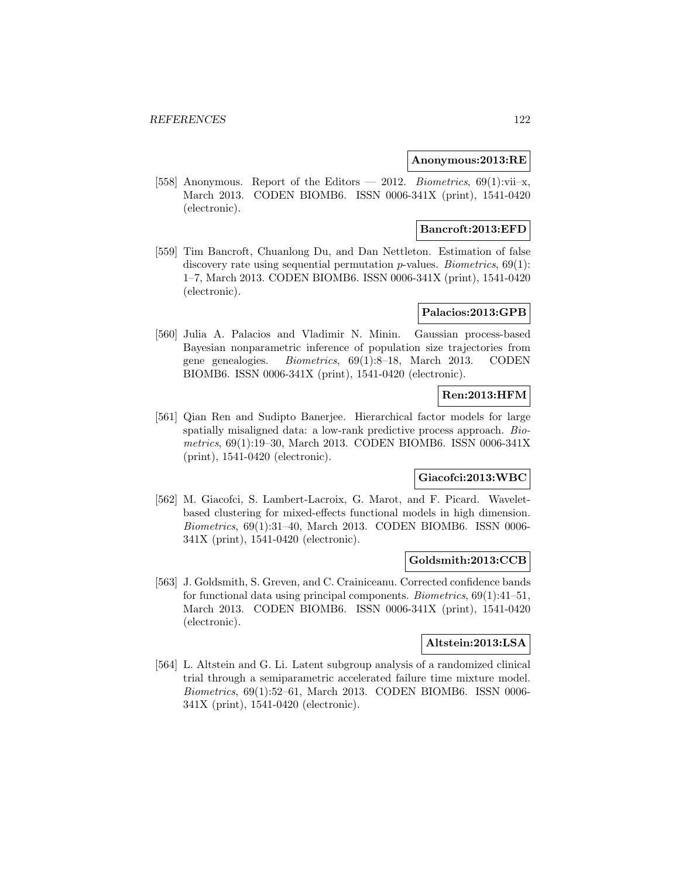**Anonymous:2013:RE**

[558] Anonymous. Report of the Editors — 2012. *Biometrics*, 69(1):vii–x, March 2013. CODEN BIOMB6. ISSN 0006-341X (print), 1541-0420 (electronic).

**Bancroft:2013:EFD**

[559] Tim Bancroft, Chuanlong Du, and Dan Nettleton. Estimation of false discovery rate using sequential permutation $p$-values. *Biometrics*, 69(1): 1–7, March 2013. CODEN BIOMB6. ISSN 0006-341X (print), 1541-0420 (electronic).

**Palacios:2013:GPB**

[560] Julia A. Palacios and Vladimir N. Minin. Gaussian process-based Bayesian nonparametric inference of population size trajectories from gene genealogies. *Biometrics*, 69(1):8–18, March 2013. CODEN BIOMB6. ISSN 0006-341X (print), 1541-0420 (electronic).

**Ren:2013:HFM**

[561] Qian Ren and Sudipto Banerjee. Hierarchical factor models for large spatially misaligned data: a low-rank predictive process approach. *Biometrics*, 69(1):19–30, March 2013. CODEN BIOMB6. ISSN 0006-341X (print), 1541-0420 (electronic).

**Giacofci:2013:WBC**

[562] M. Giacofci, S. Lambert-Lacroix, G. Marot, and F. Picard. Wavelet-based clustering for mixed-effects functional models in high dimension. *Biometrics*, 69(1):31–40, March 2013. CODEN BIOMB6. ISSN 0006-341X (print), 1541-0420 (electronic).

**Goldsmith:2013:CCB**

[563] J. Goldsmith, S. Greven, and C. Crainiceanu. Corrected confidence bands for functional data using principal components. *Biometrics*, 69(1):41–51, March 2013. CODEN BIOMB6. ISSN 0006-341X (print), 1541-0420 (electronic).

**Altstein:2013:LSA**

[564] L. Altstein and G. Li. Latent subgroup analysis of a randomized clinical trial through a semiparametric accelerated failure time mixture model. *Biometrics*, 69(1):52–61, March 2013. CODEN BIOMB6. ISSN 0006-341X (print), 1541-0420 (electronic).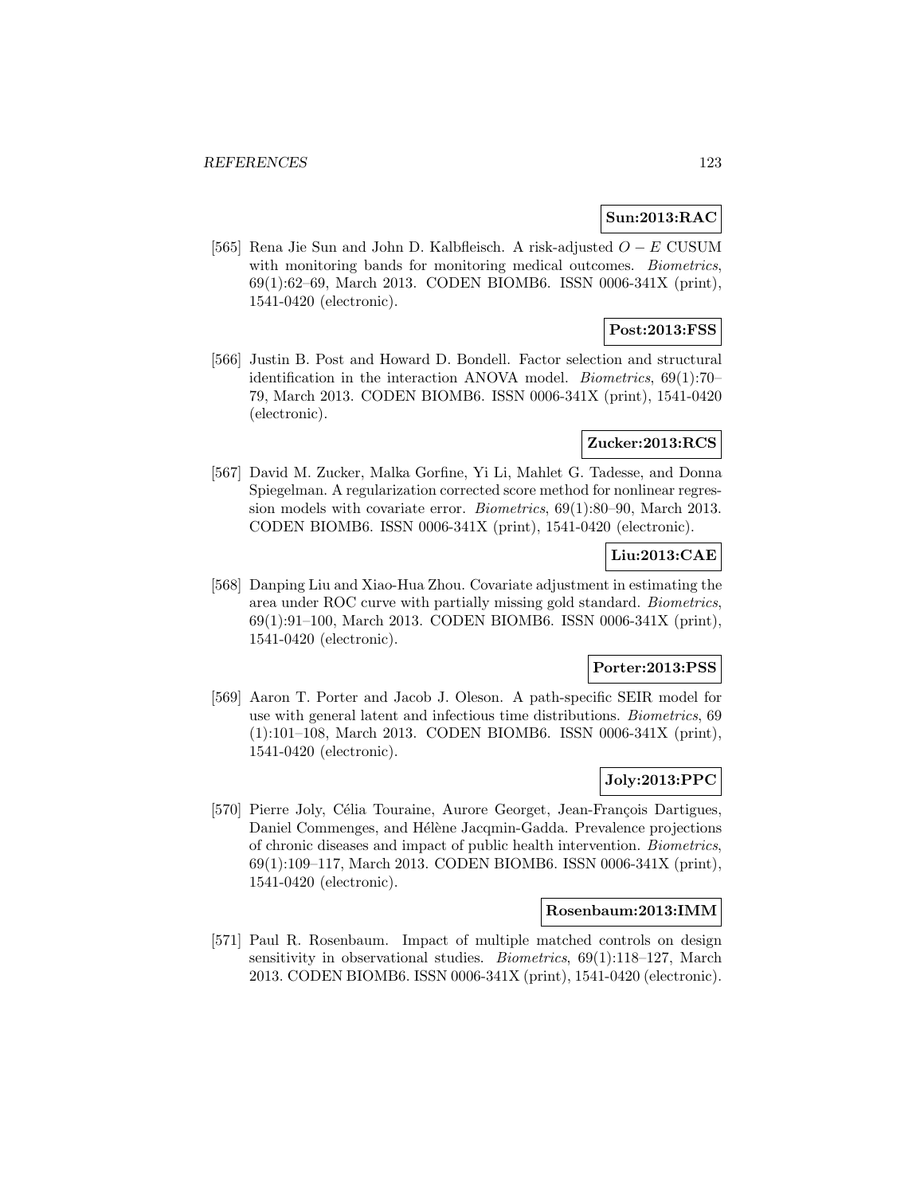**Sun:2013:RAC**

[565] Rena Jie Sun and John D. Kalbfleisch. A risk-adjusted $O - E$ CUSUM with monitoring bands for monitoring medical outcomes. *Biometrics*, 69(1):62–69, March 2013. CODEN BIOMB6. ISSN 0006-341X (print), 1541-0420 (electronic).

**Post:2013:FSS**

[566] Justin B. Post and Howard D. Bondell. Factor selection and structural identification in the interaction ANOVA model. *Biometrics*, 69(1):70–79, March 2013. CODEN BIOMB6. ISSN 0006-341X (print), 1541-0420 (electronic).

**Zucker:2013:RCS**

[567] David M. Zucker, Malka Gorfine, Yi Li, Mahlet G. Tadesse, and Donna Spiegelman. A regularization corrected score method for nonlinear regression models with covariate error. *Biometrics*, 69(1):80–90, March 2013. CODEN BIOMB6. ISSN 0006-341X (print), 1541-0420 (electronic).

**Liu:2013:CAE**

[568] Danping Liu and Xiao-Hua Zhou. Covariate adjustment in estimating the area under ROC curve with partially missing gold standard. *Biometrics*, 69(1):91–100, March 2013. CODEN BIOMB6. ISSN 0006-341X (print), 1541-0420 (electronic).

**Porter:2013:PSS**

[569] Aaron T. Porter and Jacob J. Oleson. A path-specific SEIR model for use with general latent and infectious time distributions. *Biometrics*, 69 (1):101–108, March 2013. CODEN BIOMB6. ISSN 0006-341X (print), 1541-0420 (electronic).

**Joly:2013:PPC**

[570] Pierre Joly, Célia Touraine, Aurore Georget, Jean-François Dartigues, Daniel Commenges, and Hélène Jacqmin-Gadda. Prevalence projections of chronic diseases and impact of public health intervention. *Biometrics*, 69(1):109–117, March 2013. CODEN BIOMB6. ISSN 0006-341X (print), 1541-0420 (electronic).

**Rosenbaum:2013:IMM**

[571] Paul R. Rosenbaum. Impact of multiple matched controls on design sensitivity in observational studies. *Biometrics*, 69(1):118–127, March 2013. CODEN BIOMB6. ISSN 0006-341X (print), 1541-0420 (electronic).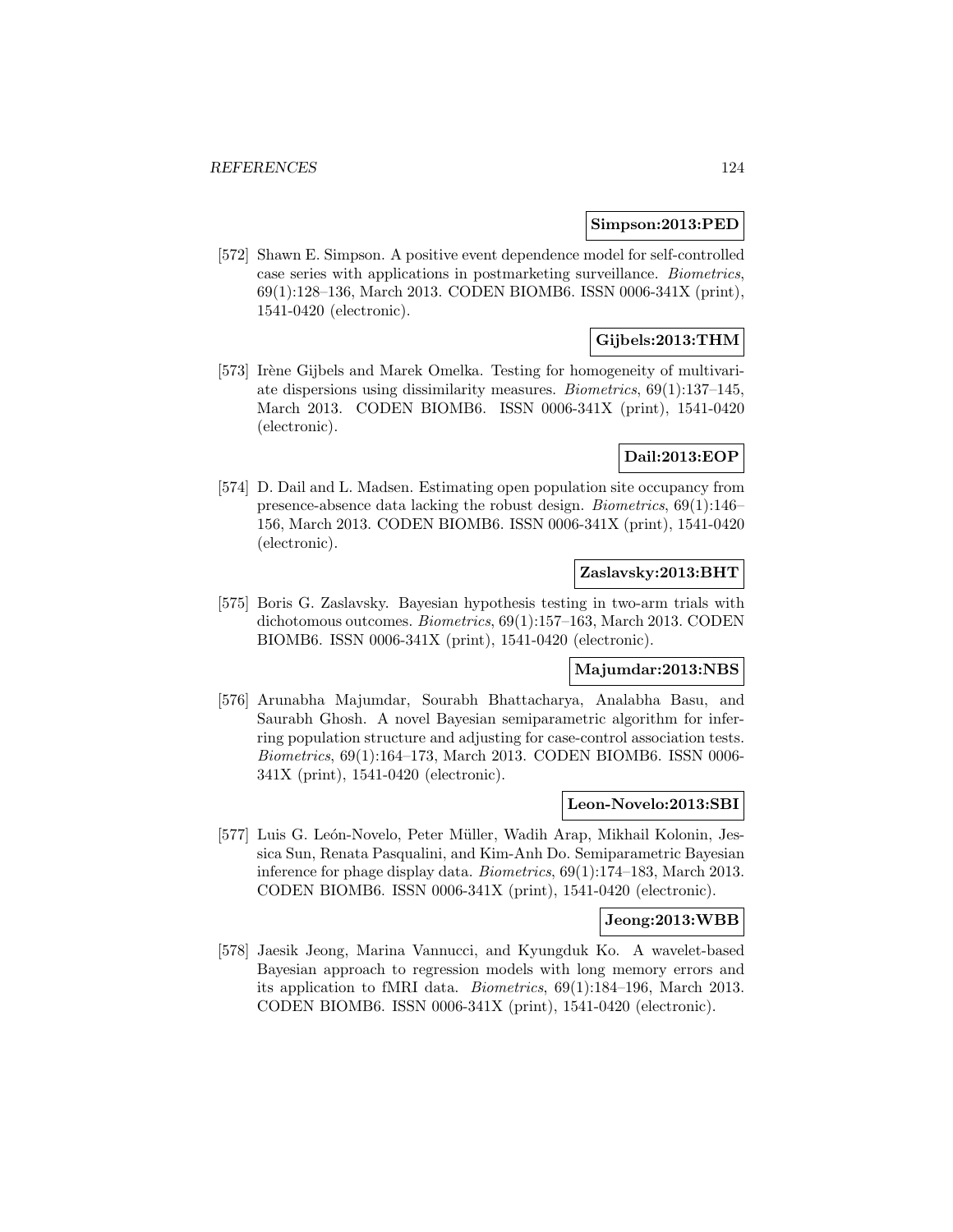**Simpson:2013:PED**

[572] Shawn E. Simpson. A positive event dependence model for self-controlled case series with applications in postmarketing surveillance. *Biometrics*, 69(1):128–136, March 2013. CODEN BIOMB6. ISSN 0006-341X (print), 1541-0420 (electronic).

**Gijbels:2013:THM**

[573] Irène Gijbels and Marek Omelka. Testing for homogeneity of multivariate dispersions using dissimilarity measures. *Biometrics*, 69(1):137–145, March 2013. CODEN BIOMB6. ISSN 0006-341X (print), 1541-0420 (electronic).

**Dail:2013:EOP**

[574] D. Dail and L. Madsen. Estimating open population site occupancy from presence-absence data lacking the robust design. *Biometrics*, 69(1):146–156, March 2013. CODEN BIOMB6. ISSN 0006-341X (print), 1541-0420 (electronic).

**Zaslavsky:2013:BHT**

[575] Boris G. Zaslavsky. Bayesian hypothesis testing in two-arm trials with dichotomous outcomes. *Biometrics*, 69(1):157–163, March 2013. CODEN BIOMB6. ISSN 0006-341X (print), 1541-0420 (electronic).

**Majumdar:2013:NBS**

[576] Arunabha Majumdar, Sourabh Bhattacharya, Analabha Basu, and Saurabh Ghosh. A novel Bayesian semiparametric algorithm for inferring population structure and adjusting for case-control association tests. *Biometrics*, 69(1):164–173, March 2013. CODEN BIOMB6. ISSN 0006-341X (print), 1541-0420 (electronic).

**Leon-Novelo:2013:SBI**

[577] Luis G. León-Novelo, Peter Müller, Wadih Arap, Mikhail Kolonin, Jessica Sun, Renata Pasqualini, and Kim-Anh Do. Semiparametric Bayesian inference for phage display data. *Biometrics*, 69(1):174–183, March 2013. CODEN BIOMB6. ISSN 0006-341X (print), 1541-0420 (electronic).

**Jeong:2013:WBB**

[578] Jaesik Jeong, Marina Vannucci, and Kyungduk Ko. A wavelet-based Bayesian approach to regression models with long memory errors and its application to fMRI data. *Biometrics*, 69(1):184–196, March 2013. CODEN BIOMB6. ISSN 0006-341X (print), 1541-0420 (electronic).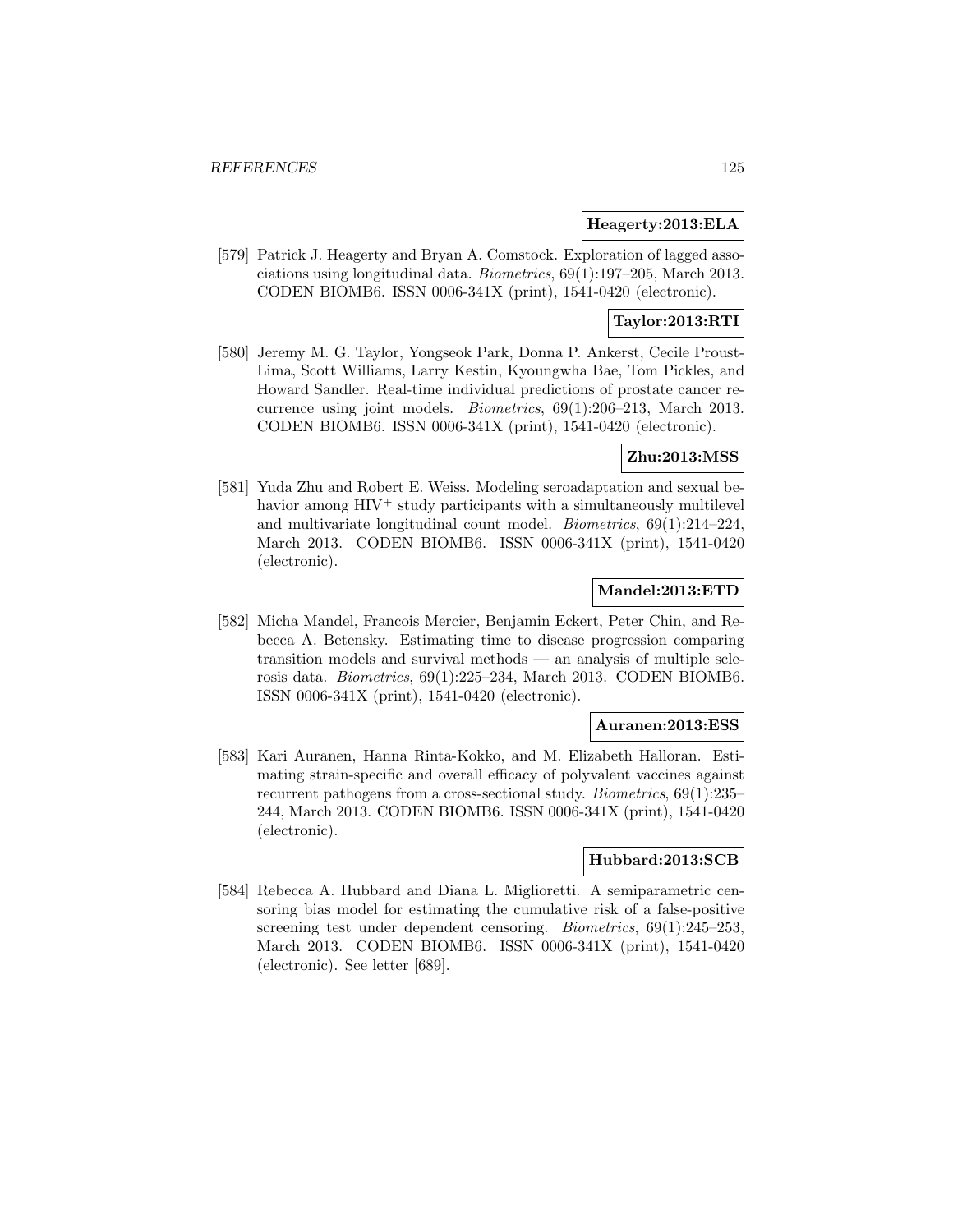**Heagerty:2013:ELA**

[579] Patrick J. Heagerty and Bryan A. Comstock. Exploration of lagged associations using longitudinal data. *Biometrics*, 69(1):197–205, March 2013. CODEN BIOMB6. ISSN 0006-341X (print), 1541-0420 (electronic).

**Taylor:2013:RTI**

[580] Jeremy M. G. Taylor, Yongseok Park, Donna P. Ankerst, Cecile Proust-Lima, Scott Williams, Larry Kestin, Kyoungwha Bae, Tom Pickles, and Howard Sandler. Real-time individual predictions of prostate cancer recurrence using joint models. *Biometrics*, 69(1):206–213, March 2013. CODEN BIOMB6. ISSN 0006-341X (print), 1541-0420 (electronic).

**Zhu:2013:MSS**

[581] Yuda Zhu and Robert E. Weiss. Modeling seroadaptation and sexual behavior among $HIV^+$ study participants with a simultaneously multilevel and multivariate longitudinal count model. *Biometrics*, 69(1):214–224, March 2013. CODEN BIOMB6. ISSN 0006-341X (print), 1541-0420 (electronic).

**Mandel:2013:ETD**

[582] Micha Mandel, Francois Mercier, Benjamin Eckert, Peter Chin, and Rebecca A. Betensky. Estimating time to disease progression comparing transition models and survival methods — an analysis of multiple sclerosis data. *Biometrics*, 69(1):225–234, March 2013. CODEN BIOMB6. ISSN 0006-341X (print), 1541-0420 (electronic).

**Auranen:2013:ESS**

[583] Kari Auranen, Hanna Rinta-Kokko, and M. Elizabeth Halloran. Estimating strain-specific and overall efficacy of polyvalent vaccines against recurrent pathogens from a cross-sectional study. *Biometrics*, 69(1):235–244, March 2013. CODEN BIOMB6. ISSN 0006-341X (print), 1541-0420 (electronic).

**Hubbard:2013:SCB**

[584] Rebecca A. Hubbard and Diana L. Miglioretti. A semiparametric censoring bias model for estimating the cumulative risk of a false-positive screening test under dependent censoring. *Biometrics*, 69(1):245–253, March 2013. CODEN BIOMB6. ISSN 0006-341X (print), 1541-0420 (electronic). See letter [689].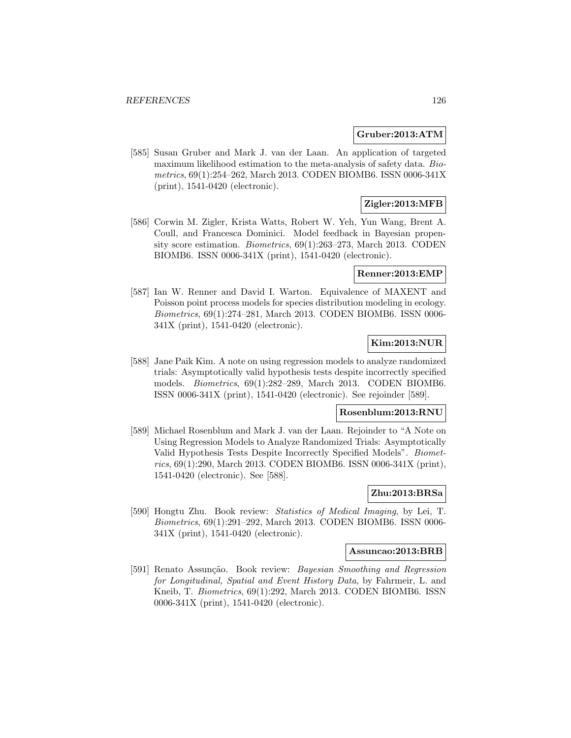**Gruber:2013:ATM**

[585] Susan Gruber and Mark J. van der Laan. An application of targeted maximum likelihood estimation to the meta-analysis of safety data. *Biometrics*, 69(1):254–262, March 2013. CODEN BIOMB6. ISSN 0006-341X (print), 1541-0420 (electronic).

**Zigler:2013:MFB**

[586] Corwin M. Zigler, Krista Watts, Robert W. Yeh, Yun Wang, Brent A. Coull, and Francesca Dominici. Model feedback in Bayesian propensity score estimation. *Biometrics*, 69(1):263–273, March 2013. CODEN BIOMB6. ISSN 0006-341X (print), 1541-0420 (electronic).

**Renner:2013:EMP**

[587] Ian W. Renner and David I. Warton. Equivalence of MAXENT and Poisson point process models for species distribution modeling in ecology. *Biometrics*, 69(1):274–281, March 2013. CODEN BIOMB6. ISSN 0006-341X (print), 1541-0420 (electronic).

**Kim:2013:NUR**

[588] Jane Paik Kim. A note on using regression models to analyze randomized trials: Asymptotically valid hypothesis tests despite incorrectly specified models. *Biometrics*, 69(1):282–289, March 2013. CODEN BIOMB6. ISSN 0006-341X (print), 1541-0420 (electronic). See rejoinder [589].

**Rosenblum:2013:RNU**

[589] Michael Rosenblum and Mark J. van der Laan. Rejoinder to "A Note on Using Regression Models to Analyze Randomized Trials: Asymptotically Valid Hypothesis Tests Despite Incorrectly Specified Models". *Biometrics*, 69(1):290, March 2013. CODEN BIOMB6. ISSN 0006-341X (print), 1541-0420 (electronic). See [588].

**Zhu:2013:BRSa**

[590] Hongtu Zhu. Book review: *Statistics of Medical Imaging*, by Lei, T. *Biometrics*, 69(1):291–292, March 2013. CODEN BIOMB6. ISSN 0006-341X (print), 1541-0420 (electronic).

**Assuncao:2013:BRB**

[591] Renato Assunção. Book review: *Bayesian Smoothing and Regression for Longitudinal, Spatial and Event History Data*, by Fahrmeir, L. and Kneib, T. *Biometrics*, 69(1):292, March 2013. CODEN BIOMB6. ISSN 0006-341X (print), 1541-0420 (electronic).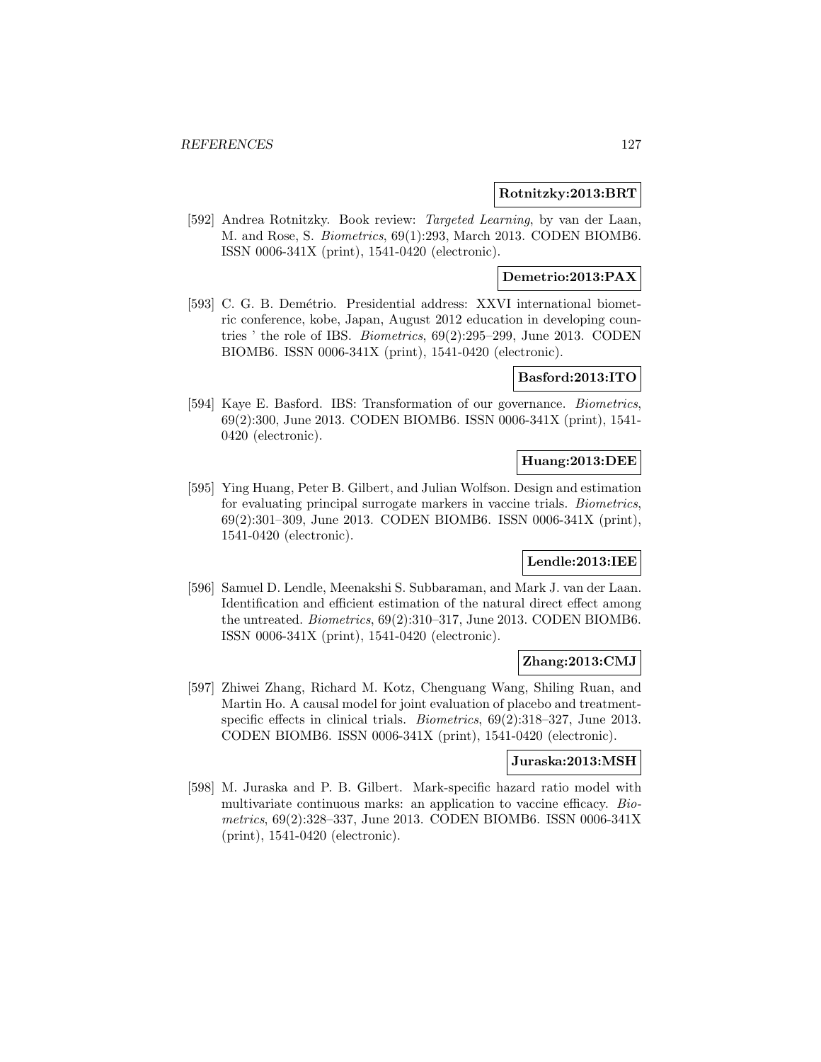**Rotnitzky:2013:BRT**

[592] Andrea Rotnitzky. Book review: *Targeted Learning*, by van der Laan, M. and Rose, S. *Biometrics*, 69(1):293, March 2013. CODEN BIOMB6. ISSN 0006-341X (print), 1541-0420 (electronic).

**Demetrio:2013:PAX**

[593] C. G. B. Demétrio. Presidential address: XXVI international biometric conference, kobe, Japan, August 2012 education in developing countries ' the role of IBS. *Biometrics*, 69(2):295–299, June 2013. CODEN BIOMB6. ISSN 0006-341X (print), 1541-0420 (electronic).

**Basford:2013:ITO**

[594] Kaye E. Basford. IBS: Transformation of our governance. *Biometrics*, 69(2):300, June 2013. CODEN BIOMB6. ISSN 0006-341X (print), 1541-0420 (electronic).

**Huang:2013:DEE**

[595] Ying Huang, Peter B. Gilbert, and Julian Wolfson. Design and estimation for evaluating principal surrogate markers in vaccine trials. *Biometrics*, 69(2):301–309, June 2013. CODEN BIOMB6. ISSN 0006-341X (print), 1541-0420 (electronic).

**Lendle:2013:IEE**

[596] Samuel D. Lendle, Meenakshi S. Subbaraman, and Mark J. van der Laan. Identification and efficient estimation of the natural direct effect among the untreated. *Biometrics*, 69(2):310–317, June 2013. CODEN BIOMB6. ISSN 0006-341X (print), 1541-0420 (electronic).

**Zhang:2013:CMJ**

[597] Zhiwei Zhang, Richard M. Kotz, Chenguang Wang, Shiling Ruan, and Martin Ho. A causal model for joint evaluation of placebo and treatment-specific effects in clinical trials. *Biometrics*, 69(2):318–327, June 2013. CODEN BIOMB6. ISSN 0006-341X (print), 1541-0420 (electronic).

**Juraska:2013:MSH**

[598] M. Juraska and P. B. Gilbert. Mark-specific hazard ratio model with multivariate continuous marks: an application to vaccine efficacy. *Biometrics*, 69(2):328–337, June 2013. CODEN BIOMB6. ISSN 0006-341X (print), 1541-0420 (electronic).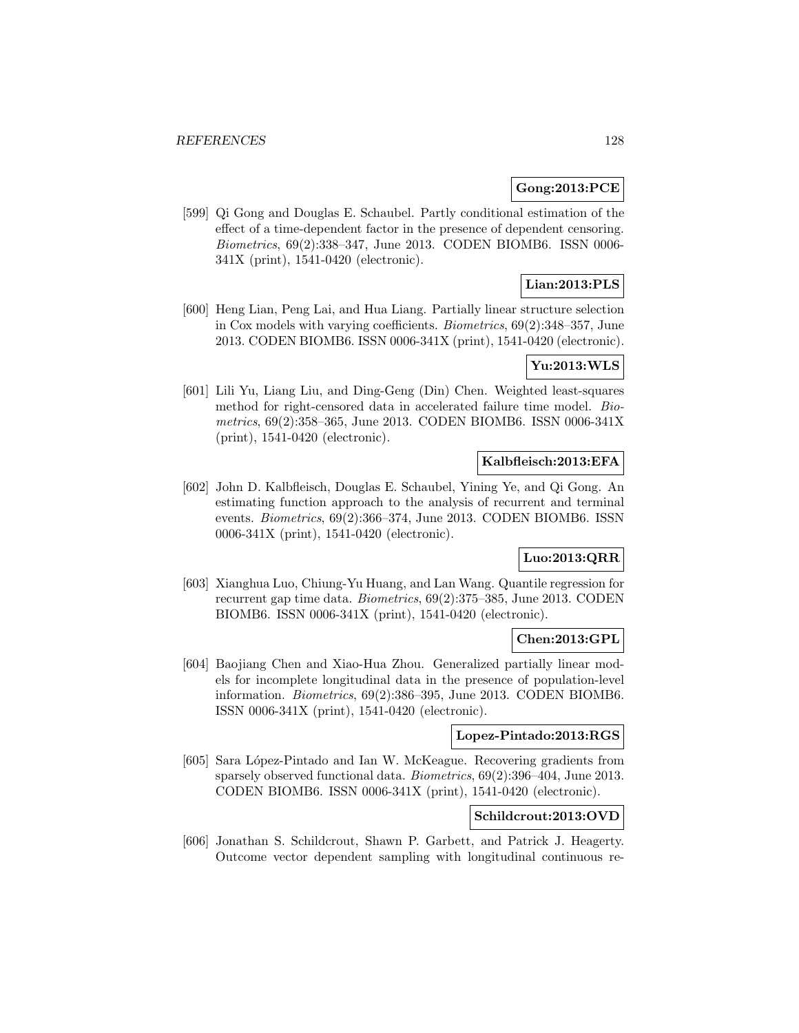**Gong:2013:PCE**

[599] Qi Gong and Douglas E. Schaubel. Partly conditional estimation of the effect of a time-dependent factor in the presence of dependent censoring. *Biometrics*, 69(2):338–347, June 2013. CODEN BIOMB6. ISSN 0006-341X (print), 1541-0420 (electronic).

**Lian:2013:PLS**

[600] Heng Lian, Peng Lai, and Hua Liang. Partially linear structure selection in Cox models with varying coefficients. *Biometrics*, 69(2):348–357, June 2013. CODEN BIOMB6. ISSN 0006-341X (print), 1541-0420 (electronic).

**Yu:2013:WLS**

[601] Lili Yu, Liang Liu, and Ding-Geng (Din) Chen. Weighted least-squares method for right-censored data in accelerated failure time model. *Biometrics*, 69(2):358–365, June 2013. CODEN BIOMB6. ISSN 0006-341X (print), 1541-0420 (electronic).

**Kalbfleisch:2013:EFA**

[602] John D. Kalbfleisch, Douglas E. Schaubel, Yining Ye, and Qi Gong. An estimating function approach to the analysis of recurrent and terminal events. *Biometrics*, 69(2):366–374, June 2013. CODEN BIOMB6. ISSN 0006-341X (print), 1541-0420 (electronic).

**Luo:2013:QRR**

[603] Xianghua Luo, Chiung-Yu Huang, and Lan Wang. Quantile regression for recurrent gap time data. *Biometrics*, 69(2):375–385, June 2013. CODEN BIOMB6. ISSN 0006-341X (print), 1541-0420 (electronic).

**Chen:2013:GPL**

[604] Baojiang Chen and Xiao-Hua Zhou. Generalized partially linear models for incomplete longitudinal data in the presence of population-level information. *Biometrics*, 69(2):386–395, June 2013. CODEN BIOMB6. ISSN 0006-341X (print), 1541-0420 (electronic).

**Lopez-Pintado:2013:RGS**

[605] Sara López-Pintado and Ian W. McKeague. Recovering gradients from sparsely observed functional data. *Biometrics*, 69(2):396–404, June 2013. CODEN BIOMB6. ISSN 0006-341X (print), 1541-0420 (electronic).

**Schildcrout:2013:OVD**

[606] Jonathan S. Schildcrout, Shawn P. Garbett, and Patrick J. Heagerty. Outcome vector dependent sampling with longitudinal continuous re-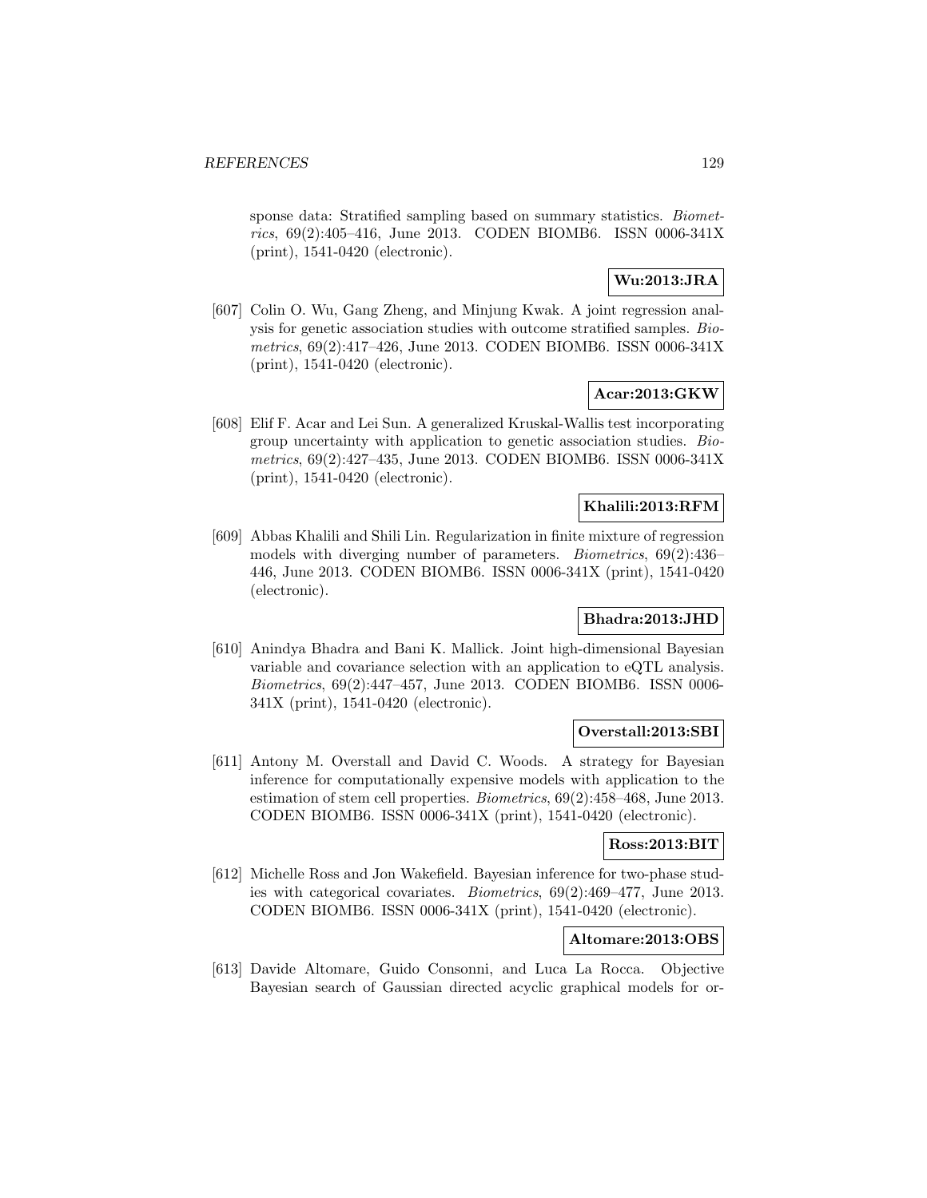sponse data: Stratified sampling based on summary statistics. *Biometrics*, 69(2):405–416, June 2013. CODEN BIOMB6. ISSN 0006-341X (print), 1541-0420 (electronic).

**Wu:2013:JRA**

[607] Colin O. Wu, Gang Zheng, and Minjung Kwak. A joint regression analysis for genetic association studies with outcome stratified samples. *Biometrics*, 69(2):417–426, June 2013. CODEN BIOMB6. ISSN 0006-341X (print), 1541-0420 (electronic).

**Acar:2013:GKW**

[608] Elif F. Acar and Lei Sun. A generalized Kruskal-Wallis test incorporating group uncertainty with application to genetic association studies. *Biometrics*, 69(2):427–435, June 2013. CODEN BIOMB6. ISSN 0006-341X (print), 1541-0420 (electronic).

**Khalili:2013:RFM**

[609] Abbas Khalili and Shili Lin. Regularization in finite mixture of regression models with diverging number of parameters. *Biometrics*, 69(2):436–446, June 2013. CODEN BIOMB6. ISSN 0006-341X (print), 1541-0420 (electronic).

**Bhadra:2013:JHD**

[610] Anindya Bhadra and Bani K. Mallick. Joint high-dimensional Bayesian variable and covariance selection with an application to eQTL analysis. *Biometrics*, 69(2):447–457, June 2013. CODEN BIOMB6. ISSN 0006-341X (print), 1541-0420 (electronic).

**Overstall:2013:SBI**

[611] Antony M. Overstall and David C. Woods. A strategy for Bayesian inference for computationally expensive models with application to the estimation of stem cell properties. *Biometrics*, 69(2):458–468, June 2013. CODEN BIOMB6. ISSN 0006-341X (print), 1541-0420 (electronic).

**Ross:2013:BIT**

[612] Michelle Ross and Jon Wakefield. Bayesian inference for two-phase studies with categorical covariates. *Biometrics*, 69(2):469–477, June 2013. CODEN BIOMB6. ISSN 0006-341X (print), 1541-0420 (electronic).

**Altomare:2013:OBS**

[613] Davide Altomare, Guido Consonni, and Luca La Rocca. Objective Bayesian search of Gaussian directed acyclic graphical models for or-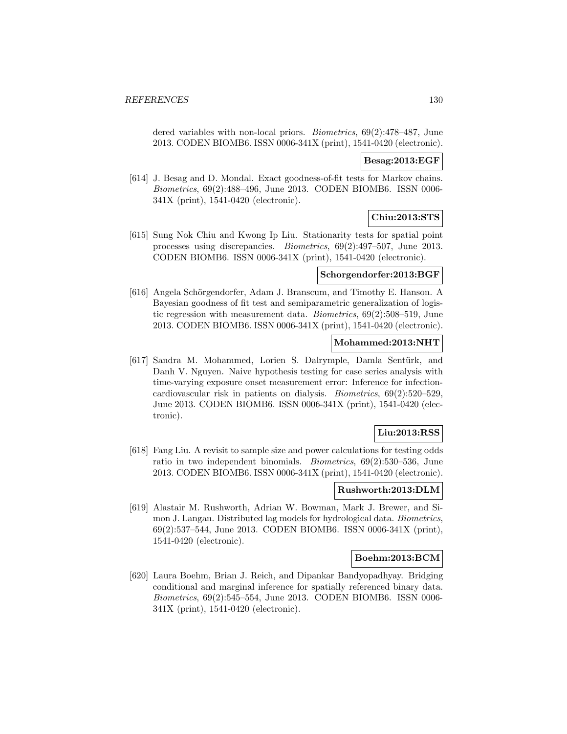dered variables with non-local priors. *Biometrics*, 69(2):478–487, June 2013. CODEN BIOMB6. ISSN 0006-341X (print), 1541-0420 (electronic).

**Besag:2013:EGF**

[614] J. Besag and D. Mondal. Exact goodness-of-fit tests for Markov chains. *Biometrics*, 69(2):488–496, June 2013. CODEN BIOMB6. ISSN 0006-341X (print), 1541-0420 (electronic).

**Chiu:2013:STS**

[615] Sung Nok Chiu and Kwong Ip Liu. Stationarity tests for spatial point processes using discrepancies. *Biometrics*, 69(2):497–507, June 2013. CODEN BIOMB6. ISSN 0006-341X (print), 1541-0420 (electronic).

**Schorgendorfer:2013:BGF**

[616] Angela Schörgendorfer, Adam J. Branscum, and Timothy E. Hanson. A Bayesian goodness of fit test and semiparametric generalization of logistic regression with measurement data. *Biometrics*, 69(2):508–519, June 2013. CODEN BIOMB6. ISSN 0006-341X (print), 1541-0420 (electronic).

**Mohammed:2013:NHT**

[617] Sandra M. Mohammed, Lorien S. Dalrymple, Damla Sentürk, and Danh V. Nguyen. Naive hypothesis testing for case series analysis with time-varying exposure onset measurement error: Inference for infection-cardiovascular risk in patients on dialysis. *Biometrics*, 69(2):520–529, June 2013. CODEN BIOMB6. ISSN 0006-341X (print), 1541-0420 (electronic).

**Liu:2013:RSS**

[618] Fang Liu. A revisit to sample size and power calculations for testing odds ratio in two independent binomials. *Biometrics*, 69(2):530–536, June 2013. CODEN BIOMB6. ISSN 0006-341X (print), 1541-0420 (electronic).

**Rushworth:2013:DLM**

[619] Alastair M. Rushworth, Adrian W. Bowman, Mark J. Brewer, and Simon J. Langan. Distributed lag models for hydrological data. *Biometrics*, 69(2):537–544, June 2013. CODEN BIOMB6. ISSN 0006-341X (print), 1541-0420 (electronic).

**Boehm:2013:BCM**

[620] Laura Boehm, Brian J. Reich, and Dipankar Bandyopadhyay. Bridging conditional and marginal inference for spatially referenced binary data. *Biometrics*, 69(2):545–554, June 2013. CODEN BIOMB6. ISSN 0006-341X (print), 1541-0420 (electronic).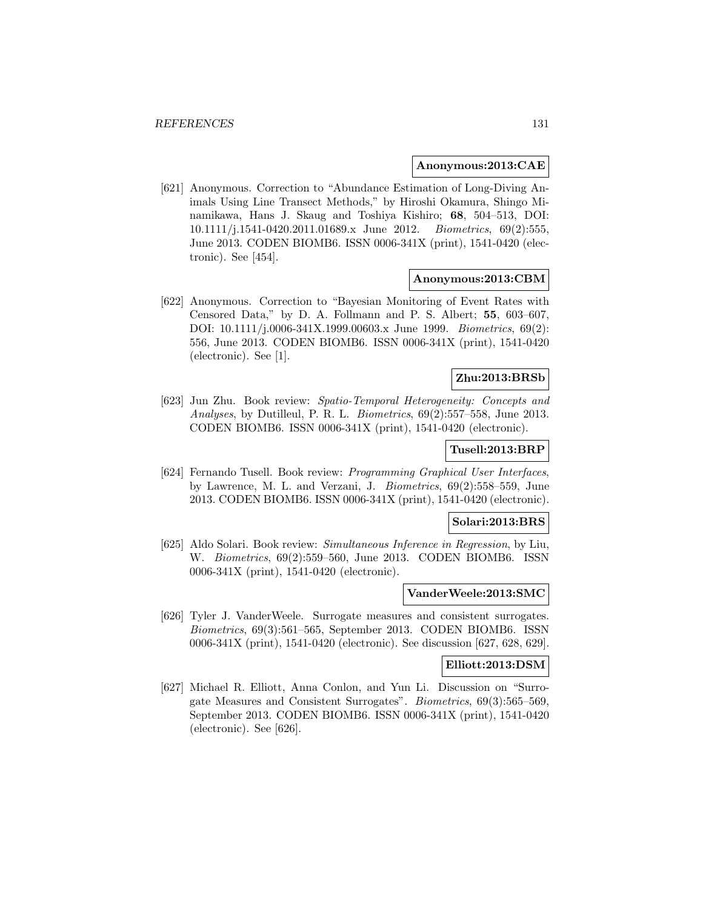**Anonymous:2013:CAE**

[621] Anonymous. Correction to "Abundance Estimation of Long-Diving Animals Using Line Transect Methods," by Hiroshi Okamura, Shingo Minamikawa, Hans J. Skaug and Toshiya Kishiro; **68**, 504–513, DOI: 10.1111/j.1541-0420.2011.01689.x June 2012. *Biometrics*, 69(2):555, June 2013. CODEN BIOMB6. ISSN 0006-341X (print), 1541-0420 (electronic). See [454].

**Anonymous:2013:CBM**

[622] Anonymous. Correction to "Bayesian Monitoring of Event Rates with Censored Data," by D. A. Follmann and P. S. Albert; **55**, 603–607, DOI: 10.1111/j.0006-341X.1999.00603.x June 1999. *Biometrics*, 69(2): 556, June 2013. CODEN BIOMB6. ISSN 0006-341X (print), 1541-0420 (electronic). See [1].

**Zhu:2013:BRSb**

[623] Jun Zhu. Book review: *Spatio-Temporal Heterogeneity: Concepts and Analyses*, by Dutilleul, P. R. L. *Biometrics*, 69(2):557–558, June 2013. CODEN BIOMB6. ISSN 0006-341X (print), 1541-0420 (electronic).

**Tusell:2013:BRP**

[624] Fernando Tusell. Book review: *Programming Graphical User Interfaces*, by Lawrence, M. L. and Verzani, J. *Biometrics*, 69(2):558–559, June 2013. CODEN BIOMB6. ISSN 0006-341X (print), 1541-0420 (electronic).

**Solari:2013:BRS**

[625] Aldo Solari. Book review: *Simultaneous Inference in Regression*, by Liu, W. *Biometrics*, 69(2):559–560, June 2013. CODEN BIOMB6. ISSN 0006-341X (print), 1541-0420 (electronic).

**VanderWeele:2013:SMC**

[626] Tyler J. VanderWeele. Surrogate measures and consistent surrogates. *Biometrics*, 69(3):561–565, September 2013. CODEN BIOMB6. ISSN 0006-341X (print), 1541-0420 (electronic). See discussion [627, 628, 629].

**Elliott:2013:DSM**

[627] Michael R. Elliott, Anna Conlon, and Yun Li. Discussion on "Surrogate Measures and Consistent Surrogates". *Biometrics*, 69(3):565–569, September 2013. CODEN BIOMB6. ISSN 0006-341X (print), 1541-0420 (electronic). See [626].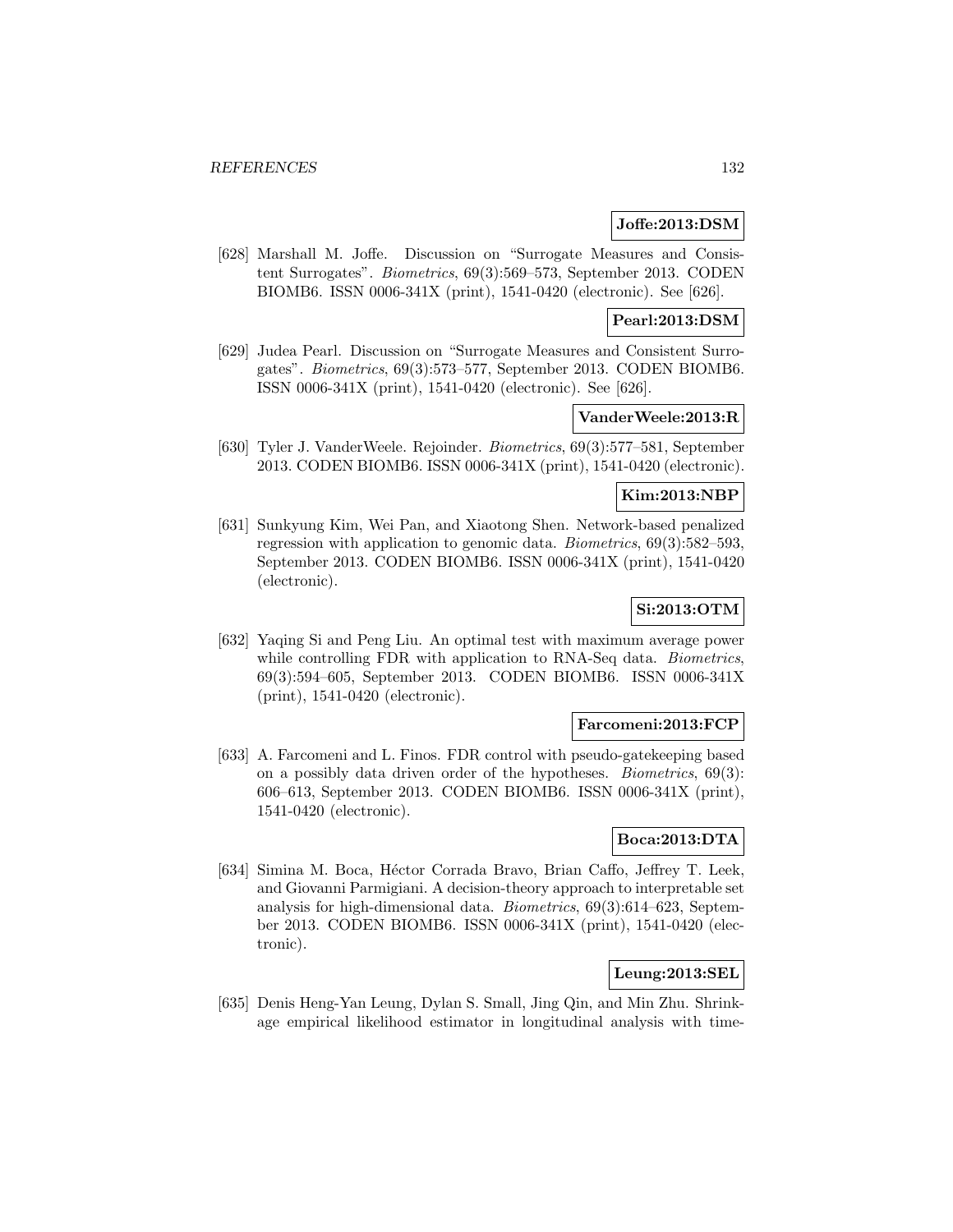**Joffe:2013:DSM**

[628] Marshall M. Joffe. Discussion on "Surrogate Measures and Consistent Surrogates". *Biometrics*, 69(3):569–573, September 2013. CODEN BIOMB6. ISSN 0006-341X (print), 1541-0420 (electronic). See [626].

**Pearl:2013:DSM**

[629] Judea Pearl. Discussion on "Surrogate Measures and Consistent Surrogates". *Biometrics*, 69(3):573–577, September 2013. CODEN BIOMB6. ISSN 0006-341X (print), 1541-0420 (electronic). See [626].

**VanderWeele:2013:R**

[630] Tyler J. VanderWeele. Rejoinder. *Biometrics*, 69(3):577–581, September 2013. CODEN BIOMB6. ISSN 0006-341X (print), 1541-0420 (electronic).

**Kim:2013:NBP**

[631] Sunkyung Kim, Wei Pan, and Xiaotong Shen. Network-based penalized regression with application to genomic data. *Biometrics*, 69(3):582–593, September 2013. CODEN BIOMB6. ISSN 0006-341X (print), 1541-0420 (electronic).

**Si:2013:OTM**

[632] Yaqing Si and Peng Liu. An optimal test with maximum average power while controlling FDR with application to RNA-Seq data. *Biometrics*, 69(3):594–605, September 2013. CODEN BIOMB6. ISSN 0006-341X (print), 1541-0420 (electronic).

**Farcomeni:2013:FCP**

[633] A. Farcomeni and L. Finos. FDR control with pseudo-gatekeeping based on a possibly data driven order of the hypotheses. *Biometrics*, 69(3): 606–613, September 2013. CODEN BIOMB6. ISSN 0006-341X (print), 1541-0420 (electronic).

**Boca:2013:DTA**

[634] Simina M. Boca, Héctor Corrada Bravo, Brian Caffo, Jeffrey T. Leek, and Giovanni Parmigiani. A decision-theory approach to interpretable set analysis for high-dimensional data. *Biometrics*, 69(3):614–623, September 2013. CODEN BIOMB6. ISSN 0006-341X (print), 1541-0420 (electronic).

**Leung:2013:SEL**

[635] Denis Heng-Yan Leung, Dylan S. Small, Jing Qin, and Min Zhu. Shrinkage empirical likelihood estimator in longitudinal analysis with time-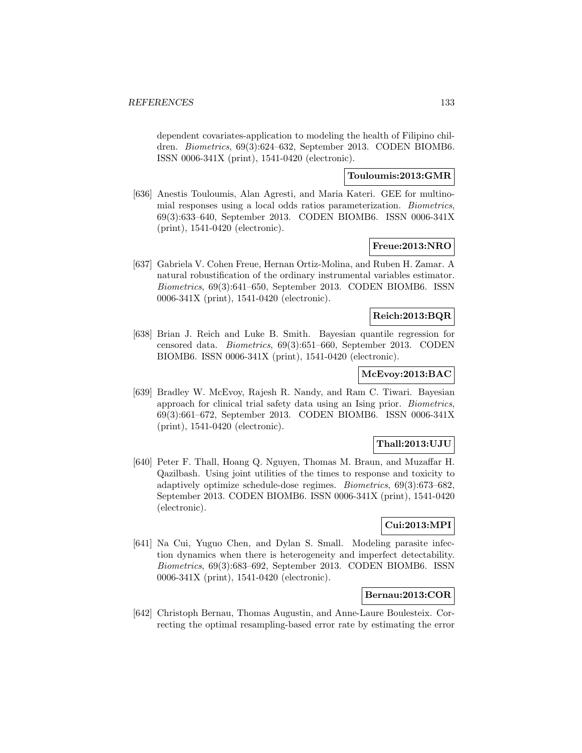dependent covariates-application to modeling the health of Filipino children. *Biometrics*, 69(3):624–632, September 2013. CODEN BIOMB6. ISSN 0006-341X (print), 1541-0420 (electronic).

**Touloumis:2013:GMR**

[636] Anestis Touloumis, Alan Agresti, and Maria Kateri. GEE for multinomial responses using a local odds ratios parameterization. *Biometrics*, 69(3):633–640, September 2013. CODEN BIOMB6. ISSN 0006-341X (print), 1541-0420 (electronic).

**Freue:2013:NRO**

[637] Gabriela V. Cohen Freue, Hernan Ortiz-Molina, and Ruben H. Zamar. A natural robustification of the ordinary instrumental variables estimator. *Biometrics*, 69(3):641–650, September 2013. CODEN BIOMB6. ISSN 0006-341X (print), 1541-0420 (electronic).

**Reich:2013:BQR**

[638] Brian J. Reich and Luke B. Smith. Bayesian quantile regression for censored data. *Biometrics*, 69(3):651–660, September 2013. CODEN BIOMB6. ISSN 0006-341X (print), 1541-0420 (electronic).

**McEvoy:2013:BAC**

[639] Bradley W. McEvoy, Rajesh R. Nandy, and Ram C. Tiwari. Bayesian approach for clinical trial safety data using an Ising prior. *Biometrics*, 69(3):661–672, September 2013. CODEN BIOMB6. ISSN 0006-341X (print), 1541-0420 (electronic).

**Thall:2013:UJU**

[640] Peter F. Thall, Hoang Q. Nguyen, Thomas M. Braun, and Muzaffar H. Qazilbash. Using joint utilities of the times to response and toxicity to adaptively optimize schedule-dose regimes. *Biometrics*, 69(3):673–682, September 2013. CODEN BIOMB6. ISSN 0006-341X (print), 1541-0420 (electronic).

**Cui:2013:MPI**

[641] Na Cui, Yuguo Chen, and Dylan S. Small. Modeling parasite infection dynamics when there is heterogeneity and imperfect detectability. *Biometrics*, 69(3):683–692, September 2013. CODEN BIOMB6. ISSN 0006-341X (print), 1541-0420 (electronic).

**Bernau:2013:COR**

[642] Christoph Bernau, Thomas Augustin, and Anne-Laure Boulesteix. Correcting the optimal resampling-based error rate by estimating the error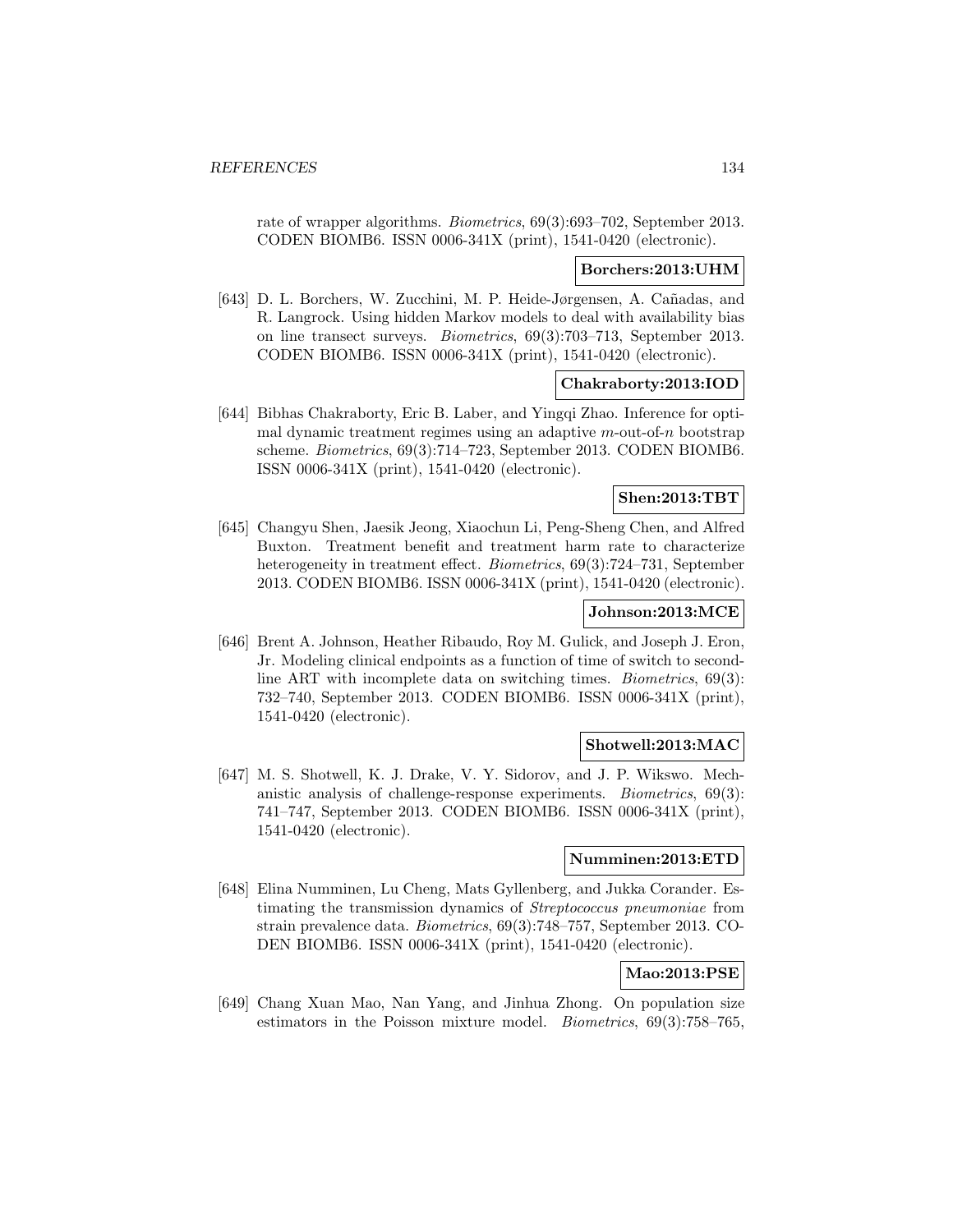rate of wrapper algorithms. *Biometrics*, 69(3):693–702, September 2013. CODEN BIOMB6. ISSN 0006-341X (print), 1541-0420 (electronic).

**Borchers:2013:UHM**

[643] D. L. Borchers, W. Zucchini, M. P. Heide-Jørgensen, A. Cañadas, and R. Langrock. Using hidden Markov models to deal with availability bias on line transect surveys. *Biometrics*, 69(3):703–713, September 2013. CODEN BIOMB6. ISSN 0006-341X (print), 1541-0420 (electronic).

**Chakraborty:2013:IOD**

[644] Bibhas Chakraborty, Eric B. Laber, and Yingqi Zhao. Inference for optimal dynamic treatment regimes using an adaptive $m$-out-of-$n$ bootstrap scheme. *Biometrics*, 69(3):714–723, September 2013. CODEN BIOMB6. ISSN 0006-341X (print), 1541-0420 (electronic).

**Shen:2013:TBT**

[645] Changyu Shen, Jaesik Jeong, Xiaochun Li, Peng-Sheng Chen, and Alfred Buxton. Treatment benefit and treatment harm rate to characterize heterogeneity in treatment effect. *Biometrics*, 69(3):724–731, September 2013. CODEN BIOMB6. ISSN 0006-341X (print), 1541-0420 (electronic).

**Johnson:2013:MCE**

[646] Brent A. Johnson, Heather Ribaudo, Roy M. Gulick, and Joseph J. Eron, Jr. Modeling clinical endpoints as a function of time of switch to second-line ART with incomplete data on switching times. *Biometrics*, 69(3): 732–740, September 2013. CODEN BIOMB6. ISSN 0006-341X (print), 1541-0420 (electronic).

**Shotwell:2013:MAC**

[647] M. S. Shotwell, K. J. Drake, V. Y. Sidorov, and J. P. Wikswo. Mechanistic analysis of challenge-response experiments. *Biometrics*, 69(3): 741–747, September 2013. CODEN BIOMB6. ISSN 0006-341X (print), 1541-0420 (electronic).

**Numminen:2013:ETD**

[648] Elina Numminen, Lu Cheng, Mats Gyllenberg, and Jukka Corander. Estimating the transmission dynamics of *Streptococcus pneumoniae* from strain prevalence data. *Biometrics*, 69(3):748–757, September 2013. CODEN BIOMB6. ISSN 0006-341X (print), 1541-0420 (electronic).

**Mao:2013:PSE**

[649] Chang Xuan Mao, Nan Yang, and Jinhua Zhong. On population size estimators in the Poisson mixture model. *Biometrics*, 69(3):758–765,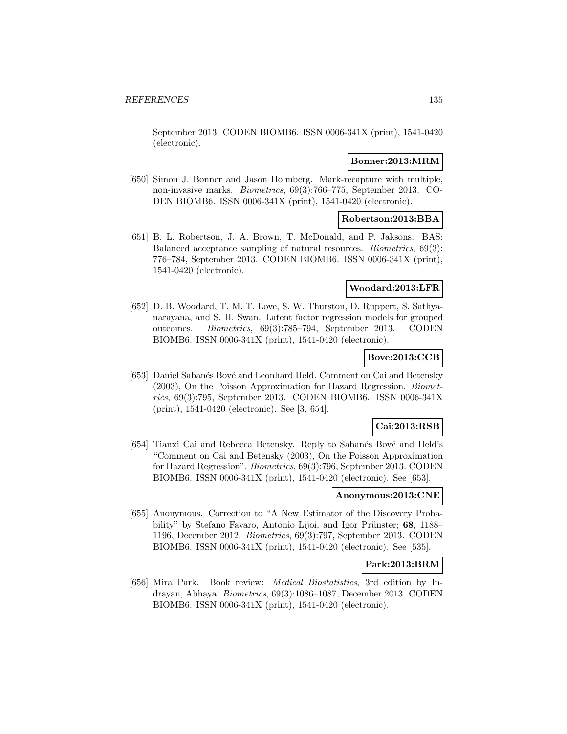September 2013. CODEN BIOMB6. ISSN 0006-341X (print), 1541-0420 (electronic).

**Bonner:2013:MRM**

[650] Simon J. Bonner and Jason Holmberg. Mark-recapture with multiple, non-invasive marks. *Biometrics*, 69(3):766–775, September 2013. CODEN BIOMB6. ISSN 0006-341X (print), 1541-0420 (electronic).

**Robertson:2013:BBA**

[651] B. L. Robertson, J. A. Brown, T. McDonald, and P. Jaksons. BAS: Balanced acceptance sampling of natural resources. *Biometrics*, 69(3): 776–784, September 2013. CODEN BIOMB6. ISSN 0006-341X (print), 1541-0420 (electronic).

**Woodard:2013:LFR**

[652] D. B. Woodard, T. M. T. Love, S. W. Thurston, D. Ruppert, S. Sathyanarayana, and S. H. Swan. Latent factor regression models for grouped outcomes. *Biometrics*, 69(3):785–794, September 2013. CODEN BIOMB6. ISSN 0006-341X (print), 1541-0420 (electronic).

**Bove:2013:CCB**

[653] Daniel Sabanés Bové and Leonhard Held. Comment on Cai and Betensky (2003), On the Poisson Approximation for Hazard Regression. *Biometrics*, 69(3):795, September 2013. CODEN BIOMB6. ISSN 0006-341X (print), 1541-0420 (electronic). See [3, 654].

**Cai:2013:RSB**

[654] Tianxi Cai and Rebecca Betensky. Reply to Sabanés Bové and Held's "Comment on Cai and Betensky (2003), On the Poisson Approximation for Hazard Regression". *Biometrics*, 69(3):796, September 2013. CODEN BIOMB6. ISSN 0006-341X (print), 1541-0420 (electronic). See [653].

**Anonymous:2013:CNE**

[655] Anonymous. Correction to "A New Estimator of the Discovery Probability" by Stefano Favaro, Antonio Lijoi, and Igor Prünster; **68**, 1188–1196, December 2012. *Biometrics*, 69(3):797, September 2013. CODEN BIOMB6. ISSN 0006-341X (print), 1541-0420 (electronic). See [535].

**Park:2013:BRM**

[656] Mira Park. Book review: *Medical Biostatistics*, 3rd edition by Indrayan, Abhaya. *Biometrics*, 69(3):1086–1087, December 2013. CODEN BIOMB6. ISSN 0006-341X (print), 1541-0420 (electronic).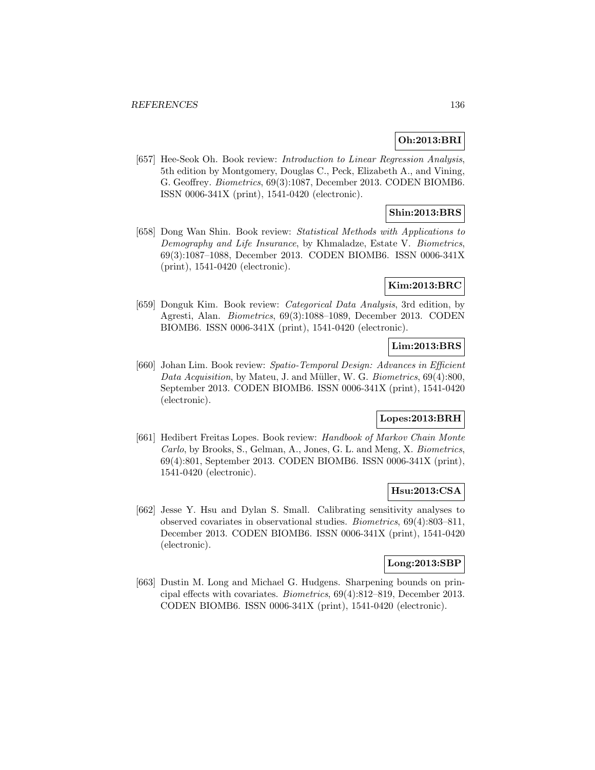**Oh:2013:BRI**

[657] Hee-Seok Oh. Book review: *Introduction to Linear Regression Analysis*, 5th edition by Montgomery, Douglas C., Peck, Elizabeth A., and Vining, G. Geoffrey. *Biometrics*, 69(3):1087, December 2013. CODEN BIOMB6. ISSN 0006-341X (print), 1541-0420 (electronic).

**Shin:2013:BRS**

[658] Dong Wan Shin. Book review: *Statistical Methods with Applications to Demography and Life Insurance*, by Khmaladze, Estate V. *Biometrics*, 69(3):1087–1088, December 2013. CODEN BIOMB6. ISSN 0006-341X (print), 1541-0420 (electronic).

**Kim:2013:BRC**

[659] Donguk Kim. Book review: *Categorical Data Analysis*, 3rd edition, by Agresti, Alan. *Biometrics*, 69(3):1088–1089, December 2013. CODEN BIOMB6. ISSN 0006-341X (print), 1541-0420 (electronic).

**Lim:2013:BRS**

[660] Johan Lim. Book review: *Spatio-Temporal Design: Advances in Efficient Data Acquisition*, by Mateu, J. and Müller, W. G. *Biometrics*, 69(4):800, September 2013. CODEN BIOMB6. ISSN 0006-341X (print), 1541-0420 (electronic).

**Lopes:2013:BRH**

[661] Hedibert Freitas Lopes. Book review: *Handbook of Markov Chain Monte Carlo*, by Brooks, S., Gelman, A., Jones, G. L. and Meng, X. *Biometrics*, 69(4):801, September 2013. CODEN BIOMB6. ISSN 0006-341X (print), 1541-0420 (electronic).

**Hsu:2013:CSA**

[662] Jesse Y. Hsu and Dylan S. Small. Calibrating sensitivity analyses to observed covariates in observational studies. *Biometrics*, 69(4):803–811, December 2013. CODEN BIOMB6. ISSN 0006-341X (print), 1541-0420 (electronic).

**Long:2013:SBP**

[663] Dustin M. Long and Michael G. Hudgens. Sharpening bounds on principal effects with covariates. *Biometrics*, 69(4):812–819, December 2013. CODEN BIOMB6. ISSN 0006-341X (print), 1541-0420 (electronic).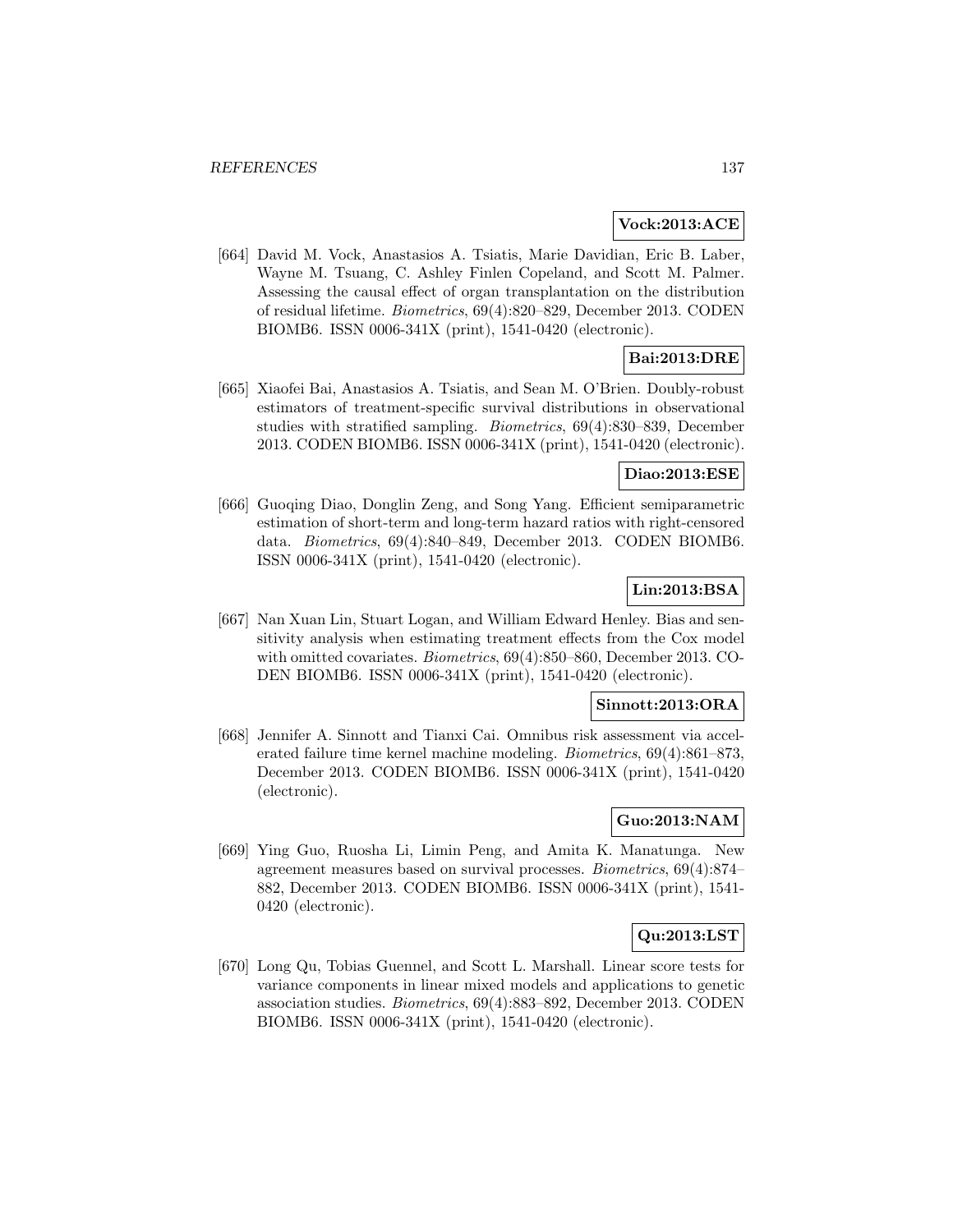**Vock:2013:ACE**

[664] David M. Vock, Anastasios A. Tsiatis, Marie Davidian, Eric B. Laber, Wayne M. Tsuang, C. Ashley Finlen Copeland, and Scott M. Palmer. Assessing the causal effect of organ transplantation on the distribution of residual lifetime. *Biometrics*, 69(4):820–829, December 2013. CODEN BIOMB6. ISSN 0006-341X (print), 1541-0420 (electronic).

**Bai:2013:DRE**

[665] Xiaofei Bai, Anastasios A. Tsiatis, and Sean M. O'Brien. Doubly-robust estimators of treatment-specific survival distributions in observational studies with stratified sampling. *Biometrics*, 69(4):830–839, December 2013. CODEN BIOMB6. ISSN 0006-341X (print), 1541-0420 (electronic).

**Diao:2013:ESE**

[666] Guoqing Diao, Donglin Zeng, and Song Yang. Efficient semiparametric estimation of short-term and long-term hazard ratios with right-censored data. *Biometrics*, 69(4):840–849, December 2013. CODEN BIOMB6. ISSN 0006-341X (print), 1541-0420 (electronic).

**Lin:2013:BSA**

[667] Nan Xuan Lin, Stuart Logan, and William Edward Henley. Bias and sensitivity analysis when estimating treatment effects from the Cox model with omitted covariates. *Biometrics*, 69(4):850–860, December 2013. CODEN BIOMB6. ISSN 0006-341X (print), 1541-0420 (electronic).

**Sinnott:2013:ORA**

[668] Jennifer A. Sinnott and Tianxi Cai. Omnibus risk assessment via accelerated failure time kernel machine modeling. *Biometrics*, 69(4):861–873, December 2013. CODEN BIOMB6. ISSN 0006-341X (print), 1541-0420 (electronic).

**Guo:2013:NAM**

[669] Ying Guo, Ruosha Li, Limin Peng, and Amita K. Manatunga. New agreement measures based on survival processes. *Biometrics*, 69(4):874–882, December 2013. CODEN BIOMB6. ISSN 0006-341X (print), 1541-0420 (electronic).

**Qu:2013:LST**

[670] Long Qu, Tobias Guennel, and Scott L. Marshall. Linear score tests for variance components in linear mixed models and applications to genetic association studies. *Biometrics*, 69(4):883–892, December 2013. CODEN BIOMB6. ISSN 0006-341X (print), 1541-0420 (electronic).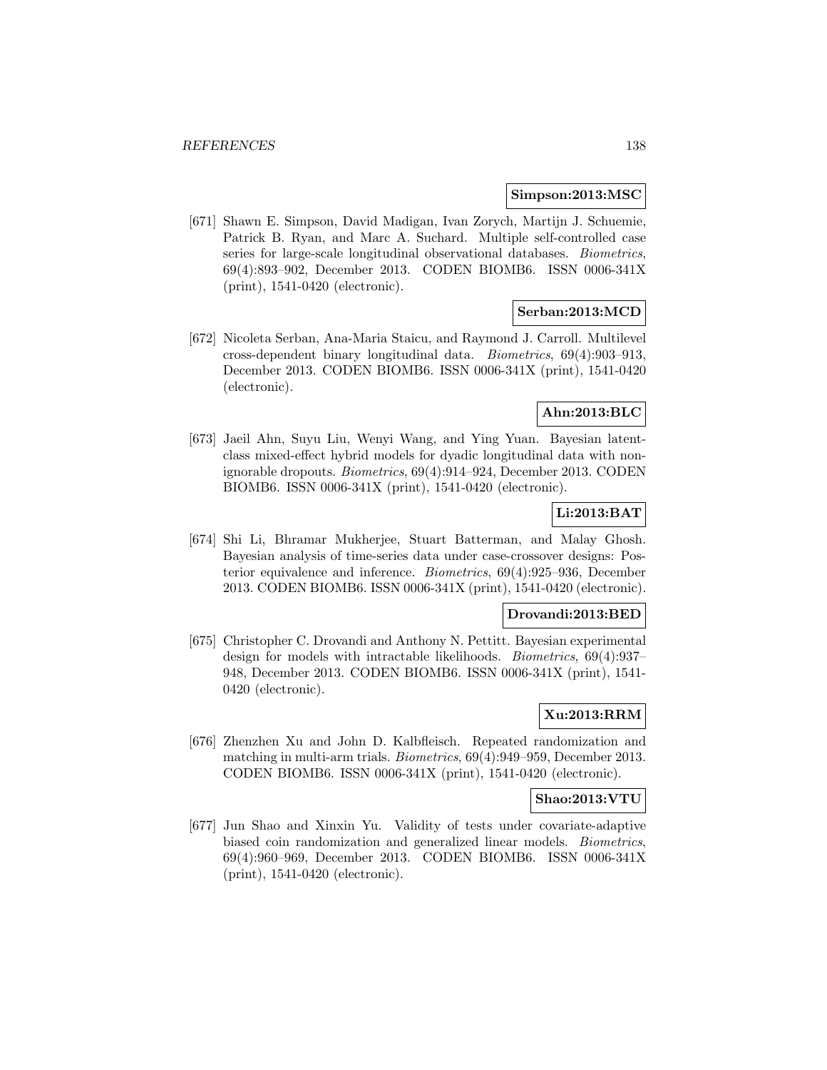**Simpson:2013:MSC**

[671] Shawn E. Simpson, David Madigan, Ivan Zorych, Martijn J. Schuemie, Patrick B. Ryan, and Marc A. Suchard. Multiple self-controlled case series for large-scale longitudinal observational databases. *Biometrics*, 69(4):893–902, December 2013. CODEN BIOMB6. ISSN 0006-341X (print), 1541-0420 (electronic).

**Serban:2013:MCD**

[672] Nicoleta Serban, Ana-Maria Staicu, and Raymond J. Carroll. Multilevel cross-dependent binary longitudinal data. *Biometrics*, 69(4):903–913, December 2013. CODEN BIOMB6. ISSN 0006-341X (print), 1541-0420 (electronic).

**Ahn:2013:BLC**

[673] Jaeil Ahn, Suyu Liu, Wenyi Wang, and Ying Yuan. Bayesian latent-class mixed-effect hybrid models for dyadic longitudinal data with non-ignorable dropouts. *Biometrics*, 69(4):914–924, December 2013. CODEN BIOMB6. ISSN 0006-341X (print), 1541-0420 (electronic).

**Li:2013:BAT**

[674] Shi Li, Bhramar Mukherjee, Stuart Batterman, and Malay Ghosh. Bayesian analysis of time-series data under case-crossover designs: Posterior equivalence and inference. *Biometrics*, 69(4):925–936, December 2013. CODEN BIOMB6. ISSN 0006-341X (print), 1541-0420 (electronic).

**Drovandi:2013:BED**

[675] Christopher C. Drovandi and Anthony N. Pettitt. Bayesian experimental design for models with intractable likelihoods. *Biometrics*, 69(4):937–948, December 2013. CODEN BIOMB6. ISSN 0006-341X (print), 1541-0420 (electronic).

**Xu:2013:RRM**

[676] Zhenzhen Xu and John D. Kalbfleisch. Repeated randomization and matching in multi-arm trials. *Biometrics*, 69(4):949–959, December 2013. CODEN BIOMB6. ISSN 0006-341X (print), 1541-0420 (electronic).

**Shao:2013:VTU**

[677] Jun Shao and Xinxin Yu. Validity of tests under covariate-adaptive biased coin randomization and generalized linear models. *Biometrics*, 69(4):960–969, December 2013. CODEN BIOMB6. ISSN 0006-341X (print), 1541-0420 (electronic).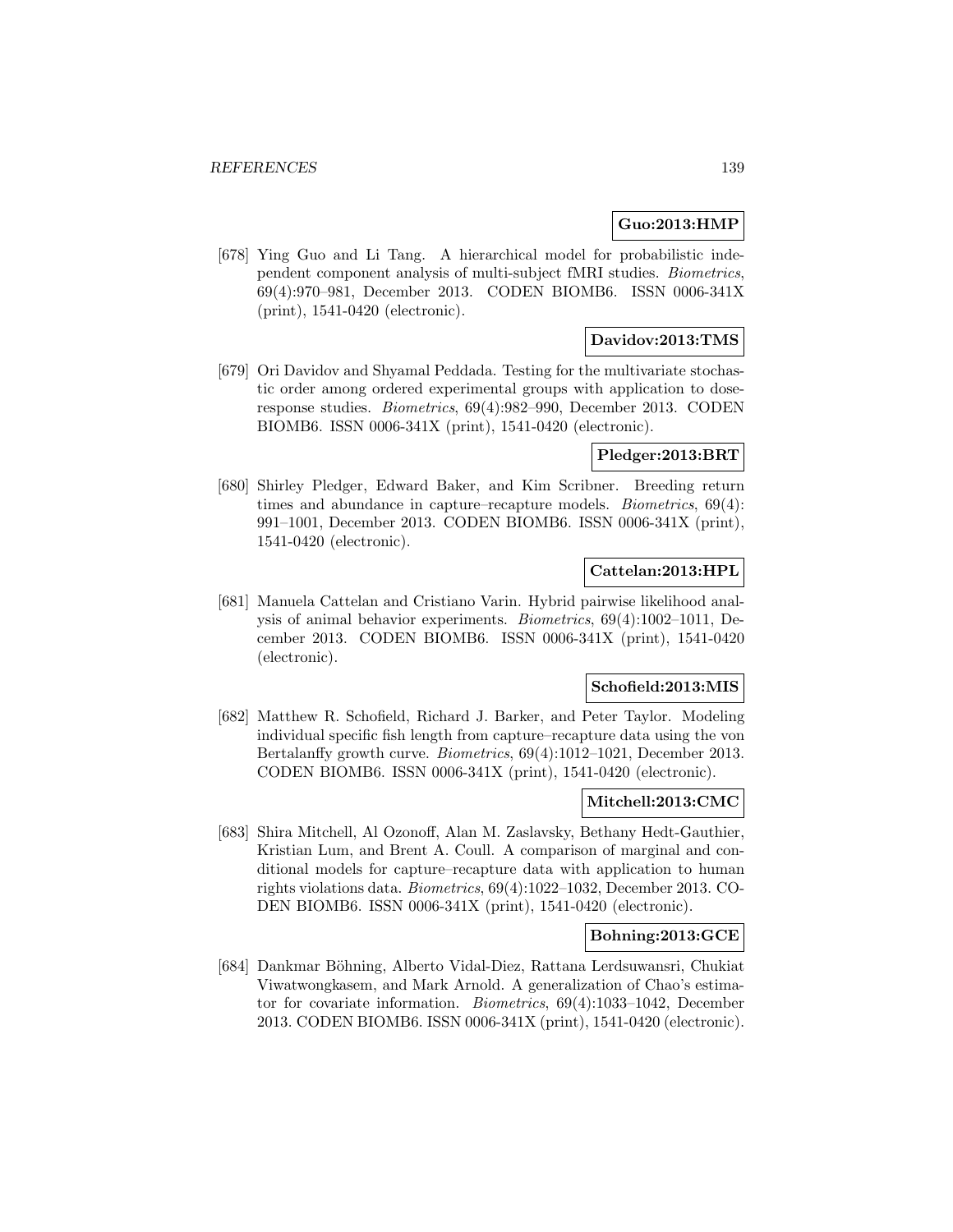**Guo:2013:HMP**

[678] Ying Guo and Li Tang. A hierarchical model for probabilistic independent component analysis of multi-subject fMRI studies. *Biometrics*, 69(4):970–981, December 2013. CODEN BIOMB6. ISSN 0006-341X (print), 1541-0420 (electronic).

**Davidov:2013:TMS**

[679] Ori Davidov and Shyamal Peddada. Testing for the multivariate stochastic order among ordered experimental groups with application to dose-response studies. *Biometrics*, 69(4):982–990, December 2013. CODEN BIOMB6. ISSN 0006-341X (print), 1541-0420 (electronic).

**Pledger:2013:BRT**

[680] Shirley Pledger, Edward Baker, and Kim Scribner. Breeding return times and abundance in capture–recapture models. *Biometrics*, 69(4): 991–1001, December 2013. CODEN BIOMB6. ISSN 0006-341X (print), 1541-0420 (electronic).

**Cattelan:2013:HPL**

[681] Manuela Cattelan and Cristiano Varin. Hybrid pairwise likelihood analysis of animal behavior experiments. *Biometrics*, 69(4):1002–1011, December 2013. CODEN BIOMB6. ISSN 0006-341X (print), 1541-0420 (electronic).

**Schofield:2013:MIS**

[682] Matthew R. Schofield, Richard J. Barker, and Peter Taylor. Modeling individual specific fish length from capture–recapture data using the von Bertalanffy growth curve. *Biometrics*, 69(4):1012–1021, December 2013. CODEN BIOMB6. ISSN 0006-341X (print), 1541-0420 (electronic).

**Mitchell:2013:CMC**

[683] Shira Mitchell, Al Ozonoff, Alan M. Zaslavsky, Bethany Hedt-Gauthier, Kristian Lum, and Brent A. Coull. A comparison of marginal and conditional models for capture–recapture data with application to human rights violations data. *Biometrics*, 69(4):1022–1032, December 2013. CODEN BIOMB6. ISSN 0006-341X (print), 1541-0420 (electronic).

**Bohning:2013:GCE**

[684] Dankmar Böhning, Alberto Vidal-Diez, Rattana Lerdsuwansri, Chukiat Viwatwongkasem, and Mark Arnold. A generalization of Chao's estimator for covariate information. *Biometrics*, 69(4):1033–1042, December 2013. CODEN BIOMB6. ISSN 0006-341X (print), 1541-0420 (electronic).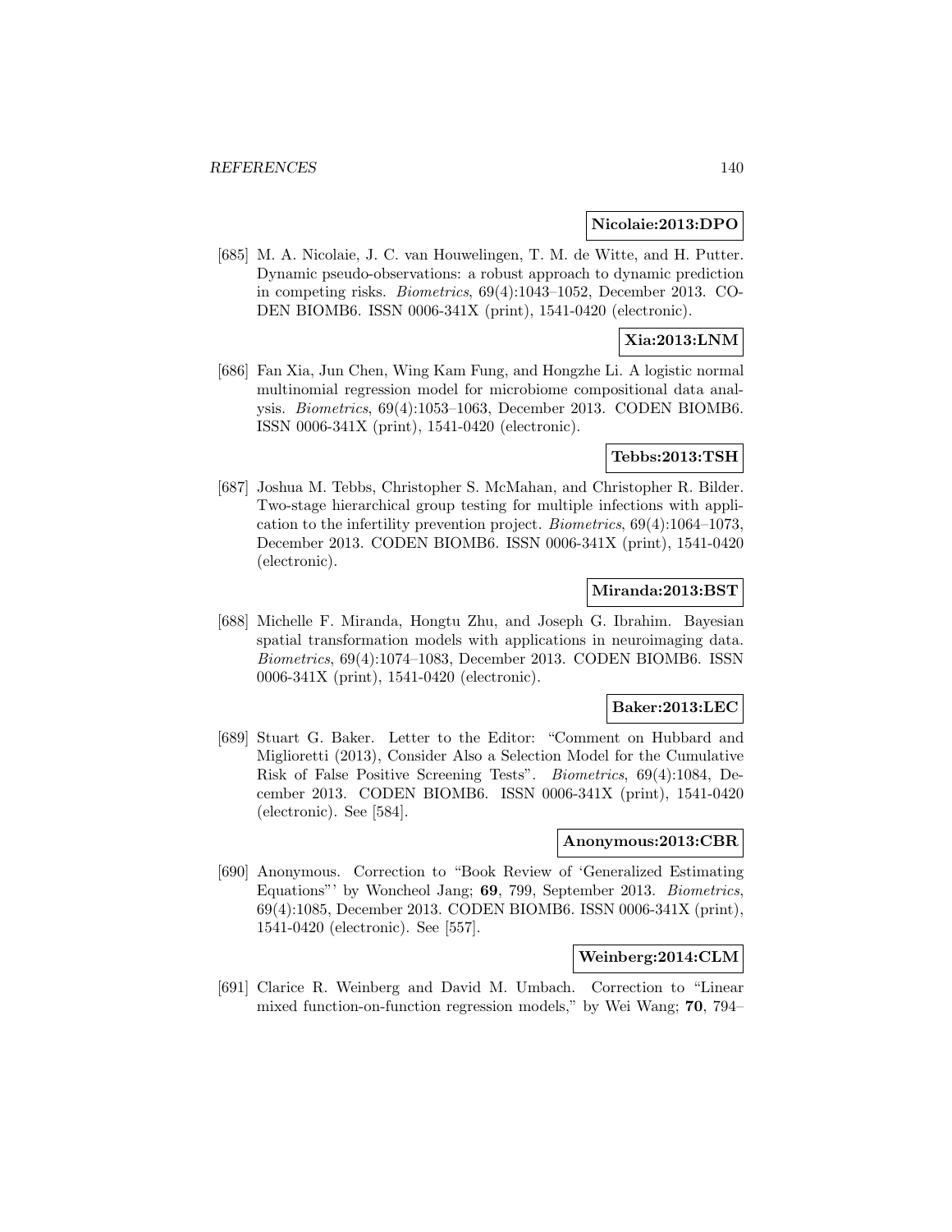**Nicolaie:2013:DPO**

[685] M. A. Nicolaie, J. C. van Houwelingen, T. M. de Witte, and H. Putter. Dynamic pseudo-observations: a robust approach to dynamic prediction in competing risks. *Biometrics*, 69(4):1043–1052, December 2013. CODEN BIOMB6. ISSN 0006-341X (print), 1541-0420 (electronic).

**Xia:2013:LNM**

[686] Fan Xia, Jun Chen, Wing Kam Fung, and Hongzhe Li. A logistic normal multinomial regression model for microbiome compositional data analysis. *Biometrics*, 69(4):1053–1063, December 2013. CODEN BIOMB6. ISSN 0006-341X (print), 1541-0420 (electronic).

**Tebbs:2013:TSH**

[687] Joshua M. Tebbs, Christopher S. McMahan, and Christopher R. Bilder. Two-stage hierarchical group testing for multiple infections with application to the infertility prevention project. *Biometrics*, 69(4):1064–1073, December 2013. CODEN BIOMB6. ISSN 0006-341X (print), 1541-0420 (electronic).

**Miranda:2013:BST**

[688] Michelle F. Miranda, Hongtu Zhu, and Joseph G. Ibrahim. Bayesian spatial transformation models with applications in neuroimaging data. *Biometrics*, 69(4):1074–1083, December 2013. CODEN BIOMB6. ISSN 0006-341X (print), 1541-0420 (electronic).

**Baker:2013:LEC**

[689] Stuart G. Baker. Letter to the Editor: "Comment on Hubbard and Miglioretti (2013), Consider Also a Selection Model for the Cumulative Risk of False Positive Screening Tests". *Biometrics*, 69(4):1084, December 2013. CODEN BIOMB6. ISSN 0006-341X (print), 1541-0420 (electronic). See [584].

**Anonymous:2013:CBR**

[690] Anonymous. Correction to "Book Review of 'Generalized Estimating Equations"' by Woncheol Jang; **69**, 799, September 2013. *Biometrics*, 69(4):1085, December 2013. CODEN BIOMB6. ISSN 0006-341X (print), 1541-0420 (electronic). See [557].

**Weinberg:2014:CLM**

[691] Clarice R. Weinberg and David M. Umbach. Correction to "Linear mixed function-on-function regression models," by Wei Wang; **70**, 794–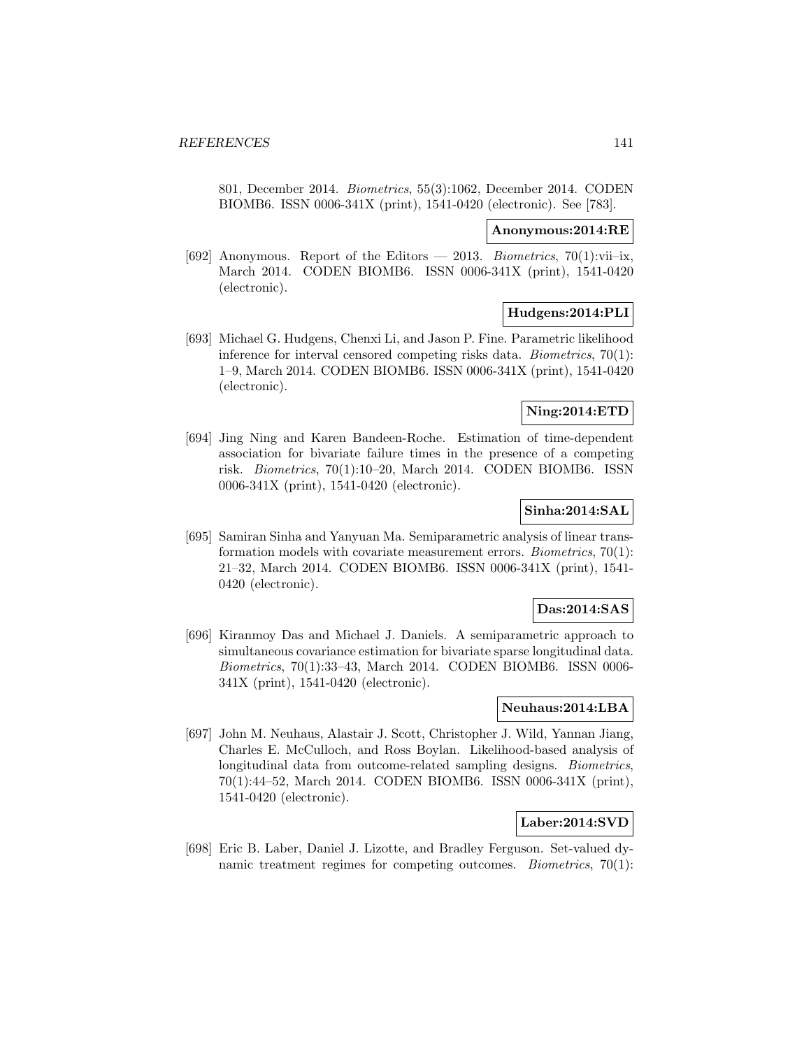801, December 2014. *Biometrics*, 55(3):1062, December 2014. CODEN BIOMB6. ISSN 0006-341X (print), 1541-0420 (electronic). See [783].

**Anonymous:2014:RE**

[692] Anonymous. Report of the Editors — 2013. *Biometrics*, 70(1):vii–ix, March 2014. CODEN BIOMB6. ISSN 0006-341X (print), 1541-0420 (electronic).

**Hudgens:2014:PLI**

[693] Michael G. Hudgens, Chenxi Li, and Jason P. Fine. Parametric likelihood inference for interval censored competing risks data. *Biometrics*, 70(1): 1–9, March 2014. CODEN BIOMB6. ISSN 0006-341X (print), 1541-0420 (electronic).

**Ning:2014:ETD**

[694] Jing Ning and Karen Bandeen-Roche. Estimation of time-dependent association for bivariate failure times in the presence of a competing risk. *Biometrics*, 70(1):10–20, March 2014. CODEN BIOMB6. ISSN 0006-341X (print), 1541-0420 (electronic).

**Sinha:2014:SAL**

[695] Samiran Sinha and Yanyuan Ma. Semiparametric analysis of linear transformation models with covariate measurement errors. *Biometrics*, 70(1): 21–32, March 2014. CODEN BIOMB6. ISSN 0006-341X (print), 1541-0420 (electronic).

**Das:2014:SAS**

[696] Kiranmoy Das and Michael J. Daniels. A semiparametric approach to simultaneous covariance estimation for bivariate sparse longitudinal data. *Biometrics*, 70(1):33–43, March 2014. CODEN BIOMB6. ISSN 0006-341X (print), 1541-0420 (electronic).

**Neuhaus:2014:LBA**

[697] John M. Neuhaus, Alastair J. Scott, Christopher J. Wild, Yannan Jiang, Charles E. McCulloch, and Ross Boylan. Likelihood-based analysis of longitudinal data from outcome-related sampling designs. *Biometrics*, 70(1):44–52, March 2014. CODEN BIOMB6. ISSN 0006-341X (print), 1541-0420 (electronic).

**Laber:2014:SVD**

[698] Eric B. Laber, Daniel J. Lizotte, and Bradley Ferguson. Set-valued dynamic treatment regimes for competing outcomes. *Biometrics*, 70(1):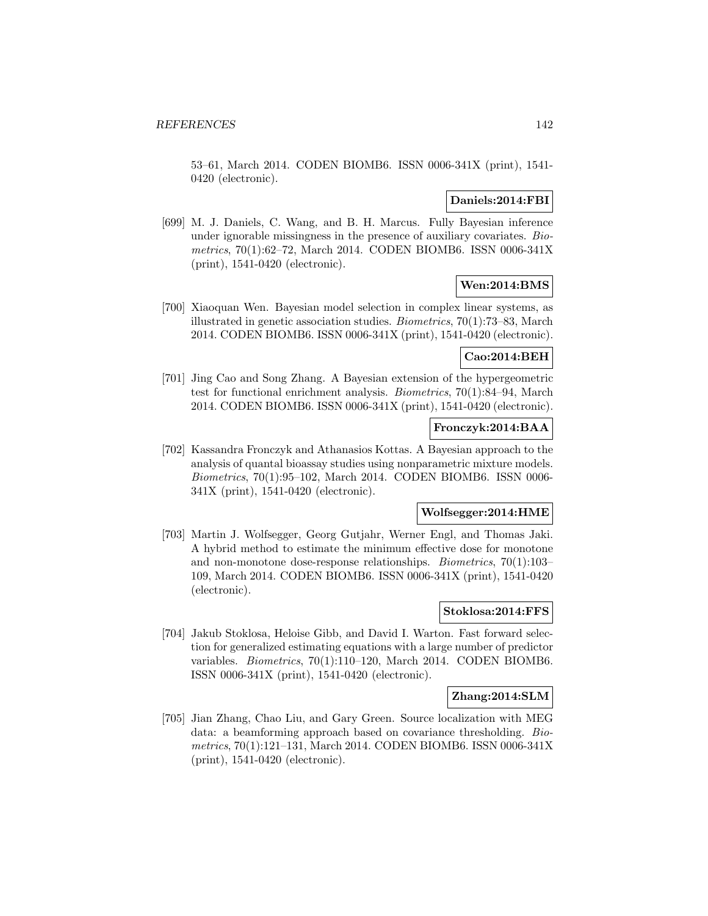53–61, March 2014. CODEN BIOMB6. ISSN 0006-341X (print), 1541-0420 (electronic).

**Daniels:2014:FBI**

[699] M. J. Daniels, C. Wang, and B. H. Marcus. Fully Bayesian inference under ignorable missingness in the presence of auxiliary covariates. *Biometrics*, 70(1):62–72, March 2014. CODEN BIOMB6. ISSN 0006-341X (print), 1541-0420 (electronic).

**Wen:2014:BMS**

[700] Xiaoquan Wen. Bayesian model selection in complex linear systems, as illustrated in genetic association studies. *Biometrics*, 70(1):73–83, March 2014. CODEN BIOMB6. ISSN 0006-341X (print), 1541-0420 (electronic).

**Cao:2014:BEH**

[701] Jing Cao and Song Zhang. A Bayesian extension of the hypergeometric test for functional enrichment analysis. *Biometrics*, 70(1):84–94, March 2014. CODEN BIOMB6. ISSN 0006-341X (print), 1541-0420 (electronic).

**Fronczyk:2014:BAA**

[702] Kassandra Fronczyk and Athanasios Kottas. A Bayesian approach to the analysis of quantal bioassay studies using nonparametric mixture models. *Biometrics*, 70(1):95–102, March 2014. CODEN BIOMB6. ISSN 0006-341X (print), 1541-0420 (electronic).

**Wolfsegger:2014:HME**

[703] Martin J. Wolfsegger, Georg Gutjahr, Werner Engl, and Thomas Jaki. A hybrid method to estimate the minimum effective dose for monotone and non-monotone dose-response relationships. *Biometrics*, 70(1):103–109, March 2014. CODEN BIOMB6. ISSN 0006-341X (print), 1541-0420 (electronic).

**Stoklosa:2014:FFS**

[704] Jakub Stoklosa, Heloise Gibb, and David I. Warton. Fast forward selection for generalized estimating equations with a large number of predictor variables. *Biometrics*, 70(1):110–120, March 2014. CODEN BIOMB6. ISSN 0006-341X (print), 1541-0420 (electronic).

**Zhang:2014:SLM**

[705] Jian Zhang, Chao Liu, and Gary Green. Source localization with MEG data: a beamforming approach based on covariance thresholding. *Biometrics*, 70(1):121–131, March 2014. CODEN BIOMB6. ISSN 0006-341X (print), 1541-0420 (electronic).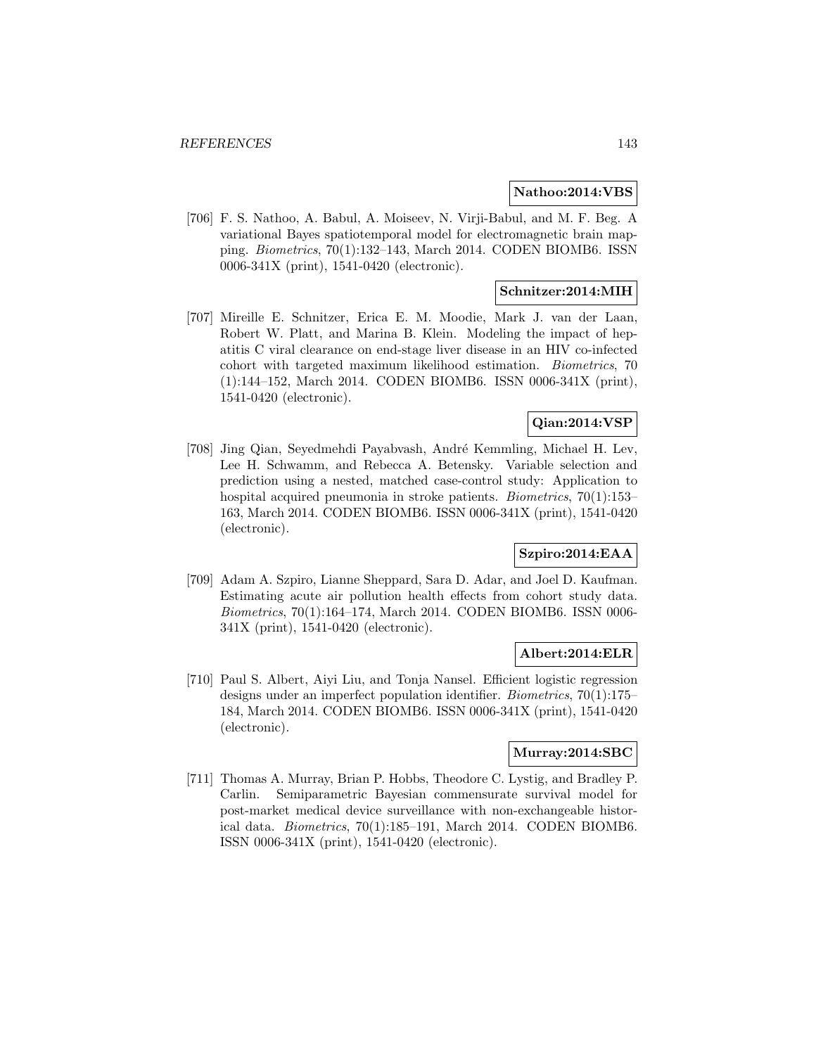**Nathoo:2014:VBS**

[706] F. S. Nathoo, A. Babul, A. Moiseev, N. Virji-Babul, and M. F. Beg. A variational Bayes spatiotemporal model for electromagnetic brain mapping. *Biometrics*, 70(1):132–143, March 2014. CODEN BIOMB6. ISSN 0006-341X (print), 1541-0420 (electronic).

**Schnitzer:2014:MIH**

[707] Mireille E. Schnitzer, Erica E. M. Moodie, Mark J. van der Laan, Robert W. Platt, and Marina B. Klein. Modeling the impact of hepatitis C viral clearance on end-stage liver disease in an HIV co-infected cohort with targeted maximum likelihood estimation. *Biometrics*, 70 (1):144–152, March 2014. CODEN BIOMB6. ISSN 0006-341X (print), 1541-0420 (electronic).

**Qian:2014:VSP**

[708] Jing Qian, Seyedmehdi Payabvash, André Kemmling, Michael H. Lev, Lee H. Schwamm, and Rebecca A. Betensky. Variable selection and prediction using a nested, matched case-control study: Application to hospital acquired pneumonia in stroke patients. *Biometrics*, 70(1):153–163, March 2014. CODEN BIOMB6. ISSN 0006-341X (print), 1541-0420 (electronic).

**Szpiro:2014:EAA**

[709] Adam A. Szpiro, Lianne Sheppard, Sara D. Adar, and Joel D. Kaufman. Estimating acute air pollution health effects from cohort study data. *Biometrics*, 70(1):164–174, March 2014. CODEN BIOMB6. ISSN 0006-341X (print), 1541-0420 (electronic).

**Albert:2014:ELR**

[710] Paul S. Albert, Aiyi Liu, and Tonja Nansel. Efficient logistic regression designs under an imperfect population identifier. *Biometrics*, 70(1):175–184, March 2014. CODEN BIOMB6. ISSN 0006-341X (print), 1541-0420 (electronic).

**Murray:2014:SBC**

[711] Thomas A. Murray, Brian P. Hobbs, Theodore C. Lystig, and Bradley P. Carlin. Semiparametric Bayesian commensurate survival model for post-market medical device surveillance with non-exchangeable historical data. *Biometrics*, 70(1):185–191, March 2014. CODEN BIOMB6. ISSN 0006-341X (print), 1541-0420 (electronic).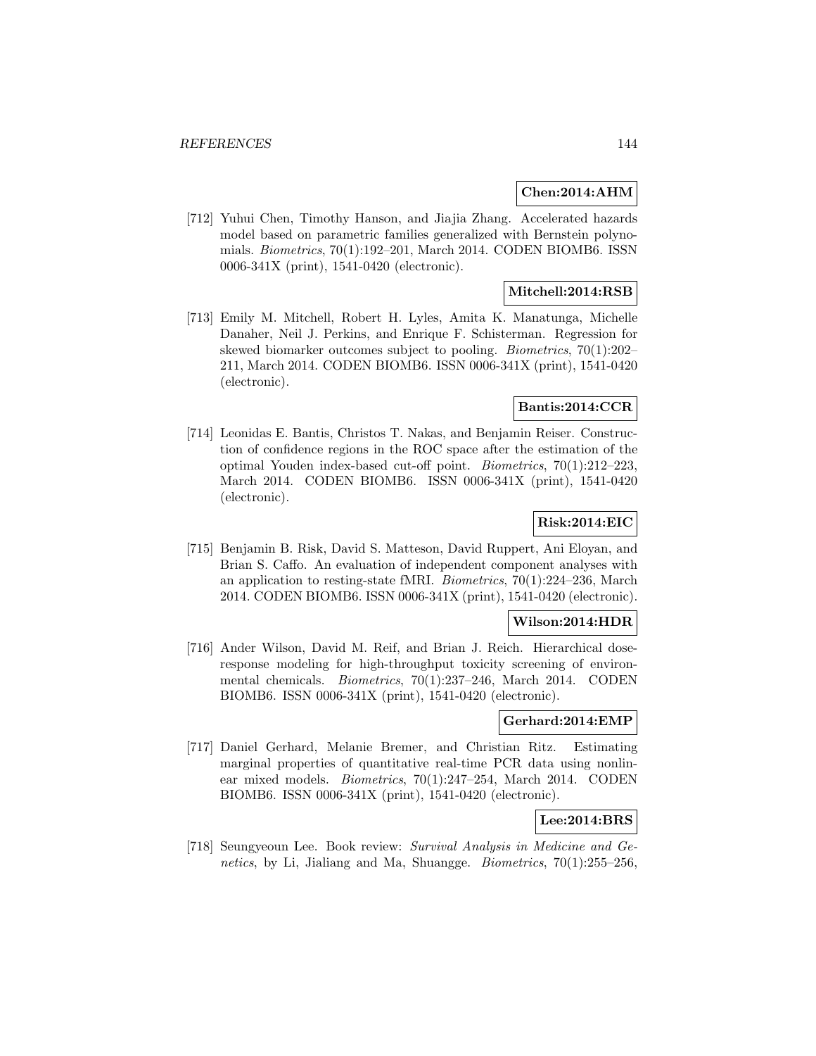**Chen:2014:AHM**

[712] Yuhui Chen, Timothy Hanson, and Jiajia Zhang. Accelerated hazards model based on parametric families generalized with Bernstein polynomials. *Biometrics*, 70(1):192–201, March 2014. CODEN BIOMB6. ISSN 0006-341X (print), 1541-0420 (electronic).

**Mitchell:2014:RSB**

[713] Emily M. Mitchell, Robert H. Lyles, Amita K. Manatunga, Michelle Danaher, Neil J. Perkins, and Enrique F. Schisterman. Regression for skewed biomarker outcomes subject to pooling. *Biometrics*, 70(1):202–211, March 2014. CODEN BIOMB6. ISSN 0006-341X (print), 1541-0420 (electronic).

**Bantis:2014:CCR**

[714] Leonidas E. Bantis, Christos T. Nakas, and Benjamin Reiser. Construction of confidence regions in the ROC space after the estimation of the optimal Youden index-based cut-off point. *Biometrics*, 70(1):212–223, March 2014. CODEN BIOMB6. ISSN 0006-341X (print), 1541-0420 (electronic).

**Risk:2014:EIC**

[715] Benjamin B. Risk, David S. Matteson, David Ruppert, Ani Eloyan, and Brian S. Caffo. An evaluation of independent component analyses with an application to resting-state fMRI. *Biometrics*, 70(1):224–236, March 2014. CODEN BIOMB6. ISSN 0006-341X (print), 1541-0420 (electronic).

**Wilson:2014:HDR**

[716] Ander Wilson, David M. Reif, and Brian J. Reich. Hierarchical dose-response modeling for high-throughput toxicity screening of environmental chemicals. *Biometrics*, 70(1):237–246, March 2014. CODEN BIOMB6. ISSN 0006-341X (print), 1541-0420 (electronic).

**Gerhard:2014:EMP**

[717] Daniel Gerhard, Melanie Bremer, and Christian Ritz. Estimating marginal properties of quantitative real-time PCR data using nonlinear mixed models. *Biometrics*, 70(1):247–254, March 2014. CODEN BIOMB6. ISSN 0006-341X (print), 1541-0420 (electronic).

**Lee:2014:BRS**

[718] Seungyeoun Lee. Book review: *Survival Analysis in Medicine and Genetics*, by Li, Jialiang and Ma, Shuangge. *Biometrics*, 70(1):255–256,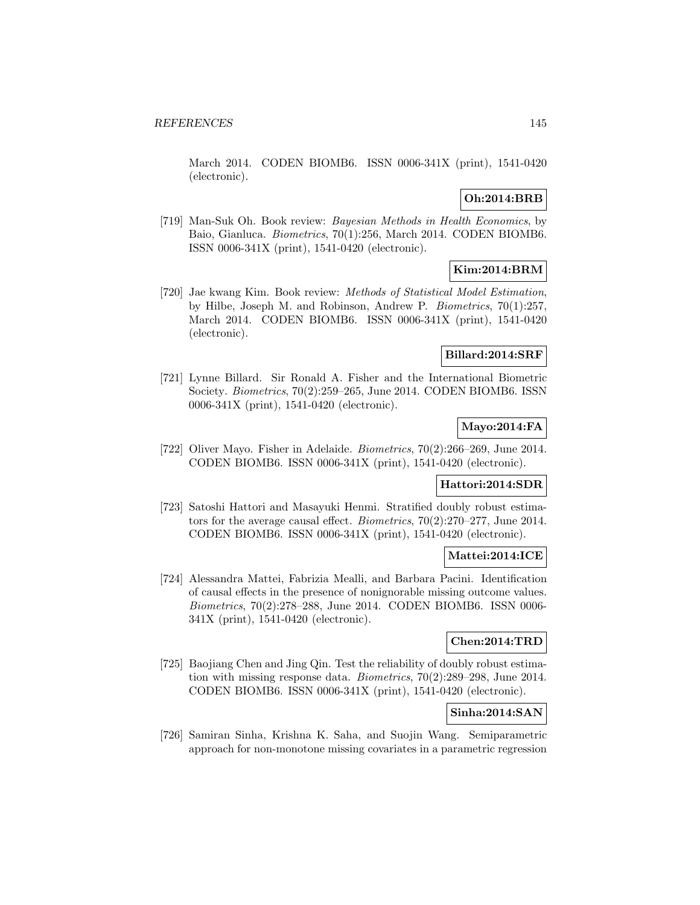March 2014. CODEN BIOMB6. ISSN 0006-341X (print), 1541-0420 (electronic).

**Oh:2014:BRB**

[719] Man-Suk Oh. Book review: *Bayesian Methods in Health Economics*, by Baio, Gianluca. *Biometrics*, 70(1):256, March 2014. CODEN BIOMB6. ISSN 0006-341X (print), 1541-0420 (electronic).

**Kim:2014:BRM**

[720] Jae kwang Kim. Book review: *Methods of Statistical Model Estimation*, by Hilbe, Joseph M. and Robinson, Andrew P. *Biometrics*, 70(1):257, March 2014. CODEN BIOMB6. ISSN 0006-341X (print), 1541-0420 (electronic).

**Billard:2014:SRF**

[721] Lynne Billard. Sir Ronald A. Fisher and the International Biometric Society. *Biometrics*, 70(2):259–265, June 2014. CODEN BIOMB6. ISSN 0006-341X (print), 1541-0420 (electronic).

**Mayo:2014:FA**

[722] Oliver Mayo. Fisher in Adelaide. *Biometrics*, 70(2):266–269, June 2014. CODEN BIOMB6. ISSN 0006-341X (print), 1541-0420 (electronic).

**Hattori:2014:SDR**

[723] Satoshi Hattori and Masayuki Henmi. Stratified doubly robust estimators for the average causal effect. *Biometrics*, 70(2):270–277, June 2014. CODEN BIOMB6. ISSN 0006-341X (print), 1541-0420 (electronic).

**Mattei:2014:ICE**

[724] Alessandra Mattei, Fabrizia Mealli, and Barbara Pacini. Identification of causal effects in the presence of nonignorable missing outcome values. *Biometrics*, 70(2):278–288, June 2014. CODEN BIOMB6. ISSN 0006-341X (print), 1541-0420 (electronic).

**Chen:2014:TRD**

[725] Baojiang Chen and Jing Qin. Test the reliability of doubly robust estimation with missing response data. *Biometrics*, 70(2):289–298, June 2014. CODEN BIOMB6. ISSN 0006-341X (print), 1541-0420 (electronic).

**Sinha:2014:SAN**

[726] Samiran Sinha, Krishna K. Saha, and Suojin Wang. Semiparametric approach for non-monotone missing covariates in a parametric regression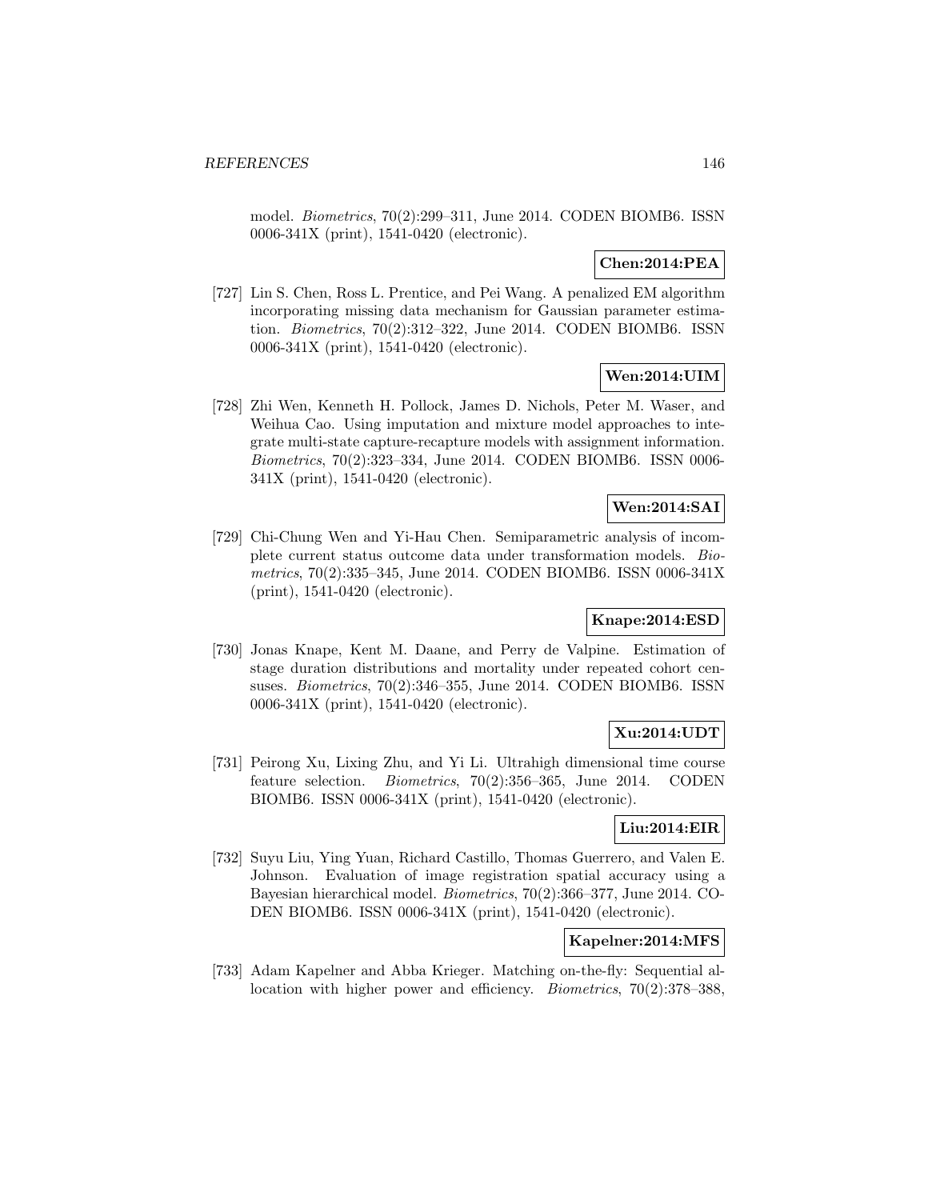model. *Biometrics*, 70(2):299–311, June 2014. CODEN BIOMB6. ISSN 0006-341X (print), 1541-0420 (electronic).

**Chen:2014:PEA**

[727] Lin S. Chen, Ross L. Prentice, and Pei Wang. A penalized EM algorithm incorporating missing data mechanism for Gaussian parameter estimation. *Biometrics*, 70(2):312–322, June 2014. CODEN BIOMB6. ISSN 0006-341X (print), 1541-0420 (electronic).

**Wen:2014:UIM**

[728] Zhi Wen, Kenneth H. Pollock, James D. Nichols, Peter M. Waser, and Weihua Cao. Using imputation and mixture model approaches to integrate multi-state capture-recapture models with assignment information. *Biometrics*, 70(2):323–334, June 2014. CODEN BIOMB6. ISSN 0006-341X (print), 1541-0420 (electronic).

**Wen:2014:SAI**

[729] Chi-Chung Wen and Yi-Hau Chen. Semiparametric analysis of incomplete current status outcome data under transformation models. *Biometrics*, 70(2):335–345, June 2014. CODEN BIOMB6. ISSN 0006-341X (print), 1541-0420 (electronic).

**Knape:2014:ESD**

[730] Jonas Knape, Kent M. Daane, and Perry de Valpine. Estimation of stage duration distributions and mortality under repeated cohort censuses. *Biometrics*, 70(2):346–355, June 2014. CODEN BIOMB6. ISSN 0006-341X (print), 1541-0420 (electronic).

**Xu:2014:UDT**

[731] Peirong Xu, Lixing Zhu, and Yi Li. Ultrahigh dimensional time course feature selection. *Biometrics*, 70(2):356–365, June 2014. CODEN BIOMB6. ISSN 0006-341X (print), 1541-0420 (electronic).

**Liu:2014:EIR**

[732] Suyu Liu, Ying Yuan, Richard Castillo, Thomas Guerrero, and Valen E. Johnson. Evaluation of image registration spatial accuracy using a Bayesian hierarchical model. *Biometrics*, 70(2):366–377, June 2014. CODEN BIOMB6. ISSN 0006-341X (print), 1541-0420 (electronic).

**Kapelner:2014:MFS**

[733] Adam Kapelner and Abba Krieger. Matching on-the-fly: Sequential allocation with higher power and efficiency. *Biometrics*, 70(2):378–388,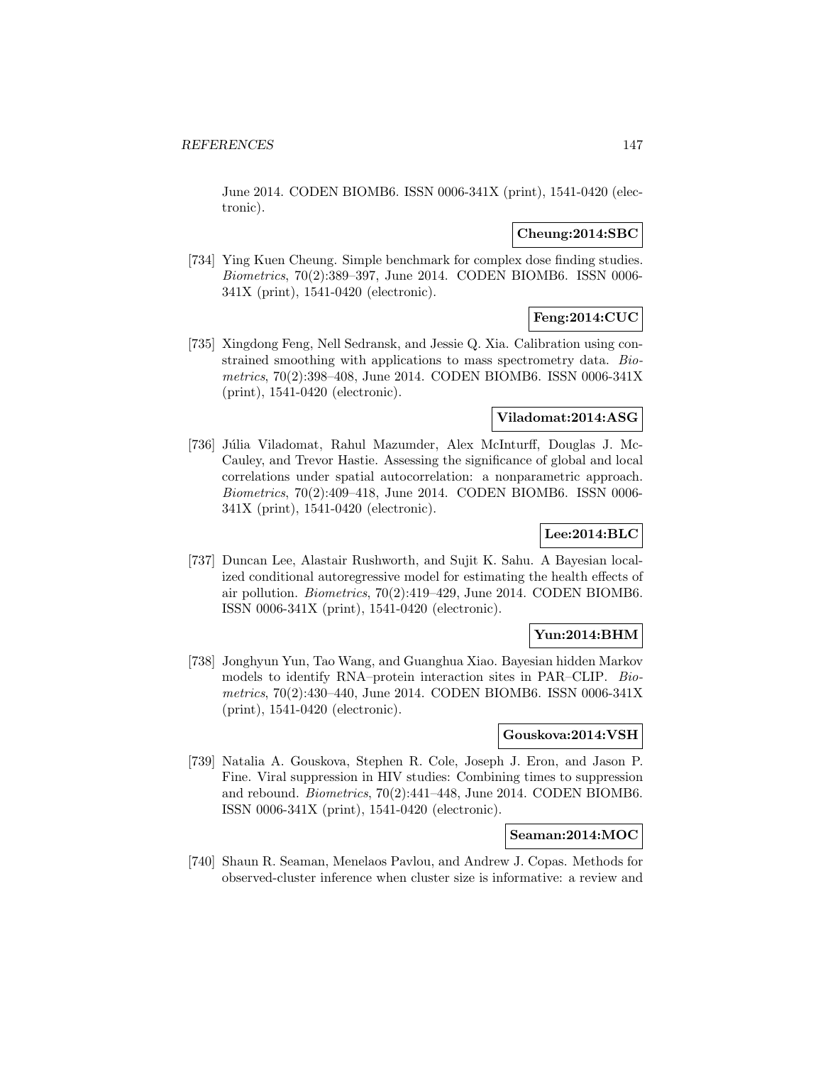June 2014. CODEN BIOMB6. ISSN 0006-341X (print), 1541-0420 (electronic).

**Cheung:2014:SBC**

[734] Ying Kuen Cheung. Simple benchmark for complex dose finding studies. *Biometrics*, 70(2):389–397, June 2014. CODEN BIOMB6. ISSN 0006-341X (print), 1541-0420 (electronic).

**Feng:2014:CUC**

[735] Xingdong Feng, Nell Sedransk, and Jessie Q. Xia. Calibration using constrained smoothing with applications to mass spectrometry data. *Biometrics*, 70(2):398–408, June 2014. CODEN BIOMB6. ISSN 0006-341X (print), 1541-0420 (electronic).

**Viladomat:2014:ASG**

[736] Júlia Viladomat, Rahul Mazumder, Alex McInturff, Douglas J. McCauley, and Trevor Hastie. Assessing the significance of global and local correlations under spatial autocorrelation: a nonparametric approach. *Biometrics*, 70(2):409–418, June 2014. CODEN BIOMB6. ISSN 0006-341X (print), 1541-0420 (electronic).

**Lee:2014:BLC**

[737] Duncan Lee, Alastair Rushworth, and Sujit K. Sahu. A Bayesian localized conditional autoregressive model for estimating the health effects of air pollution. *Biometrics*, 70(2):419–429, June 2014. CODEN BIOMB6. ISSN 0006-341X (print), 1541-0420 (electronic).

**Yun:2014:BHM**

[738] Jonghyun Yun, Tao Wang, and Guanghua Xiao. Bayesian hidden Markov models to identify RNA–protein interaction sites in PAR–CLIP. *Biometrics*, 70(2):430–440, June 2014. CODEN BIOMB6. ISSN 0006-341X (print), 1541-0420 (electronic).

**Gouskova:2014:VSH**

[739] Natalia A. Gouskova, Stephen R. Cole, Joseph J. Eron, and Jason P. Fine. Viral suppression in HIV studies: Combining times to suppression and rebound. *Biometrics*, 70(2):441–448, June 2014. CODEN BIOMB6. ISSN 0006-341X (print), 1541-0420 (electronic).

**Seaman:2014:MOC**

[740] Shaun R. Seaman, Menelaos Pavlou, and Andrew J. Copas. Methods for observed-cluster inference when cluster size is informative: a review and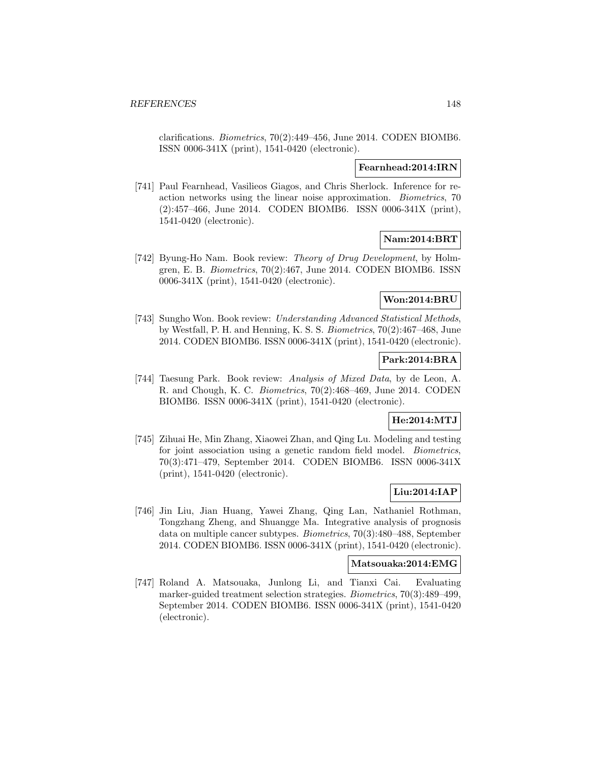clarifications. *Biometrics*, 70(2):449–456, June 2014. CODEN BIOMB6. ISSN 0006-341X (print), 1541-0420 (electronic).

**Fearnhead:2014:IRN**

[741] Paul Fearnhead, Vasilieos Giagos, and Chris Sherlock. Inference for reaction networks using the linear noise approximation. *Biometrics*, 70 (2):457–466, June 2014. CODEN BIOMB6. ISSN 0006-341X (print), 1541-0420 (electronic).

**Nam:2014:BRT**

[742] Byung-Ho Nam. Book review: *Theory of Drug Development*, by Holmgren, E. B. *Biometrics*, 70(2):467, June 2014. CODEN BIOMB6. ISSN 0006-341X (print), 1541-0420 (electronic).

**Won:2014:BRU**

[743] Sungho Won. Book review: *Understanding Advanced Statistical Methods*, by Westfall, P. H. and Henning, K. S. S. *Biometrics*, 70(2):467–468, June 2014. CODEN BIOMB6. ISSN 0006-341X (print), 1541-0420 (electronic).

**Park:2014:BRA**

[744] Taesung Park. Book review: *Analysis of Mixed Data*, by de Leon, A. R. and Chough, K. C. *Biometrics*, 70(2):468–469, June 2014. CODEN BIOMB6. ISSN 0006-341X (print), 1541-0420 (electronic).

**He:2014:MTJ**

[745] Zihuai He, Min Zhang, Xiaowei Zhan, and Qing Lu. Modeling and testing for joint association using a genetic random field model. *Biometrics*, 70(3):471–479, September 2014. CODEN BIOMB6. ISSN 0006-341X (print), 1541-0420 (electronic).

**Liu:2014:IAP**

[746] Jin Liu, Jian Huang, Yawei Zhang, Qing Lan, Nathaniel Rothman, Tongzhang Zheng, and Shuangge Ma. Integrative analysis of prognosis data on multiple cancer subtypes. *Biometrics*, 70(3):480–488, September 2014. CODEN BIOMB6. ISSN 0006-341X (print), 1541-0420 (electronic).

**Matsouaka:2014:EMG**

[747] Roland A. Matsouaka, Junlong Li, and Tianxi Cai. Evaluating marker-guided treatment selection strategies. *Biometrics*, 70(3):489–499, September 2014. CODEN BIOMB6. ISSN 0006-341X (print), 1541-0420 (electronic).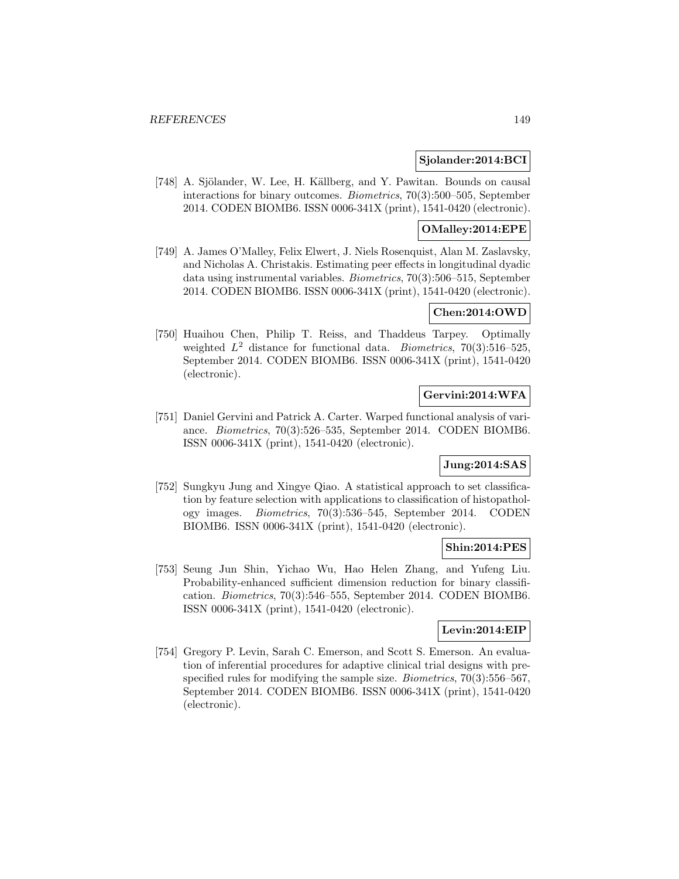**Sjolander:2014:BCI**

[748] A. Sjölander, W. Lee, H. Källberg, and Y. Pawitan. Bounds on causal interactions for binary outcomes. *Biometrics*, 70(3):500–505, September 2014. CODEN BIOMB6. ISSN 0006-341X (print), 1541-0420 (electronic).

**OMalley:2014:EPE**

[749] A. James O'Malley, Felix Elwert, J. Niels Rosenquist, Alan M. Zaslavsky, and Nicholas A. Christakis. Estimating peer effects in longitudinal dyadic data using instrumental variables. *Biometrics*, 70(3):506–515, September 2014. CODEN BIOMB6. ISSN 0006-341X (print), 1541-0420 (electronic).

**Chen:2014:OWD**

[750] Huaihou Chen, Philip T. Reiss, and Thaddeus Tarpey. Optimally weighted $L^2$ distance for functional data. *Biometrics*, 70(3):516–525, September 2014. CODEN BIOMB6. ISSN 0006-341X (print), 1541-0420 (electronic).

**Gervini:2014:WFA**

[751] Daniel Gervini and Patrick A. Carter. Warped functional analysis of variance. *Biometrics*, 70(3):526–535, September 2014. CODEN BIOMB6. ISSN 0006-341X (print), 1541-0420 (electronic).

**Jung:2014:SAS**

[752] Sungkyu Jung and Xingye Qiao. A statistical approach to set classification by feature selection with applications to classification of histopathology images. *Biometrics*, 70(3):536–545, September 2014. CODEN BIOMB6. ISSN 0006-341X (print), 1541-0420 (electronic).

**Shin:2014:PES**

[753] Seung Jun Shin, Yichao Wu, Hao Helen Zhang, and Yufeng Liu. Probability-enhanced sufficient dimension reduction for binary classification. *Biometrics*, 70(3):546–555, September 2014. CODEN BIOMB6. ISSN 0006-341X (print), 1541-0420 (electronic).

**Levin:2014:EIP**

[754] Gregory P. Levin, Sarah C. Emerson, and Scott S. Emerson. An evaluation of inferential procedures for adaptive clinical trial designs with prespecified rules for modifying the sample size. *Biometrics*, 70(3):556–567, September 2014. CODEN BIOMB6. ISSN 0006-341X (print), 1541-0420 (electronic).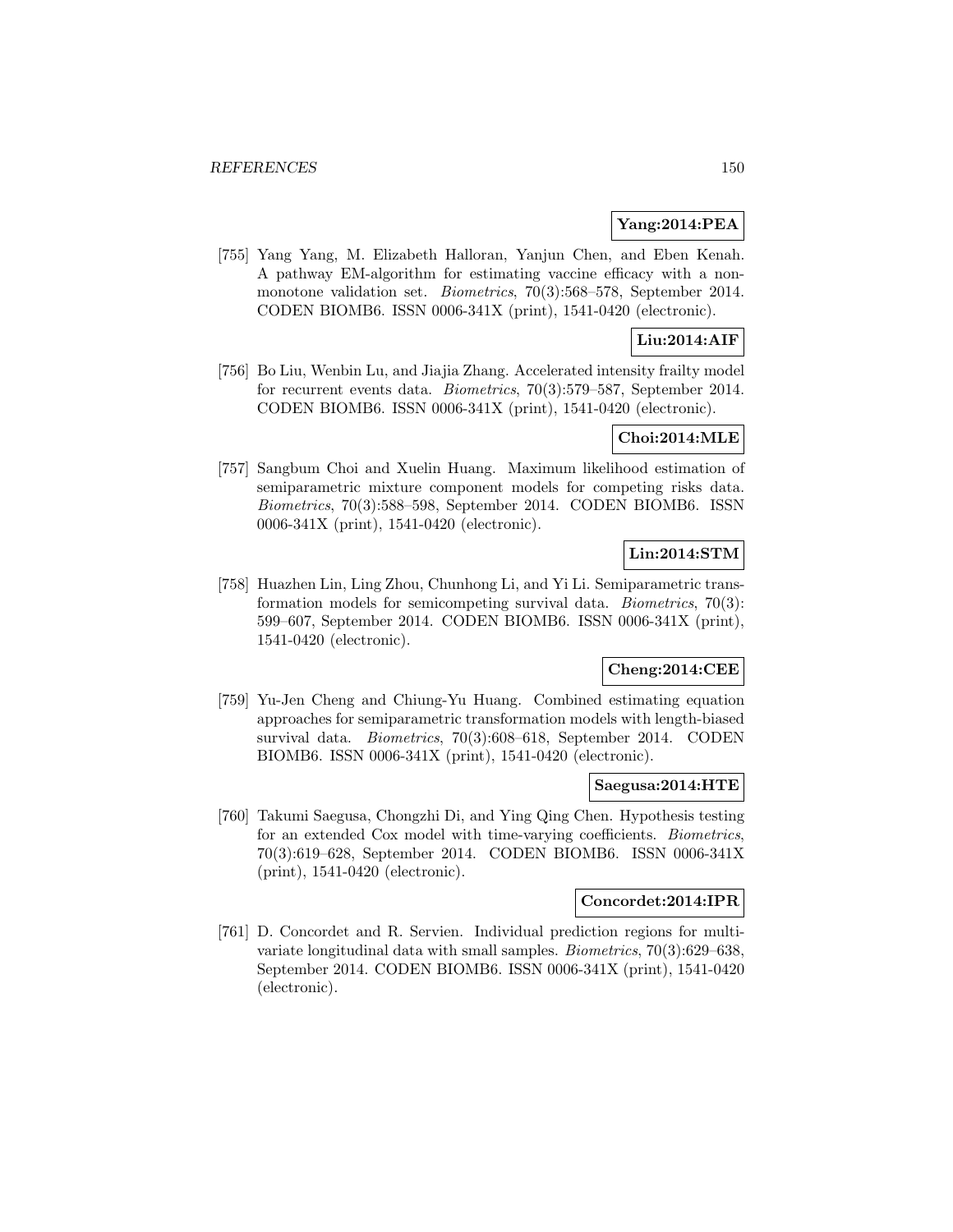**Yang:2014:PEA**

[755] Yang Yang, M. Elizabeth Halloran, Yanjun Chen, and Eben Kenah. A pathway EM-algorithm for estimating vaccine efficacy with a non-monotone validation set. *Biometrics*, 70(3):568–578, September 2014. CODEN BIOMB6. ISSN 0006-341X (print), 1541-0420 (electronic).

**Liu:2014:AIF**

[756] Bo Liu, Wenbin Lu, and Jiajia Zhang. Accelerated intensity frailty model for recurrent events data. *Biometrics*, 70(3):579–587, September 2014. CODEN BIOMB6. ISSN 0006-341X (print), 1541-0420 (electronic).

**Choi:2014:MLE**

[757] Sangbum Choi and Xuelin Huang. Maximum likelihood estimation of semiparametric mixture component models for competing risks data. *Biometrics*, 70(3):588–598, September 2014. CODEN BIOMB6. ISSN 0006-341X (print), 1541-0420 (electronic).

**Lin:2014:STM**

[758] Huazhen Lin, Ling Zhou, Chunhong Li, and Yi Li. Semiparametric transformation models for semicompeting survival data. *Biometrics*, 70(3): 599–607, September 2014. CODEN BIOMB6. ISSN 0006-341X (print), 1541-0420 (electronic).

**Cheng:2014:CEE**

[759] Yu-Jen Cheng and Chiung-Yu Huang. Combined estimating equation approaches for semiparametric transformation models with length-biased survival data. *Biometrics*, 70(3):608–618, September 2014. CODEN BIOMB6. ISSN 0006-341X (print), 1541-0420 (electronic).

**Saegusa:2014:HTE**

[760] Takumi Saegusa, Chongzhi Di, and Ying Qing Chen. Hypothesis testing for an extended Cox model with time-varying coefficients. *Biometrics*, 70(3):619–628, September 2014. CODEN BIOMB6. ISSN 0006-341X (print), 1541-0420 (electronic).

**Concordet:2014:IPR**

[761] D. Concordet and R. Servien. Individual prediction regions for multivariate longitudinal data with small samples. *Biometrics*, 70(3):629–638, September 2014. CODEN BIOMB6. ISSN 0006-341X (print), 1541-0420 (electronic).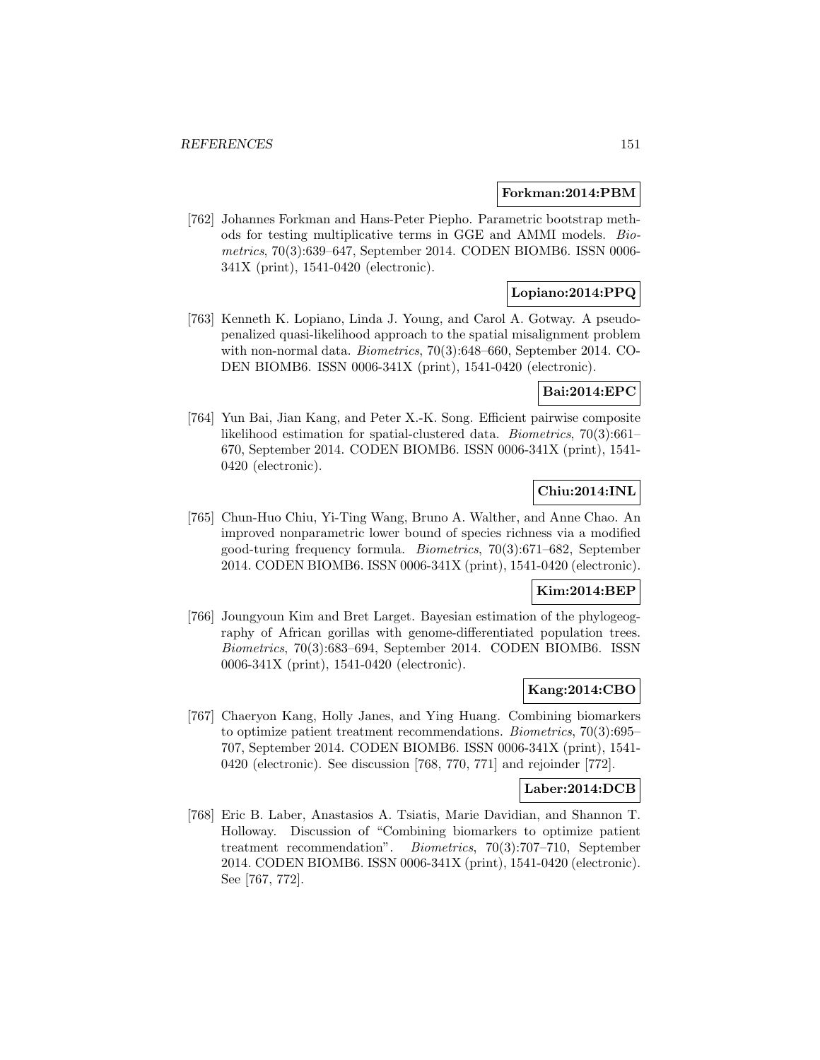**Forkman:2014:PBM**

[762] Johannes Forkman and Hans-Peter Piepho. Parametric bootstrap methods for testing multiplicative terms in GGE and AMMI models. *Biometrics*, 70(3):639–647, September 2014. CODEN BIOMB6. ISSN 0006-341X (print), 1541-0420 (electronic).

**Lopiano:2014:PPQ**

[763] Kenneth K. Lopiano, Linda J. Young, and Carol A. Gotway. A pseudo-penalized quasi-likelihood approach to the spatial misalignment problem with non-normal data. *Biometrics*, 70(3):648–660, September 2014. CODEN BIOMB6. ISSN 0006-341X (print), 1541-0420 (electronic).

**Bai:2014:EPC**

[764] Yun Bai, Jian Kang, and Peter X.-K. Song. Efficient pairwise composite likelihood estimation for spatial-clustered data. *Biometrics*, 70(3):661–670, September 2014. CODEN BIOMB6. ISSN 0006-341X (print), 1541-0420 (electronic).

**Chiu:2014:INL**

[765] Chun-Huo Chiu, Yi-Ting Wang, Bruno A. Walther, and Anne Chao. An improved nonparametric lower bound of species richness via a modified good-turing frequency formula. *Biometrics*, 70(3):671–682, September 2014. CODEN BIOMB6. ISSN 0006-341X (print), 1541-0420 (electronic).

**Kim:2014:BEP**

[766] Joungyoun Kim and Bret Larget. Bayesian estimation of the phylogeography of African gorillas with genome-differentiated population trees. *Biometrics*, 70(3):683–694, September 2014. CODEN BIOMB6. ISSN 0006-341X (print), 1541-0420 (electronic).

**Kang:2014:CBO**

[767] Chaeryon Kang, Holly Janes, and Ying Huang. Combining biomarkers to optimize patient treatment recommendations. *Biometrics*, 70(3):695–707, September 2014. CODEN BIOMB6. ISSN 0006-341X (print), 1541-0420 (electronic). See discussion [768, 770, 771] and rejoinder [772].

**Laber:2014:DCB**

[768] Eric B. Laber, Anastasios A. Tsiatis, Marie Davidian, and Shannon T. Holloway. Discussion of "Combining biomarkers to optimize patient treatment recommendation". *Biometrics*, 70(3):707–710, September 2014. CODEN BIOMB6. ISSN 0006-341X (print), 1541-0420 (electronic). See [767, 772].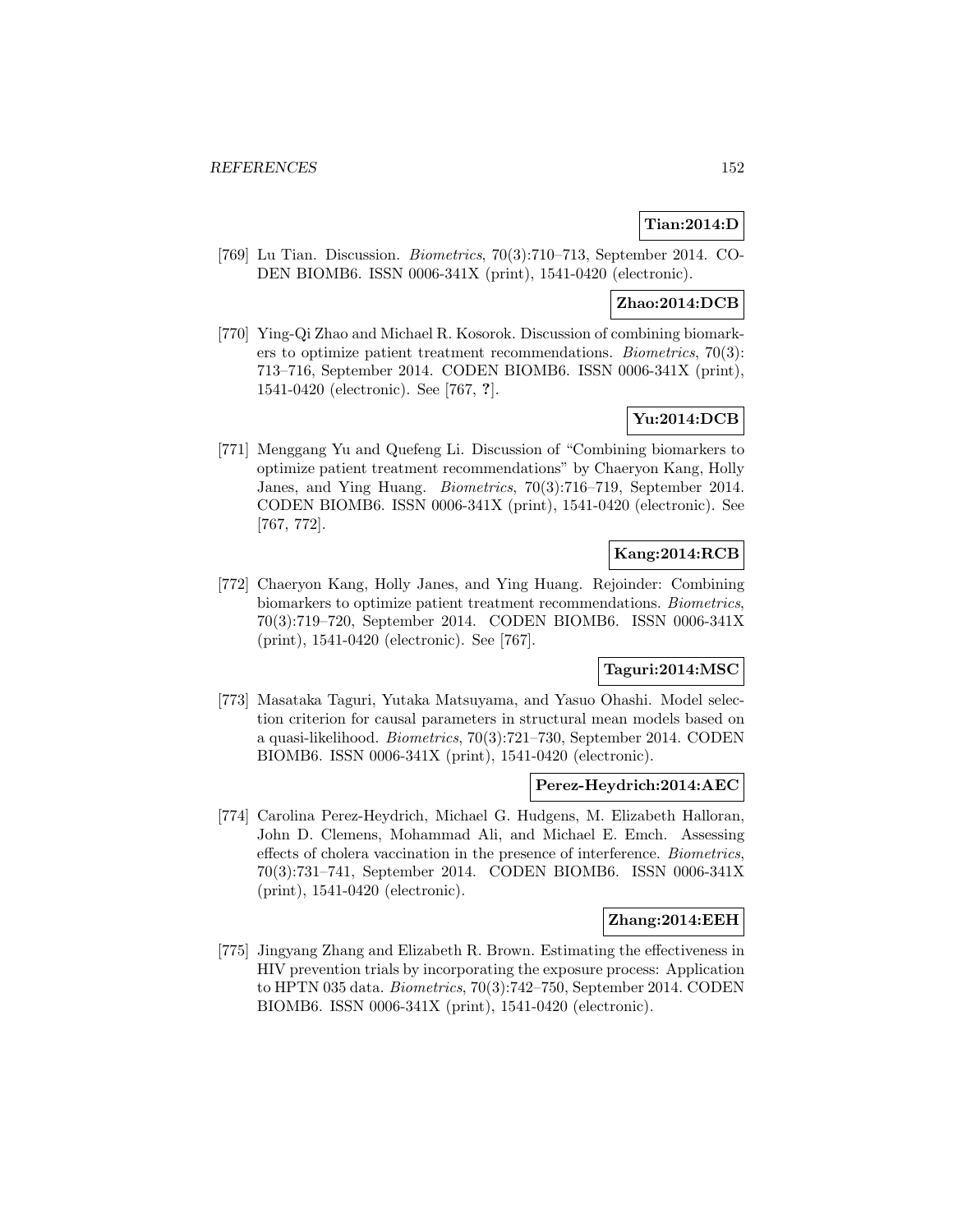**Tian:2014:D**

[769] Lu Tian. Discussion. *Biometrics*, 70(3):710–713, September 2014. CODEN BIOMB6. ISSN 0006-341X (print), 1541-0420 (electronic).

**Zhao:2014:DCB**

[770] Ying-Qi Zhao and Michael R. Kosorok. Discussion of combining biomarkers to optimize patient treatment recommendations. *Biometrics*, 70(3): 713–716, September 2014. CODEN BIOMB6. ISSN 0006-341X (print), 1541-0420 (electronic). See [767, **?**].

**Yu:2014:DCB**

[771] Menggang Yu and Quefeng Li. Discussion of "Combining biomarkers to optimize patient treatment recommendations" by Chaeryon Kang, Holly Janes, and Ying Huang. *Biometrics*, 70(3):716–719, September 2014. CODEN BIOMB6. ISSN 0006-341X (print), 1541-0420 (electronic). See [767, 772].

**Kang:2014:RCB**

[772] Chaeryon Kang, Holly Janes, and Ying Huang. Rejoinder: Combining biomarkers to optimize patient treatment recommendations. *Biometrics*, 70(3):719–720, September 2014. CODEN BIOMB6. ISSN 0006-341X (print), 1541-0420 (electronic). See [767].

**Taguri:2014:MSC**

[773] Masataka Taguri, Yutaka Matsuyama, and Yasuo Ohashi. Model selection criterion for causal parameters in structural mean models based on a quasi-likelihood. *Biometrics*, 70(3):721–730, September 2014. CODEN BIOMB6. ISSN 0006-341X (print), 1541-0420 (electronic).

**Perez-Heydrich:2014:AEC**

[774] Carolina Perez-Heydrich, Michael G. Hudgens, M. Elizabeth Halloran, John D. Clemens, Mohammad Ali, and Michael E. Emch. Assessing effects of cholera vaccination in the presence of interference. *Biometrics*, 70(3):731–741, September 2014. CODEN BIOMB6. ISSN 0006-341X (print), 1541-0420 (electronic).

**Zhang:2014:EEH**

[775] Jingyang Zhang and Elizabeth R. Brown. Estimating the effectiveness in HIV prevention trials by incorporating the exposure process: Application to HPTN 035 data. *Biometrics*, 70(3):742–750, September 2014. CODEN BIOMB6. ISSN 0006-341X (print), 1541-0420 (electronic).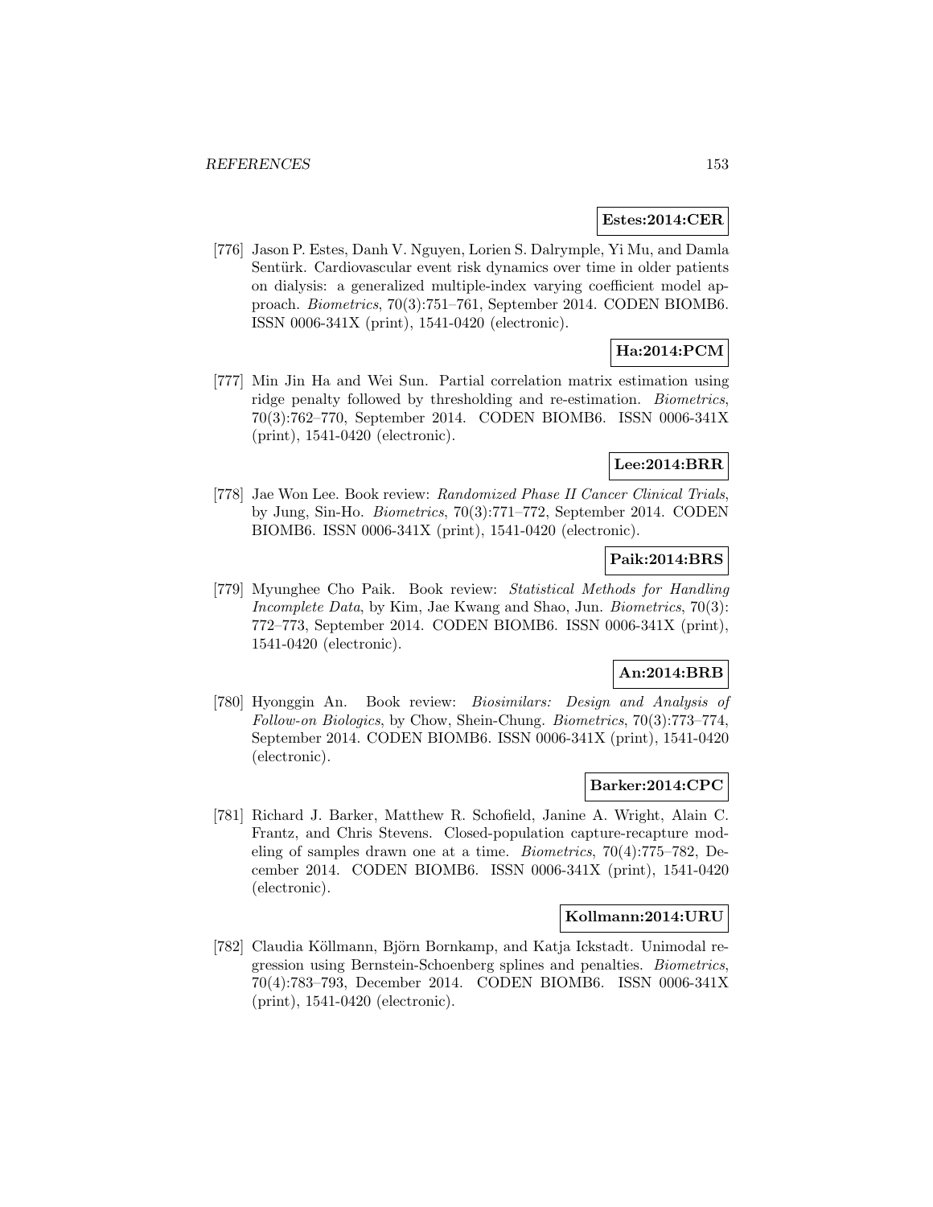**Estes:2014:CER**

[776] Jason P. Estes, Danh V. Nguyen, Lorien S. Dalrymple, Yi Mu, and Damla Sentürk. Cardiovascular event risk dynamics over time in older patients on dialysis: a generalized multiple-index varying coefficient model approach. *Biometrics*, 70(3):751–761, September 2014. CODEN BIOMB6. ISSN 0006-341X (print), 1541-0420 (electronic).

**Ha:2014:PCM**

[777] Min Jin Ha and Wei Sun. Partial correlation matrix estimation using ridge penalty followed by thresholding and re-estimation. *Biometrics*, 70(3):762–770, September 2014. CODEN BIOMB6. ISSN 0006-341X (print), 1541-0420 (electronic).

**Lee:2014:BRR**

[778] Jae Won Lee. Book review: *Randomized Phase II Cancer Clinical Trials*, by Jung, Sin-Ho. *Biometrics*, 70(3):771–772, September 2014. CODEN BIOMB6. ISSN 0006-341X (print), 1541-0420 (electronic).

**Paik:2014:BRS**

[779] Myunghee Cho Paik. Book review: *Statistical Methods for Handling Incomplete Data*, by Kim, Jae Kwang and Shao, Jun. *Biometrics*, 70(3): 772–773, September 2014. CODEN BIOMB6. ISSN 0006-341X (print), 1541-0420 (electronic).

**An:2014:BRB**

[780] Hyonggin An. Book review: *Biosimilars: Design and Analysis of Follow-on Biologics*, by Chow, Shein-Chung. *Biometrics*, 70(3):773–774, September 2014. CODEN BIOMB6. ISSN 0006-341X (print), 1541-0420 (electronic).

**Barker:2014:CPC**

[781] Richard J. Barker, Matthew R. Schofield, Janine A. Wright, Alain C. Frantz, and Chris Stevens. Closed-population capture-recapture modeling of samples drawn one at a time. *Biometrics*, 70(4):775–782, December 2014. CODEN BIOMB6. ISSN 0006-341X (print), 1541-0420 (electronic).

**Kollmann:2014:URU**

[782] Claudia Köllmann, Björn Bornkamp, and Katja Ickstadt. Unimodal regression using Bernstein-Schoenberg splines and penalties. *Biometrics*, 70(4):783–793, December 2014. CODEN BIOMB6. ISSN 0006-341X (print), 1541-0420 (electronic).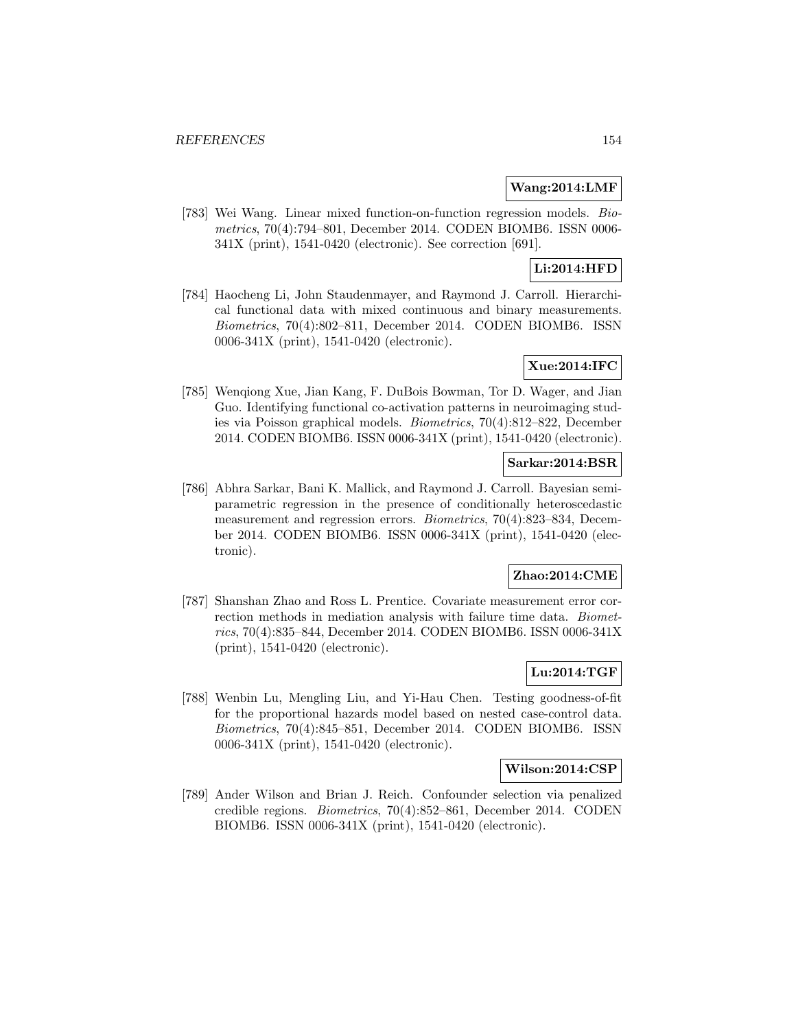**Wang:2014:LMF**

[783] Wei Wang. Linear mixed function-on-function regression models. *Biometrics*, 70(4):794–801, December 2014. CODEN BIOMB6. ISSN 0006-341X (print), 1541-0420 (electronic). See correction [691].

**Li:2014:HFD**

[784] Haocheng Li, John Staudenmayer, and Raymond J. Carroll. Hierarchical functional data with mixed continuous and binary measurements. *Biometrics*, 70(4):802–811, December 2014. CODEN BIOMB6. ISSN 0006-341X (print), 1541-0420 (electronic).

**Xue:2014:IFC**

[785] Wenqiong Xue, Jian Kang, F. DuBois Bowman, Tor D. Wager, and Jian Guo. Identifying functional co-activation patterns in neuroimaging studies via Poisson graphical models. *Biometrics*, 70(4):812–822, December 2014. CODEN BIOMB6. ISSN 0006-341X (print), 1541-0420 (electronic).

**Sarkar:2014:BSR**

[786] Abhra Sarkar, Bani K. Mallick, and Raymond J. Carroll. Bayesian semiparametric regression in the presence of conditionally heteroscedastic measurement and regression errors. *Biometrics*, 70(4):823–834, December 2014. CODEN BIOMB6. ISSN 0006-341X (print), 1541-0420 (electronic).

**Zhao:2014:CME**

[787] Shanshan Zhao and Ross L. Prentice. Covariate measurement error correction methods in mediation analysis with failure time data. *Biometrics*, 70(4):835–844, December 2014. CODEN BIOMB6. ISSN 0006-341X (print), 1541-0420 (electronic).

**Lu:2014:TGF**

[788] Wenbin Lu, Mengling Liu, and Yi-Hau Chen. Testing goodness-of-fit for the proportional hazards model based on nested case-control data. *Biometrics*, 70(4):845–851, December 2014. CODEN BIOMB6. ISSN 0006-341X (print), 1541-0420 (electronic).

**Wilson:2014:CSP**

[789] Ander Wilson and Brian J. Reich. Confounder selection via penalized credible regions. *Biometrics*, 70(4):852–861, December 2014. CODEN BIOMB6. ISSN 0006-341X (print), 1541-0420 (electronic).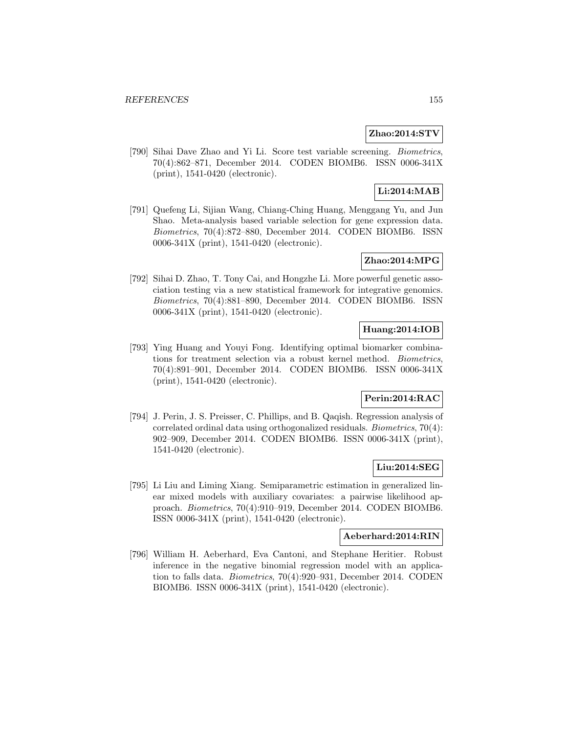**Zhao:2014:STV**

[790] Sihai Dave Zhao and Yi Li. Score test variable screening. *Biometrics*, 70(4):862–871, December 2014. CODEN BIOMB6. ISSN 0006-341X (print), 1541-0420 (electronic).

**Li:2014:MAB**

[791] Quefeng Li, Sijian Wang, Chiang-Ching Huang, Menggang Yu, and Jun Shao. Meta-analysis based variable selection for gene expression data. *Biometrics*, 70(4):872–880, December 2014. CODEN BIOMB6. ISSN 0006-341X (print), 1541-0420 (electronic).

**Zhao:2014:MPG**

[792] Sihai D. Zhao, T. Tony Cai, and Hongzhe Li. More powerful genetic association testing via a new statistical framework for integrative genomics. *Biometrics*, 70(4):881–890, December 2014. CODEN BIOMB6. ISSN 0006-341X (print), 1541-0420 (electronic).

**Huang:2014:IOB**

[793] Ying Huang and Youyi Fong. Identifying optimal biomarker combinations for treatment selection via a robust kernel method. *Biometrics*, 70(4):891–901, December 2014. CODEN BIOMB6. ISSN 0006-341X (print), 1541-0420 (electronic).

**Perin:2014:RAC**

[794] J. Perin, J. S. Preisser, C. Phillips, and B. Qaqish. Regression analysis of correlated ordinal data using orthogonalized residuals. *Biometrics*, 70(4): 902–909, December 2014. CODEN BIOMB6. ISSN 0006-341X (print), 1541-0420 (electronic).

**Liu:2014:SEG**

[795] Li Liu and Liming Xiang. Semiparametric estimation in generalized linear mixed models with auxiliary covariates: a pairwise likelihood approach. *Biometrics*, 70(4):910–919, December 2014. CODEN BIOMB6. ISSN 0006-341X (print), 1541-0420 (electronic).

**Aeberhard:2014:RIN**

[796] William H. Aeberhard, Eva Cantoni, and Stephane Heritier. Robust inference in the negative binomial regression model with an application to falls data. *Biometrics*, 70(4):920–931, December 2014. CODEN BIOMB6. ISSN 0006-341X (print), 1541-0420 (electronic).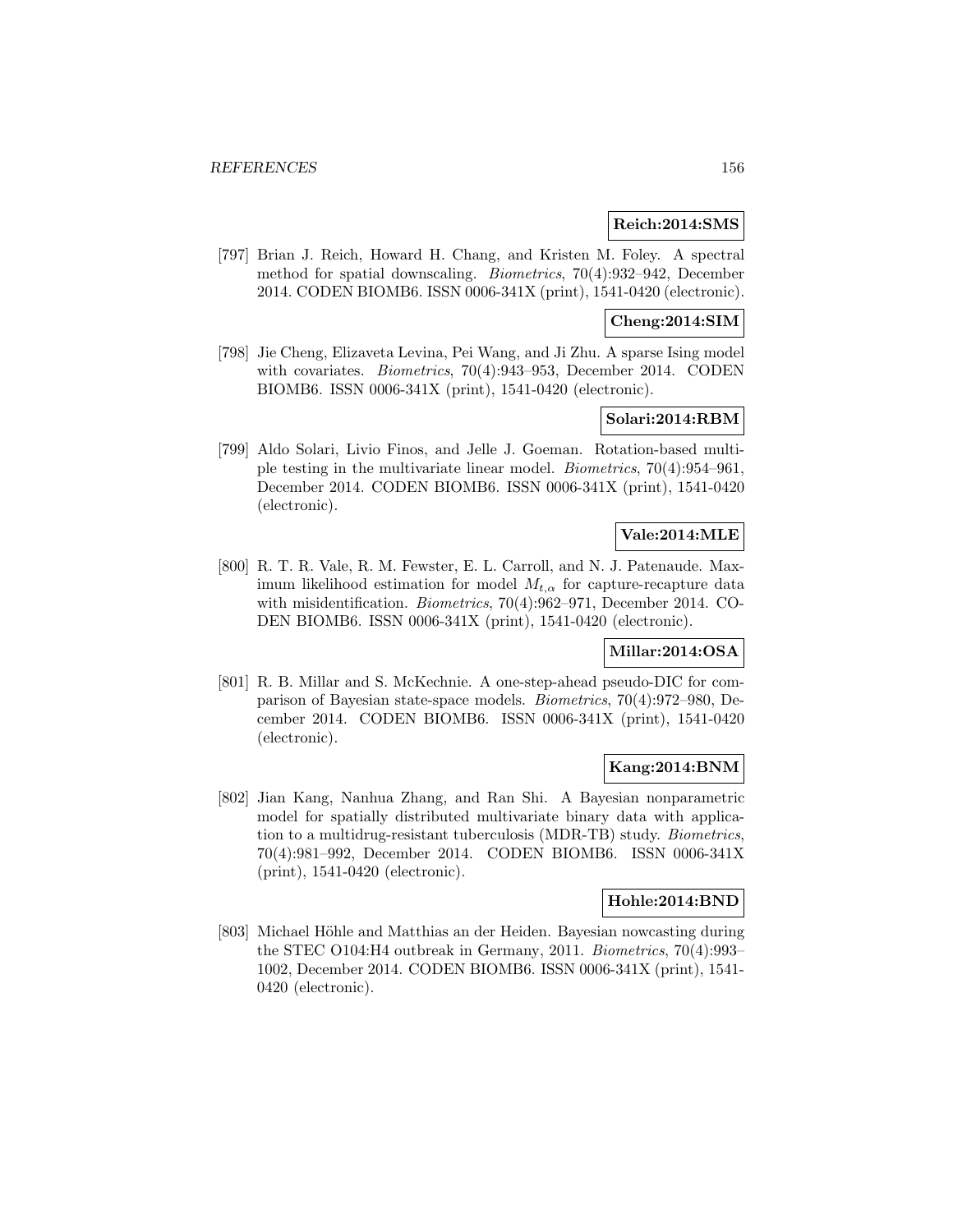**Reich:2014:SMS**

[797] Brian J. Reich, Howard H. Chang, and Kristen M. Foley. A spectral method for spatial downscaling. *Biometrics*, 70(4):932–942, December 2014. CODEN BIOMB6. ISSN 0006-341X (print), 1541-0420 (electronic).

**Cheng:2014:SIM**

[798] Jie Cheng, Elizaveta Levina, Pei Wang, and Ji Zhu. A sparse Ising model with covariates. *Biometrics*, 70(4):943–953, December 2014. CODEN BIOMB6. ISSN 0006-341X (print), 1541-0420 (electronic).

**Solari:2014:RBM**

[799] Aldo Solari, Livio Finos, and Jelle J. Goeman. Rotation-based multiple testing in the multivariate linear model. *Biometrics*, 70(4):954–961, December 2014. CODEN BIOMB6. ISSN 0006-341X (print), 1541-0420 (electronic).

**Vale:2014:MLE**

[800] R. T. R. Vale, R. M. Fewster, E. L. Carroll, and N. J. Patenaude. Maximum likelihood estimation for model $M_{t,\alpha}$ for capture-recapture data with misidentification. *Biometrics*, 70(4):962–971, December 2014. CODEN BIOMB6. ISSN 0006-341X (print), 1541-0420 (electronic).

**Millar:2014:OSA**

[801] R. B. Millar and S. McKechnie. A one-step-ahead pseudo-DIC for comparison of Bayesian state-space models. *Biometrics*, 70(4):972–980, December 2014. CODEN BIOMB6. ISSN 0006-341X (print), 1541-0420 (electronic).

**Kang:2014:BNM**

[802] Jian Kang, Nanhua Zhang, and Ran Shi. A Bayesian nonparametric model for spatially distributed multivariate binary data with application to a multidrug-resistant tuberculosis (MDR-TB) study. *Biometrics*, 70(4):981–992, December 2014. CODEN BIOMB6. ISSN 0006-341X (print), 1541-0420 (electronic).

**Hohle:2014:BND**

[803] Michael Höhle and Matthias an der Heiden. Bayesian nowcasting during the STEC O104:H4 outbreak in Germany, 2011. *Biometrics*, 70(4):993–1002, December 2014. CODEN BIOMB6. ISSN 0006-341X (print), 1541-0420 (electronic).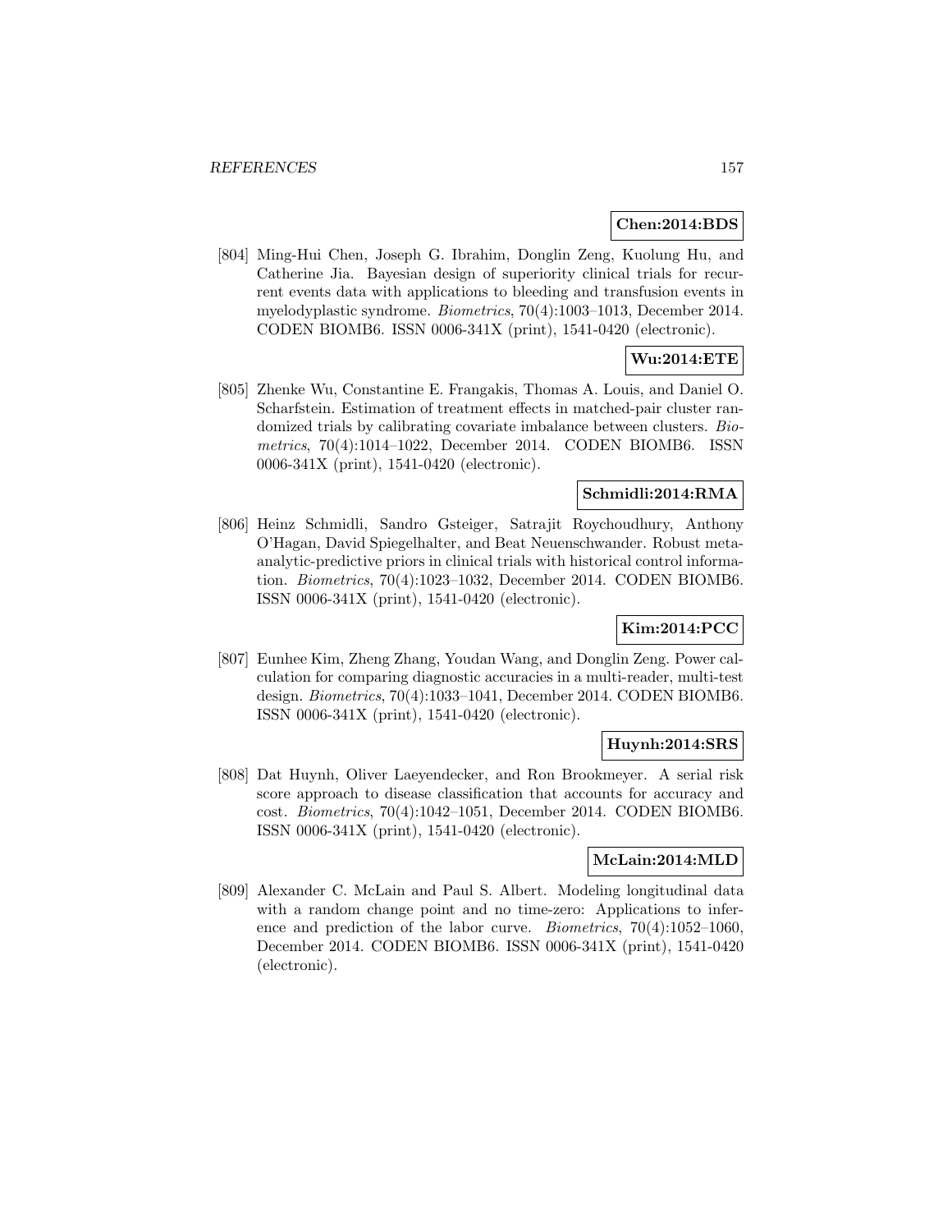**Chen:2014:BDS**

[804] Ming-Hui Chen, Joseph G. Ibrahim, Donglin Zeng, Kuolung Hu, and Catherine Jia. Bayesian design of superiority clinical trials for recurrent events data with applications to bleeding and transfusion events in myelodyplastic syndrome. *Biometrics*, 70(4):1003–1013, December 2014. CODEN BIOMB6. ISSN 0006-341X (print), 1541-0420 (electronic).

**Wu:2014:ETE**

[805] Zhenke Wu, Constantine E. Frangakis, Thomas A. Louis, and Daniel O. Scharfstein. Estimation of treatment effects in matched-pair cluster randomized trials by calibrating covariate imbalance between clusters. *Biometrics*, 70(4):1014–1022, December 2014. CODEN BIOMB6. ISSN 0006-341X (print), 1541-0420 (electronic).

**Schmidli:2014:RMA**

[806] Heinz Schmidli, Sandro Gsteiger, Satrajit Roychoudhury, Anthony O'Hagan, David Spiegelhalter, and Beat Neuenschwander. Robust meta-analytic-predictive priors in clinical trials with historical control information. *Biometrics*, 70(4):1023–1032, December 2014. CODEN BIOMB6. ISSN 0006-341X (print), 1541-0420 (electronic).

**Kim:2014:PCC**

[807] Eunhee Kim, Zheng Zhang, Youdan Wang, and Donglin Zeng. Power calculation for comparing diagnostic accuracies in a multi-reader, multi-test design. *Biometrics*, 70(4):1033–1041, December 2014. CODEN BIOMB6. ISSN 0006-341X (print), 1541-0420 (electronic).

**Huynh:2014:SRS**

[808] Dat Huynh, Oliver Laeyendecker, and Ron Brookmeyer. A serial risk score approach to disease classification that accounts for accuracy and cost. *Biometrics*, 70(4):1042–1051, December 2014. CODEN BIOMB6. ISSN 0006-341X (print), 1541-0420 (electronic).

**McLain:2014:MLD**

[809] Alexander C. McLain and Paul S. Albert. Modeling longitudinal data with a random change point and no time-zero: Applications to inference and prediction of the labor curve. *Biometrics*, 70(4):1052–1060, December 2014. CODEN BIOMB6. ISSN 0006-341X (print), 1541-0420 (electronic).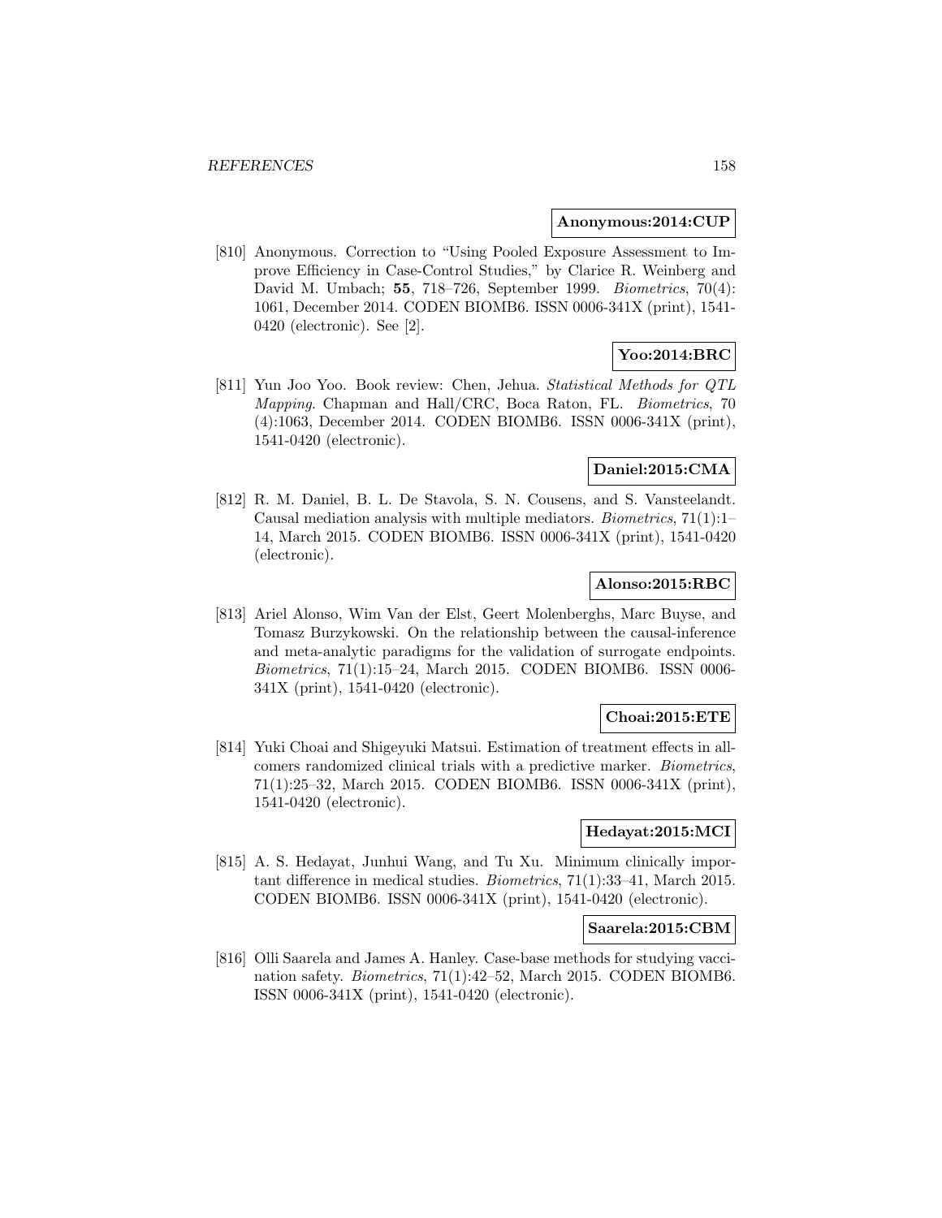**Anonymous:2014:CUP**

[810] Anonymous. Correction to "Using Pooled Exposure Assessment to Improve Efficiency in Case-Control Studies," by Clarice R. Weinberg and David M. Umbach; **55**, 718–726, September 1999. *Biometrics*, 70(4): 1061, December 2014. CODEN BIOMB6. ISSN 0006-341X (print), 1541-0420 (electronic). See [2].

**Yoo:2014:BRC**

[811] Yun Joo Yoo. Book review: Chen, Jehua. *Statistical Methods for QTL Mapping*. Chapman and Hall/CRC, Boca Raton, FL. *Biometrics*, 70 (4):1063, December 2014. CODEN BIOMB6. ISSN 0006-341X (print), 1541-0420 (electronic).

**Daniel:2015:CMA**

[812] R. M. Daniel, B. L. De Stavola, S. N. Cousens, and S. Vansteelandt. Causal mediation analysis with multiple mediators. *Biometrics*, 71(1):1–14, March 2015. CODEN BIOMB6. ISSN 0006-341X (print), 1541-0420 (electronic).

**Alonso:2015:RBC**

[813] Ariel Alonso, Wim Van der Elst, Geert Molenberghs, Marc Buyse, and Tomasz Burzykowski. On the relationship between the causal-inference and meta-analytic paradigms for the validation of surrogate endpoints. *Biometrics*, 71(1):15–24, March 2015. CODEN BIOMB6. ISSN 0006-341X (print), 1541-0420 (electronic).

**Choai:2015:ETE**

[814] Yuki Choai and Shigeyuki Matsui. Estimation of treatment effects in all-comers randomized clinical trials with a predictive marker. *Biometrics*, 71(1):25–32, March 2015. CODEN BIOMB6. ISSN 0006-341X (print), 1541-0420 (electronic).

**Hedayat:2015:MCI**

[815] A. S. Hedayat, Junhui Wang, and Tu Xu. Minimum clinically important difference in medical studies. *Biometrics*, 71(1):33–41, March 2015. CODEN BIOMB6. ISSN 0006-341X (print), 1541-0420 (electronic).

**Saarela:2015:CBM**

[816] Olli Saarela and James A. Hanley. Case-base methods for studying vaccination safety. *Biometrics*, 71(1):42–52, March 2015. CODEN BIOMB6. ISSN 0006-341X (print), 1541-0420 (electronic).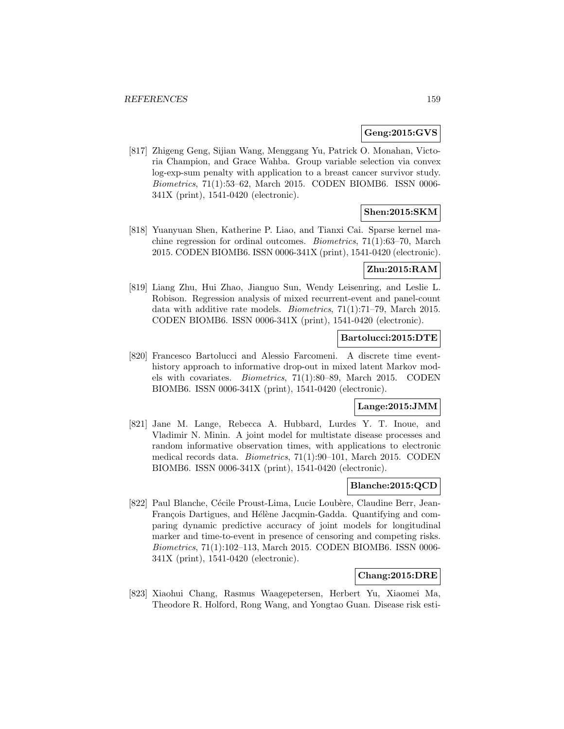**Geng:2015:GVS**

[817] Zhigeng Geng, Sijian Wang, Menggang Yu, Patrick O. Monahan, Victoria Champion, and Grace Wahba. Group variable selection via convex log-exp-sum penalty with application to a breast cancer survivor study. *Biometrics*, 71(1):53–62, March 2015. CODEN BIOMB6. ISSN 0006-341X (print), 1541-0420 (electronic).

**Shen:2015:SKM**

[818] Yuanyuan Shen, Katherine P. Liao, and Tianxi Cai. Sparse kernel machine regression for ordinal outcomes. *Biometrics*, 71(1):63–70, March 2015. CODEN BIOMB6. ISSN 0006-341X (print), 1541-0420 (electronic).

**Zhu:2015:RAM**

[819] Liang Zhu, Hui Zhao, Jianguo Sun, Wendy Leisenring, and Leslie L. Robison. Regression analysis of mixed recurrent-event and panel-count data with additive rate models. *Biometrics*, 71(1):71–79, March 2015. CODEN BIOMB6. ISSN 0006-341X (print), 1541-0420 (electronic).

**Bartolucci:2015:DTE**

[820] Francesco Bartolucci and Alessio Farcomeni. A discrete time event-history approach to informative drop-out in mixed latent Markov models with covariates. *Biometrics*, 71(1):80–89, March 2015. CODEN BIOMB6. ISSN 0006-341X (print), 1541-0420 (electronic).

**Lange:2015:JMM**

[821] Jane M. Lange, Rebecca A. Hubbard, Lurdes Y. T. Inoue, and Vladimir N. Minin. A joint model for multistate disease processes and random informative observation times, with applications to electronic medical records data. *Biometrics*, 71(1):90–101, March 2015. CODEN BIOMB6. ISSN 0006-341X (print), 1541-0420 (electronic).

**Blanche:2015:QCD**

[822] Paul Blanche, Cécile Proust-Lima, Lucie Loubère, Claudine Berr, Jean-François Dartigues, and Hélène Jacqmin-Gadda. Quantifying and comparing dynamic predictive accuracy of joint models for longitudinal marker and time-to-event in presence of censoring and competing risks. *Biometrics*, 71(1):102–113, March 2015. CODEN BIOMB6. ISSN 0006-341X (print), 1541-0420 (electronic).

**Chang:2015:DRE**

[823] Xiaohui Chang, Rasmus Waagepetersen, Herbert Yu, Xiaomei Ma, Theodore R. Holford, Rong Wang, and Yongtao Guan. Disease risk esti-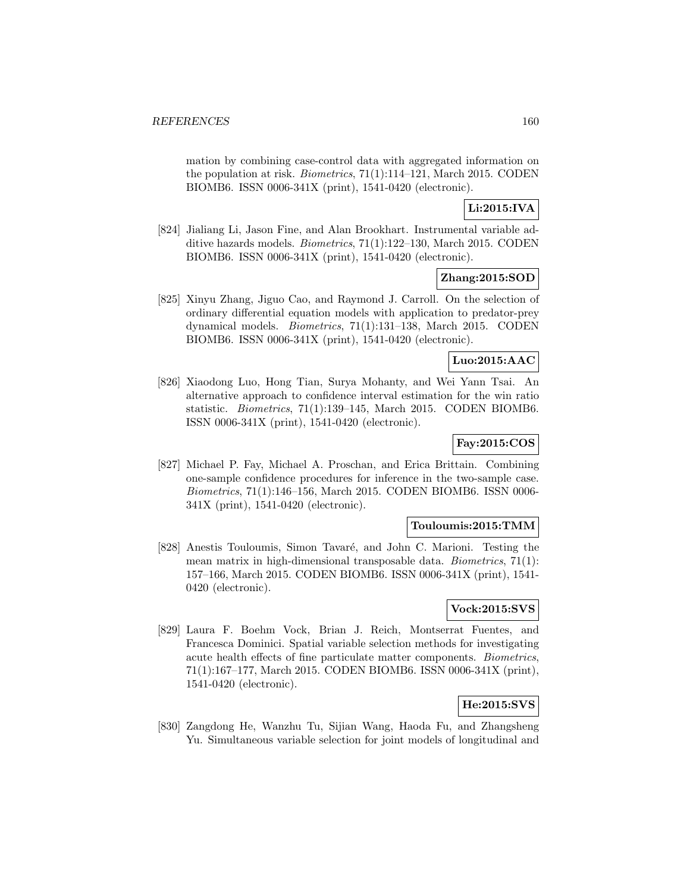mation by combining case-control data with aggregated information on the population at risk. *Biometrics*, 71(1):114–121, March 2015. CODEN BIOMB6. ISSN 0006-341X (print), 1541-0420 (electronic).

**Li:2015:IVA**

[824] Jialiang Li, Jason Fine, and Alan Brookhart. Instrumental variable additive hazards models. *Biometrics*, 71(1):122–130, March 2015. CODEN BIOMB6. ISSN 0006-341X (print), 1541-0420 (electronic).

**Zhang:2015:SOD**

[825] Xinyu Zhang, Jiguo Cao, and Raymond J. Carroll. On the selection of ordinary differential equation models with application to predator-prey dynamical models. *Biometrics*, 71(1):131–138, March 2015. CODEN BIOMB6. ISSN 0006-341X (print), 1541-0420 (electronic).

**Luo:2015:AAC**

[826] Xiaodong Luo, Hong Tian, Surya Mohanty, and Wei Yann Tsai. An alternative approach to confidence interval estimation for the win ratio statistic. *Biometrics*, 71(1):139–145, March 2015. CODEN BIOMB6. ISSN 0006-341X (print), 1541-0420 (electronic).

**Fay:2015:COS**

[827] Michael P. Fay, Michael A. Proschan, and Erica Brittain. Combining one-sample confidence procedures for inference in the two-sample case. *Biometrics*, 71(1):146–156, March 2015. CODEN BIOMB6. ISSN 0006-341X (print), 1541-0420 (electronic).

**Touloumis:2015:TMM**

[828] Anestis Touloumis, Simon Tavaré, and John C. Marioni. Testing the mean matrix in high-dimensional transposable data. *Biometrics*, 71(1): 157–166, March 2015. CODEN BIOMB6. ISSN 0006-341X (print), 1541-0420 (electronic).

**Vock:2015:SVS**

[829] Laura F. Boehm Vock, Brian J. Reich, Montserrat Fuentes, and Francesca Dominici. Spatial variable selection methods for investigating acute health effects of fine particulate matter components. *Biometrics*, 71(1):167–177, March 2015. CODEN BIOMB6. ISSN 0006-341X (print), 1541-0420 (electronic).

**He:2015:SVS**

[830] Zangdong He, Wanzhu Tu, Sijian Wang, Haoda Fu, and Zhangsheng Yu. Simultaneous variable selection for joint models of longitudinal and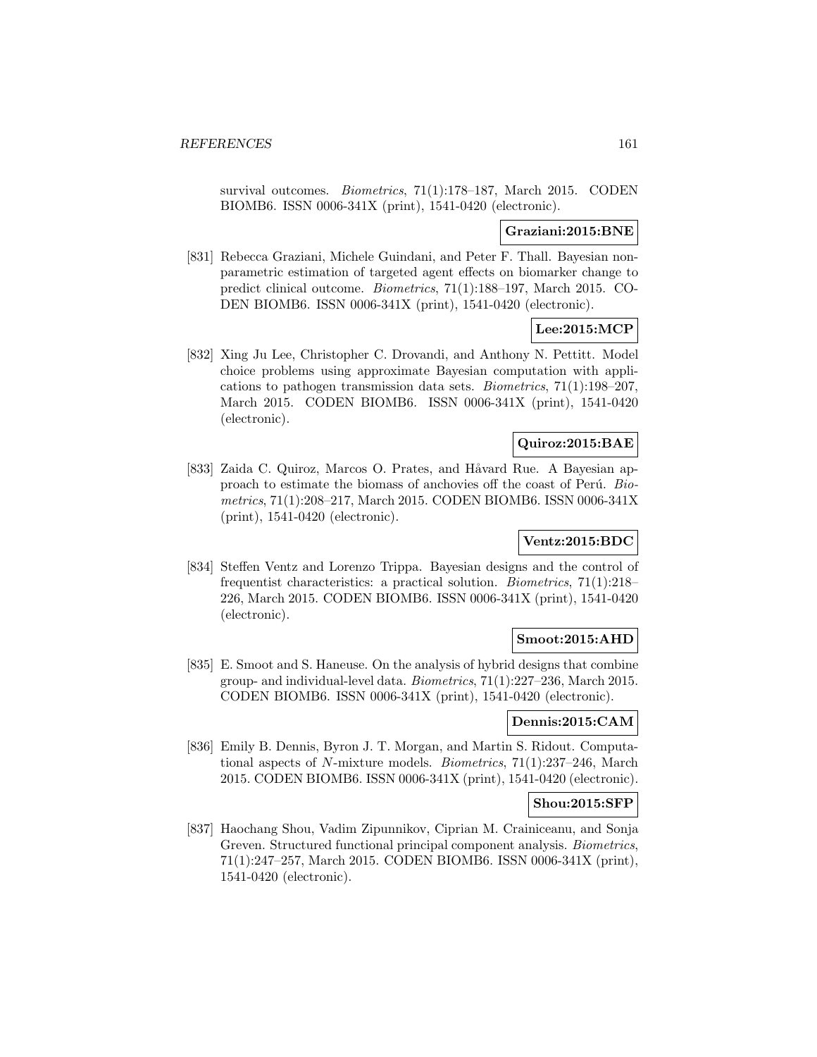survival outcomes. *Biometrics*, 71(1):178–187, March 2015. CODEN BIOMB6. ISSN 0006-341X (print), 1541-0420 (electronic).

**Graziani:2015:BNE**

[831] Rebecca Graziani, Michele Guindani, and Peter F. Thall. Bayesian nonparametric estimation of targeted agent effects on biomarker change to predict clinical outcome. *Biometrics*, 71(1):188–197, March 2015. CODEN BIOMB6. ISSN 0006-341X (print), 1541-0420 (electronic).

**Lee:2015:MCP**

[832] Xing Ju Lee, Christopher C. Drovandi, and Anthony N. Pettitt. Model choice problems using approximate Bayesian computation with applications to pathogen transmission data sets. *Biometrics*, 71(1):198–207, March 2015. CODEN BIOMB6. ISSN 0006-341X (print), 1541-0420 (electronic).

**Quiroz:2015:BAE**

[833] Zaida C. Quiroz, Marcos O. Prates, and Håvard Rue. A Bayesian approach to estimate the biomass of anchovies off the coast of Perú. *Biometrics*, 71(1):208–217, March 2015. CODEN BIOMB6. ISSN 0006-341X (print), 1541-0420 (electronic).

**Ventz:2015:BDC**

[834] Steffen Ventz and Lorenzo Trippa. Bayesian designs and the control of frequentist characteristics: a practical solution. *Biometrics*, 71(1):218–226, March 2015. CODEN BIOMB6. ISSN 0006-341X (print), 1541-0420 (electronic).

**Smoot:2015:AHD**

[835] E. Smoot and S. Haneuse. On the analysis of hybrid designs that combine group- and individual-level data. *Biometrics*, 71(1):227–236, March 2015. CODEN BIOMB6. ISSN 0006-341X (print), 1541-0420 (electronic).

**Dennis:2015:CAM**

[836] Emily B. Dennis, Byron J. T. Morgan, and Martin S. Ridout. Computational aspects of $N$-mixture models. *Biometrics*, 71(1):237–246, March 2015. CODEN BIOMB6. ISSN 0006-341X (print), 1541-0420 (electronic).

**Shou:2015:SFP**

[837] Haochang Shou, Vadim Zipunnikov, Ciprian M. Crainiceanu, and Sonja Greven. Structured functional principal component analysis. *Biometrics*, 71(1):247–257, March 2015. CODEN BIOMB6. ISSN 0006-341X (print), 1541-0420 (electronic).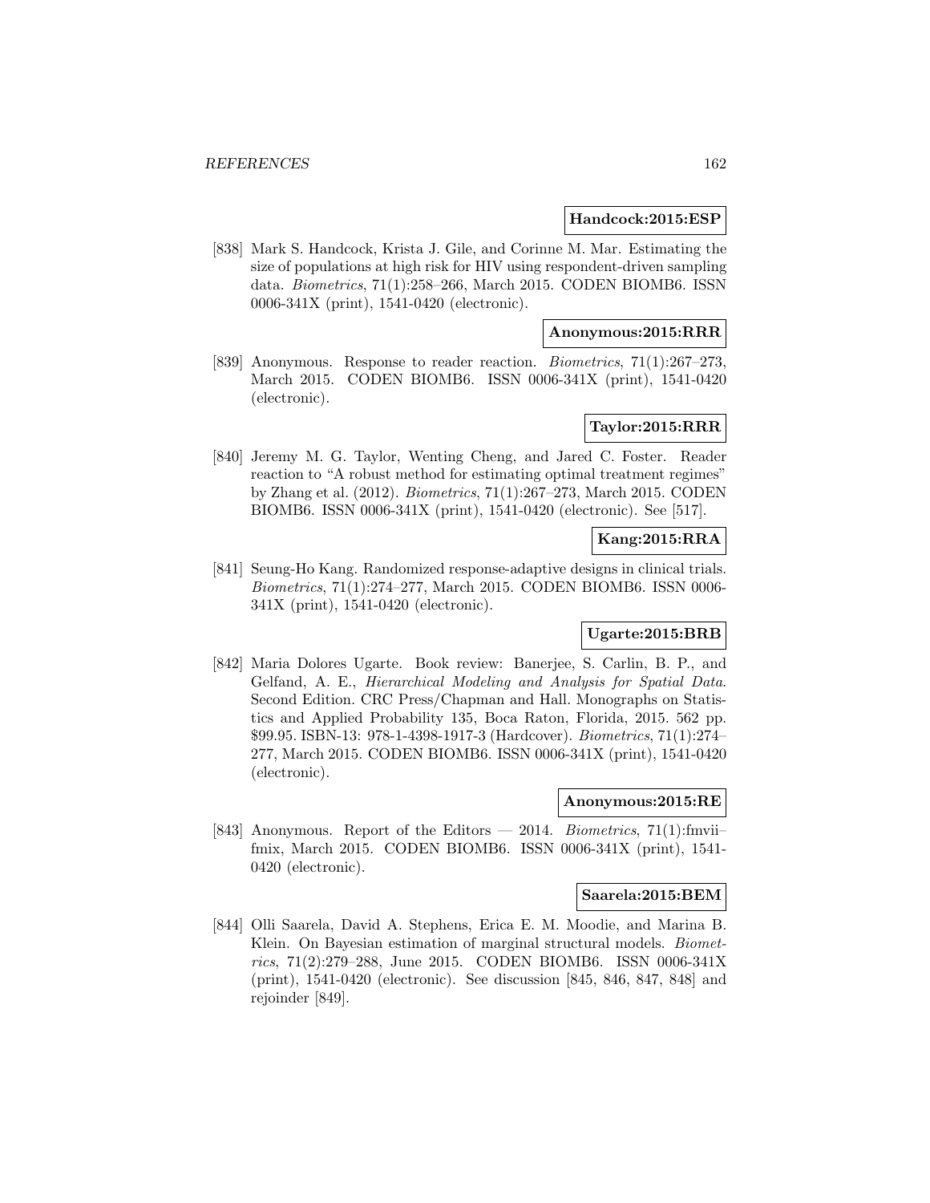**Handcock:2015:ESP**

[838] Mark S. Handcock, Krista J. Gile, and Corinne M. Mar. Estimating the size of populations at high risk for HIV using respondent-driven sampling data. *Biometrics*, 71(1):258–266, March 2015. CODEN BIOMB6. ISSN 0006-341X (print), 1541-0420 (electronic).

**Anonymous:2015:RRR**

[839] Anonymous. Response to reader reaction. *Biometrics*, 71(1):267–273, March 2015. CODEN BIOMB6. ISSN 0006-341X (print), 1541-0420 (electronic).

**Taylor:2015:RRR**

[840] Jeremy M. G. Taylor, Wenting Cheng, and Jared C. Foster. Reader reaction to "A robust method for estimating optimal treatment regimes" by Zhang et al. (2012). *Biometrics*, 71(1):267–273, March 2015. CODEN BIOMB6. ISSN 0006-341X (print), 1541-0420 (electronic). See [517].

**Kang:2015:RRA**

[841] Seung-Ho Kang. Randomized response-adaptive designs in clinical trials. *Biometrics*, 71(1):274–277, March 2015. CODEN BIOMB6. ISSN 0006-341X (print), 1541-0420 (electronic).

**Ugarte:2015:BRB**

[842] Maria Dolores Ugarte. Book review: Banerjee, S. Carlin, B. P., and Gelfand, A. E., *Hierarchical Modeling and Analysis for Spatial Data*. Second Edition. CRC Press/Chapman and Hall. Monographs on Statistics and Applied Probability 135, Boca Raton, Florida, 2015. 562 pp. $99.95. ISBN-13: 978-1-4398-1917-3 (Hardcover). *Biometrics*, 71(1):274–277, March 2015. CODEN BIOMB6. ISSN 0006-341X (print), 1541-0420 (electronic).

**Anonymous:2015:RE**

[843] Anonymous. Report of the Editors — 2014. *Biometrics*, 71(1):fmvii–fmix, March 2015. CODEN BIOMB6. ISSN 0006-341X (print), 1541-0420 (electronic).

**Saarela:2015:BEM**

[844] Olli Saarela, David A. Stephens, Erica E. M. Moodie, and Marina B. Klein. On Bayesian estimation of marginal structural models. *Biometrics*, 71(2):279–288, June 2015. CODEN BIOMB6. ISSN 0006-341X (print), 1541-0420 (electronic). See discussion [845, 846, 847, 848] and rejoinder [849].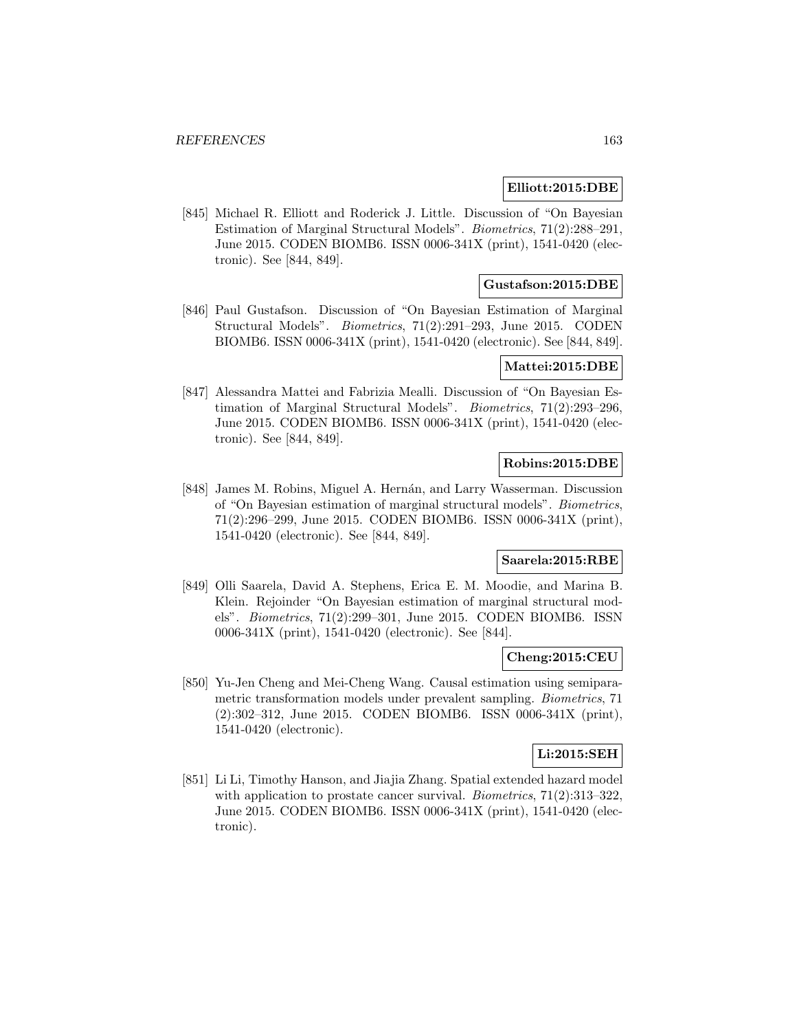**Elliott:2015:DBE**

[845] Michael R. Elliott and Roderick J. Little. Discussion of "On Bayesian Estimation of Marginal Structural Models". *Biometrics*, 71(2):288–291, June 2015. CODEN BIOMB6. ISSN 0006-341X (print), 1541-0420 (electronic). See [844, 849].

**Gustafson:2015:DBE**

[846] Paul Gustafson. Discussion of "On Bayesian Estimation of Marginal Structural Models". *Biometrics*, 71(2):291–293, June 2015. CODEN BIOMB6. ISSN 0006-341X (print), 1541-0420 (electronic). See [844, 849].

**Mattei:2015:DBE**

[847] Alessandra Mattei and Fabrizia Mealli. Discussion of "On Bayesian Estimation of Marginal Structural Models". *Biometrics*, 71(2):293–296, June 2015. CODEN BIOMB6. ISSN 0006-341X (print), 1541-0420 (electronic). See [844, 849].

**Robins:2015:DBE**

[848] James M. Robins, Miguel A. Hernán, and Larry Wasserman. Discussion of "On Bayesian estimation of marginal structural models". *Biometrics*, 71(2):296–299, June 2015. CODEN BIOMB6. ISSN 0006-341X (print), 1541-0420 (electronic). See [844, 849].

**Saarela:2015:RBE**

[849] Olli Saarela, David A. Stephens, Erica E. M. Moodie, and Marina B. Klein. Rejoinder "On Bayesian estimation of marginal structural models". *Biometrics*, 71(2):299–301, June 2015. CODEN BIOMB6. ISSN 0006-341X (print), 1541-0420 (electronic). See [844].

**Cheng:2015:CEU**

[850] Yu-Jen Cheng and Mei-Cheng Wang. Causal estimation using semiparametric transformation models under prevalent sampling. *Biometrics*, 71 (2):302–312, June 2015. CODEN BIOMB6. ISSN 0006-341X (print), 1541-0420 (electronic).

**Li:2015:SEH**

[851] Li Li, Timothy Hanson, and Jiajia Zhang. Spatial extended hazard model with application to prostate cancer survival. *Biometrics*, 71(2):313–322, June 2015. CODEN BIOMB6. ISSN 0006-341X (print), 1541-0420 (electronic).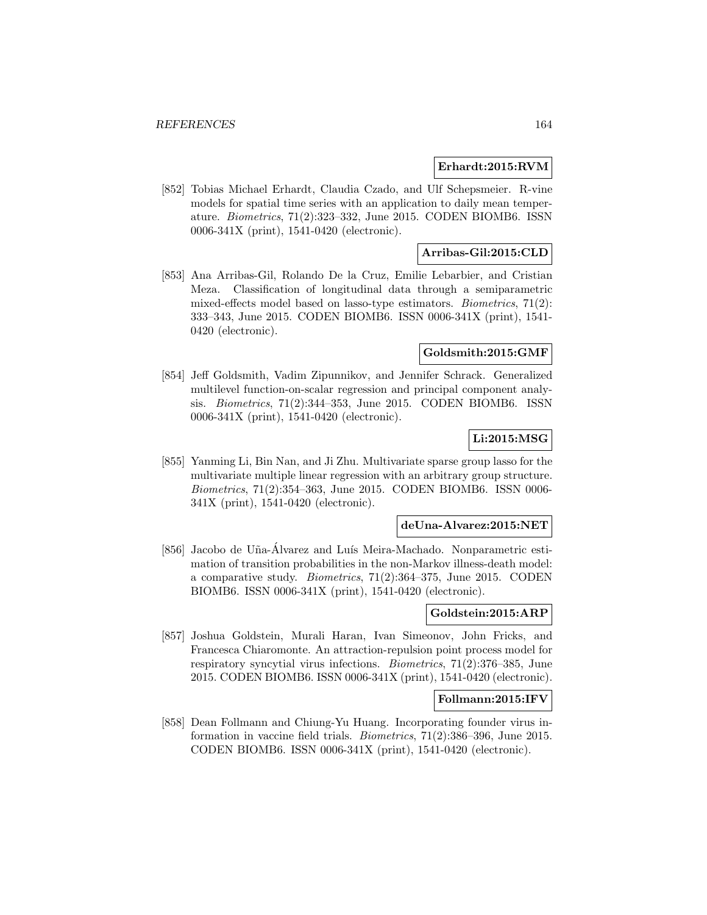**Erhardt:2015:RVM**

[852] Tobias Michael Erhardt, Claudia Czado, and Ulf Schepsmeier. R-vine models for spatial time series with an application to daily mean temperature. *Biometrics*, 71(2):323–332, June 2015. CODEN BIOMB6. ISSN 0006-341X (print), 1541-0420 (electronic).

**Arribas-Gil:2015:CLD**

[853] Ana Arribas-Gil, Rolando De la Cruz, Emilie Lebarbier, and Cristian Meza. Classification of longitudinal data through a semiparametric mixed-effects model based on lasso-type estimators. *Biometrics*, 71(2): 333–343, June 2015. CODEN BIOMB6. ISSN 0006-341X (print), 1541-0420 (electronic).

**Goldsmith:2015:GMF**

[854] Jeff Goldsmith, Vadim Zipunnikov, and Jennifer Schrack. Generalized multilevel function-on-scalar regression and principal component analysis. *Biometrics*, 71(2):344–353, June 2015. CODEN BIOMB6. ISSN 0006-341X (print), 1541-0420 (electronic).

**Li:2015:MSG**

[855] Yanming Li, Bin Nan, and Ji Zhu. Multivariate sparse group lasso for the multivariate multiple linear regression with an arbitrary group structure. *Biometrics*, 71(2):354–363, June 2015. CODEN BIOMB6. ISSN 0006-341X (print), 1541-0420 (electronic).

**deUna-Alvarez:2015:NET**

[856] Jacobo de Uña-Álvarez and Luís Meira-Machado. Nonparametric estimation of transition probabilities in the non-Markov illness-death model: a comparative study. *Biometrics*, 71(2):364–375, June 2015. CODEN BIOMB6. ISSN 0006-341X (print), 1541-0420 (electronic).

**Goldstein:2015:ARP**

[857] Joshua Goldstein, Murali Haran, Ivan Simeonov, John Fricks, and Francesca Chiaromonte. An attraction-repulsion point process model for respiratory syncytial virus infections. *Biometrics*, 71(2):376–385, June 2015. CODEN BIOMB6. ISSN 0006-341X (print), 1541-0420 (electronic).

**Follmann:2015:IFV**

[858] Dean Follmann and Chiung-Yu Huang. Incorporating founder virus information in vaccine field trials. *Biometrics*, 71(2):386–396, June 2015. CODEN BIOMB6. ISSN 0006-341X (print), 1541-0420 (electronic).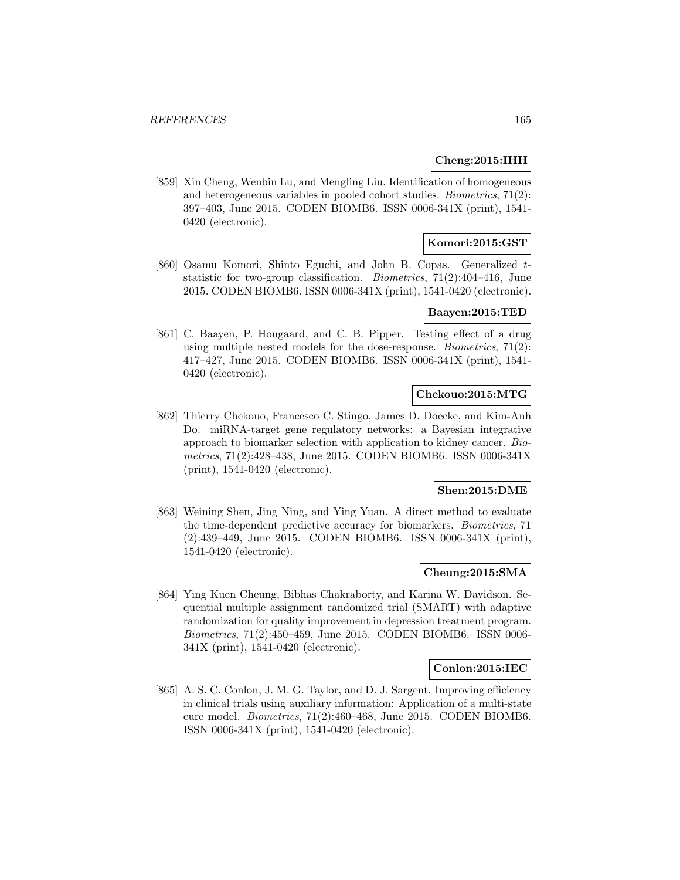**Cheng:2015:IHH**

[859] Xin Cheng, Wenbin Lu, and Mengling Liu. Identification of homogeneous and heterogeneous variables in pooled cohort studies. *Biometrics*, 71(2): 397–403, June 2015. CODEN BIOMB6. ISSN 0006-341X (print), 1541-0420 (electronic).

**Komori:2015:GST**

[860] Osamu Komori, Shinto Eguchi, and John B. Copas. Generalized $t$-statistic for two-group classification. *Biometrics*, 71(2):404–416, June 2015. CODEN BIOMB6. ISSN 0006-341X (print), 1541-0420 (electronic).

**Baayen:2015:TED**

[861] C. Baayen, P. Hougaard, and C. B. Pipper. Testing effect of a drug using multiple nested models for the dose-response. *Biometrics*, 71(2): 417–427, June 2015. CODEN BIOMB6. ISSN 0006-341X (print), 1541-0420 (electronic).

**Chekouo:2015:MTG**

[862] Thierry Chekouo, Francesco C. Stingo, James D. Doecke, and Kim-Anh Do. miRNA-target gene regulatory networks: a Bayesian integrative approach to biomarker selection with application to kidney cancer. *Biometrics*, 71(2):428–438, June 2015. CODEN BIOMB6. ISSN 0006-341X (print), 1541-0420 (electronic).

**Shen:2015:DME**

[863] Weining Shen, Jing Ning, and Ying Yuan. A direct method to evaluate the time-dependent predictive accuracy for biomarkers. *Biometrics*, 71 (2):439–449, June 2015. CODEN BIOMB6. ISSN 0006-341X (print), 1541-0420 (electronic).

**Cheung:2015:SMA**

[864] Ying Kuen Cheung, Bibhas Chakraborty, and Karina W. Davidson. Sequential multiple assignment randomized trial (SMART) with adaptive randomization for quality improvement in depression treatment program. *Biometrics*, 71(2):450–459, June 2015. CODEN BIOMB6. ISSN 0006-341X (print), 1541-0420 (electronic).

**Conlon:2015:IEC**

[865] A. S. C. Conlon, J. M. G. Taylor, and D. J. Sargent. Improving efficiency in clinical trials using auxiliary information: Application of a multi-state cure model. *Biometrics*, 71(2):460–468, June 2015. CODEN BIOMB6. ISSN 0006-341X (print), 1541-0420 (electronic).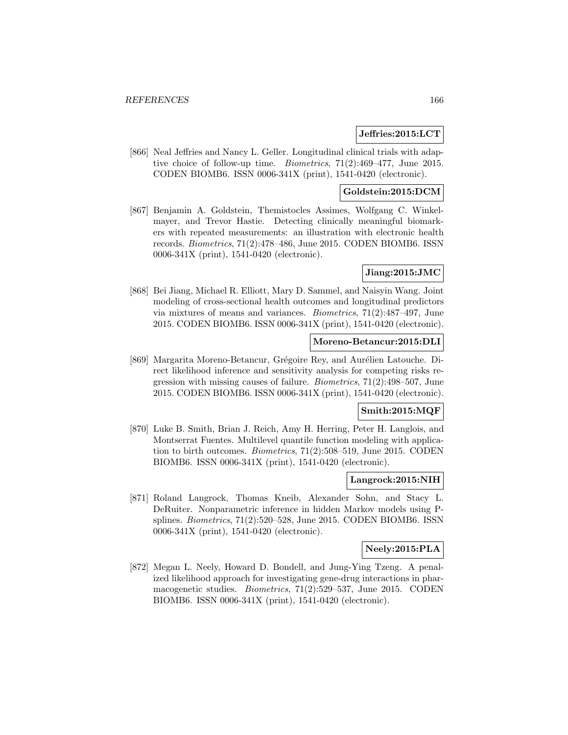**Jeffries:2015:LCT**

[866] Neal Jeffries and Nancy L. Geller. Longitudinal clinical trials with adaptive choice of follow-up time. *Biometrics*, 71(2):469–477, June 2015. CODEN BIOMB6. ISSN 0006-341X (print), 1541-0420 (electronic).

**Goldstein:2015:DCM**

[867] Benjamin A. Goldstein, Themistocles Assimes, Wolfgang C. Winkelmayer, and Trevor Hastie. Detecting clinically meaningful biomarkers with repeated measurements: an illustration with electronic health records. *Biometrics*, 71(2):478–486, June 2015. CODEN BIOMB6. ISSN 0006-341X (print), 1541-0420 (electronic).

**Jiang:2015:JMC**

[868] Bei Jiang, Michael R. Elliott, Mary D. Sammel, and Naisyin Wang. Joint modeling of cross-sectional health outcomes and longitudinal predictors via mixtures of means and variances. *Biometrics*, 71(2):487–497, June 2015. CODEN BIOMB6. ISSN 0006-341X (print), 1541-0420 (electronic).

**Moreno-Betancur:2015:DLI**

[869] Margarita Moreno-Betancur, Grégoire Rey, and Aurélien Latouche. Direct likelihood inference and sensitivity analysis for competing risks regression with missing causes of failure. *Biometrics*, 71(2):498–507, June 2015. CODEN BIOMB6. ISSN 0006-341X (print), 1541-0420 (electronic).

**Smith:2015:MQF**

[870] Luke B. Smith, Brian J. Reich, Amy H. Herring, Peter H. Langlois, and Montserrat Fuentes. Multilevel quantile function modeling with application to birth outcomes. *Biometrics*, 71(2):508–519, June 2015. CODEN BIOMB6. ISSN 0006-341X (print), 1541-0420 (electronic).

**Langrock:2015:NIH**

[871] Roland Langrock, Thomas Kneib, Alexander Sohn, and Stacy L. DeRuiter. Nonparametric inference in hidden Markov models using P-splines. *Biometrics*, 71(2):520–528, June 2015. CODEN BIOMB6. ISSN 0006-341X (print), 1541-0420 (electronic).

**Neely:2015:PLA**

[872] Megan L. Neely, Howard D. Bondell, and Jung-Ying Tzeng. A penalized likelihood approach for investigating gene-drug interactions in pharmacogenetic studies. *Biometrics*, 71(2):529–537, June 2015. CODEN BIOMB6. ISSN 0006-341X (print), 1541-0420 (electronic).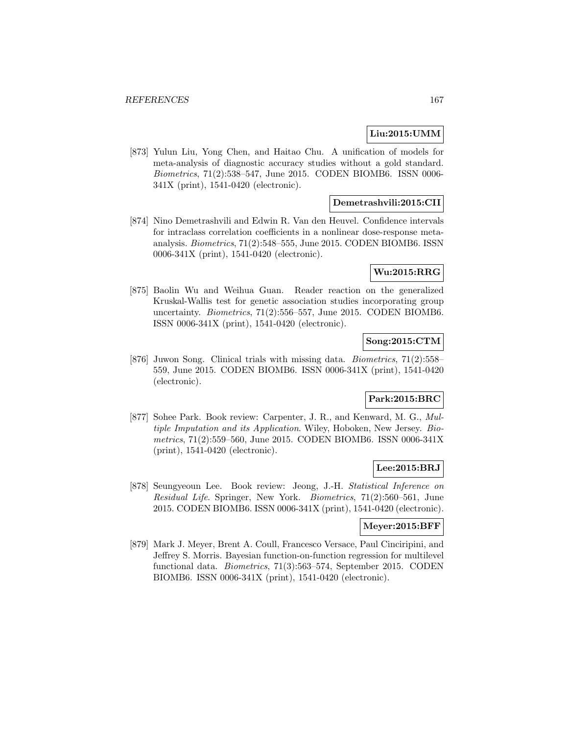**Liu:2015:UMM**

[873] Yulun Liu, Yong Chen, and Haitao Chu. A unification of models for meta-analysis of diagnostic accuracy studies without a gold standard. *Biometrics*, 71(2):538–547, June 2015. CODEN BIOMB6. ISSN 0006-341X (print), 1541-0420 (electronic).

**Demetrashvili:2015:CII**

[874] Nino Demetrashvili and Edwin R. Van den Heuvel. Confidence intervals for intraclass correlation coefficients in a nonlinear dose-response meta-analysis. *Biometrics*, 71(2):548–555, June 2015. CODEN BIOMB6. ISSN 0006-341X (print), 1541-0420 (electronic).

**Wu:2015:RRG**

[875] Baolin Wu and Weihua Guan. Reader reaction on the generalized Kruskal-Wallis test for genetic association studies incorporating group uncertainty. *Biometrics*, 71(2):556–557, June 2015. CODEN BIOMB6. ISSN 0006-341X (print), 1541-0420 (electronic).

**Song:2015:CTM**

[876] Juwon Song. Clinical trials with missing data. *Biometrics*, 71(2):558–559, June 2015. CODEN BIOMB6. ISSN 0006-341X (print), 1541-0420 (electronic).

**Park:2015:BRC**

[877] Sohee Park. Book review: Carpenter, J. R., and Kenward, M. G., *Multiple Imputation and its Application*. Wiley, Hoboken, New Jersey. *Biometrics*, 71(2):559–560, June 2015. CODEN BIOMB6. ISSN 0006-341X (print), 1541-0420 (electronic).

**Lee:2015:BRJ**

[878] Seungyeoun Lee. Book review: Jeong, J.-H. *Statistical Inference on Residual Life*. Springer, New York. *Biometrics*, 71(2):560–561, June 2015. CODEN BIOMB6. ISSN 0006-341X (print), 1541-0420 (electronic).

**Meyer:2015:BFF**

[879] Mark J. Meyer, Brent A. Coull, Francesco Versace, Paul Cinciripini, and Jeffrey S. Morris. Bayesian function-on-function regression for multilevel functional data. *Biometrics*, 71(3):563–574, September 2015. CODEN BIOMB6. ISSN 0006-341X (print), 1541-0420 (electronic).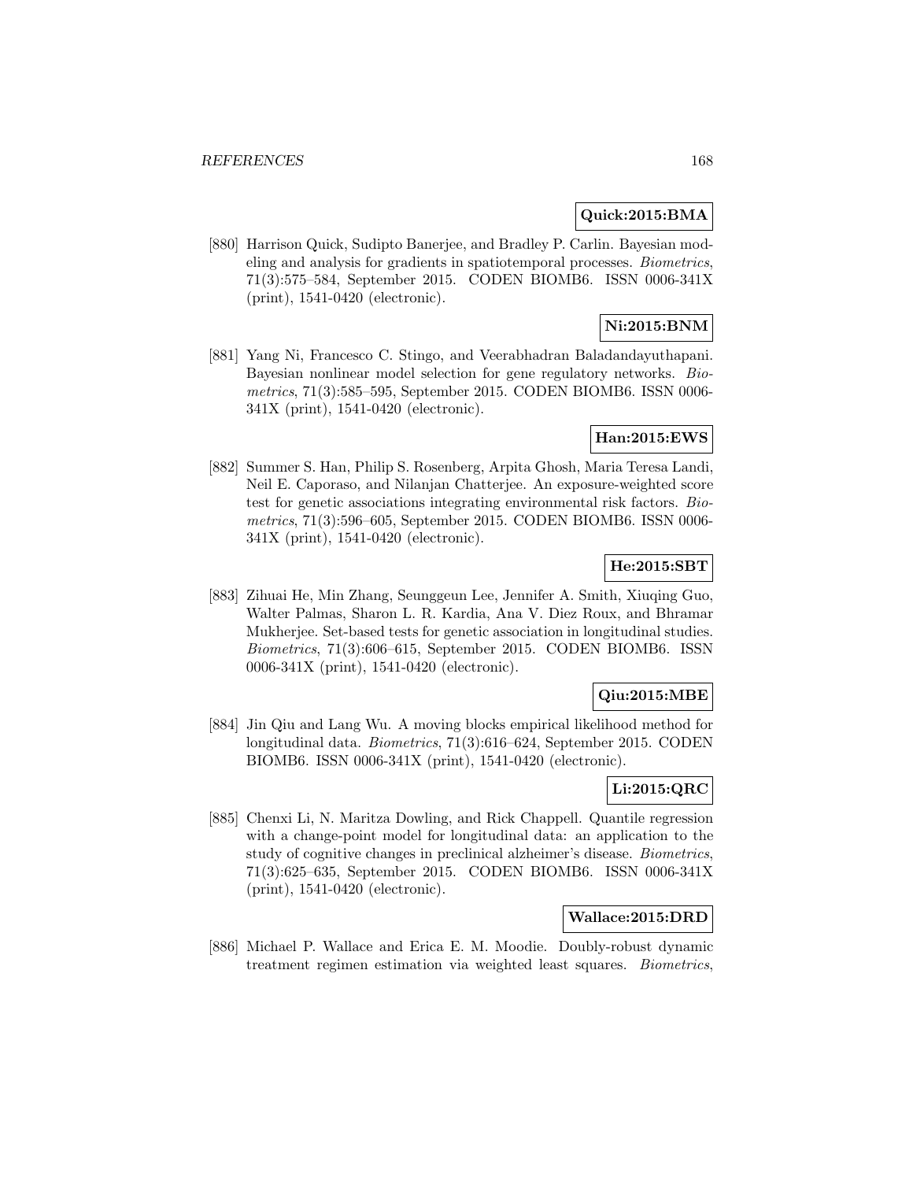**Quick:2015:BMA**

[880] Harrison Quick, Sudipto Banerjee, and Bradley P. Carlin. Bayesian modeling and analysis for gradients in spatiotemporal processes. *Biometrics*, 71(3):575–584, September 2015. CODEN BIOMB6. ISSN 0006-341X (print), 1541-0420 (electronic).

**Ni:2015:BNM**

[881] Yang Ni, Francesco C. Stingo, and Veerabhadran Baladandayuthapani. Bayesian nonlinear model selection for gene regulatory networks. *Biometrics*, 71(3):585–595, September 2015. CODEN BIOMB6. ISSN 0006-341X (print), 1541-0420 (electronic).

**Han:2015:EWS**

[882] Summer S. Han, Philip S. Rosenberg, Arpita Ghosh, Maria Teresa Landi, Neil E. Caporaso, and Nilanjan Chatterjee. An exposure-weighted score test for genetic associations integrating environmental risk factors. *Biometrics*, 71(3):596–605, September 2015. CODEN BIOMB6. ISSN 0006-341X (print), 1541-0420 (electronic).

**He:2015:SBT**

[883] Zihuai He, Min Zhang, Seunggeun Lee, Jennifer A. Smith, Xiuqing Guo, Walter Palmas, Sharon L. R. Kardia, Ana V. Diez Roux, and Bhramar Mukherjee. Set-based tests for genetic association in longitudinal studies. *Biometrics*, 71(3):606–615, September 2015. CODEN BIOMB6. ISSN 0006-341X (print), 1541-0420 (electronic).

**Qiu:2015:MBE**

[884] Jin Qiu and Lang Wu. A moving blocks empirical likelihood method for longitudinal data. *Biometrics*, 71(3):616–624, September 2015. CODEN BIOMB6. ISSN 0006-341X (print), 1541-0420 (electronic).

**Li:2015:QRC**

[885] Chenxi Li, N. Maritza Dowling, and Rick Chappell. Quantile regression with a change-point model for longitudinal data: an application to the study of cognitive changes in preclinical alzheimer's disease. *Biometrics*, 71(3):625–635, September 2015. CODEN BIOMB6. ISSN 0006-341X (print), 1541-0420 (electronic).

**Wallace:2015:DRD**

[886] Michael P. Wallace and Erica E. M. Moodie. Doubly-robust dynamic treatment regimen estimation via weighted least squares. *Biometrics*,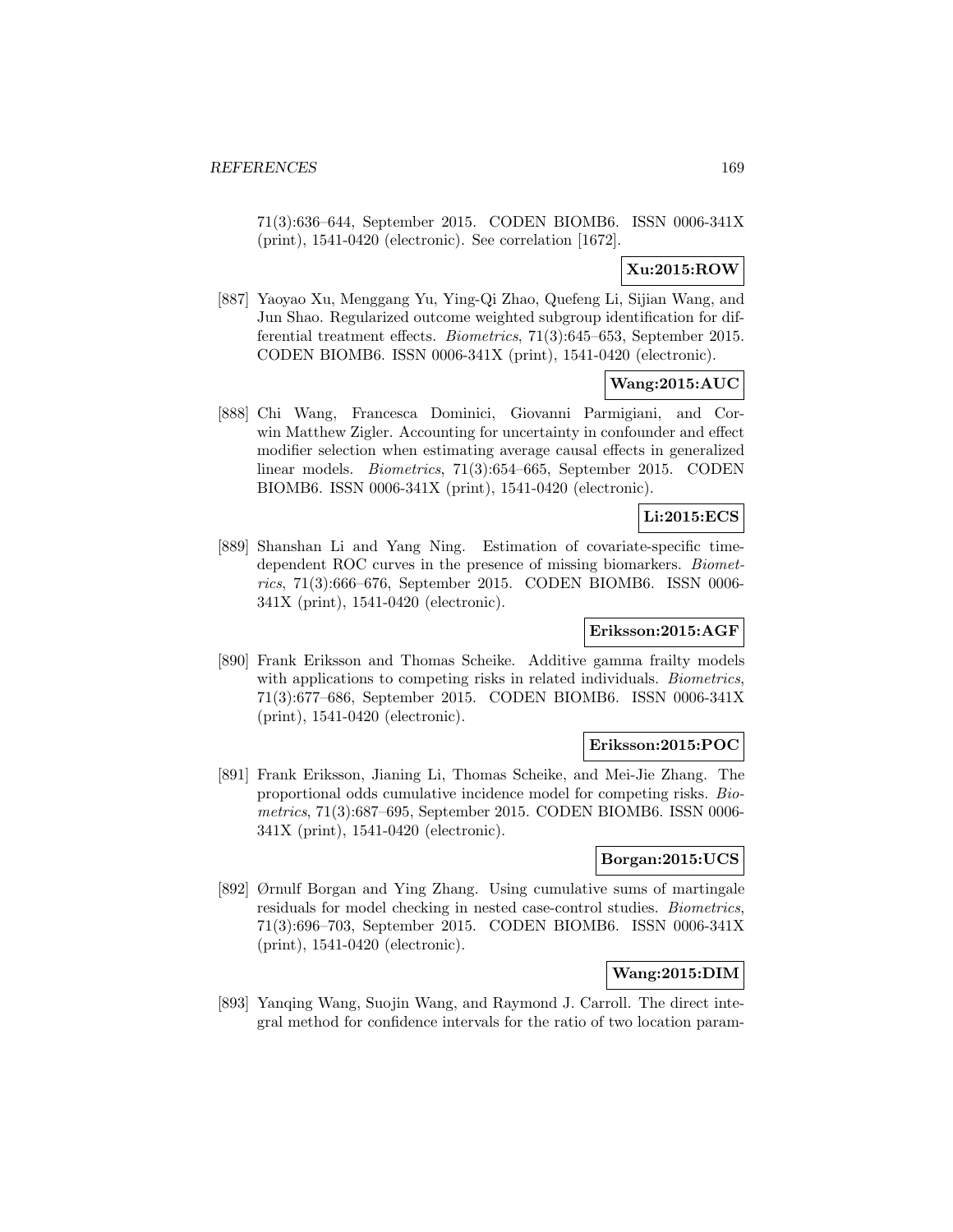71(3):636–644, September 2015. CODEN BIOMB6. ISSN 0006-341X (print), 1541-0420 (electronic). See correlation [1672].

**Xu:2015:ROW**

[887] Yaoyao Xu, Menggang Yu, Ying-Qi Zhao, Quefeng Li, Sijian Wang, and Jun Shao. Regularized outcome weighted subgroup identification for differential treatment effects. *Biometrics*, 71(3):645–653, September 2015. CODEN BIOMB6. ISSN 0006-341X (print), 1541-0420 (electronic).

**Wang:2015:AUC**

[888] Chi Wang, Francesca Dominici, Giovanni Parmigiani, and Corwin Matthew Zigler. Accounting for uncertainty in confounder and effect modifier selection when estimating average causal effects in generalized linear models. *Biometrics*, 71(3):654–665, September 2015. CODEN BIOMB6. ISSN 0006-341X (print), 1541-0420 (electronic).

**Li:2015:ECS**

[889] Shanshan Li and Yang Ning. Estimation of covariate-specific time-dependent ROC curves in the presence of missing biomarkers. *Biometrics*, 71(3):666–676, September 2015. CODEN BIOMB6. ISSN 0006-341X (print), 1541-0420 (electronic).

**Eriksson:2015:AGF**

[890] Frank Eriksson and Thomas Scheike. Additive gamma frailty models with applications to competing risks in related individuals. *Biometrics*, 71(3):677–686, September 2015. CODEN BIOMB6. ISSN 0006-341X (print), 1541-0420 (electronic).

**Eriksson:2015:POC**

[891] Frank Eriksson, Jianing Li, Thomas Scheike, and Mei-Jie Zhang. The proportional odds cumulative incidence model for competing risks. *Biometrics*, 71(3):687–695, September 2015. CODEN BIOMB6. ISSN 0006-341X (print), 1541-0420 (electronic).

**Borgan:2015:UCS**

[892] Ørnulf Borgan and Ying Zhang. Using cumulative sums of martingale residuals for model checking in nested case-control studies. *Biometrics*, 71(3):696–703, September 2015. CODEN BIOMB6. ISSN 0006-341X (print), 1541-0420 (electronic).

**Wang:2015:DIM**

[893] Yanqing Wang, Suojin Wang, and Raymond J. Carroll. The direct integral method for confidence intervals for the ratio of two location param-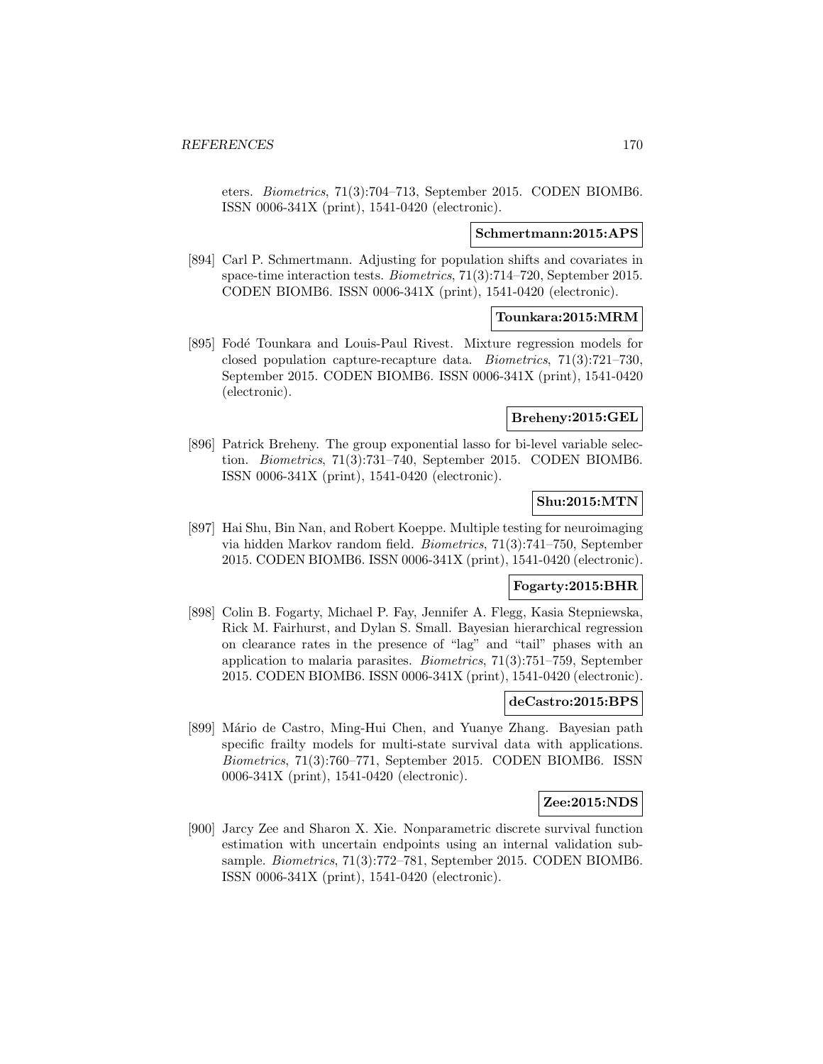eters. *Biometrics*, 71(3):704–713, September 2015. CODEN BIOMB6. ISSN 0006-341X (print), 1541-0420 (electronic).

**Schmertmann:2015:APS**

[894] Carl P. Schmertmann. Adjusting for population shifts and covariates in space-time interaction tests. *Biometrics*, 71(3):714–720, September 2015. CODEN BIOMB6. ISSN 0006-341X (print), 1541-0420 (electronic).

**Tounkara:2015:MRM**

[895] Fodé Tounkara and Louis-Paul Rivest. Mixture regression models for closed population capture-recapture data. *Biometrics*, 71(3):721–730, September 2015. CODEN BIOMB6. ISSN 0006-341X (print), 1541-0420 (electronic).

**Breheny:2015:GEL**

[896] Patrick Breheny. The group exponential lasso for bi-level variable selection. *Biometrics*, 71(3):731–740, September 2015. CODEN BIOMB6. ISSN 0006-341X (print), 1541-0420 (electronic).

**Shu:2015:MTN**

[897] Hai Shu, Bin Nan, and Robert Koeppe. Multiple testing for neuroimaging via hidden Markov random field. *Biometrics*, 71(3):741–750, September 2015. CODEN BIOMB6. ISSN 0006-341X (print), 1541-0420 (electronic).

**Fogarty:2015:BHR**

[898] Colin B. Fogarty, Michael P. Fay, Jennifer A. Flegg, Kasia Stepniewska, Rick M. Fairhurst, and Dylan S. Small. Bayesian hierarchical regression on clearance rates in the presence of "lag" and "tail" phases with an application to malaria parasites. *Biometrics*, 71(3):751–759, September 2015. CODEN BIOMB6. ISSN 0006-341X (print), 1541-0420 (electronic).

**deCastro:2015:BPS**

[899] Mário de Castro, Ming-Hui Chen, and Yuanye Zhang. Bayesian path specific frailty models for multi-state survival data with applications. *Biometrics*, 71(3):760–771, September 2015. CODEN BIOMB6. ISSN 0006-341X (print), 1541-0420 (electronic).

**Zee:2015:NDS**

[900] Jarcy Zee and Sharon X. Xie. Nonparametric discrete survival function estimation with uncertain endpoints using an internal validation subsample. *Biometrics*, 71(3):772–781, September 2015. CODEN BIOMB6. ISSN 0006-341X (print), 1541-0420 (electronic).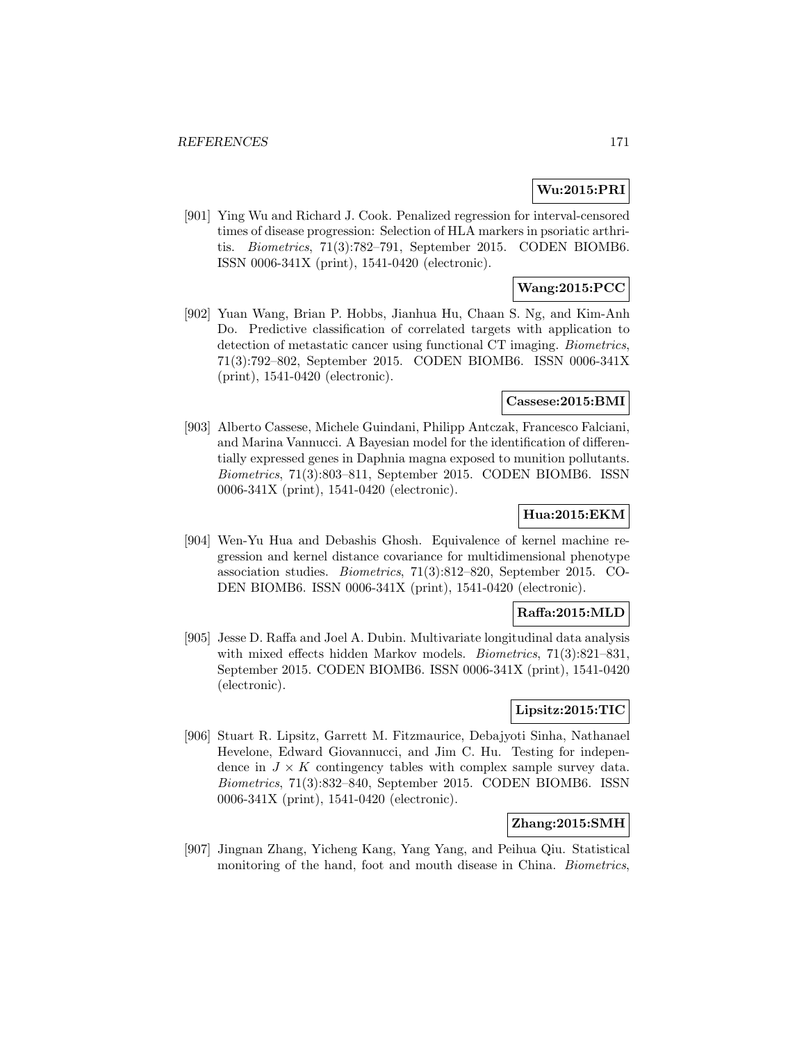**Wu:2015:PRI**

[901] Ying Wu and Richard J. Cook. Penalized regression for interval-censored times of disease progression: Selection of HLA markers in psoriatic arthritis. *Biometrics*, 71(3):782–791, September 2015. CODEN BIOMB6. ISSN 0006-341X (print), 1541-0420 (electronic).

**Wang:2015:PCC**

[902] Yuan Wang, Brian P. Hobbs, Jianhua Hu, Chaan S. Ng, and Kim-Anh Do. Predictive classification of correlated targets with application to detection of metastatic cancer using functional CT imaging. *Biometrics*, 71(3):792–802, September 2015. CODEN BIOMB6. ISSN 0006-341X (print), 1541-0420 (electronic).

**Cassese:2015:BMI**

[903] Alberto Cassese, Michele Guindani, Philipp Antczak, Francesco Falciani, and Marina Vannucci. A Bayesian model for the identification of differentially expressed genes in Daphnia magna exposed to munition pollutants. *Biometrics*, 71(3):803–811, September 2015. CODEN BIOMB6. ISSN 0006-341X (print), 1541-0420 (electronic).

**Hua:2015:EKM**

[904] Wen-Yu Hua and Debashis Ghosh. Equivalence of kernel machine regression and kernel distance covariance for multidimensional phenotype association studies. *Biometrics*, 71(3):812–820, September 2015. CODEN BIOMB6. ISSN 0006-341X (print), 1541-0420 (electronic).

**Raffa:2015:MLD**

[905] Jesse D. Raffa and Joel A. Dubin. Multivariate longitudinal data analysis with mixed effects hidden Markov models. *Biometrics*, 71(3):821–831, September 2015. CODEN BIOMB6. ISSN 0006-341X (print), 1541-0420 (electronic).

**Lipsitz:2015:TIC**

[906] Stuart R. Lipsitz, Garrett M. Fitzmaurice, Debajyoti Sinha, Nathanael Hevelone, Edward Giovannucci, and Jim C. Hu. Testing for independence in $J \times K$ contingency tables with complex sample survey data. *Biometrics*, 71(3):832–840, September 2015. CODEN BIOMB6. ISSN 0006-341X (print), 1541-0420 (electronic).

**Zhang:2015:SMH**

[907] Jingnan Zhang, Yicheng Kang, Yang Yang, and Peihua Qiu. Statistical monitoring of the hand, foot and mouth disease in China. *Biometrics*,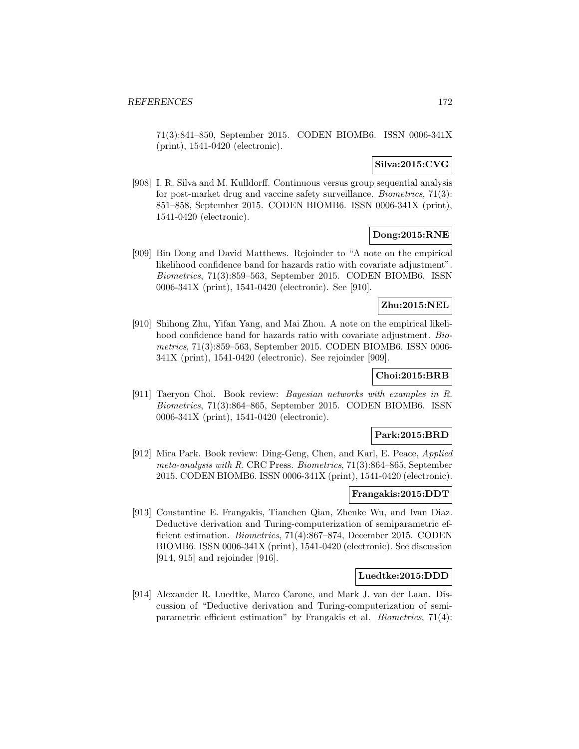71(3):841–850, September 2015. CODEN BIOMB6. ISSN 0006-341X (print), 1541-0420 (electronic).

**Silva:2015:CVG**

[908] I. R. Silva and M. Kulldorff. Continuous versus group sequential analysis for post-market drug and vaccine safety surveillance. *Biometrics*, 71(3): 851–858, September 2015. CODEN BIOMB6. ISSN 0006-341X (print), 1541-0420 (electronic).

**Dong:2015:RNE**

[909] Bin Dong and David Matthews. Rejoinder to "A note on the empirical likelihood confidence band for hazards ratio with covariate adjustment". *Biometrics*, 71(3):859–563, September 2015. CODEN BIOMB6. ISSN 0006-341X (print), 1541-0420 (electronic). See [910].

**Zhu:2015:NEL**

[910] Shihong Zhu, Yifan Yang, and Mai Zhou. A note on the empirical likelihood confidence band for hazards ratio with covariate adjustment. *Biometrics*, 71(3):859–563, September 2015. CODEN BIOMB6. ISSN 0006-341X (print), 1541-0420 (electronic). See rejoinder [909].

**Choi:2015:BRB**

[911] Taeryon Choi. Book review: *Bayesian networks with examples in R*. *Biometrics*, 71(3):864–865, September 2015. CODEN BIOMB6. ISSN 0006-341X (print), 1541-0420 (electronic).

**Park:2015:BRD**

[912] Mira Park. Book review: Ding-Geng, Chen, and Karl, E. Peace, *Applied meta-analysis with R*. CRC Press. *Biometrics*, 71(3):864–865, September 2015. CODEN BIOMB6. ISSN 0006-341X (print), 1541-0420 (electronic).

**Frangakis:2015:DDT**

[913] Constantine E. Frangakis, Tianchen Qian, Zhenke Wu, and Ivan Diaz. Deductive derivation and Turing-computerization of semiparametric efficient estimation. *Biometrics*, 71(4):867–874, December 2015. CODEN BIOMB6. ISSN 0006-341X (print), 1541-0420 (electronic). See discussion [914, 915] and rejoinder [916].

**Luedtke:2015:DDD**

[914] Alexander R. Luedtke, Marco Carone, and Mark J. van der Laan. Discussion of "Deductive derivation and Turing-computerization of semiparametric efficient estimation" by Frangakis et al. *Biometrics*, 71(4):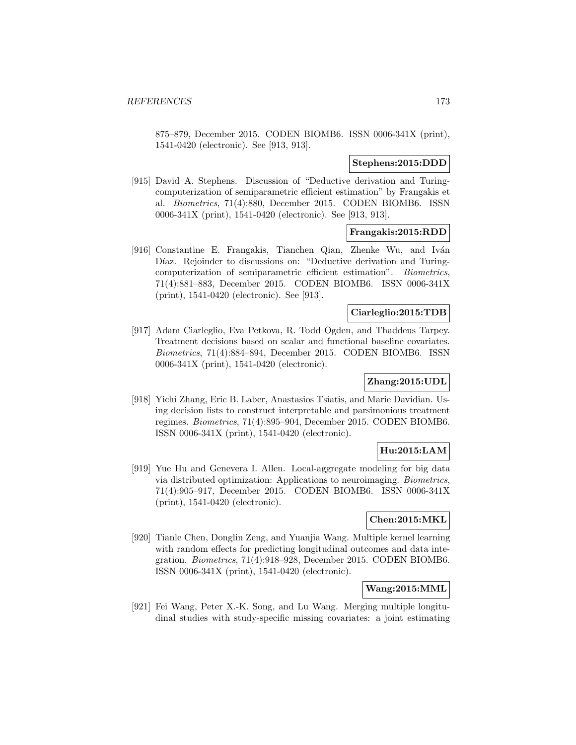875–879, December 2015. CODEN BIOMB6. ISSN 0006-341X (print), 1541-0420 (electronic). See [913, 913].

**Stephens:2015:DDD**

[915] David A. Stephens. Discussion of “Deductive derivation and Turing-computerization of semiparametric efficient estimation” by Frangakis et al. *Biometrics*, 71(4):880, December 2015. CODEN BIOMB6. ISSN 0006-341X (print), 1541-0420 (electronic). See [913, 913].

**Frangakis:2015:RDD**

[916] Constantine E. Frangakis, Tianchen Qian, Zhenke Wu, and Iván Díaz. Rejoinder to discussions on: “Deductive derivation and Turing-computerization of semiparametric efficient estimation”. *Biometrics*, 71(4):881–883, December 2015. CODEN BIOMB6. ISSN 0006-341X (print), 1541-0420 (electronic). See [913].

**Ciarleglio:2015:TDB**

[917] Adam Ciarleglio, Eva Petkova, R. Todd Ogden, and Thaddeus Tarpey. Treatment decisions based on scalar and functional baseline covariates. *Biometrics*, 71(4):884–894, December 2015. CODEN BIOMB6. ISSN 0006-341X (print), 1541-0420 (electronic).

**Zhang:2015:UDL**

[918] Yichi Zhang, Eric B. Laber, Anastasios Tsiatis, and Marie Davidian. Using decision lists to construct interpretable and parsimonious treatment regimes. *Biometrics*, 71(4):895–904, December 2015. CODEN BIOMB6. ISSN 0006-341X (print), 1541-0420 (electronic).

**Hu:2015:LAM**

[919] Yue Hu and Genevera I. Allen. Local-aggregate modeling for big data via distributed optimization: Applications to neuroimaging. *Biometrics*, 71(4):905–917, December 2015. CODEN BIOMB6. ISSN 0006-341X (print), 1541-0420 (electronic).

**Chen:2015:MKL**

[920] Tianle Chen, Donglin Zeng, and Yuanjia Wang. Multiple kernel learning with random effects for predicting longitudinal outcomes and data integration. *Biometrics*, 71(4):918–928, December 2015. CODEN BIOMB6. ISSN 0006-341X (print), 1541-0420 (electronic).

**Wang:2015:MML**

[921] Fei Wang, Peter X.-K. Song, and Lu Wang. Merging multiple longitudinal studies with study-specific missing covariates: a joint estimating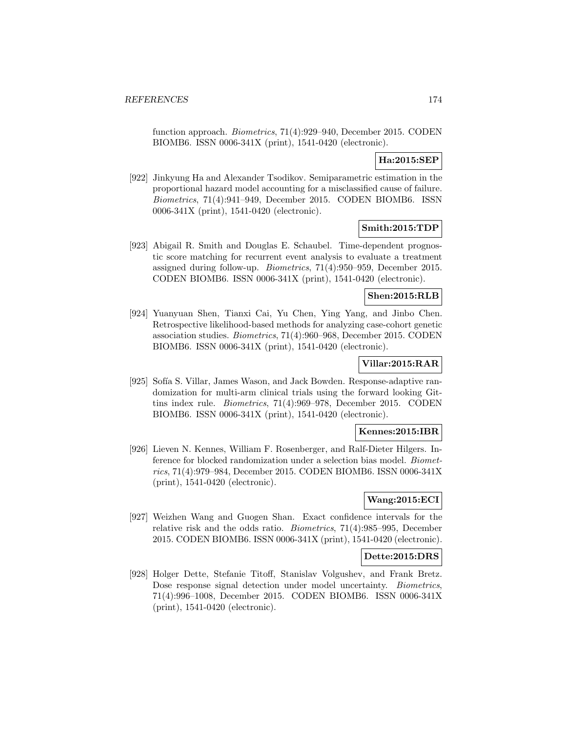function approach. *Biometrics*, 71(4):929–940, December 2015. CODEN BIOMB6. ISSN 0006-341X (print), 1541-0420 (electronic).

**Ha:2015:SEP**

[922] Jinkyung Ha and Alexander Tsodikov. Semiparametric estimation in the proportional hazard model accounting for a misclassified cause of failure. *Biometrics*, 71(4):941–949, December 2015. CODEN BIOMB6. ISSN 0006-341X (print), 1541-0420 (electronic).

**Smith:2015:TDP**

[923] Abigail R. Smith and Douglas E. Schaubel. Time-dependent prognostic score matching for recurrent event analysis to evaluate a treatment assigned during follow-up. *Biometrics*, 71(4):950–959, December 2015. CODEN BIOMB6. ISSN 0006-341X (print), 1541-0420 (electronic).

**Shen:2015:RLB**

[924] Yuanyuan Shen, Tianxi Cai, Yu Chen, Ying Yang, and Jinbo Chen. Retrospective likelihood-based methods for analyzing case-cohort genetic association studies. *Biometrics*, 71(4):960–968, December 2015. CODEN BIOMB6. ISSN 0006-341X (print), 1541-0420 (electronic).

**Villar:2015:RAR**

[925] Sofía S. Villar, James Wason, and Jack Bowden. Response-adaptive randomization for multi-arm clinical trials using the forward looking Gittins index rule. *Biometrics*, 71(4):969–978, December 2015. CODEN BIOMB6. ISSN 0006-341X (print), 1541-0420 (electronic).

**Kennes:2015:IBR**

[926] Lieven N. Kennes, William F. Rosenberger, and Ralf-Dieter Hilgers. Inference for blocked randomization under a selection bias model. *Biometrics*, 71(4):979–984, December 2015. CODEN BIOMB6. ISSN 0006-341X (print), 1541-0420 (electronic).

**Wang:2015:ECI**

[927] Weizhen Wang and Guogen Shan. Exact confidence intervals for the relative risk and the odds ratio. *Biometrics*, 71(4):985–995, December 2015. CODEN BIOMB6. ISSN 0006-341X (print), 1541-0420 (electronic).

**Dette:2015:DRS**

[928] Holger Dette, Stefanie Titoff, Stanislav Volgushev, and Frank Bretz. Dose response signal detection under model uncertainty. *Biometrics*, 71(4):996–1008, December 2015. CODEN BIOMB6. ISSN 0006-341X (print), 1541-0420 (electronic).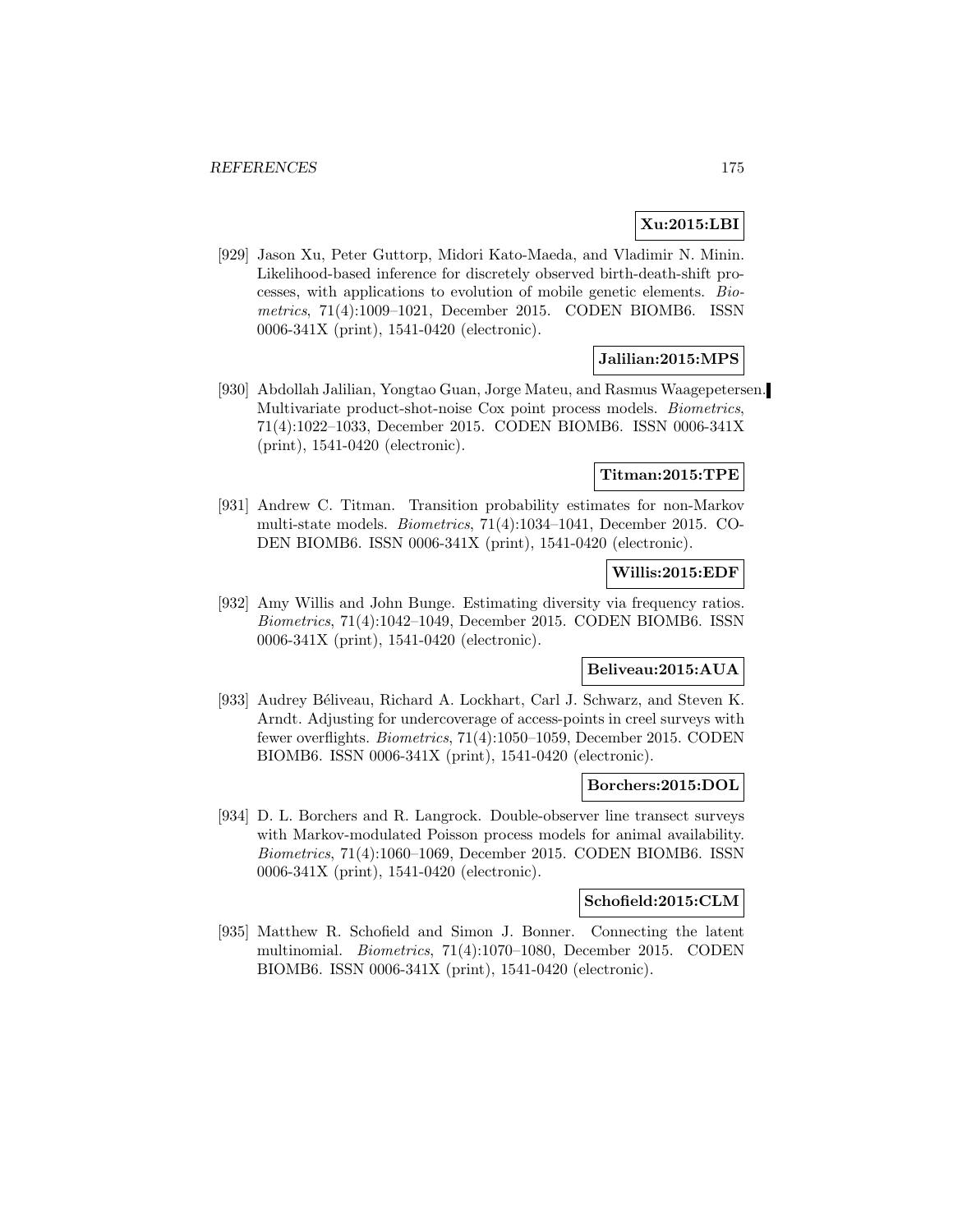**Xu:2015:LBI**

[929] Jason Xu, Peter Guttorp, Midori Kato-Maeda, and Vladimir N. Minin. Likelihood-based inference for discretely observed birth-death-shift processes, with applications to evolution of mobile genetic elements. *Biometrics*, 71(4):1009–1021, December 2015. CODEN BIOMB6. ISSN 0006-341X (print), 1541-0420 (electronic).

**Jalilian:2015:MPS**

[930] Abdollah Jalilian, Yongtao Guan, Jorge Mateu, and Rasmus Waagepetersen. Multivariate product-shot-noise Cox point process models. *Biometrics*, 71(4):1022–1033, December 2015. CODEN BIOMB6. ISSN 0006-341X (print), 1541-0420 (electronic).

**Titman:2015:TPE**

[931] Andrew C. Titman. Transition probability estimates for non-Markov multi-state models. *Biometrics*, 71(4):1034–1041, December 2015. CODEN BIOMB6. ISSN 0006-341X (print), 1541-0420 (electronic).

**Willis:2015:EDF**

[932] Amy Willis and John Bunge. Estimating diversity via frequency ratios. *Biometrics*, 71(4):1042–1049, December 2015. CODEN BIOMB6. ISSN 0006-341X (print), 1541-0420 (electronic).

**Beliveau:2015:AUA**

[933] Audrey Béliveau, Richard A. Lockhart, Carl J. Schwarz, and Steven K. Arndt. Adjusting for undercoverage of access-points in creel surveys with fewer overflights. *Biometrics*, 71(4):1050–1059, December 2015. CODEN BIOMB6. ISSN 0006-341X (print), 1541-0420 (electronic).

**Borchers:2015:DOL**

[934] D. L. Borchers and R. Langrock. Double-observer line transect surveys with Markov-modulated Poisson process models for animal availability. *Biometrics*, 71(4):1060–1069, December 2015. CODEN BIOMB6. ISSN 0006-341X (print), 1541-0420 (electronic).

**Schofield:2015:CLM**

[935] Matthew R. Schofield and Simon J. Bonner. Connecting the latent multinomial. *Biometrics*, 71(4):1070–1080, December 2015. CODEN BIOMB6. ISSN 0006-341X (print), 1541-0420 (electronic).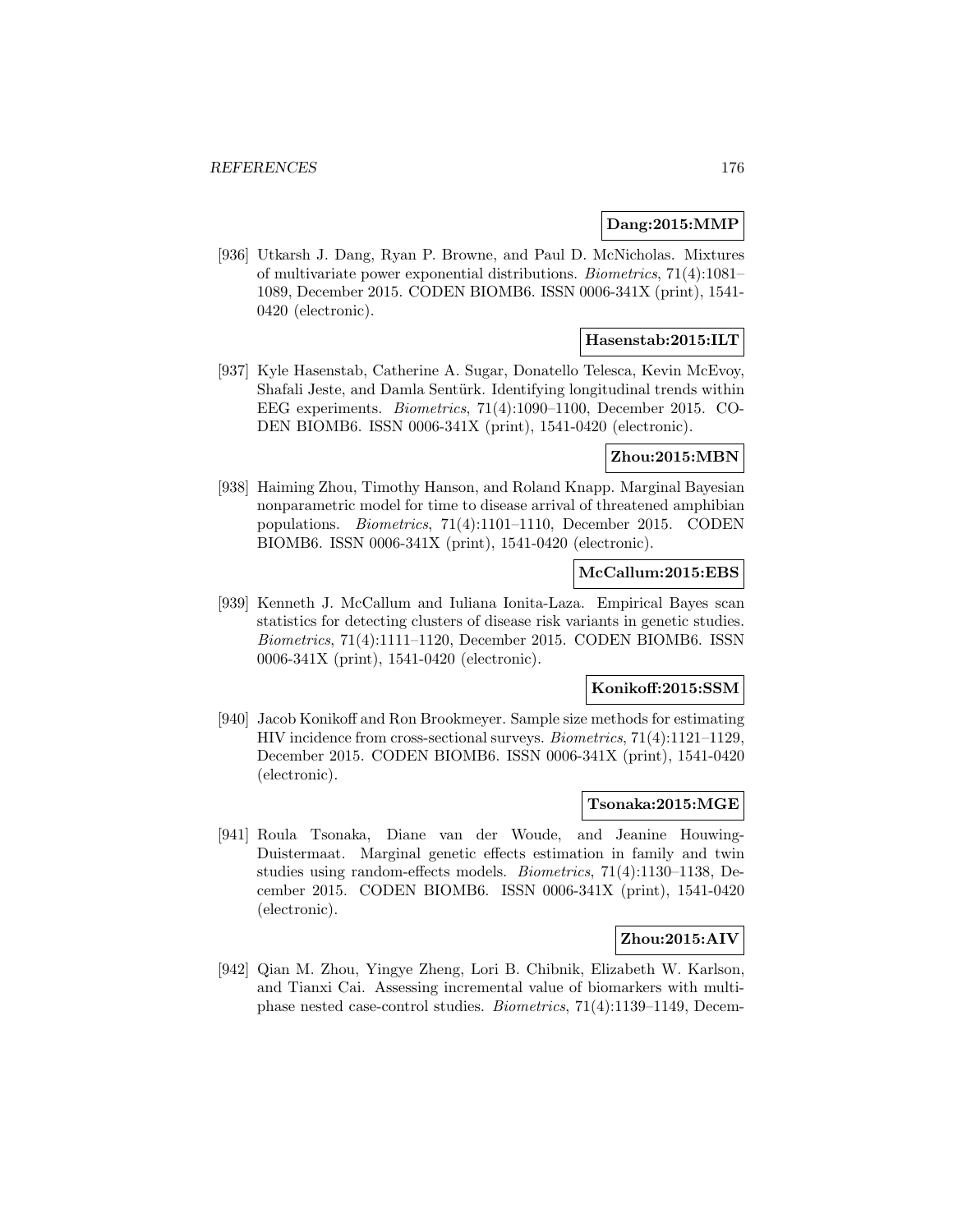**Dang:2015:MMP**

[936] Utkarsh J. Dang, Ryan P. Browne, and Paul D. McNicholas. Mixtures of multivariate power exponential distributions. *Biometrics*, 71(4):1081–1089, December 2015. CODEN BIOMB6. ISSN 0006-341X (print), 1541-0420 (electronic).

**Hasenstab:2015:ILT**

[937] Kyle Hasenstab, Catherine A. Sugar, Donatello Telesca, Kevin McEvoy, Shafali Jeste, and Damla Sentürk. Identifying longitudinal trends within EEG experiments. *Biometrics*, 71(4):1090–1100, December 2015. CODEN BIOMB6. ISSN 0006-341X (print), 1541-0420 (electronic).

**Zhou:2015:MBN**

[938] Haiming Zhou, Timothy Hanson, and Roland Knapp. Marginal Bayesian nonparametric model for time to disease arrival of threatened amphibian populations. *Biometrics*, 71(4):1101–1110, December 2015. CODEN BIOMB6. ISSN 0006-341X (print), 1541-0420 (electronic).

**McCallum:2015:EBS**

[939] Kenneth J. McCallum and Iuliana Ionita-Laza. Empirical Bayes scan statistics for detecting clusters of disease risk variants in genetic studies. *Biometrics*, 71(4):1111–1120, December 2015. CODEN BIOMB6. ISSN 0006-341X (print), 1541-0420 (electronic).

**Konikoff:2015:SSM**

[940] Jacob Konikoff and Ron Brookmeyer. Sample size methods for estimating HIV incidence from cross-sectional surveys. *Biometrics*, 71(4):1121–1129, December 2015. CODEN BIOMB6. ISSN 0006-341X (print), 1541-0420 (electronic).

**Tsonaka:2015:MGE**

[941] Roula Tsonaka, Diane van der Woude, and Jeanine Houwing-Duistermaat. Marginal genetic effects estimation in family and twin studies using random-effects models. *Biometrics*, 71(4):1130–1138, December 2015. CODEN BIOMB6. ISSN 0006-341X (print), 1541-0420 (electronic).

**Zhou:2015:AIV**

[942] Qian M. Zhou, Yingye Zheng, Lori B. Chibnik, Elizabeth W. Karlson, and Tianxi Cai. Assessing incremental value of biomarkers with multi-phase nested case-control studies. *Biometrics*, 71(4):1139–1149, Decem-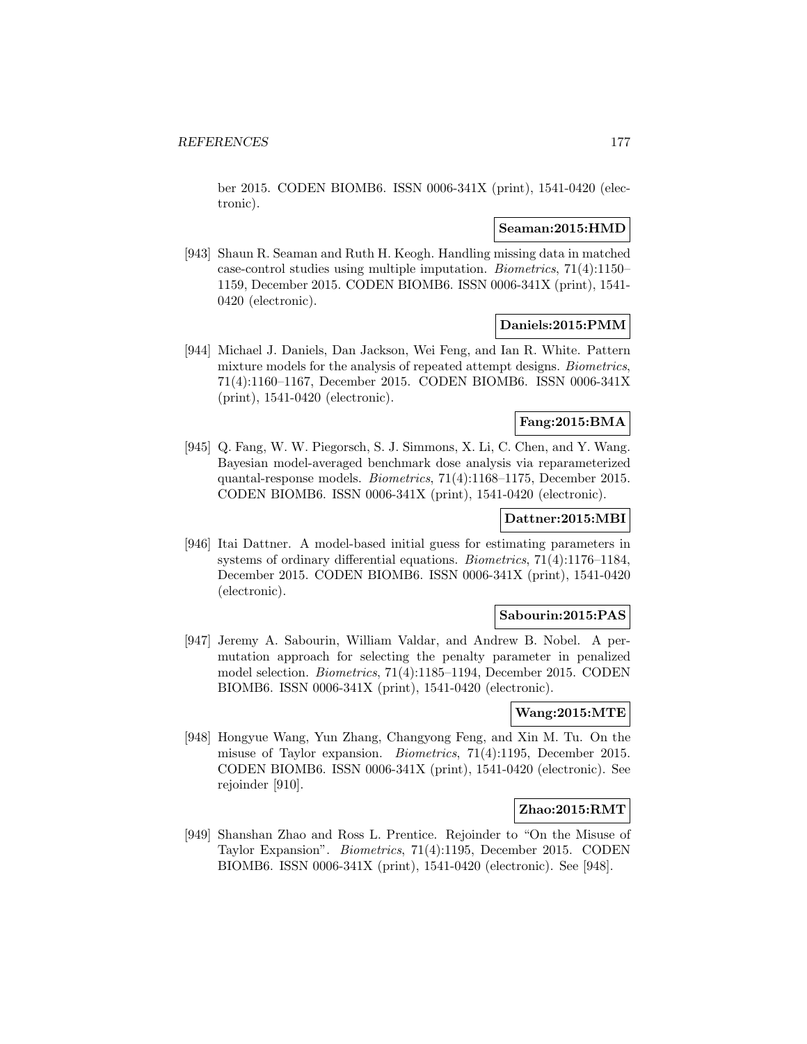ber 2015. CODEN BIOMB6. ISSN 0006-341X (print), 1541-0420 (electronic).

**Seaman:2015:HMD**

[943] Shaun R. Seaman and Ruth H. Keogh. Handling missing data in matched case-control studies using multiple imputation. *Biometrics*, 71(4):1150–1159, December 2015. CODEN BIOMB6. ISSN 0006-341X (print), 1541-0420 (electronic).

**Daniels:2015:PMM**

[944] Michael J. Daniels, Dan Jackson, Wei Feng, and Ian R. White. Pattern mixture models for the analysis of repeated attempt designs. *Biometrics*, 71(4):1160–1167, December 2015. CODEN BIOMB6. ISSN 0006-341X (print), 1541-0420 (electronic).

**Fang:2015:BMA**

[945] Q. Fang, W. W. Piegorsch, S. J. Simmons, X. Li, C. Chen, and Y. Wang. Bayesian model-averaged benchmark dose analysis via reparameterized quantal-response models. *Biometrics*, 71(4):1168–1175, December 2015. CODEN BIOMB6. ISSN 0006-341X (print), 1541-0420 (electronic).

**Dattner:2015:MBI**

[946] Itai Dattner. A model-based initial guess for estimating parameters in systems of ordinary differential equations. *Biometrics*, 71(4):1176–1184, December 2015. CODEN BIOMB6. ISSN 0006-341X (print), 1541-0420 (electronic).

**Sabourin:2015:PAS**

[947] Jeremy A. Sabourin, William Valdar, and Andrew B. Nobel. A permutation approach for selecting the penalty parameter in penalized model selection. *Biometrics*, 71(4):1185–1194, December 2015. CODEN BIOMB6. ISSN 0006-341X (print), 1541-0420 (electronic).

**Wang:2015:MTE**

[948] Hongyue Wang, Yun Zhang, Changyong Feng, and Xin M. Tu. On the misuse of Taylor expansion. *Biometrics*, 71(4):1195, December 2015. CODEN BIOMB6. ISSN 0006-341X (print), 1541-0420 (electronic). See rejoinder [910].

**Zhao:2015:RMT**

[949] Shanshan Zhao and Ross L. Prentice. Rejoinder to "On the Misuse of Taylor Expansion". *Biometrics*, 71(4):1195, December 2015. CODEN BIOMB6. ISSN 0006-341X (print), 1541-0420 (electronic). See [948].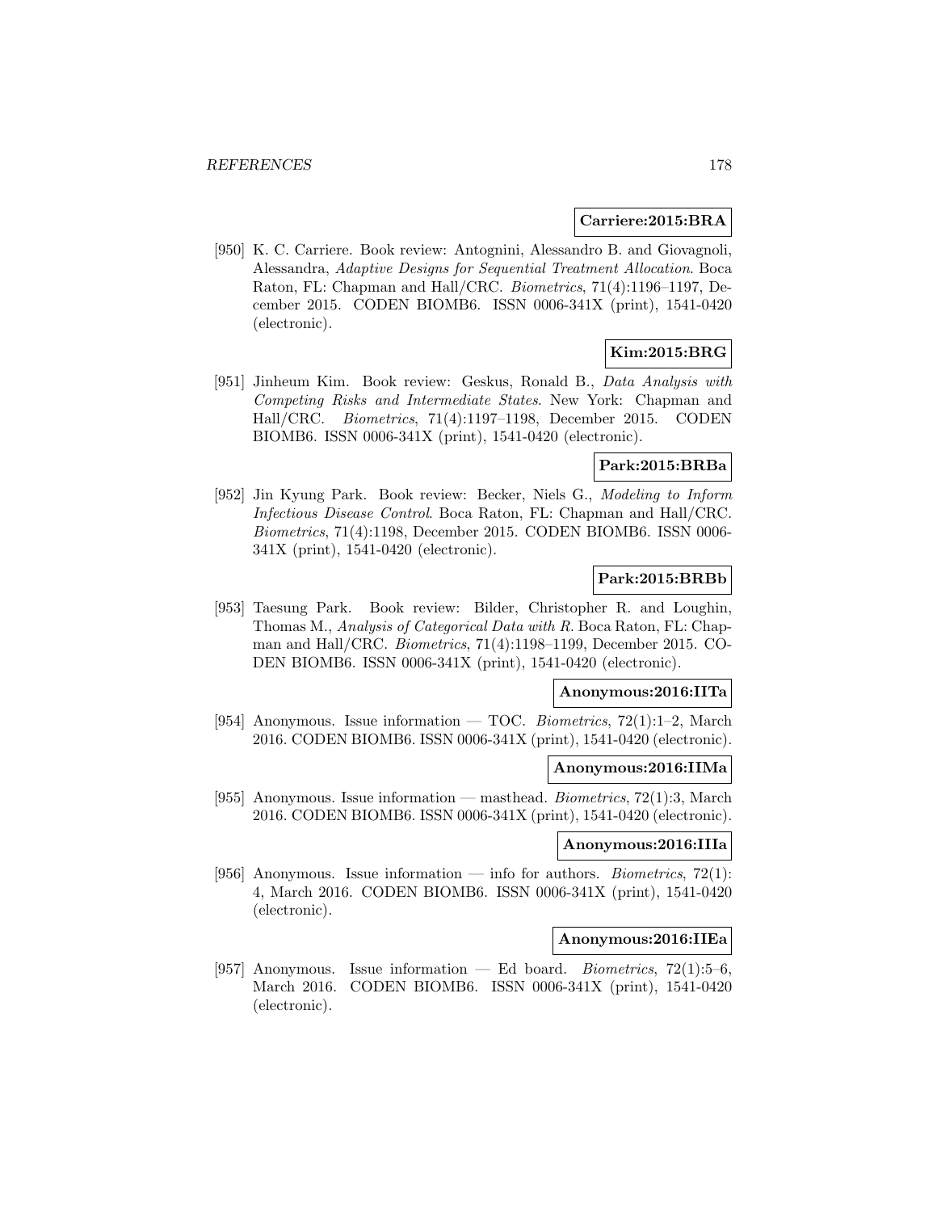**Carriere:2015:BRA**

[950] K. C. Carriere. Book review: Antognini, Alessandro B. and Giovagnoli, Alessandra, *Adaptive Designs for Sequential Treatment Allocation*. Boca Raton, FL: Chapman and Hall/CRC. *Biometrics*, 71(4):1196–1197, December 2015. CODEN BIOMB6. ISSN 0006-341X (print), 1541-0420 (electronic).

**Kim:2015:BRG**

[951] Jinheum Kim. Book review: Geskus, Ronald B., *Data Analysis with Competing Risks and Intermediate States*. New York: Chapman and Hall/CRC. *Biometrics*, 71(4):1197–1198, December 2015. CODEN BIOMB6. ISSN 0006-341X (print), 1541-0420 (electronic).

**Park:2015:BRBa**

[952] Jin Kyung Park. Book review: Becker, Niels G., *Modeling to Inform Infectious Disease Control*. Boca Raton, FL: Chapman and Hall/CRC. *Biometrics*, 71(4):1198, December 2015. CODEN BIOMB6. ISSN 0006-341X (print), 1541-0420 (electronic).

**Park:2015:BRBb**

[953] Taesung Park. Book review: Bilder, Christopher R. and Loughin, Thomas M., *Analysis of Categorical Data with R*. Boca Raton, FL: Chapman and Hall/CRC. *Biometrics*, 71(4):1198–1199, December 2015. CODEN BIOMB6. ISSN 0006-341X (print), 1541-0420 (electronic).

**Anonymous:2016:IITa**

[954] Anonymous. Issue information — TOC. *Biometrics*, 72(1):1–2, March 2016. CODEN BIOMB6. ISSN 0006-341X (print), 1541-0420 (electronic).

**Anonymous:2016:IIMa**

[955] Anonymous. Issue information — masthead. *Biometrics*, 72(1):3, March 2016. CODEN BIOMB6. ISSN 0006-341X (print), 1541-0420 (electronic).

**Anonymous:2016:IIIa**

[956] Anonymous. Issue information — info for authors. *Biometrics*, 72(1): 4, March 2016. CODEN BIOMB6. ISSN 0006-341X (print), 1541-0420 (electronic).

**Anonymous:2016:IIEa**

[957] Anonymous. Issue information — Ed board. *Biometrics*, 72(1):5–6, March 2016. CODEN BIOMB6. ISSN 0006-341X (print), 1541-0420 (electronic).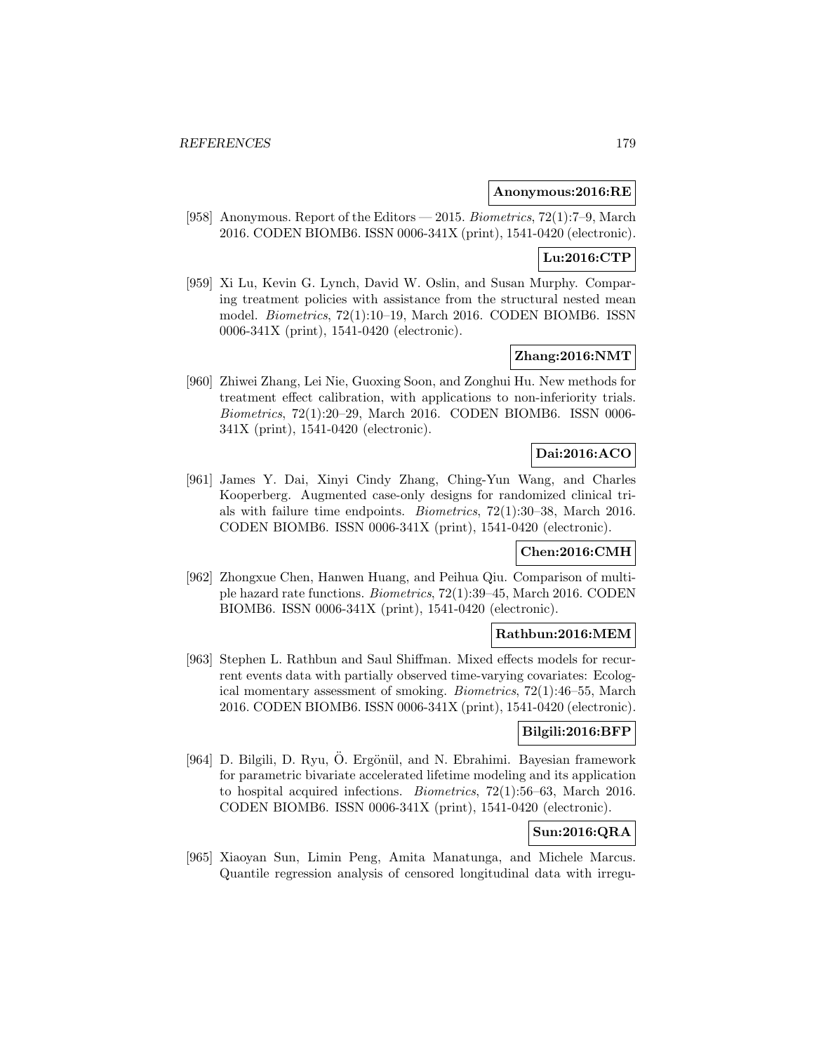**Anonymous:2016:RE**

[958] Anonymous. Report of the Editors — 2015. *Biometrics*, 72(1):7–9, March 2016. CODEN BIOMB6. ISSN 0006-341X (print), 1541-0420 (electronic).

**Lu:2016:CTP**

[959] Xi Lu, Kevin G. Lynch, David W. Oslin, and Susan Murphy. Comparing treatment policies with assistance from the structural nested mean model. *Biometrics*, 72(1):10–19, March 2016. CODEN BIOMB6. ISSN 0006-341X (print), 1541-0420 (electronic).

**Zhang:2016:NMT**

[960] Zhiwei Zhang, Lei Nie, Guoxing Soon, and Zonghui Hu. New methods for treatment effect calibration, with applications to non-inferiority trials. *Biometrics*, 72(1):20–29, March 2016. CODEN BIOMB6. ISSN 0006-341X (print), 1541-0420 (electronic).

**Dai:2016:ACO**

[961] James Y. Dai, Xinyi Cindy Zhang, Ching-Yun Wang, and Charles Kooperberg. Augmented case-only designs for randomized clinical trials with failure time endpoints. *Biometrics*, 72(1):30–38, March 2016. CODEN BIOMB6. ISSN 0006-341X (print), 1541-0420 (electronic).

**Chen:2016:CMH**

[962] Zhongxue Chen, Hanwen Huang, and Peihua Qiu. Comparison of multiple hazard rate functions. *Biometrics*, 72(1):39–45, March 2016. CODEN BIOMB6. ISSN 0006-341X (print), 1541-0420 (electronic).

**Rathbun:2016:MEM**

[963] Stephen L. Rathbun and Saul Shiffman. Mixed effects models for recurrent events data with partially observed time-varying covariates: Ecological momentary assessment of smoking. *Biometrics*, 72(1):46–55, March 2016. CODEN BIOMB6. ISSN 0006-341X (print), 1541-0420 (electronic).

**Bilgili:2016:BFP**

[964] D. Bilgili, D. Ryu, Ö. Ergönül, and N. Ebrahimi. Bayesian framework for parametric bivariate accelerated lifetime modeling and its application to hospital acquired infections. *Biometrics*, 72(1):56–63, March 2016. CODEN BIOMB6. ISSN 0006-341X (print), 1541-0420 (electronic).

**Sun:2016:QRA**

[965] Xiaoyan Sun, Limin Peng, Amita Manatunga, and Michele Marcus. Quantile regression analysis of censored longitudinal data with irregu-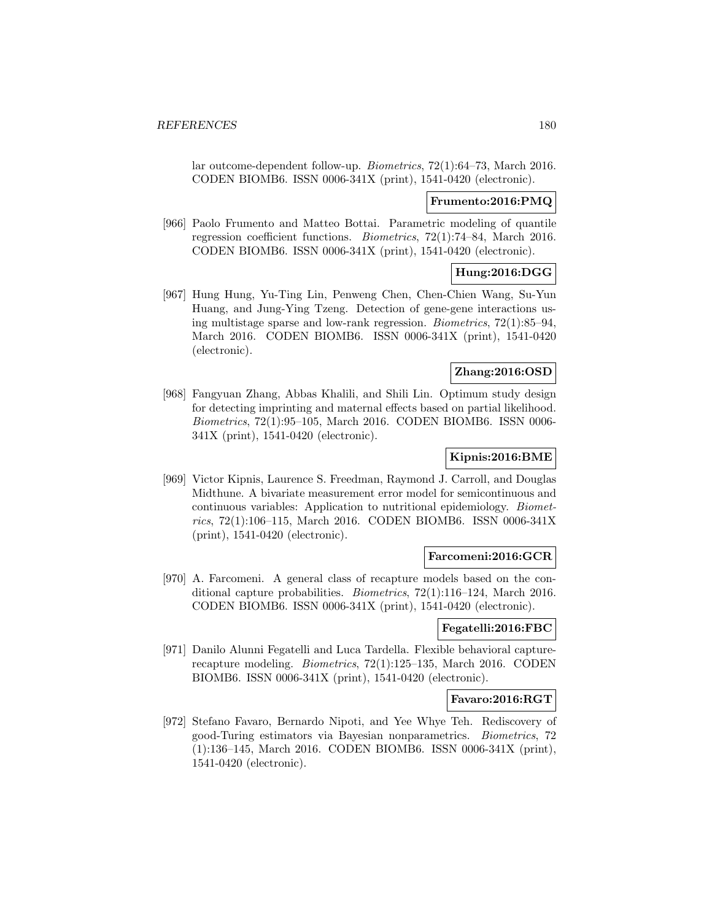lar outcome-dependent follow-up. *Biometrics*, 72(1):64–73, March 2016. CODEN BIOMB6. ISSN 0006-341X (print), 1541-0420 (electronic).

**Frumento:2016:PMQ**

[966] Paolo Frumento and Matteo Bottai. Parametric modeling of quantile regression coefficient functions. *Biometrics*, 72(1):74–84, March 2016. CODEN BIOMB6. ISSN 0006-341X (print), 1541-0420 (electronic).

**Hung:2016:DGG**

[967] Hung Hung, Yu-Ting Lin, Penweng Chen, Chen-Chien Wang, Su-Yun Huang, and Jung-Ying Tzeng. Detection of gene-gene interactions using multistage sparse and low-rank regression. *Biometrics*, 72(1):85–94, March 2016. CODEN BIOMB6. ISSN 0006-341X (print), 1541-0420 (electronic).

**Zhang:2016:OSD**

[968] Fangyuan Zhang, Abbas Khalili, and Shili Lin. Optimum study design for detecting imprinting and maternal effects based on partial likelihood. *Biometrics*, 72(1):95–105, March 2016. CODEN BIOMB6. ISSN 0006-341X (print), 1541-0420 (electronic).

**Kipnis:2016:BME**

[969] Victor Kipnis, Laurence S. Freedman, Raymond J. Carroll, and Douglas Midthune. A bivariate measurement error model for semicontinuous and continuous variables: Application to nutritional epidemiology. *Biometrics*, 72(1):106–115, March 2016. CODEN BIOMB6. ISSN 0006-341X (print), 1541-0420 (electronic).

**Farcomeni:2016:GCR**

[970] A. Farcomeni. A general class of recapture models based on the conditional capture probabilities. *Biometrics*, 72(1):116–124, March 2016. CODEN BIOMB6. ISSN 0006-341X (print), 1541-0420 (electronic).

**Fegatelli:2016:FBC**

[971] Danilo Alunni Fegatelli and Luca Tardella. Flexible behavioral capture-recapture modeling. *Biometrics*, 72(1):125–135, March 2016. CODEN BIOMB6. ISSN 0006-341X (print), 1541-0420 (electronic).

**Favaro:2016:RGT**

[972] Stefano Favaro, Bernardo Nipoti, and Yee Whye Teh. Rediscovery of good-Turing estimators via Bayesian nonparametrics. *Biometrics*, 72 (1):136–145, March 2016. CODEN BIOMB6. ISSN 0006-341X (print), 1541-0420 (electronic).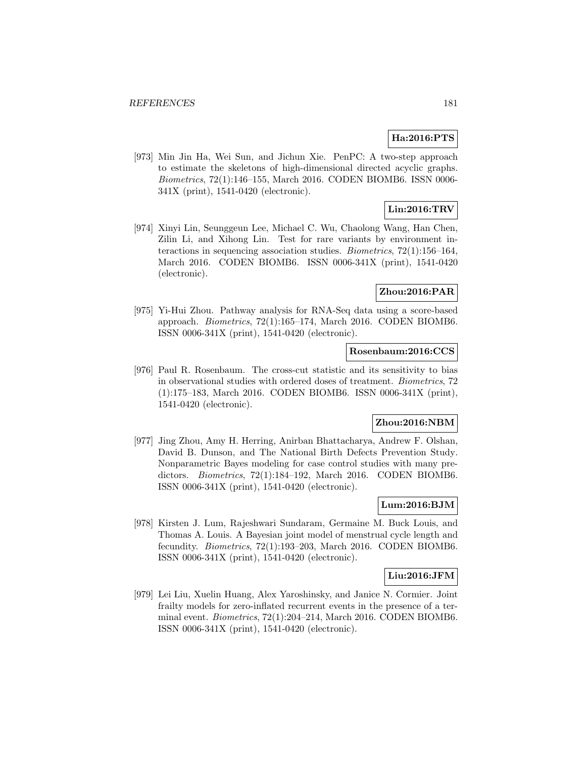**Ha:2016:PTS**

[973] Min Jin Ha, Wei Sun, and Jichun Xie. PenPC: A two-step approach to estimate the skeletons of high-dimensional directed acyclic graphs. *Biometrics*, 72(1):146–155, March 2016. CODEN BIOMB6. ISSN 0006-341X (print), 1541-0420 (electronic).

**Lin:2016:TRV**

[974] Xinyi Lin, Seunggeun Lee, Michael C. Wu, Chaolong Wang, Han Chen, Zilin Li, and Xihong Lin. Test for rare variants by environment interactions in sequencing association studies. *Biometrics*, 72(1):156–164, March 2016. CODEN BIOMB6. ISSN 0006-341X (print), 1541-0420 (electronic).

**Zhou:2016:PAR**

[975] Yi-Hui Zhou. Pathway analysis for RNA-Seq data using a score-based approach. *Biometrics*, 72(1):165–174, March 2016. CODEN BIOMB6. ISSN 0006-341X (print), 1541-0420 (electronic).

**Rosenbaum:2016:CCS**

[976] Paul R. Rosenbaum. The cross-cut statistic and its sensitivity to bias in observational studies with ordered doses of treatment. *Biometrics*, 72 (1):175–183, March 2016. CODEN BIOMB6. ISSN 0006-341X (print), 1541-0420 (electronic).

**Zhou:2016:NBM**

[977] Jing Zhou, Amy H. Herring, Anirban Bhattacharya, Andrew F. Olshan, David B. Dunson, and The National Birth Defects Prevention Study. Nonparametric Bayes modeling for case control studies with many predictors. *Biometrics*, 72(1):184–192, March 2016. CODEN BIOMB6. ISSN 0006-341X (print), 1541-0420 (electronic).

**Lum:2016:BJM**

[978] Kirsten J. Lum, Rajeshwari Sundaram, Germaine M. Buck Louis, and Thomas A. Louis. A Bayesian joint model of menstrual cycle length and fecundity. *Biometrics*, 72(1):193–203, March 2016. CODEN BIOMB6. ISSN 0006-341X (print), 1541-0420 (electronic).

**Liu:2016:JFM**

[979] Lei Liu, Xuelin Huang, Alex Yaroshinsky, and Janice N. Cormier. Joint frailty models for zero-inflated recurrent events in the presence of a terminal event. *Biometrics*, 72(1):204–214, March 2016. CODEN BIOMB6. ISSN 0006-341X (print), 1541-0420 (electronic).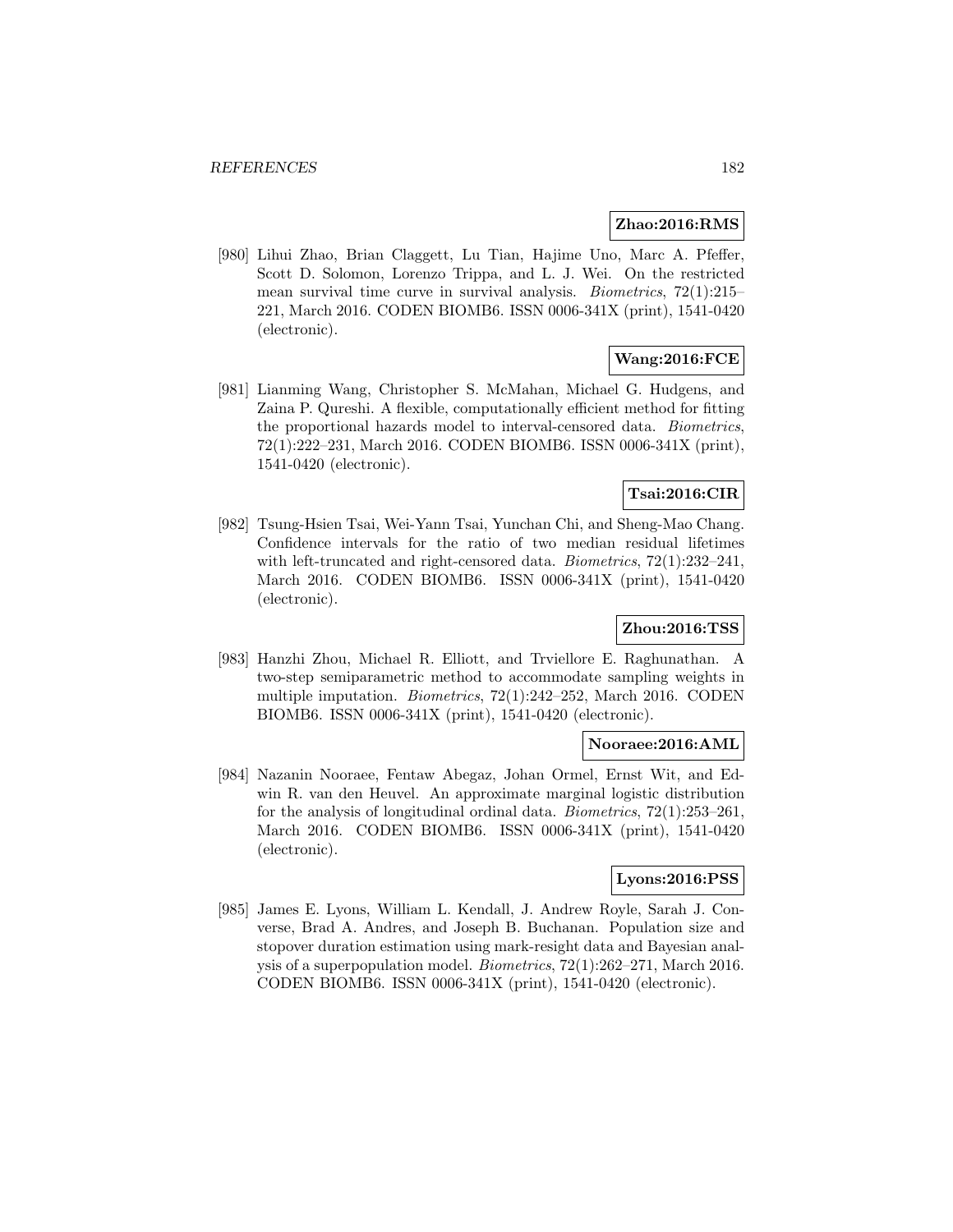**Zhao:2016:RMS**

[980] Lihui Zhao, Brian Claggett, Lu Tian, Hajime Uno, Marc A. Pfeffer, Scott D. Solomon, Lorenzo Trippa, and L. J. Wei. On the restricted mean survival time curve in survival analysis. *Biometrics*, 72(1):215–221, March 2016. CODEN BIOMB6. ISSN 0006-341X (print), 1541-0420 (electronic).

**Wang:2016:FCE**

[981] Lianming Wang, Christopher S. McMahan, Michael G. Hudgens, and Zaina P. Qureshi. A flexible, computationally efficient method for fitting the proportional hazards model to interval-censored data. *Biometrics*, 72(1):222–231, March 2016. CODEN BIOMB6. ISSN 0006-341X (print), 1541-0420 (electronic).

**Tsai:2016:CIR**

[982] Tsung-Hsien Tsai, Wei-Yann Tsai, Yunchan Chi, and Sheng-Mao Chang. Confidence intervals for the ratio of two median residual lifetimes with left-truncated and right-censored data. *Biometrics*, 72(1):232–241, March 2016. CODEN BIOMB6. ISSN 0006-341X (print), 1541-0420 (electronic).

**Zhou:2016:TSS**

[983] Hanzhi Zhou, Michael R. Elliott, and Trviellore E. Raghunathan. A two-step semiparametric method to accommodate sampling weights in multiple imputation. *Biometrics*, 72(1):242–252, March 2016. CODEN BIOMB6. ISSN 0006-341X (print), 1541-0420 (electronic).

**Nooraee:2016:AML**

[984] Nazanin Nooraee, Fentaw Abegaz, Johan Ormel, Ernst Wit, and Edwin R. van den Heuvel. An approximate marginal logistic distribution for the analysis of longitudinal ordinal data. *Biometrics*, 72(1):253–261, March 2016. CODEN BIOMB6. ISSN 0006-341X (print), 1541-0420 (electronic).

**Lyons:2016:PSS**

[985] James E. Lyons, William L. Kendall, J. Andrew Royle, Sarah J. Converse, Brad A. Andres, and Joseph B. Buchanan. Population size and stopover duration estimation using mark-resight data and Bayesian analysis of a superpopulation model. *Biometrics*, 72(1):262–271, March 2016. CODEN BIOMB6. ISSN 0006-341X (print), 1541-0420 (electronic).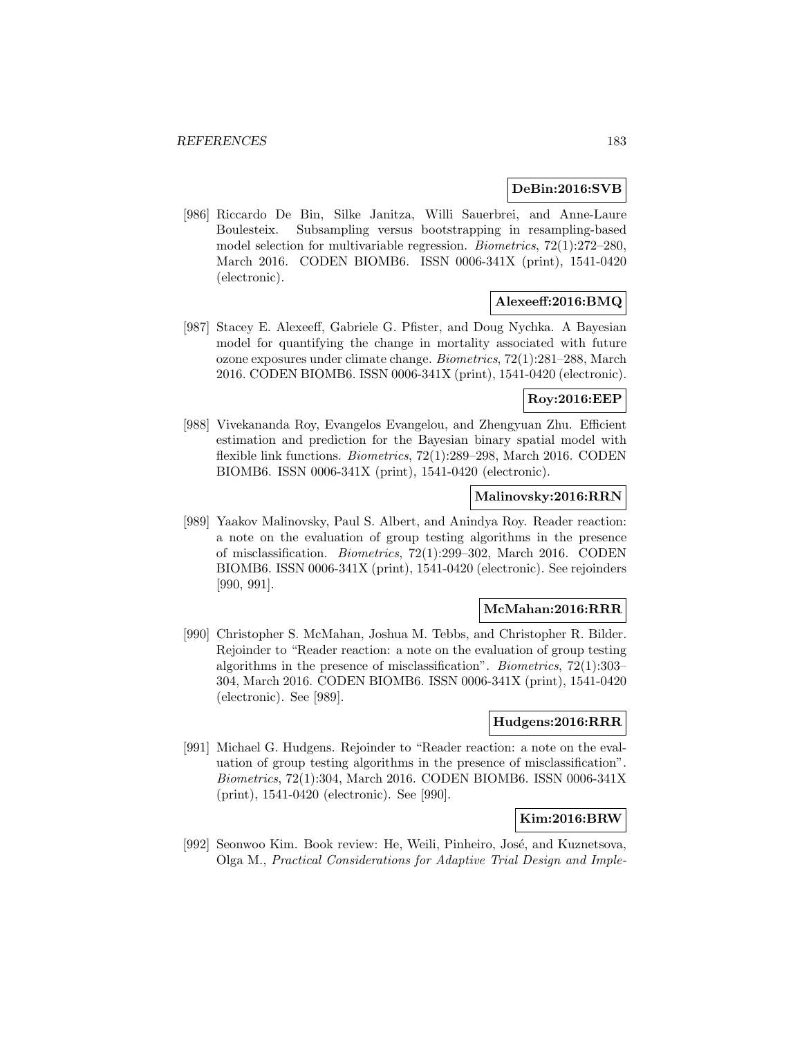**DeBin:2016:SVB**

[986] Riccardo De Bin, Silke Janitza, Willi Sauerbrei, and Anne-Laure Boulesteix. Subsampling versus bootstrapping in resampling-based model selection for multivariable regression. *Biometrics*, 72(1):272–280, March 2016. CODEN BIOMB6. ISSN 0006-341X (print), 1541-0420 (electronic).

**Alexeeff:2016:BMQ**

[987] Stacey E. Alexeeff, Gabriele G. Pfister, and Doug Nychka. A Bayesian model for quantifying the change in mortality associated with future ozone exposures under climate change. *Biometrics*, 72(1):281–288, March 2016. CODEN BIOMB6. ISSN 0006-341X (print), 1541-0420 (electronic).

**Roy:2016:EEP**

[988] Vivekananda Roy, Evangelos Evangelou, and Zhengyuan Zhu. Efficient estimation and prediction for the Bayesian binary spatial model with flexible link functions. *Biometrics*, 72(1):289–298, March 2016. CODEN BIOMB6. ISSN 0006-341X (print), 1541-0420 (electronic).

**Malinovsky:2016:RRN**

[989] Yaakov Malinovsky, Paul S. Albert, and Anindya Roy. Reader reaction: a note on the evaluation of group testing algorithms in the presence of misclassification. *Biometrics*, 72(1):299–302, March 2016. CODEN BIOMB6. ISSN 0006-341X (print), 1541-0420 (electronic). See rejoinders [990, 991].

**McMahan:2016:RRR**

[990] Christopher S. McMahan, Joshua M. Tebbs, and Christopher R. Bilder. Rejoinder to "Reader reaction: a note on the evaluation of group testing algorithms in the presence of misclassification". *Biometrics*, 72(1):303–304, March 2016. CODEN BIOMB6. ISSN 0006-341X (print), 1541-0420 (electronic). See [989].

**Hudgens:2016:RRR**

[991] Michael G. Hudgens. Rejoinder to "Reader reaction: a note on the evaluation of group testing algorithms in the presence of misclassification". *Biometrics*, 72(1):304, March 2016. CODEN BIOMB6. ISSN 0006-341X (print), 1541-0420 (electronic). See [990].

**Kim:2016:BRW**

[992] Seonwoo Kim. Book review: He, Weili, Pinheiro, José, and Kuznetsova, Olga M., *Practical Considerations for Adaptive Trial Design and Imple-*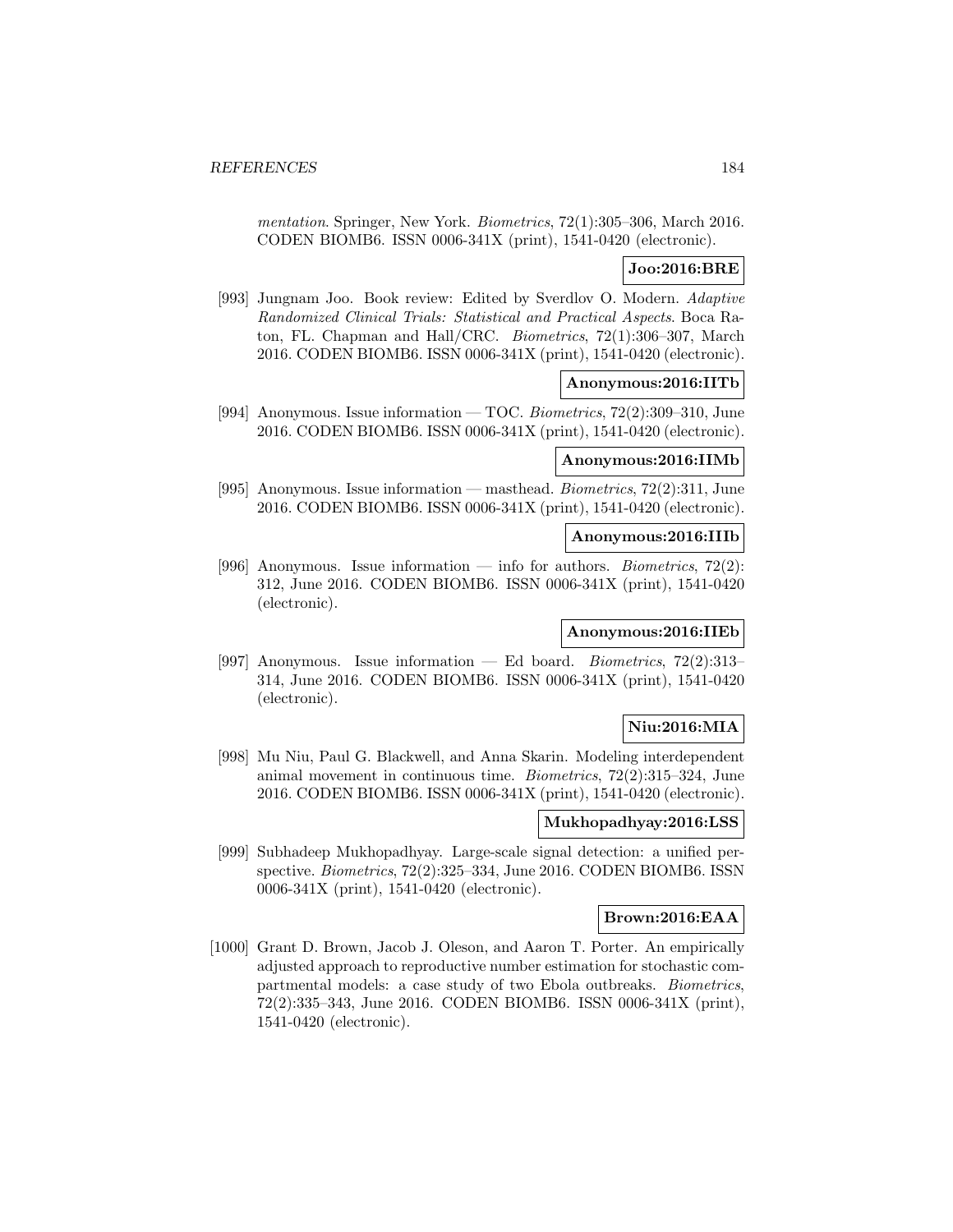*mentation*. Springer, New York. *Biometrics*, 72(1):305–306, March 2016. CODEN BIOMB6. ISSN 0006-341X (print), 1541-0420 (electronic).

**Joo:2016:BRE**

[993] Jungnam Joo. Book review: Edited by Sverdlov O. Modern. *Adaptive Randomized Clinical Trials: Statistical and Practical Aspects*. Boca Raton, FL. Chapman and Hall/CRC. *Biometrics*, 72(1):306–307, March 2016. CODEN BIOMB6. ISSN 0006-341X (print), 1541-0420 (electronic).

**Anonymous:2016:IITb**

[994] Anonymous. Issue information — TOC. *Biometrics*, 72(2):309–310, June 2016. CODEN BIOMB6. ISSN 0006-341X (print), 1541-0420 (electronic).

**Anonymous:2016:IIMb**

[995] Anonymous. Issue information — masthead. *Biometrics*, 72(2):311, June 2016. CODEN BIOMB6. ISSN 0006-341X (print), 1541-0420 (electronic).

**Anonymous:2016:IIIb**

[996] Anonymous. Issue information — info for authors. *Biometrics*, 72(2): 312, June 2016. CODEN BIOMB6. ISSN 0006-341X (print), 1541-0420 (electronic).

**Anonymous:2016:IIEb**

[997] Anonymous. Issue information — Ed board. *Biometrics*, 72(2):313–314, June 2016. CODEN BIOMB6. ISSN 0006-341X (print), 1541-0420 (electronic).

**Niu:2016:MIA**

[998] Mu Niu, Paul G. Blackwell, and Anna Skarin. Modeling interdependent animal movement in continuous time. *Biometrics*, 72(2):315–324, June 2016. CODEN BIOMB6. ISSN 0006-341X (print), 1541-0420 (electronic).

**Mukhopadhyay:2016:LSS**

[999] Subhadeep Mukhopadhyay. Large-scale signal detection: a unified perspective. *Biometrics*, 72(2):325–334, June 2016. CODEN BIOMB6. ISSN 0006-341X (print), 1541-0420 (electronic).

**Brown:2016:EAA**

[1000] Grant D. Brown, Jacob J. Oleson, and Aaron T. Porter. An empirically adjusted approach to reproductive number estimation for stochastic compartmental models: a case study of two Ebola outbreaks. *Biometrics*, 72(2):335–343, June 2016. CODEN BIOMB6. ISSN 0006-341X (print), 1541-0420 (electronic).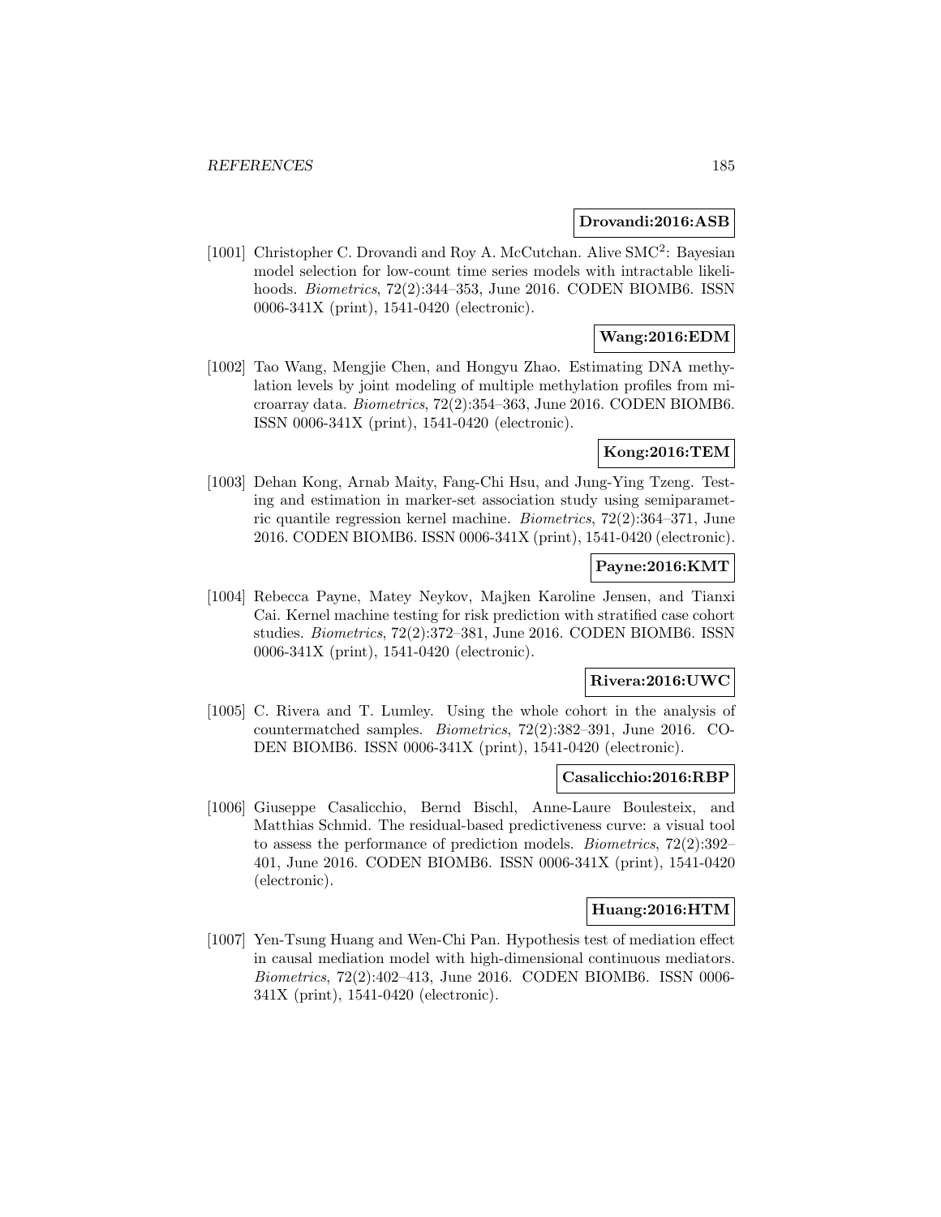**Drovandi:2016:ASB**

[1001] Christopher C. Drovandi and Roy A. McCutchan. Alive SMC$^2$: Bayesian model selection for low-count time series models with intractable likelihoods. *Biometrics*, 72(2):344–353, June 2016. CODEN BIOMB6. ISSN 0006-341X (print), 1541-0420 (electronic).

**Wang:2016:EDM**

[1002] Tao Wang, Mengjie Chen, and Hongyu Zhao. Estimating DNA methylation levels by joint modeling of multiple methylation profiles from microarray data. *Biometrics*, 72(2):354–363, June 2016. CODEN BIOMB6. ISSN 0006-341X (print), 1541-0420 (electronic).

**Kong:2016:TEM**

[1003] Dehan Kong, Arnab Maity, Fang-Chi Hsu, and Jung-Ying Tzeng. Testing and estimation in marker-set association study using semiparametric quantile regression kernel machine. *Biometrics*, 72(2):364–371, June 2016. CODEN BIOMB6. ISSN 0006-341X (print), 1541-0420 (electronic).

**Payne:2016:KMT**

[1004] Rebecca Payne, Matey Neykov, Majken Karoline Jensen, and Tianxi Cai. Kernel machine testing for risk prediction with stratified case cohort studies. *Biometrics*, 72(2):372–381, June 2016. CODEN BIOMB6. ISSN 0006-341X (print), 1541-0420 (electronic).

**Rivera:2016:UWC**

[1005] C. Rivera and T. Lumley. Using the whole cohort in the analysis of countermatched samples. *Biometrics*, 72(2):382–391, June 2016. CODEN BIOMB6. ISSN 0006-341X (print), 1541-0420 (electronic).

**Casalicchio:2016:RBP**

[1006] Giuseppe Casalicchio, Bernd Bischl, Anne-Laure Boulesteix, and Matthias Schmid. The residual-based predictiveness curve: a visual tool to assess the performance of prediction models. *Biometrics*, 72(2):392–401, June 2016. CODEN BIOMB6. ISSN 0006-341X (print), 1541-0420 (electronic).

**Huang:2016:HTM**

[1007] Yen-Tsung Huang and Wen-Chi Pan. Hypothesis test of mediation effect in causal mediation model with high-dimensional continuous mediators. *Biometrics*, 72(2):402–413, June 2016. CODEN BIOMB6. ISSN 0006-341X (print), 1541-0420 (electronic).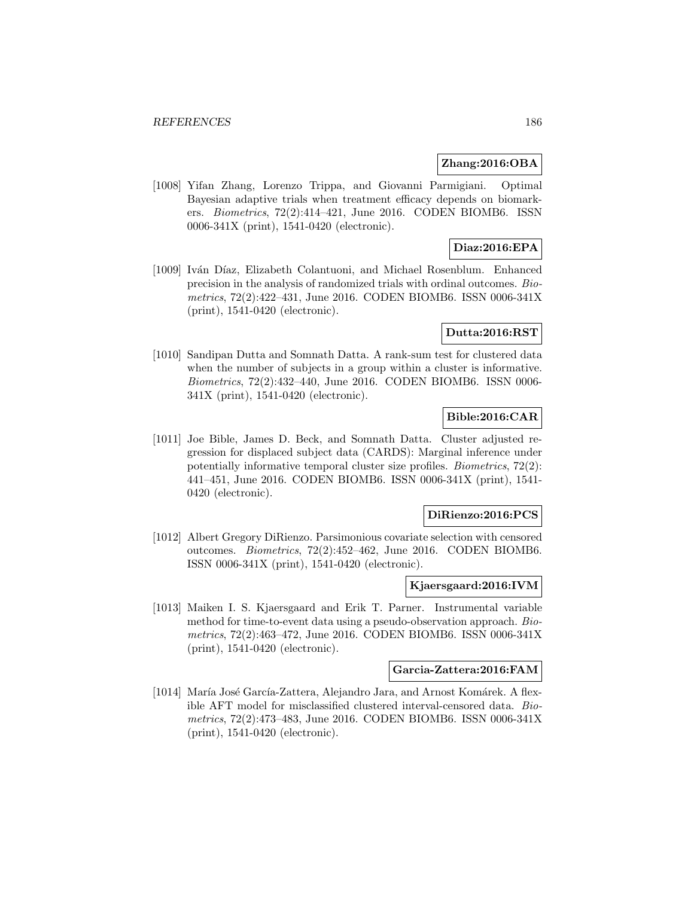**Zhang:2016:OBA**

[1008] Yifan Zhang, Lorenzo Trippa, and Giovanni Parmigiani. Optimal Bayesian adaptive trials when treatment efficacy depends on biomarkers. *Biometrics*, 72(2):414–421, June 2016. CODEN BIOMB6. ISSN 0006-341X (print), 1541-0420 (electronic).

**Diaz:2016:EPA**

[1009] Iván Díaz, Elizabeth Colantuoni, and Michael Rosenblum. Enhanced precision in the analysis of randomized trials with ordinal outcomes. *Biometrics*, 72(2):422–431, June 2016. CODEN BIOMB6. ISSN 0006-341X (print), 1541-0420 (electronic).

**Dutta:2016:RST**

[1010] Sandipan Dutta and Somnath Datta. A rank-sum test for clustered data when the number of subjects in a group within a cluster is informative. *Biometrics*, 72(2):432–440, June 2016. CODEN BIOMB6. ISSN 0006-341X (print), 1541-0420 (electronic).

**Bible:2016:CAR**

[1011] Joe Bible, James D. Beck, and Somnath Datta. Cluster adjusted regression for displaced subject data (CARDS): Marginal inference under potentially informative temporal cluster size profiles. *Biometrics*, 72(2): 441–451, June 2016. CODEN BIOMB6. ISSN 0006-341X (print), 1541-0420 (electronic).

**DiRienzo:2016:PCS**

[1012] Albert Gregory DiRienzo. Parsimonious covariate selection with censored outcomes. *Biometrics*, 72(2):452–462, June 2016. CODEN BIOMB6. ISSN 0006-341X (print), 1541-0420 (electronic).

**Kjaersgaard:2016:IVM**

[1013] Maiken I. S. Kjaersgaard and Erik T. Parner. Instrumental variable method for time-to-event data using a pseudo-observation approach. *Biometrics*, 72(2):463–472, June 2016. CODEN BIOMB6. ISSN 0006-341X (print), 1541-0420 (electronic).

**Garcia-Zattera:2016:FAM**

[1014] María José García-Zattera, Alejandro Jara, and Arnost Komárek. A flexible AFT model for misclassified clustered interval-censored data. *Biometrics*, 72(2):473–483, June 2016. CODEN BIOMB6. ISSN 0006-341X (print), 1541-0420 (electronic).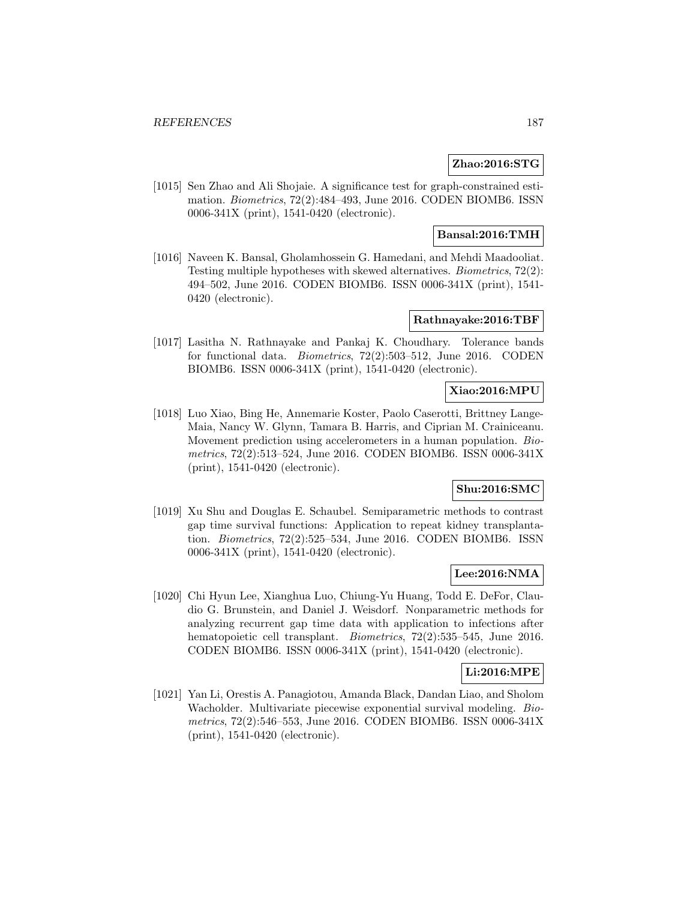**Zhao:2016:STG**

[1015] Sen Zhao and Ali Shojaie. A significance test for graph-constrained estimation. *Biometrics*, 72(2):484–493, June 2016. CODEN BIOMB6. ISSN 0006-341X (print), 1541-0420 (electronic).

**Bansal:2016:TMH**

[1016] Naveen K. Bansal, Gholamhossein G. Hamedani, and Mehdi Maadooliat. Testing multiple hypotheses with skewed alternatives. *Biometrics*, 72(2): 494–502, June 2016. CODEN BIOMB6. ISSN 0006-341X (print), 1541-0420 (electronic).

**Rathnayake:2016:TBF**

[1017] Lasitha N. Rathnayake and Pankaj K. Choudhary. Tolerance bands for functional data. *Biometrics*, 72(2):503–512, June 2016. CODEN BIOMB6. ISSN 0006-341X (print), 1541-0420 (electronic).

**Xiao:2016:MPU**

[1018] Luo Xiao, Bing He, Annemarie Koster, Paolo Caserotti, Brittney Lange-Maia, Nancy W. Glynn, Tamara B. Harris, and Ciprian M. Crainiceanu. Movement prediction using accelerometers in a human population. *Biometrics*, 72(2):513–524, June 2016. CODEN BIOMB6. ISSN 0006-341X (print), 1541-0420 (electronic).

**Shu:2016:SMC**

[1019] Xu Shu and Douglas E. Schaubel. Semiparametric methods to contrast gap time survival functions: Application to repeat kidney transplantation. *Biometrics*, 72(2):525–534, June 2016. CODEN BIOMB6. ISSN 0006-341X (print), 1541-0420 (electronic).

**Lee:2016:NMA**

[1020] Chi Hyun Lee, Xianghua Luo, Chiung-Yu Huang, Todd E. DeFor, Claudio G. Brunstein, and Daniel J. Weisdorf. Nonparametric methods for analyzing recurrent gap time data with application to infections after hematopoietic cell transplant. *Biometrics*, 72(2):535–545, June 2016. CODEN BIOMB6. ISSN 0006-341X (print), 1541-0420 (electronic).

**Li:2016:MPE**

[1021] Yan Li, Orestis A. Panagiotou, Amanda Black, Dandan Liao, and Sholom Wacholder. Multivariate piecewise exponential survival modeling. *Biometrics*, 72(2):546–553, June 2016. CODEN BIOMB6. ISSN 0006-341X (print), 1541-0420 (electronic).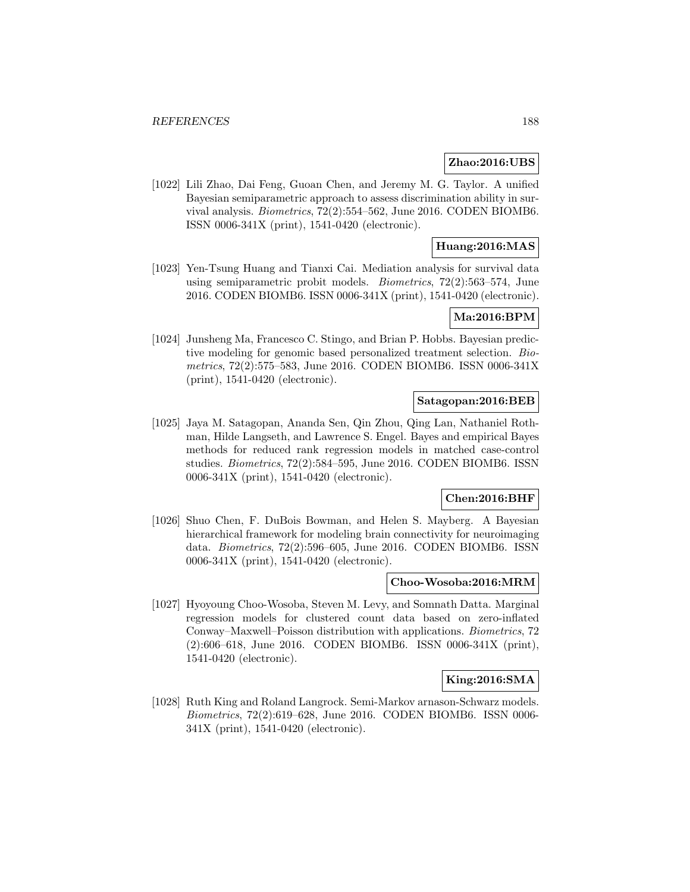**Zhao:2016:UBS**

[1022] Lili Zhao, Dai Feng, Guoan Chen, and Jeremy M. G. Taylor. A unified Bayesian semiparametric approach to assess discrimination ability in survival analysis. *Biometrics*, 72(2):554–562, June 2016. CODEN BIOMB6. ISSN 0006-341X (print), 1541-0420 (electronic).

**Huang:2016:MAS**

[1023] Yen-Tsung Huang and Tianxi Cai. Mediation analysis for survival data using semiparametric probit models. *Biometrics*, 72(2):563–574, June 2016. CODEN BIOMB6. ISSN 0006-341X (print), 1541-0420 (electronic).

**Ma:2016:BPM**

[1024] Junsheng Ma, Francesco C. Stingo, and Brian P. Hobbs. Bayesian predictive modeling for genomic based personalized treatment selection. *Biometrics*, 72(2):575–583, June 2016. CODEN BIOMB6. ISSN 0006-341X (print), 1541-0420 (electronic).

**Satagopan:2016:BEB**

[1025] Jaya M. Satagopan, Ananda Sen, Qin Zhou, Qing Lan, Nathaniel Rothman, Hilde Langseth, and Lawrence S. Engel. Bayes and empirical Bayes methods for reduced rank regression models in matched case-control studies. *Biometrics*, 72(2):584–595, June 2016. CODEN BIOMB6. ISSN 0006-341X (print), 1541-0420 (electronic).

**Chen:2016:BHF**

[1026] Shuo Chen, F. DuBois Bowman, and Helen S. Mayberg. A Bayesian hierarchical framework for modeling brain connectivity for neuroimaging data. *Biometrics*, 72(2):596–605, June 2016. CODEN BIOMB6. ISSN 0006-341X (print), 1541-0420 (electronic).

**Choo-Wosoba:2016:MRM**

[1027] Hyoyoung Choo-Wosoba, Steven M. Levy, and Somnath Datta. Marginal regression models for clustered count data based on zero-inflated Conway–Maxwell–Poisson distribution with applications. *Biometrics*, 72 (2):606–618, June 2016. CODEN BIOMB6. ISSN 0006-341X (print), 1541-0420 (electronic).

**King:2016:SMA**

[1028] Ruth King and Roland Langrock. Semi-Markov arnason-Schwarz models. *Biometrics*, 72(2):619–628, June 2016. CODEN BIOMB6. ISSN 0006-341X (print), 1541-0420 (electronic).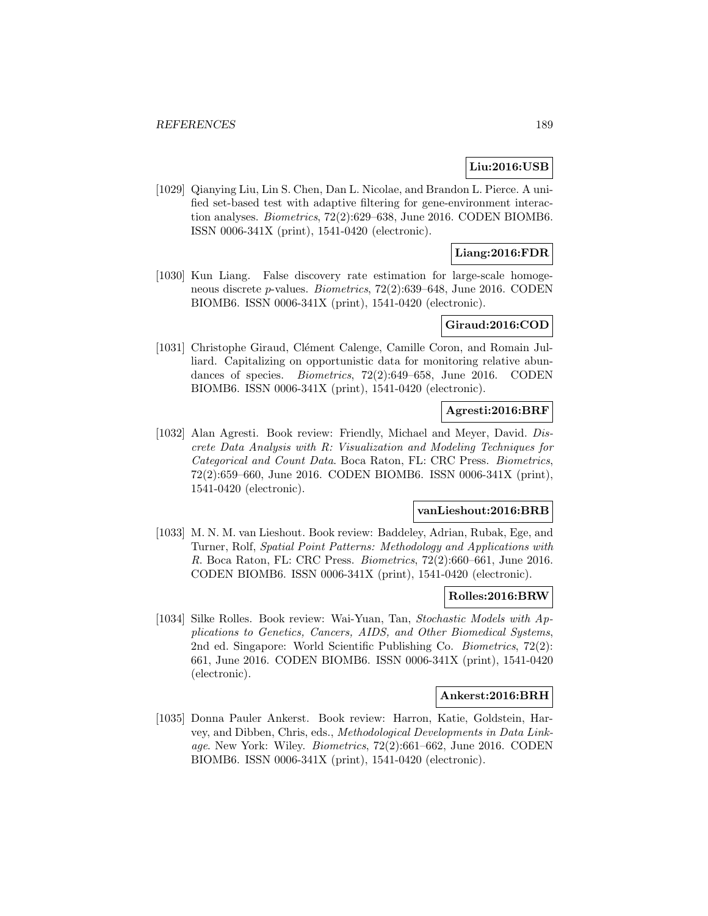**Liu:2016:USB**

[1029] Qianying Liu, Lin S. Chen, Dan L. Nicolae, and Brandon L. Pierce. A unified set-based test with adaptive filtering for gene-environment interaction analyses. *Biometrics*, 72(2):629–638, June 2016. CODEN BIOMB6. ISSN 0006-341X (print), 1541-0420 (electronic).

**Liang:2016:FDR**

[1030] Kun Liang. False discovery rate estimation for large-scale homogeneous discrete *p*-values. *Biometrics*, 72(2):639–648, June 2016. CODEN BIOMB6. ISSN 0006-341X (print), 1541-0420 (electronic).

**Giraud:2016:COD**

[1031] Christophe Giraud, Clément Calenge, Camille Coron, and Romain Julliard. Capitalizing on opportunistic data for monitoring relative abundances of species. *Biometrics*, 72(2):649–658, June 2016. CODEN BIOMB6. ISSN 0006-341X (print), 1541-0420 (electronic).

**Agresti:2016:BRF**

[1032] Alan Agresti. Book review: Friendly, Michael and Meyer, David. *Discrete Data Analysis with R: Visualization and Modeling Techniques for Categorical and Count Data*. Boca Raton, FL: CRC Press. *Biometrics*, 72(2):659–660, June 2016. CODEN BIOMB6. ISSN 0006-341X (print), 1541-0420 (electronic).

**vanLieshout:2016:BRB**

[1033] M. N. M. van Lieshout. Book review: Baddeley, Adrian, Rubak, Ege, and Turner, Rolf, *Spatial Point Patterns: Methodology and Applications with R*. Boca Raton, FL: CRC Press. *Biometrics*, 72(2):660–661, June 2016. CODEN BIOMB6. ISSN 0006-341X (print), 1541-0420 (electronic).

**Rolles:2016:BRW**

[1034] Silke Rolles. Book review: Wai-Yuan, Tan, *Stochastic Models with Applications to Genetics, Cancers, AIDS, and Other Biomedical Systems*, 2nd ed. Singapore: World Scientific Publishing Co. *Biometrics*, 72(2): 661, June 2016. CODEN BIOMB6. ISSN 0006-341X (print), 1541-0420 (electronic).

**Ankerst:2016:BRH**

[1035] Donna Pauler Ankerst. Book review: Harron, Katie, Goldstein, Harvey, and Dibben, Chris, eds., *Methodological Developments in Data Linkage*. New York: Wiley. *Biometrics*, 72(2):661–662, June 2016. CODEN BIOMB6. ISSN 0006-341X (print), 1541-0420 (electronic).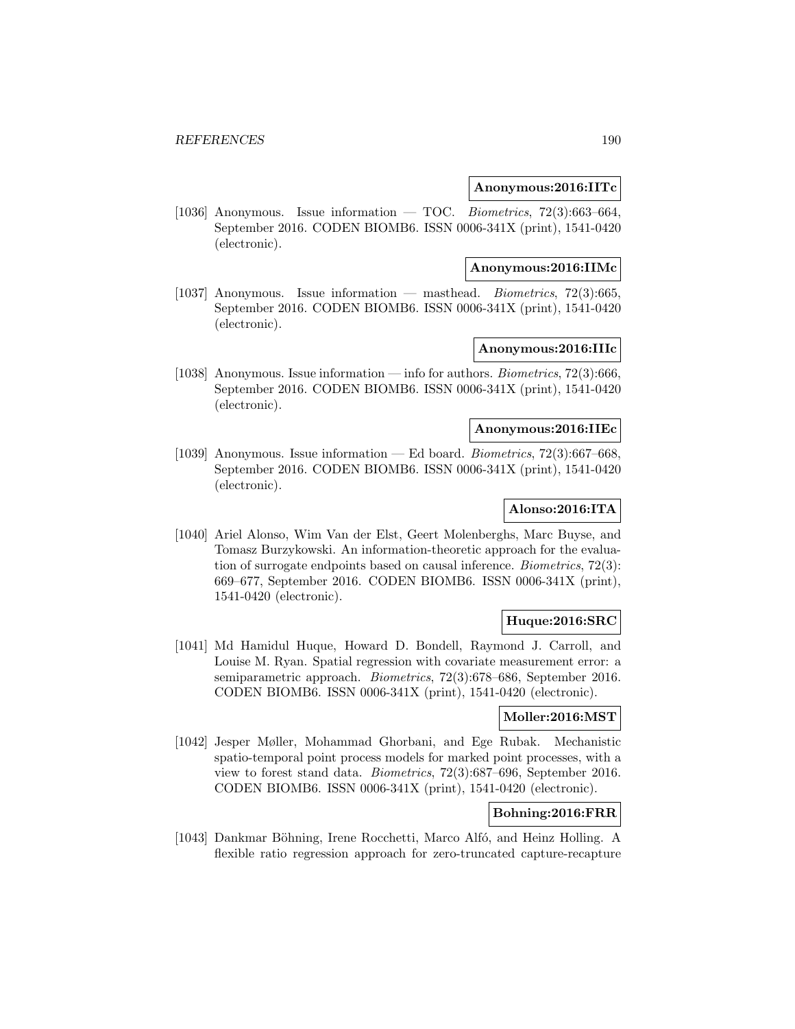**Anonymous:2016:IITc**

[1036] Anonymous. Issue information — TOC. *Biometrics*, 72(3):663–664, September 2016. CODEN BIOMB6. ISSN 0006-341X (print), 1541-0420 (electronic).

**Anonymous:2016:IIMc**

[1037] Anonymous. Issue information — masthead. *Biometrics*, 72(3):665, September 2016. CODEN BIOMB6. ISSN 0006-341X (print), 1541-0420 (electronic).

**Anonymous:2016:IIIc**

[1038] Anonymous. Issue information — info for authors. *Biometrics*, 72(3):666, September 2016. CODEN BIOMB6. ISSN 0006-341X (print), 1541-0420 (electronic).

**Anonymous:2016:IIEc**

[1039] Anonymous. Issue information — Ed board. *Biometrics*, 72(3):667–668, September 2016. CODEN BIOMB6. ISSN 0006-341X (print), 1541-0420 (electronic).

**Alonso:2016:ITA**

[1040] Ariel Alonso, Wim Van der Elst, Geert Molenberghs, Marc Buyse, and Tomasz Burzykowski. An information-theoretic approach for the evaluation of surrogate endpoints based on causal inference. *Biometrics*, 72(3): 669–677, September 2016. CODEN BIOMB6. ISSN 0006-341X (print), 1541-0420 (electronic).

**Huque:2016:SRC**

[1041] Md Hamidul Huque, Howard D. Bondell, Raymond J. Carroll, and Louise M. Ryan. Spatial regression with covariate measurement error: a semiparametric approach. *Biometrics*, 72(3):678–686, September 2016. CODEN BIOMB6. ISSN 0006-341X (print), 1541-0420 (electronic).

**Moller:2016:MST**

[1042] Jesper Møller, Mohammad Ghorbani, and Ege Rubak. Mechanistic spatio-temporal point process models for marked point processes, with a view to forest stand data. *Biometrics*, 72(3):687–696, September 2016. CODEN BIOMB6. ISSN 0006-341X (print), 1541-0420 (electronic).

**Bohning:2016:FRR**

[1043] Dankmar Böhning, Irene Rocchetti, Marco Alfó, and Heinz Holling. A flexible ratio regression approach for zero-truncated capture-recapture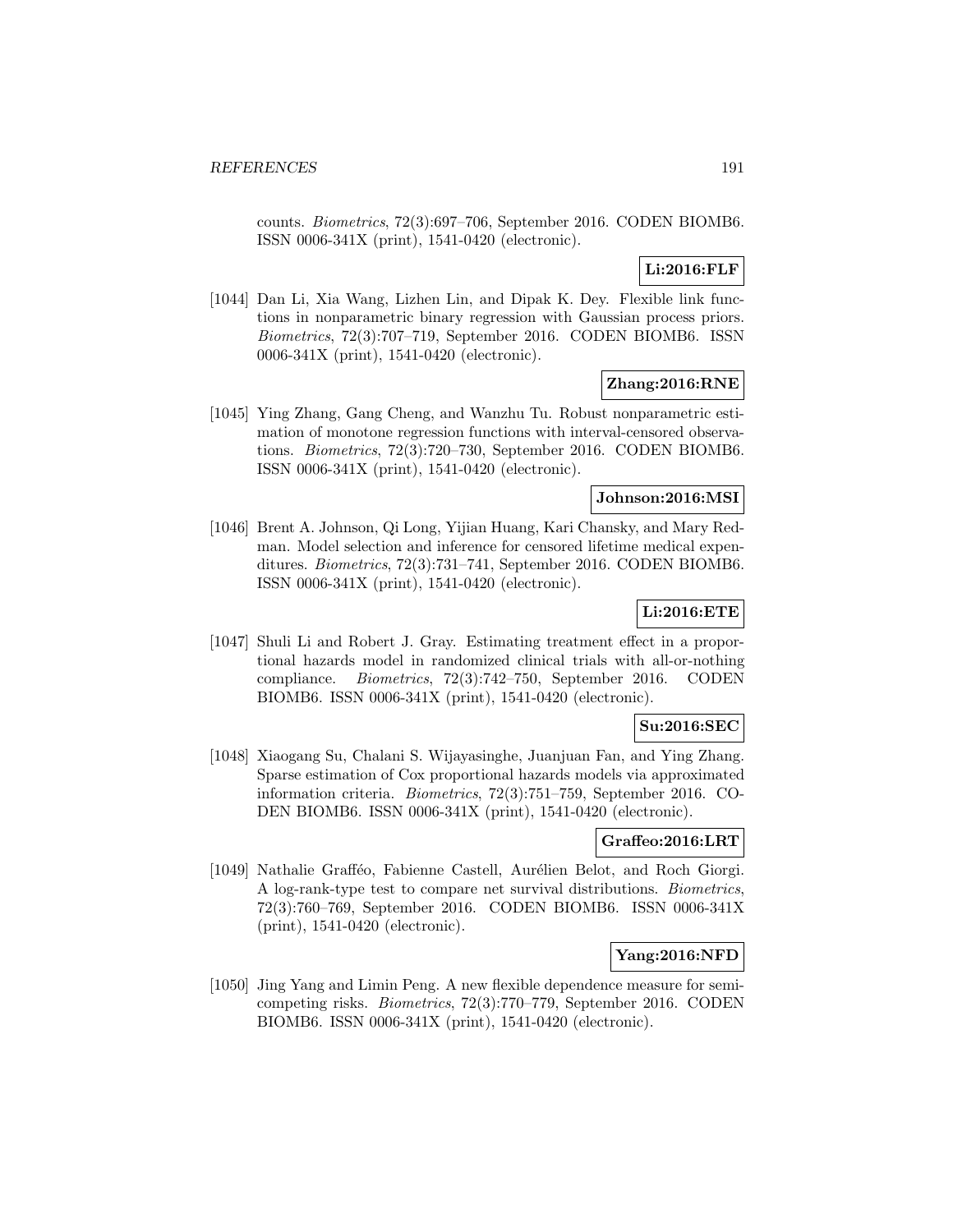counts. *Biometrics*, 72(3):697–706, September 2016. CODEN BIOMB6. ISSN 0006-341X (print), 1541-0420 (electronic).

**Li:2016:FLF**

[1044] Dan Li, Xia Wang, Lizhen Lin, and Dipak K. Dey. Flexible link functions in nonparametric binary regression with Gaussian process priors. *Biometrics*, 72(3):707–719, September 2016. CODEN BIOMB6. ISSN 0006-341X (print), 1541-0420 (electronic).

**Zhang:2016:RNE**

[1045] Ying Zhang, Gang Cheng, and Wanzhu Tu. Robust nonparametric estimation of monotone regression functions with interval-censored observations. *Biometrics*, 72(3):720–730, September 2016. CODEN BIOMB6. ISSN 0006-341X (print), 1541-0420 (electronic).

**Johnson:2016:MSI**

[1046] Brent A. Johnson, Qi Long, Yijian Huang, Kari Chansky, and Mary Redman. Model selection and inference for censored lifetime medical expenditures. *Biometrics*, 72(3):731–741, September 2016. CODEN BIOMB6. ISSN 0006-341X (print), 1541-0420 (electronic).

**Li:2016:ETE**

[1047] Shuli Li and Robert J. Gray. Estimating treatment effect in a proportional hazards model in randomized clinical trials with all-or-nothing compliance. *Biometrics*, 72(3):742–750, September 2016. CODEN BIOMB6. ISSN 0006-341X (print), 1541-0420 (electronic).

**Su:2016:SEC**

[1048] Xiaogang Su, Chalani S. Wijayasinghe, Juanjuan Fan, and Ying Zhang. Sparse estimation of Cox proportional hazards models via approximated information criteria. *Biometrics*, 72(3):751–759, September 2016. CODEN BIOMB6. ISSN 0006-341X (print), 1541-0420 (electronic).

**Graffeo:2016:LRT**

[1049] Nathalie Graffféo, Fabienne Castell, Aurélien Belot, and Roch Giorgi. A log-rank-type test to compare net survival distributions. *Biometrics*, 72(3):760–769, September 2016. CODEN BIOMB6. ISSN 0006-341X (print), 1541-0420 (electronic).

**Yang:2016:NFD**

[1050] Jing Yang and Limin Peng. A new flexible dependence measure for semi-competing risks. *Biometrics*, 72(3):770–779, September 2016. CODEN BIOMB6. ISSN 0006-341X (print), 1541-0420 (electronic).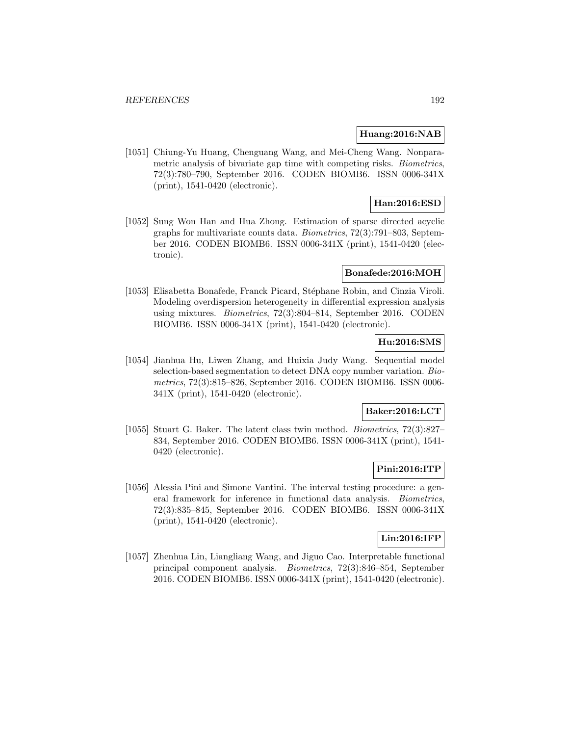**Huang:2016:NAB**

[1051] Chiung-Yu Huang, Chenguang Wang, and Mei-Cheng Wang. Nonparametric analysis of bivariate gap time with competing risks. *Biometrics*, 72(3):780–790, September 2016. CODEN BIOMB6. ISSN 0006-341X (print), 1541-0420 (electronic).

**Han:2016:ESD**

[1052] Sung Won Han and Hua Zhong. Estimation of sparse directed acyclic graphs for multivariate counts data. *Biometrics*, 72(3):791–803, September 2016. CODEN BIOMB6. ISSN 0006-341X (print), 1541-0420 (electronic).

**Bonafede:2016:MOH**

[1053] Elisabetta Bonafede, Franck Picard, Stéphane Robin, and Cinzia Viroli. Modeling overdispersion heterogeneity in differential expression analysis using mixtures. *Biometrics*, 72(3):804–814, September 2016. CODEN BIOMB6. ISSN 0006-341X (print), 1541-0420 (electronic).

**Hu:2016:SMS**

[1054] Jianhua Hu, Liwen Zhang, and Huixia Judy Wang. Sequential model selection-based segmentation to detect DNA copy number variation. *Biometrics*, 72(3):815–826, September 2016. CODEN BIOMB6. ISSN 0006-341X (print), 1541-0420 (electronic).

**Baker:2016:LCT**

[1055] Stuart G. Baker. The latent class twin method. *Biometrics*, 72(3):827–834, September 2016. CODEN BIOMB6. ISSN 0006-341X (print), 1541-0420 (electronic).

**Pini:2016:ITP**

[1056] Alessia Pini and Simone Vantini. The interval testing procedure: a general framework for inference in functional data analysis. *Biometrics*, 72(3):835–845, September 2016. CODEN BIOMB6. ISSN 0006-341X (print), 1541-0420 (electronic).

**Lin:2016:IFP**

[1057] Zhenhua Lin, Liangliang Wang, and Jiguo Cao. Interpretable functional principal component analysis. *Biometrics*, 72(3):846–854, September 2016. CODEN BIOMB6. ISSN 0006-341X (print), 1541-0420 (electronic).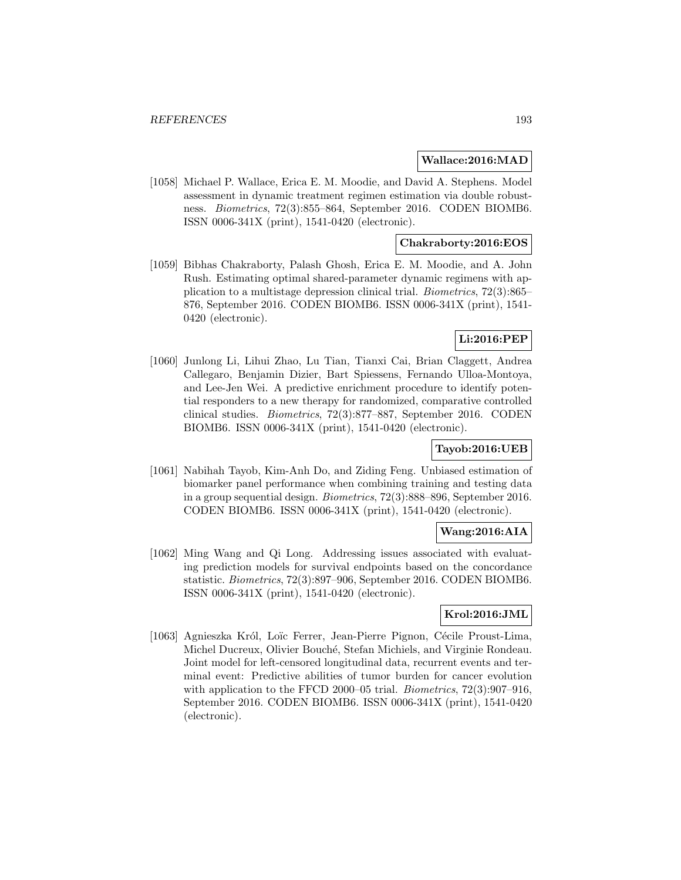**Wallace:2016:MAD**

[1058] Michael P. Wallace, Erica E. M. Moodie, and David A. Stephens. Model assessment in dynamic treatment regimen estimation via double robustness. *Biometrics*, 72(3):855–864, September 2016. CODEN BIOMB6. ISSN 0006-341X (print), 1541-0420 (electronic).

**Chakraborty:2016:EOS**

[1059] Bibhas Chakraborty, Palash Ghosh, Erica E. M. Moodie, and A. John Rush. Estimating optimal shared-parameter dynamic regimens with application to a multistage depression clinical trial. *Biometrics*, 72(3):865–876, September 2016. CODEN BIOMB6. ISSN 0006-341X (print), 1541-0420 (electronic).

**Li:2016:PEP**

[1060] Junlong Li, Lihui Zhao, Lu Tian, Tianxi Cai, Brian Claggett, Andrea Callegaro, Benjamin Dizier, Bart Spiessens, Fernando Ulloa-Montoya, and Lee-Jen Wei. A predictive enrichment procedure to identify potential responders to a new therapy for randomized, comparative controlled clinical studies. *Biometrics*, 72(3):877–887, September 2016. CODEN BIOMB6. ISSN 0006-341X (print), 1541-0420 (electronic).

**Tayob:2016:UEB**

[1061] Nabihah Tayob, Kim-Anh Do, and Ziding Feng. Unbiased estimation of biomarker panel performance when combining training and testing data in a group sequential design. *Biometrics*, 72(3):888–896, September 2016. CODEN BIOMB6. ISSN 0006-341X (print), 1541-0420 (electronic).

**Wang:2016:AIA**

[1062] Ming Wang and Qi Long. Addressing issues associated with evaluating prediction models for survival endpoints based on the concordance statistic. *Biometrics*, 72(3):897–906, September 2016. CODEN BIOMB6. ISSN 0006-341X (print), 1541-0420 (electronic).

**Krol:2016:JML**

[1063] Agnieszka Król, Loïc Ferrer, Jean-Pierre Pignon, Cécile Proust-Lima, Michel Ducreux, Olivier Bouché, Stefan Michiels, and Virginie Rondeau. Joint model for left-censored longitudinal data, recurrent events and terminal event: Predictive abilities of tumor burden for cancer evolution with application to the FFCD 2000–05 trial. *Biometrics*, 72(3):907–916, September 2016. CODEN BIOMB6. ISSN 0006-341X (print), 1541-0420 (electronic).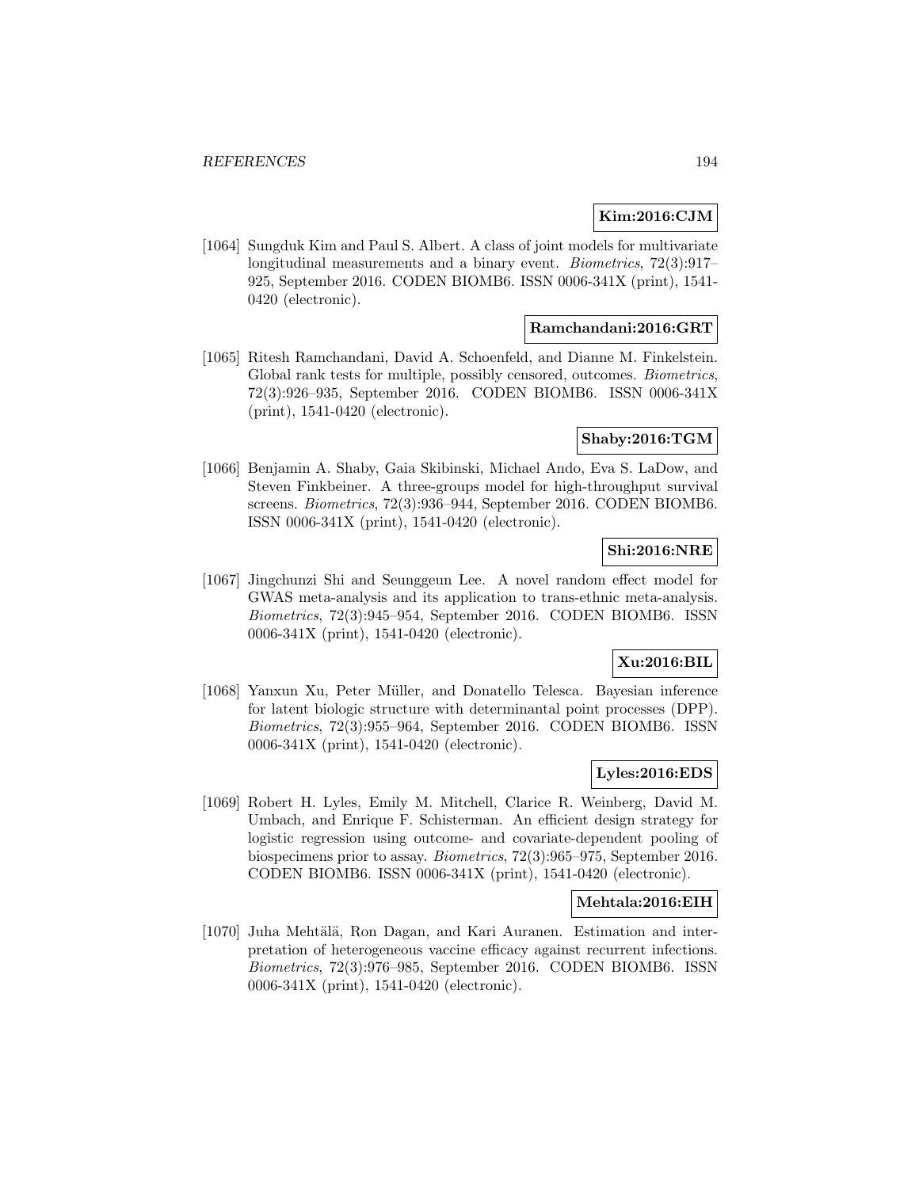**Kim:2016:CJM**

[1064] Sungduk Kim and Paul S. Albert. A class of joint models for multivariate longitudinal measurements and a binary event. *Biometrics*, 72(3):917–925, September 2016. CODEN BIOMB6. ISSN 0006-341X (print), 1541-0420 (electronic).

**Ramchandani:2016:GRT**

[1065] Ritesh Ramchandani, David A. Schoenfeld, and Dianne M. Finkelstein. Global rank tests for multiple, possibly censored, outcomes. *Biometrics*, 72(3):926–935, September 2016. CODEN BIOMB6. ISSN 0006-341X (print), 1541-0420 (electronic).

**Shaby:2016:TGM**

[1066] Benjamin A. Shaby, Gaia Skibinski, Michael Ando, Eva S. LaDow, and Steven Finkbeiner. A three-groups model for high-throughput survival screens. *Biometrics*, 72(3):936–944, September 2016. CODEN BIOMB6. ISSN 0006-341X (print), 1541-0420 (electronic).

**Shi:2016:NRE**

[1067] Jingchunzi Shi and Seunggeun Lee. A novel random effect model for GWAS meta-analysis and its application to trans-ethnic meta-analysis. *Biometrics*, 72(3):945–954, September 2016. CODEN BIOMB6. ISSN 0006-341X (print), 1541-0420 (electronic).

**Xu:2016:BIL**

[1068] Yanxun Xu, Peter Müller, and Donatello Telesca. Bayesian inference for latent biologic structure with determinantal point processes (DPP). *Biometrics*, 72(3):955–964, September 2016. CODEN BIOMB6. ISSN 0006-341X (print), 1541-0420 (electronic).

**Lyles:2016:EDS**

[1069] Robert H. Lyles, Emily M. Mitchell, Clarice R. Weinberg, David M. Umbach, and Enrique F. Schisterman. An efficient design strategy for logistic regression using outcome- and covariate-dependent pooling of biospecimens prior to assay. *Biometrics*, 72(3):965–975, September 2016. CODEN BIOMB6. ISSN 0006-341X (print), 1541-0420 (electronic).

**Mehtala:2016:EIH**

[1070] Juha Mehtälä, Ron Dagan, and Kari Auranen. Estimation and interpretation of heterogeneous vaccine efficacy against recurrent infections. *Biometrics*, 72(3):976–985, September 2016. CODEN BIOMB6. ISSN 0006-341X (print), 1541-0420 (electronic).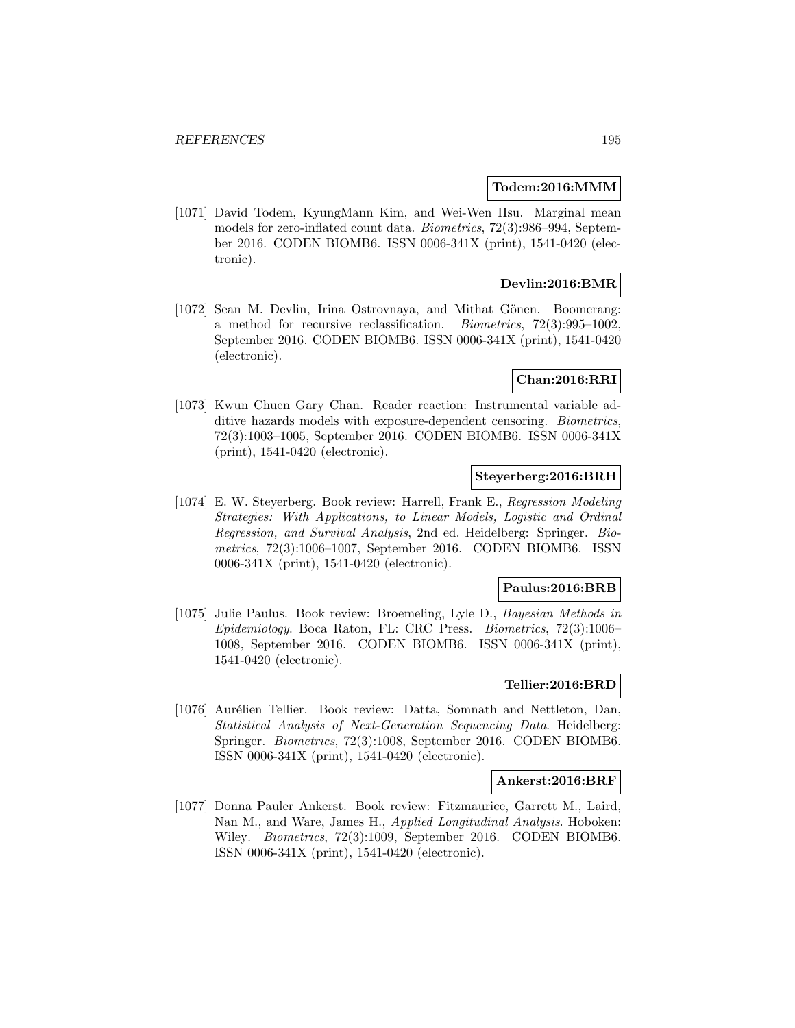**Todem:2016:MMM**

[1071] David Todem, KyungMann Kim, and Wei-Wen Hsu. Marginal mean models for zero-inflated count data. *Biometrics*, 72(3):986–994, September 2016. CODEN BIOMB6. ISSN 0006-341X (print), 1541-0420 (electronic).

**Devlin:2016:BMR**

[1072] Sean M. Devlin, Irina Ostrovnaya, and Mithat Gönen. Boomerang: a method for recursive reclassification. *Biometrics*, 72(3):995–1002, September 2016. CODEN BIOMB6. ISSN 0006-341X (print), 1541-0420 (electronic).

**Chan:2016:RRI**

[1073] Kwun Chuen Gary Chan. Reader reaction: Instrumental variable additive hazards models with exposure-dependent censoring. *Biometrics*, 72(3):1003–1005, September 2016. CODEN BIOMB6. ISSN 0006-341X (print), 1541-0420 (electronic).

**Steyerberg:2016:BRH**

[1074] E. W. Steyerberg. Book review: Harrell, Frank E., *Regression Modeling Strategies: With Applications, to Linear Models, Logistic and Ordinal Regression, and Survival Analysis*, 2nd ed. Heidelberg: Springer. *Biometrics*, 72(3):1006–1007, September 2016. CODEN BIOMB6. ISSN 0006-341X (print), 1541-0420 (electronic).

**Paulus:2016:BRB**

[1075] Julie Paulus. Book review: Broemeling, Lyle D., *Bayesian Methods in Epidemiology*. Boca Raton, FL: CRC Press. *Biometrics*, 72(3):1006–1008, September 2016. CODEN BIOMB6. ISSN 0006-341X (print), 1541-0420 (electronic).

**Tellier:2016:BRD**

[1076] Aurélien Tellier. Book review: Datta, Somnath and Nettleton, Dan, *Statistical Analysis of Next-Generation Sequencing Data*. Heidelberg: Springer. *Biometrics*, 72(3):1008, September 2016. CODEN BIOMB6. ISSN 0006-341X (print), 1541-0420 (electronic).

**Ankerst:2016:BRF**

[1077] Donna Pauler Ankerst. Book review: Fitzmaurice, Garrett M., Laird, Nan M., and Ware, James H., *Applied Longitudinal Analysis*. Hoboken: Wiley. *Biometrics*, 72(3):1009, September 2016. CODEN BIOMB6. ISSN 0006-341X (print), 1541-0420 (electronic).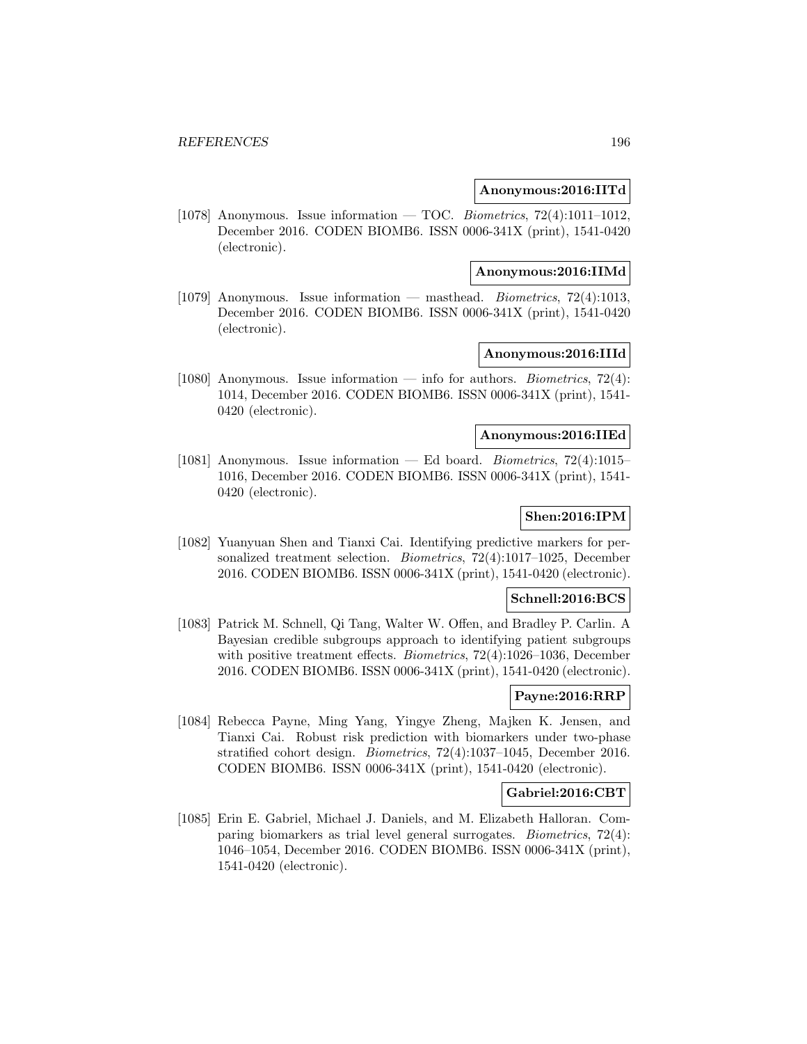**Anonymous:2016:IITd**

[1078] Anonymous. Issue information — TOC. *Biometrics*, 72(4):1011–1012, December 2016. CODEN BIOMB6. ISSN 0006-341X (print), 1541-0420 (electronic).

**Anonymous:2016:IIMd**

[1079] Anonymous. Issue information — masthead. *Biometrics*, 72(4):1013, December 2016. CODEN BIOMB6. ISSN 0006-341X (print), 1541-0420 (electronic).

**Anonymous:2016:IIId**

[1080] Anonymous. Issue information — info for authors. *Biometrics*, 72(4): 1014, December 2016. CODEN BIOMB6. ISSN 0006-341X (print), 1541-0420 (electronic).

**Anonymous:2016:IIEd**

[1081] Anonymous. Issue information — Ed board. *Biometrics*, 72(4):1015–1016, December 2016. CODEN BIOMB6. ISSN 0006-341X (print), 1541-0420 (electronic).

**Shen:2016:IPM**

[1082] Yuanyuan Shen and Tianxi Cai. Identifying predictive markers for personalized treatment selection. *Biometrics*, 72(4):1017–1025, December 2016. CODEN BIOMB6. ISSN 0006-341X (print), 1541-0420 (electronic).

**Schnell:2016:BCS**

[1083] Patrick M. Schnell, Qi Tang, Walter W. Offen, and Bradley P. Carlin. A Bayesian credible subgroups approach to identifying patient subgroups with positive treatment effects. *Biometrics*, 72(4):1026–1036, December 2016. CODEN BIOMB6. ISSN 0006-341X (print), 1541-0420 (electronic).

**Payne:2016:RRP**

[1084] Rebecca Payne, Ming Yang, Yingye Zheng, Majken K. Jensen, and Tianxi Cai. Robust risk prediction with biomarkers under two-phase stratified cohort design. *Biometrics*, 72(4):1037–1045, December 2016. CODEN BIOMB6. ISSN 0006-341X (print), 1541-0420 (electronic).

**Gabriel:2016:CBT**

[1085] Erin E. Gabriel, Michael J. Daniels, and M. Elizabeth Halloran. Comparing biomarkers as trial level general surrogates. *Biometrics*, 72(4): 1046–1054, December 2016. CODEN BIOMB6. ISSN 0006-341X (print), 1541-0420 (electronic).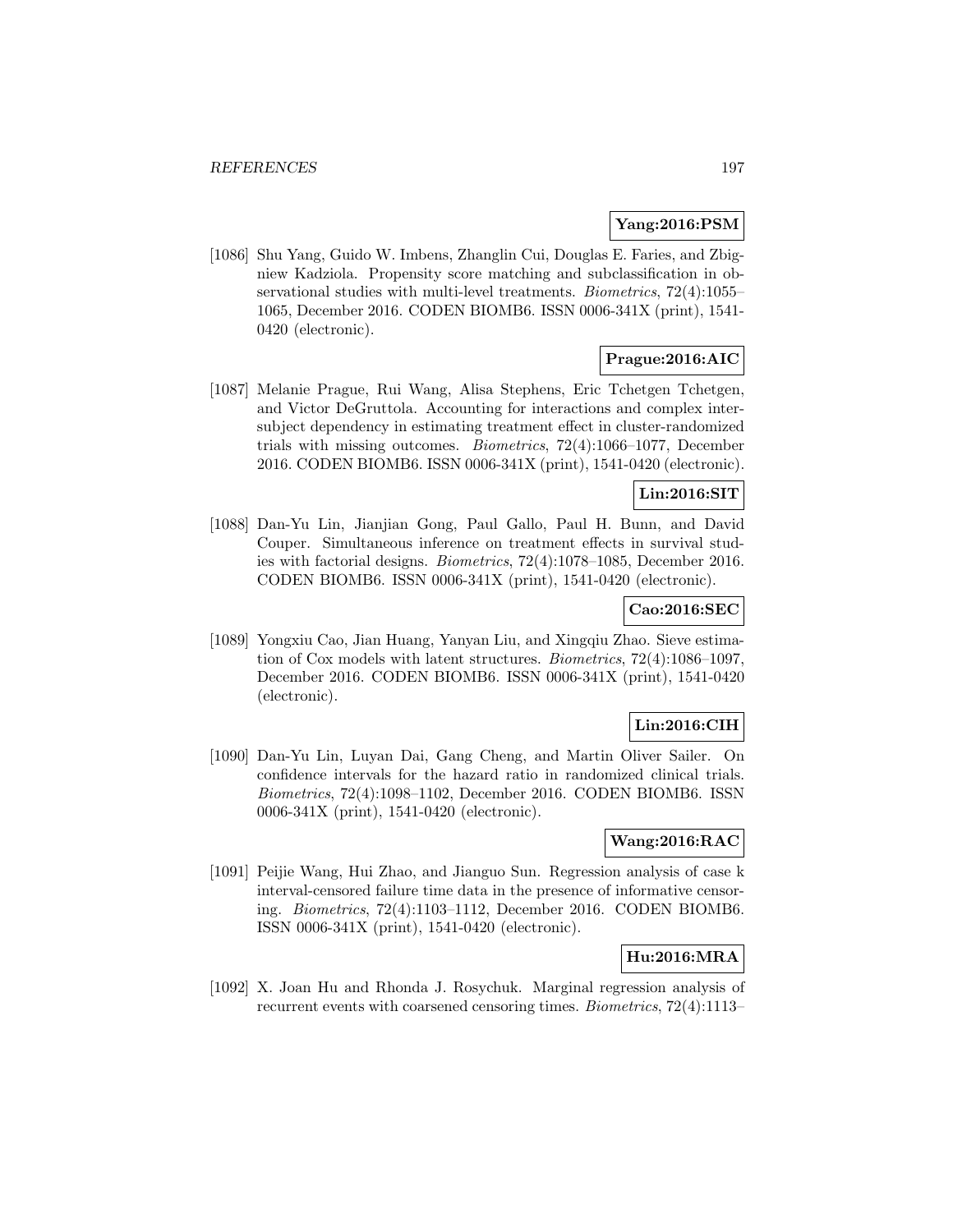**Yang:2016:PSM**

[1086] Shu Yang, Guido W. Imbens, Zhanglin Cui, Douglas E. Faries, and Zbigniew Kadziola. Propensity score matching and subclassification in observational studies with multi-level treatments. *Biometrics*, 72(4):1055–1065, December 2016. CODEN BIOMB6. ISSN 0006-341X (print), 1541-0420 (electronic).

**Prague:2016:AIC**

[1087] Melanie Prague, Rui Wang, Alisa Stephens, Eric Tchetgen Tchetgen, and Victor DeGruttola. Accounting for interactions and complex intersubject dependency in estimating treatment effect in cluster-randomized trials with missing outcomes. *Biometrics*, 72(4):1066–1077, December 2016. CODEN BIOMB6. ISSN 0006-341X (print), 1541-0420 (electronic).

**Lin:2016:SIT**

[1088] Dan-Yu Lin, Jianjian Gong, Paul Gallo, Paul H. Bunn, and David Couper. Simultaneous inference on treatment effects in survival studies with factorial designs. *Biometrics*, 72(4):1078–1085, December 2016. CODEN BIOMB6. ISSN 0006-341X (print), 1541-0420 (electronic).

**Cao:2016:SEC**

[1089] Yongxiu Cao, Jian Huang, Yanyan Liu, and Xingqiu Zhao. Sieve estimation of Cox models with latent structures. *Biometrics*, 72(4):1086–1097, December 2016. CODEN BIOMB6. ISSN 0006-341X (print), 1541-0420 (electronic).

**Lin:2016:CIH**

[1090] Dan-Yu Lin, Luyan Dai, Gang Cheng, and Martin Oliver Sailer. On confidence intervals for the hazard ratio in randomized clinical trials. *Biometrics*, 72(4):1098–1102, December 2016. CODEN BIOMB6. ISSN 0006-341X (print), 1541-0420 (electronic).

**Wang:2016:RAC**

[1091] Peijie Wang, Hui Zhao, and Jianguo Sun. Regression analysis of case k interval-censored failure time data in the presence of informative censoring. *Biometrics*, 72(4):1103–1112, December 2016. CODEN BIOMB6. ISSN 0006-341X (print), 1541-0420 (electronic).

**Hu:2016:MRA**

[1092] X. Joan Hu and Rhonda J. Rosychuk. Marginal regression analysis of recurrent events with coarsened censoring times. *Biometrics*, 72(4):1113–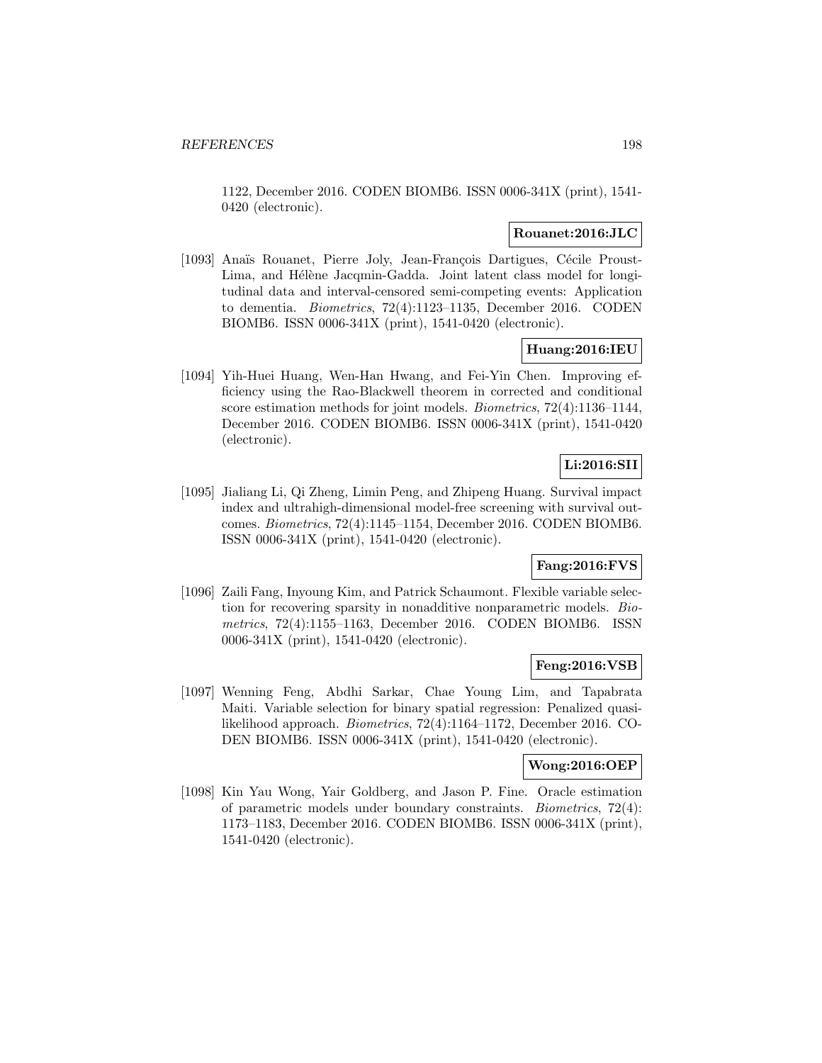1122, December 2016. CODEN BIOMB6. ISSN 0006-341X (print), 1541-0420 (electronic).

**Rouanet:2016:JLC**

[1093] Anaïs Rouanet, Pierre Joly, Jean-François Dartigues, Cécile Proust-Lima, and Hélène Jacqmin-Gadda. Joint latent class model for longitudinal data and interval-censored semi-competing events: Application to dementia. *Biometrics*, 72(4):1123–1135, December 2016. CODEN BIOMB6. ISSN 0006-341X (print), 1541-0420 (electronic).

**Huang:2016:IEU**

[1094] Yih-Huei Huang, Wen-Han Hwang, and Fei-Yin Chen. Improving efficiency using the Rao-Blackwell theorem in corrected and conditional score estimation methods for joint models. *Biometrics*, 72(4):1136–1144, December 2016. CODEN BIOMB6. ISSN 0006-341X (print), 1541-0420 (electronic).

**Li:2016:SII**

[1095] Jialiang Li, Qi Zheng, Limin Peng, and Zhipeng Huang. Survival impact index and ultrahigh-dimensional model-free screening with survival outcomes. *Biometrics*, 72(4):1145–1154, December 2016. CODEN BIOMB6. ISSN 0006-341X (print), 1541-0420 (electronic).

**Fang:2016:FVS**

[1096] Zaili Fang, Inyoung Kim, and Patrick Schaumont. Flexible variable selection for recovering sparsity in nonadditive nonparametric models. *Biometrics*, 72(4):1155–1163, December 2016. CODEN BIOMB6. ISSN 0006-341X (print), 1541-0420 (electronic).

**Feng:2016:VSB**

[1097] Wenning Feng, Abdhi Sarkar, Chae Young Lim, and Tapabrata Maiti. Variable selection for binary spatial regression: Penalized quasi-likelihood approach. *Biometrics*, 72(4):1164–1172, December 2016. CODEN BIOMB6. ISSN 0006-341X (print), 1541-0420 (electronic).

**Wong:2016:OEP**

[1098] Kin Yau Wong, Yair Goldberg, and Jason P. Fine. Oracle estimation of parametric models under boundary constraints. *Biometrics*, 72(4): 1173–1183, December 2016. CODEN BIOMB6. ISSN 0006-341X (print), 1541-0420 (electronic).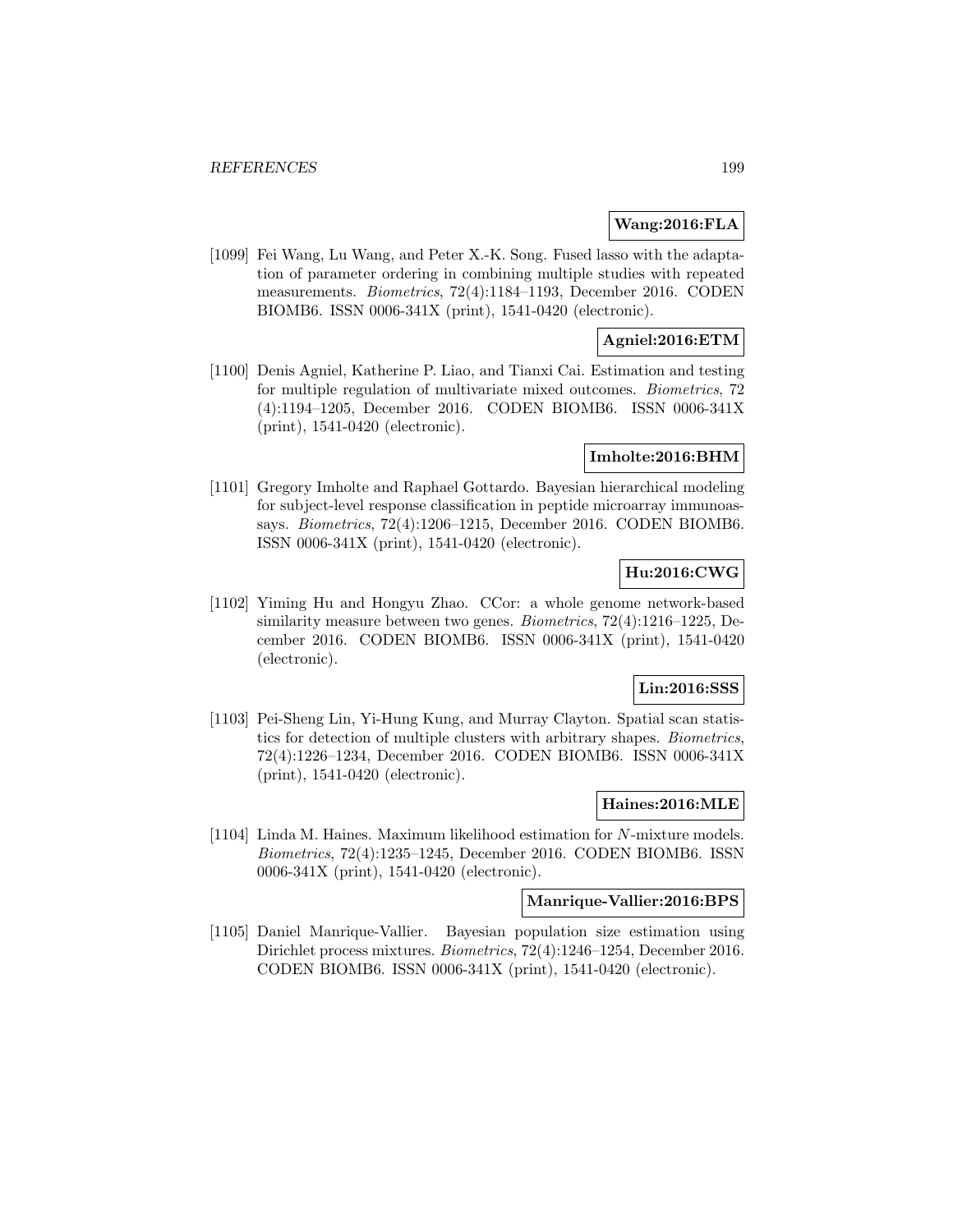**Wang:2016:FLA**

[1099] Fei Wang, Lu Wang, and Peter X.-K. Song. Fused lasso with the adaptation of parameter ordering in combining multiple studies with repeated measurements. *Biometrics*, 72(4):1184–1193, December 2016. CODEN BIOMB6. ISSN 0006-341X (print), 1541-0420 (electronic).

**Agniel:2016:ETM**

[1100] Denis Agniel, Katherine P. Liao, and Tianxi Cai. Estimation and testing for multiple regulation of multivariate mixed outcomes. *Biometrics*, 72 (4):1194–1205, December 2016. CODEN BIOMB6. ISSN 0006-341X (print), 1541-0420 (electronic).

**Imholte:2016:BHM**

[1101] Gregory Imholte and Raphael Gottardo. Bayesian hierarchical modeling for subject-level response classification in peptide microarray immunoassays. *Biometrics*, 72(4):1206–1215, December 2016. CODEN BIOMB6. ISSN 0006-341X (print), 1541-0420 (electronic).

**Hu:2016:CWG**

[1102] Yiming Hu and Hongyu Zhao. CCor: a whole genome network-based similarity measure between two genes. *Biometrics*, 72(4):1216–1225, December 2016. CODEN BIOMB6. ISSN 0006-341X (print), 1541-0420 (electronic).

**Lin:2016:SSS**

[1103] Pei-Sheng Lin, Yi-Hung Kung, and Murray Clayton. Spatial scan statistics for detection of multiple clusters with arbitrary shapes. *Biometrics*, 72(4):1226–1234, December 2016. CODEN BIOMB6. ISSN 0006-341X (print), 1541-0420 (electronic).

**Haines:2016:MLE**

[1104] Linda M. Haines. Maximum likelihood estimation for $N$-mixture models. *Biometrics*, 72(4):1235–1245, December 2016. CODEN BIOMB6. ISSN 0006-341X (print), 1541-0420 (electronic).

**Manrique-Vallier:2016:BPS**

[1105] Daniel Manrique-Vallier. Bayesian population size estimation using Dirichlet process mixtures. *Biometrics*, 72(4):1246–1254, December 2016. CODEN BIOMB6. ISSN 0006-341X (print), 1541-0420 (electronic).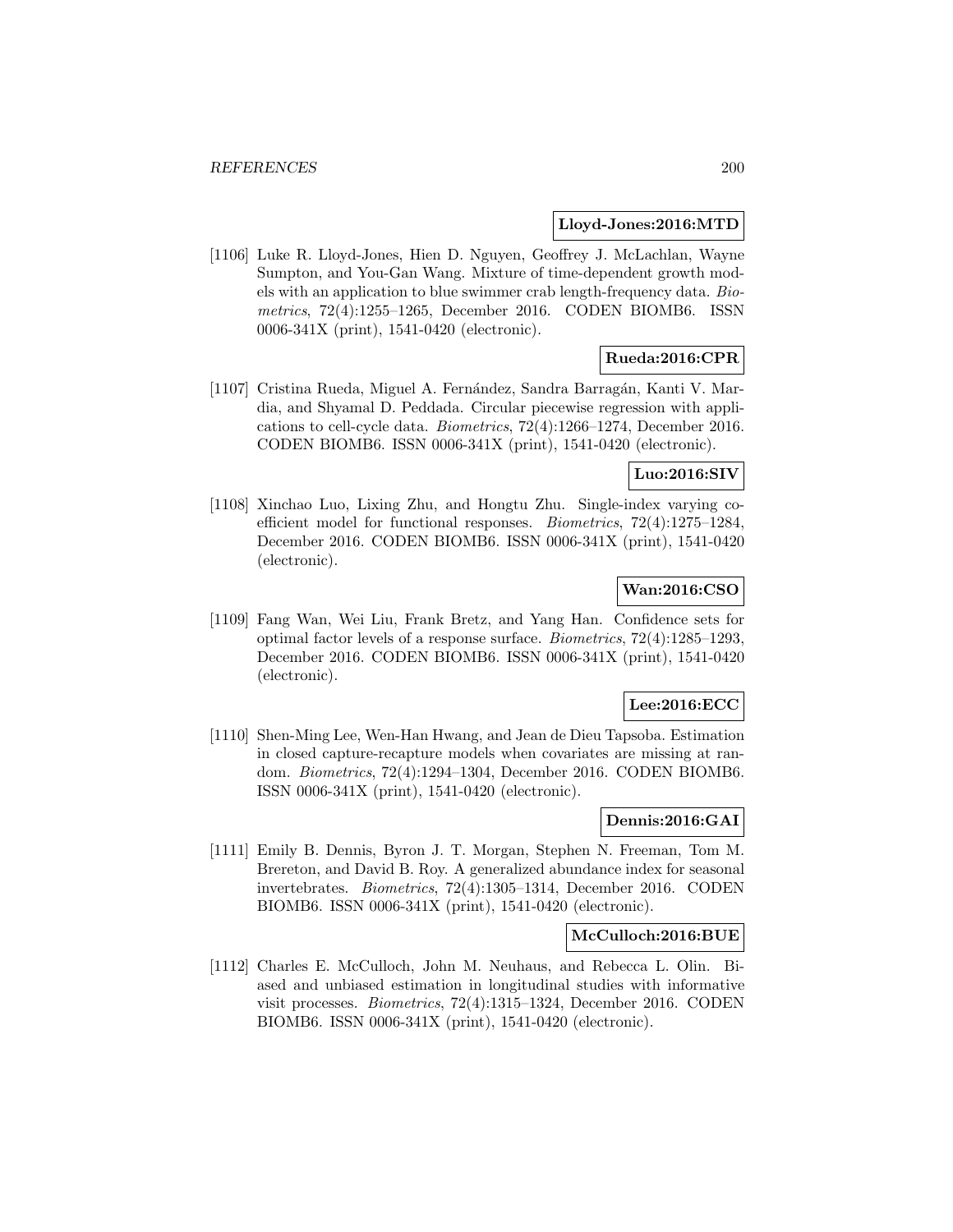**Lloyd-Jones:2016:MTD**

[1106] Luke R. Lloyd-Jones, Hien D. Nguyen, Geoffrey J. McLachlan, Wayne Sumpton, and You-Gan Wang. Mixture of time-dependent growth models with an application to blue swimmer crab length-frequency data. *Biometrics*, 72(4):1255–1265, December 2016. CODEN BIOMB6. ISSN 0006-341X (print), 1541-0420 (electronic).

**Rueda:2016:CPR**

[1107] Cristina Rueda, Miguel A. Fernández, Sandra Barragán, Kanti V. Mardia, and Shyamal D. Peddada. Circular piecewise regression with applications to cell-cycle data. *Biometrics*, 72(4):1266–1274, December 2016. CODEN BIOMB6. ISSN 0006-341X (print), 1541-0420 (electronic).

**Luo:2016:SIV**

[1108] Xinchao Luo, Lixing Zhu, and Hongtu Zhu. Single-index varying coefficient model for functional responses. *Biometrics*, 72(4):1275–1284, December 2016. CODEN BIOMB6. ISSN 0006-341X (print), 1541-0420 (electronic).

**Wan:2016:CSO**

[1109] Fang Wan, Wei Liu, Frank Bretz, and Yang Han. Confidence sets for optimal factor levels of a response surface. *Biometrics*, 72(4):1285–1293, December 2016. CODEN BIOMB6. ISSN 0006-341X (print), 1541-0420 (electronic).

**Lee:2016:ECC**

[1110] Shen-Ming Lee, Wen-Han Hwang, and Jean de Dieu Tapsoba. Estimation in closed capture-recapture models when covariates are missing at random. *Biometrics*, 72(4):1294–1304, December 2016. CODEN BIOMB6. ISSN 0006-341X (print), 1541-0420 (electronic).

**Dennis:2016:GAI**

[1111] Emily B. Dennis, Byron J. T. Morgan, Stephen N. Freeman, Tom M. Brereton, and David B. Roy. A generalized abundance index for seasonal invertebrates. *Biometrics*, 72(4):1305–1314, December 2016. CODEN BIOMB6. ISSN 0006-341X (print), 1541-0420 (electronic).

**McCulloch:2016:BUE**

[1112] Charles E. McCulloch, John M. Neuhaus, and Rebecca L. Olin. Biased and unbiased estimation in longitudinal studies with informative visit processes. *Biometrics*, 72(4):1315–1324, December 2016. CODEN BIOMB6. ISSN 0006-341X (print), 1541-0420 (electronic).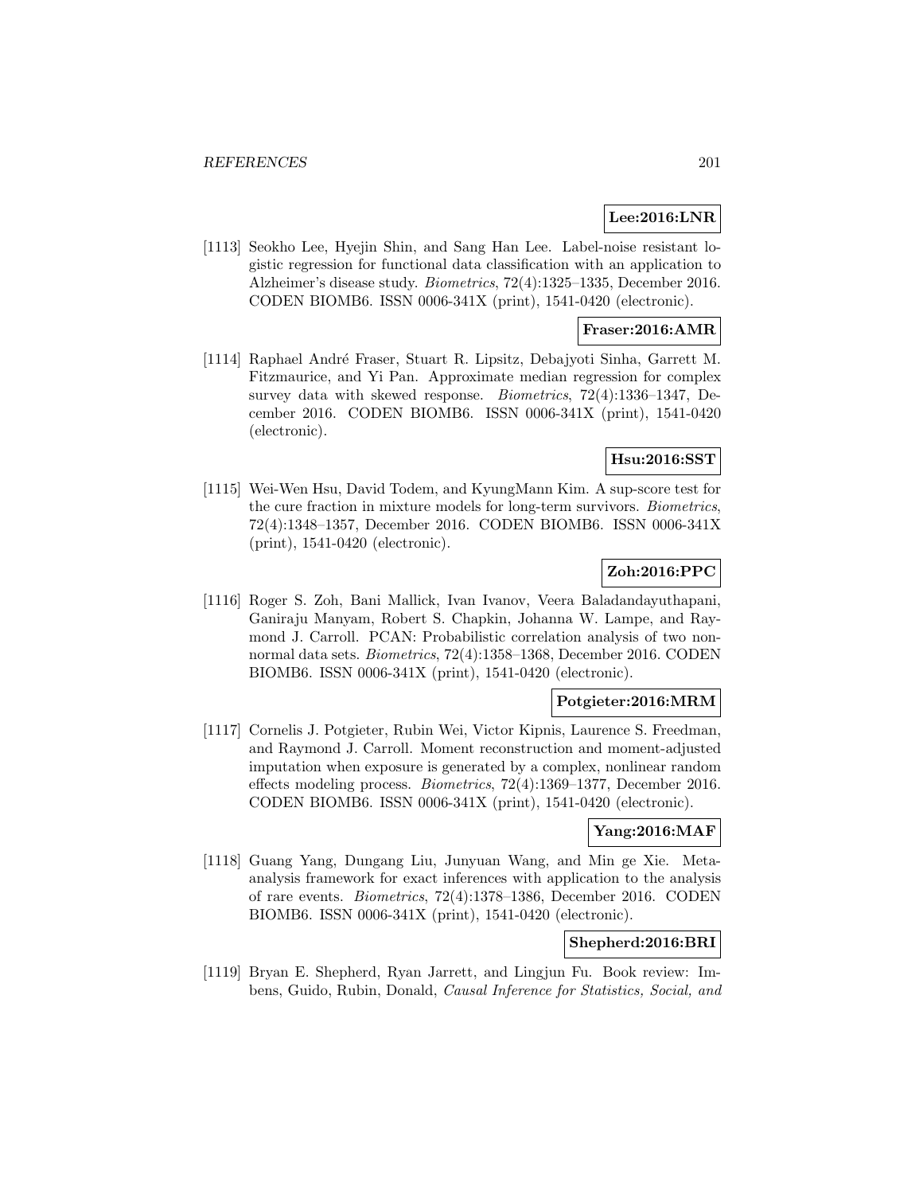**Lee:2016:LNR**

[1113] Seokho Lee, Hyejin Shin, and Sang Han Lee. Label-noise resistant logistic regression for functional data classification with an application to Alzheimer's disease study. *Biometrics*, 72(4):1325–1335, December 2016. CODEN BIOMB6. ISSN 0006-341X (print), 1541-0420 (electronic).

**Fraser:2016:AMR**

[1114] Raphael André Fraser, Stuart R. Lipsitz, Debajyoti Sinha, Garrett M. Fitzmaurice, and Yi Pan. Approximate median regression for complex survey data with skewed response. *Biometrics*, 72(4):1336–1347, December 2016. CODEN BIOMB6. ISSN 0006-341X (print), 1541-0420 (electronic).

**Hsu:2016:SST**

[1115] Wei-Wen Hsu, David Todem, and KyungMann Kim. A sup-score test for the cure fraction in mixture models for long-term survivors. *Biometrics*, 72(4):1348–1357, December 2016. CODEN BIOMB6. ISSN 0006-341X (print), 1541-0420 (electronic).

**Zoh:2016:PPC**

[1116] Roger S. Zoh, Bani Mallick, Ivan Ivanov, Veera Baladandayuthapani, Ganiraju Manyam, Robert S. Chapkin, Johanna W. Lampe, and Raymond J. Carroll. PCAN: Probabilistic correlation analysis of two non-normal data sets. *Biometrics*, 72(4):1358–1368, December 2016. CODEN BIOMB6. ISSN 0006-341X (print), 1541-0420 (electronic).

**Potgieter:2016:MRM**

[1117] Cornelis J. Potgieter, Rubin Wei, Victor Kipnis, Laurence S. Freedman, and Raymond J. Carroll. Moment reconstruction and moment-adjusted imputation when exposure is generated by a complex, nonlinear random effects modeling process. *Biometrics*, 72(4):1369–1377, December 2016. CODEN BIOMB6. ISSN 0006-341X (print), 1541-0420 (electronic).

**Yang:2016:MAF**

[1118] Guang Yang, Dungang Liu, Junyuan Wang, and Min ge Xie. Meta-analysis framework for exact inferences with application to the analysis of rare events. *Biometrics*, 72(4):1378–1386, December 2016. CODEN BIOMB6. ISSN 0006-341X (print), 1541-0420 (electronic).

**Shepherd:2016:BRI**

[1119] Bryan E. Shepherd, Ryan Jarrett, and Lingjun Fu. Book review: Imbens, Guido, Rubin, Donald, *Causal Inference for Statistics, Social, and*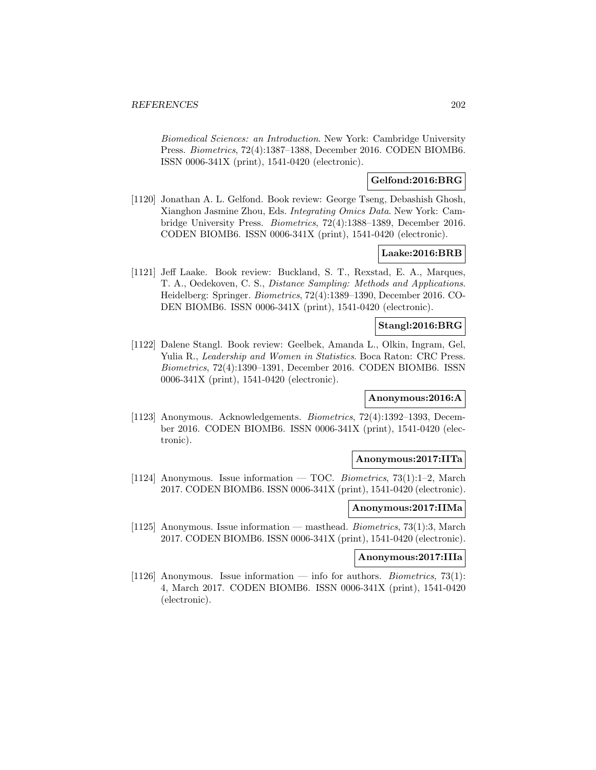*Biomedical Sciences: an Introduction*. New York: Cambridge University Press. *Biometrics*, 72(4):1387–1388, December 2016. CODEN BIOMB6. ISSN 0006-341X (print), 1541-0420 (electronic).

**Gelfond:2016:BRG**

[1120] Jonathan A. L. Gelfond. Book review: George Tseng, Debashish Ghosh, Xianghon Jasmine Zhou, Eds. *Integrating Omics Data*. New York: Cambridge University Press. *Biometrics*, 72(4):1388–1389, December 2016. CODEN BIOMB6. ISSN 0006-341X (print), 1541-0420 (electronic).

**Laake:2016:BRB**

[1121] Jeff Laake. Book review: Buckland, S. T., Rexstad, E. A., Marques, T. A., Oedekoven, C. S., *Distance Sampling: Methods and Applications*. Heidelberg: Springer. *Biometrics*, 72(4):1389–1390, December 2016. CODEN BIOMB6. ISSN 0006-341X (print), 1541-0420 (electronic).

**Stangl:2016:BRG**

[1122] Dalene Stangl. Book review: Geelbek, Amanda L., Olkin, Ingram, Gel, Yulia R., *Leadership and Women in Statistics*. Boca Raton: CRC Press. *Biometrics*, 72(4):1390–1391, December 2016. CODEN BIOMB6. ISSN 0006-341X (print), 1541-0420 (electronic).

**Anonymous:2016:A**

[1123] Anonymous. Acknowledgements. *Biometrics*, 72(4):1392–1393, December 2016. CODEN BIOMB6. ISSN 0006-341X (print), 1541-0420 (electronic).

**Anonymous:2017:IITa**

[1124] Anonymous. Issue information — TOC. *Biometrics*, 73(1):1–2, March 2017. CODEN BIOMB6. ISSN 0006-341X (print), 1541-0420 (electronic).

**Anonymous:2017:IIMa**

[1125] Anonymous. Issue information — masthead. *Biometrics*, 73(1):3, March 2017. CODEN BIOMB6. ISSN 0006-341X (print), 1541-0420 (electronic).

**Anonymous:2017:IIIa**

[1126] Anonymous. Issue information — info for authors. *Biometrics*, 73(1): 4, March 2017. CODEN BIOMB6. ISSN 0006-341X (print), 1541-0420 (electronic).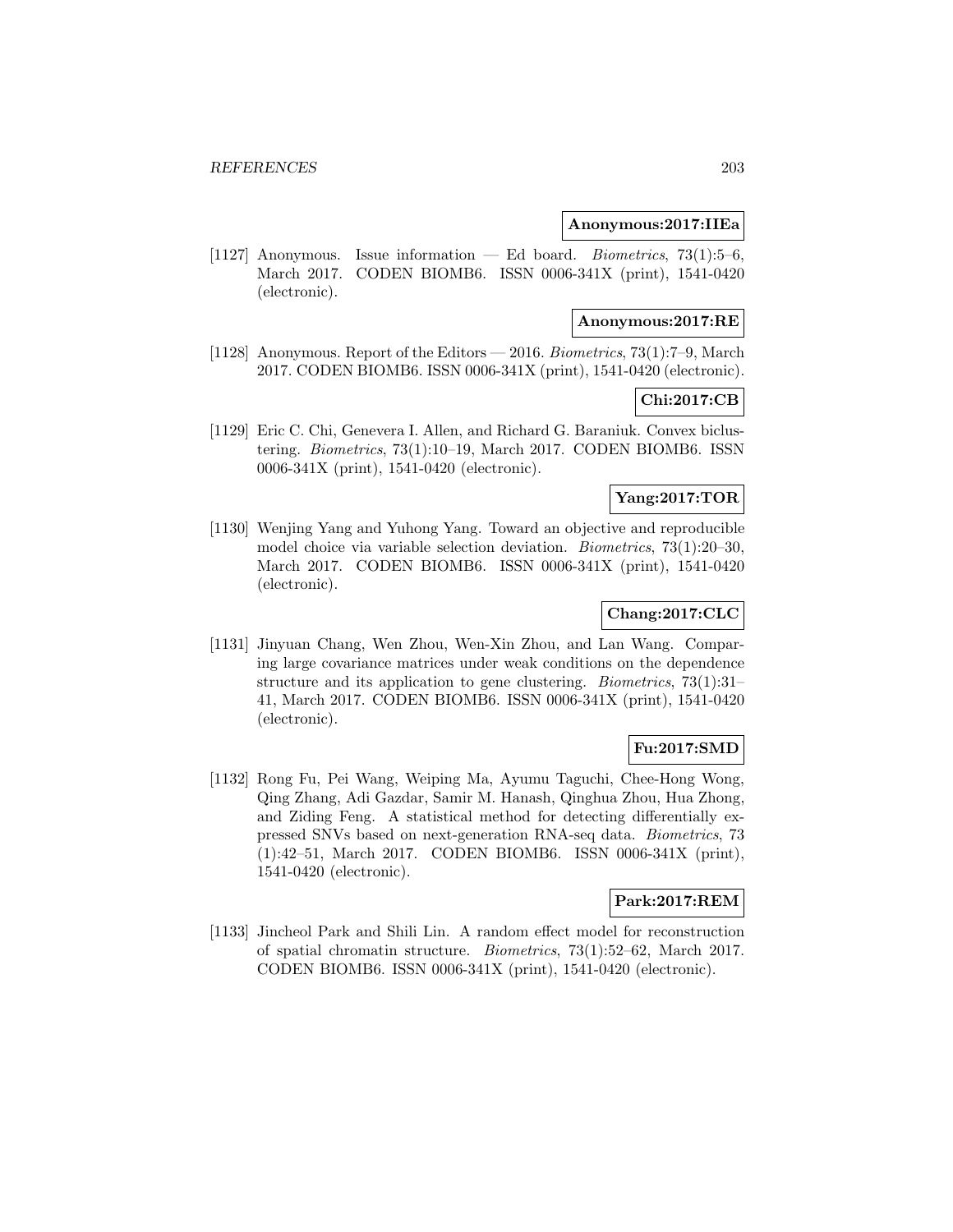**Anonymous:2017:IIEa**

[1127] Anonymous. Issue information — Ed board. *Biometrics*, 73(1):5–6, March 2017. CODEN BIOMB6. ISSN 0006-341X (print), 1541-0420 (electronic).

**Anonymous:2017:RE**

[1128] Anonymous. Report of the Editors — 2016. *Biometrics*, 73(1):7–9, March 2017. CODEN BIOMB6. ISSN 0006-341X (print), 1541-0420 (electronic).

**Chi:2017:CB**

[1129] Eric C. Chi, Genevera I. Allen, and Richard G. Baraniuk. Convex biclustering. *Biometrics*, 73(1):10–19, March 2017. CODEN BIOMB6. ISSN 0006-341X (print), 1541-0420 (electronic).

**Yang:2017:TOR**

[1130] Wenjing Yang and Yuhong Yang. Toward an objective and reproducible model choice via variable selection deviation. *Biometrics*, 73(1):20–30, March 2017. CODEN BIOMB6. ISSN 0006-341X (print), 1541-0420 (electronic).

**Chang:2017:CLC**

[1131] Jinyuan Chang, Wen Zhou, Wen-Xin Zhou, and Lan Wang. Comparing large covariance matrices under weak conditions on the dependence structure and its application to gene clustering. *Biometrics*, 73(1):31–41, March 2017. CODEN BIOMB6. ISSN 0006-341X (print), 1541-0420 (electronic).

**Fu:2017:SMD**

[1132] Rong Fu, Pei Wang, Weiping Ma, Ayumu Taguchi, Chee-Hong Wong, Qing Zhang, Adi Gazdar, Samir M. Hanash, Qinghua Zhou, Hua Zhong, and Ziding Feng. A statistical method for detecting differentially expressed SNVs based on next-generation RNA-seq data. *Biometrics*, 73 (1):42–51, March 2017. CODEN BIOMB6. ISSN 0006-341X (print), 1541-0420 (electronic).

**Park:2017:REM**

[1133] Jincheol Park and Shili Lin. A random effect model for reconstruction of spatial chromatin structure. *Biometrics*, 73(1):52–62, March 2017. CODEN BIOMB6. ISSN 0006-341X (print), 1541-0420 (electronic).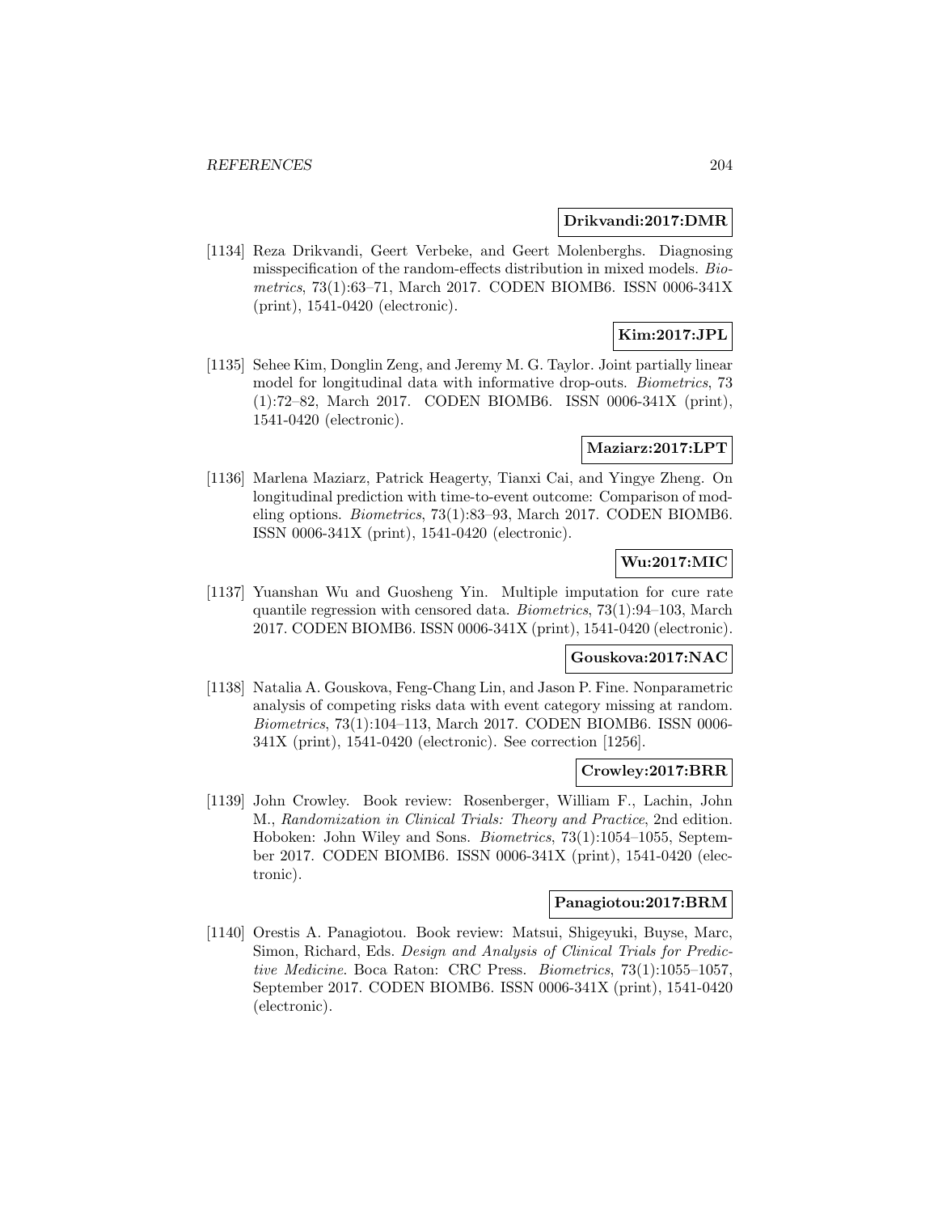**Drikvandi:2017:DMR**

[1134] Reza Drikvandi, Geert Verbeke, and Geert Molenberghs. Diagnosing misspecification of the random-effects distribution in mixed models. *Biometrics*, 73(1):63–71, March 2017. CODEN BIOMB6. ISSN 0006-341X (print), 1541-0420 (electronic).

**Kim:2017:JPL**

[1135] Sehee Kim, Donglin Zeng, and Jeremy M. G. Taylor. Joint partially linear model for longitudinal data with informative drop-outs. *Biometrics*, 73 (1):72–82, March 2017. CODEN BIOMB6. ISSN 0006-341X (print), 1541-0420 (electronic).

**Maziarz:2017:LPT**

[1136] Marlena Maziarz, Patrick Heagerty, Tianxi Cai, and Yingye Zheng. On longitudinal prediction with time-to-event outcome: Comparison of modeling options. *Biometrics*, 73(1):83–93, March 2017. CODEN BIOMB6. ISSN 0006-341X (print), 1541-0420 (electronic).

**Wu:2017:MIC**

[1137] Yuanshan Wu and Guosheng Yin. Multiple imputation for cure rate quantile regression with censored data. *Biometrics*, 73(1):94–103, March 2017. CODEN BIOMB6. ISSN 0006-341X (print), 1541-0420 (electronic).

**Gouskova:2017:NAC**

[1138] Natalia A. Gouskova, Feng-Chang Lin, and Jason P. Fine. Nonparametric analysis of competing risks data with event category missing at random. *Biometrics*, 73(1):104–113, March 2017. CODEN BIOMB6. ISSN 0006-341X (print), 1541-0420 (electronic). See correction [1256].

**Crowley:2017:BRR**

[1139] John Crowley. Book review: Rosenberger, William F., Lachin, John M., *Randomization in Clinical Trials: Theory and Practice*, 2nd edition. Hoboken: John Wiley and Sons. *Biometrics*, 73(1):1054–1055, September 2017. CODEN BIOMB6. ISSN 0006-341X (print), 1541-0420 (electronic).

**Panagiotou:2017:BRM**

[1140] Orestis A. Panagiotou. Book review: Matsui, Shigeyuki, Buyse, Marc, Simon, Richard, Eds. *Design and Analysis of Clinical Trials for Predictive Medicine*. Boca Raton: CRC Press. *Biometrics*, 73(1):1055–1057, September 2017. CODEN BIOMB6. ISSN 0006-341X (print), 1541-0420 (electronic).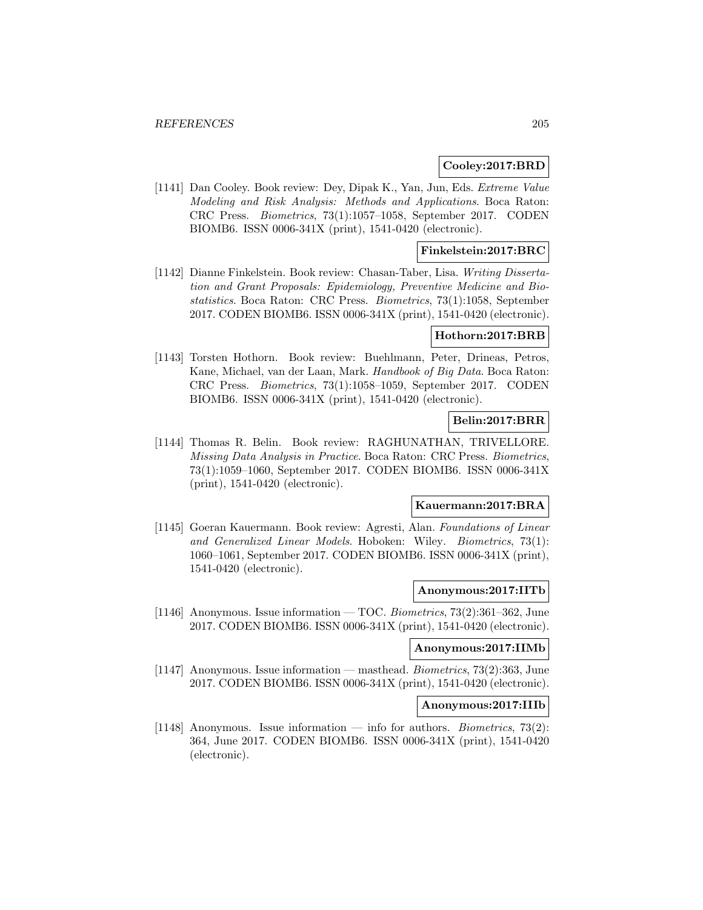**Cooley:2017:BRD**

[1141] Dan Cooley. Book review: Dey, Dipak K., Yan, Jun, Eds. *Extreme Value Modeling and Risk Analysis: Methods and Applications*. Boca Raton: CRC Press. *Biometrics*, 73(1):1057–1058, September 2017. CODEN BIOMB6. ISSN 0006-341X (print), 1541-0420 (electronic).

**Finkelstein:2017:BRC**

[1142] Dianne Finkelstein. Book review: Chasan-Taber, Lisa. *Writing Dissertation and Grant Proposals: Epidemiology, Preventive Medicine and Biostatistics*. Boca Raton: CRC Press. *Biometrics*, 73(1):1058, September 2017. CODEN BIOMB6. ISSN 0006-341X (print), 1541-0420 (electronic).

**Hothorn:2017:BRB**

[1143] Torsten Hothorn. Book review: Buehlmann, Peter, Drineas, Petros, Kane, Michael, van der Laan, Mark. *Handbook of Big Data*. Boca Raton: CRC Press. *Biometrics*, 73(1):1058–1059, September 2017. CODEN BIOMB6. ISSN 0006-341X (print), 1541-0420 (electronic).

**Belin:2017:BRR**

[1144] Thomas R. Belin. Book review: RAGHUNATHAN, TRIVELLORE. *Missing Data Analysis in Practice*. Boca Raton: CRC Press. *Biometrics*, 73(1):1059–1060, September 2017. CODEN BIOMB6. ISSN 0006-341X (print), 1541-0420 (electronic).

**Kauermann:2017:BRA**

[1145] Goeran Kauermann. Book review: Agresti, Alan. *Foundations of Linear and Generalized Linear Models*. Hoboken: Wiley. *Biometrics*, 73(1): 1060–1061, September 2017. CODEN BIOMB6. ISSN 0006-341X (print), 1541-0420 (electronic).

**Anonymous:2017:IITb**

[1146] Anonymous. Issue information — TOC. *Biometrics*, 73(2):361–362, June 2017. CODEN BIOMB6. ISSN 0006-341X (print), 1541-0420 (electronic).

**Anonymous:2017:IIMb**

[1147] Anonymous. Issue information — masthead. *Biometrics*, 73(2):363, June 2017. CODEN BIOMB6. ISSN 0006-341X (print), 1541-0420 (electronic).

**Anonymous:2017:IIIb**

[1148] Anonymous. Issue information — info for authors. *Biometrics*, 73(2): 364, June 2017. CODEN BIOMB6. ISSN 0006-341X (print), 1541-0420 (electronic).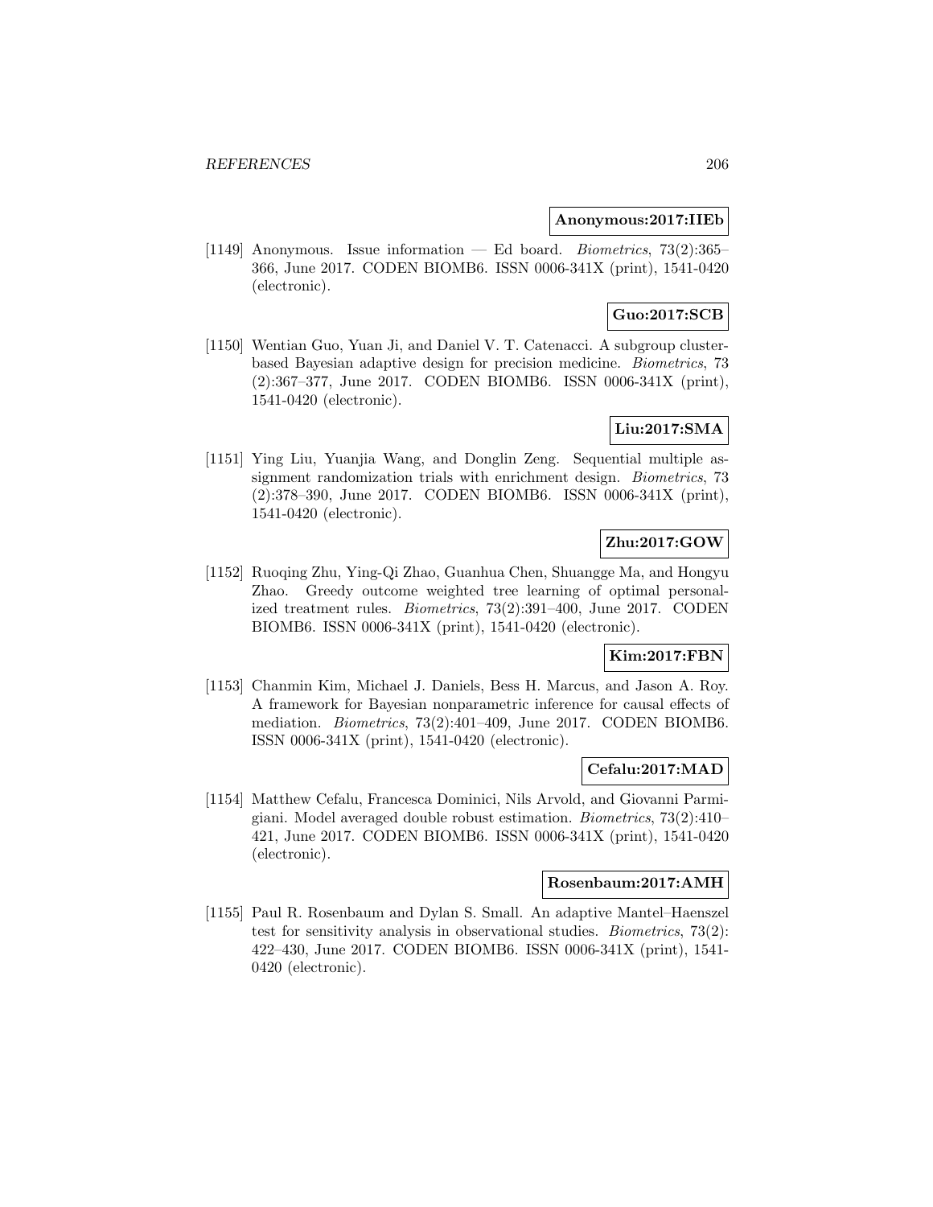**Anonymous:2017:IIEb**

[1149] Anonymous. Issue information — Ed board. *Biometrics*, 73(2):365–366, June 2017. CODEN BIOMB6. ISSN 0006-341X (print), 1541-0420 (electronic).

**Guo:2017:SCB**

[1150] Wentian Guo, Yuan Ji, and Daniel V. T. Catenacci. A subgroup cluster-based Bayesian adaptive design for precision medicine. *Biometrics*, 73 (2):367–377, June 2017. CODEN BIOMB6. ISSN 0006-341X (print), 1541-0420 (electronic).

**Liu:2017:SMA**

[1151] Ying Liu, Yuanjia Wang, and Donglin Zeng. Sequential multiple assignment randomization trials with enrichment design. *Biometrics*, 73 (2):378–390, June 2017. CODEN BIOMB6. ISSN 0006-341X (print), 1541-0420 (electronic).

**Zhu:2017:GOW**

[1152] Ruoqing Zhu, Ying-Qi Zhao, Guanhua Chen, Shuangge Ma, and Hongyu Zhao. Greedy outcome weighted tree learning of optimal personalized treatment rules. *Biometrics*, 73(2):391–400, June 2017. CODEN BIOMB6. ISSN 0006-341X (print), 1541-0420 (electronic).

**Kim:2017:FBN**

[1153] Chanmin Kim, Michael J. Daniels, Bess H. Marcus, and Jason A. Roy. A framework for Bayesian nonparametric inference for causal effects of mediation. *Biometrics*, 73(2):401–409, June 2017. CODEN BIOMB6. ISSN 0006-341X (print), 1541-0420 (electronic).

**Cefalu:2017:MAD**

[1154] Matthew Cefalu, Francesca Dominici, Nils Arvold, and Giovanni Parmigiani. Model averaged double robust estimation. *Biometrics*, 73(2):410–421, June 2017. CODEN BIOMB6. ISSN 0006-341X (print), 1541-0420 (electronic).

**Rosenbaum:2017:AMH**

[1155] Paul R. Rosenbaum and Dylan S. Small. An adaptive Mantel–Haenszel test for sensitivity analysis in observational studies. *Biometrics*, 73(2): 422–430, June 2017. CODEN BIOMB6. ISSN 0006-341X (print), 1541-0420 (electronic).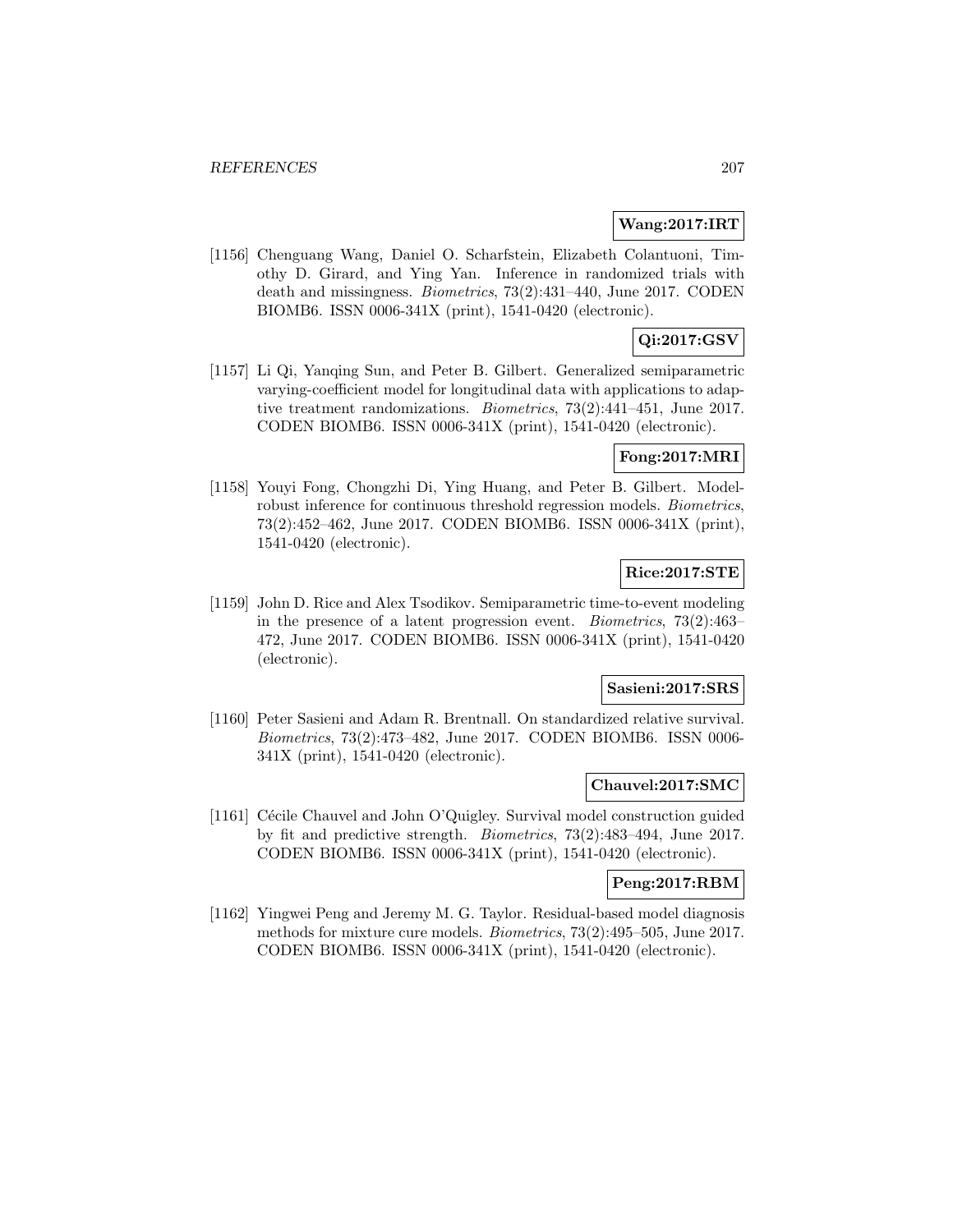**Wang:2017:IRT**

[1156] Chenguang Wang, Daniel O. Scharfstein, Elizabeth Colantuoni, Timothy D. Girard, and Ying Yan. Inference in randomized trials with death and missingness. *Biometrics*, 73(2):431–440, June 2017. CODEN BIOMB6. ISSN 0006-341X (print), 1541-0420 (electronic).

**Qi:2017:GSV**

[1157] Li Qi, Yanqing Sun, and Peter B. Gilbert. Generalized semiparametric varying-coefficient model for longitudinal data with applications to adaptive treatment randomizations. *Biometrics*, 73(2):441–451, June 2017. CODEN BIOMB6. ISSN 0006-341X (print), 1541-0420 (electronic).

**Fong:2017:MRI**

[1158] Youyi Fong, Chongzhi Di, Ying Huang, and Peter B. Gilbert. Model-robust inference for continuous threshold regression models. *Biometrics*, 73(2):452–462, June 2017. CODEN BIOMB6. ISSN 0006-341X (print), 1541-0420 (electronic).

**Rice:2017:STE**

[1159] John D. Rice and Alex Tsodikov. Semiparametric time-to-event modeling in the presence of a latent progression event. *Biometrics*, 73(2):463–472, June 2017. CODEN BIOMB6. ISSN 0006-341X (print), 1541-0420 (electronic).

**Sasieni:2017:SRS**

[1160] Peter Sasieni and Adam R. Brentnall. On standardized relative survival. *Biometrics*, 73(2):473–482, June 2017. CODEN BIOMB6. ISSN 0006-341X (print), 1541-0420 (electronic).

**Chauvel:2017:SMC**

[1161] Cécile Chauvel and John O'Quigley. Survival model construction guided by fit and predictive strength. *Biometrics*, 73(2):483–494, June 2017. CODEN BIOMB6. ISSN 0006-341X (print), 1541-0420 (electronic).

**Peng:2017:RBM**

[1162] Yingwei Peng and Jeremy M. G. Taylor. Residual-based model diagnosis methods for mixture cure models. *Biometrics*, 73(2):495–505, June 2017. CODEN BIOMB6. ISSN 0006-341X (print), 1541-0420 (electronic).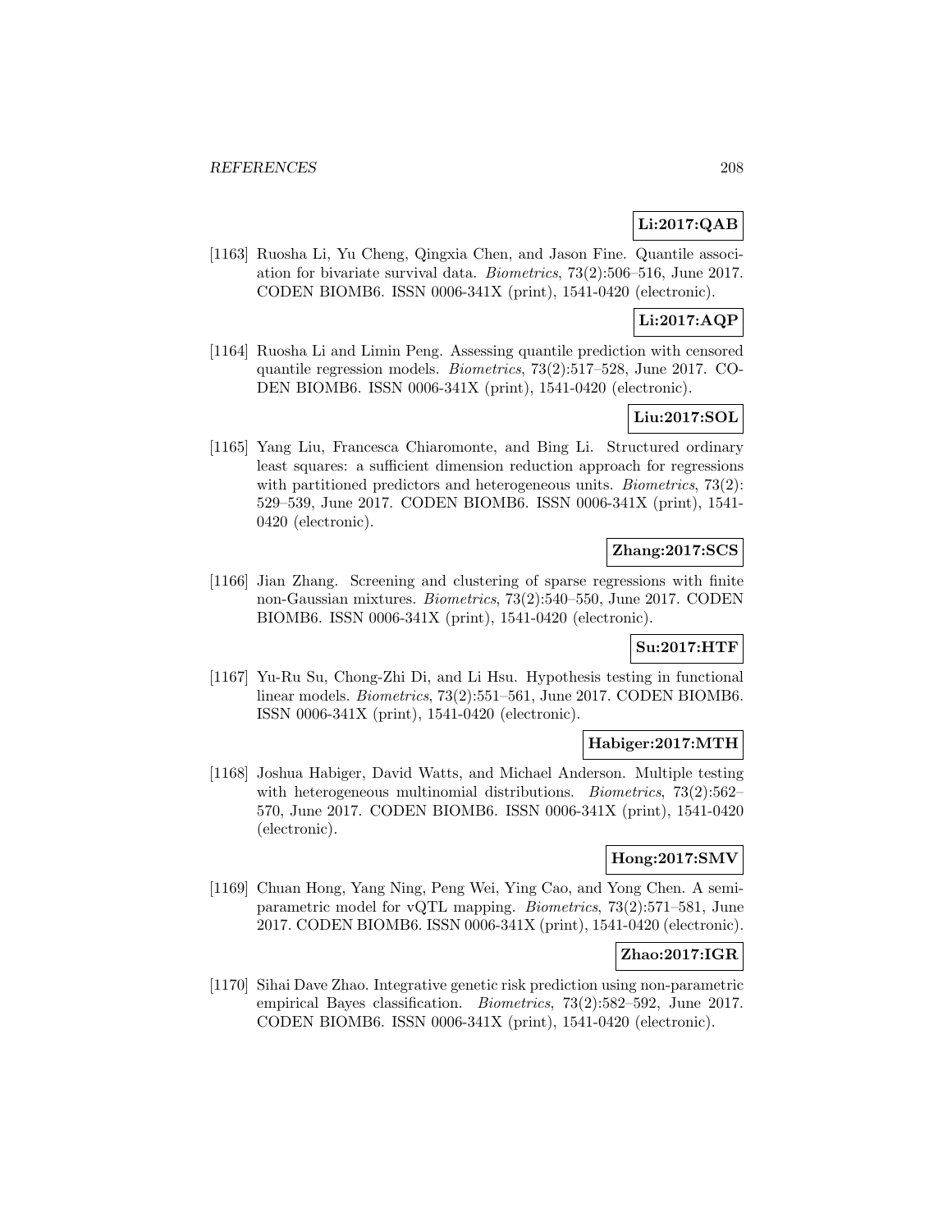**Li:2017:QAB**

[1163] Ruosha Li, Yu Cheng, Qingxia Chen, and Jason Fine. Quantile association for bivariate survival data. *Biometrics*, 73(2):506–516, June 2017. CODEN BIOMB6. ISSN 0006-341X (print), 1541-0420 (electronic).

**Li:2017:AQP**

[1164] Ruosha Li and Limin Peng. Assessing quantile prediction with censored quantile regression models. *Biometrics*, 73(2):517–528, June 2017. CODEN BIOMB6. ISSN 0006-341X (print), 1541-0420 (electronic).

**Liu:2017:SOL**

[1165] Yang Liu, Francesca Chiaromonte, and Bing Li. Structured ordinary least squares: a sufficient dimension reduction approach for regressions with partitioned predictors and heterogeneous units. *Biometrics*, 73(2): 529–539, June 2017. CODEN BIOMB6. ISSN 0006-341X (print), 1541-0420 (electronic).

**Zhang:2017:SCS**

[1166] Jian Zhang. Screening and clustering of sparse regressions with finite non-Gaussian mixtures. *Biometrics*, 73(2):540–550, June 2017. CODEN BIOMB6. ISSN 0006-341X (print), 1541-0420 (electronic).

**Su:2017:HTF**

[1167] Yu-Ru Su, Chong-Zhi Di, and Li Hsu. Hypothesis testing in functional linear models. *Biometrics*, 73(2):551–561, June 2017. CODEN BIOMB6. ISSN 0006-341X (print), 1541-0420 (electronic).

**Habiger:2017:MTH**

[1168] Joshua Habiger, David Watts, and Michael Anderson. Multiple testing with heterogeneous multinomial distributions. *Biometrics*, 73(2):562–570, June 2017. CODEN BIOMB6. ISSN 0006-341X (print), 1541-0420 (electronic).

**Hong:2017:SMV**

[1169] Chuan Hong, Yang Ning, Peng Wei, Ying Cao, and Yong Chen. A semiparametric model for vQTL mapping. *Biometrics*, 73(2):571–581, June 2017. CODEN BIOMB6. ISSN 0006-341X (print), 1541-0420 (electronic).

**Zhao:2017:IGR**

[1170] Sihai Dave Zhao. Integrative genetic risk prediction using non-parametric empirical Bayes classification. *Biometrics*, 73(2):582–592, June 2017. CODEN BIOMB6. ISSN 0006-341X (print), 1541-0420 (electronic).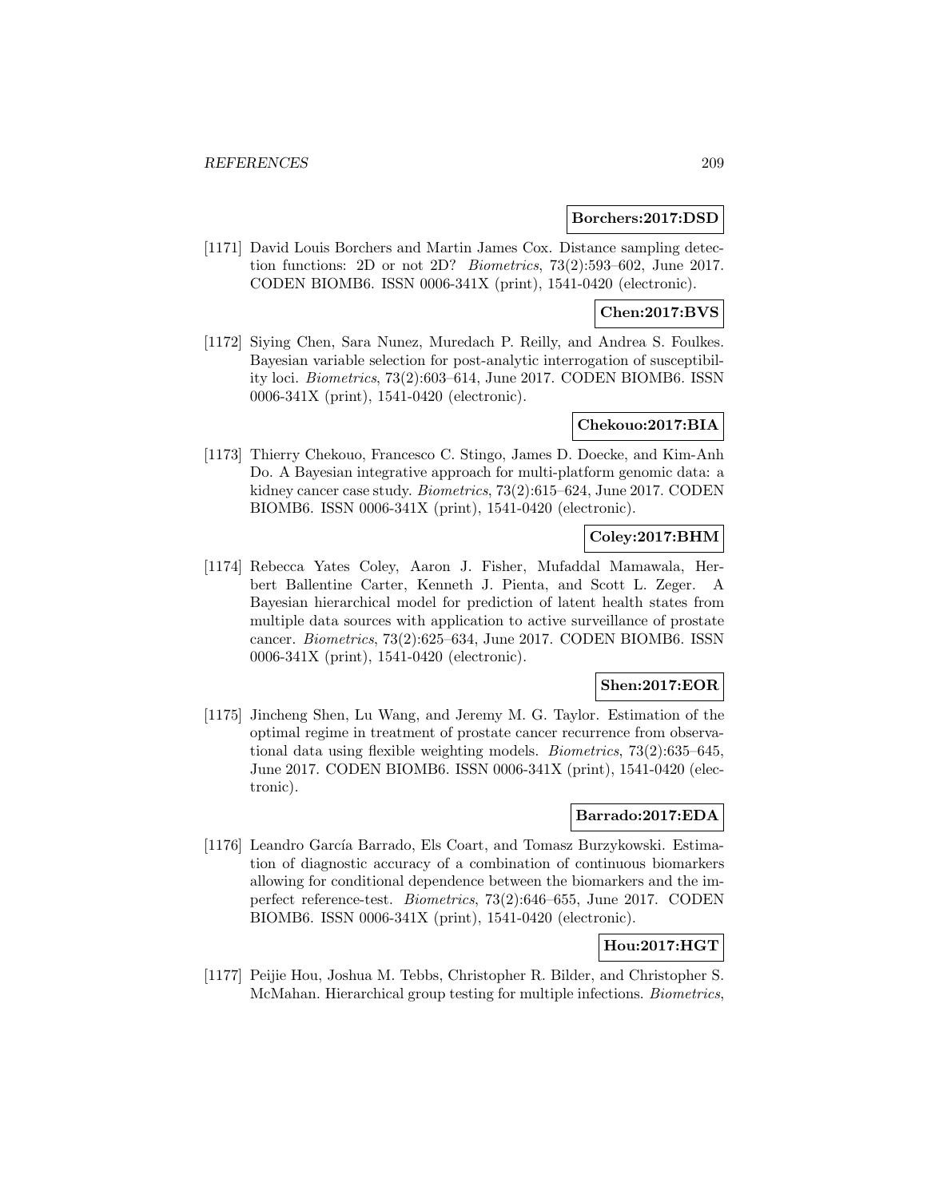**Borchers:2017:DSD**

[1171] David Louis Borchers and Martin James Cox. Distance sampling detection functions: 2D or not 2D? *Biometrics*, 73(2):593–602, June 2017. CODEN BIOMB6. ISSN 0006-341X (print), 1541-0420 (electronic).

**Chen:2017:BVS**

[1172] Siying Chen, Sara Nunez, Muredach P. Reilly, and Andrea S. Foulkes. Bayesian variable selection for post-analytic interrogation of susceptibility loci. *Biometrics*, 73(2):603–614, June 2017. CODEN BIOMB6. ISSN 0006-341X (print), 1541-0420 (electronic).

**Chekouo:2017:BIA**

[1173] Thierry Chekouo, Francesco C. Stingo, James D. Doecke, and Kim-Anh Do. A Bayesian integrative approach for multi-platform genomic data: a kidney cancer case study. *Biometrics*, 73(2):615–624, June 2017. CODEN BIOMB6. ISSN 0006-341X (print), 1541-0420 (electronic).

**Coley:2017:BHM**

[1174] Rebecca Yates Coley, Aaron J. Fisher, Mufaddal Mamawala, Herbert Ballentine Carter, Kenneth J. Pienta, and Scott L. Zeger. A Bayesian hierarchical model for prediction of latent health states from multiple data sources with application to active surveillance of prostate cancer. *Biometrics*, 73(2):625–634, June 2017. CODEN BIOMB6. ISSN 0006-341X (print), 1541-0420 (electronic).

**Shen:2017:EOR**

[1175] Jincheng Shen, Lu Wang, and Jeremy M. G. Taylor. Estimation of the optimal regime in treatment of prostate cancer recurrence from observational data using flexible weighting models. *Biometrics*, 73(2):635–645, June 2017. CODEN BIOMB6. ISSN 0006-341X (print), 1541-0420 (electronic).

**Barrado:2017:EDA**

[1176] Leandro García Barrado, Els Coart, and Tomasz Burzykowski. Estimation of diagnostic accuracy of a combination of continuous biomarkers allowing for conditional dependence between the biomarkers and the imperfect reference-test. *Biometrics*, 73(2):646–655, June 2017. CODEN BIOMB6. ISSN 0006-341X (print), 1541-0420 (electronic).

**Hou:2017:HGT**

[1177] Peijie Hou, Joshua M. Tebbs, Christopher R. Bilder, and Christopher S. McMahan. Hierarchical group testing for multiple infections. *Biometrics*,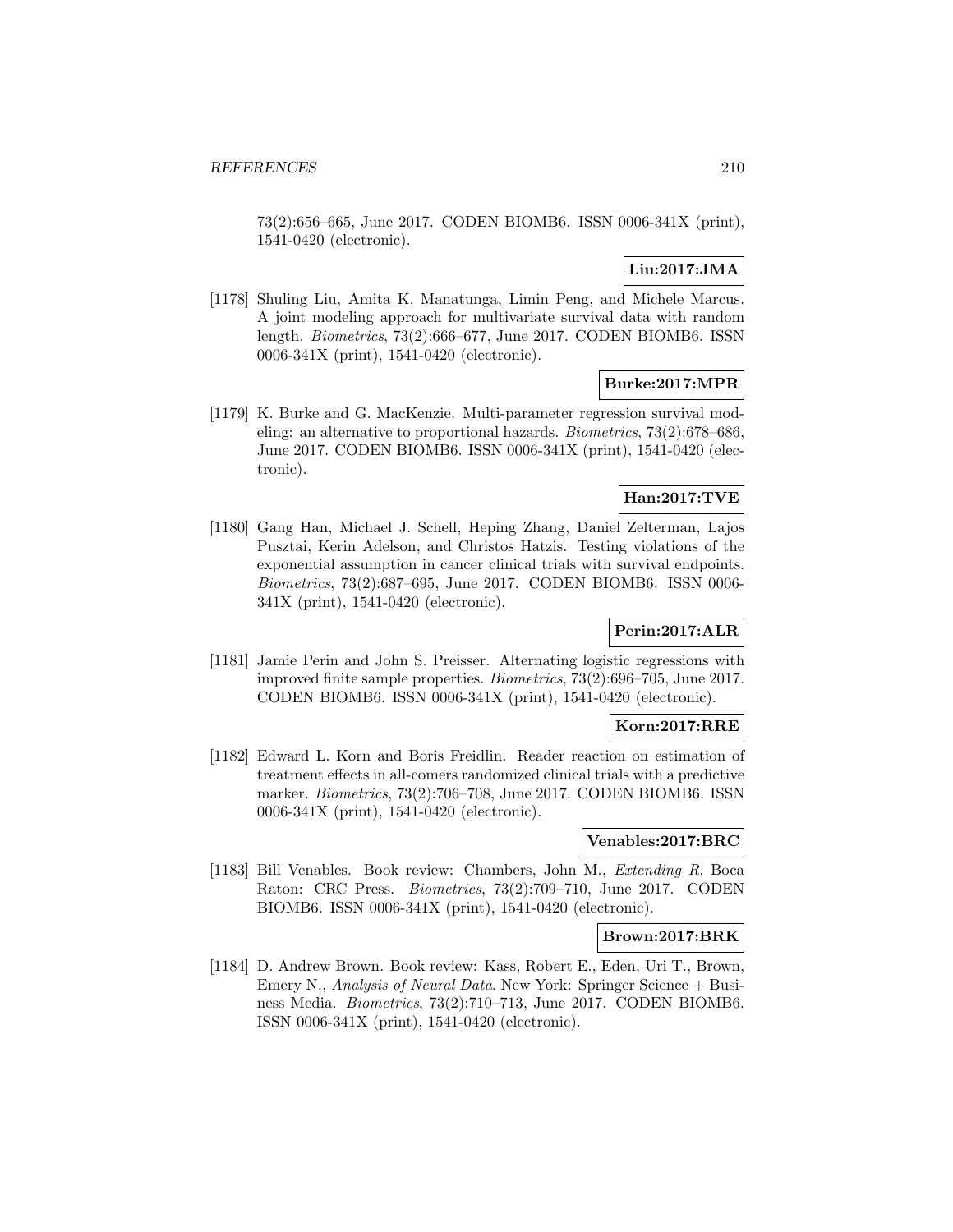73(2):656–665, June 2017. CODEN BIOMB6. ISSN 0006-341X (print), 1541-0420 (electronic).

**Liu:2017:JMA**

[1178] Shuling Liu, Amita K. Manatunga, Limin Peng, and Michele Marcus. A joint modeling approach for multivariate survival data with random length. *Biometrics*, 73(2):666–677, June 2017. CODEN BIOMB6. ISSN 0006-341X (print), 1541-0420 (electronic).

**Burke:2017:MPR**

[1179] K. Burke and G. MacKenzie. Multi-parameter regression survival modeling: an alternative to proportional hazards. *Biometrics*, 73(2):678–686, June 2017. CODEN BIOMB6. ISSN 0006-341X (print), 1541-0420 (electronic).

**Han:2017:TVE**

[1180] Gang Han, Michael J. Schell, Heping Zhang, Daniel Zelterman, Lajos Pusztai, Kerin Adelson, and Christos Hatzis. Testing violations of the exponential assumption in cancer clinical trials with survival endpoints. *Biometrics*, 73(2):687–695, June 2017. CODEN BIOMB6. ISSN 0006-341X (print), 1541-0420 (electronic).

**Perin:2017:ALR**

[1181] Jamie Perin and John S. Preisser. Alternating logistic regressions with improved finite sample properties. *Biometrics*, 73(2):696–705, June 2017. CODEN BIOMB6. ISSN 0006-341X (print), 1541-0420 (electronic).

**Korn:2017:RRE**

[1182] Edward L. Korn and Boris Freidlin. Reader reaction on estimation of treatment effects in all-comers randomized clinical trials with a predictive marker. *Biometrics*, 73(2):706–708, June 2017. CODEN BIOMB6. ISSN 0006-341X (print), 1541-0420 (electronic).

**Venables:2017:BRC**

[1183] Bill Venables. Book review: Chambers, John M., *Extending R*. Boca Raton: CRC Press. *Biometrics*, 73(2):709–710, June 2017. CODEN BIOMB6. ISSN 0006-341X (print), 1541-0420 (electronic).

**Brown:2017:BRK**

[1184] D. Andrew Brown. Book review: Kass, Robert E., Eden, Uri T., Brown, Emery N., *Analysis of Neural Data*. New York: Springer Science + Business Media. *Biometrics*, 73(2):710–713, June 2017. CODEN BIOMB6. ISSN 0006-341X (print), 1541-0420 (electronic).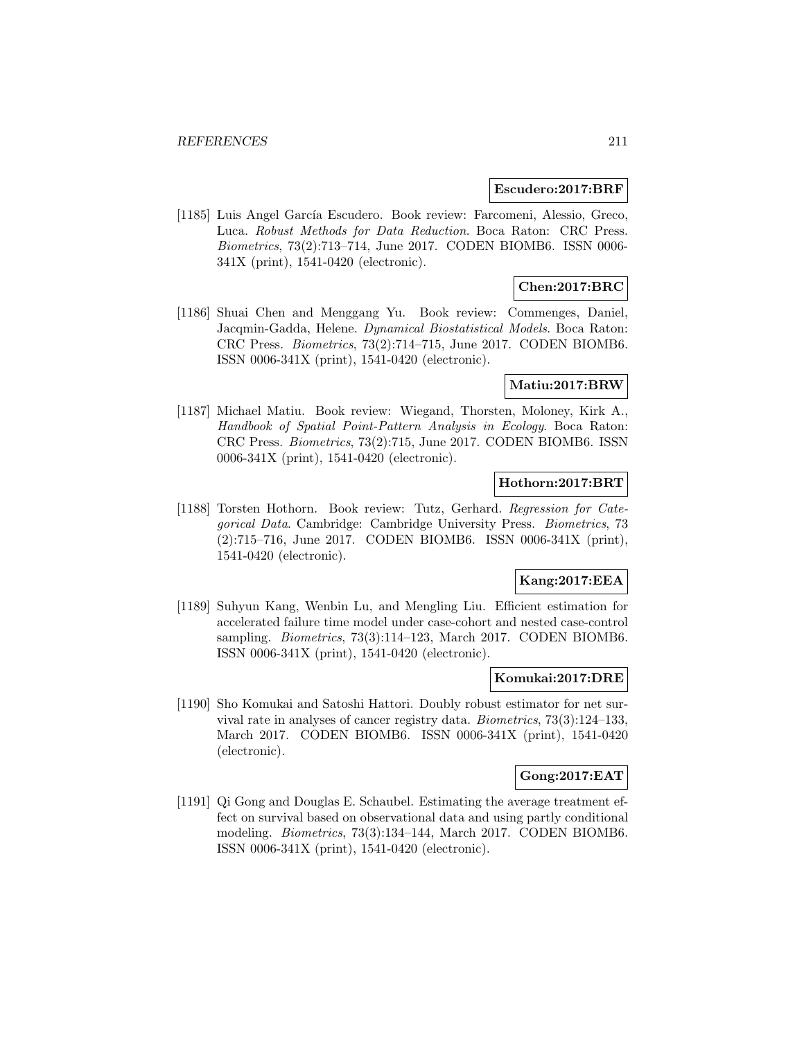**Escudero:2017:BRF**

[1185] Luis Angel García Escudero. Book review: Farcomeni, Alessio, Greco, Luca. *Robust Methods for Data Reduction*. Boca Raton: CRC Press. *Biometrics*, 73(2):713–714, June 2017. CODEN BIOMB6. ISSN 0006-341X (print), 1541-0420 (electronic).

**Chen:2017:BRC**

[1186] Shuai Chen and Menggang Yu. Book review: Commenges, Daniel, Jacqmin-Gadda, Helene. *Dynamical Biostatistical Models*. Boca Raton: CRC Press. *Biometrics*, 73(2):714–715, June 2017. CODEN BIOMB6. ISSN 0006-341X (print), 1541-0420 (electronic).

**Matiu:2017:BRW**

[1187] Michael Matiu. Book review: Wiegand, Thorsten, Moloney, Kirk A., *Handbook of Spatial Point-Pattern Analysis in Ecology*. Boca Raton: CRC Press. *Biometrics*, 73(2):715, June 2017. CODEN BIOMB6. ISSN 0006-341X (print), 1541-0420 (electronic).

**Hothorn:2017:BRT**

[1188] Torsten Hothorn. Book review: Tutz, Gerhard. *Regression for Categorical Data*. Cambridge: Cambridge University Press. *Biometrics*, 73 (2):715–716, June 2017. CODEN BIOMB6. ISSN 0006-341X (print), 1541-0420 (electronic).

**Kang:2017:EEA**

[1189] Suhyun Kang, Wenbin Lu, and Mengling Liu. Efficient estimation for accelerated failure time model under case-cohort and nested case-control sampling. *Biometrics*, 73(3):114–123, March 2017. CODEN BIOMB6. ISSN 0006-341X (print), 1541-0420 (electronic).

**Komukai:2017:DRE**

[1190] Sho Komukai and Satoshi Hattori. Doubly robust estimator for net survival rate in analyses of cancer registry data. *Biometrics*, 73(3):124–133, March 2017. CODEN BIOMB6. ISSN 0006-341X (print), 1541-0420 (electronic).

**Gong:2017:EAT**

[1191] Qi Gong and Douglas E. Schaubel. Estimating the average treatment effect on survival based on observational data and using partly conditional modeling. *Biometrics*, 73(3):134–144, March 2017. CODEN BIOMB6. ISSN 0006-341X (print), 1541-0420 (electronic).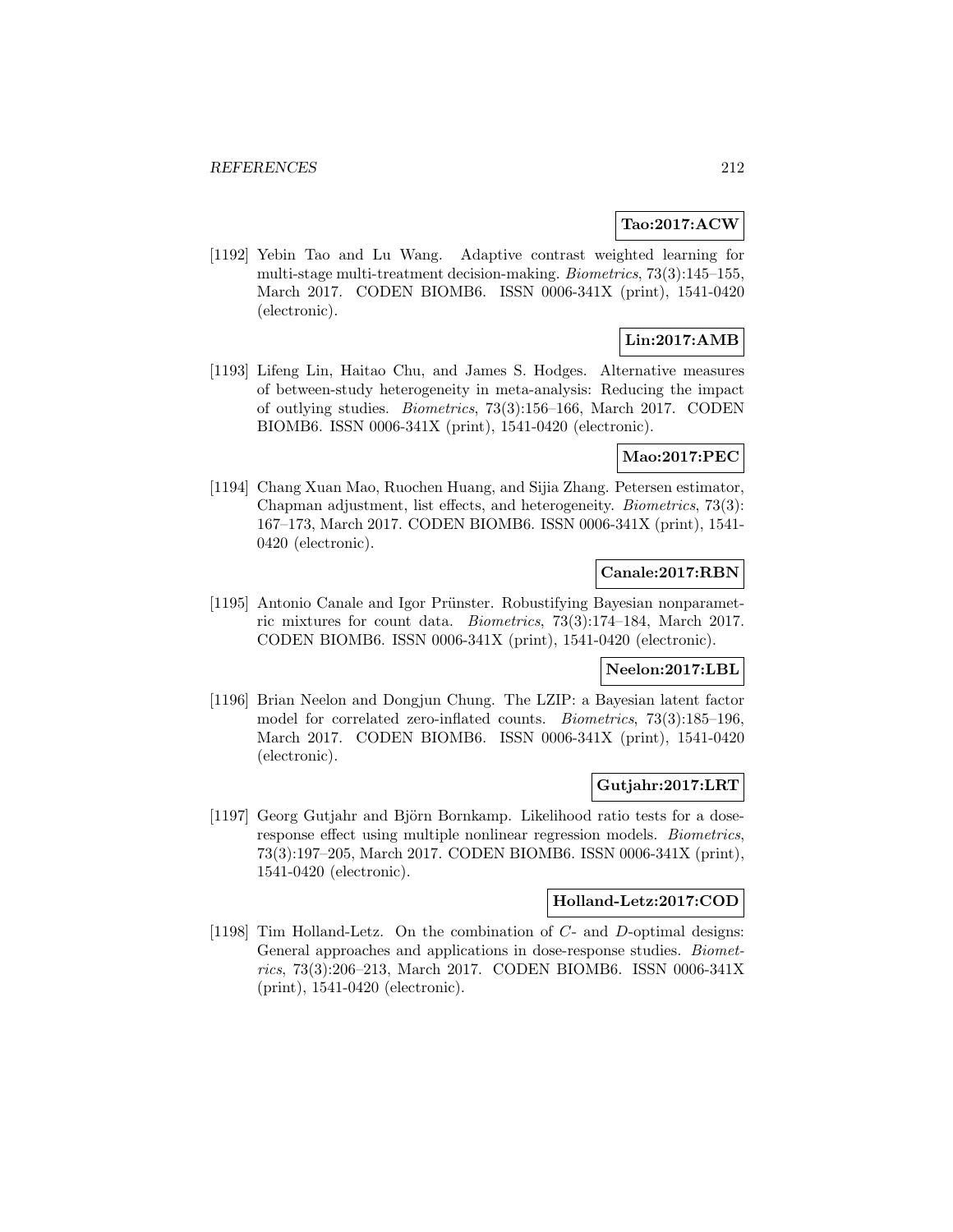**Tao:2017:ACW**

[1192] Yebin Tao and Lu Wang. Adaptive contrast weighted learning for multi-stage multi-treatment decision-making. *Biometrics*, 73(3):145–155, March 2017. CODEN BIOMB6. ISSN 0006-341X (print), 1541-0420 (electronic).

**Lin:2017:AMB**

[1193] Lifeng Lin, Haitao Chu, and James S. Hodges. Alternative measures of between-study heterogeneity in meta-analysis: Reducing the impact of outlying studies. *Biometrics*, 73(3):156–166, March 2017. CODEN BIOMB6. ISSN 0006-341X (print), 1541-0420 (electronic).

**Mao:2017:PEC**

[1194] Chang Xuan Mao, Ruochen Huang, and Sijia Zhang. Petersen estimator, Chapman adjustment, list effects, and heterogeneity. *Biometrics*, 73(3): 167–173, March 2017. CODEN BIOMB6. ISSN 0006-341X (print), 1541-0420 (electronic).

**Canale:2017:RBN**

[1195] Antonio Canale and Igor Prünster. Robustifying Bayesian nonparametric mixtures for count data. *Biometrics*, 73(3):174–184, March 2017. CODEN BIOMB6. ISSN 0006-341X (print), 1541-0420 (electronic).

**Neelon:2017:LBL**

[1196] Brian Neelon and Dongjun Chung. The LZIP: a Bayesian latent factor model for correlated zero-inflated counts. *Biometrics*, 73(3):185–196, March 2017. CODEN BIOMB6. ISSN 0006-341X (print), 1541-0420 (electronic).

**Gutjahr:2017:LRT**

[1197] Georg Gutjahr and Björn Bornkamp. Likelihood ratio tests for a dose-response effect using multiple nonlinear regression models. *Biometrics*, 73(3):197–205, March 2017. CODEN BIOMB6. ISSN 0006-341X (print), 1541-0420 (electronic).

**Holland-Letz:2017:COD**

[1198] Tim Holland-Letz. On the combination of $C$- and $D$-optimal designs: General approaches and applications in dose-response studies. *Biometrics*, 73(3):206–213, March 2017. CODEN BIOMB6. ISSN 0006-341X (print), 1541-0420 (electronic).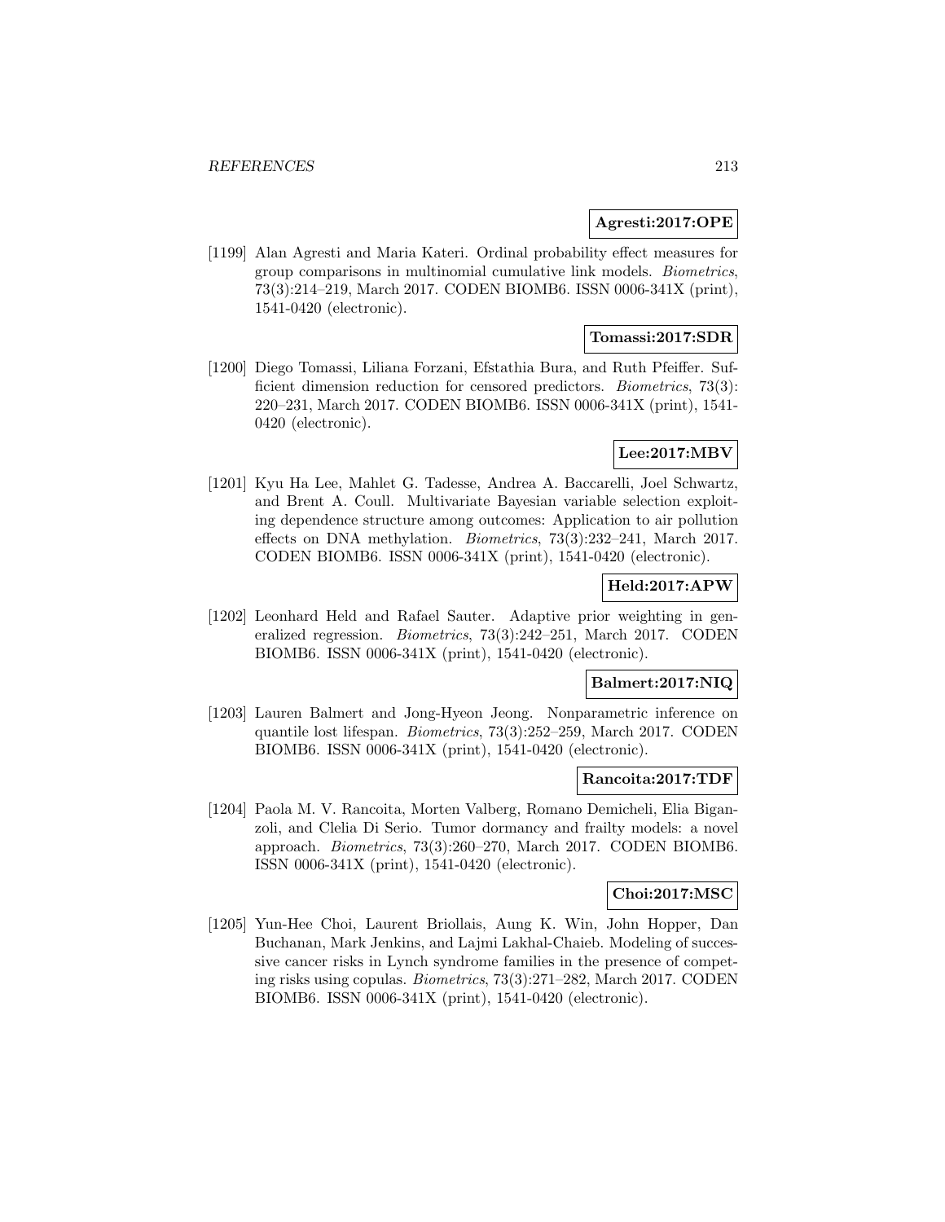**Agresti:2017:OPE**

[1199] Alan Agresti and Maria Kateri. Ordinal probability effect measures for group comparisons in multinomial cumulative link models. *Biometrics*, 73(3):214–219, March 2017. CODEN BIOMB6. ISSN 0006-341X (print), 1541-0420 (electronic).

**Tomassi:2017:SDR**

[1200] Diego Tomassi, Liliana Forzani, Efstathia Bura, and Ruth Pfeiffer. Sufficient dimension reduction for censored predictors. *Biometrics*, 73(3): 220–231, March 2017. CODEN BIOMB6. ISSN 0006-341X (print), 1541-0420 (electronic).

**Lee:2017:MBV**

[1201] Kyu Ha Lee, Mahlet G. Tadesse, Andrea A. Baccarelli, Joel Schwartz, and Brent A. Coull. Multivariate Bayesian variable selection exploiting dependence structure among outcomes: Application to air pollution effects on DNA methylation. *Biometrics*, 73(3):232–241, March 2017. CODEN BIOMB6. ISSN 0006-341X (print), 1541-0420 (electronic).

**Held:2017:APW**

[1202] Leonhard Held and Rafael Sauter. Adaptive prior weighting in generalized regression. *Biometrics*, 73(3):242–251, March 2017. CODEN BIOMB6. ISSN 0006-341X (print), 1541-0420 (electronic).

**Balmert:2017:NIQ**

[1203] Lauren Balmert and Jong-Hyeon Jeong. Nonparametric inference on quantile lost lifespan. *Biometrics*, 73(3):252–259, March 2017. CODEN BIOMB6. ISSN 0006-341X (print), 1541-0420 (electronic).

**Rancoita:2017:TDF**

[1204] Paola M. V. Rancoita, Morten Valberg, Romano Demicheli, Elia Biganzoli, and Clelia Di Serio. Tumor dormancy and frailty models: a novel approach. *Biometrics*, 73(3):260–270, March 2017. CODEN BIOMB6. ISSN 0006-341X (print), 1541-0420 (electronic).

**Choi:2017:MSC**

[1205] Yun-Hee Choi, Laurent Briollais, Aung K. Win, John Hopper, Dan Buchanan, Mark Jenkins, and Lajmi Lakhal-Chaieb. Modeling of successive cancer risks in Lynch syndrome families in the presence of competing risks using copulas. *Biometrics*, 73(3):271–282, March 2017. CODEN BIOMB6. ISSN 0006-341X (print), 1541-0420 (electronic).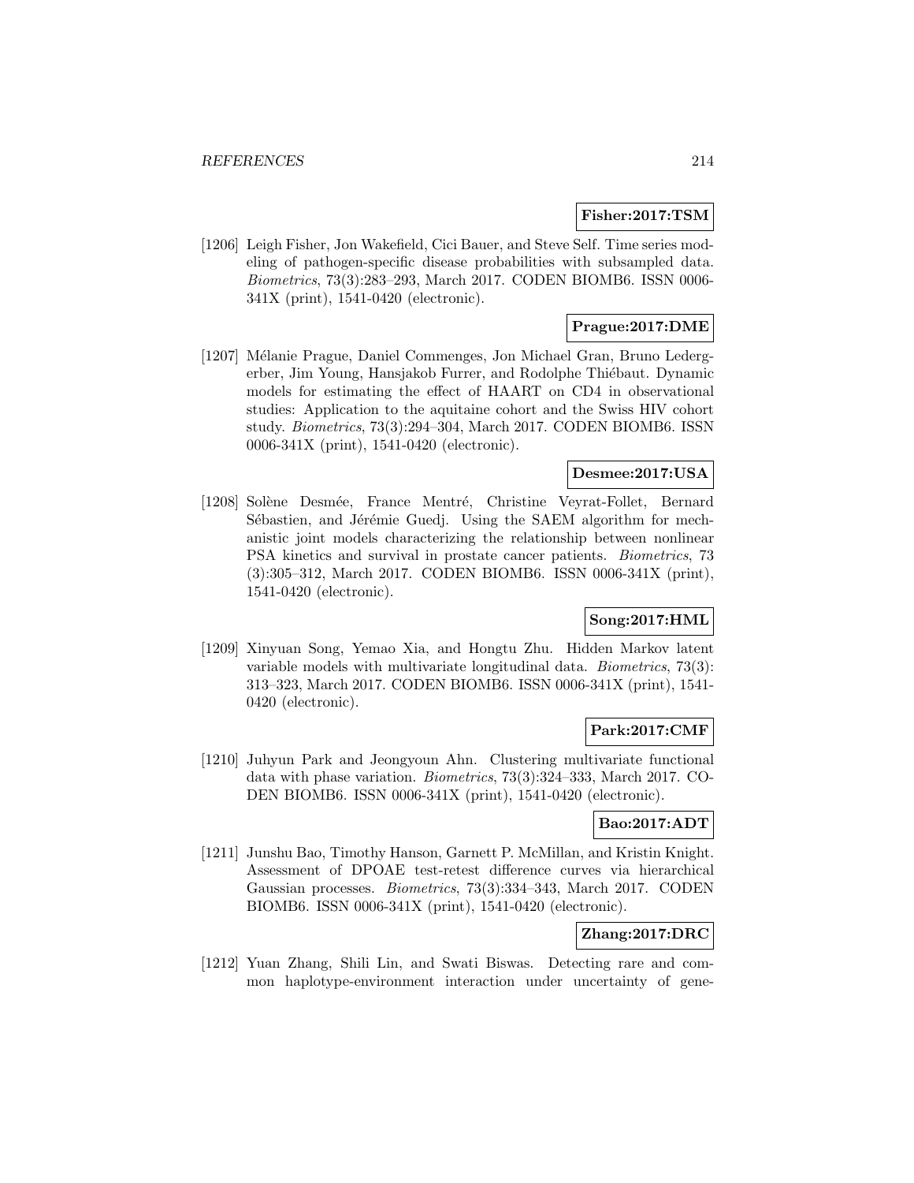**Fisher:2017:TSM**

[1206] Leigh Fisher, Jon Wakefield, Cici Bauer, and Steve Self. Time series modeling of pathogen-specific disease probabilities with subsampled data. *Biometrics*, 73(3):283–293, March 2017. CODEN BIOMB6. ISSN 0006-341X (print), 1541-0420 (electronic).

**Prague:2017:DME**

[1207] Mélanie Prague, Daniel Commenges, Jon Michael Gran, Bruno Ledergerber, Jim Young, Hansjakob Furrer, and Rodolphe Thiébaut. Dynamic models for estimating the effect of HAART on CD4 in observational studies: Application to the aquitaine cohort and the Swiss HIV cohort study. *Biometrics*, 73(3):294–304, March 2017. CODEN BIOMB6. ISSN 0006-341X (print), 1541-0420 (electronic).

**Desmee:2017:USA**

[1208] Solène Desmée, France Mentré, Christine Veyrat-Follet, Bernard Sébastien, and Jérémie Guedj. Using the SAEM algorithm for mechanistic joint models characterizing the relationship between nonlinear PSA kinetics and survival in prostate cancer patients. *Biometrics*, 73 (3):305–312, March 2017. CODEN BIOMB6. ISSN 0006-341X (print), 1541-0420 (electronic).

**Song:2017:HML**

[1209] Xinyuan Song, Yemao Xia, and Hongtu Zhu. Hidden Markov latent variable models with multivariate longitudinal data. *Biometrics*, 73(3): 313–323, March 2017. CODEN BIOMB6. ISSN 0006-341X (print), 1541-0420 (electronic).

**Park:2017:CMF**

[1210] Juhyun Park and Jeongyoun Ahn. Clustering multivariate functional data with phase variation. *Biometrics*, 73(3):324–333, March 2017. CODEN BIOMB6. ISSN 0006-341X (print), 1541-0420 (electronic).

**Bao:2017:ADT**

[1211] Junshu Bao, Timothy Hanson, Garnett P. McMillan, and Kristin Knight. Assessment of DPOAE test-retest difference curves via hierarchical Gaussian processes. *Biometrics*, 73(3):334–343, March 2017. CODEN BIOMB6. ISSN 0006-341X (print), 1541-0420 (electronic).

**Zhang:2017:DRC**

[1212] Yuan Zhang, Shili Lin, and Swati Biswas. Detecting rare and common haplotype-environment interaction under uncertainty of gene-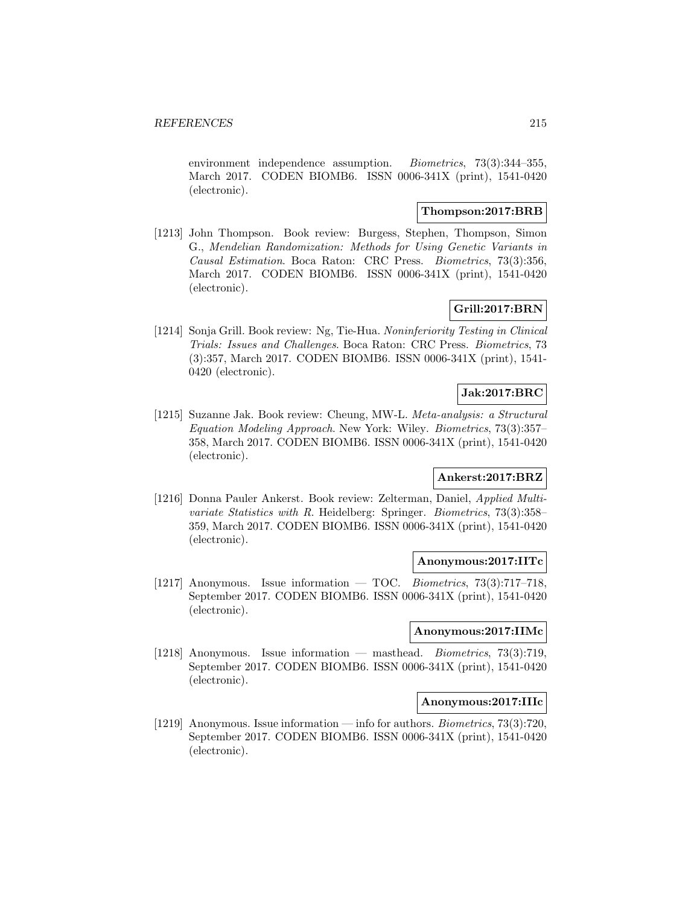environment independence assumption. *Biometrics*, 73(3):344–355, March 2017. CODEN BIOMB6. ISSN 0006-341X (print), 1541-0420 (electronic).

**Thompson:2017:BRB**

[1213] John Thompson. Book review: Burgess, Stephen, Thompson, Simon G., *Mendelian Randomization: Methods for Using Genetic Variants in Causal Estimation*. Boca Raton: CRC Press. *Biometrics*, 73(3):356, March 2017. CODEN BIOMB6. ISSN 0006-341X (print), 1541-0420 (electronic).

**Grill:2017:BRN**

[1214] Sonja Grill. Book review: Ng, Tie-Hua. *Noninferiority Testing in Clinical Trials: Issues and Challenges*. Boca Raton: CRC Press. *Biometrics*, 73 (3):357, March 2017. CODEN BIOMB6. ISSN 0006-341X (print), 1541-0420 (electronic).

**Jak:2017:BRC**

[1215] Suzanne Jak. Book review: Cheung, MW-L. *Meta-analysis: a Structural Equation Modeling Approach*. New York: Wiley. *Biometrics*, 73(3):357–358, March 2017. CODEN BIOMB6. ISSN 0006-341X (print), 1541-0420 (electronic).

**Ankerst:2017:BRZ**

[1216] Donna Pauler Ankerst. Book review: Zelterman, Daniel, *Applied Multivariate Statistics with R*. Heidelberg: Springer. *Biometrics*, 73(3):358–359, March 2017. CODEN BIOMB6. ISSN 0006-341X (print), 1541-0420 (electronic).

**Anonymous:2017:IITc**

[1217] Anonymous. Issue information — TOC. *Biometrics*, 73(3):717–718, September 2017. CODEN BIOMB6. ISSN 0006-341X (print), 1541-0420 (electronic).

**Anonymous:2017:IIMc**

[1218] Anonymous. Issue information — masthead. *Biometrics*, 73(3):719, September 2017. CODEN BIOMB6. ISSN 0006-341X (print), 1541-0420 (electronic).

**Anonymous:2017:IIIc**

[1219] Anonymous. Issue information — info for authors. *Biometrics*, 73(3):720, September 2017. CODEN BIOMB6. ISSN 0006-341X (print), 1541-0420 (electronic).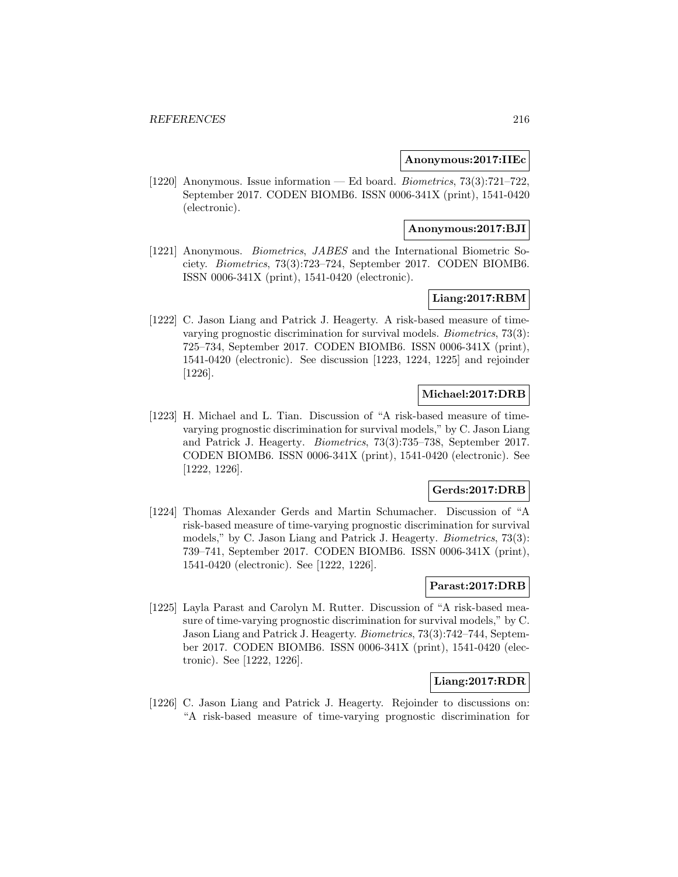**Anonymous:2017:IIEc**

[1220] Anonymous. Issue information — Ed board. *Biometrics*, 73(3):721–722, September 2017. CODEN BIOMB6. ISSN 0006-341X (print), 1541-0420 (electronic).

**Anonymous:2017:BJI**

[1221] Anonymous. *Biometrics*, *JABES* and the International Biometric Society. *Biometrics*, 73(3):723–724, September 2017. CODEN BIOMB6. ISSN 0006-341X (print), 1541-0420 (electronic).

**Liang:2017:RBM**

[1222] C. Jason Liang and Patrick J. Heagerty. A risk-based measure of time-varying prognostic discrimination for survival models. *Biometrics*, 73(3): 725–734, September 2017. CODEN BIOMB6. ISSN 0006-341X (print), 1541-0420 (electronic). See discussion [1223, 1224, 1225] and rejoinder [1226].

**Michael:2017:DRB**

[1223] H. Michael and L. Tian. Discussion of "A risk-based measure of time-varying prognostic discrimination for survival models," by C. Jason Liang and Patrick J. Heagerty. *Biometrics*, 73(3):735–738, September 2017. CODEN BIOMB6. ISSN 0006-341X (print), 1541-0420 (electronic). See [1222, 1226].

**Gerds:2017:DRB**

[1224] Thomas Alexander Gerds and Martin Schumacher. Discussion of "A risk-based measure of time-varying prognostic discrimination for survival models," by C. Jason Liang and Patrick J. Heagerty. *Biometrics*, 73(3): 739–741, September 2017. CODEN BIOMB6. ISSN 0006-341X (print), 1541-0420 (electronic). See [1222, 1226].

**Parast:2017:DRB**

[1225] Layla Parast and Carolyn M. Rutter. Discussion of "A risk-based measure of time-varying prognostic discrimination for survival models," by C. Jason Liang and Patrick J. Heagerty. *Biometrics*, 73(3):742–744, September 2017. CODEN BIOMB6. ISSN 0006-341X (print), 1541-0420 (electronic). See [1222, 1226].

**Liang:2017:RDR**

[1226] C. Jason Liang and Patrick J. Heagerty. Rejoinder to discussions on: "A risk-based measure of time-varying prognostic discrimination for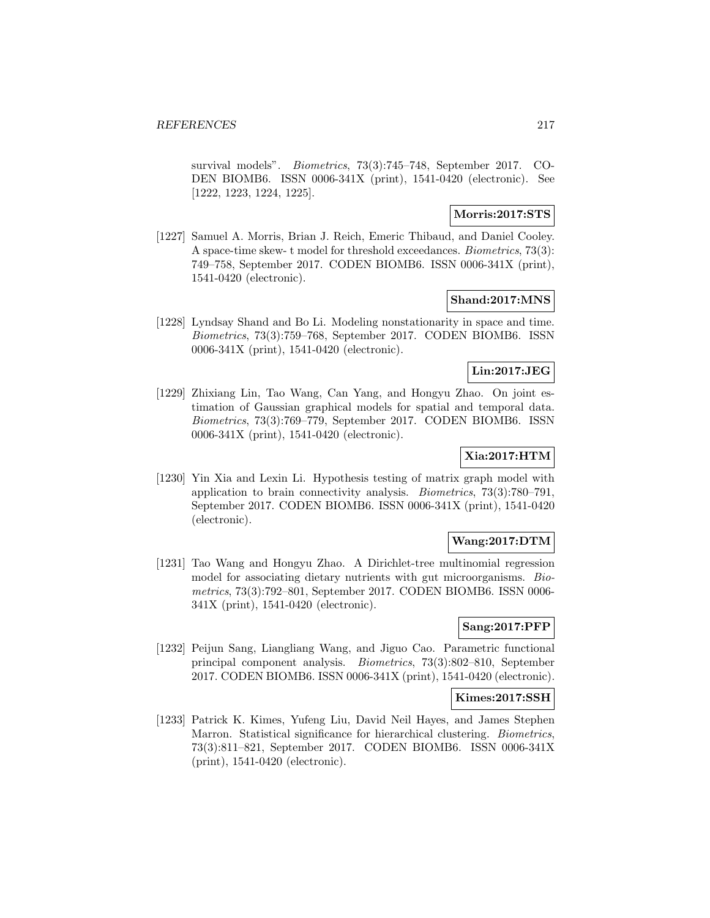survival models". *Biometrics*, 73(3):745–748, September 2017. CODEN BIOMB6. ISSN 0006-341X (print), 1541-0420 (electronic). See [1222, 1223, 1224, 1225].

**Morris:2017:STS**

[1227] Samuel A. Morris, Brian J. Reich, Emeric Thibaud, and Daniel Cooley. A space-time skew- t model for threshold exceedances. *Biometrics*, 73(3): 749–758, September 2017. CODEN BIOMB6. ISSN 0006-341X (print), 1541-0420 (electronic).

**Shand:2017:MNS**

[1228] Lyndsay Shand and Bo Li. Modeling nonstationarity in space and time. *Biometrics*, 73(3):759–768, September 2017. CODEN BIOMB6. ISSN 0006-341X (print), 1541-0420 (electronic).

**Lin:2017:JEG**

[1229] Zhixiang Lin, Tao Wang, Can Yang, and Hongyu Zhao. On joint estimation of Gaussian graphical models for spatial and temporal data. *Biometrics*, 73(3):769–779, September 2017. CODEN BIOMB6. ISSN 0006-341X (print), 1541-0420 (electronic).

**Xia:2017:HTM**

[1230] Yin Xia and Lexin Li. Hypothesis testing of matrix graph model with application to brain connectivity analysis. *Biometrics*, 73(3):780–791, September 2017. CODEN BIOMB6. ISSN 0006-341X (print), 1541-0420 (electronic).

**Wang:2017:DTM**

[1231] Tao Wang and Hongyu Zhao. A Dirichlet-tree multinomial regression model for associating dietary nutrients with gut microorganisms. *Biometrics*, 73(3):792–801, September 2017. CODEN BIOMB6. ISSN 0006-341X (print), 1541-0420 (electronic).

**Sang:2017:PFP**

[1232] Peijun Sang, Liangliang Wang, and Jiguo Cao. Parametric functional principal component analysis. *Biometrics*, 73(3):802–810, September 2017. CODEN BIOMB6. ISSN 0006-341X (print), 1541-0420 (electronic).

**Kimes:2017:SSH**

[1233] Patrick K. Kimes, Yufeng Liu, David Neil Hayes, and James Stephen Marron. Statistical significance for hierarchical clustering. *Biometrics*, 73(3):811–821, September 2017. CODEN BIOMB6. ISSN 0006-341X (print), 1541-0420 (electronic).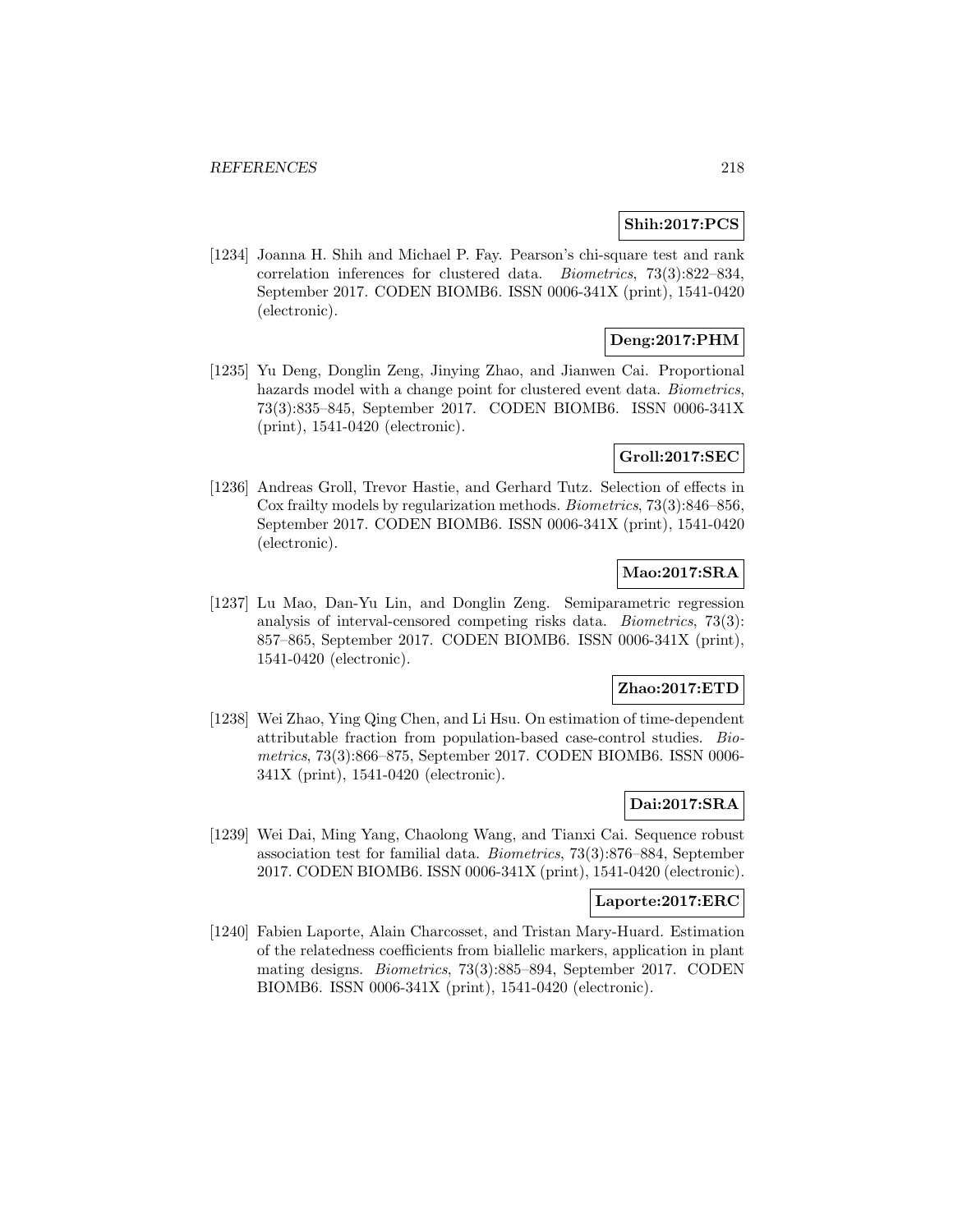**Shih:2017:PCS**

[1234] Joanna H. Shih and Michael P. Fay. Pearson's chi-square test and rank correlation inferences for clustered data. *Biometrics*, 73(3):822–834, September 2017. CODEN BIOMB6. ISSN 0006-341X (print), 1541-0420 (electronic).

**Deng:2017:PHM**

[1235] Yu Deng, Donglin Zeng, Jinying Zhao, and Jianwen Cai. Proportional hazards model with a change point for clustered event data. *Biometrics*, 73(3):835–845, September 2017. CODEN BIOMB6. ISSN 0006-341X (print), 1541-0420 (electronic).

**Groll:2017:SEC**

[1236] Andreas Groll, Trevor Hastie, and Gerhard Tutz. Selection of effects in Cox frailty models by regularization methods. *Biometrics*, 73(3):846–856, September 2017. CODEN BIOMB6. ISSN 0006-341X (print), 1541-0420 (electronic).

**Mao:2017:SRA**

[1237] Lu Mao, Dan-Yu Lin, and Donglin Zeng. Semiparametric regression analysis of interval-censored competing risks data. *Biometrics*, 73(3): 857–865, September 2017. CODEN BIOMB6. ISSN 0006-341X (print), 1541-0420 (electronic).

**Zhao:2017:ETD**

[1238] Wei Zhao, Ying Qing Chen, and Li Hsu. On estimation of time-dependent attributable fraction from population-based case-control studies. *Biometrics*, 73(3):866–875, September 2017. CODEN BIOMB6. ISSN 0006-341X (print), 1541-0420 (electronic).

**Dai:2017:SRA**

[1239] Wei Dai, Ming Yang, Chaolong Wang, and Tianxi Cai. Sequence robust association test for familial data. *Biometrics*, 73(3):876–884, September 2017. CODEN BIOMB6. ISSN 0006-341X (print), 1541-0420 (electronic).

**Laporte:2017:ERC**

[1240] Fabien Laporte, Alain Charcosset, and Tristan Mary-Huard. Estimation of the relatedness coefficients from biallelic markers, application in plant mating designs. *Biometrics*, 73(3):885–894, September 2017. CODEN BIOMB6. ISSN 0006-341X (print), 1541-0420 (electronic).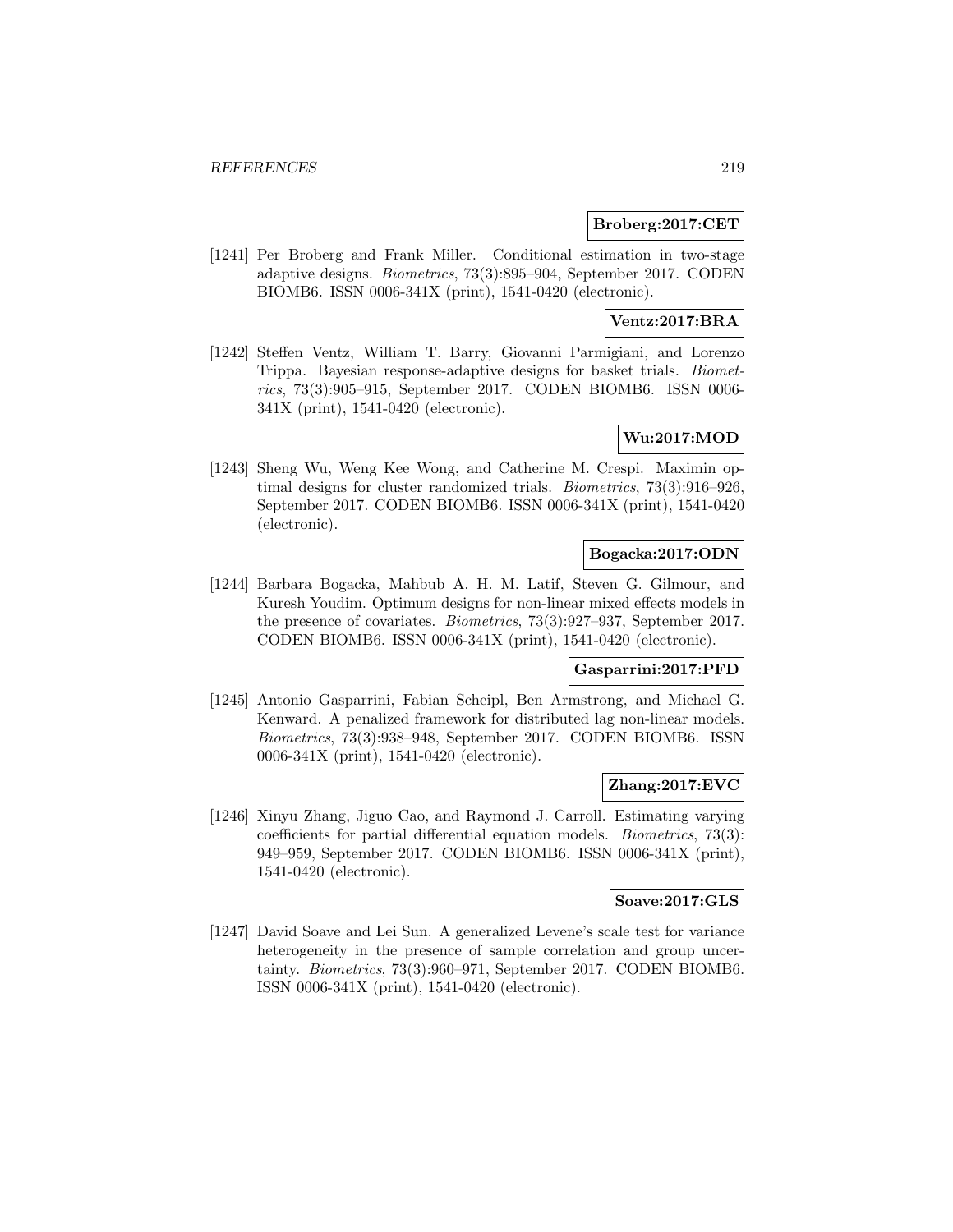**Broberg:2017:CET**

[1241] Per Broberg and Frank Miller. Conditional estimation in two-stage adaptive designs. *Biometrics*, 73(3):895–904, September 2017. CODEN BIOMB6. ISSN 0006-341X (print), 1541-0420 (electronic).

**Ventz:2017:BRA**

[1242] Steffen Ventz, William T. Barry, Giovanni Parmigiani, and Lorenzo Trippa. Bayesian response-adaptive designs for basket trials. *Biometrics*, 73(3):905–915, September 2017. CODEN BIOMB6. ISSN 0006-341X (print), 1541-0420 (electronic).

**Wu:2017:MOD**

[1243] Sheng Wu, Weng Kee Wong, and Catherine M. Crespi. Maximin optimal designs for cluster randomized trials. *Biometrics*, 73(3):916–926, September 2017. CODEN BIOMB6. ISSN 0006-341X (print), 1541-0420 (electronic).

**Bogacka:2017:ODN**

[1244] Barbara Bogacka, Mahbub A. H. M. Latif, Steven G. Gilmour, and Kuresh Youdim. Optimum designs for non-linear mixed effects models in the presence of covariates. *Biometrics*, 73(3):927–937, September 2017. CODEN BIOMB6. ISSN 0006-341X (print), 1541-0420 (electronic).

**Gasparrini:2017:PFD**

[1245] Antonio Gasparrini, Fabian Scheipl, Ben Armstrong, and Michael G. Kenward. A penalized framework for distributed lag non-linear models. *Biometrics*, 73(3):938–948, September 2017. CODEN BIOMB6. ISSN 0006-341X (print), 1541-0420 (electronic).

**Zhang:2017:EVC**

[1246] Xinyu Zhang, Jiguo Cao, and Raymond J. Carroll. Estimating varying coefficients for partial differential equation models. *Biometrics*, 73(3): 949–959, September 2017. CODEN BIOMB6. ISSN 0006-341X (print), 1541-0420 (electronic).

**Soave:2017:GLS**

[1247] David Soave and Lei Sun. A generalized Levene's scale test for variance heterogeneity in the presence of sample correlation and group uncertainty. *Biometrics*, 73(3):960–971, September 2017. CODEN BIOMB6. ISSN 0006-341X (print), 1541-0420 (electronic).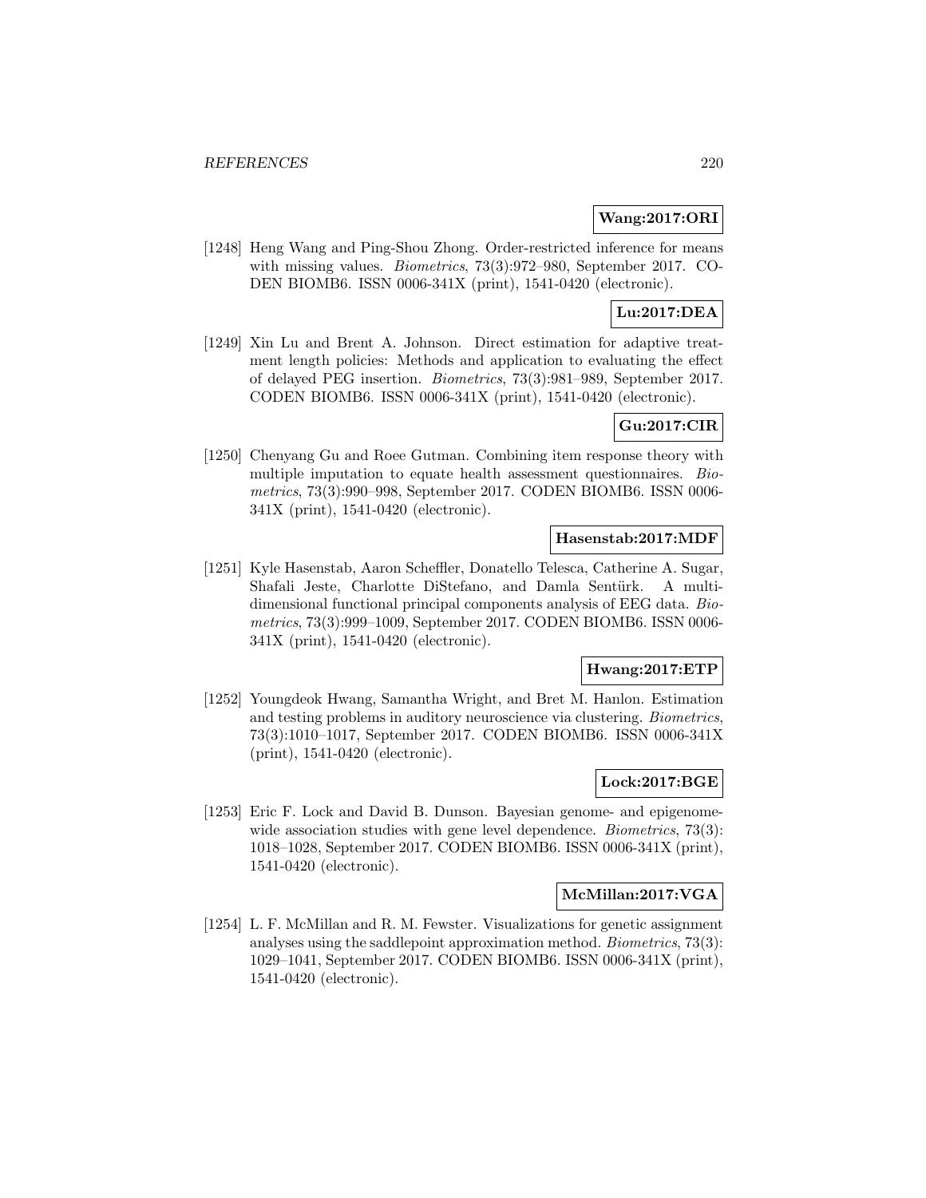**Wang:2017:ORI**

[1248] Heng Wang and Ping-Shou Zhong. Order-restricted inference for means with missing values. *Biometrics*, 73(3):972–980, September 2017. CODEN BIOMB6. ISSN 0006-341X (print), 1541-0420 (electronic).

**Lu:2017:DEA**

[1249] Xin Lu and Brent A. Johnson. Direct estimation for adaptive treatment length policies: Methods and application to evaluating the effect of delayed PEG insertion. *Biometrics*, 73(3):981–989, September 2017. CODEN BIOMB6. ISSN 0006-341X (print), 1541-0420 (electronic).

**Gu:2017:CIR**

[1250] Chenyang Gu and Roee Gutman. Combining item response theory with multiple imputation to equate health assessment questionnaires. *Biometrics*, 73(3):990–998, September 2017. CODEN BIOMB6. ISSN 0006-341X (print), 1541-0420 (electronic).

**Hasenstab:2017:MDF**

[1251] Kyle Hasenstab, Aaron Scheffler, Donatello Telesca, Catherine A. Sugar, Shafali Jeste, Charlotte DiStefano, and Damla Sentürk. A multi-dimensional functional principal components analysis of EEG data. *Biometrics*, 73(3):999–1009, September 2017. CODEN BIOMB6. ISSN 0006-341X (print), 1541-0420 (electronic).

**Hwang:2017:ETP**

[1252] Youngdeok Hwang, Samantha Wright, and Bret M. Hanlon. Estimation and testing problems in auditory neuroscience via clustering. *Biometrics*, 73(3):1010–1017, September 2017. CODEN BIOMB6. ISSN 0006-341X (print), 1541-0420 (electronic).

**Lock:2017:BGE**

[1253] Eric F. Lock and David B. Dunson. Bayesian genome- and epigenome-wide association studies with gene level dependence. *Biometrics*, 73(3): 1018–1028, September 2017. CODEN BIOMB6. ISSN 0006-341X (print), 1541-0420 (electronic).

**McMillan:2017:VGA**

[1254] L. F. McMillan and R. M. Fewster. Visualizations for genetic assignment analyses using the saddlepoint approximation method. *Biometrics*, 73(3): 1029–1041, September 2017. CODEN BIOMB6. ISSN 0006-341X (print), 1541-0420 (electronic).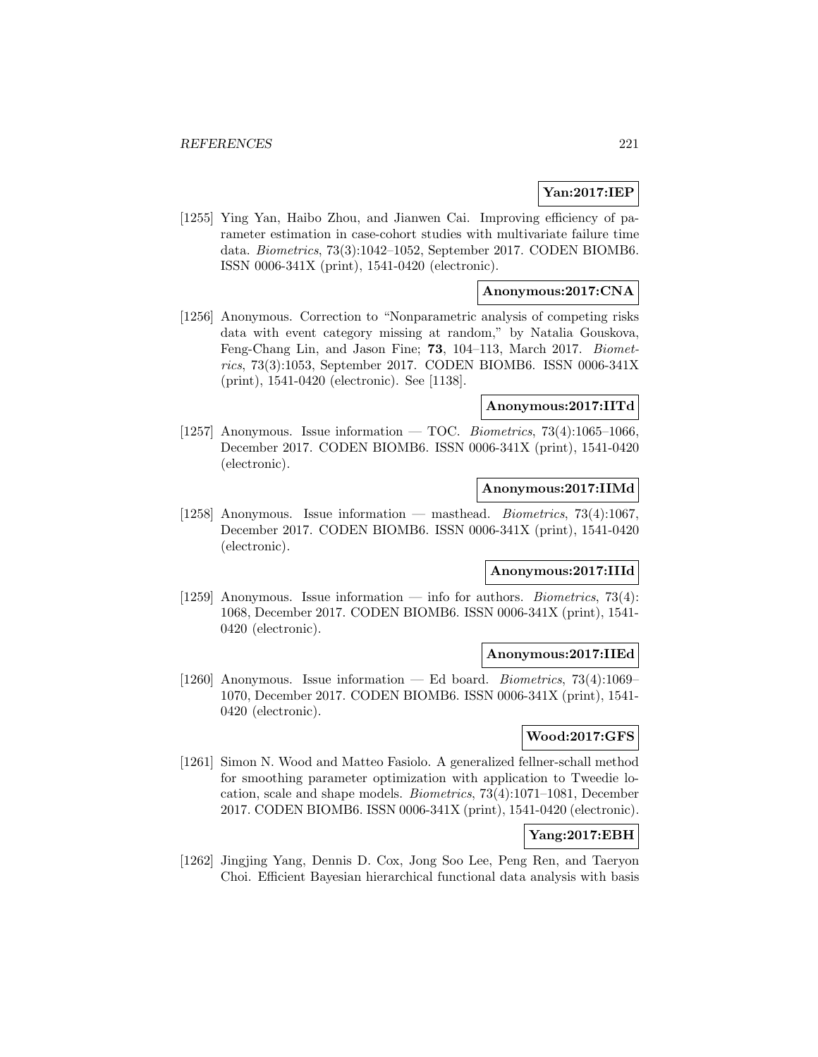**Yan:2017:IEP**

[1255] Ying Yan, Haibo Zhou, and Jianwen Cai. Improving efficiency of parameter estimation in case-cohort studies with multivariate failure time data. *Biometrics*, 73(3):1042–1052, September 2017. CODEN BIOMB6. ISSN 0006-341X (print), 1541-0420 (electronic).

**Anonymous:2017:CNA**

[1256] Anonymous. Correction to "Nonparametric analysis of competing risks data with event category missing at random," by Natalia Gouskova, Feng-Chang Lin, and Jason Fine; **73**, 104–113, March 2017. *Biometrics*, 73(3):1053, September 2017. CODEN BIOMB6. ISSN 0006-341X (print), 1541-0420 (electronic). See [1138].

**Anonymous:2017:IITd**

[1257] Anonymous. Issue information — TOC. *Biometrics*, 73(4):1065–1066, December 2017. CODEN BIOMB6. ISSN 0006-341X (print), 1541-0420 (electronic).

**Anonymous:2017:IIMd**

[1258] Anonymous. Issue information — masthead. *Biometrics*, 73(4):1067, December 2017. CODEN BIOMB6. ISSN 0006-341X (print), 1541-0420 (electronic).

**Anonymous:2017:IIId**

[1259] Anonymous. Issue information — info for authors. *Biometrics*, 73(4): 1068, December 2017. CODEN BIOMB6. ISSN 0006-341X (print), 1541-0420 (electronic).

**Anonymous:2017:IIEd**

[1260] Anonymous. Issue information — Ed board. *Biometrics*, 73(4):1069–1070, December 2017. CODEN BIOMB6. ISSN 0006-341X (print), 1541-0420 (electronic).

**Wood:2017:GFS**

[1261] Simon N. Wood and Matteo Fasiolo. A generalized fellner-schall method for smoothing parameter optimization with application to Tweedie location, scale and shape models. *Biometrics*, 73(4):1071–1081, December 2017. CODEN BIOMB6. ISSN 0006-341X (print), 1541-0420 (electronic).

**Yang:2017:EBH**

[1262] Jingjing Yang, Dennis D. Cox, Jong Soo Lee, Peng Ren, and Taeryon Choi. Efficient Bayesian hierarchical functional data analysis with basis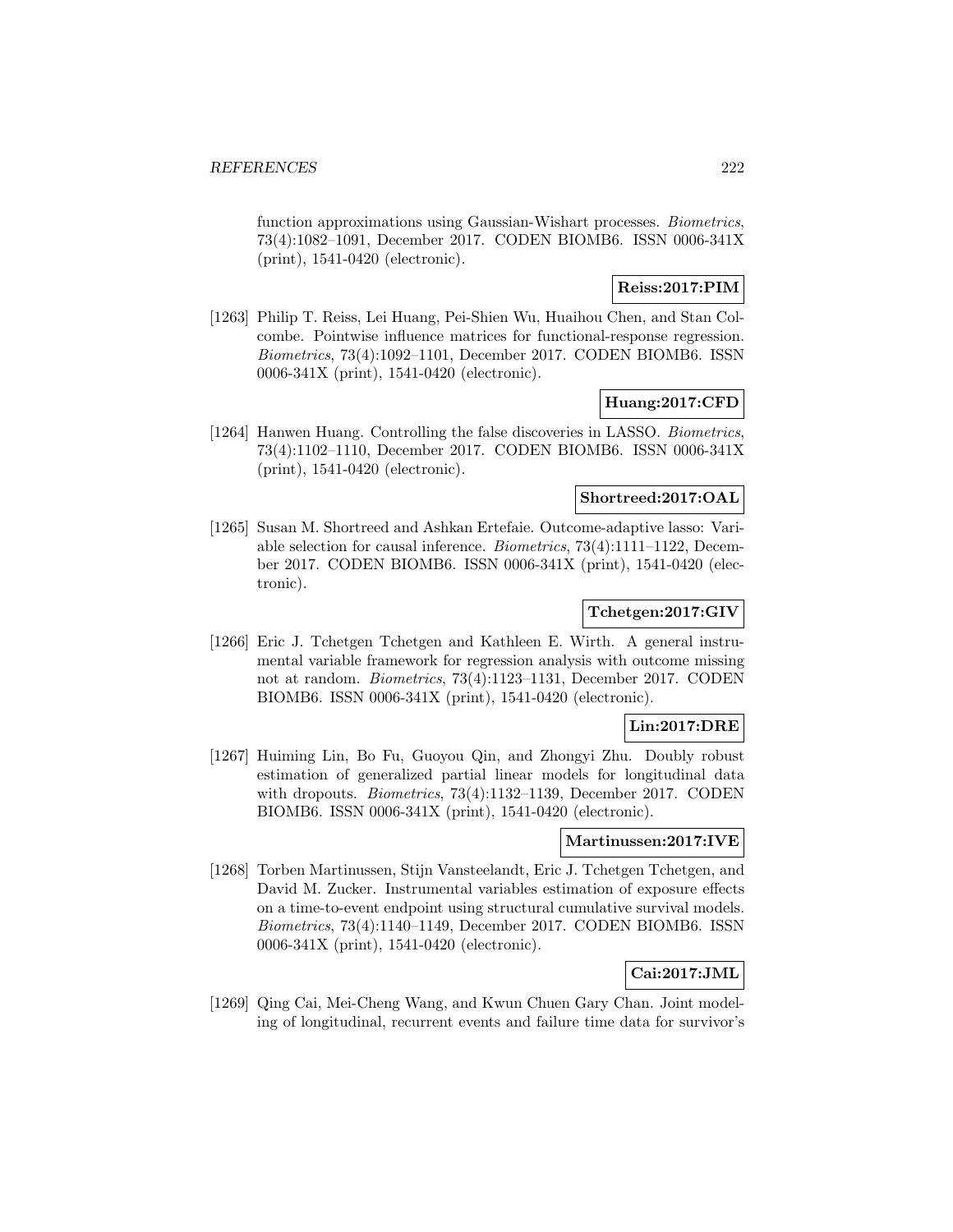function approximations using Gaussian-Wishart processes. *Biometrics*, 73(4):1082–1091, December 2017. CODEN BIOMB6. ISSN 0006-341X (print), 1541-0420 (electronic).

**Reiss:2017:PIM**

[1263] Philip T. Reiss, Lei Huang, Pei-Shien Wu, Huaihou Chen, and Stan Colcombe. Pointwise influence matrices for functional-response regression. *Biometrics*, 73(4):1092–1101, December 2017. CODEN BIOMB6. ISSN 0006-341X (print), 1541-0420 (electronic).

**Huang:2017:CFD**

[1264] Hanwen Huang. Controlling the false discoveries in LASSO. *Biometrics*, 73(4):1102–1110, December 2017. CODEN BIOMB6. ISSN 0006-341X (print), 1541-0420 (electronic).

**Shortreed:2017:OAL**

[1265] Susan M. Shortreed and Ashkan Ertefaie. Outcome-adaptive lasso: Variable selection for causal inference. *Biometrics*, 73(4):1111–1122, December 2017. CODEN BIOMB6. ISSN 0006-341X (print), 1541-0420 (electronic).

**Tchetgen:2017:GIV**

[1266] Eric J. Tchetgen Tchetgen and Kathleen E. Wirth. A general instrumental variable framework for regression analysis with outcome missing not at random. *Biometrics*, 73(4):1123–1131, December 2017. CODEN BIOMB6. ISSN 0006-341X (print), 1541-0420 (electronic).

**Lin:2017:DRE**

[1267] Huiming Lin, Bo Fu, Guoyou Qin, and Zhongyi Zhu. Doubly robust estimation of generalized partial linear models for longitudinal data with dropouts. *Biometrics*, 73(4):1132–1139, December 2017. CODEN BIOMB6. ISSN 0006-341X (print), 1541-0420 (electronic).

**Martinussen:2017:IVE**

[1268] Torben Martinussen, Stijn Vansteelandt, Eric J. Tchetgen Tchetgen, and David M. Zucker. Instrumental variables estimation of exposure effects on a time-to-event endpoint using structural cumulative survival models. *Biometrics*, 73(4):1140–1149, December 2017. CODEN BIOMB6. ISSN 0006-341X (print), 1541-0420 (electronic).

**Cai:2017:JML**

[1269] Qing Cai, Mei-Cheng Wang, and Kwun Chuen Gary Chan. Joint modeling of longitudinal, recurrent events and failure time data for survivor's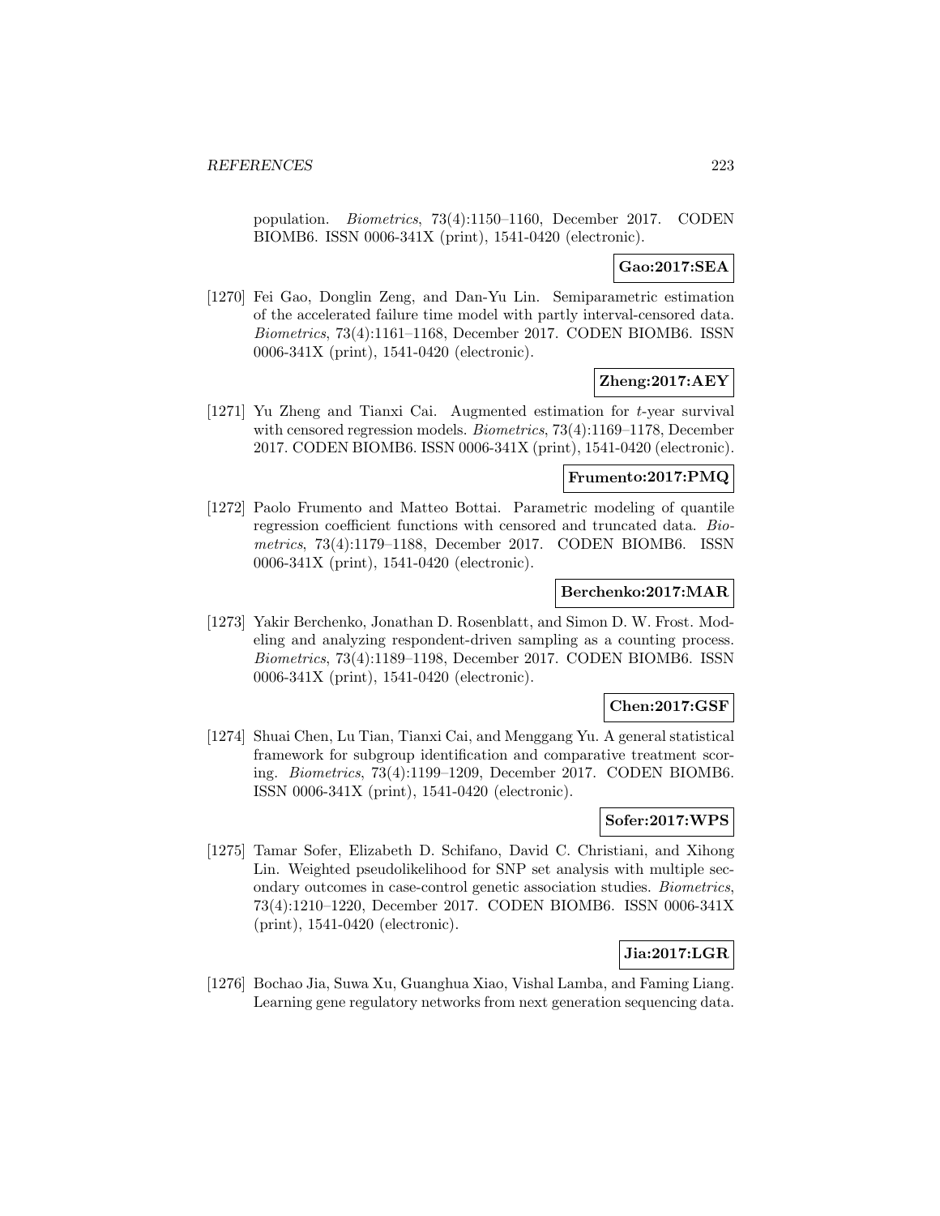population. *Biometrics*, 73(4):1150–1160, December 2017. CODEN BIOMB6. ISSN 0006-341X (print), 1541-0420 (electronic).

**Gao:2017:SEA**

[1270] Fei Gao, Donglin Zeng, and Dan-Yu Lin. Semiparametric estimation of the accelerated failure time model with partly interval-censored data. *Biometrics*, 73(4):1161–1168, December 2017. CODEN BIOMB6. ISSN 0006-341X (print), 1541-0420 (electronic).

**Zheng:2017:AEY**

[1271] Yu Zheng and Tianxi Cai. Augmented estimation for $t$-year survival with censored regression models. *Biometrics*, 73(4):1169–1178, December 2017. CODEN BIOMB6. ISSN 0006-341X (print), 1541-0420 (electronic).

**Frumento:2017:PMQ**

[1272] Paolo Frumento and Matteo Bottai. Parametric modeling of quantile regression coefficient functions with censored and truncated data. *Biometrics*, 73(4):1179–1188, December 2017. CODEN BIOMB6. ISSN 0006-341X (print), 1541-0420 (electronic).

**Berchenko:2017:MAR**

[1273] Yakir Berchenko, Jonathan D. Rosenblatt, and Simon D. W. Frost. Modeling and analyzing respondent-driven sampling as a counting process. *Biometrics*, 73(4):1189–1198, December 2017. CODEN BIOMB6. ISSN 0006-341X (print), 1541-0420 (electronic).

**Chen:2017:GSF**

[1274] Shuai Chen, Lu Tian, Tianxi Cai, and Menggang Yu. A general statistical framework for subgroup identification and comparative treatment scoring. *Biometrics*, 73(4):1199–1209, December 2017. CODEN BIOMB6. ISSN 0006-341X (print), 1541-0420 (electronic).

**Sofer:2017:WPS**

[1275] Tamar Sofer, Elizabeth D. Schifano, David C. Christiani, and Xihong Lin. Weighted pseudolikelihood for SNP set analysis with multiple secondary outcomes in case-control genetic association studies. *Biometrics*, 73(4):1210–1220, December 2017. CODEN BIOMB6. ISSN 0006-341X (print), 1541-0420 (electronic).

**Jia:2017:LGR**

[1276] Bochao Jia, Suwa Xu, Guanghua Xiao, Vishal Lamba, and Faming Liang. Learning gene regulatory networks from next generation sequencing data.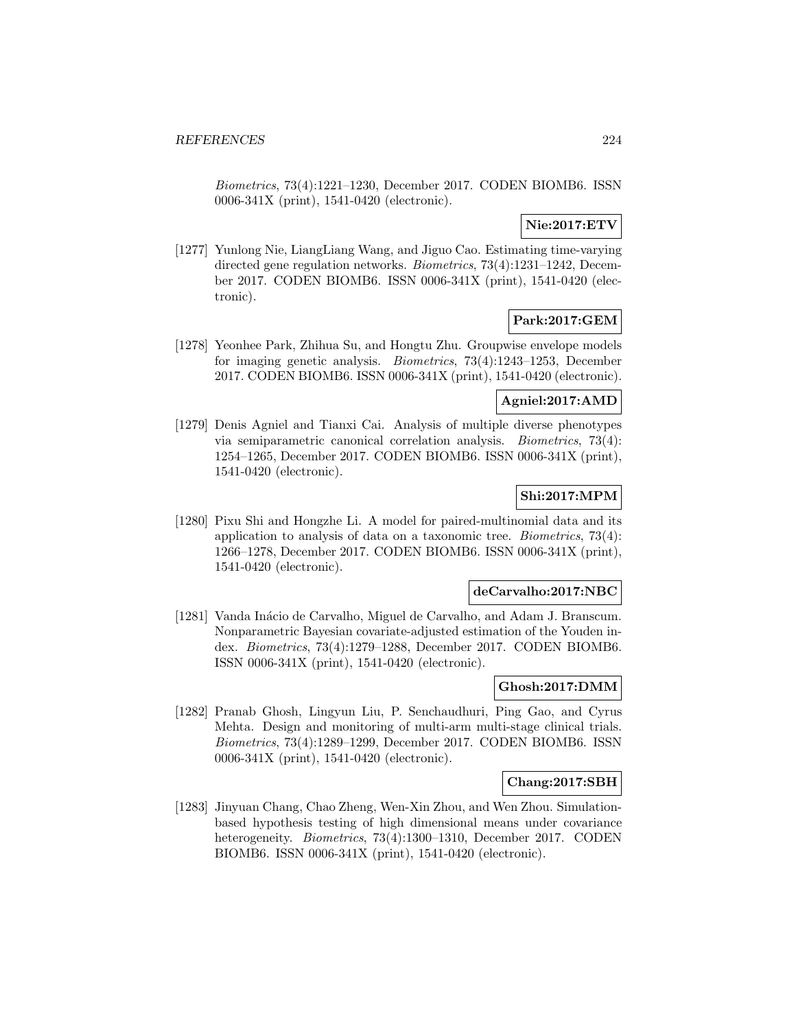*Biometrics*, 73(4):1221–1230, December 2017. CODEN BIOMB6. ISSN 0006-341X (print), 1541-0420 (electronic).

**Nie:2017:ETV**

[1277] Yunlong Nie, LiangLiang Wang, and Jiguo Cao. Estimating time-varying directed gene regulation networks. *Biometrics*, 73(4):1231–1242, December 2017. CODEN BIOMB6. ISSN 0006-341X (print), 1541-0420 (electronic).

**Park:2017:GEM**

[1278] Yeonhee Park, Zhihua Su, and Hongtu Zhu. Groupwise envelope models for imaging genetic analysis. *Biometrics*, 73(4):1243–1253, December 2017. CODEN BIOMB6. ISSN 0006-341X (print), 1541-0420 (electronic).

**Agniel:2017:AMD**

[1279] Denis Agniel and Tianxi Cai. Analysis of multiple diverse phenotypes via semiparametric canonical correlation analysis. *Biometrics*, 73(4): 1254–1265, December 2017. CODEN BIOMB6. ISSN 0006-341X (print), 1541-0420 (electronic).

**Shi:2017:MPM**

[1280] Pixu Shi and Hongzhe Li. A model for paired-multinomial data and its application to analysis of data on a taxonomic tree. *Biometrics*, 73(4): 1266–1278, December 2017. CODEN BIOMB6. ISSN 0006-341X (print), 1541-0420 (electronic).

**deCarvalho:2017:NBC**

[1281] Vanda Inácio de Carvalho, Miguel de Carvalho, and Adam J. Branscum. Nonparametric Bayesian covariate-adjusted estimation of the Youden index. *Biometrics*, 73(4):1279–1288, December 2017. CODEN BIOMB6. ISSN 0006-341X (print), 1541-0420 (electronic).

**Ghosh:2017:DMM**

[1282] Pranab Ghosh, Lingyun Liu, P. Senchaudhuri, Ping Gao, and Cyrus Mehta. Design and monitoring of multi-arm multi-stage clinical trials. *Biometrics*, 73(4):1289–1299, December 2017. CODEN BIOMB6. ISSN 0006-341X (print), 1541-0420 (electronic).

**Chang:2017:SBH**

[1283] Jinyuan Chang, Chao Zheng, Wen-Xin Zhou, and Wen Zhou. Simulation-based hypothesis testing of high dimensional means under covariance heterogeneity. *Biometrics*, 73(4):1300–1310, December 2017. CODEN BIOMB6. ISSN 0006-341X (print), 1541-0420 (electronic).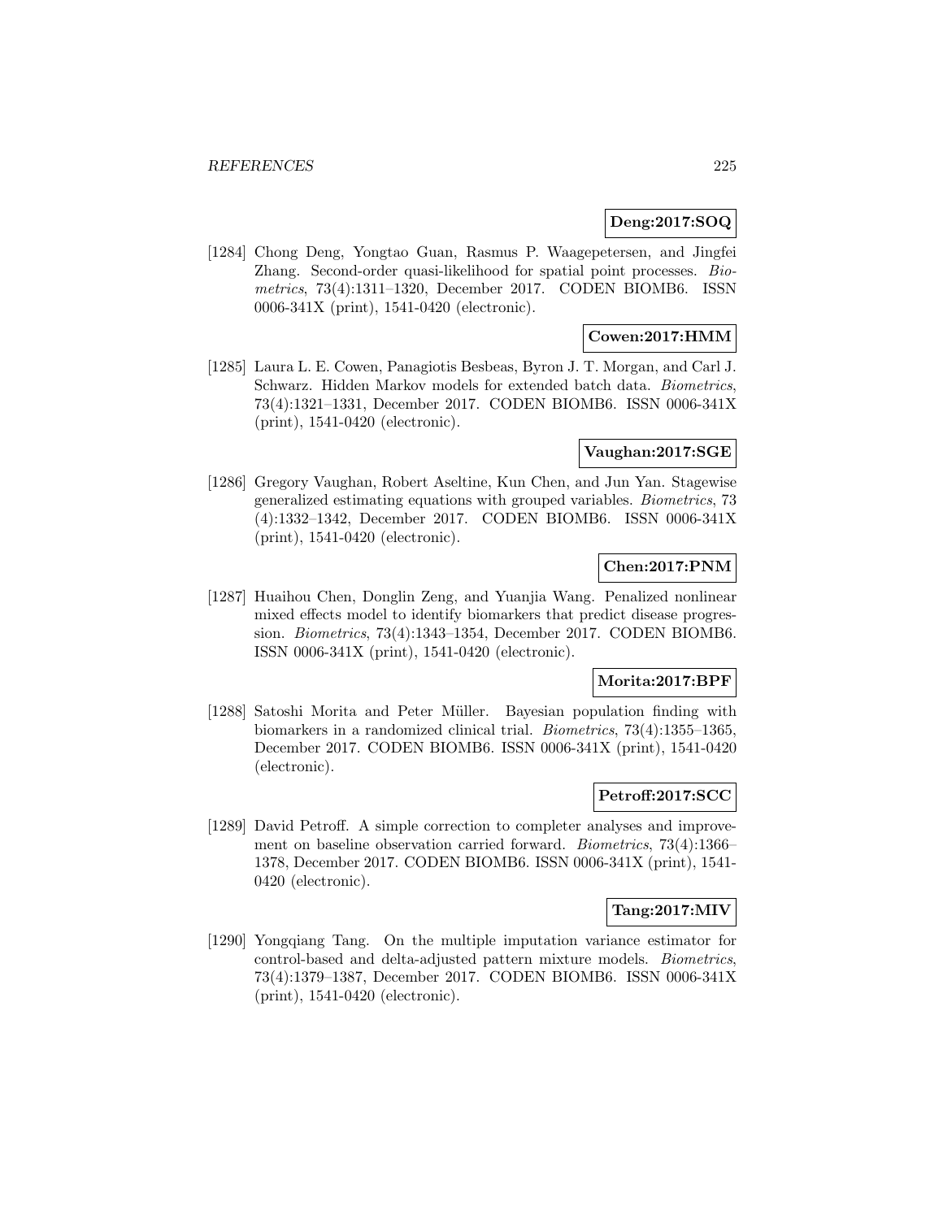**Deng:2017:SOQ**

[1284] Chong Deng, Yongtao Guan, Rasmus P. Waagepetersen, and Jingfei Zhang. Second-order quasi-likelihood for spatial point processes. *Biometrics*, 73(4):1311–1320, December 2017. CODEN BIOMB6. ISSN 0006-341X (print), 1541-0420 (electronic).

**Cowen:2017:HMM**

[1285] Laura L. E. Cowen, Panagiotis Besbeas, Byron J. T. Morgan, and Carl J. Schwarz. Hidden Markov models for extended batch data. *Biometrics*, 73(4):1321–1331, December 2017. CODEN BIOMB6. ISSN 0006-341X (print), 1541-0420 (electronic).

**Vaughan:2017:SGE**

[1286] Gregory Vaughan, Robert Aseltine, Kun Chen, and Jun Yan. Stagewise generalized estimating equations with grouped variables. *Biometrics*, 73 (4):1332–1342, December 2017. CODEN BIOMB6. ISSN 0006-341X (print), 1541-0420 (electronic).

**Chen:2017:PNM**

[1287] Huaihou Chen, Donglin Zeng, and Yuanjia Wang. Penalized nonlinear mixed effects model to identify biomarkers that predict disease progression. *Biometrics*, 73(4):1343–1354, December 2017. CODEN BIOMB6. ISSN 0006-341X (print), 1541-0420 (electronic).

**Morita:2017:BPF**

[1288] Satoshi Morita and Peter Müller. Bayesian population finding with biomarkers in a randomized clinical trial. *Biometrics*, 73(4):1355–1365, December 2017. CODEN BIOMB6. ISSN 0006-341X (print), 1541-0420 (electronic).

**Petroff:2017:SCC**

[1289] David Petroff. A simple correction to completer analyses and improvement on baseline observation carried forward. *Biometrics*, 73(4):1366–1378, December 2017. CODEN BIOMB6. ISSN 0006-341X (print), 1541-0420 (electronic).

**Tang:2017:MIV**

[1290] Yongqiang Tang. On the multiple imputation variance estimator for control-based and delta-adjusted pattern mixture models. *Biometrics*, 73(4):1379–1387, December 2017. CODEN BIOMB6. ISSN 0006-341X (print), 1541-0420 (electronic).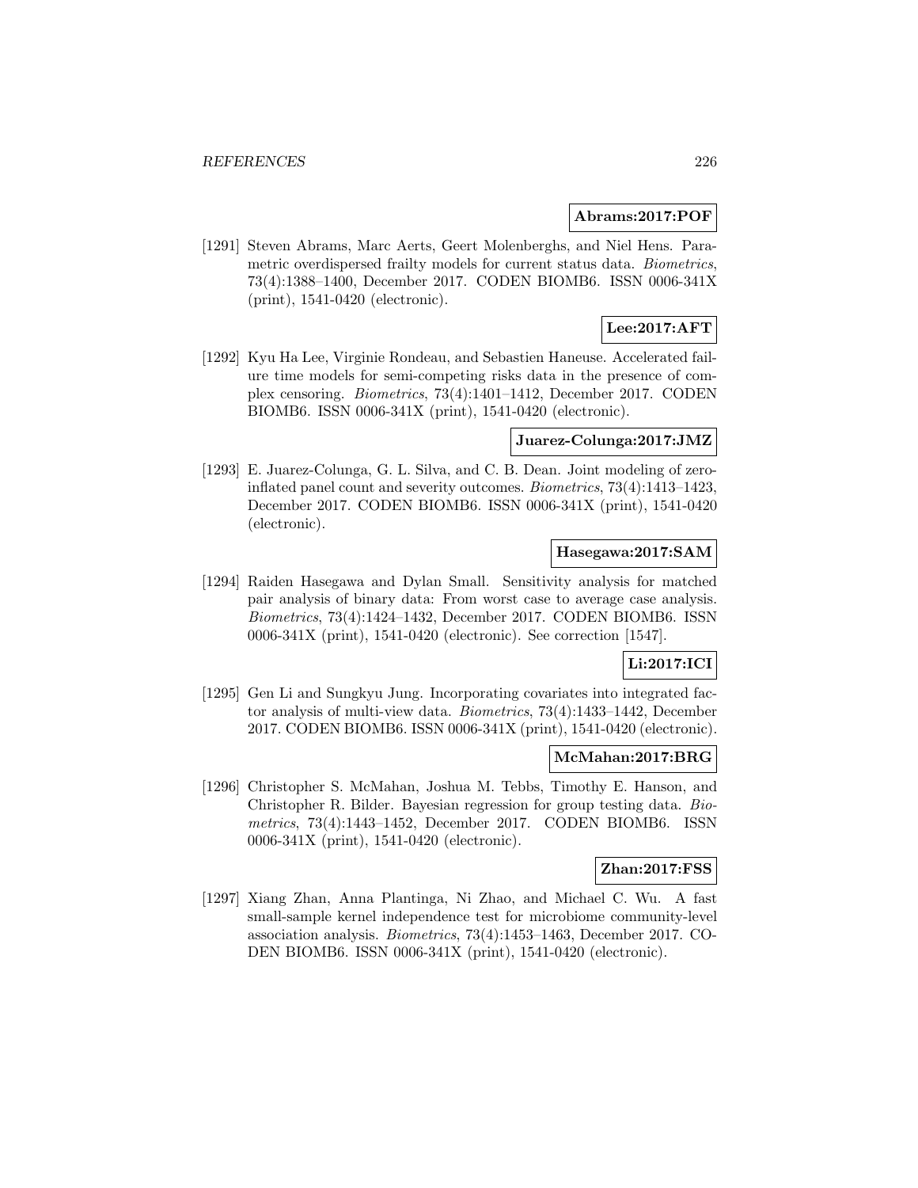**Abrams:2017:POF**

[1291] Steven Abrams, Marc Aerts, Geert Molenberghs, and Niel Hens. Parametric overdispersed frailty models for current status data. *Biometrics*, 73(4):1388–1400, December 2017. CODEN BIOMB6. ISSN 0006-341X (print), 1541-0420 (electronic).

**Lee:2017:AFT**

[1292] Kyu Ha Lee, Virginie Rondeau, and Sebastien Haneuse. Accelerated failure time models for semi-competing risks data in the presence of complex censoring. *Biometrics*, 73(4):1401–1412, December 2017. CODEN BIOMB6. ISSN 0006-341X (print), 1541-0420 (electronic).

**Juarez-Colunga:2017:JMZ**

[1293] E. Juarez-Colunga, G. L. Silva, and C. B. Dean. Joint modeling of zero-inflated panel count and severity outcomes. *Biometrics*, 73(4):1413–1423, December 2017. CODEN BIOMB6. ISSN 0006-341X (print), 1541-0420 (electronic).

**Hasegawa:2017:SAM**

[1294] Raiden Hasegawa and Dylan Small. Sensitivity analysis for matched pair analysis of binary data: From worst case to average case analysis. *Biometrics*, 73(4):1424–1432, December 2017. CODEN BIOMB6. ISSN 0006-341X (print), 1541-0420 (electronic). See correction [1547].

**Li:2017:ICI**

[1295] Gen Li and Sungkyu Jung. Incorporating covariates into integrated factor analysis of multi-view data. *Biometrics*, 73(4):1433–1442, December 2017. CODEN BIOMB6. ISSN 0006-341X (print), 1541-0420 (electronic).

**McMahan:2017:BRG**

[1296] Christopher S. McMahan, Joshua M. Tebbs, Timothy E. Hanson, and Christopher R. Bilder. Bayesian regression for group testing data. *Biometrics*, 73(4):1443–1452, December 2017. CODEN BIOMB6. ISSN 0006-341X (print), 1541-0420 (electronic).

**Zhan:2017:FSS**

[1297] Xiang Zhan, Anna Plantinga, Ni Zhao, and Michael C. Wu. A fast small-sample kernel independence test for microbiome community-level association analysis. *Biometrics*, 73(4):1453–1463, December 2017. CODEN BIOMB6. ISSN 0006-341X (print), 1541-0420 (electronic).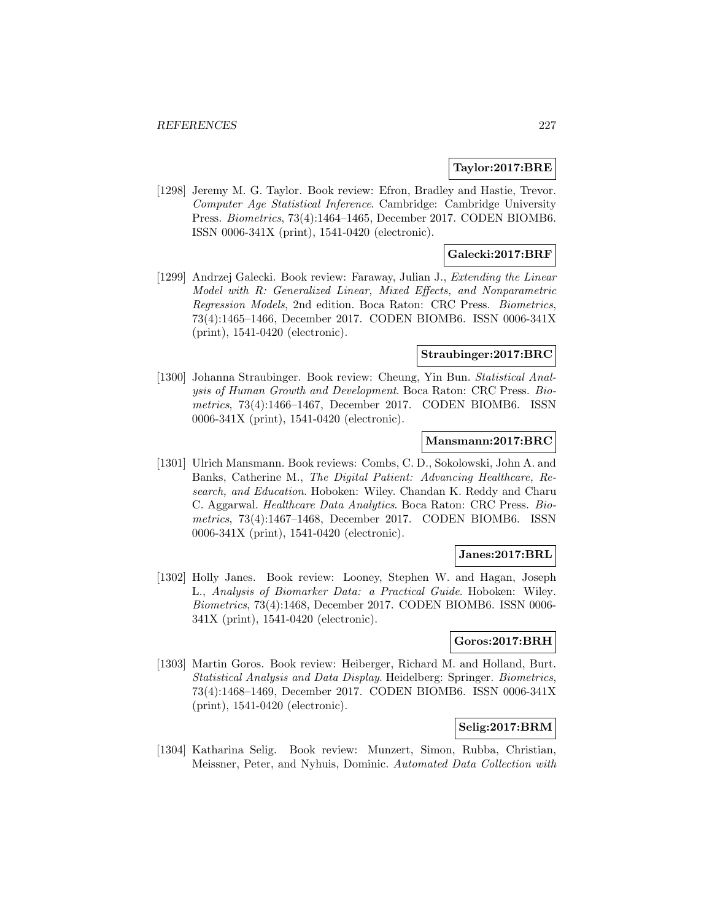**Taylor:2017:BRE**

[1298] Jeremy M. G. Taylor. Book review: Efron, Bradley and Hastie, Trevor. *Computer Age Statistical Inference*. Cambridge: Cambridge University Press. *Biometrics*, 73(4):1464–1465, December 2017. CODEN BIOMB6. ISSN 0006-341X (print), 1541-0420 (electronic).

**Galecki:2017:BRF**

[1299] Andrzej Galecki. Book review: Faraway, Julian J., *Extending the Linear Model with R: Generalized Linear, Mixed Effects, and Nonparametric Regression Models*, 2nd edition. Boca Raton: CRC Press. *Biometrics*, 73(4):1465–1466, December 2017. CODEN BIOMB6. ISSN 0006-341X (print), 1541-0420 (electronic).

**Straubinger:2017:BRC**

[1300] Johanna Straubinger. Book review: Cheung, Yin Bun. *Statistical Analysis of Human Growth and Development*. Boca Raton: CRC Press. *Biometrics*, 73(4):1466–1467, December 2017. CODEN BIOMB6. ISSN 0006-341X (print), 1541-0420 (electronic).

**Mansmann:2017:BRC**

[1301] Ulrich Mansmann. Book reviews: Combs, C. D., Sokolowski, John A. and Banks, Catherine M., *The Digital Patient: Advancing Healthcare, Research, and Education*. Hoboken: Wiley. Chandan K. Reddy and Charu C. Aggarwal. *Healthcare Data Analytics*. Boca Raton: CRC Press. *Biometrics*, 73(4):1467–1468, December 2017. CODEN BIOMB6. ISSN 0006-341X (print), 1541-0420 (electronic).

**Janes:2017:BRL**

[1302] Holly Janes. Book review: Looney, Stephen W. and Hagan, Joseph L., *Analysis of Biomarker Data: a Practical Guide*. Hoboken: Wiley. *Biometrics*, 73(4):1468, December 2017. CODEN BIOMB6. ISSN 0006-341X (print), 1541-0420 (electronic).

**Goros:2017:BRH**

[1303] Martin Goros. Book review: Heiberger, Richard M. and Holland, Burt. *Statistical Analysis and Data Display*. Heidelberg: Springer. *Biometrics*, 73(4):1468–1469, December 2017. CODEN BIOMB6. ISSN 0006-341X (print), 1541-0420 (electronic).

**Selig:2017:BRM**

[1304] Katharina Selig. Book review: Munzert, Simon, Rubba, Christian, Meissner, Peter, and Nyhuis, Dominic. *Automated Data Collection with*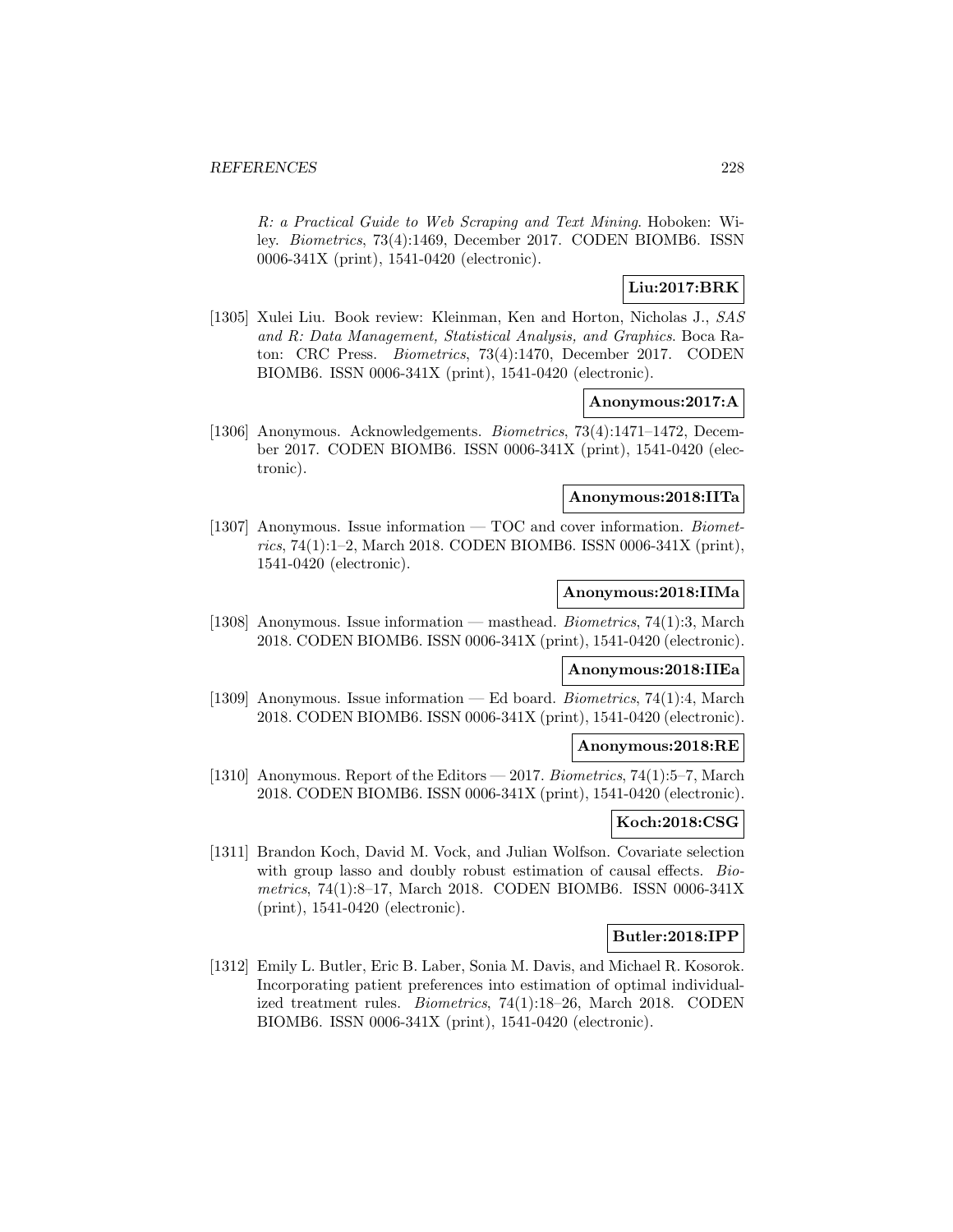*R: a Practical Guide to Web Scraping and Text Mining*. Hoboken: Wiley. *Biometrics*, 73(4):1469, December 2017. CODEN BIOMB6. ISSN 0006-341X (print), 1541-0420 (electronic).

**Liu:2017:BRK**

[1305] Xulei Liu. Book review: Kleinman, Ken and Horton, Nicholas J., *SAS and R: Data Management, Statistical Analysis, and Graphics*. Boca Raton: CRC Press. *Biometrics*, 73(4):1470, December 2017. CODEN BIOMB6. ISSN 0006-341X (print), 1541-0420 (electronic).

**Anonymous:2017:A**

[1306] Anonymous. Acknowledgements. *Biometrics*, 73(4):1471–1472, December 2017. CODEN BIOMB6. ISSN 0006-341X (print), 1541-0420 (electronic).

**Anonymous:2018:IITa**

[1307] Anonymous. Issue information — TOC and cover information. *Biometrics*, 74(1):1–2, March 2018. CODEN BIOMB6. ISSN 0006-341X (print), 1541-0420 (electronic).

**Anonymous:2018:IIMa**

[1308] Anonymous. Issue information — masthead. *Biometrics*, 74(1):3, March 2018. CODEN BIOMB6. ISSN 0006-341X (print), 1541-0420 (electronic).

**Anonymous:2018:IIEa**

[1309] Anonymous. Issue information — Ed board. *Biometrics*, 74(1):4, March 2018. CODEN BIOMB6. ISSN 0006-341X (print), 1541-0420 (electronic).

**Anonymous:2018:RE**

[1310] Anonymous. Report of the Editors — 2017. *Biometrics*, 74(1):5–7, March 2018. CODEN BIOMB6. ISSN 0006-341X (print), 1541-0420 (electronic).

**Koch:2018:CSG**

[1311] Brandon Koch, David M. Vock, and Julian Wolfson. Covariate selection with group lasso and doubly robust estimation of causal effects. *Biometrics*, 74(1):8–17, March 2018. CODEN BIOMB6. ISSN 0006-341X (print), 1541-0420 (electronic).

**Butler:2018:IPP**

[1312] Emily L. Butler, Eric B. Laber, Sonia M. Davis, and Michael R. Kosorok. Incorporating patient preferences into estimation of optimal individualized treatment rules. *Biometrics*, 74(1):18–26, March 2018. CODEN BIOMB6. ISSN 0006-341X (print), 1541-0420 (electronic).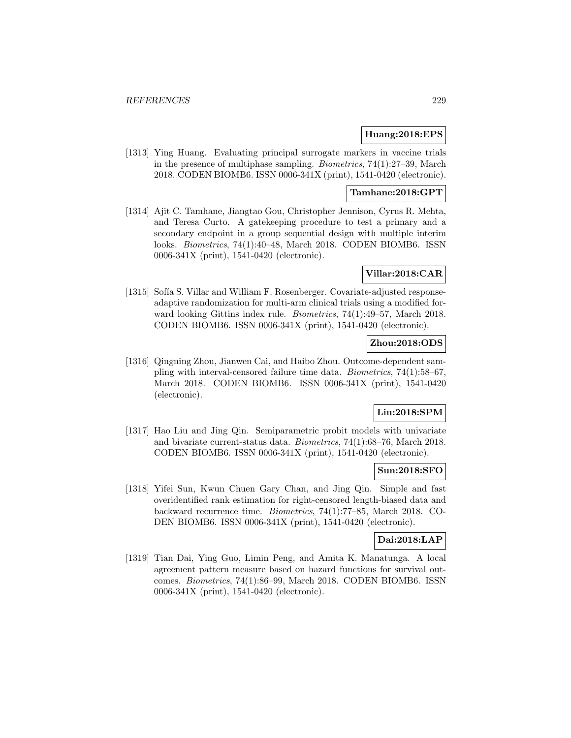**Huang:2018:EPS**

[1313] Ying Huang. Evaluating principal surrogate markers in vaccine trials in the presence of multiphase sampling. *Biometrics*, 74(1):27–39, March 2018. CODEN BIOMB6. ISSN 0006-341X (print), 1541-0420 (electronic).

**Tamhane:2018:GPT**

[1314] Ajit C. Tamhane, Jiangtao Gou, Christopher Jennison, Cyrus R. Mehta, and Teresa Curto. A gatekeeping procedure to test a primary and a secondary endpoint in a group sequential design with multiple interim looks. *Biometrics*, 74(1):40–48, March 2018. CODEN BIOMB6. ISSN 0006-341X (print), 1541-0420 (electronic).

**Villar:2018:CAR**

[1315] Sofía S. Villar and William F. Rosenberger. Covariate-adjusted response-adaptive randomization for multi-arm clinical trials using a modified forward looking Gittins index rule. *Biometrics*, 74(1):49–57, March 2018. CODEN BIOMB6. ISSN 0006-341X (print), 1541-0420 (electronic).

**Zhou:2018:ODS**

[1316] Qingning Zhou, Jianwen Cai, and Haibo Zhou. Outcome-dependent sampling with interval-censored failure time data. *Biometrics*, 74(1):58–67, March 2018. CODEN BIOMB6. ISSN 0006-341X (print), 1541-0420 (electronic).

**Liu:2018:SPM**

[1317] Hao Liu and Jing Qin. Semiparametric probit models with univariate and bivariate current-status data. *Biometrics*, 74(1):68–76, March 2018. CODEN BIOMB6. ISSN 0006-341X (print), 1541-0420 (electronic).

**Sun:2018:SFO**

[1318] Yifei Sun, Kwun Chuen Gary Chan, and Jing Qin. Simple and fast overidentified rank estimation for right-censored length-biased data and backward recurrence time. *Biometrics*, 74(1):77–85, March 2018. CODEN BIOMB6. ISSN 0006-341X (print), 1541-0420 (electronic).

**Dai:2018:LAP**

[1319] Tian Dai, Ying Guo, Limin Peng, and Amita K. Manatunga. A local agreement pattern measure based on hazard functions for survival outcomes. *Biometrics*, 74(1):86–99, March 2018. CODEN BIOMB6. ISSN 0006-341X (print), 1541-0420 (electronic).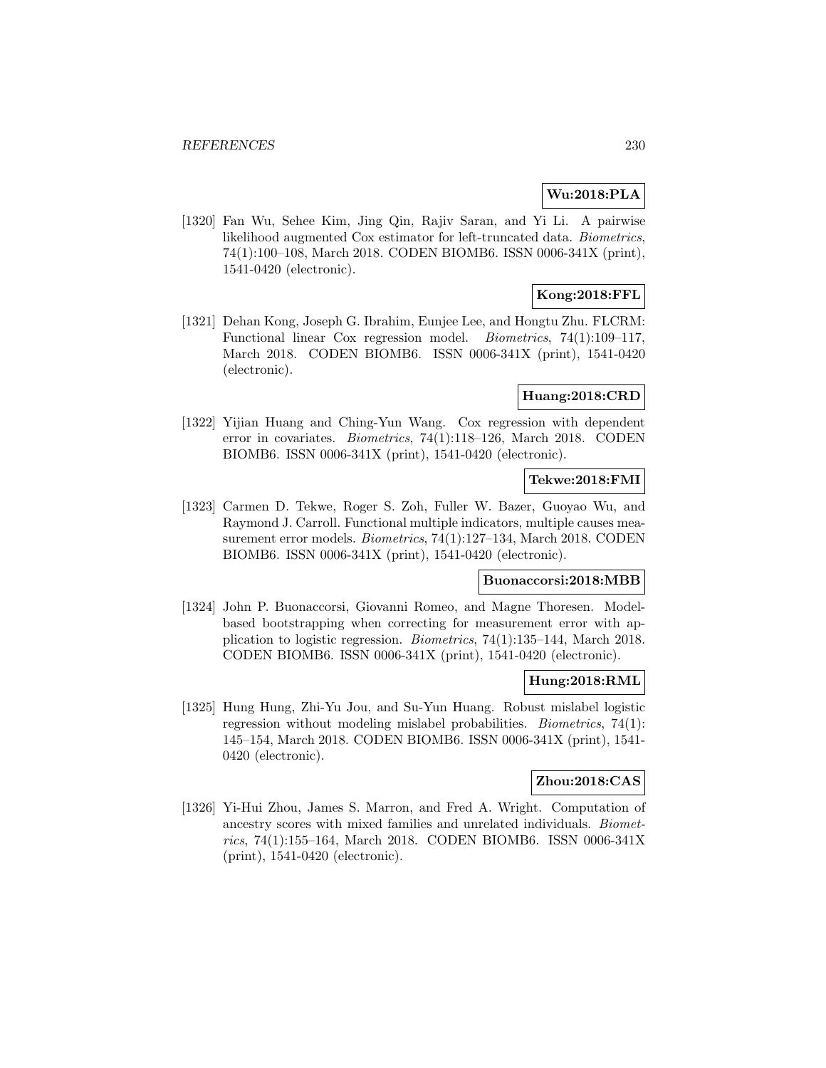**Wu:2018:PLA**

[1320] Fan Wu, Sehee Kim, Jing Qin, Rajiv Saran, and Yi Li. A pairwise likelihood augmented Cox estimator for left-truncated data. *Biometrics*, 74(1):100–108, March 2018. CODEN BIOMB6. ISSN 0006-341X (print), 1541-0420 (electronic).

**Kong:2018:FFL**

[1321] Dehan Kong, Joseph G. Ibrahim, Eunjee Lee, and Hongtu Zhu. FLCRM: Functional linear Cox regression model. *Biometrics*, 74(1):109–117, March 2018. CODEN BIOMB6. ISSN 0006-341X (print), 1541-0420 (electronic).

**Huang:2018:CRD**

[1322] Yijian Huang and Ching-Yun Wang. Cox regression with dependent error in covariates. *Biometrics*, 74(1):118–126, March 2018. CODEN BIOMB6. ISSN 0006-341X (print), 1541-0420 (electronic).

**Tekwe:2018:FMI**

[1323] Carmen D. Tekwe, Roger S. Zoh, Fuller W. Bazer, Guoyao Wu, and Raymond J. Carroll. Functional multiple indicators, multiple causes measurement error models. *Biometrics*, 74(1):127–134, March 2018. CODEN BIOMB6. ISSN 0006-341X (print), 1541-0420 (electronic).

**Buonaccorsi:2018:MBB**

[1324] John P. Buonaccorsi, Giovanni Romeo, and Magne Thoresen. Model-based bootstrapping when correcting for measurement error with application to logistic regression. *Biometrics*, 74(1):135–144, March 2018. CODEN BIOMB6. ISSN 0006-341X (print), 1541-0420 (electronic).

**Hung:2018:RML**

[1325] Hung Hung, Zhi-Yu Jou, and Su-Yun Huang. Robust mislabel logistic regression without modeling mislabel probabilities. *Biometrics*, 74(1): 145–154, March 2018. CODEN BIOMB6. ISSN 0006-341X (print), 1541-0420 (electronic).

**Zhou:2018:CAS**

[1326] Yi-Hui Zhou, James S. Marron, and Fred A. Wright. Computation of ancestry scores with mixed families and unrelated individuals. *Biometrics*, 74(1):155–164, March 2018. CODEN BIOMB6. ISSN 0006-341X (print), 1541-0420 (electronic).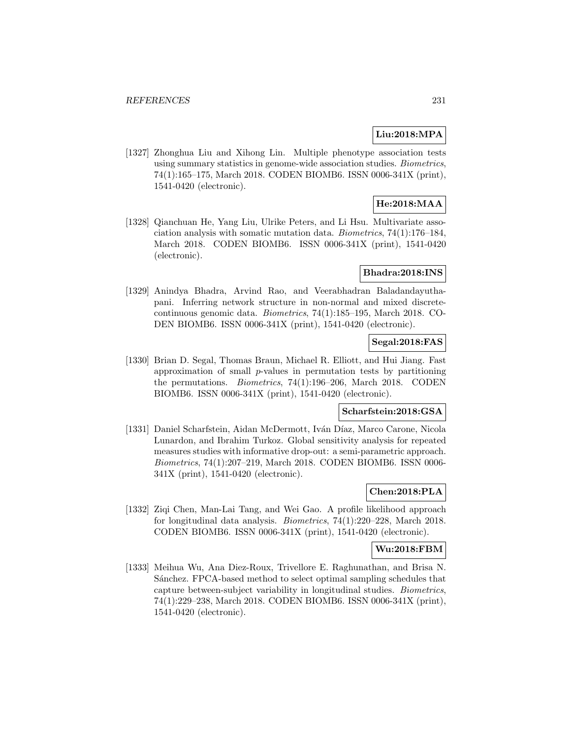**Liu:2018:MPA**

[1327] Zhonghua Liu and Xihong Lin. Multiple phenotype association tests using summary statistics in genome-wide association studies. *Biometrics*, 74(1):165–175, March 2018. CODEN BIOMB6. ISSN 0006-341X (print), 1541-0420 (electronic).

**He:2018:MAA**

[1328] Qianchuan He, Yang Liu, Ulrike Peters, and Li Hsu. Multivariate association analysis with somatic mutation data. *Biometrics*, 74(1):176–184, March 2018. CODEN BIOMB6. ISSN 0006-341X (print), 1541-0420 (electronic).

**Bhadra:2018:INS**

[1329] Anindya Bhadra, Arvind Rao, and Veerabhadran Baladandayuthapani. Inferring network structure in non-normal and mixed discrete-continuous genomic data. *Biometrics*, 74(1):185–195, March 2018. CODEN BIOMB6. ISSN 0006-341X (print), 1541-0420 (electronic).

**Segal:2018:FAS**

[1330] Brian D. Segal, Thomas Braun, Michael R. Elliott, and Hui Jiang. Fast approximation of small $p$-values in permutation tests by partitioning the permutations. *Biometrics*, 74(1):196–206, March 2018. CODEN BIOMB6. ISSN 0006-341X (print), 1541-0420 (electronic).

**Scharfstein:2018:GSA**

[1331] Daniel Scharfstein, Aidan McDermott, Iván Díaz, Marco Carone, Nicola Lunardon, and Ibrahim Turkoz. Global sensitivity analysis for repeated measures studies with informative drop-out: a semi-parametric approach. *Biometrics*, 74(1):207–219, March 2018. CODEN BIOMB6. ISSN 0006-341X (print), 1541-0420 (electronic).

**Chen:2018:PLA**

[1332] Ziqi Chen, Man-Lai Tang, and Wei Gao. A profile likelihood approach for longitudinal data analysis. *Biometrics*, 74(1):220–228, March 2018. CODEN BIOMB6. ISSN 0006-341X (print), 1541-0420 (electronic).

**Wu:2018:FBM**

[1333] Meihua Wu, Ana Diez-Roux, Trivellore E. Raghunathan, and Brisa N. Sánchez. FPCA-based method to select optimal sampling schedules that capture between-subject variability in longitudinal studies. *Biometrics*, 74(1):229–238, March 2018. CODEN BIOMB6. ISSN 0006-341X (print), 1541-0420 (electronic).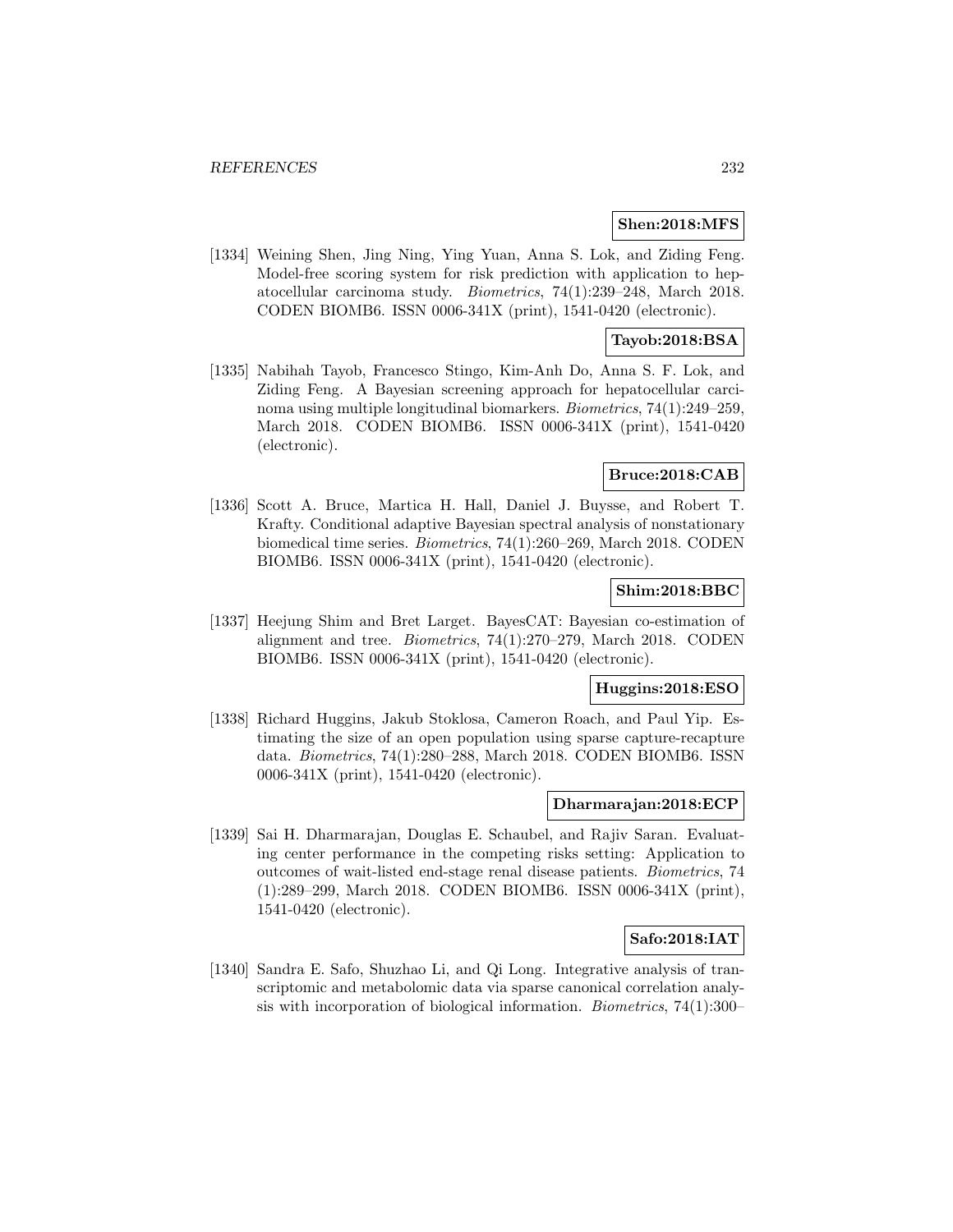**Shen:2018:MFS**

[1334] Weining Shen, Jing Ning, Ying Yuan, Anna S. Lok, and Ziding Feng. Model-free scoring system for risk prediction with application to hepatocellular carcinoma study. *Biometrics*, 74(1):239–248, March 2018. CODEN BIOMB6. ISSN 0006-341X (print), 1541-0420 (electronic).

**Tayob:2018:BSA**

[1335] Nabihah Tayob, Francesco Stingo, Kim-Anh Do, Anna S. F. Lok, and Ziding Feng. A Bayesian screening approach for hepatocellular carcinoma using multiple longitudinal biomarkers. *Biometrics*, 74(1):249–259, March 2018. CODEN BIOMB6. ISSN 0006-341X (print), 1541-0420 (electronic).

**Bruce:2018:CAB**

[1336] Scott A. Bruce, Martica H. Hall, Daniel J. Buysse, and Robert T. Krafty. Conditional adaptive Bayesian spectral analysis of nonstationary biomedical time series. *Biometrics*, 74(1):260–269, March 2018. CODEN BIOMB6. ISSN 0006-341X (print), 1541-0420 (electronic).

**Shim:2018:BBC**

[1337] Heejung Shim and Bret Larget. BayesCAT: Bayesian co-estimation of alignment and tree. *Biometrics*, 74(1):270–279, March 2018. CODEN BIOMB6. ISSN 0006-341X (print), 1541-0420 (electronic).

**Huggins:2018:ESO**

[1338] Richard Huggins, Jakub Stoklosa, Cameron Roach, and Paul Yip. Estimating the size of an open population using sparse capture-recapture data. *Biometrics*, 74(1):280–288, March 2018. CODEN BIOMB6. ISSN 0006-341X (print), 1541-0420 (electronic).

**Dharmarajan:2018:ECP**

[1339] Sai H. Dharmarajan, Douglas E. Schaubel, and Rajiv Saran. Evaluating center performance in the competing risks setting: Application to outcomes of wait-listed end-stage renal disease patients. *Biometrics*, 74 (1):289–299, March 2018. CODEN BIOMB6. ISSN 0006-341X (print), 1541-0420 (electronic).

**Safo:2018:IAT**

[1340] Sandra E. Safo, Shuzhao Li, and Qi Long. Integrative analysis of transcriptomic and metabolomic data via sparse canonical correlation analysis with incorporation of biological information. *Biometrics*, 74(1):300–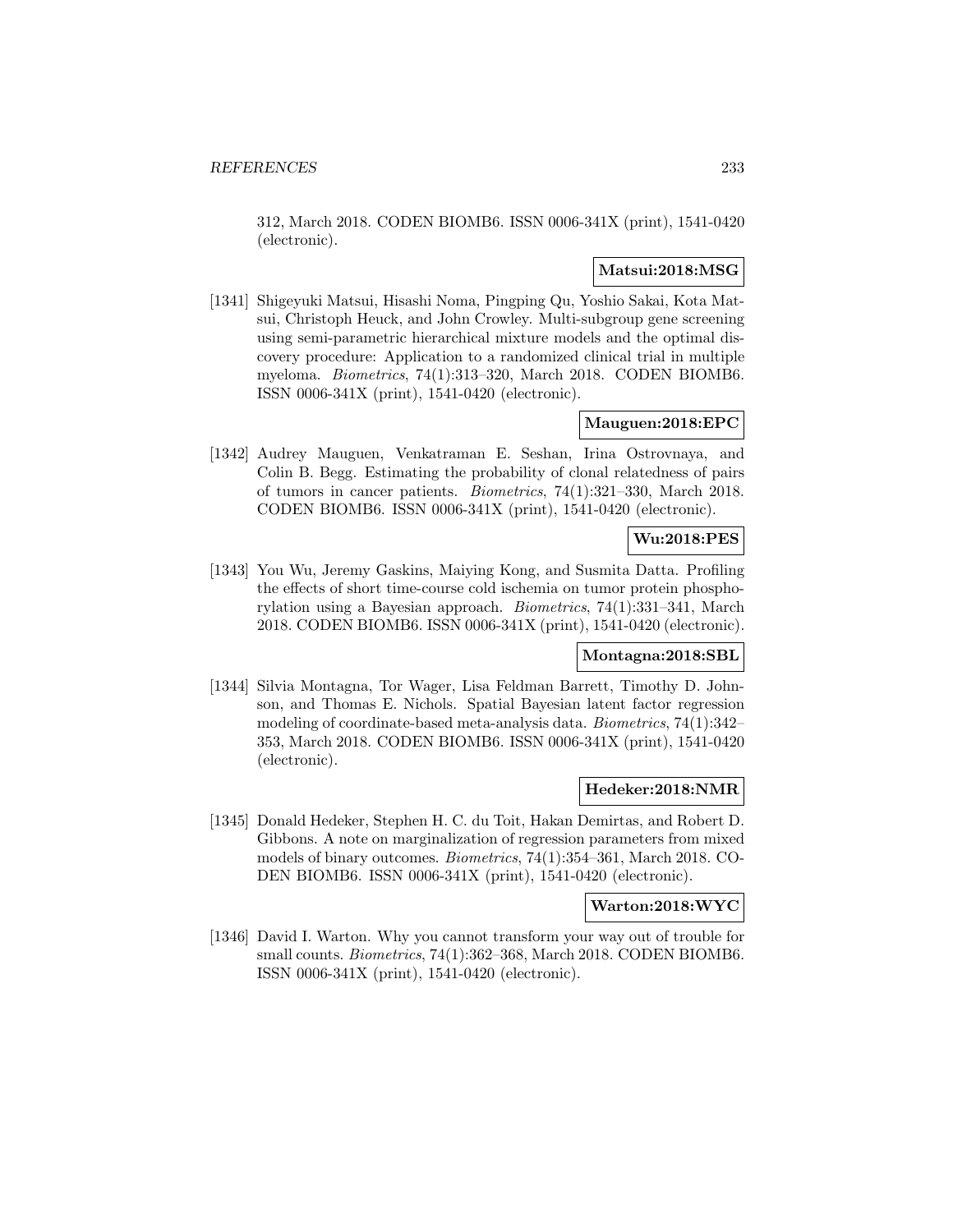312, March 2018. CODEN BIOMB6. ISSN 0006-341X (print), 1541-0420 (electronic).

**Matsui:2018:MSG**

[1341] Shigeyuki Matsui, Hisashi Noma, Pingping Qu, Yoshio Sakai, Kota Matsui, Christoph Heuck, and John Crowley. Multi-subgroup gene screening using semi-parametric hierarchical mixture models and the optimal discovery procedure: Application to a randomized clinical trial in multiple myeloma. *Biometrics*, 74(1):313–320, March 2018. CODEN BIOMB6. ISSN 0006-341X (print), 1541-0420 (electronic).

**Mauguen:2018:EPC**

[1342] Audrey Mauguen, Venkatraman E. Seshan, Irina Ostrovnaya, and Colin B. Begg. Estimating the probability of clonal relatedness of pairs of tumors in cancer patients. *Biometrics*, 74(1):321–330, March 2018. CODEN BIOMB6. ISSN 0006-341X (print), 1541-0420 (electronic).

**Wu:2018:PES**

[1343] You Wu, Jeremy Gaskins, Maiying Kong, and Susmita Datta. Profiling the effects of short time-course cold ischemia on tumor protein phosphorylation using a Bayesian approach. *Biometrics*, 74(1):331–341, March 2018. CODEN BIOMB6. ISSN 0006-341X (print), 1541-0420 (electronic).

**Montagna:2018:SBL**

[1344] Silvia Montagna, Tor Wager, Lisa Feldman Barrett, Timothy D. Johnson, and Thomas E. Nichols. Spatial Bayesian latent factor regression modeling of coordinate-based meta-analysis data. *Biometrics*, 74(1):342–353, March 2018. CODEN BIOMB6. ISSN 0006-341X (print), 1541-0420 (electronic).

**Hedeker:2018:NMR**

[1345] Donald Hedeker, Stephen H. C. du Toit, Hakan Demirtas, and Robert D. Gibbons. A note on marginalization of regression parameters from mixed models of binary outcomes. *Biometrics*, 74(1):354–361, March 2018. CODEN BIOMB6. ISSN 0006-341X (print), 1541-0420 (electronic).

**Warton:2018:WYC**

[1346] David I. Warton. Why you cannot transform your way out of trouble for small counts. *Biometrics*, 74(1):362–368, March 2018. CODEN BIOMB6. ISSN 0006-341X (print), 1541-0420 (electronic).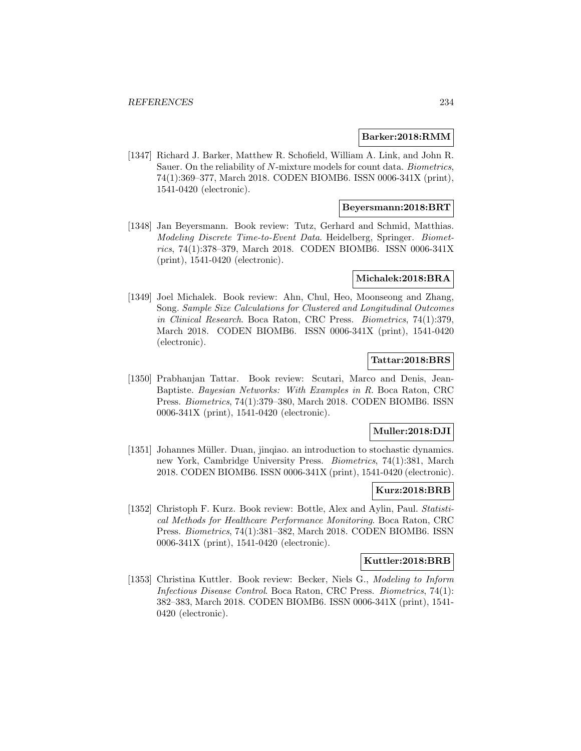**Barker:2018:RMM**

[1347] Richard J. Barker, Matthew R. Schofield, William A. Link, and John R. Sauer. On the reliability of $N$-mixture models for count data. *Biometrics*, 74(1):369–377, March 2018. CODEN BIOMB6. ISSN 0006-341X (print), 1541-0420 (electronic).

**Beyersmann:2018:BRT**

[1348] Jan Beyersmann. Book review: Tutz, Gerhard and Schmid, Matthias. *Modeling Discrete Time-to-Event Data*. Heidelberg, Springer. *Biometrics*, 74(1):378–379, March 2018. CODEN BIOMB6. ISSN 0006-341X (print), 1541-0420 (electronic).

**Michalek:2018:BRA**

[1349] Joel Michalek. Book review: Ahn, Chul, Heo, Moonseong and Zhang, Song. *Sample Size Calculations for Clustered and Longitudinal Outcomes in Clinical Research*. Boca Raton, CRC Press. *Biometrics*, 74(1):379, March 2018. CODEN BIOMB6. ISSN 0006-341X (print), 1541-0420 (electronic).

**Tattar:2018:BRS**

[1350] Prabhanjan Tattar. Book review: Scutari, Marco and Denis, Jean-Baptiste. *Bayesian Networks: With Examples in R*. Boca Raton, CRC Press. *Biometrics*, 74(1):379–380, March 2018. CODEN BIOMB6. ISSN 0006-341X (print), 1541-0420 (electronic).

**Muller:2018:DJI**

[1351] Johannes Müller. Duan, jinqiao. an introduction to stochastic dynamics. new York, Cambridge University Press. *Biometrics*, 74(1):381, March 2018. CODEN BIOMB6. ISSN 0006-341X (print), 1541-0420 (electronic).

**Kurz:2018:BRB**

[1352] Christoph F. Kurz. Book review: Bottle, Alex and Aylin, Paul. *Statistical Methods for Healthcare Performance Monitoring*. Boca Raton, CRC Press. *Biometrics*, 74(1):381–382, March 2018. CODEN BIOMB6. ISSN 0006-341X (print), 1541-0420 (electronic).

**Kuttler:2018:BRB**

[1353] Christina Kuttler. Book review: Becker, Niels G., *Modeling to Inform Infectious Disease Control*. Boca Raton, CRC Press. *Biometrics*, 74(1): 382–383, March 2018. CODEN BIOMB6. ISSN 0006-341X (print), 1541-0420 (electronic).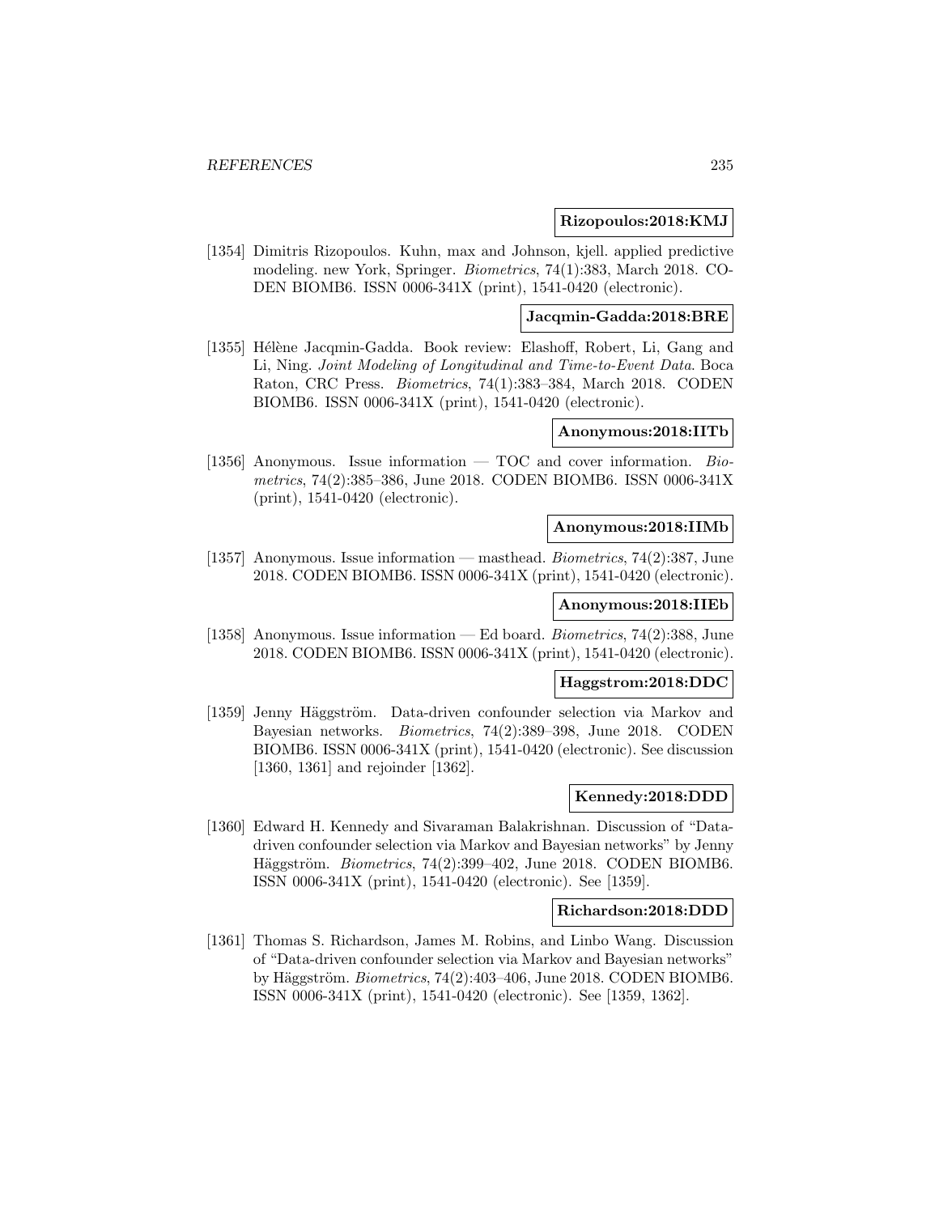**Rizopoulos:2018:KMJ**

[1354] Dimitris Rizopoulos. Kuhn, max and Johnson, kjell. applied predictive modeling. new York, Springer. *Biometrics*, 74(1):383, March 2018. CODEN BIOMB6. ISSN 0006-341X (print), 1541-0420 (electronic).

**Jacqmin-Gadda:2018:BRE**

[1355] Hélène Jacqmin-Gadda. Book review: Elashoff, Robert, Li, Gang and Li, Ning. *Joint Modeling of Longitudinal and Time-to-Event Data*. Boca Raton, CRC Press. *Biometrics*, 74(1):383–384, March 2018. CODEN BIOMB6. ISSN 0006-341X (print), 1541-0420 (electronic).

**Anonymous:2018:IITb**

[1356] Anonymous. Issue information — TOC and cover information. *Biometrics*, 74(2):385–386, June 2018. CODEN BIOMB6. ISSN 0006-341X (print), 1541-0420 (electronic).

**Anonymous:2018:IIMb**

[1357] Anonymous. Issue information — masthead. *Biometrics*, 74(2):387, June 2018. CODEN BIOMB6. ISSN 0006-341X (print), 1541-0420 (electronic).

**Anonymous:2018:IIEb**

[1358] Anonymous. Issue information — Ed board. *Biometrics*, 74(2):388, June 2018. CODEN BIOMB6. ISSN 0006-341X (print), 1541-0420 (electronic).

**Haggstrom:2018:DDC**

[1359] Jenny Häggström. Data-driven confounder selection via Markov and Bayesian networks. *Biometrics*, 74(2):389–398, June 2018. CODEN BIOMB6. ISSN 0006-341X (print), 1541-0420 (electronic). See discussion [1360, 1361] and rejoinder [1362].

**Kennedy:2018:DDD**

[1360] Edward H. Kennedy and Sivaraman Balakrishnan. Discussion of "Data-driven confounder selection via Markov and Bayesian networks" by Jenny Häggström. *Biometrics*, 74(2):399–402, June 2018. CODEN BIOMB6. ISSN 0006-341X (print), 1541-0420 (electronic). See [1359].

**Richardson:2018:DDD**

[1361] Thomas S. Richardson, James M. Robins, and Linbo Wang. Discussion of "Data-driven confounder selection via Markov and Bayesian networks" by Häggström. *Biometrics*, 74(2):403–406, June 2018. CODEN BIOMB6. ISSN 0006-341X (print), 1541-0420 (electronic). See [1359, 1362].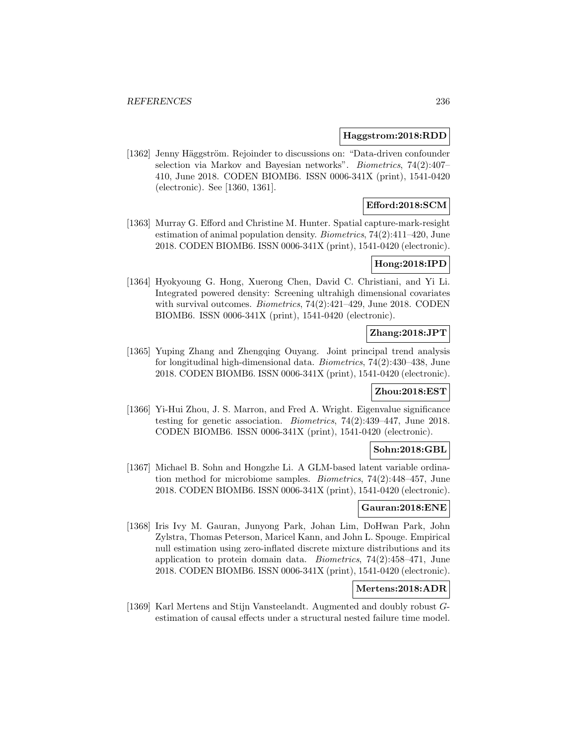**Haggstrom:2018:RDD**

[1362] Jenny Häggström. Rejoinder to discussions on: "Data-driven confounder selection via Markov and Bayesian networks". *Biometrics*, 74(2):407–410, June 2018. CODEN BIOMB6. ISSN 0006-341X (print), 1541-0420 (electronic). See [1360, 1361].

**Efford:2018:SCM**

[1363] Murray G. Efford and Christine M. Hunter. Spatial capture-mark-resight estimation of animal population density. *Biometrics*, 74(2):411–420, June 2018. CODEN BIOMB6. ISSN 0006-341X (print), 1541-0420 (electronic).

**Hong:2018:IPD**

[1364] Hyokyoung G. Hong, Xuerong Chen, David C. Christiani, and Yi Li. Integrated powered density: Screening ultrahigh dimensional covariates with survival outcomes. *Biometrics*, 74(2):421–429, June 2018. CODEN BIOMB6. ISSN 0006-341X (print), 1541-0420 (electronic).

**Zhang:2018:JPT**

[1365] Yuping Zhang and Zhengqing Ouyang. Joint principal trend analysis for longitudinal high-dimensional data. *Biometrics*, 74(2):430–438, June 2018. CODEN BIOMB6. ISSN 0006-341X (print), 1541-0420 (electronic).

**Zhou:2018:EST**

[1366] Yi-Hui Zhou, J. S. Marron, and Fred A. Wright. Eigenvalue significance testing for genetic association. *Biometrics*, 74(2):439–447, June 2018. CODEN BIOMB6. ISSN 0006-341X (print), 1541-0420 (electronic).

**Sohn:2018:GBL**

[1367] Michael B. Sohn and Hongzhe Li. A GLM-based latent variable ordination method for microbiome samples. *Biometrics*, 74(2):448–457, June 2018. CODEN BIOMB6. ISSN 0006-341X (print), 1541-0420 (electronic).

**Gauran:2018:ENE**

[1368] Iris Ivy M. Gauran, Junyong Park, Johan Lim, DoHwan Park, John Zylstra, Thomas Peterson, Maricel Kann, and John L. Spouge. Empirical null estimation using zero-inflated discrete mixture distributions and its application to protein domain data. *Biometrics*, 74(2):458–471, June 2018. CODEN BIOMB6. ISSN 0006-341X (print), 1541-0420 (electronic).

**Mertens:2018:ADR**

[1369] Karl Mertens and Stijn Vansteelandt. Augmented and doubly robust *G*-estimation of causal effects under a structural nested failure time model.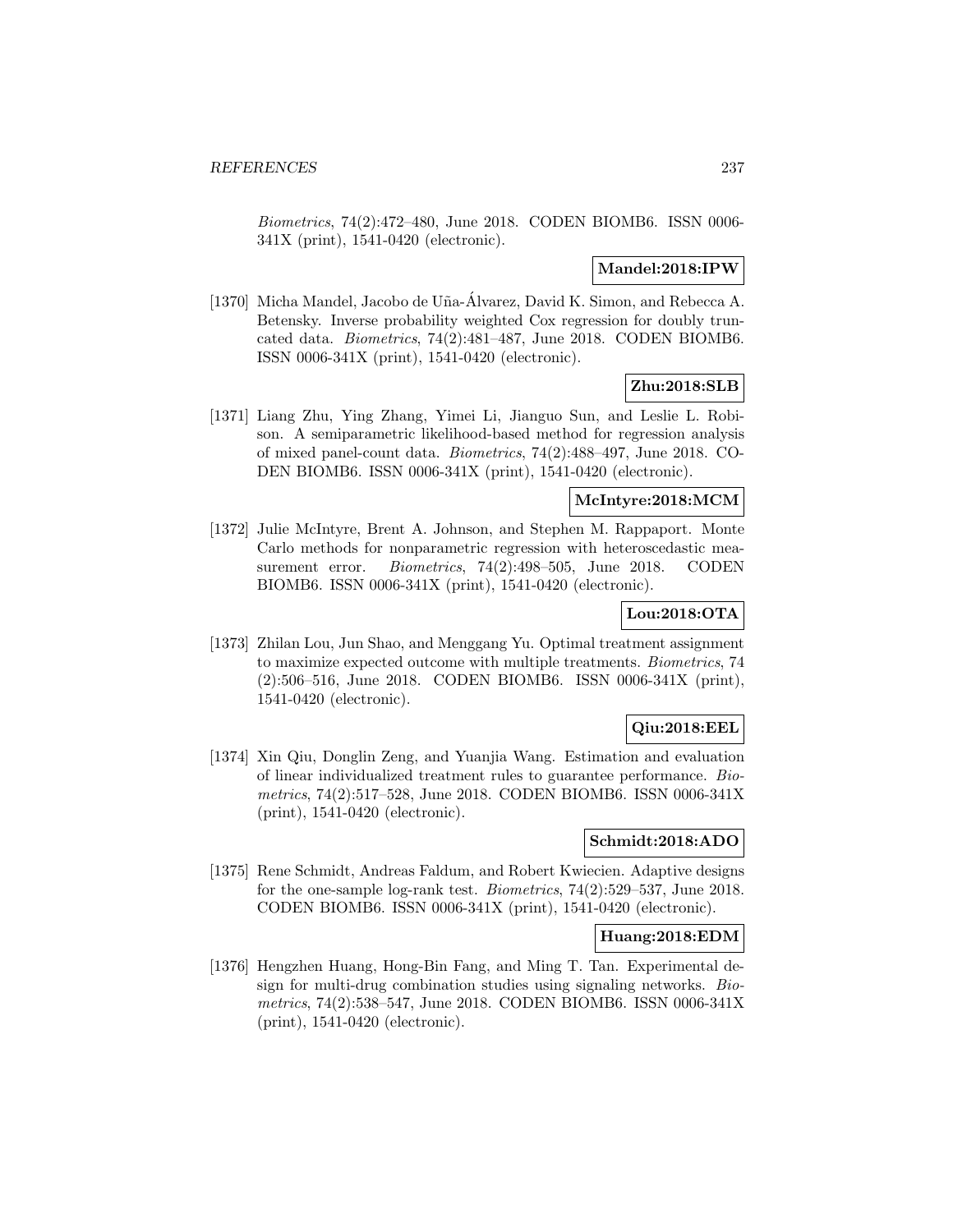*Biometrics*, 74(2):472–480, June 2018. CODEN BIOMB6. ISSN 0006-341X (print), 1541-0420 (electronic).

**Mandel:2018:IPW**

[1370] Micha Mandel, Jacobo de Uña-Álvarez, David K. Simon, and Rebecca A. Betensky. Inverse probability weighted Cox regression for doubly truncated data. *Biometrics*, 74(2):481–487, June 2018. CODEN BIOMB6. ISSN 0006-341X (print), 1541-0420 (electronic).

**Zhu:2018:SLB**

[1371] Liang Zhu, Ying Zhang, Yimei Li, Jianguo Sun, and Leslie L. Robison. A semiparametric likelihood-based method for regression analysis of mixed panel-count data. *Biometrics*, 74(2):488–497, June 2018. CODEN BIOMB6. ISSN 0006-341X (print), 1541-0420 (electronic).

**McIntyre:2018:MCM**

[1372] Julie McIntyre, Brent A. Johnson, and Stephen M. Rappaport. Monte Carlo methods for nonparametric regression with heteroscedastic measurement error. *Biometrics*, 74(2):498–505, June 2018. CODEN BIOMB6. ISSN 0006-341X (print), 1541-0420 (electronic).

**Lou:2018:OTA**

[1373] Zhilan Lou, Jun Shao, and Menggang Yu. Optimal treatment assignment to maximize expected outcome with multiple treatments. *Biometrics*, 74 (2):506–516, June 2018. CODEN BIOMB6. ISSN 0006-341X (print), 1541-0420 (electronic).

**Qiu:2018:EEL**

[1374] Xin Qiu, Donglin Zeng, and Yuanjia Wang. Estimation and evaluation of linear individualized treatment rules to guarantee performance. *Biometrics*, 74(2):517–528, June 2018. CODEN BIOMB6. ISSN 0006-341X (print), 1541-0420 (electronic).

**Schmidt:2018:ADO**

[1375] Rene Schmidt, Andreas Faldum, and Robert Kwiecien. Adaptive designs for the one-sample log-rank test. *Biometrics*, 74(2):529–537, June 2018. CODEN BIOMB6. ISSN 0006-341X (print), 1541-0420 (electronic).

**Huang:2018:EDM**

[1376] Hengzhen Huang, Hong-Bin Fang, and Ming T. Tan. Experimental design for multi-drug combination studies using signaling networks. *Biometrics*, 74(2):538–547, June 2018. CODEN BIOMB6. ISSN 0006-341X (print), 1541-0420 (electronic).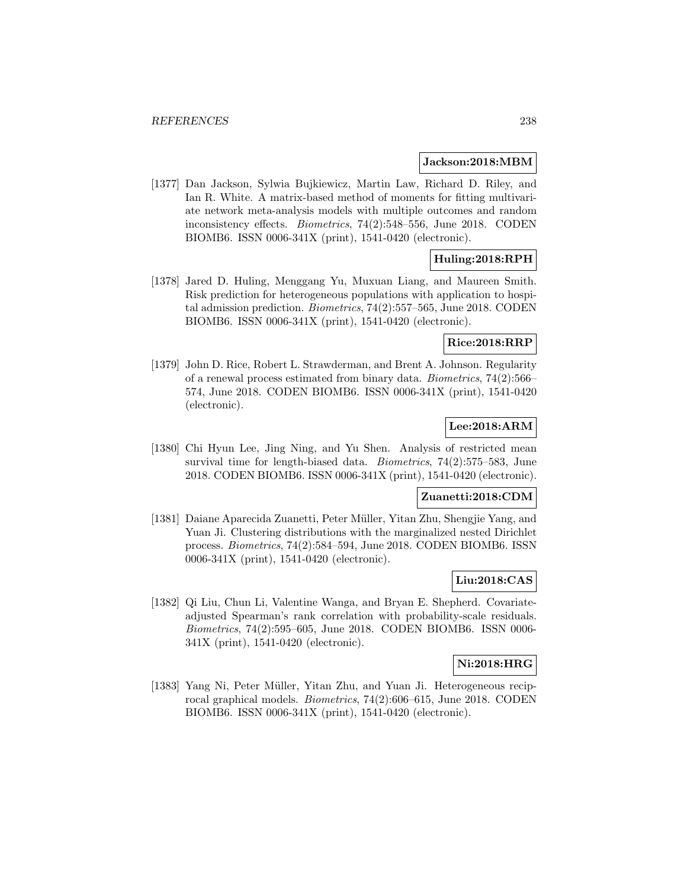**Jackson:2018:MBM**

[1377] Dan Jackson, Sylwia Bujkiewicz, Martin Law, Richard D. Riley, and Ian R. White. A matrix-based method of moments for fitting multivariate network meta-analysis models with multiple outcomes and random inconsistency effects. *Biometrics*, 74(2):548–556, June 2018. CODEN BIOMB6. ISSN 0006-341X (print), 1541-0420 (electronic).

**Huling:2018:RPH**

[1378] Jared D. Huling, Menggang Yu, Muxuan Liang, and Maureen Smith. Risk prediction for heterogeneous populations with application to hospital admission prediction. *Biometrics*, 74(2):557–565, June 2018. CODEN BIOMB6. ISSN 0006-341X (print), 1541-0420 (electronic).

**Rice:2018:RRP**

[1379] John D. Rice, Robert L. Strawderman, and Brent A. Johnson. Regularity of a renewal process estimated from binary data. *Biometrics*, 74(2):566–574, June 2018. CODEN BIOMB6. ISSN 0006-341X (print), 1541-0420 (electronic).

**Lee:2018:ARM**

[1380] Chi Hyun Lee, Jing Ning, and Yu Shen. Analysis of restricted mean survival time for length-biased data. *Biometrics*, 74(2):575–583, June 2018. CODEN BIOMB6. ISSN 0006-341X (print), 1541-0420 (electronic).

**Zuanetti:2018:CDM**

[1381] Daiane Aparecida Zuanetti, Peter Müller, Yitan Zhu, Shengjie Yang, and Yuan Ji. Clustering distributions with the marginalized nested Dirichlet process. *Biometrics*, 74(2):584–594, June 2018. CODEN BIOMB6. ISSN 0006-341X (print), 1541-0420 (electronic).

**Liu:2018:CAS**

[1382] Qi Liu, Chun Li, Valentine Wanga, and Bryan E. Shepherd. Covariate-adjusted Spearman's rank correlation with probability-scale residuals. *Biometrics*, 74(2):595–605, June 2018. CODEN BIOMB6. ISSN 0006-341X (print), 1541-0420 (electronic).

**Ni:2018:HRG**

[1383] Yang Ni, Peter Müller, Yitan Zhu, and Yuan Ji. Heterogeneous reciprocal graphical models. *Biometrics*, 74(2):606–615, June 2018. CODEN BIOMB6. ISSN 0006-341X (print), 1541-0420 (electronic).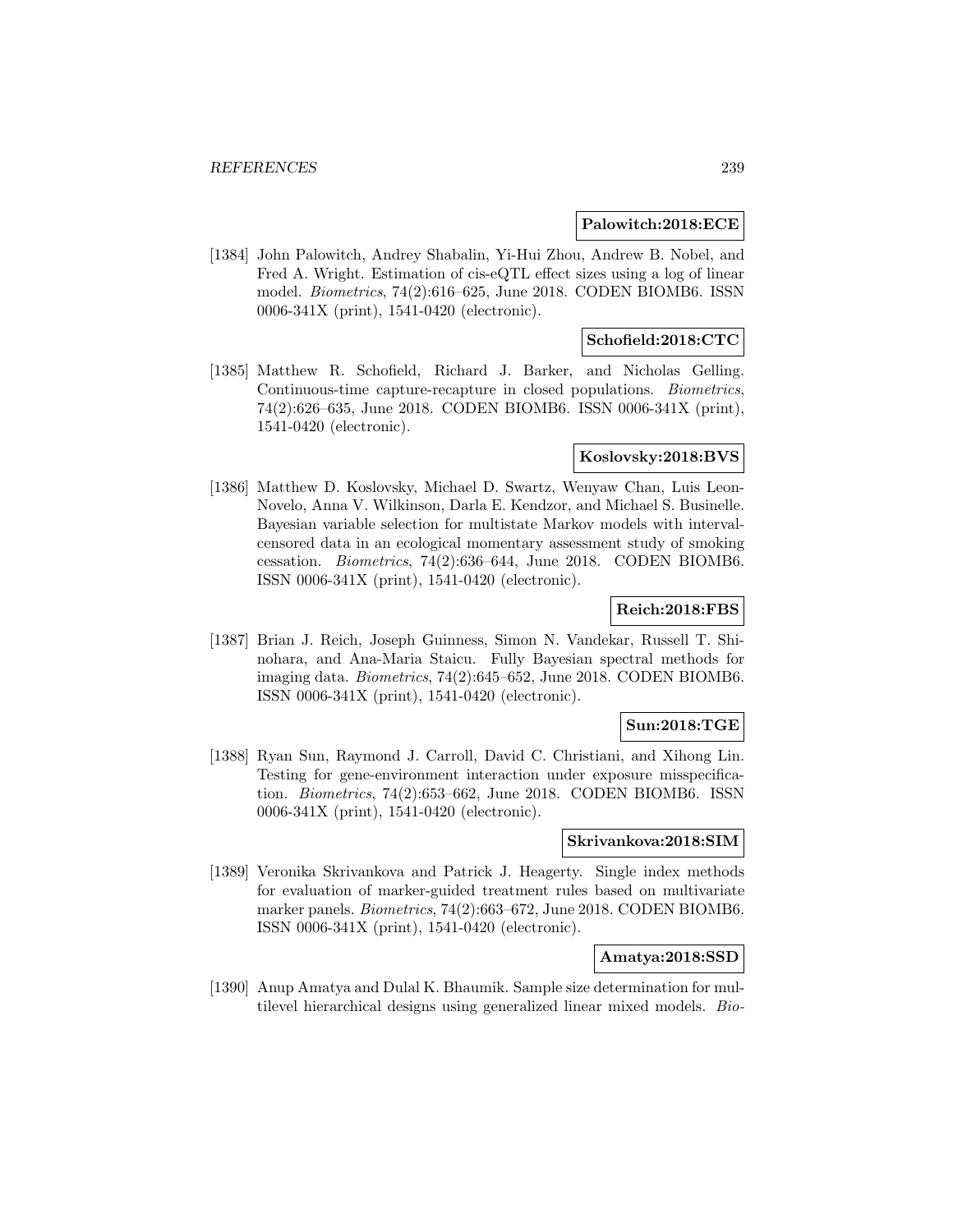**Palowitch:2018:ECE**

[1384] John Palowitch, Andrey Shabalin, Yi-Hui Zhou, Andrew B. Nobel, and Fred A. Wright. Estimation of cis-eQTL effect sizes using a log of linear model. *Biometrics*, 74(2):616–625, June 2018. CODEN BIOMB6. ISSN 0006-341X (print), 1541-0420 (electronic).

**Schofield:2018:CTC**

[1385] Matthew R. Schofield, Richard J. Barker, and Nicholas Gelling. Continuous-time capture-recapture in closed populations. *Biometrics*, 74(2):626–635, June 2018. CODEN BIOMB6. ISSN 0006-341X (print), 1541-0420 (electronic).

**Koslovsky:2018:BVS**

[1386] Matthew D. Koslovsky, Michael D. Swartz, Wenyaw Chan, Luis Leon-Novelo, Anna V. Wilkinson, Darla E. Kendzor, and Michael S. Businelle. Bayesian variable selection for multistate Markov models with interval-censored data in an ecological momentary assessment study of smoking cessation. *Biometrics*, 74(2):636–644, June 2018. CODEN BIOMB6. ISSN 0006-341X (print), 1541-0420 (electronic).

**Reich:2018:FBS**

[1387] Brian J. Reich, Joseph Guinness, Simon N. Vandekar, Russell T. Shinohara, and Ana-Maria Staicu. Fully Bayesian spectral methods for imaging data. *Biometrics*, 74(2):645–652, June 2018. CODEN BIOMB6. ISSN 0006-341X (print), 1541-0420 (electronic).

**Sun:2018:TGE**

[1388] Ryan Sun, Raymond J. Carroll, David C. Christiani, and Xihong Lin. Testing for gene-environment interaction under exposure misspecification. *Biometrics*, 74(2):653–662, June 2018. CODEN BIOMB6. ISSN 0006-341X (print), 1541-0420 (electronic).

**Skrivankova:2018:SIM**

[1389] Veronika Skrivankova and Patrick J. Heagerty. Single index methods for evaluation of marker-guided treatment rules based on multivariate marker panels. *Biometrics*, 74(2):663–672, June 2018. CODEN BIOMB6. ISSN 0006-341X (print), 1541-0420 (electronic).

**Amatya:2018:SSD**

[1390] Anup Amatya and Dulal K. Bhaumik. Sample size determination for multilevel hierarchical designs using generalized linear mixed models. *Bio-*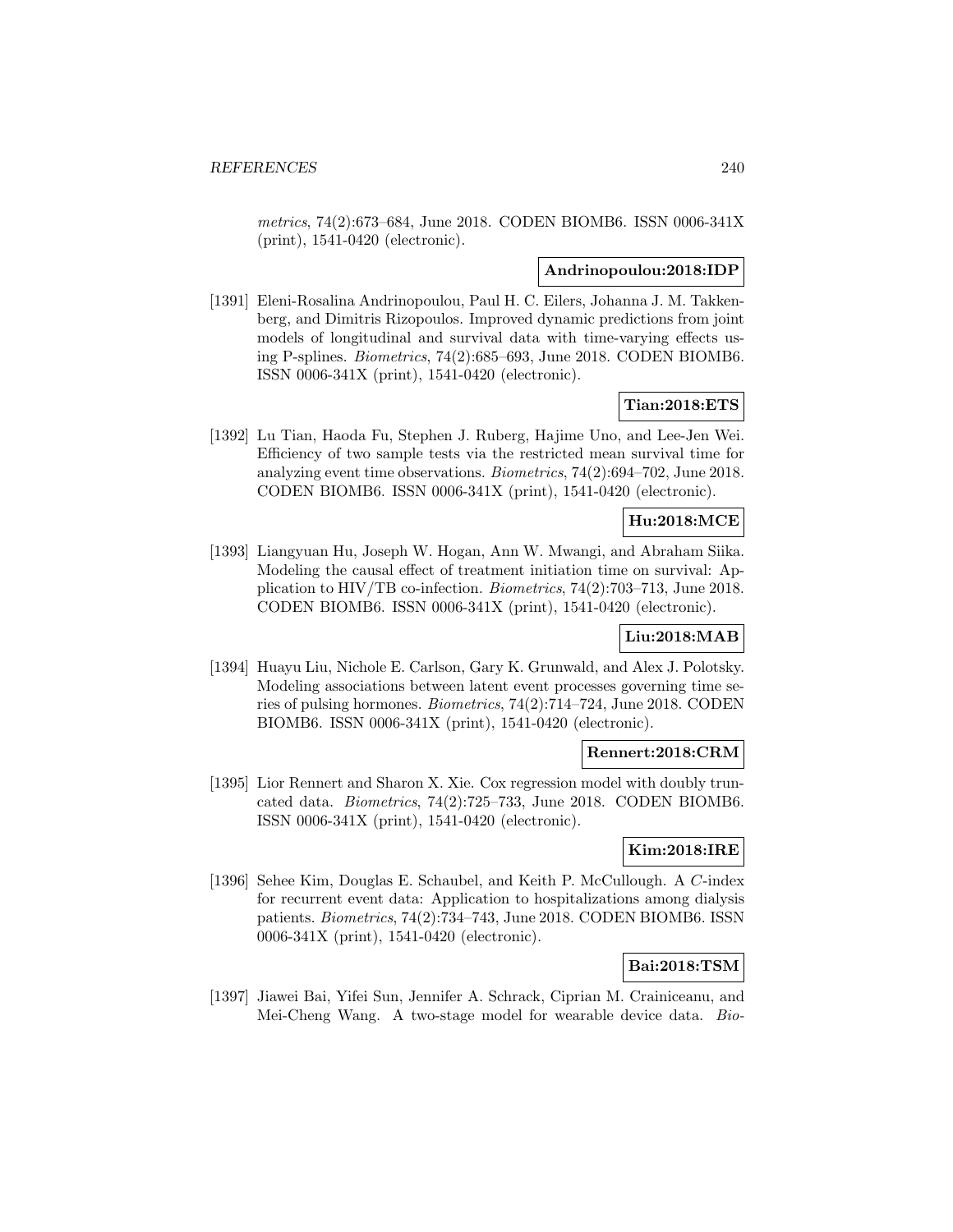*metrics*, 74(2):673–684, June 2018. CODEN BIOMB6. ISSN 0006-341X (print), 1541-0420 (electronic).

**Andrinopoulou:2018:IDP**

[1391] Eleni-Rosalina Andrinopoulou, Paul H. C. Eilers, Johanna J. M. Takkenberg, and Dimitris Rizopoulos. Improved dynamic predictions from joint models of longitudinal and survival data with time-varying effects using P-splines. *Biometrics*, 74(2):685–693, June 2018. CODEN BIOMB6. ISSN 0006-341X (print), 1541-0420 (electronic).

**Tian:2018:ETS**

[1392] Lu Tian, Haoda Fu, Stephen J. Ruberg, Hajime Uno, and Lee-Jen Wei. Efficiency of two sample tests via the restricted mean survival time for analyzing event time observations. *Biometrics*, 74(2):694–702, June 2018. CODEN BIOMB6. ISSN 0006-341X (print), 1541-0420 (electronic).

**Hu:2018:MCE**

[1393] Liangyuan Hu, Joseph W. Hogan, Ann W. Mwangi, and Abraham Siika. Modeling the causal effect of treatment initiation time on survival: Application to HIV/TB co-infection. *Biometrics*, 74(2):703–713, June 2018. CODEN BIOMB6. ISSN 0006-341X (print), 1541-0420 (electronic).

**Liu:2018:MAB**

[1394] Huayu Liu, Nichole E. Carlson, Gary K. Grunwald, and Alex J. Polotsky. Modeling associations between latent event processes governing time series of pulsing hormones. *Biometrics*, 74(2):714–724, June 2018. CODEN BIOMB6. ISSN 0006-341X (print), 1541-0420 (electronic).

**Rennert:2018:CRM**

[1395] Lior Rennert and Sharon X. Xie. Cox regression model with doubly truncated data. *Biometrics*, 74(2):725–733, June 2018. CODEN BIOMB6. ISSN 0006-341X (print), 1541-0420 (electronic).

**Kim:2018:IRE**

[1396] Sehee Kim, Douglas E. Schaubel, and Keith P. McCullough. A *C*-index for recurrent event data: Application to hospitalizations among dialysis patients. *Biometrics*, 74(2):734–743, June 2018. CODEN BIOMB6. ISSN 0006-341X (print), 1541-0420 (electronic).

**Bai:2018:TSM**

[1397] Jiawei Bai, Yifei Sun, Jennifer A. Schrack, Ciprian M. Crainiceanu, and Mei-Cheng Wang. A two-stage model for wearable device data. *Bio-*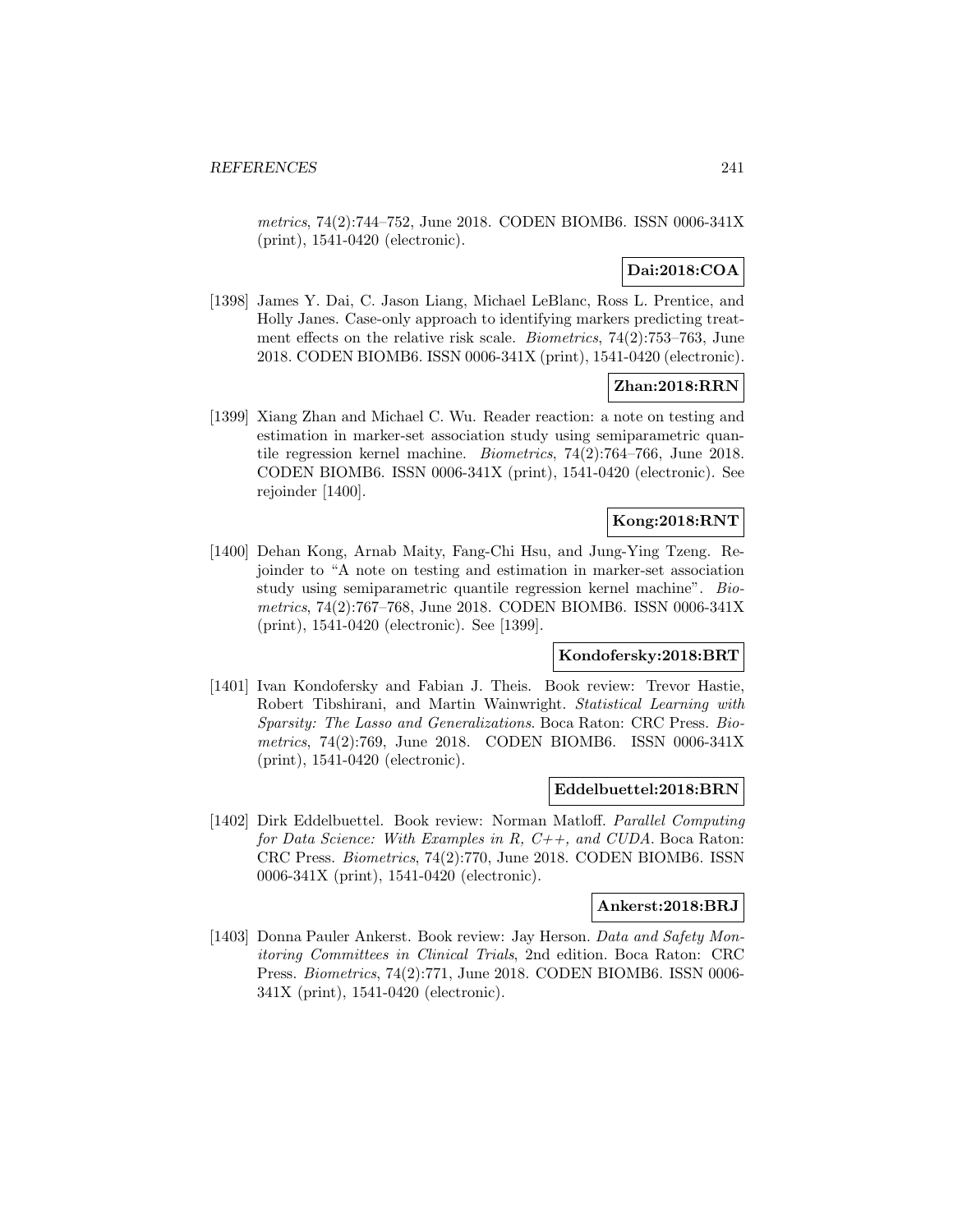metrics, 74(2):744–752, June 2018. CODEN BIOMB6. ISSN 0006-341X (print), 1541-0420 (electronic).

**Dai:2018:COA**

[1398] James Y. Dai, C. Jason Liang, Michael LeBlanc, Ross L. Prentice, and Holly Janes. Case-only approach to identifying markers predicting treatment effects on the relative risk scale. *Biometrics*, 74(2):753–763, June 2018. CODEN BIOMB6. ISSN 0006-341X (print), 1541-0420 (electronic).

**Zhan:2018:RRN**

[1399] Xiang Zhan and Michael C. Wu. Reader reaction: a note on testing and estimation in marker-set association study using semiparametric quantile regression kernel machine. *Biometrics*, 74(2):764–766, June 2018. CODEN BIOMB6. ISSN 0006-341X (print), 1541-0420 (electronic). See rejoinder [1400].

**Kong:2018:RNT**

[1400] Dehan Kong, Arnab Maity, Fang-Chi Hsu, and Jung-Ying Tzeng. Rejoinder to "A note on testing and estimation in marker-set association study using semiparametric quantile regression kernel machine". *Biometrics*, 74(2):767–768, June 2018. CODEN BIOMB6. ISSN 0006-341X (print), 1541-0420 (electronic). See [1399].

**Kondofersky:2018:BRT**

[1401] Ivan Kondofersky and Fabian J. Theis. Book review: Trevor Hastie, Robert Tibshirani, and Martin Wainwright. *Statistical Learning with Sparsity: The Lasso and Generalizations*. Boca Raton: CRC Press. *Biometrics*, 74(2):769, June 2018. CODEN BIOMB6. ISSN 0006-341X (print), 1541-0420 (electronic).

**Eddelbuettel:2018:BRN**

[1402] Dirk Eddelbuettel. Book review: Norman Matloff. *Parallel Computing for Data Science: With Examples in R, C++, and CUDA*. Boca Raton: CRC Press. *Biometrics*, 74(2):770, June 2018. CODEN BIOMB6. ISSN 0006-341X (print), 1541-0420 (electronic).

**Ankerst:2018:BRJ**

[1403] Donna Pauler Ankerst. Book review: Jay Herson. *Data and Safety Monitoring Committees in Clinical Trials*, 2nd edition. Boca Raton: CRC Press. *Biometrics*, 74(2):771, June 2018. CODEN BIOMB6. ISSN 0006-341X (print), 1541-0420 (electronic).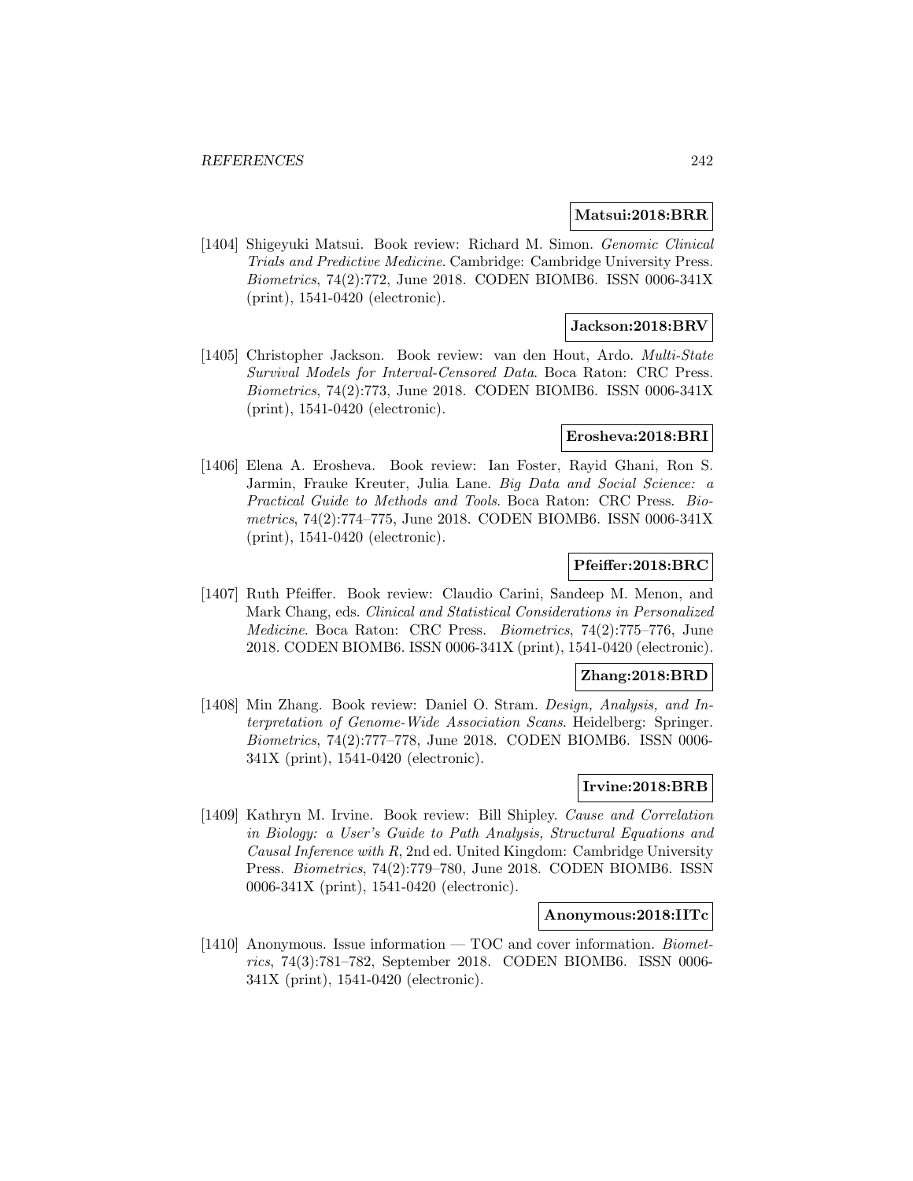**Matsui:2018:BRR**

[1404] Shigeyuki Matsui. Book review: Richard M. Simon. *Genomic Clinical Trials and Predictive Medicine*. Cambridge: Cambridge University Press. *Biometrics*, 74(2):772, June 2018. CODEN BIOMB6. ISSN 0006-341X (print), 1541-0420 (electronic).

**Jackson:2018:BRV**

[1405] Christopher Jackson. Book review: van den Hout, Ardo. *Multi-State Survival Models for Interval-Censored Data*. Boca Raton: CRC Press. *Biometrics*, 74(2):773, June 2018. CODEN BIOMB6. ISSN 0006-341X (print), 1541-0420 (electronic).

**Erosheva:2018:BRI**

[1406] Elena A. Erosheva. Book review: Ian Foster, Rayid Ghani, Ron S. Jarmin, Frauke Kreuter, Julia Lane. *Big Data and Social Science: a Practical Guide to Methods and Tools*. Boca Raton: CRC Press. *Biometrics*, 74(2):774–775, June 2018. CODEN BIOMB6. ISSN 0006-341X (print), 1541-0420 (electronic).

**Pfeiffer:2018:BRC**

[1407] Ruth Pfeiffer. Book review: Claudio Carini, Sandeep M. Menon, and Mark Chang, eds. *Clinical and Statistical Considerations in Personalized Medicine*. Boca Raton: CRC Press. *Biometrics*, 74(2):775–776, June 2018. CODEN BIOMB6. ISSN 0006-341X (print), 1541-0420 (electronic).

**Zhang:2018:BRD**

[1408] Min Zhang. Book review: Daniel O. Stram. *Design, Analysis, and Interpretation of Genome-Wide Association Scans*. Heidelberg: Springer. *Biometrics*, 74(2):777–778, June 2018. CODEN BIOMB6. ISSN 0006-341X (print), 1541-0420 (electronic).

**Irvine:2018:BRB**

[1409] Kathryn M. Irvine. Book review: Bill Shipley. *Cause and Correlation in Biology: a User's Guide to Path Analysis, Structural Equations and Causal Inference with R*, 2nd ed. United Kingdom: Cambridge University Press. *Biometrics*, 74(2):779–780, June 2018. CODEN BIOMB6. ISSN 0006-341X (print), 1541-0420 (electronic).

**Anonymous:2018:IITc**

[1410] Anonymous. Issue information — TOC and cover information. *Biometrics*, 74(3):781–782, September 2018. CODEN BIOMB6. ISSN 0006-341X (print), 1541-0420 (electronic).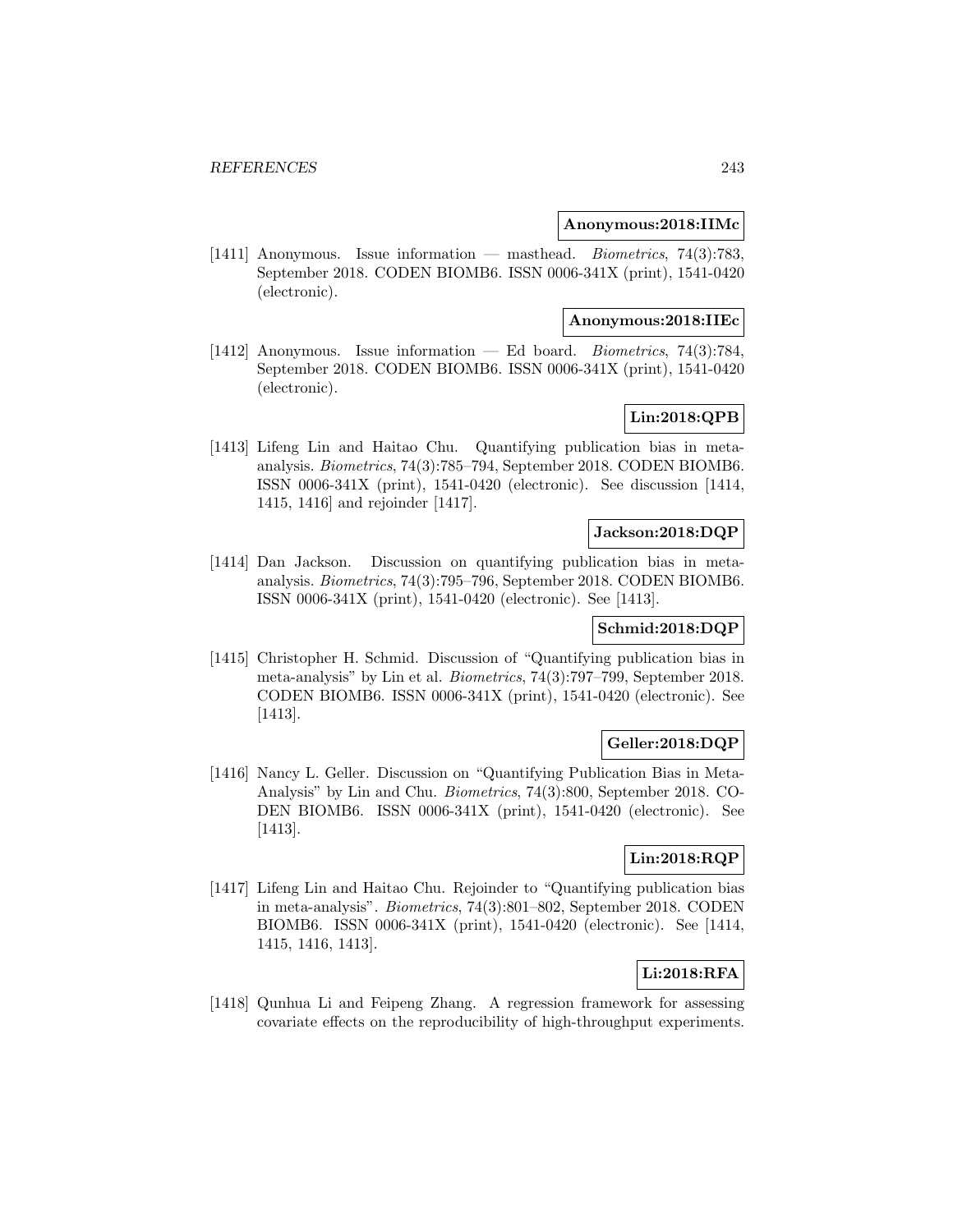**Anonymous:2018:IIMc**

[1411] Anonymous. Issue information — masthead. *Biometrics*, 74(3):783, September 2018. CODEN BIOMB6. ISSN 0006-341X (print), 1541-0420 (electronic).

**Anonymous:2018:IIEc**

[1412] Anonymous. Issue information — Ed board. *Biometrics*, 74(3):784, September 2018. CODEN BIOMB6. ISSN 0006-341X (print), 1541-0420 (electronic).

**Lin:2018:QPB**

[1413] Lifeng Lin and Haitao Chu. Quantifying publication bias in meta-analysis. *Biometrics*, 74(3):785–794, September 2018. CODEN BIOMB6. ISSN 0006-341X (print), 1541-0420 (electronic). See discussion [1414, 1415, 1416] and rejoinder [1417].

**Jackson:2018:DQP**

[1414] Dan Jackson. Discussion on quantifying publication bias in meta-analysis. *Biometrics*, 74(3):795–796, September 2018. CODEN BIOMB6. ISSN 0006-341X (print), 1541-0420 (electronic). See [1413].

**Schmid:2018:DQP**

[1415] Christopher H. Schmid. Discussion of "Quantifying publication bias in meta-analysis" by Lin et al. *Biometrics*, 74(3):797–799, September 2018. CODEN BIOMB6. ISSN 0006-341X (print), 1541-0420 (electronic). See [1413].

**Geller:2018:DQP**

[1416] Nancy L. Geller. Discussion on "Quantifying Publication Bias in Meta-Analysis" by Lin and Chu. *Biometrics*, 74(3):800, September 2018. CODEN BIOMB6. ISSN 0006-341X (print), 1541-0420 (electronic). See [1413].

**Lin:2018:RQP**

[1417] Lifeng Lin and Haitao Chu. Rejoinder to "Quantifying publication bias in meta-analysis". *Biometrics*, 74(3):801–802, September 2018. CODEN BIOMB6. ISSN 0006-341X (print), 1541-0420 (electronic). See [1414, 1415, 1416, 1413].

**Li:2018:RFA**

[1418] Qunhua Li and Feipeng Zhang. A regression framework for assessing covariate effects on the reproducibility of high-throughput experiments.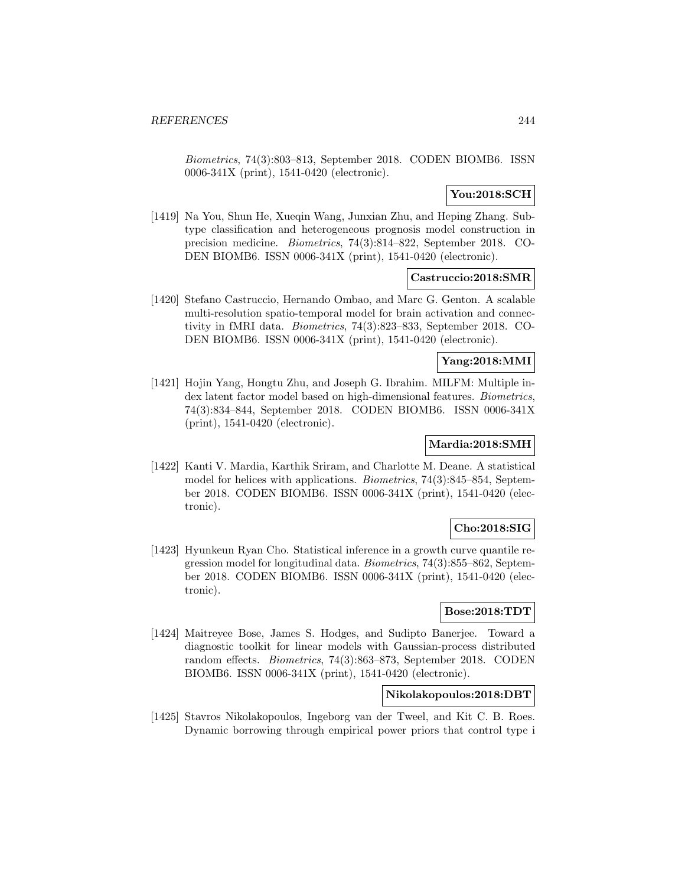*Biometrics*, 74(3):803–813, September 2018. CODEN BIOMB6. ISSN 0006-341X (print), 1541-0420 (electronic).

**You:2018:SCH**

[1419] Na You, Shun He, Xueqin Wang, Junxian Zhu, and Heping Zhang. Subtype classification and heterogeneous prognosis model construction in precision medicine. *Biometrics*, 74(3):814–822, September 2018. CODEN BIOMB6. ISSN 0006-341X (print), 1541-0420 (electronic).

**Castruccio:2018:SMR**

[1420] Stefano Castruccio, Hernando Ombao, and Marc G. Genton. A scalable multi-resolution spatio-temporal model for brain activation and connectivity in fMRI data. *Biometrics*, 74(3):823–833, September 2018. CODEN BIOMB6. ISSN 0006-341X (print), 1541-0420 (electronic).

**Yang:2018:MMI**

[1421] Hojin Yang, Hongtu Zhu, and Joseph G. Ibrahim. MILFM: Multiple index latent factor model based on high-dimensional features. *Biometrics*, 74(3):834–844, September 2018. CODEN BIOMB6. ISSN 0006-341X (print), 1541-0420 (electronic).

**Mardia:2018:SMH**

[1422] Kanti V. Mardia, Karthik Sriram, and Charlotte M. Deane. A statistical model for helices with applications. *Biometrics*, 74(3):845–854, September 2018. CODEN BIOMB6. ISSN 0006-341X (print), 1541-0420 (electronic).

**Cho:2018:SIG**

[1423] Hyunkeun Ryan Cho. Statistical inference in a growth curve quantile regression model for longitudinal data. *Biometrics*, 74(3):855–862, September 2018. CODEN BIOMB6. ISSN 0006-341X (print), 1541-0420 (electronic).

**Bose:2018:TDT**

[1424] Maitreyee Bose, James S. Hodges, and Sudipto Banerjee. Toward a diagnostic toolkit for linear models with Gaussian-process distributed random effects. *Biometrics*, 74(3):863–873, September 2018. CODEN BIOMB6. ISSN 0006-341X (print), 1541-0420 (electronic).

**Nikolakopoulos:2018:DBT**

[1425] Stavros Nikolakopoulos, Ingeborg van der Tweel, and Kit C. B. Roes. Dynamic borrowing through empirical power priors that control type i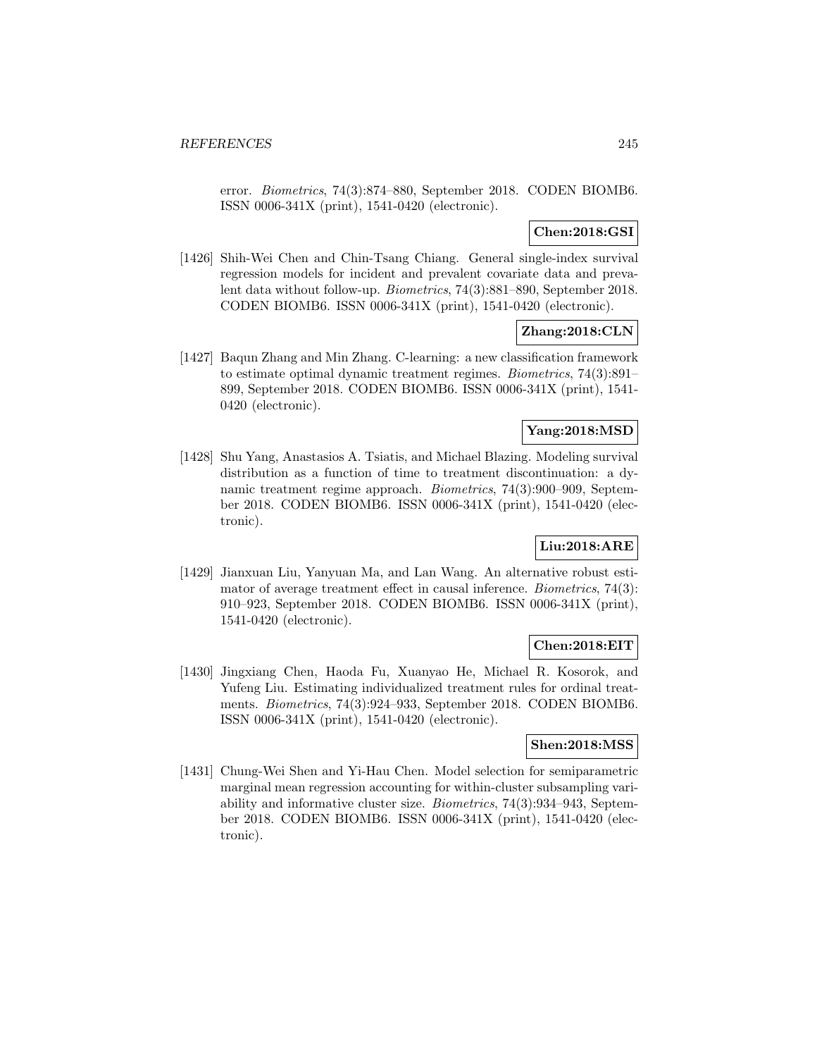error. *Biometrics*, 74(3):874–880, September 2018. CODEN BIOMB6. ISSN 0006-341X (print), 1541-0420 (electronic).

**Chen:2018:GSI**

[1426] Shih-Wei Chen and Chin-Tsang Chiang. General single-index survival regression models for incident and prevalent covariate data and prevalent data without follow-up. *Biometrics*, 74(3):881–890, September 2018. CODEN BIOMB6. ISSN 0006-341X (print), 1541-0420 (electronic).

**Zhang:2018:CLN**

[1427] Baqun Zhang and Min Zhang. C-learning: a new classification framework to estimate optimal dynamic treatment regimes. *Biometrics*, 74(3):891–899, September 2018. CODEN BIOMB6. ISSN 0006-341X (print), 1541-0420 (electronic).

**Yang:2018:MSD**

[1428] Shu Yang, Anastasios A. Tsiatis, and Michael Blazing. Modeling survival distribution as a function of time to treatment discontinuation: a dynamic treatment regime approach. *Biometrics*, 74(3):900–909, September 2018. CODEN BIOMB6. ISSN 0006-341X (print), 1541-0420 (electronic).

**Liu:2018:ARE**

[1429] Jianxuan Liu, Yanyuan Ma, and Lan Wang. An alternative robust estimator of average treatment effect in causal inference. *Biometrics*, 74(3): 910–923, September 2018. CODEN BIOMB6. ISSN 0006-341X (print), 1541-0420 (electronic).

**Chen:2018:EIT**

[1430] Jingxiang Chen, Haoda Fu, Xuanyao He, Michael R. Kosorok, and Yufeng Liu. Estimating individualized treatment rules for ordinal treatments. *Biometrics*, 74(3):924–933, September 2018. CODEN BIOMB6. ISSN 0006-341X (print), 1541-0420 (electronic).

**Shen:2018:MSS**

[1431] Chung-Wei Shen and Yi-Hau Chen. Model selection for semiparametric marginal mean regression accounting for within-cluster subsampling variability and informative cluster size. *Biometrics*, 74(3):934–943, September 2018. CODEN BIOMB6. ISSN 0006-341X (print), 1541-0420 (electronic).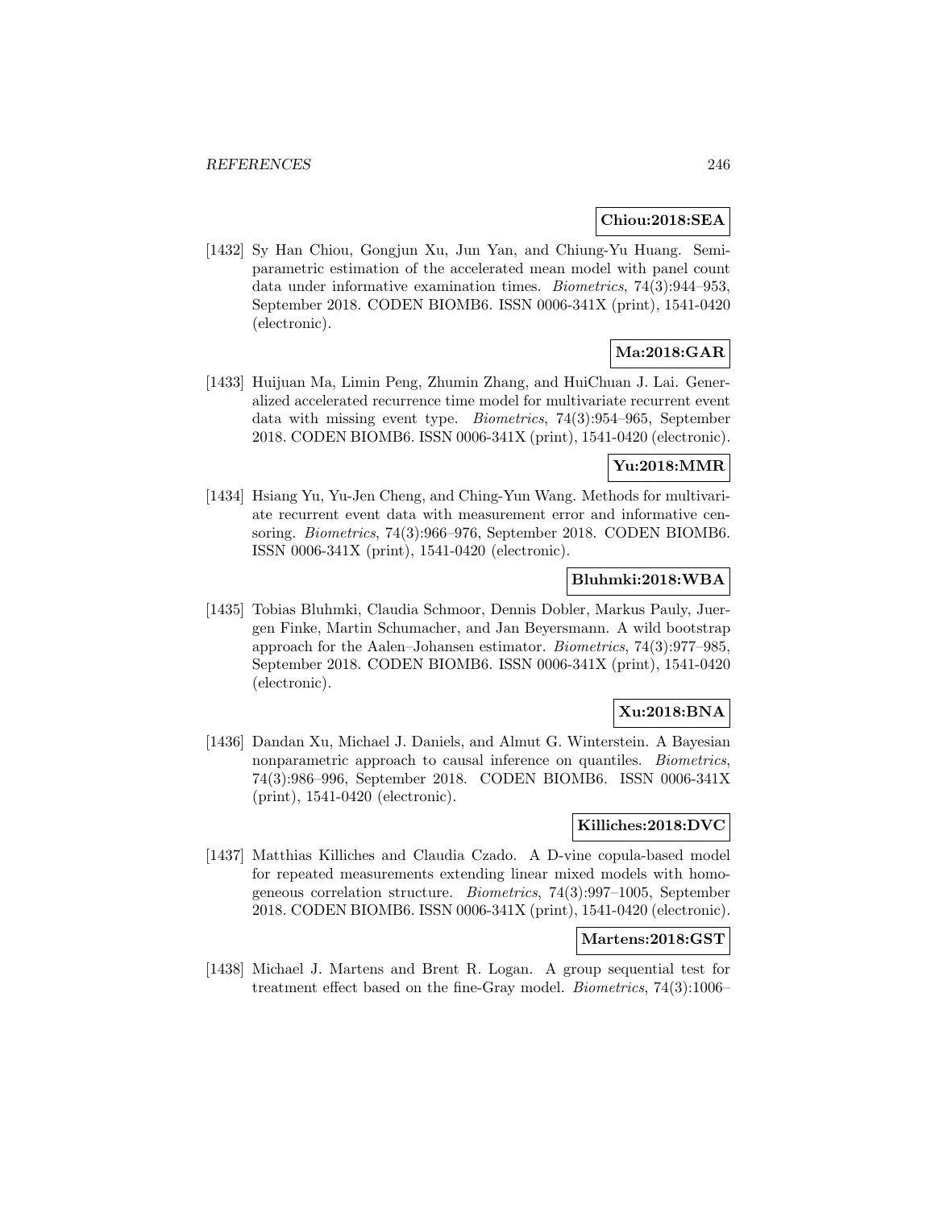**Chiou:2018:SEA**

[1432] Sy Han Chiou, Gongjun Xu, Jun Yan, and Chiung-Yu Huang. Semiparametric estimation of the accelerated mean model with panel count data under informative examination times. *Biometrics*, 74(3):944–953, September 2018. CODEN BIOMB6. ISSN 0006-341X (print), 1541-0420 (electronic).

**Ma:2018:GAR**

[1433] Huijuan Ma, Limin Peng, Zhumin Zhang, and HuiChuan J. Lai. Generalized accelerated recurrence time model for multivariate recurrent event data with missing event type. *Biometrics*, 74(3):954–965, September 2018. CODEN BIOMB6. ISSN 0006-341X (print), 1541-0420 (electronic).

**Yu:2018:MMR**

[1434] Hsiang Yu, Yu-Jen Cheng, and Ching-Yun Wang. Methods for multivariate recurrent event data with measurement error and informative censoring. *Biometrics*, 74(3):966–976, September 2018. CODEN BIOMB6. ISSN 0006-341X (print), 1541-0420 (electronic).

**Bluhmki:2018:WBA**

[1435] Tobias Bluhmki, Claudia Schmoor, Dennis Dobler, Markus Pauly, Juergen Finke, Martin Schumacher, and Jan Beyersmann. A wild bootstrap approach for the Aalen–Johansen estimator. *Biometrics*, 74(3):977–985, September 2018. CODEN BIOMB6. ISSN 0006-341X (print), 1541-0420 (electronic).

**Xu:2018:BNA**

[1436] Dandan Xu, Michael J. Daniels, and Almut G. Winterstein. A Bayesian nonparametric approach to causal inference on quantiles. *Biometrics*, 74(3):986–996, September 2018. CODEN BIOMB6. ISSN 0006-341X (print), 1541-0420 (electronic).

**Killiches:2018:DVC**

[1437] Matthias Killiches and Claudia Czado. A D-vine copula-based model for repeated measurements extending linear mixed models with homogeneous correlation structure. *Biometrics*, 74(3):997–1005, September 2018. CODEN BIOMB6. ISSN 0006-341X (print), 1541-0420 (electronic).

**Martens:2018:GST**

[1438] Michael J. Martens and Brent R. Logan. A group sequential test for treatment effect based on the fine-Gray model. *Biometrics*, 74(3):1006–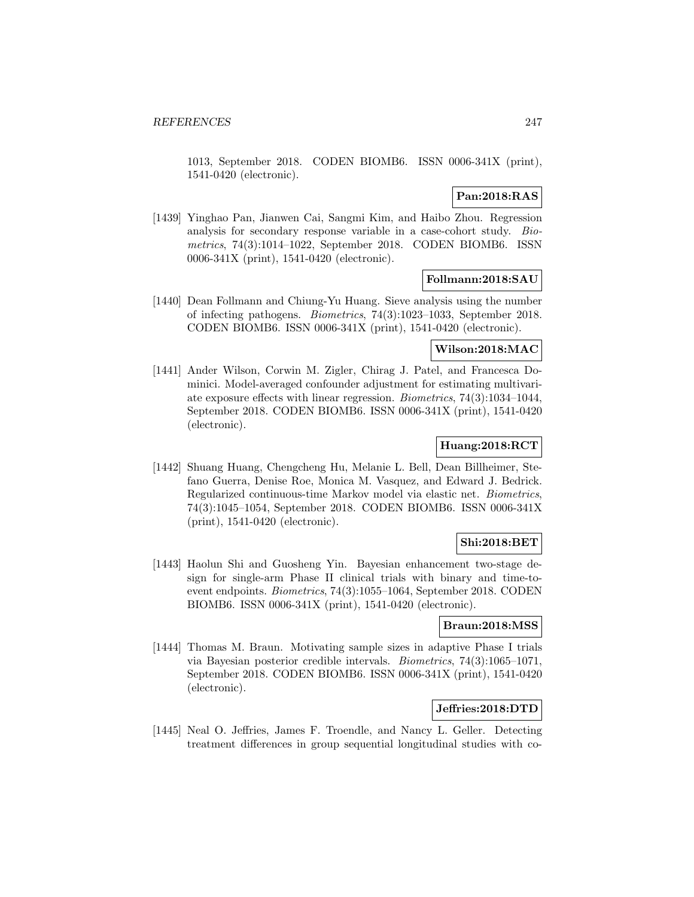1013, September 2018. CODEN BIOMB6. ISSN 0006-341X (print), 1541-0420 (electronic).

**Pan:2018:RAS**

[1439] Yinghao Pan, Jianwen Cai, Sangmi Kim, and Haibo Zhou. Regression analysis for secondary response variable in a case-cohort study. *Biometrics*, 74(3):1014–1022, September 2018. CODEN BIOMB6. ISSN 0006-341X (print), 1541-0420 (electronic).

**Follmann:2018:SAU**

[1440] Dean Follmann and Chiung-Yu Huang. Sieve analysis using the number of infecting pathogens. *Biometrics*, 74(3):1023–1033, September 2018. CODEN BIOMB6. ISSN 0006-341X (print), 1541-0420 (electronic).

**Wilson:2018:MAC**

[1441] Ander Wilson, Corwin M. Zigler, Chirag J. Patel, and Francesca Dominici. Model-averaged confounder adjustment for estimating multivariate exposure effects with linear regression. *Biometrics*, 74(3):1034–1044, September 2018. CODEN BIOMB6. ISSN 0006-341X (print), 1541-0420 (electronic).

**Huang:2018:RCT**

[1442] Shuang Huang, Chengcheng Hu, Melanie L. Bell, Dean Billheimer, Stefano Guerra, Denise Roe, Monica M. Vasquez, and Edward J. Bedrick. Regularized continuous-time Markov model via elastic net. *Biometrics*, 74(3):1045–1054, September 2018. CODEN BIOMB6. ISSN 0006-341X (print), 1541-0420 (electronic).

**Shi:2018:BET**

[1443] Haolun Shi and Guosheng Yin. Bayesian enhancement two-stage design for single-arm Phase II clinical trials with binary and time-to-event endpoints. *Biometrics*, 74(3):1055–1064, September 2018. CODEN BIOMB6. ISSN 0006-341X (print), 1541-0420 (electronic).

**Braun:2018:MSS**

[1444] Thomas M. Braun. Motivating sample sizes in adaptive Phase I trials via Bayesian posterior credible intervals. *Biometrics*, 74(3):1065–1071, September 2018. CODEN BIOMB6. ISSN 0006-341X (print), 1541-0420 (electronic).

**Jeffries:2018:DTD**

[1445] Neal O. Jeffries, James F. Troendle, and Nancy L. Geller. Detecting treatment differences in group sequential longitudinal studies with co-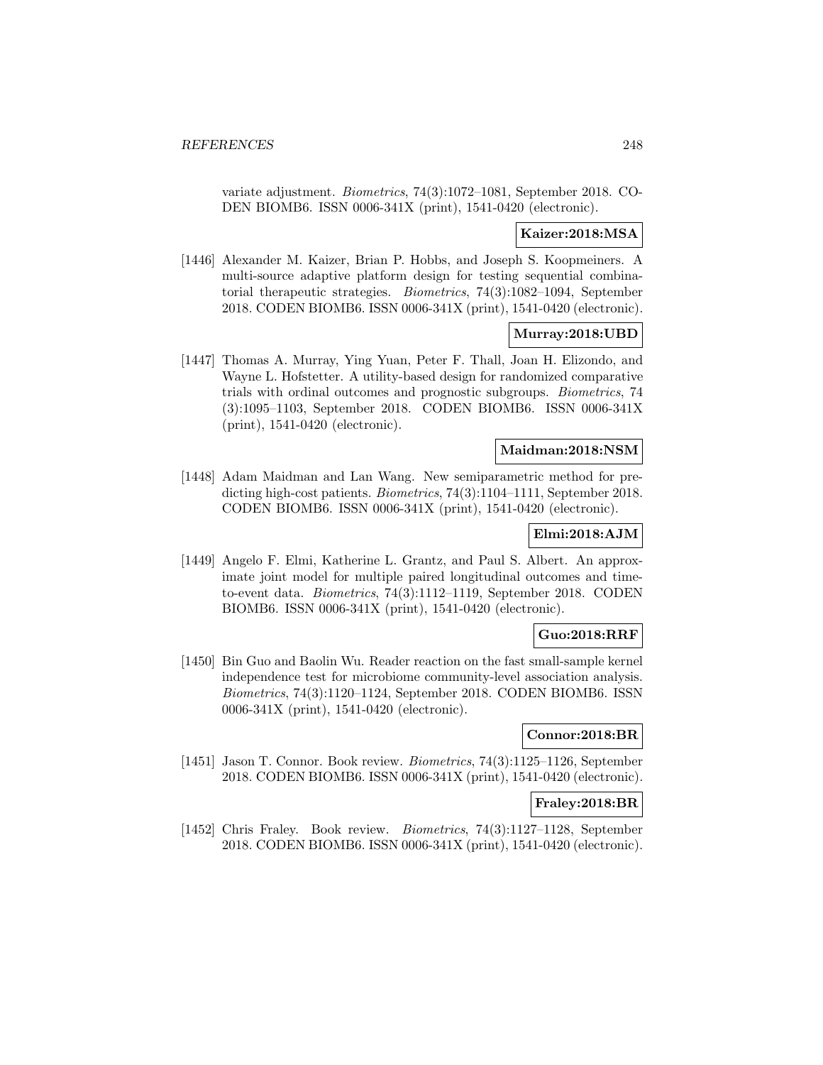variate adjustment. *Biometrics*, 74(3):1072–1081, September 2018. CODEN BIOMB6. ISSN 0006-341X (print), 1541-0420 (electronic).

**Kaizer:2018:MSA**

[1446] Alexander M. Kaizer, Brian P. Hobbs, and Joseph S. Koopmeiners. A multi-source adaptive platform design for testing sequential combinatorial therapeutic strategies. *Biometrics*, 74(3):1082–1094, September 2018. CODEN BIOMB6. ISSN 0006-341X (print), 1541-0420 (electronic).

**Murray:2018:UBD**

[1447] Thomas A. Murray, Ying Yuan, Peter F. Thall, Joan H. Elizondo, and Wayne L. Hofstetter. A utility-based design for randomized comparative trials with ordinal outcomes and prognostic subgroups. *Biometrics*, 74 (3):1095–1103, September 2018. CODEN BIOMB6. ISSN 0006-341X (print), 1541-0420 (electronic).

**Maidman:2018:NSM**

[1448] Adam Maidman and Lan Wang. New semiparametric method for predicting high-cost patients. *Biometrics*, 74(3):1104–1111, September 2018. CODEN BIOMB6. ISSN 0006-341X (print), 1541-0420 (electronic).

**Elmi:2018:AJM**

[1449] Angelo F. Elmi, Katherine L. Grantz, and Paul S. Albert. An approximate joint model for multiple paired longitudinal outcomes and time-to-event data. *Biometrics*, 74(3):1112–1119, September 2018. CODEN BIOMB6. ISSN 0006-341X (print), 1541-0420 (electronic).

**Guo:2018:RRF**

[1450] Bin Guo and Baolin Wu. Reader reaction on the fast small-sample kernel independence test for microbiome community-level association analysis. *Biometrics*, 74(3):1120–1124, September 2018. CODEN BIOMB6. ISSN 0006-341X (print), 1541-0420 (electronic).

**Connor:2018:BR**

[1451] Jason T. Connor. Book review. *Biometrics*, 74(3):1125–1126, September 2018. CODEN BIOMB6. ISSN 0006-341X (print), 1541-0420 (electronic).

**Fraley:2018:BR**

[1452] Chris Fraley. Book review. *Biometrics*, 74(3):1127–1128, September 2018. CODEN BIOMB6. ISSN 0006-341X (print), 1541-0420 (electronic).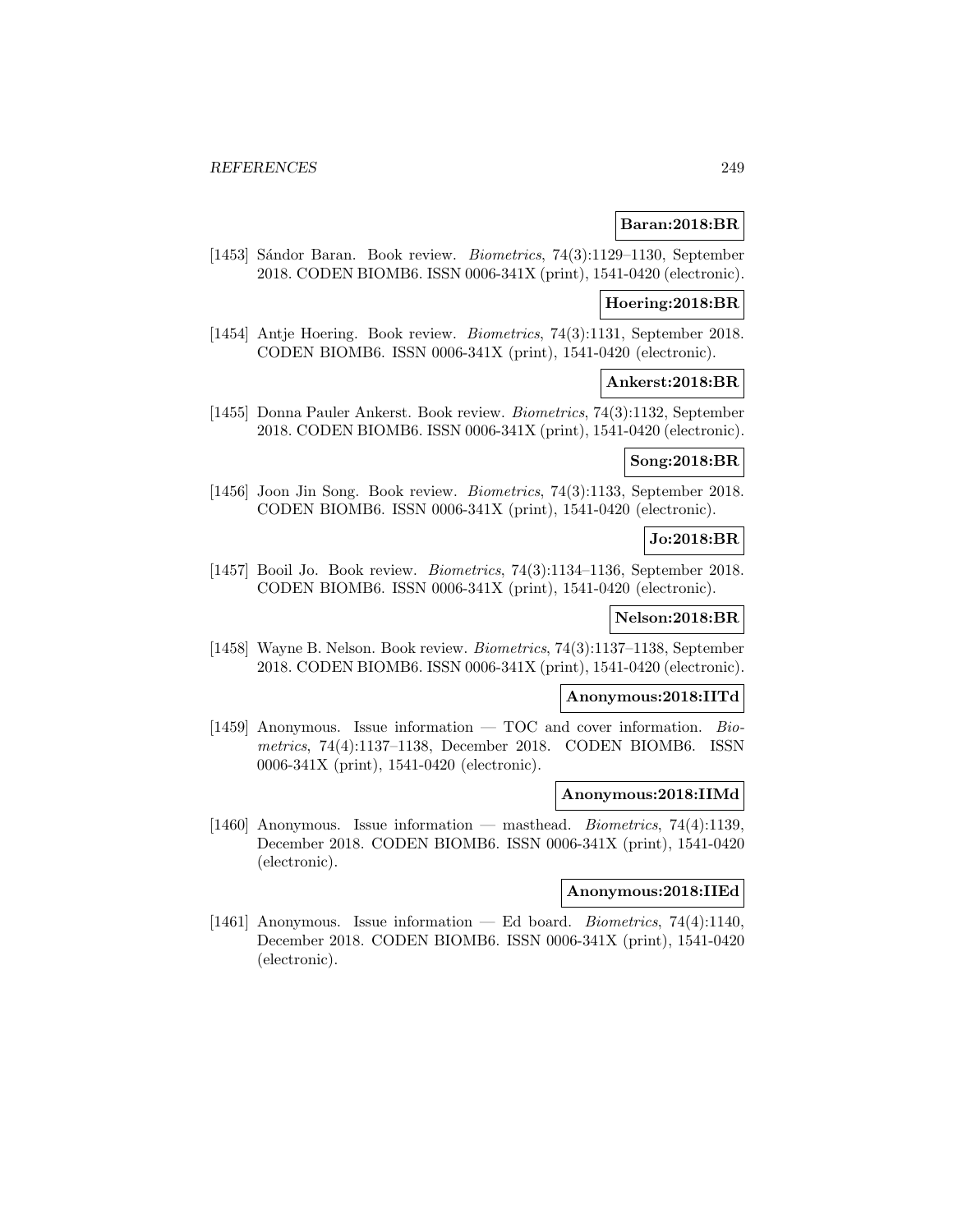**Baran:2018:BR**

[1453] Sándor Baran. Book review. *Biometrics*, 74(3):1129–1130, September 2018. CODEN BIOMB6. ISSN 0006-341X (print), 1541-0420 (electronic).

**Hoering:2018:BR**

[1454] Antje Hoering. Book review. *Biometrics*, 74(3):1131, September 2018. CODEN BIOMB6. ISSN 0006-341X (print), 1541-0420 (electronic).

**Ankerst:2018:BR**

[1455] Donna Pauler Ankerst. Book review. *Biometrics*, 74(3):1132, September 2018. CODEN BIOMB6. ISSN 0006-341X (print), 1541-0420 (electronic).

**Song:2018:BR**

[1456] Joon Jin Song. Book review. *Biometrics*, 74(3):1133, September 2018. CODEN BIOMB6. ISSN 0006-341X (print), 1541-0420 (electronic).

**Jo:2018:BR**

[1457] Booil Jo. Book review. *Biometrics*, 74(3):1134–1136, September 2018. CODEN BIOMB6. ISSN 0006-341X (print), 1541-0420 (electronic).

**Nelson:2018:BR**

[1458] Wayne B. Nelson. Book review. *Biometrics*, 74(3):1137–1138, September 2018. CODEN BIOMB6. ISSN 0006-341X (print), 1541-0420 (electronic).

**Anonymous:2018:IITd**

[1459] Anonymous. Issue information — TOC and cover information. *Biometrics*, 74(4):1137–1138, December 2018. CODEN BIOMB6. ISSN 0006-341X (print), 1541-0420 (electronic).

**Anonymous:2018:IIMd**

[1460] Anonymous. Issue information — masthead. *Biometrics*, 74(4):1139, December 2018. CODEN BIOMB6. ISSN 0006-341X (print), 1541-0420 (electronic).

**Anonymous:2018:IIEd**

[1461] Anonymous. Issue information — Ed board. *Biometrics*, 74(4):1140, December 2018. CODEN BIOMB6. ISSN 0006-341X (print), 1541-0420 (electronic).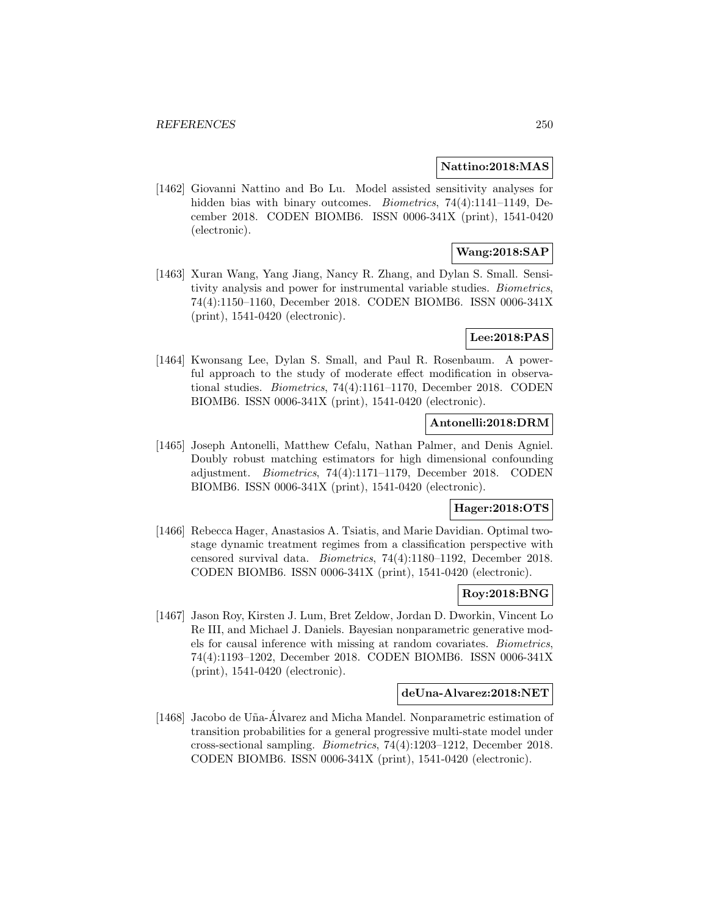**Nattino:2018:MAS**

[1462] Giovanni Nattino and Bo Lu. Model assisted sensitivity analyses for hidden bias with binary outcomes. *Biometrics*, 74(4):1141–1149, December 2018. CODEN BIOMB6. ISSN 0006-341X (print), 1541-0420 (electronic).

**Wang:2018:SAP**

[1463] Xuran Wang, Yang Jiang, Nancy R. Zhang, and Dylan S. Small. Sensitivity analysis and power for instrumental variable studies. *Biometrics*, 74(4):1150–1160, December 2018. CODEN BIOMB6. ISSN 0006-341X (print), 1541-0420 (electronic).

**Lee:2018:PAS**

[1464] Kwonsang Lee, Dylan S. Small, and Paul R. Rosenbaum. A powerful approach to the study of moderate effect modification in observational studies. *Biometrics*, 74(4):1161–1170, December 2018. CODEN BIOMB6. ISSN 0006-341X (print), 1541-0420 (electronic).

**Antonelli:2018:DRM**

[1465] Joseph Antonelli, Matthew Cefalu, Nathan Palmer, and Denis Agniel. Doubly robust matching estimators for high dimensional confounding adjustment. *Biometrics*, 74(4):1171–1179, December 2018. CODEN BIOMB6. ISSN 0006-341X (print), 1541-0420 (electronic).

**Hager:2018:OTS**

[1466] Rebecca Hager, Anastasios A. Tsiatis, and Marie Davidian. Optimal two-stage dynamic treatment regimes from a classification perspective with censored survival data. *Biometrics*, 74(4):1180–1192, December 2018. CODEN BIOMB6. ISSN 0006-341X (print), 1541-0420 (electronic).

**Roy:2018:BNG**

[1467] Jason Roy, Kirsten J. Lum, Bret Zeldow, Jordan D. Dworkin, Vincent Lo Re III, and Michael J. Daniels. Bayesian nonparametric generative models for causal inference with missing at random covariates. *Biometrics*, 74(4):1193–1202, December 2018. CODEN BIOMB6. ISSN 0006-341X (print), 1541-0420 (electronic).

**deUna-Alvarez:2018:NET**

[1468] Jacobo de Uña-Álvarez and Micha Mandel. Nonparametric estimation of transition probabilities for a general progressive multi-state model under cross-sectional sampling. *Biometrics*, 74(4):1203–1212, December 2018. CODEN BIOMB6. ISSN 0006-341X (print), 1541-0420 (electronic).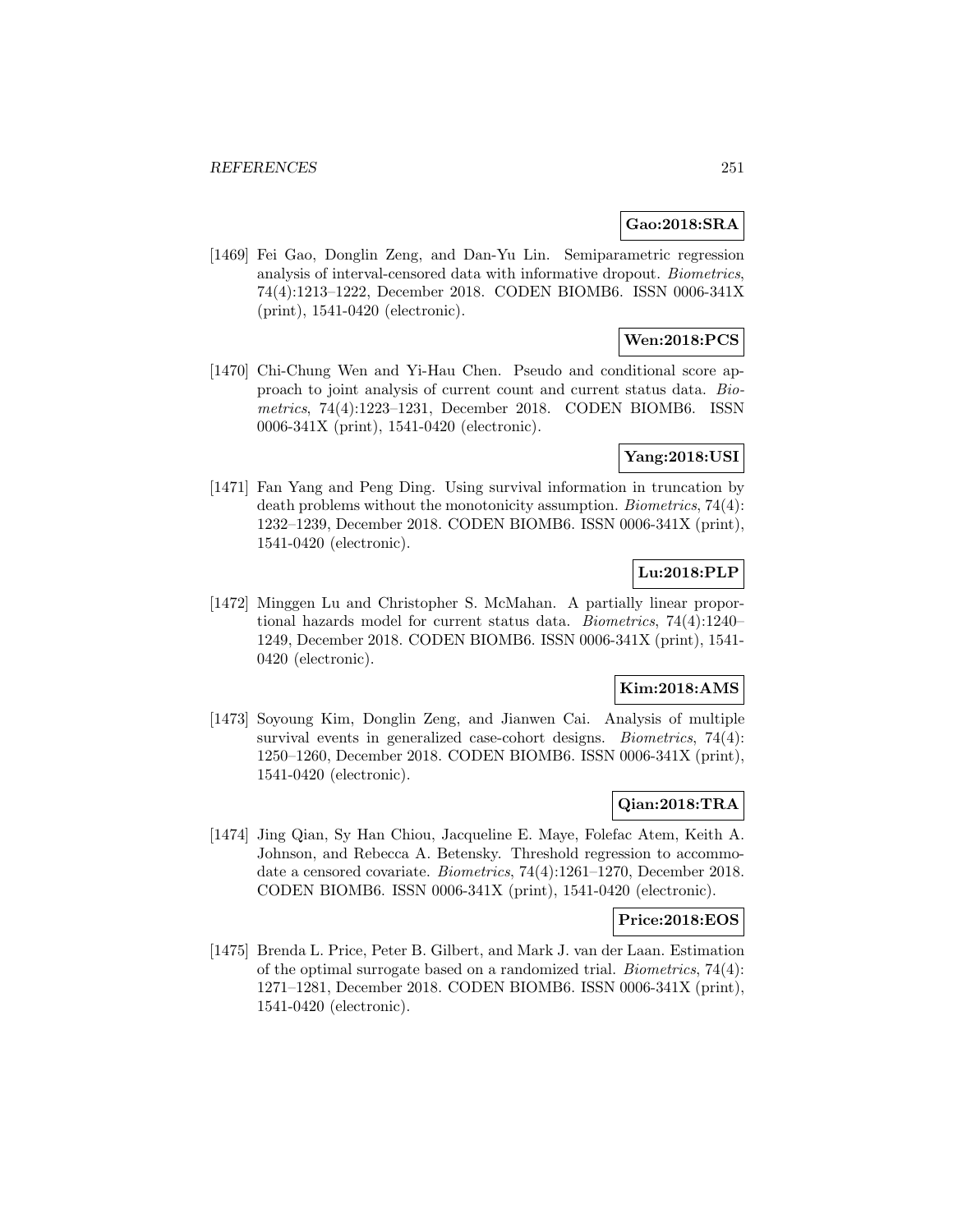**Gao:2018:SRA**

[1469] Fei Gao, Donglin Zeng, and Dan-Yu Lin. Semiparametric regression analysis of interval-censored data with informative dropout. *Biometrics*, 74(4):1213–1222, December 2018. CODEN BIOMB6. ISSN 0006-341X (print), 1541-0420 (electronic).

**Wen:2018:PCS**

[1470] Chi-Chung Wen and Yi-Hau Chen. Pseudo and conditional score approach to joint analysis of current count and current status data. *Biometrics*, 74(4):1223–1231, December 2018. CODEN BIOMB6. ISSN 0006-341X (print), 1541-0420 (electronic).

**Yang:2018:USI**

[1471] Fan Yang and Peng Ding. Using survival information in truncation by death problems without the monotonicity assumption. *Biometrics*, 74(4): 1232–1239, December 2018. CODEN BIOMB6. ISSN 0006-341X (print), 1541-0420 (electronic).

**Lu:2018:PLP**

[1472] Minggen Lu and Christopher S. McMahan. A partially linear proportional hazards model for current status data. *Biometrics*, 74(4):1240–1249, December 2018. CODEN BIOMB6. ISSN 0006-341X (print), 1541-0420 (electronic).

**Kim:2018:AMS**

[1473] Soyoung Kim, Donglin Zeng, and Jianwen Cai. Analysis of multiple survival events in generalized case-cohort designs. *Biometrics*, 74(4): 1250–1260, December 2018. CODEN BIOMB6. ISSN 0006-341X (print), 1541-0420 (electronic).

**Qian:2018:TRA**

[1474] Jing Qian, Sy Han Chiou, Jacqueline E. Maye, Folefac Atem, Keith A. Johnson, and Rebecca A. Betensky. Threshold regression to accommodate a censored covariate. *Biometrics*, 74(4):1261–1270, December 2018. CODEN BIOMB6. ISSN 0006-341X (print), 1541-0420 (electronic).

**Price:2018:EOS**

[1475] Brenda L. Price, Peter B. Gilbert, and Mark J. van der Laan. Estimation of the optimal surrogate based on a randomized trial. *Biometrics*, 74(4): 1271–1281, December 2018. CODEN BIOMB6. ISSN 0006-341X (print), 1541-0420 (electronic).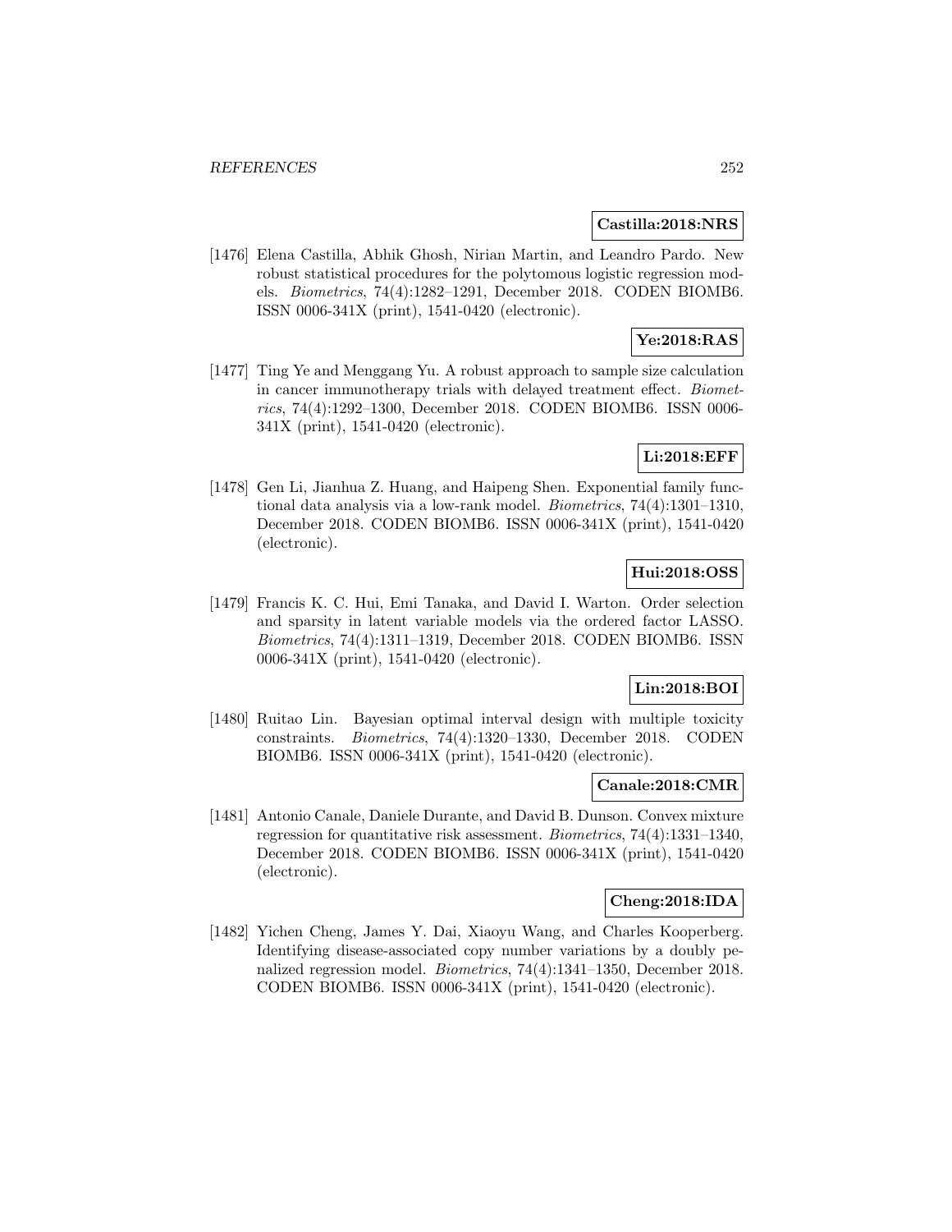**Castilla:2018:NRS**

[1476] Elena Castilla, Abhik Ghosh, Nirian Martin, and Leandro Pardo. New robust statistical procedures for the polytomous logistic regression models. *Biometrics*, 74(4):1282–1291, December 2018. CODEN BIOMB6. ISSN 0006-341X (print), 1541-0420 (electronic).

**Ye:2018:RAS**

[1477] Ting Ye and Menggang Yu. A robust approach to sample size calculation in cancer immunotherapy trials with delayed treatment effect. *Biometrics*, 74(4):1292–1300, December 2018. CODEN BIOMB6. ISSN 0006-341X (print), 1541-0420 (electronic).

**Li:2018:EFF**

[1478] Gen Li, Jianhua Z. Huang, and Haipeng Shen. Exponential family functional data analysis via a low-rank model. *Biometrics*, 74(4):1301–1310, December 2018. CODEN BIOMB6. ISSN 0006-341X (print), 1541-0420 (electronic).

**Hui:2018:OSS**

[1479] Francis K. C. Hui, Emi Tanaka, and David I. Warton. Order selection and sparsity in latent variable models via the ordered factor LASSO. *Biometrics*, 74(4):1311–1319, December 2018. CODEN BIOMB6. ISSN 0006-341X (print), 1541-0420 (electronic).

**Lin:2018:BOI**

[1480] Ruitao Lin. Bayesian optimal interval design with multiple toxicity constraints. *Biometrics*, 74(4):1320–1330, December 2018. CODEN BIOMB6. ISSN 0006-341X (print), 1541-0420 (electronic).

**Canale:2018:CMR**

[1481] Antonio Canale, Daniele Durante, and David B. Dunson. Convex mixture regression for quantitative risk assessment. *Biometrics*, 74(4):1331–1340, December 2018. CODEN BIOMB6. ISSN 0006-341X (print), 1541-0420 (electronic).

**Cheng:2018:IDA**

[1482] Yichen Cheng, James Y. Dai, Xiaoyu Wang, and Charles Kooperberg. Identifying disease-associated copy number variations by a doubly penalized regression model. *Biometrics*, 74(4):1341–1350, December 2018. CODEN BIOMB6. ISSN 0006-341X (print), 1541-0420 (electronic).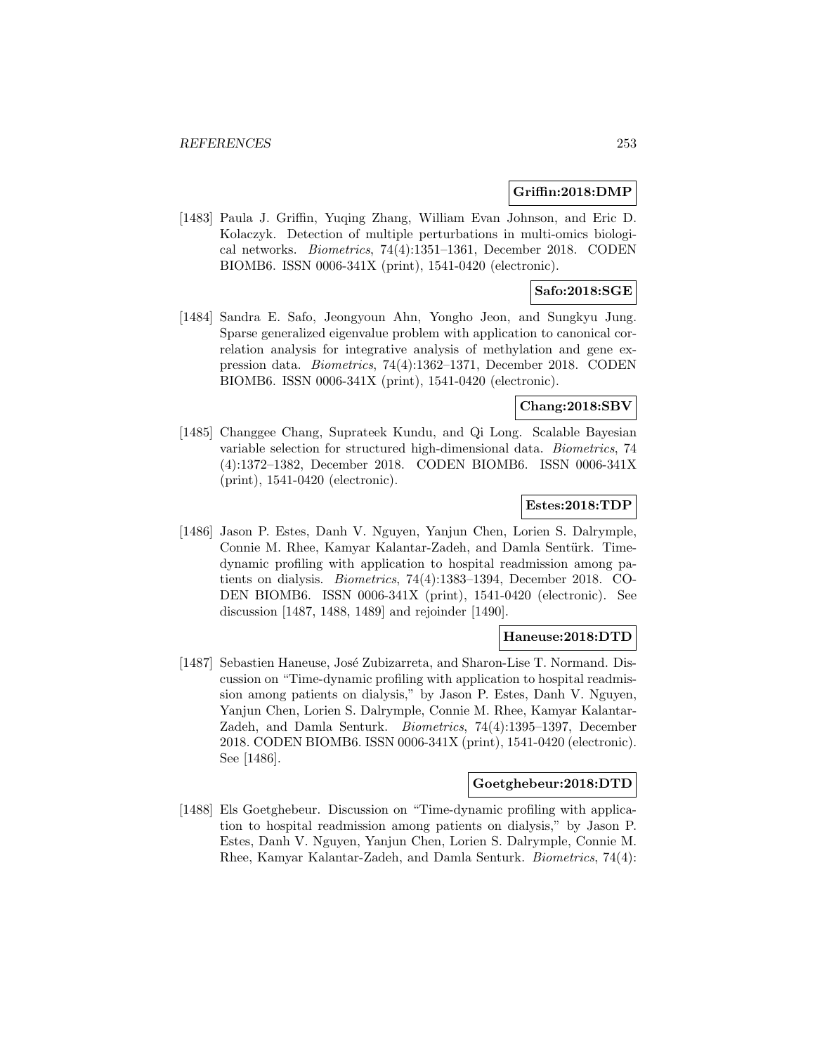**Griffin:2018:DMP**

[1483] Paula J. Griffin, Yuqing Zhang, William Evan Johnson, and Eric D. Kolaczyk. Detection of multiple perturbations in multi-omics biological networks. *Biometrics*, 74(4):1351–1361, December 2018. CODEN BIOMB6. ISSN 0006-341X (print), 1541-0420 (electronic).

**Safo:2018:SGE**

[1484] Sandra E. Safo, Jeongyoun Ahn, Yongho Jeon, and Sungkyu Jung. Sparse generalized eigenvalue problem with application to canonical correlation analysis for integrative analysis of methylation and gene expression data. *Biometrics*, 74(4):1362–1371, December 2018. CODEN BIOMB6. ISSN 0006-341X (print), 1541-0420 (electronic).

**Chang:2018:SBV**

[1485] Changgee Chang, Suprateek Kundu, and Qi Long. Scalable Bayesian variable selection for structured high-dimensional data. *Biometrics*, 74 (4):1372–1382, December 2018. CODEN BIOMB6. ISSN 0006-341X (print), 1541-0420 (electronic).

**Estes:2018:TDP**

[1486] Jason P. Estes, Danh V. Nguyen, Yanjun Chen, Lorien S. Dalrymple, Connie M. Rhee, Kamyar Kalantar-Zadeh, and Damla Sentürk. Time-dynamic profiling with application to hospital readmission among patients on dialysis. *Biometrics*, 74(4):1383–1394, December 2018. CODEN BIOMB6. ISSN 0006-341X (print), 1541-0420 (electronic). See discussion [1487, 1488, 1489] and rejoinder [1490].

**Haneuse:2018:DTD**

[1487] Sebastien Haneuse, José Zubizarreta, and Sharon-Lise T. Normand. Discussion on "Time-dynamic profiling with application to hospital readmission among patients on dialysis," by Jason P. Estes, Danh V. Nguyen, Yanjun Chen, Lorien S. Dalrymple, Connie M. Rhee, Kamyar Kalantar-Zadeh, and Damla Senturk. *Biometrics*, 74(4):1395–1397, December 2018. CODEN BIOMB6. ISSN 0006-341X (print), 1541-0420 (electronic). See [1486].

**Goetghebeur:2018:DTD**

[1488] Els Goetghebeur. Discussion on "Time-dynamic profiling with application to hospital readmission among patients on dialysis," by Jason P. Estes, Danh V. Nguyen, Yanjun Chen, Lorien S. Dalrymple, Connie M. Rhee, Kamyar Kalantar-Zadeh, and Damla Senturk. *Biometrics*, 74(4):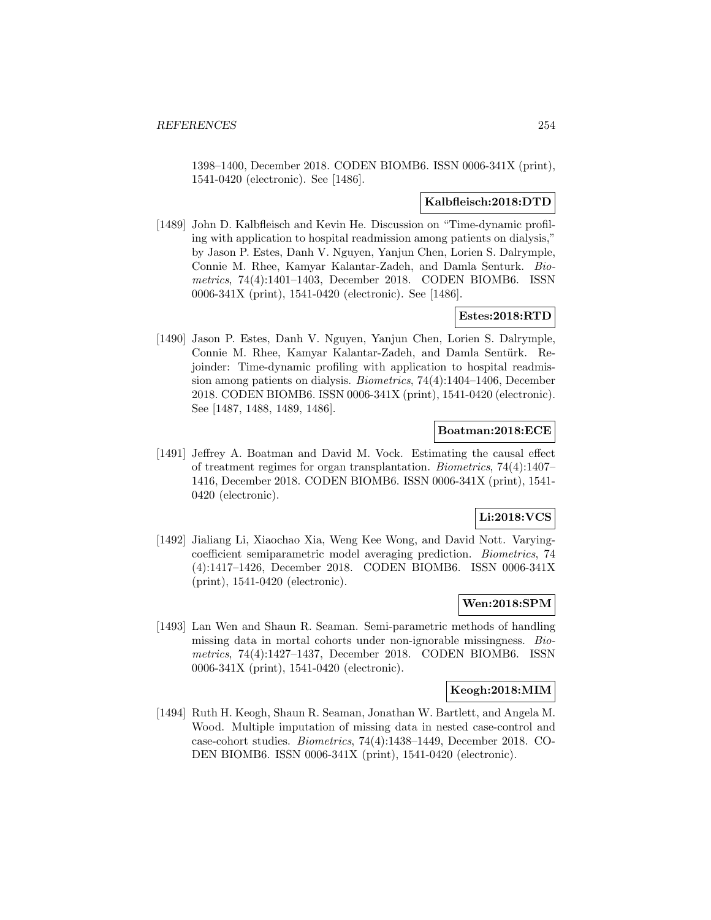1398–1400, December 2018. CODEN BIOMB6. ISSN 0006-341X (print), 1541-0420 (electronic). See [1486].

**Kalbfleisch:2018:DTD**

[1489] John D. Kalbfleisch and Kevin He. Discussion on "Time-dynamic profiling with application to hospital readmission among patients on dialysis," by Jason P. Estes, Danh V. Nguyen, Yanjun Chen, Lorien S. Dalrymple, Connie M. Rhee, Kamyar Kalantar-Zadeh, and Damla Senturk. *Biometrics*, 74(4):1401–1403, December 2018. CODEN BIOMB6. ISSN 0006-341X (print), 1541-0420 (electronic). See [1486].

**Estes:2018:RTD**

[1490] Jason P. Estes, Danh V. Nguyen, Yanjun Chen, Lorien S. Dalrymple, Connie M. Rhee, Kamyar Kalantar-Zadeh, and Damla Sentürk. Rejoinder: Time-dynamic profiling with application to hospital readmission among patients on dialysis. *Biometrics*, 74(4):1404–1406, December 2018. CODEN BIOMB6. ISSN 0006-341X (print), 1541-0420 (electronic). See [1487, 1488, 1489, 1486].

**Boatman:2018:ECE**

[1491] Jeffrey A. Boatman and David M. Vock. Estimating the causal effect of treatment regimes for organ transplantation. *Biometrics*, 74(4):1407–1416, December 2018. CODEN BIOMB6. ISSN 0006-341X (print), 1541-0420 (electronic).

**Li:2018:VCS**

[1492] Jialiang Li, Xiaochao Xia, Weng Kee Wong, and David Nott. Varying-coefficient semiparametric model averaging prediction. *Biometrics*, 74 (4):1417–1426, December 2018. CODEN BIOMB6. ISSN 0006-341X (print), 1541-0420 (electronic).

**Wen:2018:SPM**

[1493] Lan Wen and Shaun R. Seaman. Semi-parametric methods of handling missing data in mortal cohorts under non-ignorable missingness. *Biometrics*, 74(4):1427–1437, December 2018. CODEN BIOMB6. ISSN 0006-341X (print), 1541-0420 (electronic).

**Keogh:2018:MIM**

[1494] Ruth H. Keogh, Shaun R. Seaman, Jonathan W. Bartlett, and Angela M. Wood. Multiple imputation of missing data in nested case-control and case-cohort studies. *Biometrics*, 74(4):1438–1449, December 2018. CODEN BIOMB6. ISSN 0006-341X (print), 1541-0420 (electronic).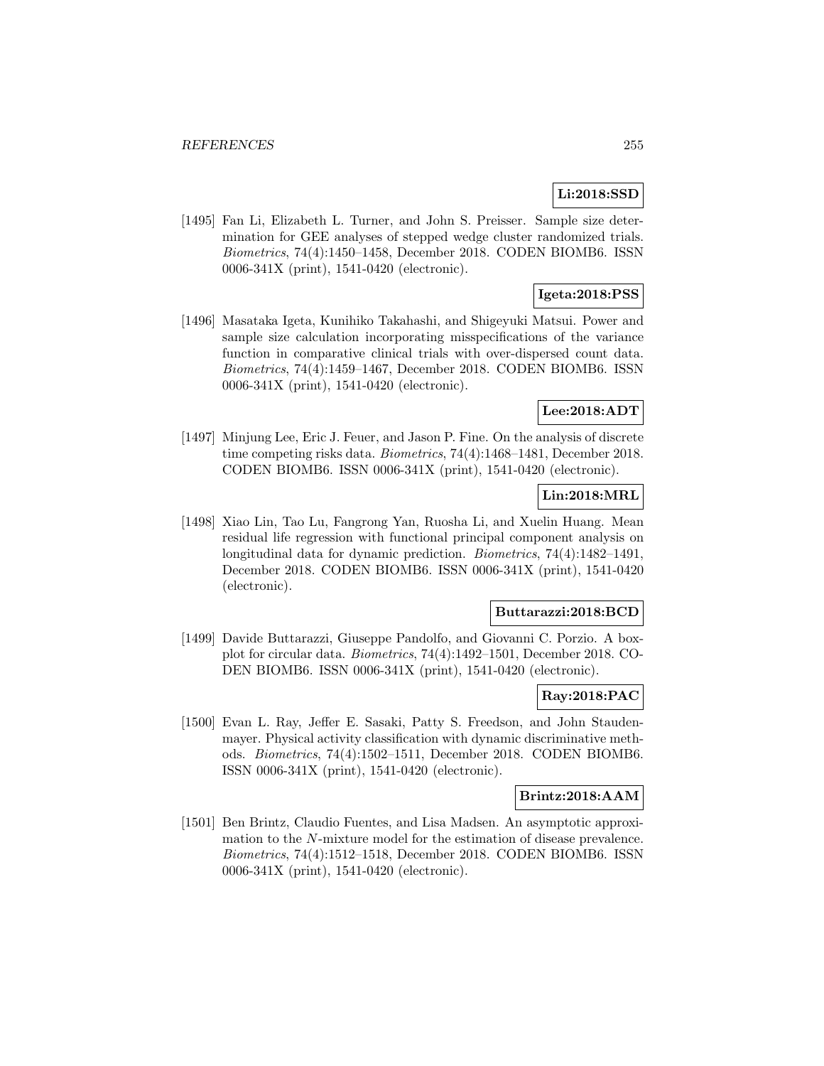**Li:2018:SSD**

[1495] Fan Li, Elizabeth L. Turner, and John S. Preisser. Sample size determination for GEE analyses of stepped wedge cluster randomized trials. *Biometrics*, 74(4):1450–1458, December 2018. CODEN BIOMB6. ISSN 0006-341X (print), 1541-0420 (electronic).

**Igeta:2018:PSS**

[1496] Masataka Igeta, Kunihiko Takahashi, and Shigeyuki Matsui. Power and sample size calculation incorporating misspecifications of the variance function in comparative clinical trials with over-dispersed count data. *Biometrics*, 74(4):1459–1467, December 2018. CODEN BIOMB6. ISSN 0006-341X (print), 1541-0420 (electronic).

**Lee:2018:ADT**

[1497] Minjung Lee, Eric J. Feuer, and Jason P. Fine. On the analysis of discrete time competing risks data. *Biometrics*, 74(4):1468–1481, December 2018. CODEN BIOMB6. ISSN 0006-341X (print), 1541-0420 (electronic).

**Lin:2018:MRL**

[1498] Xiao Lin, Tao Lu, Fangrong Yan, Ruosha Li, and Xuelin Huang. Mean residual life regression with functional principal component analysis on longitudinal data for dynamic prediction. *Biometrics*, 74(4):1482–1491, December 2018. CODEN BIOMB6. ISSN 0006-341X (print), 1541-0420 (electronic).

**Buttarazzi:2018:BCD**

[1499] Davide Buttarazzi, Giuseppe Pandolfo, and Giovanni C. Porzio. A boxplot for circular data. *Biometrics*, 74(4):1492–1501, December 2018. CODEN BIOMB6. ISSN 0006-341X (print), 1541-0420 (electronic).

**Ray:2018:PAC**

[1500] Evan L. Ray, Jeffer E. Sasaki, Patty S. Freedson, and John Staudenmayer. Physical activity classification with dynamic discriminative methods. *Biometrics*, 74(4):1502–1511, December 2018. CODEN BIOMB6. ISSN 0006-341X (print), 1541-0420 (electronic).

**Brintz:2018:AAM**

[1501] Ben Brintz, Claudio Fuentes, and Lisa Madsen. An asymptotic approximation to the $N$-mixture model for the estimation of disease prevalence. *Biometrics*, 74(4):1512–1518, December 2018. CODEN BIOMB6. ISSN 0006-341X (print), 1541-0420 (electronic).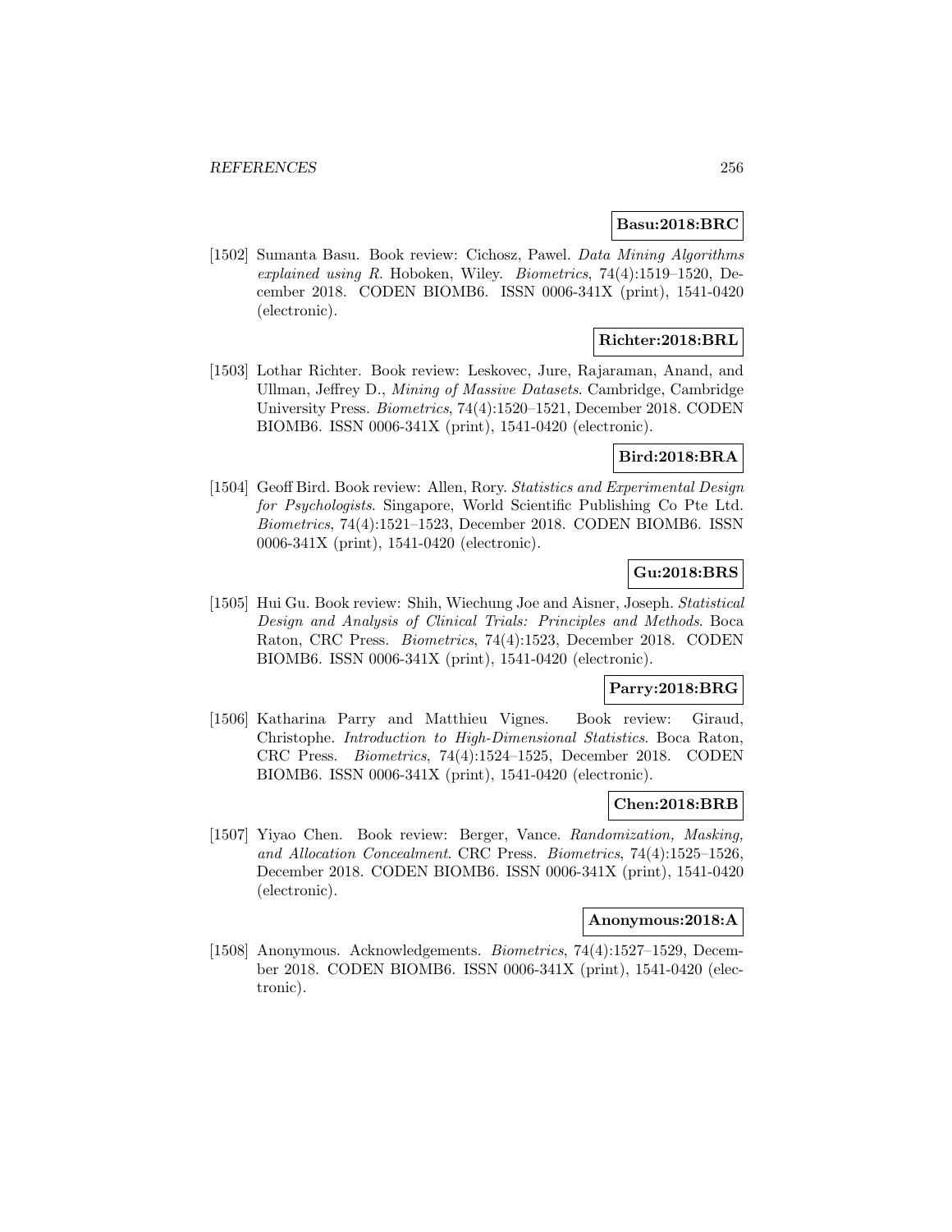**Basu:2018:BRC**

[1502] Sumanta Basu. Book review: Cichosz, Pawel. *Data Mining Algorithms explained using R*. Hoboken, Wiley. *Biometrics*, 74(4):1519–1520, December 2018. CODEN BIOMB6. ISSN 0006-341X (print), 1541-0420 (electronic).

**Richter:2018:BRL**

[1503] Lothar Richter. Book review: Leskovec, Jure, Rajaraman, Anand, and Ullman, Jeffrey D., *Mining of Massive Datasets*. Cambridge, Cambridge University Press. *Biometrics*, 74(4):1520–1521, December 2018. CODEN BIOMB6. ISSN 0006-341X (print), 1541-0420 (electronic).

**Bird:2018:BRA**

[1504] Geoff Bird. Book review: Allen, Rory. *Statistics and Experimental Design for Psychologists*. Singapore, World Scientific Publishing Co Pte Ltd. *Biometrics*, 74(4):1521–1523, December 2018. CODEN BIOMB6. ISSN 0006-341X (print), 1541-0420 (electronic).

**Gu:2018:BRS**

[1505] Hui Gu. Book review: Shih, Wiechung Joe and Aisner, Joseph. *Statistical Design and Analysis of Clinical Trials: Principles and Methods*. Boca Raton, CRC Press. *Biometrics*, 74(4):1523, December 2018. CODEN BIOMB6. ISSN 0006-341X (print), 1541-0420 (electronic).

**Parry:2018:BRG**

[1506] Katharina Parry and Matthieu Vignes. Book review: Giraud, Christophe. *Introduction to High-Dimensional Statistics*. Boca Raton, CRC Press. *Biometrics*, 74(4):1524–1525, December 2018. CODEN BIOMB6. ISSN 0006-341X (print), 1541-0420 (electronic).

**Chen:2018:BRB**

[1507] Yiyao Chen. Book review: Berger, Vance. *Randomization, Masking, and Allocation Concealment*. CRC Press. *Biometrics*, 74(4):1525–1526, December 2018. CODEN BIOMB6. ISSN 0006-341X (print), 1541-0420 (electronic).

**Anonymous:2018:A**

[1508] Anonymous. Acknowledgements. *Biometrics*, 74(4):1527–1529, December 2018. CODEN BIOMB6. ISSN 0006-341X (print), 1541-0420 (electronic).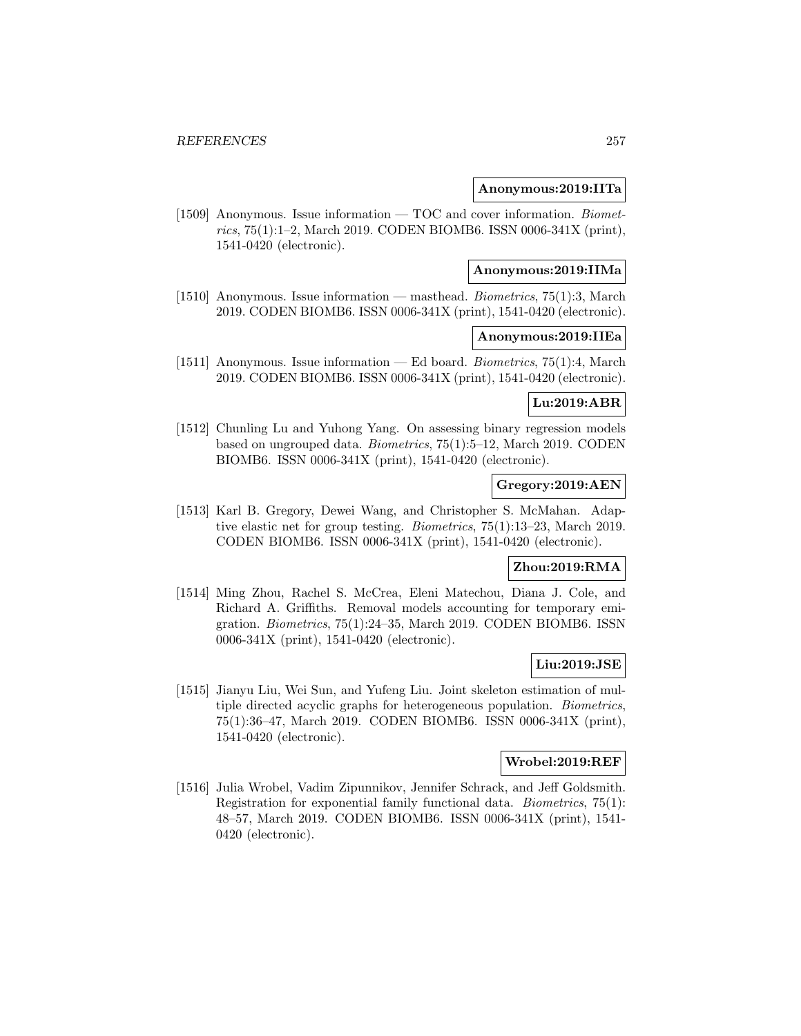**Anonymous:2019:IITa**

[1509] Anonymous. Issue information — TOC and cover information. *Biometrics*, 75(1):1–2, March 2019. CODEN BIOMB6. ISSN 0006-341X (print), 1541-0420 (electronic).

**Anonymous:2019:IIMa**

[1510] Anonymous. Issue information — masthead. *Biometrics*, 75(1):3, March 2019. CODEN BIOMB6. ISSN 0006-341X (print), 1541-0420 (electronic).

**Anonymous:2019:IIEa**

[1511] Anonymous. Issue information — Ed board. *Biometrics*, 75(1):4, March 2019. CODEN BIOMB6. ISSN 0006-341X (print), 1541-0420 (electronic).

**Lu:2019:ABR**

[1512] Chunling Lu and Yuhong Yang. On assessing binary regression models based on ungrouped data. *Biometrics*, 75(1):5–12, March 2019. CODEN BIOMB6. ISSN 0006-341X (print), 1541-0420 (electronic).

**Gregory:2019:AEN**

[1513] Karl B. Gregory, Dewei Wang, and Christopher S. McMahan. Adaptive elastic net for group testing. *Biometrics*, 75(1):13–23, March 2019. CODEN BIOMB6. ISSN 0006-341X (print), 1541-0420 (electronic).

**Zhou:2019:RMA**

[1514] Ming Zhou, Rachel S. McCrea, Eleni Matechou, Diana J. Cole, and Richard A. Griffiths. Removal models accounting for temporary emigration. *Biometrics*, 75(1):24–35, March 2019. CODEN BIOMB6. ISSN 0006-341X (print), 1541-0420 (electronic).

**Liu:2019:JSE**

[1515] Jianyu Liu, Wei Sun, and Yufeng Liu. Joint skeleton estimation of multiple directed acyclic graphs for heterogeneous population. *Biometrics*, 75(1):36–47, March 2019. CODEN BIOMB6. ISSN 0006-341X (print), 1541-0420 (electronic).

**Wrobel:2019:REF**

[1516] Julia Wrobel, Vadim Zipunnikov, Jennifer Schrack, and Jeff Goldsmith. Registration for exponential family functional data. *Biometrics*, 75(1): 48–57, March 2019. CODEN BIOMB6. ISSN 0006-341X (print), 1541-0420 (electronic).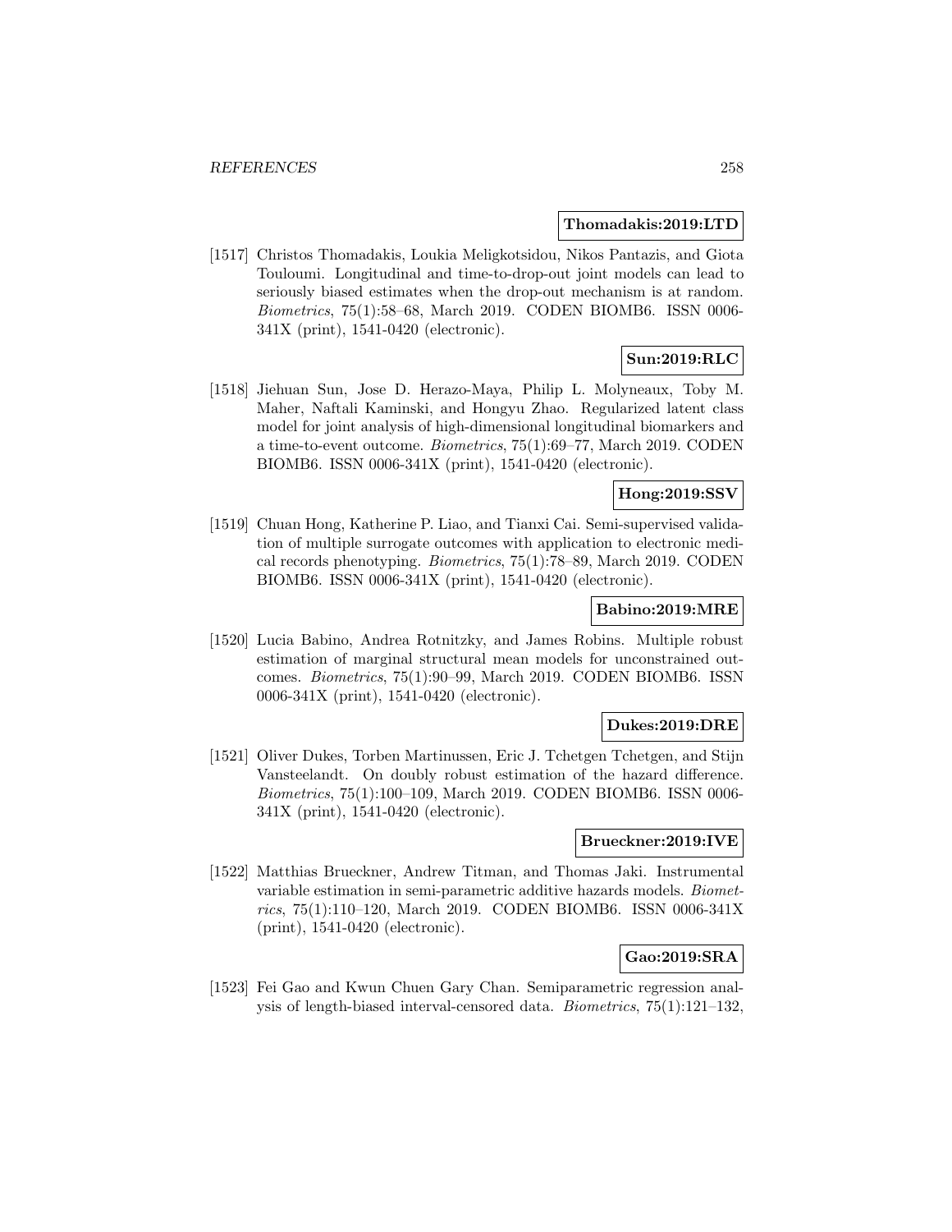**Thomadakis:2019:LTD**

[1517] Christos Thomadakis, Loukia Meligkotsidou, Nikos Pantazis, and Giota Touloumi. Longitudinal and time-to-drop-out joint models can lead to seriously biased estimates when the drop-out mechanism is at random. *Biometrics*, 75(1):58–68, March 2019. CODEN BIOMB6. ISSN 0006-341X (print), 1541-0420 (electronic).

**Sun:2019:RLC**

[1518] Jiehuan Sun, Jose D. Herazo-Maya, Philip L. Molyneaux, Toby M. Maher, Naftali Kaminski, and Hongyu Zhao. Regularized latent class model for joint analysis of high-dimensional longitudinal biomarkers and a time-to-event outcome. *Biometrics*, 75(1):69–77, March 2019. CODEN BIOMB6. ISSN 0006-341X (print), 1541-0420 (electronic).

**Hong:2019:SSV**

[1519] Chuan Hong, Katherine P. Liao, and Tianxi Cai. Semi-supervised validation of multiple surrogate outcomes with application to electronic medical records phenotyping. *Biometrics*, 75(1):78–89, March 2019. CODEN BIOMB6. ISSN 0006-341X (print), 1541-0420 (electronic).

**Babino:2019:MRE**

[1520] Lucia Babino, Andrea Rotnitzky, and James Robins. Multiple robust estimation of marginal structural mean models for unconstrained outcomes. *Biometrics*, 75(1):90–99, March 2019. CODEN BIOMB6. ISSN 0006-341X (print), 1541-0420 (electronic).

**Dukes:2019:DRE**

[1521] Oliver Dukes, Torben Martinussen, Eric J. Tchetgen Tchetgen, and Stijn Vansteelandt. On doubly robust estimation of the hazard difference. *Biometrics*, 75(1):100–109, March 2019. CODEN BIOMB6. ISSN 0006-341X (print), 1541-0420 (electronic).

**Brueckner:2019:IVE**

[1522] Matthias Brueckner, Andrew Titman, and Thomas Jaki. Instrumental variable estimation in semi-parametric additive hazards models. *Biometrics*, 75(1):110–120, March 2019. CODEN BIOMB6. ISSN 0006-341X (print), 1541-0420 (electronic).

**Gao:2019:SRA**

[1523] Fei Gao and Kwun Chuen Gary Chan. Semiparametric regression analysis of length-biased interval-censored data. *Biometrics*, 75(1):121–132,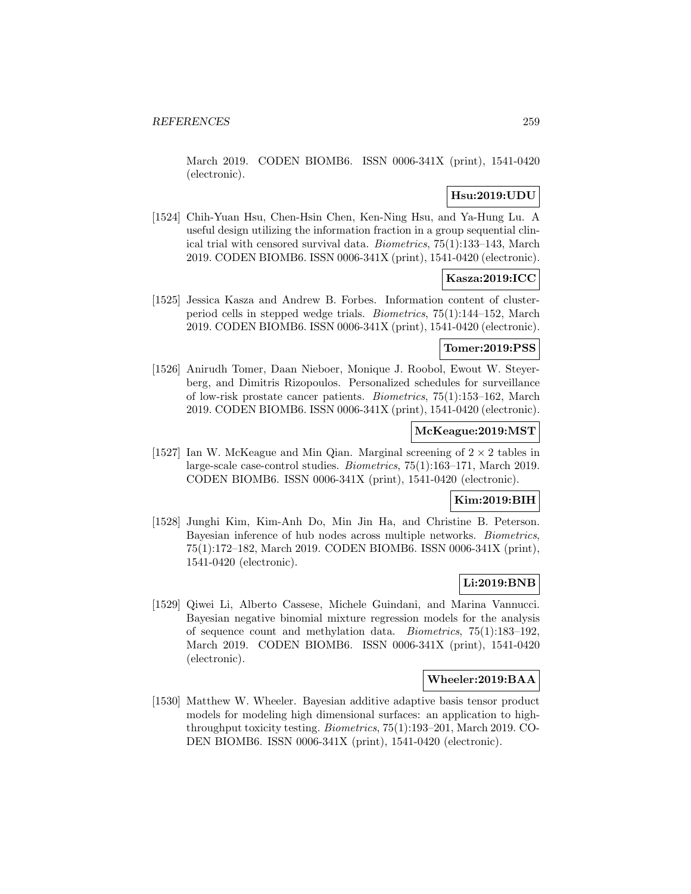March 2019. CODEN BIOMB6. ISSN 0006-341X (print), 1541-0420 (electronic).

**Hsu:2019:UDU**

[1524] Chih-Yuan Hsu, Chen-Hsin Chen, Ken-Ning Hsu, and Ya-Hung Lu. A useful design utilizing the information fraction in a group sequential clinical trial with censored survival data. *Biometrics*, 75(1):133–143, March 2019. CODEN BIOMB6. ISSN 0006-341X (print), 1541-0420 (electronic).

**Kasza:2019:ICC**

[1525] Jessica Kasza and Andrew B. Forbes. Information content of cluster-period cells in stepped wedge trials. *Biometrics*, 75(1):144–152, March 2019. CODEN BIOMB6. ISSN 0006-341X (print), 1541-0420 (electronic).

**Tomer:2019:PSS**

[1526] Anirudh Tomer, Daan Nieboer, Monique J. Roobol, Ewout W. Steyerberg, and Dimitris Rizopoulos. Personalized schedules for surveillance of low-risk prostate cancer patients. *Biometrics*, 75(1):153–162, March 2019. CODEN BIOMB6. ISSN 0006-341X (print), 1541-0420 (electronic).

**McKeague:2019:MST**

[1527] Ian W. McKeague and Min Qian. Marginal screening of $2 \times 2$ tables in large-scale case-control studies. *Biometrics*, 75(1):163–171, March 2019. CODEN BIOMB6. ISSN 0006-341X (print), 1541-0420 (electronic).

**Kim:2019:BIH**

[1528] Junghi Kim, Kim-Anh Do, Min Jin Ha, and Christine B. Peterson. Bayesian inference of hub nodes across multiple networks. *Biometrics*, 75(1):172–182, March 2019. CODEN BIOMB6. ISSN 0006-341X (print), 1541-0420 (electronic).

**Li:2019:BNB**

[1529] Qiwei Li, Alberto Cassese, Michele Guindani, and Marina Vannucci. Bayesian negative binomial mixture regression models for the analysis of sequence count and methylation data. *Biometrics*, 75(1):183–192, March 2019. CODEN BIOMB6. ISSN 0006-341X (print), 1541-0420 (electronic).

**Wheeler:2019:BAA**

[1530] Matthew W. Wheeler. Bayesian additive adaptive basis tensor product models for modeling high dimensional surfaces: an application to high-throughput toxicity testing. *Biometrics*, 75(1):193–201, March 2019. CODEN BIOMB6. ISSN 0006-341X (print), 1541-0420 (electronic).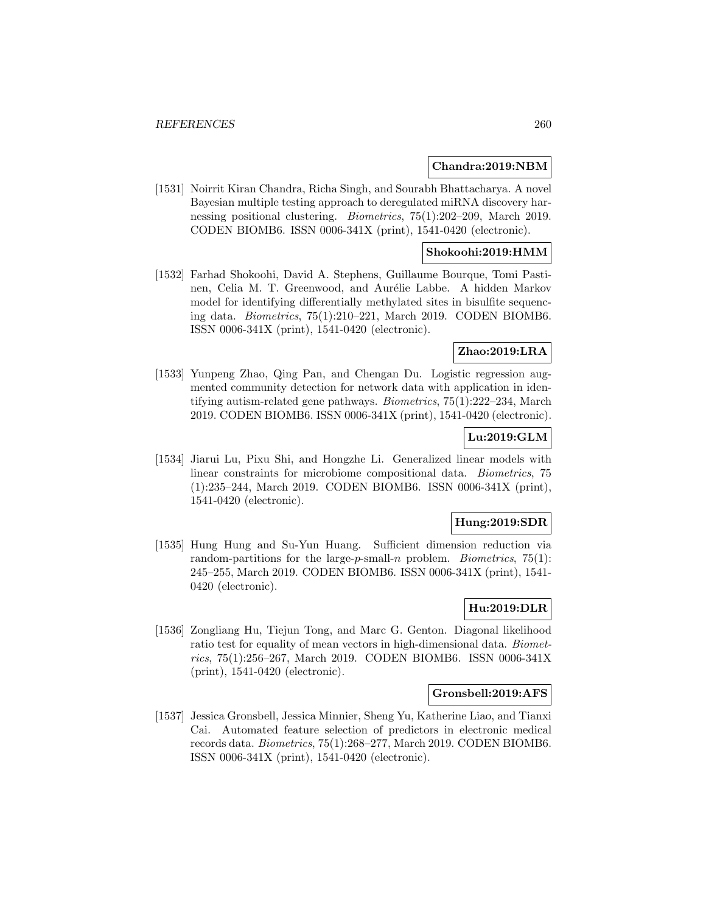**Chandra:2019:NBM**

[1531] Noirrit Kiran Chandra, Richa Singh, and Sourabh Bhattacharya. A novel Bayesian multiple testing approach to deregulated miRNA discovery harnessing positional clustering. *Biometrics*, 75(1):202–209, March 2019. CODEN BIOMB6. ISSN 0006-341X (print), 1541-0420 (electronic).

**Shokoohi:2019:HMM**

[1532] Farhad Shokoohi, David A. Stephens, Guillaume Bourque, Tomi Pastinen, Celia M. T. Greenwood, and Aurélie Labbe. A hidden Markov model for identifying differentially methylated sites in bisulfite sequencing data. *Biometrics*, 75(1):210–221, March 2019. CODEN BIOMB6. ISSN 0006-341X (print), 1541-0420 (electronic).

**Zhao:2019:LRA**

[1533] Yunpeng Zhao, Qing Pan, and Chengan Du. Logistic regression augmented community detection for network data with application in identifying autism-related gene pathways. *Biometrics*, 75(1):222–234, March 2019. CODEN BIOMB6. ISSN 0006-341X (print), 1541-0420 (electronic).

**Lu:2019:GLM**

[1534] Jiarui Lu, Pixu Shi, and Hongzhe Li. Generalized linear models with linear constraints for microbiome compositional data. *Biometrics*, 75 (1):235–244, March 2019. CODEN BIOMB6. ISSN 0006-341X (print), 1541-0420 (electronic).

**Hung:2019:SDR**

[1535] Hung Hung and Su-Yun Huang. Sufficient dimension reduction via random-partitions for the large-$p$-small-$n$ problem. *Biometrics*, 75(1): 245–255, March 2019. CODEN BIOMB6. ISSN 0006-341X (print), 1541-0420 (electronic).

**Hu:2019:DLR**

[1536] Zongliang Hu, Tiejun Tong, and Marc G. Genton. Diagonal likelihood ratio test for equality of mean vectors in high-dimensional data. *Biometrics*, 75(1):256–267, March 2019. CODEN BIOMB6. ISSN 0006-341X (print), 1541-0420 (electronic).

**Gronsbell:2019:AFS**

[1537] Jessica Gronsbell, Jessica Minnier, Sheng Yu, Katherine Liao, and Tianxi Cai. Automated feature selection of predictors in electronic medical records data. *Biometrics*, 75(1):268–277, March 2019. CODEN BIOMB6. ISSN 0006-341X (print), 1541-0420 (electronic).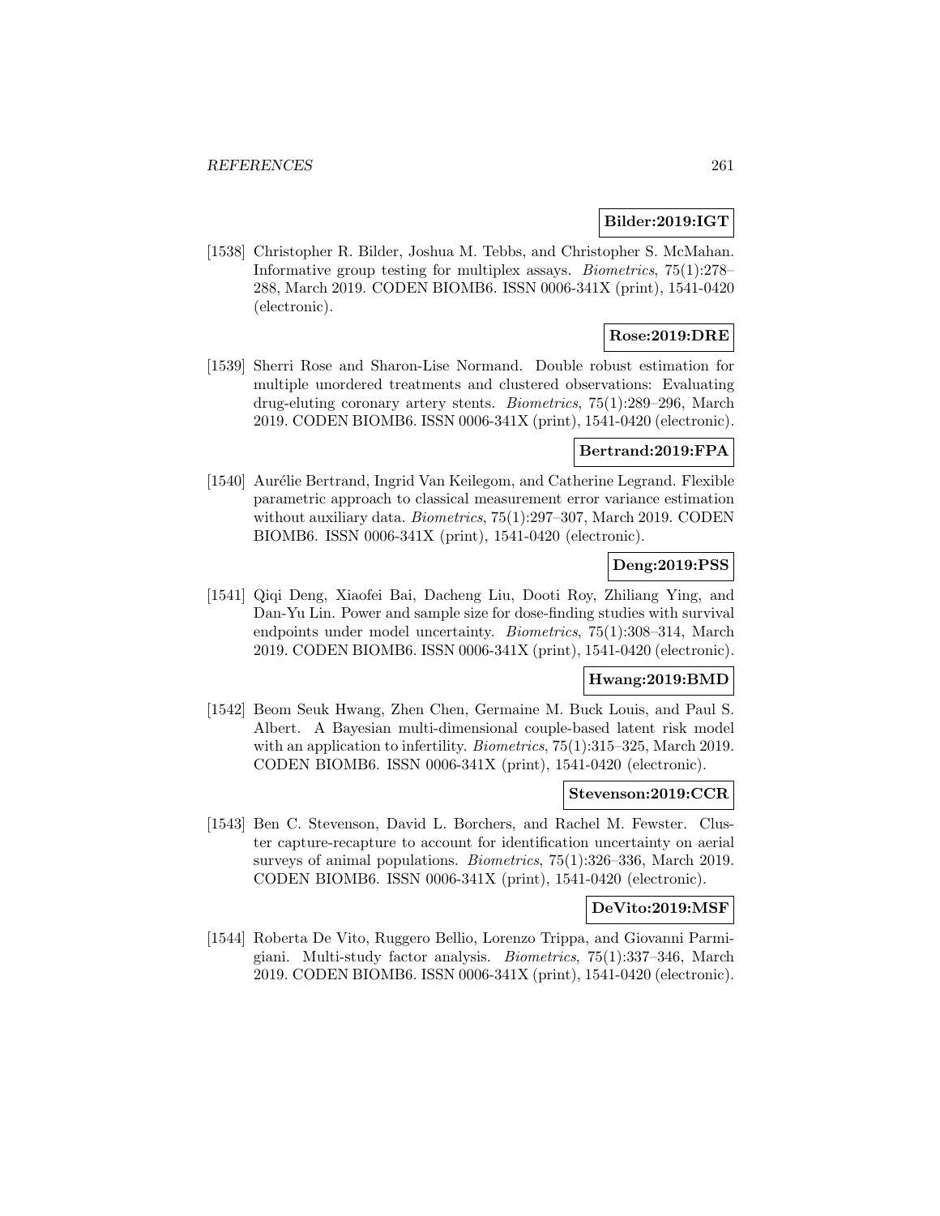**Bilder:2019:IGT**

[1538] Christopher R. Bilder, Joshua M. Tebbs, and Christopher S. McMahan. Informative group testing for multiplex assays. *Biometrics*, 75(1):278–288, March 2019. CODEN BIOMB6. ISSN 0006-341X (print), 1541-0420 (electronic).

**Rose:2019:DRE**

[1539] Sherri Rose and Sharon-Lise Normand. Double robust estimation for multiple unordered treatments and clustered observations: Evaluating drug-eluting coronary artery stents. *Biometrics*, 75(1):289–296, March 2019. CODEN BIOMB6. ISSN 0006-341X (print), 1541-0420 (electronic).

**Bertrand:2019:FPA**

[1540] Aurélie Bertrand, Ingrid Van Keilegom, and Catherine Legrand. Flexible parametric approach to classical measurement error variance estimation without auxiliary data. *Biometrics*, 75(1):297–307, March 2019. CODEN BIOMB6. ISSN 0006-341X (print), 1541-0420 (electronic).

**Deng:2019:PSS**

[1541] Qiqi Deng, Xiaofei Bai, Dacheng Liu, Dooti Roy, Zhiliang Ying, and Dan-Yu Lin. Power and sample size for dose-finding studies with survival endpoints under model uncertainty. *Biometrics*, 75(1):308–314, March 2019. CODEN BIOMB6. ISSN 0006-341X (print), 1541-0420 (electronic).

**Hwang:2019:BMD**

[1542] Beom Seuk Hwang, Zhen Chen, Germaine M. Buck Louis, and Paul S. Albert. A Bayesian multi-dimensional couple-based latent risk model with an application to infertility. *Biometrics*, 75(1):315–325, March 2019. CODEN BIOMB6. ISSN 0006-341X (print), 1541-0420 (electronic).

**Stevenson:2019:CCR**

[1543] Ben C. Stevenson, David L. Borchers, and Rachel M. Fewster. Cluster capture-recapture to account for identification uncertainty on aerial surveys of animal populations. *Biometrics*, 75(1):326–336, March 2019. CODEN BIOMB6. ISSN 0006-341X (print), 1541-0420 (electronic).

**DeVito:2019:MSF**

[1544] Roberta De Vito, Ruggero Bellio, Lorenzo Trippa, and Giovanni Parmigiani. Multi-study factor analysis. *Biometrics*, 75(1):337–346, March 2019. CODEN BIOMB6. ISSN 0006-341X (print), 1541-0420 (electronic).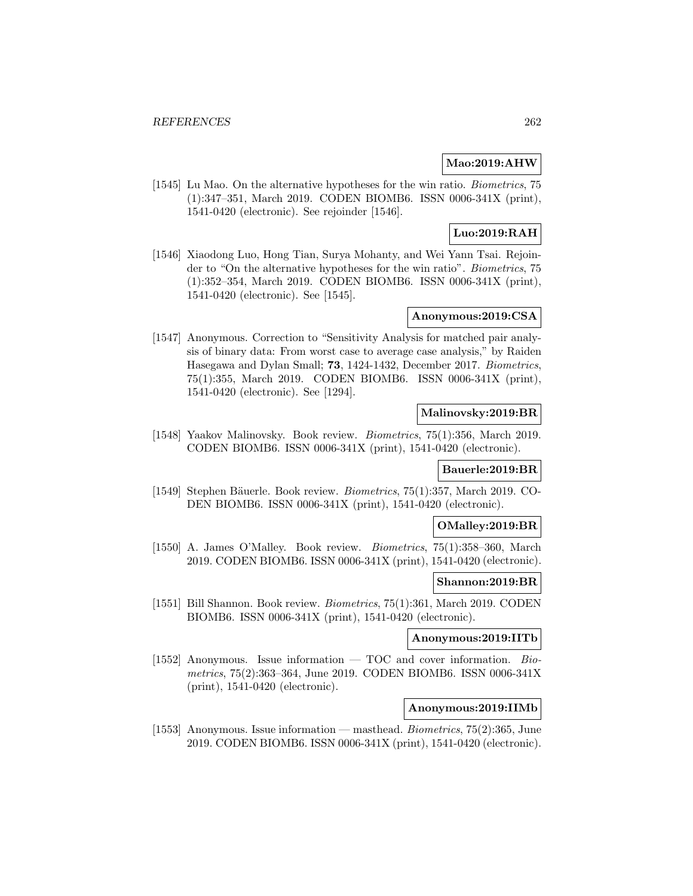**Mao:2019:AHW**

[1545] Lu Mao. On the alternative hypotheses for the win ratio. *Biometrics*, 75 (1):347–351, March 2019. CODEN BIOMB6. ISSN 0006-341X (print), 1541-0420 (electronic). See rejoinder [1546].

**Luo:2019:RAH**

[1546] Xiaodong Luo, Hong Tian, Surya Mohanty, and Wei Yann Tsai. Rejoinder to "On the alternative hypotheses for the win ratio". *Biometrics*, 75 (1):352–354, March 2019. CODEN BIOMB6. ISSN 0006-341X (print), 1541-0420 (electronic). See [1545].

**Anonymous:2019:CSA**

[1547] Anonymous. Correction to "Sensitivity Analysis for matched pair analysis of binary data: From worst case to average case analysis," by Raiden Hasegawa and Dylan Small; **73**, 1424-1432, December 2017. *Biometrics*, 75(1):355, March 2019. CODEN BIOMB6. ISSN 0006-341X (print), 1541-0420 (electronic). See [1294].

**Malinovsky:2019:BR**

[1548] Yaakov Malinovsky. Book review. *Biometrics*, 75(1):356, March 2019. CODEN BIOMB6. ISSN 0006-341X (print), 1541-0420 (electronic).

**Bauerle:2019:BR**

[1549] Stephen Bäuerle. Book review. *Biometrics*, 75(1):357, March 2019. CODEN BIOMB6. ISSN 0006-341X (print), 1541-0420 (electronic).

**OMalley:2019:BR**

[1550] A. James O'Malley. Book review. *Biometrics*, 75(1):358–360, March 2019. CODEN BIOMB6. ISSN 0006-341X (print), 1541-0420 (electronic).

**Shannon:2019:BR**

[1551] Bill Shannon. Book review. *Biometrics*, 75(1):361, March 2019. CODEN BIOMB6. ISSN 0006-341X (print), 1541-0420 (electronic).

**Anonymous:2019:IITb**

[1552] Anonymous. Issue information — TOC and cover information. *Biometrics*, 75(2):363–364, June 2019. CODEN BIOMB6. ISSN 0006-341X (print), 1541-0420 (electronic).

**Anonymous:2019:IIMb**

[1553] Anonymous. Issue information — masthead. *Biometrics*, 75(2):365, June 2019. CODEN BIOMB6. ISSN 0006-341X (print), 1541-0420 (electronic).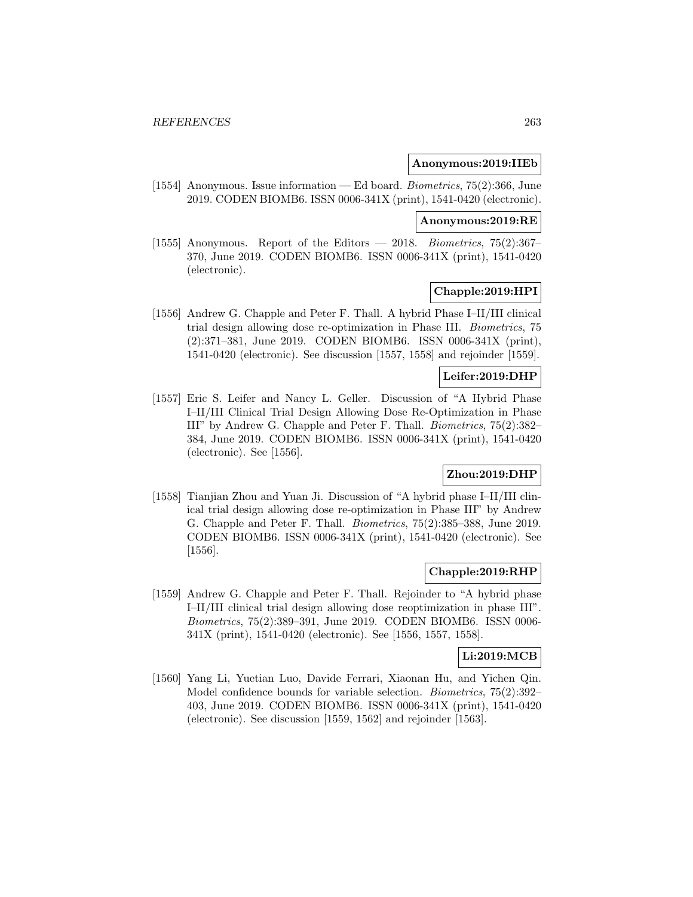**Anonymous:2019:IIEb**

[1554] Anonymous. Issue information — Ed board. *Biometrics*, 75(2):366, June 2019. CODEN BIOMB6. ISSN 0006-341X (print), 1541-0420 (electronic).

**Anonymous:2019:RE**

[1555] Anonymous. Report of the Editors — 2018. *Biometrics*, 75(2):367–370, June 2019. CODEN BIOMB6. ISSN 0006-341X (print), 1541-0420 (electronic).

**Chapple:2019:HPI**

[1556] Andrew G. Chapple and Peter F. Thall. A hybrid Phase I–II/III clinical trial design allowing dose re-optimization in Phase III. *Biometrics*, 75 (2):371–381, June 2019. CODEN BIOMB6. ISSN 0006-341X (print), 1541-0420 (electronic). See discussion [1557, 1558] and rejoinder [1559].

**Leifer:2019:DHP**

[1557] Eric S. Leifer and Nancy L. Geller. Discussion of "A Hybrid Phase I–II/III Clinical Trial Design Allowing Dose Re-Optimization in Phase III" by Andrew G. Chapple and Peter F. Thall. *Biometrics*, 75(2):382–384, June 2019. CODEN BIOMB6. ISSN 0006-341X (print), 1541-0420 (electronic). See [1556].

**Zhou:2019:DHP**

[1558] Tianjian Zhou and Yuan Ji. Discussion of "A hybrid phase I–II/III clinical trial design allowing dose re-optimization in Phase III" by Andrew G. Chapple and Peter F. Thall. *Biometrics*, 75(2):385–388, June 2019. CODEN BIOMB6. ISSN 0006-341X (print), 1541-0420 (electronic). See [1556].

**Chapple:2019:RHP**

[1559] Andrew G. Chapple and Peter F. Thall. Rejoinder to "A hybrid phase I–II/III clinical trial design allowing dose reoptimization in phase III". *Biometrics*, 75(2):389–391, June 2019. CODEN BIOMB6. ISSN 0006-341X (print), 1541-0420 (electronic). See [1556, 1557, 1558].

**Li:2019:MCB**

[1560] Yang Li, Yuetian Luo, Davide Ferrari, Xiaonan Hu, and Yichen Qin. Model confidence bounds for variable selection. *Biometrics*, 75(2):392–403, June 2019. CODEN BIOMB6. ISSN 0006-341X (print), 1541-0420 (electronic). See discussion [1559, 1562] and rejoinder [1563].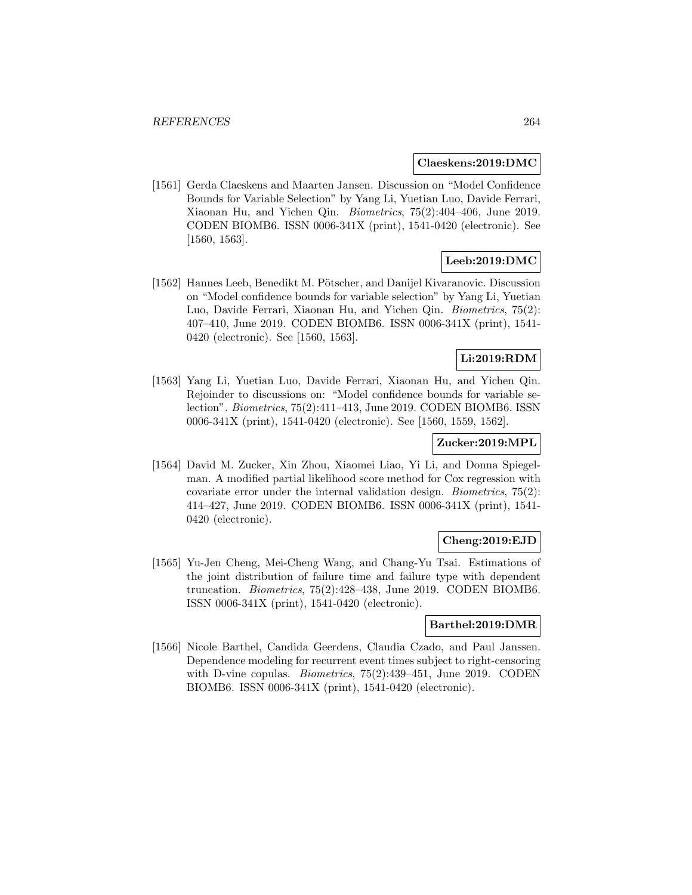**Claeskens:2019:DMC**

[1561] Gerda Claeskens and Maarten Jansen. Discussion on "Model Confidence Bounds for Variable Selection" by Yang Li, Yuetian Luo, Davide Ferrari, Xiaonan Hu, and Yichen Qin. *Biometrics*, 75(2):404–406, June 2019. CODEN BIOMB6. ISSN 0006-341X (print), 1541-0420 (electronic). See [1560, 1563].

**Leeb:2019:DMC**

[1562] Hannes Leeb, Benedikt M. Pötscher, and Danijel Kivaranovic. Discussion on "Model confidence bounds for variable selection" by Yang Li, Yuetian Luo, Davide Ferrari, Xiaonan Hu, and Yichen Qin. *Biometrics*, 75(2): 407–410, June 2019. CODEN BIOMB6. ISSN 0006-341X (print), 1541-0420 (electronic). See [1560, 1563].

**Li:2019:RDM**

[1563] Yang Li, Yuetian Luo, Davide Ferrari, Xiaonan Hu, and Yichen Qin. Rejoinder to discussions on: "Model confidence bounds for variable selection". *Biometrics*, 75(2):411–413, June 2019. CODEN BIOMB6. ISSN 0006-341X (print), 1541-0420 (electronic). See [1560, 1559, 1562].

**Zucker:2019:MPL**

[1564] David M. Zucker, Xin Zhou, Xiaomei Liao, Yi Li, and Donna Spiegelman. A modified partial likelihood score method for Cox regression with covariate error under the internal validation design. *Biometrics*, 75(2): 414–427, June 2019. CODEN BIOMB6. ISSN 0006-341X (print), 1541-0420 (electronic).

**Cheng:2019:EJD**

[1565] Yu-Jen Cheng, Mei-Cheng Wang, and Chang-Yu Tsai. Estimations of the joint distribution of failure time and failure type with dependent truncation. *Biometrics*, 75(2):428–438, June 2019. CODEN BIOMB6. ISSN 0006-341X (print), 1541-0420 (electronic).

**Barthel:2019:DMR**

[1566] Nicole Barthel, Candida Geerdens, Claudia Czado, and Paul Janssen. Dependence modeling for recurrent event times subject to right-censoring with D-vine copulas. *Biometrics*, 75(2):439–451, June 2019. CODEN BIOMB6. ISSN 0006-341X (print), 1541-0420 (electronic).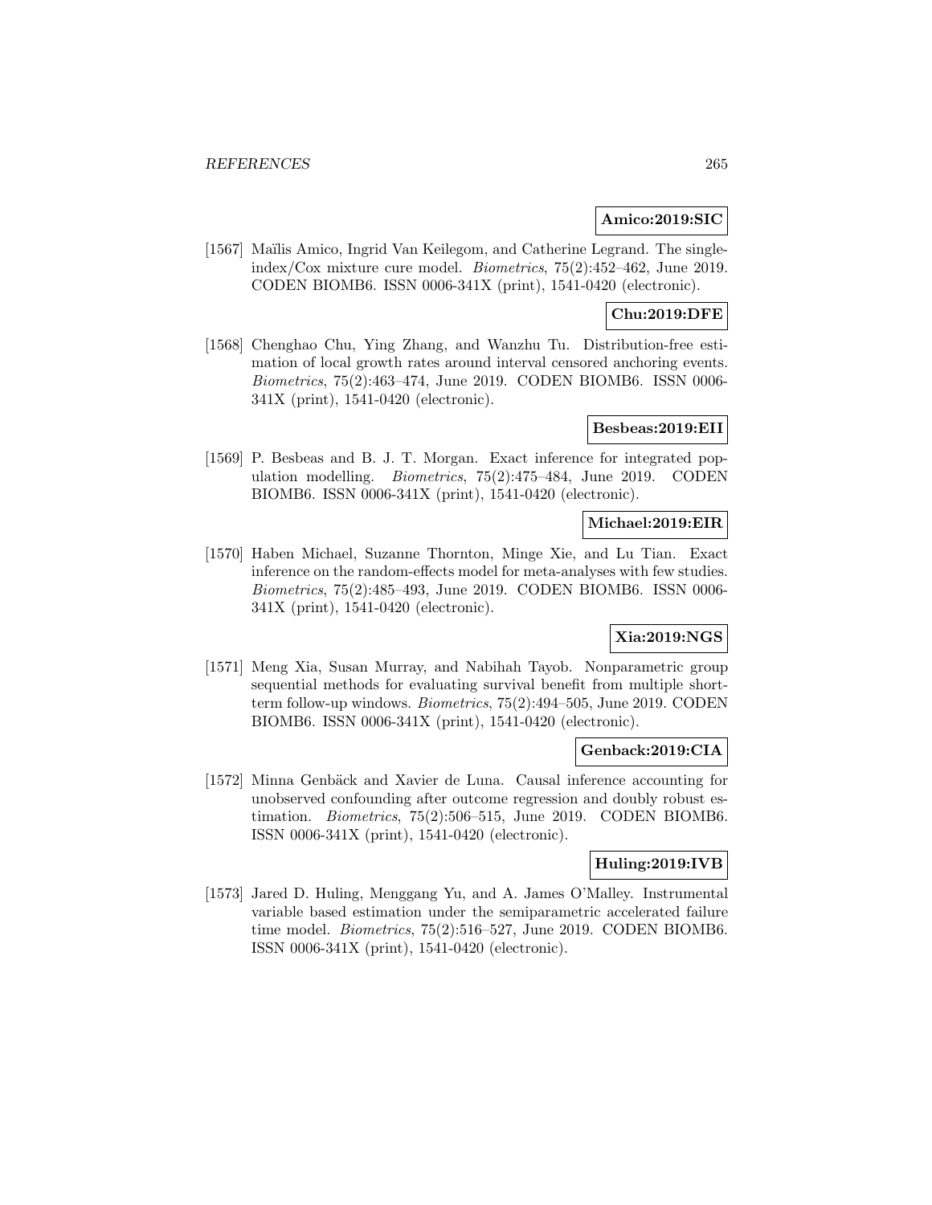**Amico:2019:SIC**

[1567] Maïlis Amico, Ingrid Van Keilegom, and Catherine Legrand. The single-index/Cox mixture cure model. *Biometrics*, 75(2):452–462, June 2019. CODEN BIOMB6. ISSN 0006-341X (print), 1541-0420 (electronic).

**Chu:2019:DFE**

[1568] Chenghao Chu, Ying Zhang, and Wanzhu Tu. Distribution-free estimation of local growth rates around interval censored anchoring events. *Biometrics*, 75(2):463–474, June 2019. CODEN BIOMB6. ISSN 0006-341X (print), 1541-0420 (electronic).

**Besbeas:2019:EII**

[1569] P. Besbeas and B. J. T. Morgan. Exact inference for integrated population modelling. *Biometrics*, 75(2):475–484, June 2019. CODEN BIOMB6. ISSN 0006-341X (print), 1541-0420 (electronic).

**Michael:2019:EIR**

[1570] Haben Michael, Suzanne Thornton, Minge Xie, and Lu Tian. Exact inference on the random-effects model for meta-analyses with few studies. *Biometrics*, 75(2):485–493, June 2019. CODEN BIOMB6. ISSN 0006-341X (print), 1541-0420 (electronic).

**Xia:2019:NGS**

[1571] Meng Xia, Susan Murray, and Nabihah Tayob. Nonparametric group sequential methods for evaluating survival benefit from multiple short-term follow-up windows. *Biometrics*, 75(2):494–505, June 2019. CODEN BIOMB6. ISSN 0006-341X (print), 1541-0420 (electronic).

**Genback:2019:CIA**

[1572] Minna Genbäck and Xavier de Luna. Causal inference accounting for unobserved confounding after outcome regression and doubly robust estimation. *Biometrics*, 75(2):506–515, June 2019. CODEN BIOMB6. ISSN 0006-341X (print), 1541-0420 (electronic).

**Huling:2019:IVB**

[1573] Jared D. Huling, Menggang Yu, and A. James O'Malley. Instrumental variable based estimation under the semiparametric accelerated failure time model. *Biometrics*, 75(2):516–527, June 2019. CODEN BIOMB6. ISSN 0006-341X (print), 1541-0420 (electronic).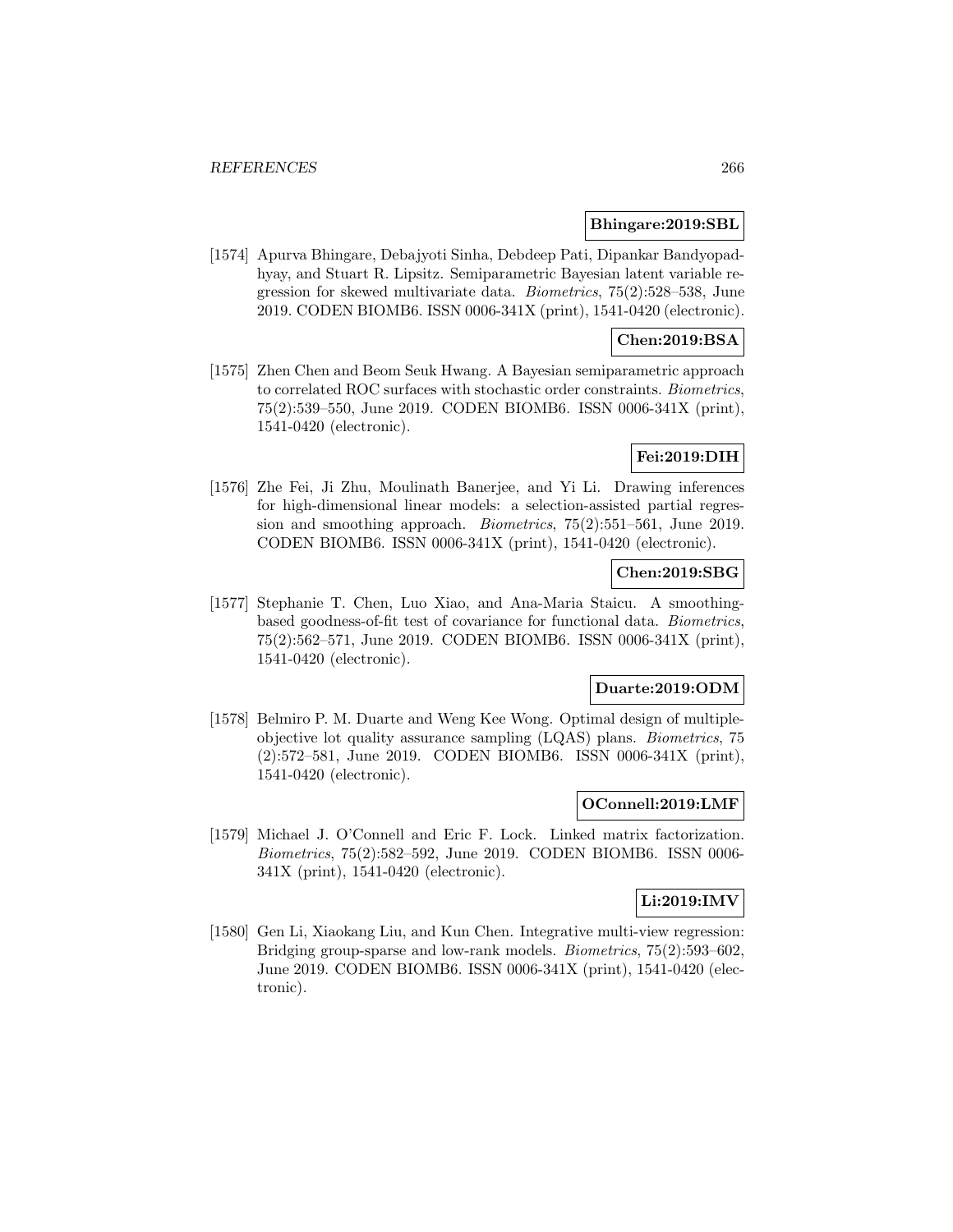**Bhingare:2019:SBL**

[1574] Apurva Bhingare, Debajyoti Sinha, Debdeep Pati, Dipankar Bandyopadhyay, and Stuart R. Lipsitz. Semiparametric Bayesian latent variable regression for skewed multivariate data. *Biometrics*, 75(2):528–538, June 2019. CODEN BIOMB6. ISSN 0006-341X (print), 1541-0420 (electronic).

**Chen:2019:BSA**

[1575] Zhen Chen and Beom Seuk Hwang. A Bayesian semiparametric approach to correlated ROC surfaces with stochastic order constraints. *Biometrics*, 75(2):539–550, June 2019. CODEN BIOMB6. ISSN 0006-341X (print), 1541-0420 (electronic).

**Fei:2019:DIH**

[1576] Zhe Fei, Ji Zhu, Moulinath Banerjee, and Yi Li. Drawing inferences for high-dimensional linear models: a selection-assisted partial regression and smoothing approach. *Biometrics*, 75(2):551–561, June 2019. CODEN BIOMB6. ISSN 0006-341X (print), 1541-0420 (electronic).

**Chen:2019:SBG**

[1577] Stephanie T. Chen, Luo Xiao, and Ana-Maria Staicu. A smoothing-based goodness-of-fit test of covariance for functional data. *Biometrics*, 75(2):562–571, June 2019. CODEN BIOMB6. ISSN 0006-341X (print), 1541-0420 (electronic).

**Duarte:2019:ODM**

[1578] Belmiro P. M. Duarte and Weng Kee Wong. Optimal design of multiple-objective lot quality assurance sampling (LQAS) plans. *Biometrics*, 75 (2):572–581, June 2019. CODEN BIOMB6. ISSN 0006-341X (print), 1541-0420 (electronic).

**OConnell:2019:LMF**

[1579] Michael J. O'Connell and Eric F. Lock. Linked matrix factorization. *Biometrics*, 75(2):582–592, June 2019. CODEN BIOMB6. ISSN 0006-341X (print), 1541-0420 (electronic).

**Li:2019:IMV**

[1580] Gen Li, Xiaokang Liu, and Kun Chen. Integrative multi-view regression: Bridging group-sparse and low-rank models. *Biometrics*, 75(2):593–602, June 2019. CODEN BIOMB6. ISSN 0006-341X (print), 1541-0420 (electronic).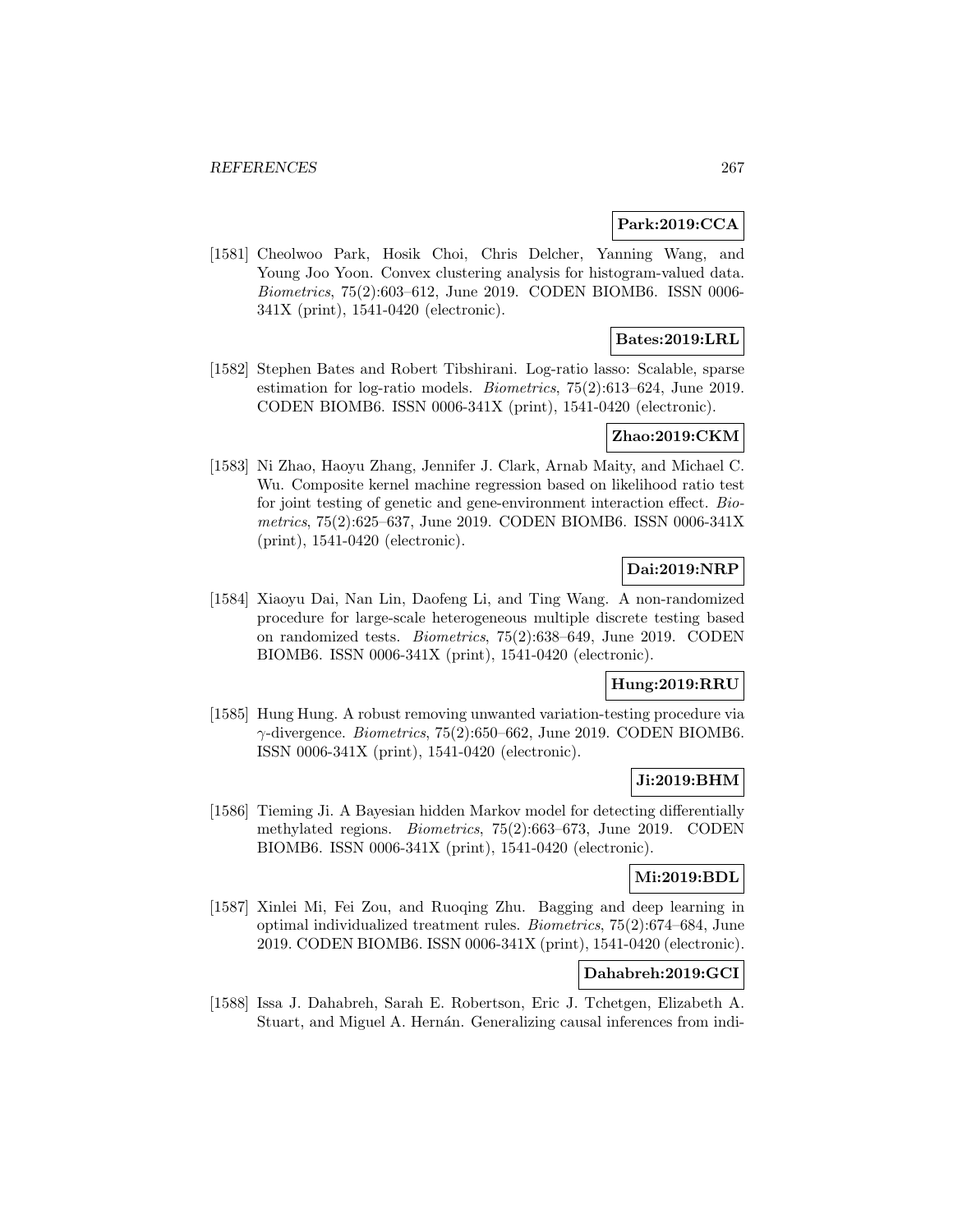**Park:2019:CCA**

[1581] Cheolwoo Park, Hosik Choi, Chris Delcher, Yanning Wang, and Young Joo Yoon. Convex clustering analysis for histogram-valued data. *Biometrics*, 75(2):603–612, June 2019. CODEN BIOMB6. ISSN 0006-341X (print), 1541-0420 (electronic).

**Bates:2019:LRL**

[1582] Stephen Bates and Robert Tibshirani. Log-ratio lasso: Scalable, sparse estimation for log-ratio models. *Biometrics*, 75(2):613–624, June 2019. CODEN BIOMB6. ISSN 0006-341X (print), 1541-0420 (electronic).

**Zhao:2019:CKM**

[1583] Ni Zhao, Haoyu Zhang, Jennifer J. Clark, Arnab Maity, and Michael C. Wu. Composite kernel machine regression based on likelihood ratio test for joint testing of genetic and gene-environment interaction effect. *Biometrics*, 75(2):625–637, June 2019. CODEN BIOMB6. ISSN 0006-341X (print), 1541-0420 (electronic).

**Dai:2019:NRP**

[1584] Xiaoyu Dai, Nan Lin, Daofeng Li, and Ting Wang. A non-randomized procedure for large-scale heterogeneous multiple discrete testing based on randomized tests. *Biometrics*, 75(2):638–649, June 2019. CODEN BIOMB6. ISSN 0006-341X (print), 1541-0420 (electronic).

**Hung:2019:RRU**

[1585] Hung Hung. A robust removing unwanted variation-testing procedure via $\gamma$-divergence. *Biometrics*, 75(2):650–662, June 2019. CODEN BIOMB6. ISSN 0006-341X (print), 1541-0420 (electronic).

**Ji:2019:BHM**

[1586] Tieming Ji. A Bayesian hidden Markov model for detecting differentially methylated regions. *Biometrics*, 75(2):663–673, June 2019. CODEN BIOMB6. ISSN 0006-341X (print), 1541-0420 (electronic).

**Mi:2019:BDL**

[1587] Xinlei Mi, Fei Zou, and Ruoqing Zhu. Bagging and deep learning in optimal individualized treatment rules. *Biometrics*, 75(2):674–684, June 2019. CODEN BIOMB6. ISSN 0006-341X (print), 1541-0420 (electronic).

**Dahabreh:2019:GCI**

[1588] Issa J. Dahabreh, Sarah E. Robertson, Eric J. Tchetgen, Elizabeth A. Stuart, and Miguel A. Hernán. Generalizing causal inferences from indi-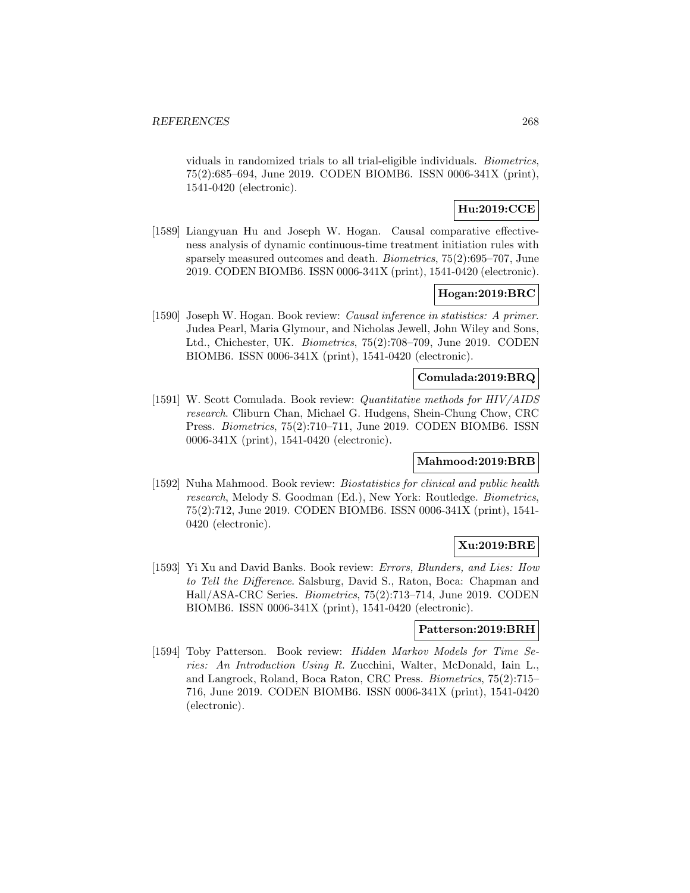viduals in randomized trials to all trial-eligible individuals. *Biometrics*, 75(2):685–694, June 2019. CODEN BIOMB6. ISSN 0006-341X (print), 1541-0420 (electronic).

**Hu:2019:CCE**

[1589] Liangyuan Hu and Joseph W. Hogan. Causal comparative effectiveness analysis of dynamic continuous-time treatment initiation rules with sparsely measured outcomes and death. *Biometrics*, 75(2):695–707, June 2019. CODEN BIOMB6. ISSN 0006-341X (print), 1541-0420 (electronic).

**Hogan:2019:BRC**

[1590] Joseph W. Hogan. Book review: *Causal inference in statistics: A primer*. Judea Pearl, Maria Glymour, and Nicholas Jewell, John Wiley and Sons, Ltd., Chichester, UK. *Biometrics*, 75(2):708–709, June 2019. CODEN BIOMB6. ISSN 0006-341X (print), 1541-0420 (electronic).

**Comulada:2019:BRQ**

[1591] W. Scott Comulada. Book review: *Quantitative methods for HIV/AIDS research*. Cliburn Chan, Michael G. Hudgens, Shein-Chung Chow, CRC Press. *Biometrics*, 75(2):710–711, June 2019. CODEN BIOMB6. ISSN 0006-341X (print), 1541-0420 (electronic).

**Mahmood:2019:BRB**

[1592] Nuha Mahmood. Book review: *Biostatistics for clinical and public health research*, Melody S. Goodman (Ed.), New York: Routledge. *Biometrics*, 75(2):712, June 2019. CODEN BIOMB6. ISSN 0006-341X (print), 1541-0420 (electronic).

**Xu:2019:BRE**

[1593] Yi Xu and David Banks. Book review: *Errors, Blunders, and Lies: How to Tell the Difference*. Salsburg, David S., Raton, Boca: Chapman and Hall/ASA-CRC Series. *Biometrics*, 75(2):713–714, June 2019. CODEN BIOMB6. ISSN 0006-341X (print), 1541-0420 (electronic).

**Patterson:2019:BRH**

[1594] Toby Patterson. Book review: *Hidden Markov Models for Time Series: An Introduction Using R*. Zucchini, Walter, McDonald, Iain L., and Langrock, Roland, Boca Raton, CRC Press. *Biometrics*, 75(2):715–716, June 2019. CODEN BIOMB6. ISSN 0006-341X (print), 1541-0420 (electronic).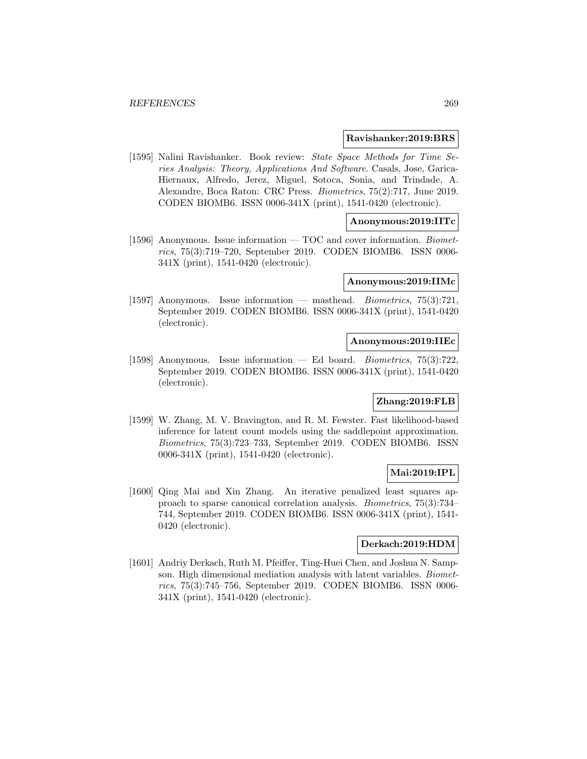**Ravishanker:2019:BRS**

[1595] Nalini Ravishanker. Book review: *State Space Methods for Time Series Analysis: Theory, Applications And Software*. Casals, Jose, Garica-Hiernaux, Alfredo, Jerez, Miguel, Sotoca, Sonia, and Trindade, A. Alexandre, Boca Raton: CRC Press. *Biometrics*, 75(2):717, June 2019. CODEN BIOMB6. ISSN 0006-341X (print), 1541-0420 (electronic).

**Anonymous:2019:IITc**

[1596] Anonymous. Issue information — TOC and cover information. *Biometrics*, 75(3):719–720, September 2019. CODEN BIOMB6. ISSN 0006-341X (print), 1541-0420 (electronic).

**Anonymous:2019:IIMc**

[1597] Anonymous. Issue information — masthead. *Biometrics*, 75(3):721, September 2019. CODEN BIOMB6. ISSN 0006-341X (print), 1541-0420 (electronic).

**Anonymous:2019:IIEc**

[1598] Anonymous. Issue information — Ed board. *Biometrics*, 75(3):722, September 2019. CODEN BIOMB6. ISSN 0006-341X (print), 1541-0420 (electronic).

**Zhang:2019:FLB**

[1599] W. Zhang, M. V. Bravington, and R. M. Fewster. Fast likelihood-based inference for latent count models using the saddlepoint approximation. *Biometrics*, 75(3):723–733, September 2019. CODEN BIOMB6. ISSN 0006-341X (print), 1541-0420 (electronic).

**Mai:2019:IPL**

[1600] Qing Mai and Xin Zhang. An iterative penalized least squares approach to sparse canonical correlation analysis. *Biometrics*, 75(3):734–744, September 2019. CODEN BIOMB6. ISSN 0006-341X (print), 1541-0420 (electronic).

**Derkach:2019:HDM**

[1601] Andriy Derkach, Ruth M. Pfeiffer, Ting-Huei Chen, and Joshua N. Sampson. High dimensional mediation analysis with latent variables. *Biometrics*, 75(3):745–756, September 2019. CODEN BIOMB6. ISSN 0006-341X (print), 1541-0420 (electronic).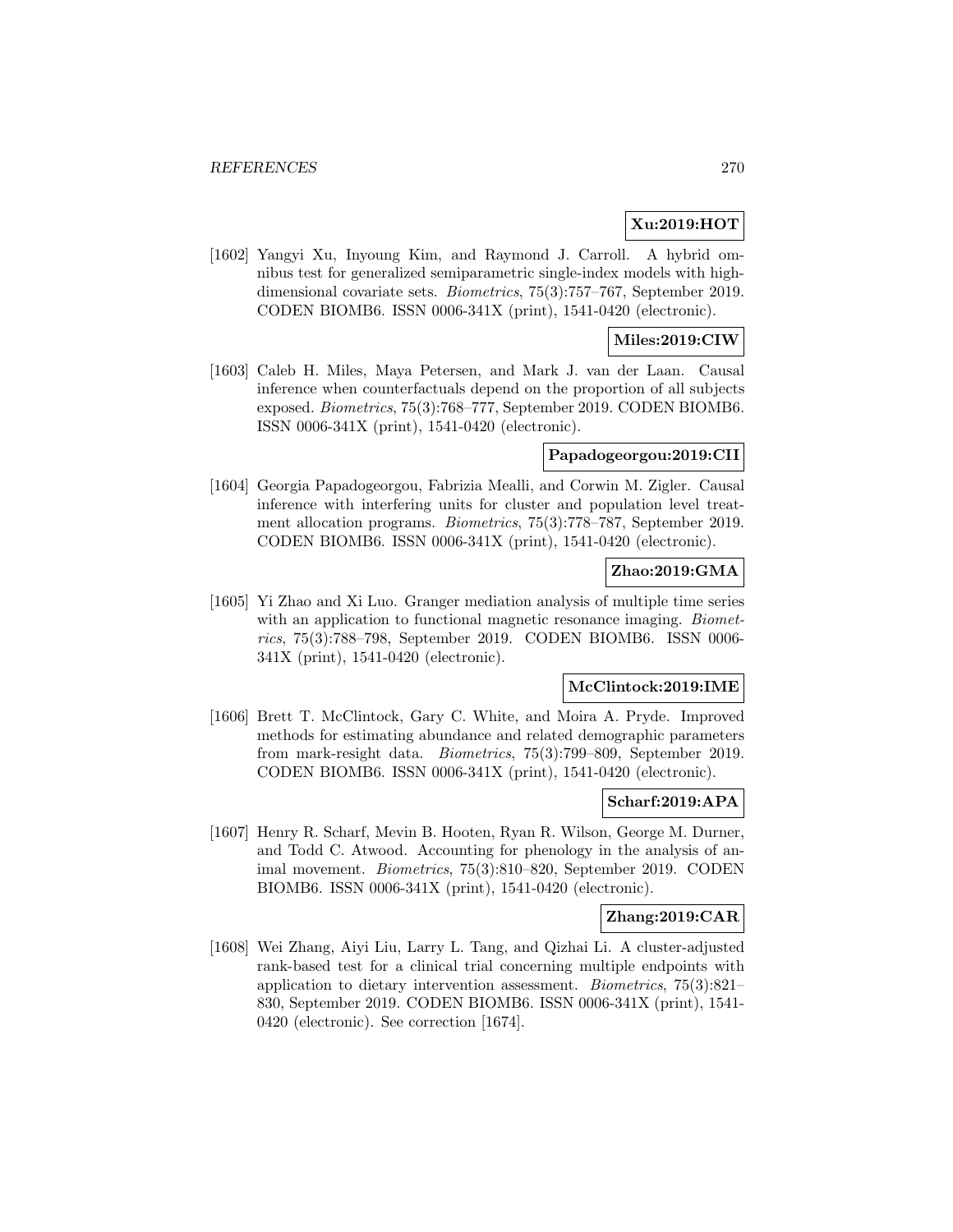**Xu:2019:HOT**

[1602] Yangyi Xu, Inyoung Kim, and Raymond J. Carroll. A hybrid omnibus test for generalized semiparametric single-index models with high-dimensional covariate sets. *Biometrics*, 75(3):757–767, September 2019. CODEN BIOMB6. ISSN 0006-341X (print), 1541-0420 (electronic).

**Miles:2019:CIW**

[1603] Caleb H. Miles, Maya Petersen, and Mark J. van der Laan. Causal inference when counterfactuals depend on the proportion of all subjects exposed. *Biometrics*, 75(3):768–777, September 2019. CODEN BIOMB6. ISSN 0006-341X (print), 1541-0420 (electronic).

**Papadogeorgou:2019:CII**

[1604] Georgia Papadogeorgou, Fabrizia Mealli, and Corwin M. Zigler. Causal inference with interfering units for cluster and population level treatment allocation programs. *Biometrics*, 75(3):778–787, September 2019. CODEN BIOMB6. ISSN 0006-341X (print), 1541-0420 (electronic).

**Zhao:2019:GMA**

[1605] Yi Zhao and Xi Luo. Granger mediation analysis of multiple time series with an application to functional magnetic resonance imaging. *Biometrics*, 75(3):788–798, September 2019. CODEN BIOMB6. ISSN 0006-341X (print), 1541-0420 (electronic).

**McClintock:2019:IME**

[1606] Brett T. McClintock, Gary C. White, and Moira A. Pryde. Improved methods for estimating abundance and related demographic parameters from mark-resight data. *Biometrics*, 75(3):799–809, September 2019. CODEN BIOMB6. ISSN 0006-341X (print), 1541-0420 (electronic).

**Scharf:2019:APA**

[1607] Henry R. Scharf, Mevin B. Hooten, Ryan R. Wilson, George M. Durner, and Todd C. Atwood. Accounting for phenology in the analysis of animal movement. *Biometrics*, 75(3):810–820, September 2019. CODEN BIOMB6. ISSN 0006-341X (print), 1541-0420 (electronic).

**Zhang:2019:CAR**

[1608] Wei Zhang, Aiyi Liu, Larry L. Tang, and Qizhai Li. A cluster-adjusted rank-based test for a clinical trial concerning multiple endpoints with application to dietary intervention assessment. *Biometrics*, 75(3):821–830, September 2019. CODEN BIOMB6. ISSN 0006-341X (print), 1541-0420 (electronic). See correction [1674].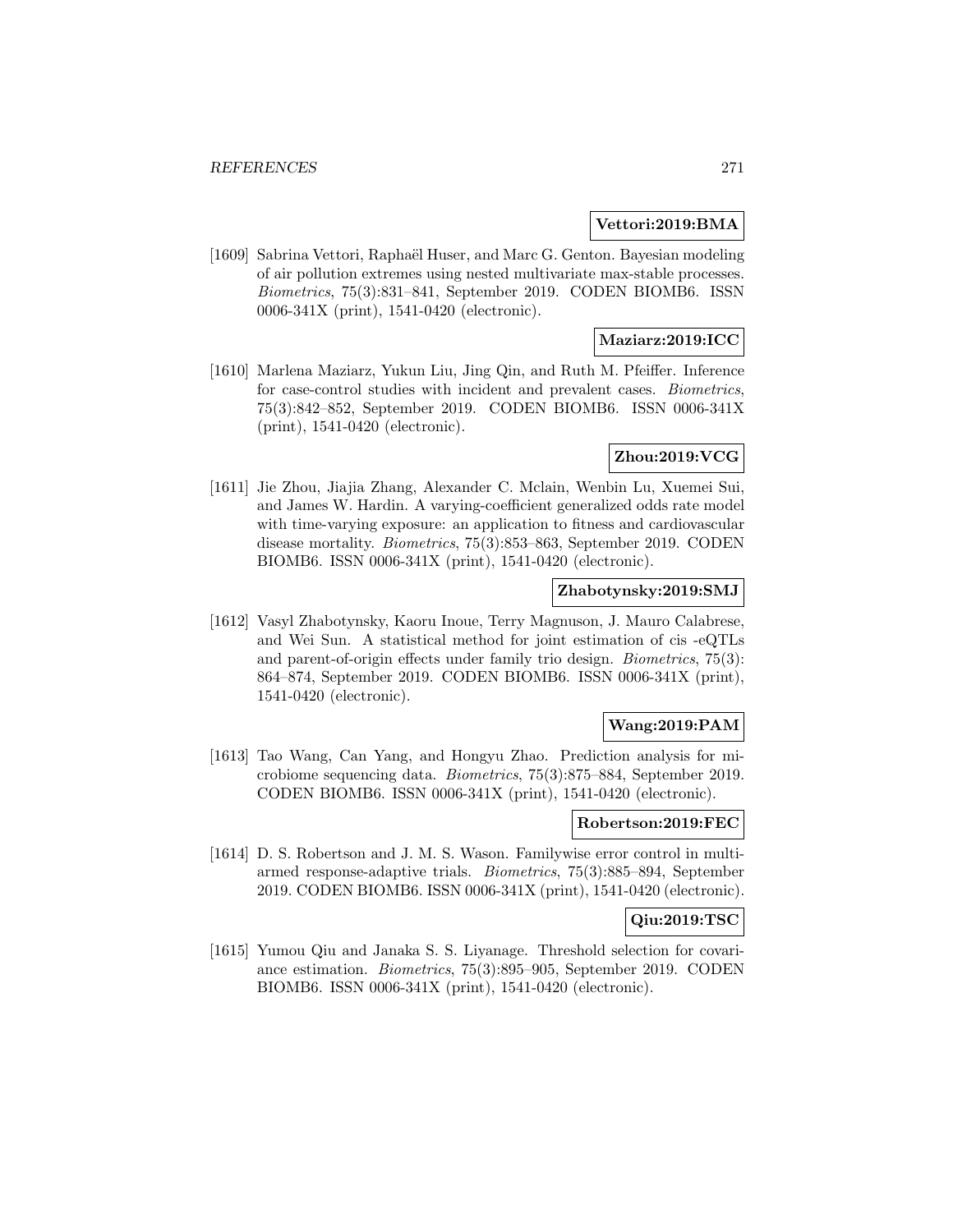**Vettori:2019:BMA**

[1609] Sabrina Vettori, Raphaël Huser, and Marc G. Genton. Bayesian modeling of air pollution extremes using nested multivariate max-stable processes. *Biometrics*, 75(3):831–841, September 2019. CODEN BIOMB6. ISSN 0006-341X (print), 1541-0420 (electronic).

**Maziarz:2019:ICC**

[1610] Marlena Maziarz, Yukun Liu, Jing Qin, and Ruth M. Pfeiffer. Inference for case-control studies with incident and prevalent cases. *Biometrics*, 75(3):842–852, September 2019. CODEN BIOMB6. ISSN 0006-341X (print), 1541-0420 (electronic).

**Zhou:2019:VCG**

[1611] Jie Zhou, Jiajia Zhang, Alexander C. Mclain, Wenbin Lu, Xuemei Sui, and James W. Hardin. A varying-coefficient generalized odds rate model with time-varying exposure: an application to fitness and cardiovascular disease mortality. *Biometrics*, 75(3):853–863, September 2019. CODEN BIOMB6. ISSN 0006-341X (print), 1541-0420 (electronic).

**Zhabotynsky:2019:SMJ**

[1612] Vasyl Zhabotynsky, Kaoru Inoue, Terry Magnuson, J. Mauro Calabrese, and Wei Sun. A statistical method for joint estimation of cis -eQTLs and parent-of-origin effects under family trio design. *Biometrics*, 75(3): 864–874, September 2019. CODEN BIOMB6. ISSN 0006-341X (print), 1541-0420 (electronic).

**Wang:2019:PAM**

[1613] Tao Wang, Can Yang, and Hongyu Zhao. Prediction analysis for microbiome sequencing data. *Biometrics*, 75(3):875–884, September 2019. CODEN BIOMB6. ISSN 0006-341X (print), 1541-0420 (electronic).

**Robertson:2019:FEC**

[1614] D. S. Robertson and J. M. S. Wason. Familywise error control in multi-armed response-adaptive trials. *Biometrics*, 75(3):885–894, September 2019. CODEN BIOMB6. ISSN 0006-341X (print), 1541-0420 (electronic).

**Qiu:2019:TSC**

[1615] Yumou Qiu and Janaka S. S. Liyanage. Threshold selection for covariance estimation. *Biometrics*, 75(3):895–905, September 2019. CODEN BIOMB6. ISSN 0006-341X (print), 1541-0420 (electronic).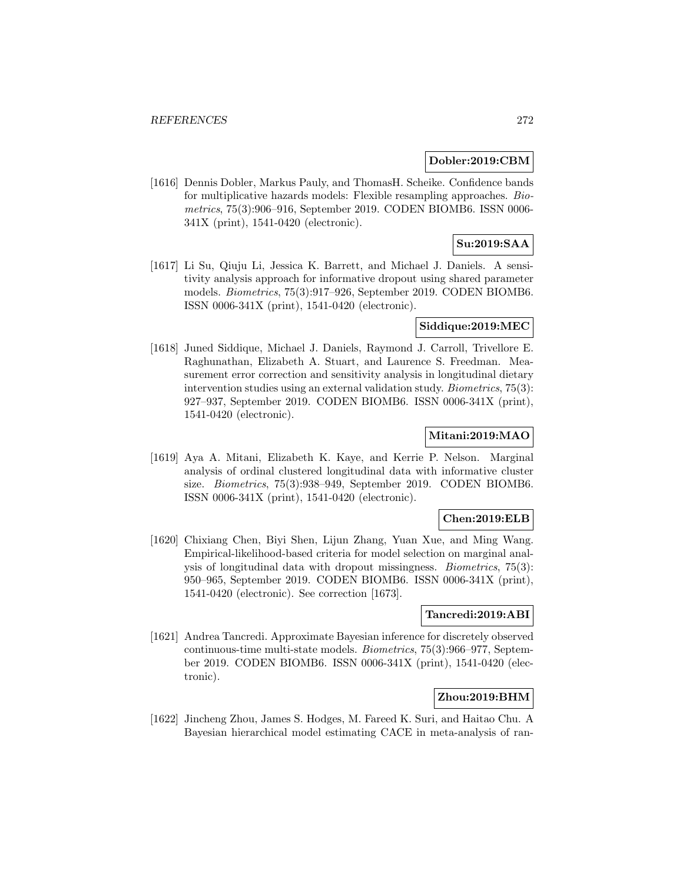**Dobler:2019:CBM**

[1616] Dennis Dobler, Markus Pauly, and ThomasH. Scheike. Confidence bands for multiplicative hazards models: Flexible resampling approaches. *Biometrics*, 75(3):906–916, September 2019. CODEN BIOMB6. ISSN 0006-341X (print), 1541-0420 (electronic).

**Su:2019:SAA**

[1617] Li Su, Qiuju Li, Jessica K. Barrett, and Michael J. Daniels. A sensitivity analysis approach for informative dropout using shared parameter models. *Biometrics*, 75(3):917–926, September 2019. CODEN BIOMB6. ISSN 0006-341X (print), 1541-0420 (electronic).

**Siddique:2019:MEC**

[1618] Juned Siddique, Michael J. Daniels, Raymond J. Carroll, Trivellore E. Raghunathan, Elizabeth A. Stuart, and Laurence S. Freedman. Measurement error correction and sensitivity analysis in longitudinal dietary intervention studies using an external validation study. *Biometrics*, 75(3): 927–937, September 2019. CODEN BIOMB6. ISSN 0006-341X (print), 1541-0420 (electronic).

**Mitani:2019:MAO**

[1619] Aya A. Mitani, Elizabeth K. Kaye, and Kerrie P. Nelson. Marginal analysis of ordinal clustered longitudinal data with informative cluster size. *Biometrics*, 75(3):938–949, September 2019. CODEN BIOMB6. ISSN 0006-341X (print), 1541-0420 (electronic).

**Chen:2019:ELB**

[1620] Chixiang Chen, Biyi Shen, Lijun Zhang, Yuan Xue, and Ming Wang. Empirical-likelihood-based criteria for model selection on marginal analysis of longitudinal data with dropout missingness. *Biometrics*, 75(3): 950–965, September 2019. CODEN BIOMB6. ISSN 0006-341X (print), 1541-0420 (electronic). See correction [1673].

**Tancredi:2019:ABI**

[1621] Andrea Tancredi. Approximate Bayesian inference for discretely observed continuous-time multi-state models. *Biometrics*, 75(3):966–977, September 2019. CODEN BIOMB6. ISSN 0006-341X (print), 1541-0420 (electronic).

**Zhou:2019:BHM**

[1622] Jincheng Zhou, James S. Hodges, M. Fareed K. Suri, and Haitao Chu. A Bayesian hierarchical model estimating CACE in meta-analysis of ran-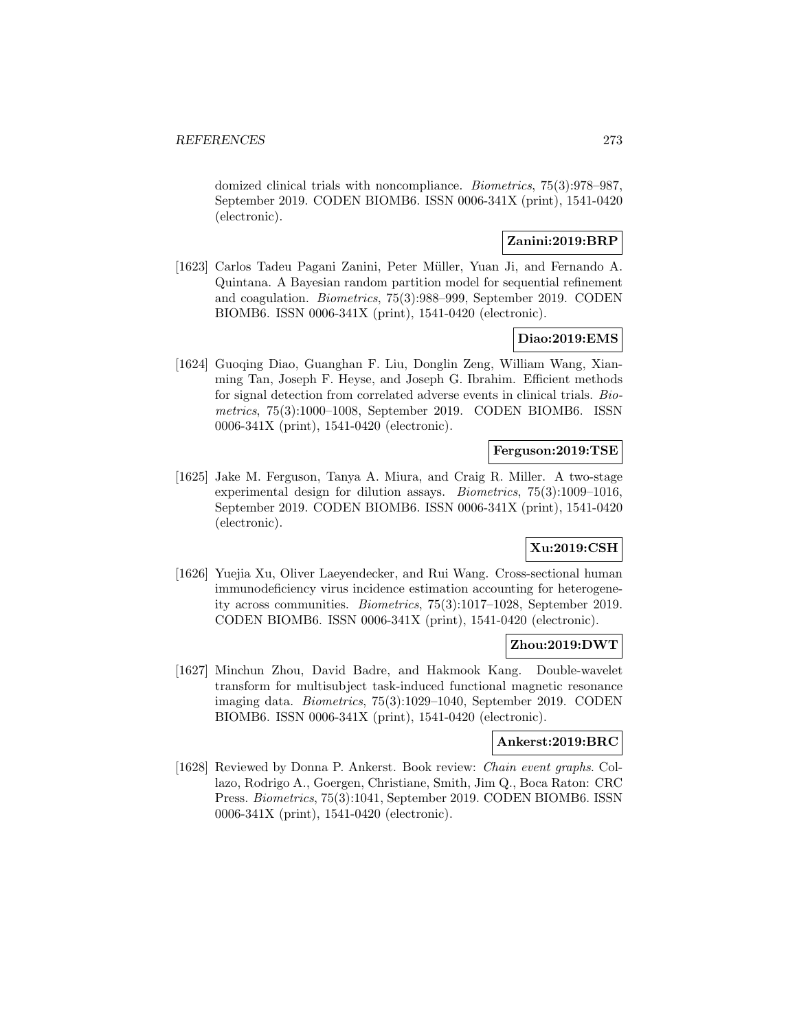domized clinical trials with noncompliance. *Biometrics*, 75(3):978–987, September 2019. CODEN BIOMB6. ISSN 0006-341X (print), 1541-0420 (electronic).

**Zanini:2019:BRP**

[1623] Carlos Tadeu Pagani Zanini, Peter Müller, Yuan Ji, and Fernando A. Quintana. A Bayesian random partition model for sequential refinement and coagulation. *Biometrics*, 75(3):988–999, September 2019. CODEN BIOMB6. ISSN 0006-341X (print), 1541-0420 (electronic).

**Diao:2019:EMS**

[1624] Guoqing Diao, Guanghan F. Liu, Donglin Zeng, William Wang, Xianming Tan, Joseph F. Heyse, and Joseph G. Ibrahim. Efficient methods for signal detection from correlated adverse events in clinical trials. *Biometrics*, 75(3):1000–1008, September 2019. CODEN BIOMB6. ISSN 0006-341X (print), 1541-0420 (electronic).

**Ferguson:2019:TSE**

[1625] Jake M. Ferguson, Tanya A. Miura, and Craig R. Miller. A two-stage experimental design for dilution assays. *Biometrics*, 75(3):1009–1016, September 2019. CODEN BIOMB6. ISSN 0006-341X (print), 1541-0420 (electronic).

**Xu:2019:CSH**

[1626] Yuejia Xu, Oliver Laeyendecker, and Rui Wang. Cross-sectional human immunodeficiency virus incidence estimation accounting for heterogeneity across communities. *Biometrics*, 75(3):1017–1028, September 2019. CODEN BIOMB6. ISSN 0006-341X (print), 1541-0420 (electronic).

**Zhou:2019:DWT**

[1627] Minchun Zhou, David Badre, and Hakmook Kang. Double-wavelet transform for multisubject task-induced functional magnetic resonance imaging data. *Biometrics*, 75(3):1029–1040, September 2019. CODEN BIOMB6. ISSN 0006-341X (print), 1541-0420 (electronic).

**Ankerst:2019:BRC**

[1628] Reviewed by Donna P. Ankerst. Book review: *Chain event graphs*. Collazo, Rodrigo A., Goergen, Christiane, Smith, Jim Q., Boca Raton: CRC Press. *Biometrics*, 75(3):1041, September 2019. CODEN BIOMB6. ISSN 0006-341X (print), 1541-0420 (electronic).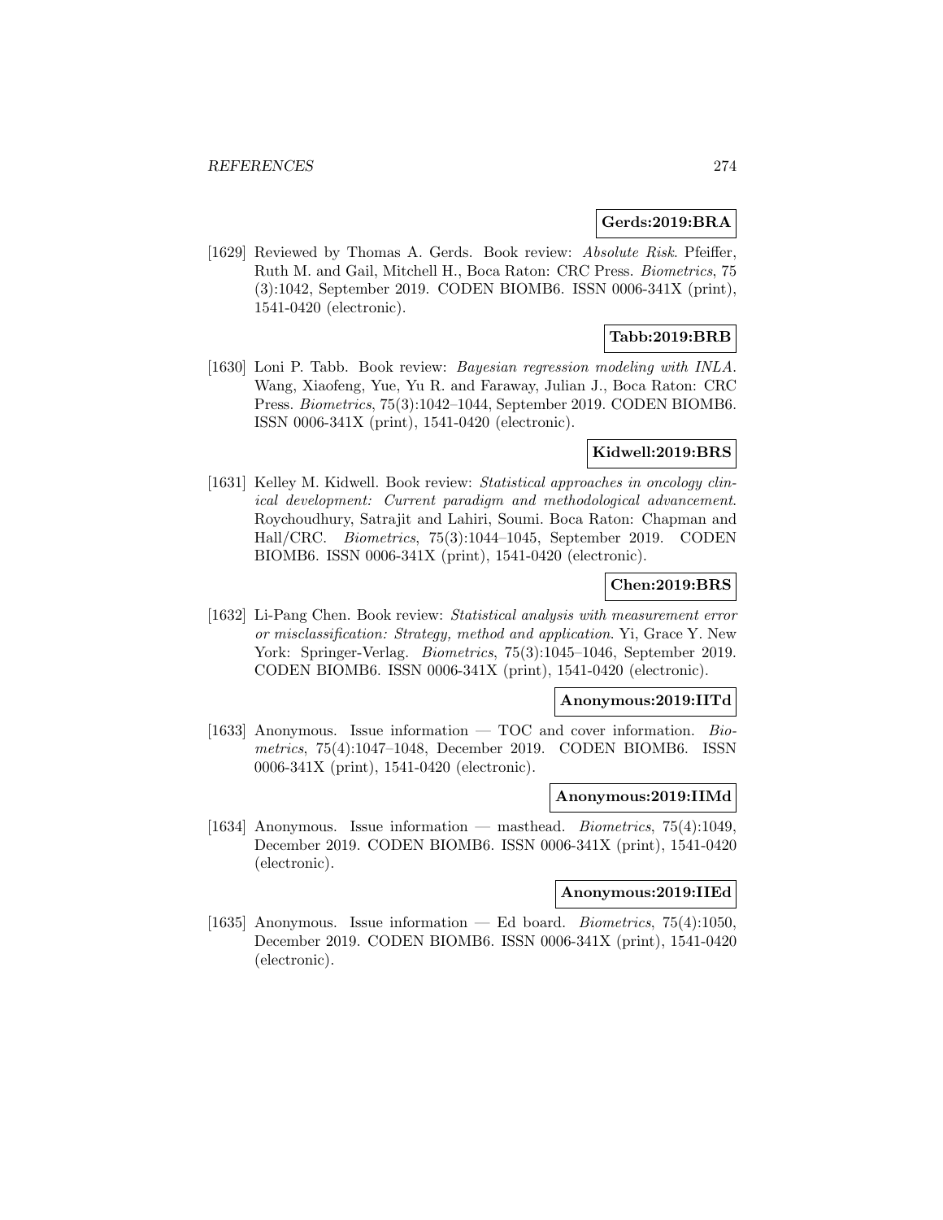**Gerds:2019:BRA**

[1629] Reviewed by Thomas A. Gerds. Book review: *Absolute Risk*. Pfeiffer, Ruth M. and Gail, Mitchell H., Boca Raton: CRC Press. *Biometrics*, 75 (3):1042, September 2019. CODEN BIOMB6. ISSN 0006-341X (print), 1541-0420 (electronic).

**Tabb:2019:BRB**

[1630] Loni P. Tabb. Book review: *Bayesian regression modeling with INLA*. Wang, Xiaofeng, Yue, Yu R. and Faraway, Julian J., Boca Raton: CRC Press. *Biometrics*, 75(3):1042–1044, September 2019. CODEN BIOMB6. ISSN 0006-341X (print), 1541-0420 (electronic).

**Kidwell:2019:BRS**

[1631] Kelley M. Kidwell. Book review: *Statistical approaches in oncology clinical development: Current paradigm and methodological advancement*. Roychoudhury, Satrajit and Lahiri, Soumi. Boca Raton: Chapman and Hall/CRC. *Biometrics*, 75(3):1044–1045, September 2019. CODEN BIOMB6. ISSN 0006-341X (print), 1541-0420 (electronic).

**Chen:2019:BRS**

[1632] Li-Pang Chen. Book review: *Statistical analysis with measurement error or misclassification: Strategy, method and application*. Yi, Grace Y. New York: Springer-Verlag. *Biometrics*, 75(3):1045–1046, September 2019. CODEN BIOMB6. ISSN 0006-341X (print), 1541-0420 (electronic).

**Anonymous:2019:IITd**

[1633] Anonymous. Issue information — TOC and cover information. *Biometrics*, 75(4):1047–1048, December 2019. CODEN BIOMB6. ISSN 0006-341X (print), 1541-0420 (electronic).

**Anonymous:2019:IIMd**

[1634] Anonymous. Issue information — masthead. *Biometrics*, 75(4):1049, December 2019. CODEN BIOMB6. ISSN 0006-341X (print), 1541-0420 (electronic).

**Anonymous:2019:IIEd**

[1635] Anonymous. Issue information — Ed board. *Biometrics*, 75(4):1050, December 2019. CODEN BIOMB6. ISSN 0006-341X (print), 1541-0420 (electronic).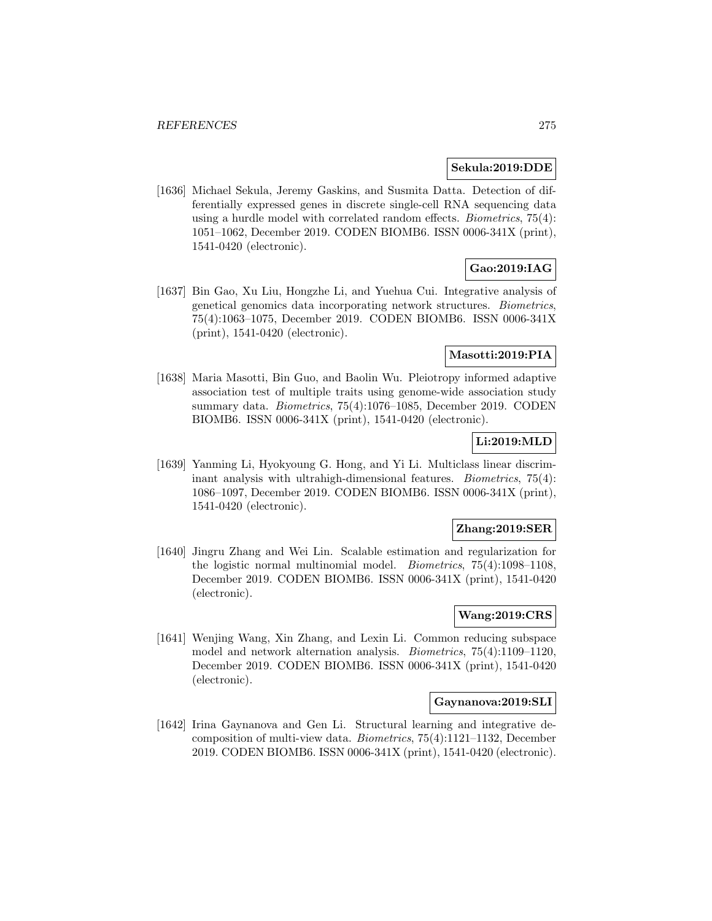**Sekula:2019:DDE**

[1636] Michael Sekula, Jeremy Gaskins, and Susmita Datta. Detection of differentially expressed genes in discrete single-cell RNA sequencing data using a hurdle model with correlated random effects. *Biometrics*, 75(4): 1051–1062, December 2019. CODEN BIOMB6. ISSN 0006-341X (print), 1541-0420 (electronic).

**Gao:2019:IAG**

[1637] Bin Gao, Xu Liu, Hongzhe Li, and Yuehua Cui. Integrative analysis of genetical genomics data incorporating network structures. *Biometrics*, 75(4):1063–1075, December 2019. CODEN BIOMB6. ISSN 0006-341X (print), 1541-0420 (electronic).

**Masotti:2019:PIA**

[1638] Maria Masotti, Bin Guo, and Baolin Wu. Pleiotropy informed adaptive association test of multiple traits using genome-wide association study summary data. *Biometrics*, 75(4):1076–1085, December 2019. CODEN BIOMB6. ISSN 0006-341X (print), 1541-0420 (electronic).

**Li:2019:MLD**

[1639] Yanming Li, Hyokyoung G. Hong, and Yi Li. Multiclass linear discriminant analysis with ultrahigh-dimensional features. *Biometrics*, 75(4): 1086–1097, December 2019. CODEN BIOMB6. ISSN 0006-341X (print), 1541-0420 (electronic).

**Zhang:2019:SER**

[1640] Jingru Zhang and Wei Lin. Scalable estimation and regularization for the logistic normal multinomial model. *Biometrics*, 75(4):1098–1108, December 2019. CODEN BIOMB6. ISSN 0006-341X (print), 1541-0420 (electronic).

**Wang:2019:CRS**

[1641] Wenjing Wang, Xin Zhang, and Lexin Li. Common reducing subspace model and network alternation analysis. *Biometrics*, 75(4):1109–1120, December 2019. CODEN BIOMB6. ISSN 0006-341X (print), 1541-0420 (electronic).

**Gaynanova:2019:SLI**

[1642] Irina Gaynanova and Gen Li. Structural learning and integrative decomposition of multi-view data. *Biometrics*, 75(4):1121–1132, December 2019. CODEN BIOMB6. ISSN 0006-341X (print), 1541-0420 (electronic).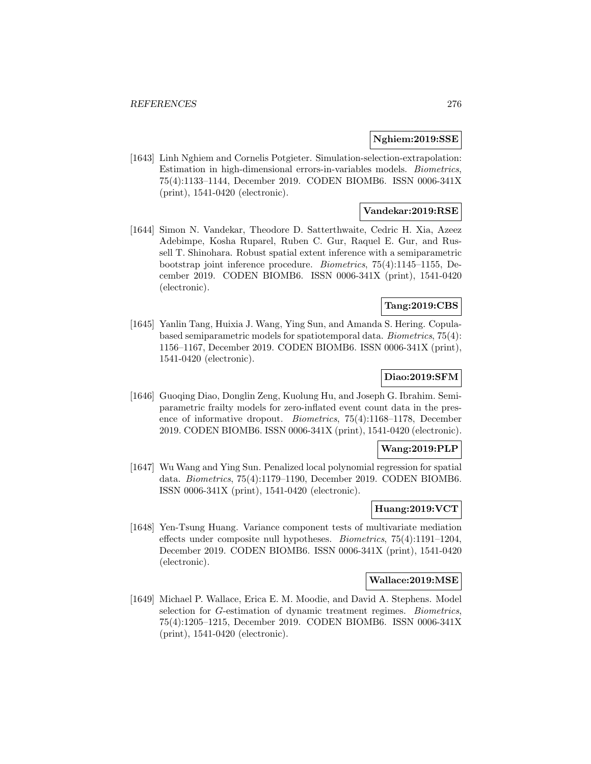**Nghiem:2019:SSE**

[1643] Linh Nghiem and Cornelis Potgieter. Simulation-selection-extrapolation: Estimation in high-dimensional errors-in-variables models. *Biometrics*, 75(4):1133–1144, December 2019. CODEN BIOMB6. ISSN 0006-341X (print), 1541-0420 (electronic).

**Vandekar:2019:RSE**

[1644] Simon N. Vandekar, Theodore D. Satterthwaite, Cedric H. Xia, Azeez Adebimpe, Kosha Ruparel, Ruben C. Gur, Raquel E. Gur, and Russell T. Shinohara. Robust spatial extent inference with a semiparametric bootstrap joint inference procedure. *Biometrics*, 75(4):1145–1155, December 2019. CODEN BIOMB6. ISSN 0006-341X (print), 1541-0420 (electronic).

**Tang:2019:CBS**

[1645] Yanlin Tang, Huixia J. Wang, Ying Sun, and Amanda S. Hering. Copula-based semiparametric models for spatiotemporal data. *Biometrics*, 75(4): 1156–1167, December 2019. CODEN BIOMB6. ISSN 0006-341X (print), 1541-0420 (electronic).

**Diao:2019:SFM**

[1646] Guoqing Diao, Donglin Zeng, Kuolung Hu, and Joseph G. Ibrahim. Semiparametric frailty models for zero-inflated event count data in the presence of informative dropout. *Biometrics*, 75(4):1168–1178, December 2019. CODEN BIOMB6. ISSN 0006-341X (print), 1541-0420 (electronic).

**Wang:2019:PLP**

[1647] Wu Wang and Ying Sun. Penalized local polynomial regression for spatial data. *Biometrics*, 75(4):1179–1190, December 2019. CODEN BIOMB6. ISSN 0006-341X (print), 1541-0420 (electronic).

**Huang:2019:VCT**

[1648] Yen-Tsung Huang. Variance component tests of multivariate mediation effects under composite null hypotheses. *Biometrics*, 75(4):1191–1204, December 2019. CODEN BIOMB6. ISSN 0006-341X (print), 1541-0420 (electronic).

**Wallace:2019:MSE**

[1649] Michael P. Wallace, Erica E. M. Moodie, and David A. Stephens. Model selection for *G*-estimation of dynamic treatment regimes. *Biometrics*, 75(4):1205–1215, December 2019. CODEN BIOMB6. ISSN 0006-341X (print), 1541-0420 (electronic).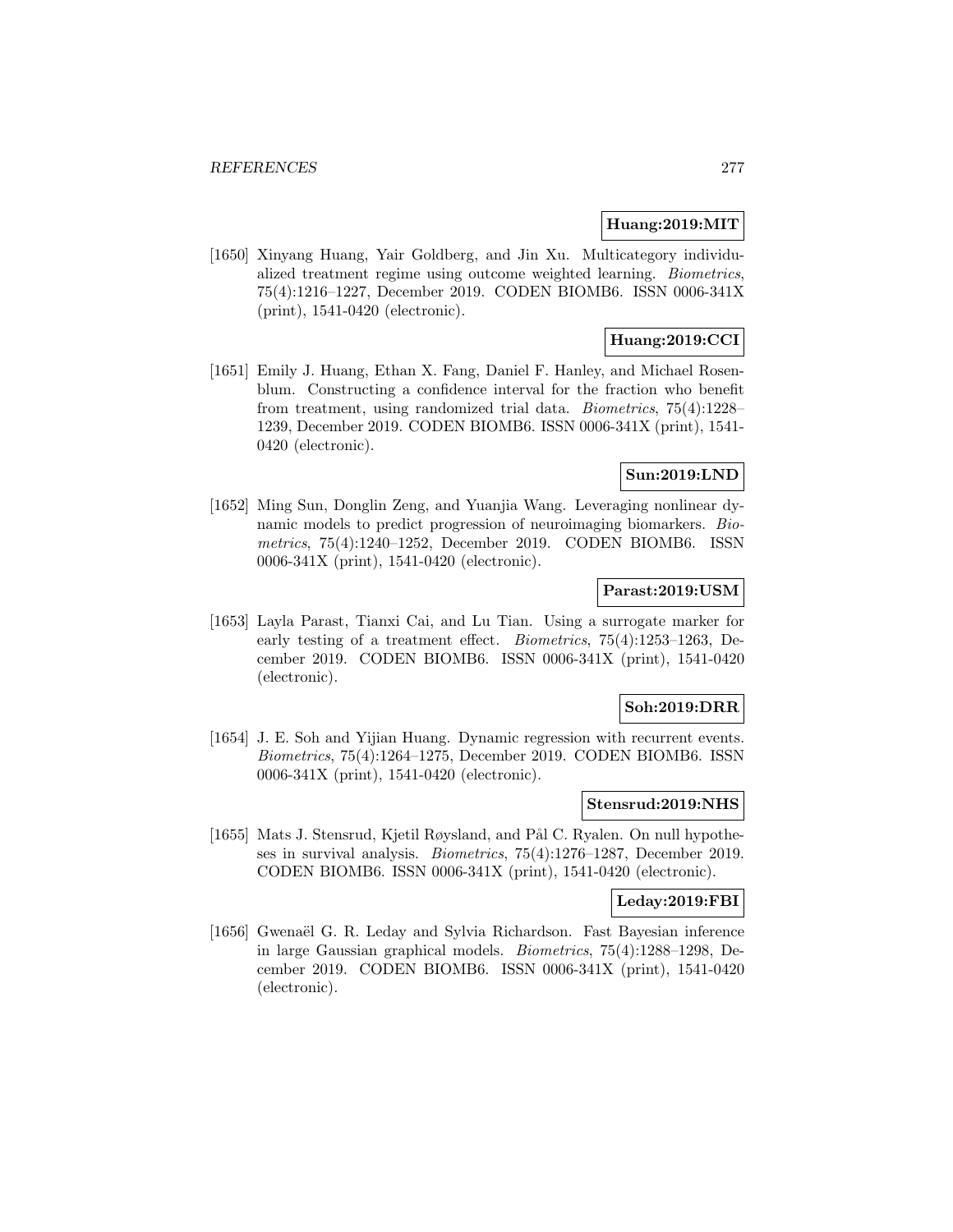**Huang:2019:MIT**

[1650] Xinyang Huang, Yair Goldberg, and Jin Xu. Multicategory individualized treatment regime using outcome weighted learning. *Biometrics*, 75(4):1216–1227, December 2019. CODEN BIOMB6. ISSN 0006-341X (print), 1541-0420 (electronic).

**Huang:2019:CCI**

[1651] Emily J. Huang, Ethan X. Fang, Daniel F. Hanley, and Michael Rosenblum. Constructing a confidence interval for the fraction who benefit from treatment, using randomized trial data. *Biometrics*, 75(4):1228–1239, December 2019. CODEN BIOMB6. ISSN 0006-341X (print), 1541-0420 (electronic).

**Sun:2019:LND**

[1652] Ming Sun, Donglin Zeng, and Yuanjia Wang. Leveraging nonlinear dynamic models to predict progression of neuroimaging biomarkers. *Biometrics*, 75(4):1240–1252, December 2019. CODEN BIOMB6. ISSN 0006-341X (print), 1541-0420 (electronic).

**Parast:2019:USM**

[1653] Layla Parast, Tianxi Cai, and Lu Tian. Using a surrogate marker for early testing of a treatment effect. *Biometrics*, 75(4):1253–1263, December 2019. CODEN BIOMB6. ISSN 0006-341X (print), 1541-0420 (electronic).

**Soh:2019:DRR**

[1654] J. E. Soh and Yijian Huang. Dynamic regression with recurrent events. *Biometrics*, 75(4):1264–1275, December 2019. CODEN BIOMB6. ISSN 0006-341X (print), 1541-0420 (electronic).

**Stensrud:2019:NHS**

[1655] Mats J. Stensrud, Kjetil Røysland, and Pål C. Ryalen. On null hypotheses in survival analysis. *Biometrics*, 75(4):1276–1287, December 2019. CODEN BIOMB6. ISSN 0006-341X (print), 1541-0420 (electronic).

**Leday:2019:FBI**

[1656] Gwenaël G. R. Leday and Sylvia Richardson. Fast Bayesian inference in large Gaussian graphical models. *Biometrics*, 75(4):1288–1298, December 2019. CODEN BIOMB6. ISSN 0006-341X (print), 1541-0420 (electronic).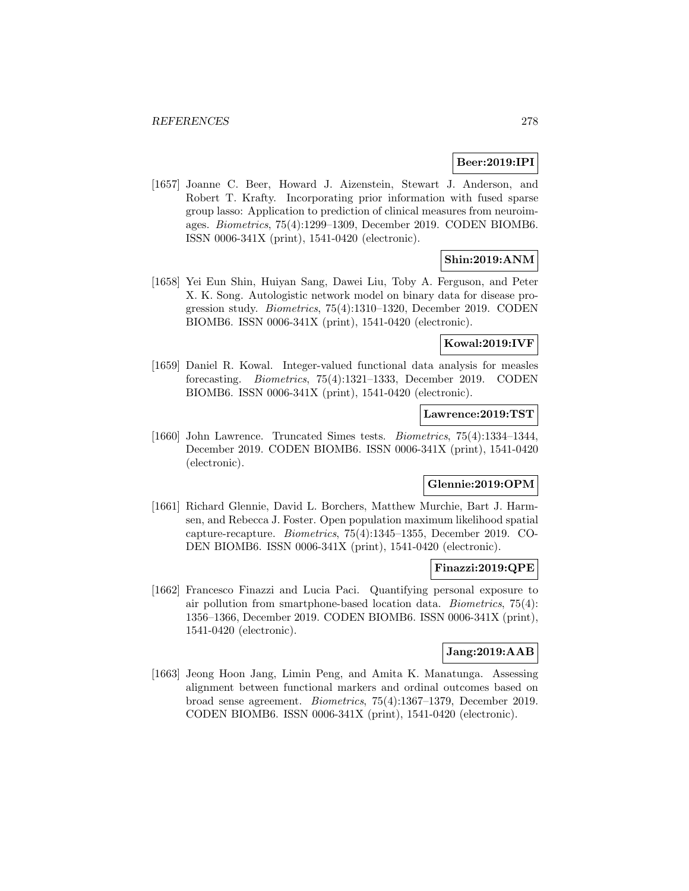**Beer:2019:IPI**

[1657] Joanne C. Beer, Howard J. Aizenstein, Stewart J. Anderson, and Robert T. Krafty. Incorporating prior information with fused sparse group lasso: Application to prediction of clinical measures from neuroimages. *Biometrics*, 75(4):1299–1309, December 2019. CODEN BIOMB6. ISSN 0006-341X (print), 1541-0420 (electronic).

**Shin:2019:ANM**

[1658] Yei Eun Shin, Huiyan Sang, Dawei Liu, Toby A. Ferguson, and Peter X. K. Song. Autologistic network model on binary data for disease progression study. *Biometrics*, 75(4):1310–1320, December 2019. CODEN BIOMB6. ISSN 0006-341X (print), 1541-0420 (electronic).

**Kowal:2019:IVF**

[1659] Daniel R. Kowal. Integer-valued functional data analysis for measles forecasting. *Biometrics*, 75(4):1321–1333, December 2019. CODEN BIOMB6. ISSN 0006-341X (print), 1541-0420 (electronic).

**Lawrence:2019:TST**

[1660] John Lawrence. Truncated Simes tests. *Biometrics*, 75(4):1334–1344, December 2019. CODEN BIOMB6. ISSN 0006-341X (print), 1541-0420 (electronic).

**Glennie:2019:OPM**

[1661] Richard Glennie, David L. Borchers, Matthew Murchie, Bart J. Harmsen, and Rebecca J. Foster. Open population maximum likelihood spatial capture-recapture. *Biometrics*, 75(4):1345–1355, December 2019. CODEN BIOMB6. ISSN 0006-341X (print), 1541-0420 (electronic).

**Finazzi:2019:QPE**

[1662] Francesco Finazzi and Lucia Paci. Quantifying personal exposure to air pollution from smartphone-based location data. *Biometrics*, 75(4): 1356–1366, December 2019. CODEN BIOMB6. ISSN 0006-341X (print), 1541-0420 (electronic).

**Jang:2019:AAB**

[1663] Jeong Hoon Jang, Limin Peng, and Amita K. Manatunga. Assessing alignment between functional markers and ordinal outcomes based on broad sense agreement. *Biometrics*, 75(4):1367–1379, December 2019. CODEN BIOMB6. ISSN 0006-341X (print), 1541-0420 (electronic).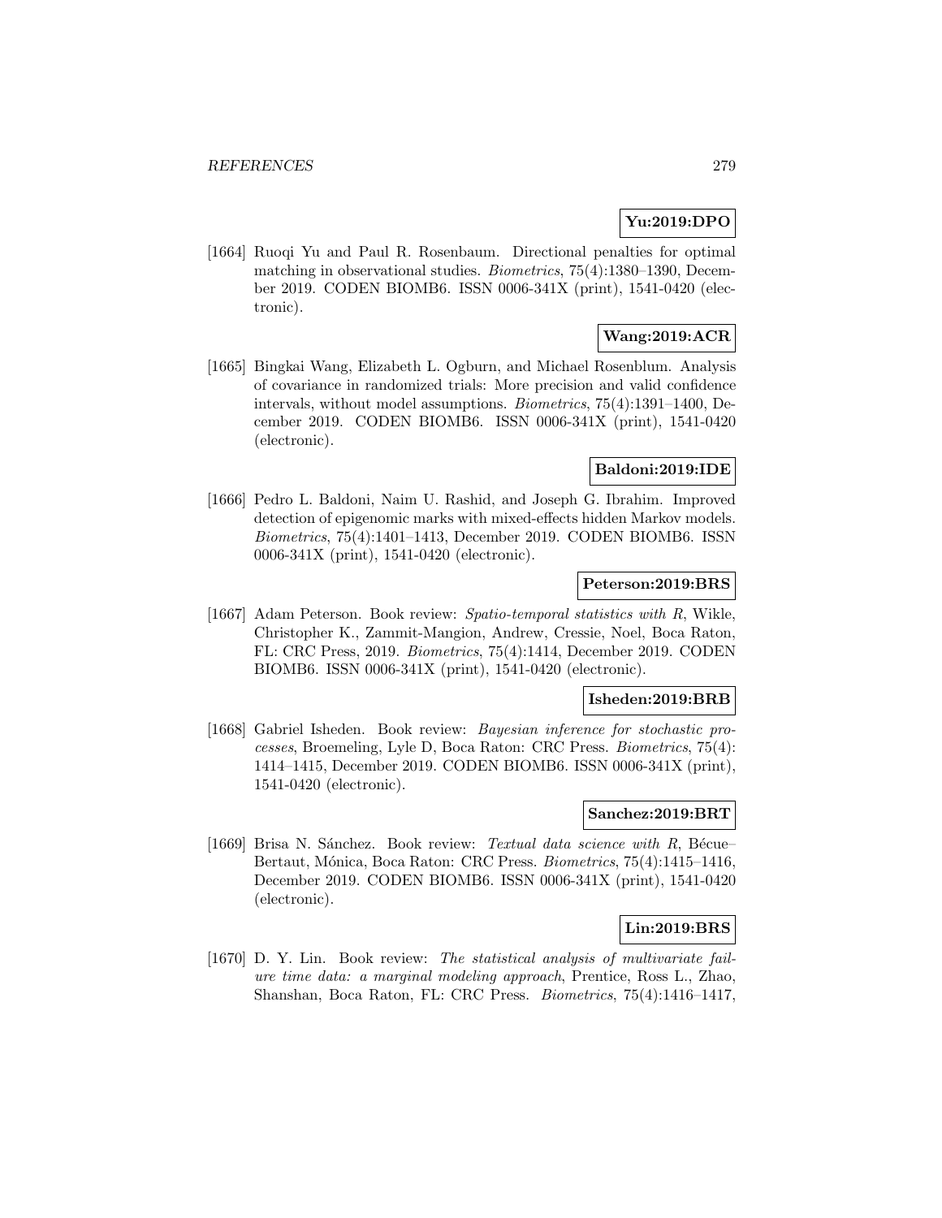**Yu:2019:DPO**

[1664] Ruoqi Yu and Paul R. Rosenbaum. Directional penalties for optimal matching in observational studies. *Biometrics*, 75(4):1380–1390, December 2019. CODEN BIOMB6. ISSN 0006-341X (print), 1541-0420 (electronic).

**Wang:2019:ACR**

[1665] Bingkai Wang, Elizabeth L. Ogburn, and Michael Rosenblum. Analysis of covariance in randomized trials: More precision and valid confidence intervals, without model assumptions. *Biometrics*, 75(4):1391–1400, December 2019. CODEN BIOMB6. ISSN 0006-341X (print), 1541-0420 (electronic).

**Baldoni:2019:IDE**

[1666] Pedro L. Baldoni, Naim U. Rashid, and Joseph G. Ibrahim. Improved detection of epigenomic marks with mixed-effects hidden Markov models. *Biometrics*, 75(4):1401–1413, December 2019. CODEN BIOMB6. ISSN 0006-341X (print), 1541-0420 (electronic).

**Peterson:2019:BRS**

[1667] Adam Peterson. Book review: *Spatio-temporal statistics with R*, Wikle, Christopher K., Zammit-Mangion, Andrew, Cressie, Noel, Boca Raton, FL: CRC Press, 2019. *Biometrics*, 75(4):1414, December 2019. CODEN BIOMB6. ISSN 0006-341X (print), 1541-0420 (electronic).

**Isheden:2019:BRB**

[1668] Gabriel Isheden. Book review: *Bayesian inference for stochastic processes*, Broemeling, Lyle D, Boca Raton: CRC Press. *Biometrics*, 75(4): 1414–1415, December 2019. CODEN BIOMB6. ISSN 0006-341X (print), 1541-0420 (electronic).

**Sanchez:2019:BRT**

[1669] Brisa N. Sánchez. Book review: *Textual data science with R*, Bécue–Bertaut, Mónica, Boca Raton: CRC Press. *Biometrics*, 75(4):1415–1416, December 2019. CODEN BIOMB6. ISSN 0006-341X (print), 1541-0420 (electronic).

**Lin:2019:BRS**

[1670] D. Y. Lin. Book review: *The statistical analysis of multivariate failure time data: a marginal modeling approach*, Prentice, Ross L., Zhao, Shanshan, Boca Raton, FL: CRC Press. *Biometrics*, 75(4):1416–1417,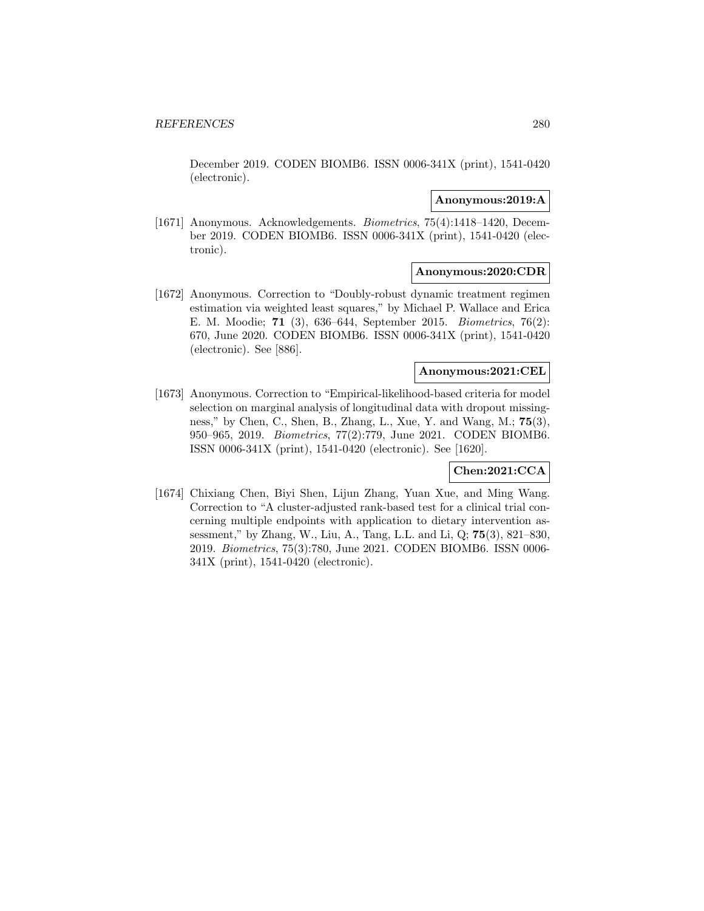December 2019. CODEN BIOMB6. ISSN 0006-341X (print), 1541-0420 (electronic).

**Anonymous:2019:A**

[1671] Anonymous. Acknowledgements. *Biometrics*, 75(4):1418–1420, December 2019. CODEN BIOMB6. ISSN 0006-341X (print), 1541-0420 (electronic).

**Anonymous:2020:CDR**

[1672] Anonymous. Correction to “Doubly-robust dynamic treatment regimen estimation via weighted least squares,” by Michael P. Wallace and Erica E. M. Moodie; **71** (3), 636–644, September 2015. *Biometrics*, 76(2): 670, June 2020. CODEN BIOMB6. ISSN 0006-341X (print), 1541-0420 (electronic). See [886].

**Anonymous:2021:CEL**

[1673] Anonymous. Correction to “Empirical-likelihood-based criteria for model selection on marginal analysis of longitudinal data with dropout missingness,” by Chen, C., Shen, B., Zhang, L., Xue, Y. and Wang, M.; **75**(3), 950–965, 2019. *Biometrics*, 77(2):779, June 2021. CODEN BIOMB6. ISSN 0006-341X (print), 1541-0420 (electronic). See [1620].

**Chen:2021:CCA**

[1674] Chixiang Chen, Biyi Shen, Lijun Zhang, Yuan Xue, and Ming Wang. Correction to “A cluster-adjusted rank-based test for a clinical trial concerning multiple endpoints with application to dietary intervention assessment,” by Zhang, W., Liu, A., Tang, L.L. and Li, Q; **75**(3), 821–830, 2019. *Biometrics*, 75(3):780, June 2021. CODEN BIOMB6. ISSN 0006-341X (print), 1541-0420 (electronic).